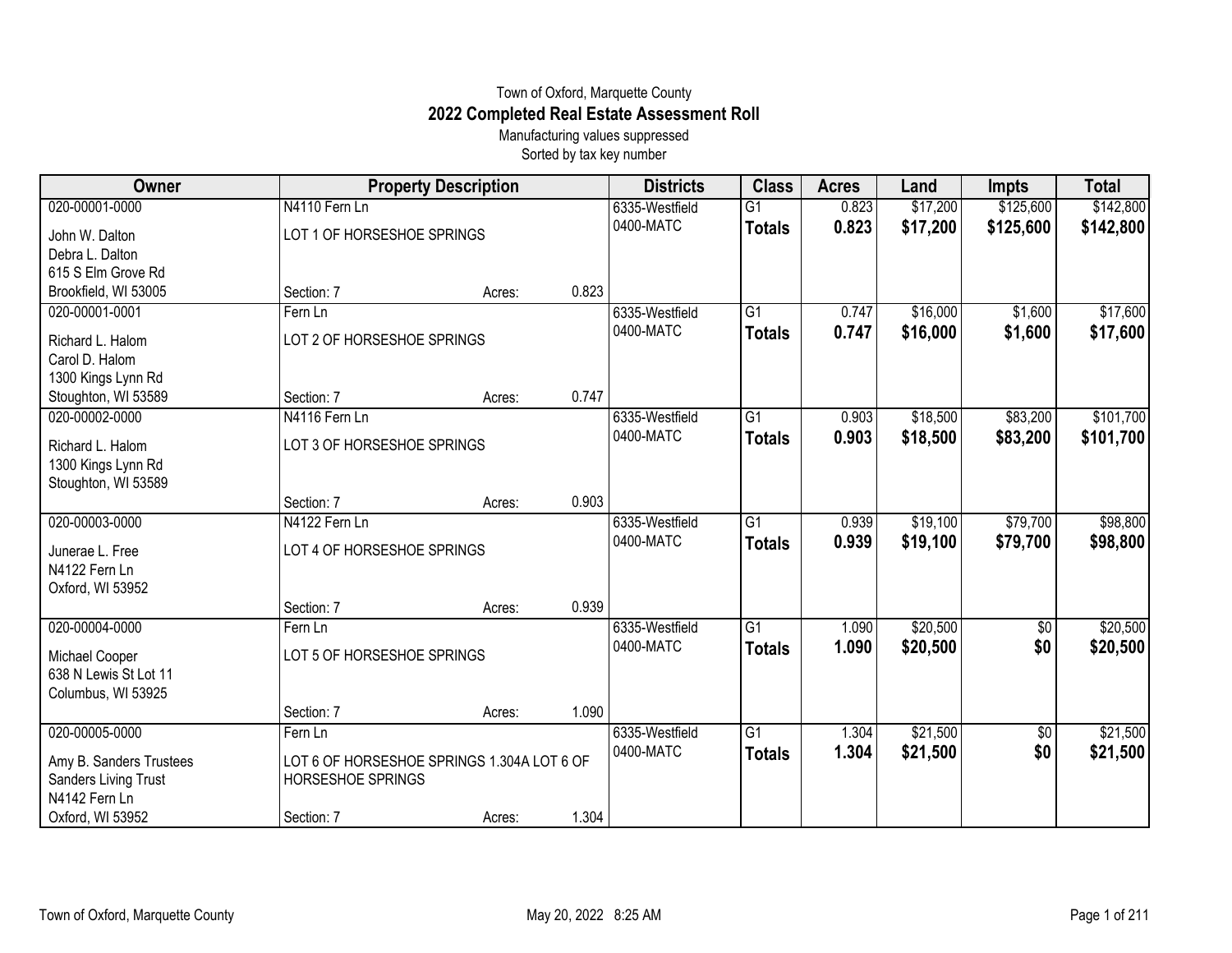Town of Oxford, Marquette County

# 2022 Completed Real Estate Assessment Roll

Manufacturing values suppressed
Sorted by tax key number

| Owner | Property Description | | | Districts | Class | Acres | Land | Impts | Total |
|---|---|---|---|---|---|---|---|---|---|
| 020-00001-0000 | N4110 Fern Ln | | | 6335-Westfield | G1 | 0.823 | $17,200 | $125,600 | $142,800 |
| John W. Dalton<br>Debra L. Dalton<br>615 S Elm Grove Rd<br>Brookfield, WI 53005 | LOT 1 OF HORSESHOE SPRINGS | | | 0400-MATC | **Totals** | **0.823** | **$17,200** | **$125,600** | **$142,800** |
| | Section: 7 | Acres: | 0.823 | | | | | | |
| 020-00001-0001 | Fern Ln | | | 6335-Westfield | G1 | 0.747 | $16,000 | $1,600 | $17,600 |
| Richard L. Halom<br>Carol D. Halom<br>1300 Kings Lynn Rd<br>Stoughton, WI 53589 | LOT 2 OF HORSESHOE SPRINGS | | | 0400-MATC | **Totals** | **0.747** | **$16,000** | **$1,600** | **$17,600** |
| | Section: 7 | Acres: | 0.747 | | | | | | |
| 020-00002-0000 | N4116 Fern Ln | | | 6335-Westfield | G1 | 0.903 | $18,500 | $83,200 | $101,700 |
| Richard L. Halom<br>1300 Kings Lynn Rd<br>Stoughton, WI 53589 | LOT 3 OF HORSESHOE SPRINGS | | | 0400-MATC | **Totals** | **0.903** | **$18,500** | **$83,200** | **$101,700** |
| | Section: 7 | Acres: | 0.903 | | | | | | |
| 020-00003-0000 | N4122 Fern Ln | | | 6335-Westfield | G1 | 0.939 | $19,100 | $79,700 | $98,800 |
| Junerae L. Free<br>N4122 Fern Ln<br>Oxford, WI 53952 | LOT 4 OF HORSESHOE SPRINGS | | | 0400-MATC | **Totals** | **0.939** | **$19,100** | **$79,700** | **$98,800** |
| | Section: 7 | Acres: | 0.939 | | | | | | |
| 020-00004-0000 | Fern Ln | | | 6335-Westfield | G1 | 1.090 | $20,500 | $0 | $20,500 |
| Michael Cooper<br>638 N Lewis St Lot 11<br>Columbus, WI 53925 | LOT 5 OF HORSESHOE SPRINGS | | | 0400-MATC | **Totals** | **1.090** | **$20,500** | **$0** | **$20,500** |
| | Section: 7 | Acres: | 1.090 | | | | | | |
| 020-00005-0000 | Fern Ln | | | 6335-Westfield | G1 | 1.304 | $21,500 | $0 | $21,500 |
| Amy B. Sanders Trustees<br>Sanders Living Trust<br>N4142 Fern Ln<br>Oxford, WI 53952 | LOT 6 OF HORSESHOE SPRINGS 1.304A LOT 6 OF HORSESHOE SPRINGS | | | 0400-MATC | **Totals** | **1.304** | **$21,500** | **$0** | **$21,500** |
| | Section: 7 | Acres: | 1.304 | | | | | | |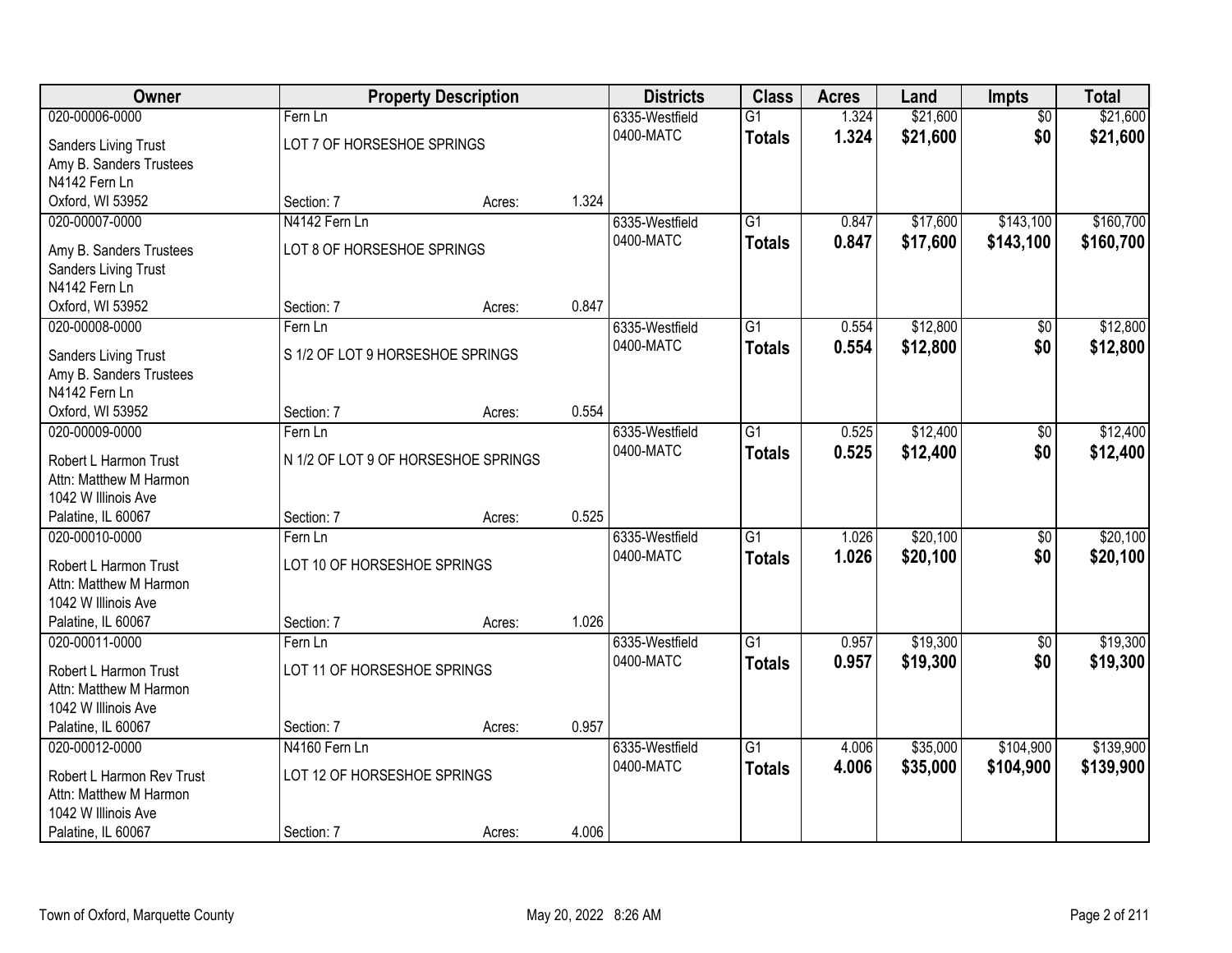| Owner | Property Description | | | Districts | Class | Acres | Land | Impts | Total |
|---|---|---|---|---|---|---|---|---|---|
| 020-00006-0000 | Fern Ln | | | 6335-Westfield | G1 | 1.324 | $21,600 | $0 | $21,600 |
| Sanders Living Trust<br>Amy B. Sanders Trustees<br>N4142 Fern Ln<br>Oxford, WI 53952 | LOT 7 OF HORSESHOE SPRINGS<br>Section: 7 | Acres: | 1.324 | 0400-MATC | **Totals** | **1.324** | **$21,600** | **$0** | **$21,600** |
| 020-00007-0000 | N4142 Fern Ln | | | 6335-Westfield | G1 | 0.847 | $17,600 | $143,100 | $160,700 |
| Amy B. Sanders Trustees<br>Sanders Living Trust<br>N4142 Fern Ln<br>Oxford, WI 53952 | LOT 8 OF HORSESHOE SPRINGS<br>Section: 7 | Acres: | 0.847 | 0400-MATC | **Totals** | **0.847** | **$17,600** | **$143,100** | **$160,700** |
| 020-00008-0000 | Fern Ln | | | 6335-Westfield | G1 | 0.554 | $12,800 | $0 | $12,800 |
| Sanders Living Trust<br>Amy B. Sanders Trustees<br>N4142 Fern Ln<br>Oxford, WI 53952 | S 1/2 OF LOT 9 HORSESHOE SPRINGS<br>Section: 7 | Acres: | 0.554 | 0400-MATC | **Totals** | **0.554** | **$12,800** | **$0** | **$12,800** |
| 020-00009-0000 | Fern Ln | | | 6335-Westfield | G1 | 0.525 | $12,400 | $0 | $12,400 |
| Robert L Harmon Trust<br>Attn: Matthew M Harmon<br>1042 W Illinois Ave<br>Palatine, IL 60067 | N 1/2 OF LOT 9 OF HORSESHOE SPRINGS<br>Section: 7 | Acres: | 0.525 | 0400-MATC | **Totals** | **0.525** | **$12,400** | **$0** | **$12,400** |
| 020-00010-0000 | Fern Ln | | | 6335-Westfield | G1 | 1.026 | $20,100 | $0 | $20,100 |
| Robert L Harmon Trust<br>Attn: Matthew M Harmon<br>1042 W Illinois Ave<br>Palatine, IL 60067 | LOT 10 OF HORSESHOE SPRINGS<br>Section: 7 | Acres: | 1.026 | 0400-MATC | **Totals** | **1.026** | **$20,100** | **$0** | **$20,100** |
| 020-00011-0000 | Fern Ln | | | 6335-Westfield | G1 | 0.957 | $19,300 | $0 | $19,300 |
| Robert L Harmon Trust<br>Attn: Matthew M Harmon<br>1042 W Illinois Ave<br>Palatine, IL 60067 | LOT 11 OF HORSESHOE SPRINGS<br>Section: 7 | Acres: | 0.957 | 0400-MATC | **Totals** | **0.957** | **$19,300** | **$0** | **$19,300** |
| 020-00012-0000 | N4160 Fern Ln | | | 6335-Westfield | G1 | 4.006 | $35,000 | $104,900 | $139,900 |
| Robert L Harmon Rev Trust<br>Attn: Matthew M Harmon<br>1042 W Illinois Ave<br>Palatine, IL 60067 | LOT 12 OF HORSESHOE SPRINGS<br>Section: 7 | Acres: | 4.006 | 0400-MATC | **Totals** | **4.006** | **$35,000** | **$104,900** | **$139,900** |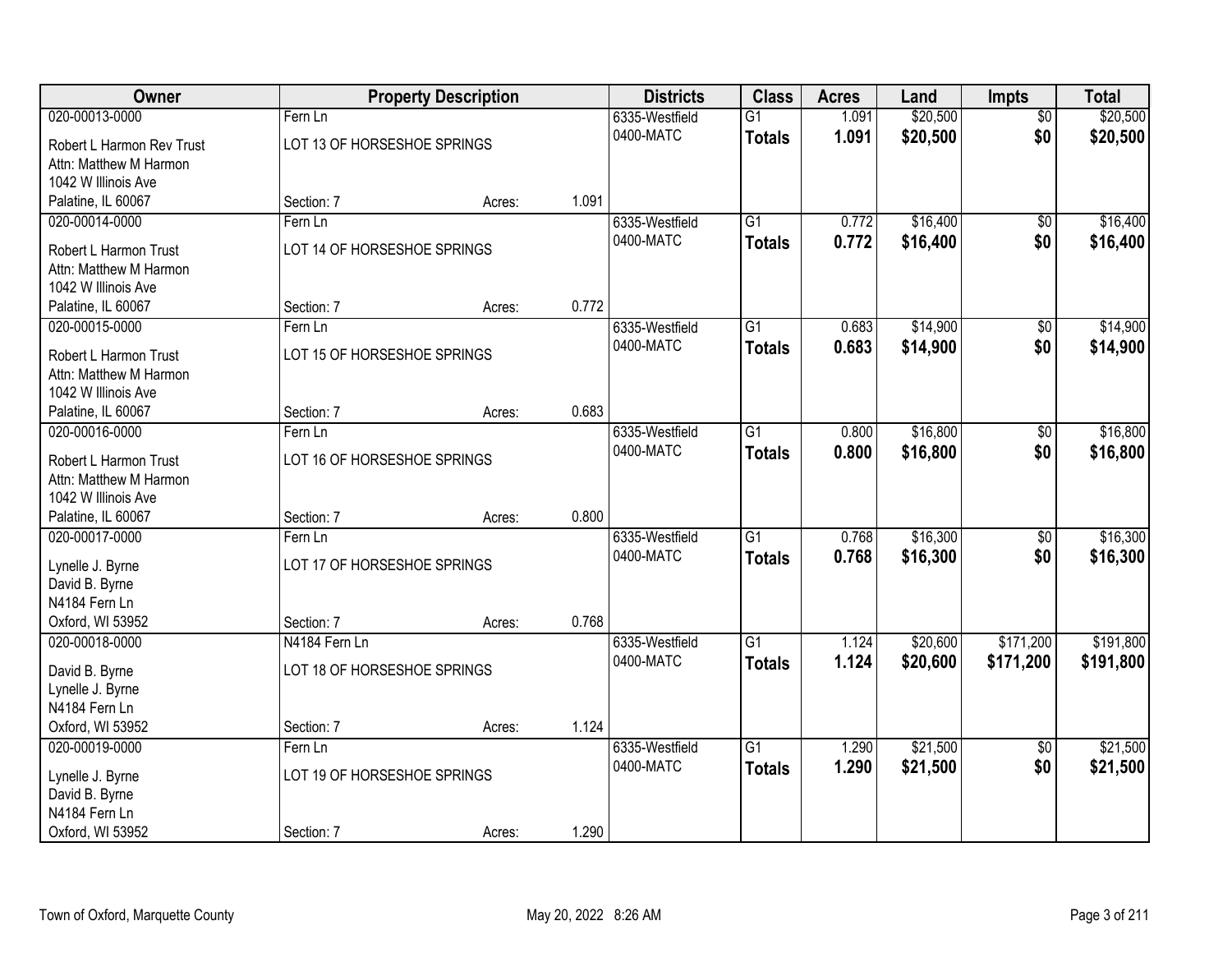| Owner | Property Description | | | Districts | Class | Acres | Land | Impts | Total |
|---|---|---|---|---|---|---|---|---|---|
| 020-00013-0000 | Fern Ln | | | 6335-Westfield | G1 | 1.091 | $20,500 | $0 | $20,500 |
| Robert L Harmon Rev Trust<br>Attn: Matthew M Harmon<br>1042 W Illinois Ave<br>Palatine, IL 60067 | LOT 13 OF HORSESHOE SPRINGS | | | 0400-MATC | **Totals** | **1.091** | **$20,500** | **$0** | **$20,500** |
| | Section: 7 | Acres: | 1.091 | | | | | | |
| 020-00014-0000 | Fern Ln | | | 6335-Westfield | G1 | 0.772 | $16,400 | $0 | $16,400 |
| Robert L Harmon Trust<br>Attn: Matthew M Harmon<br>1042 W Illinois Ave<br>Palatine, IL 60067 | LOT 14 OF HORSESHOE SPRINGS | | | 0400-MATC | **Totals** | **0.772** | **$16,400** | **$0** | **$16,400** |
| | Section: 7 | Acres: | 0.772 | | | | | | |
| 020-00015-0000 | Fern Ln | | | 6335-Westfield | G1 | 0.683 | $14,900 | $0 | $14,900 |
| Robert L Harmon Trust<br>Attn: Matthew M Harmon<br>1042 W Illinois Ave<br>Palatine, IL 60067 | LOT 15 OF HORSESHOE SPRINGS | | | 0400-MATC | **Totals** | **0.683** | **$14,900** | **$0** | **$14,900** |
| | Section: 7 | Acres: | 0.683 | | | | | | |
| 020-00016-0000 | Fern Ln | | | 6335-Westfield | G1 | 0.800 | $16,800 | $0 | $16,800 |
| Robert L Harmon Trust<br>Attn: Matthew M Harmon<br>1042 W Illinois Ave<br>Palatine, IL 60067 | LOT 16 OF HORSESHOE SPRINGS | | | 0400-MATC | **Totals** | **0.800** | **$16,800** | **$0** | **$16,800** |
| | Section: 7 | Acres: | 0.800 | | | | | | |
| 020-00017-0000 | Fern Ln | | | 6335-Westfield | G1 | 0.768 | $16,300 | $0 | $16,300 |
| Lynelle J. Byrne<br>David B. Byrne<br>N4184 Fern Ln<br>Oxford, WI 53952 | LOT 17 OF HORSESHOE SPRINGS | | | 0400-MATC | **Totals** | **0.768** | **$16,300** | **$0** | **$16,300** |
| | Section: 7 | Acres: | 0.768 | | | | | | |
| 020-00018-0000 | N4184 Fern Ln | | | 6335-Westfield | G1 | 1.124 | $20,600 | $171,200 | $191,800 |
| David B. Byrne<br>Lynelle J. Byrne<br>N4184 Fern Ln<br>Oxford, WI 53952 | LOT 18 OF HORSESHOE SPRINGS | | | 0400-MATC | **Totals** | **1.124** | **$20,600** | **$171,200** | **$191,800** |
| | Section: 7 | Acres: | 1.124 | | | | | | |
| 020-00019-0000 | Fern Ln | | | 6335-Westfield | G1 | 1.290 | $21,500 | $0 | $21,500 |
| Lynelle J. Byrne<br>David B. Byrne<br>N4184 Fern Ln<br>Oxford, WI 53952 | LOT 19 OF HORSESHOE SPRINGS | | | 0400-MATC | **Totals** | **1.290** | **$21,500** | **$0** | **$21,500** |
| | Section: 7 | Acres: | 1.290 | | | | | | |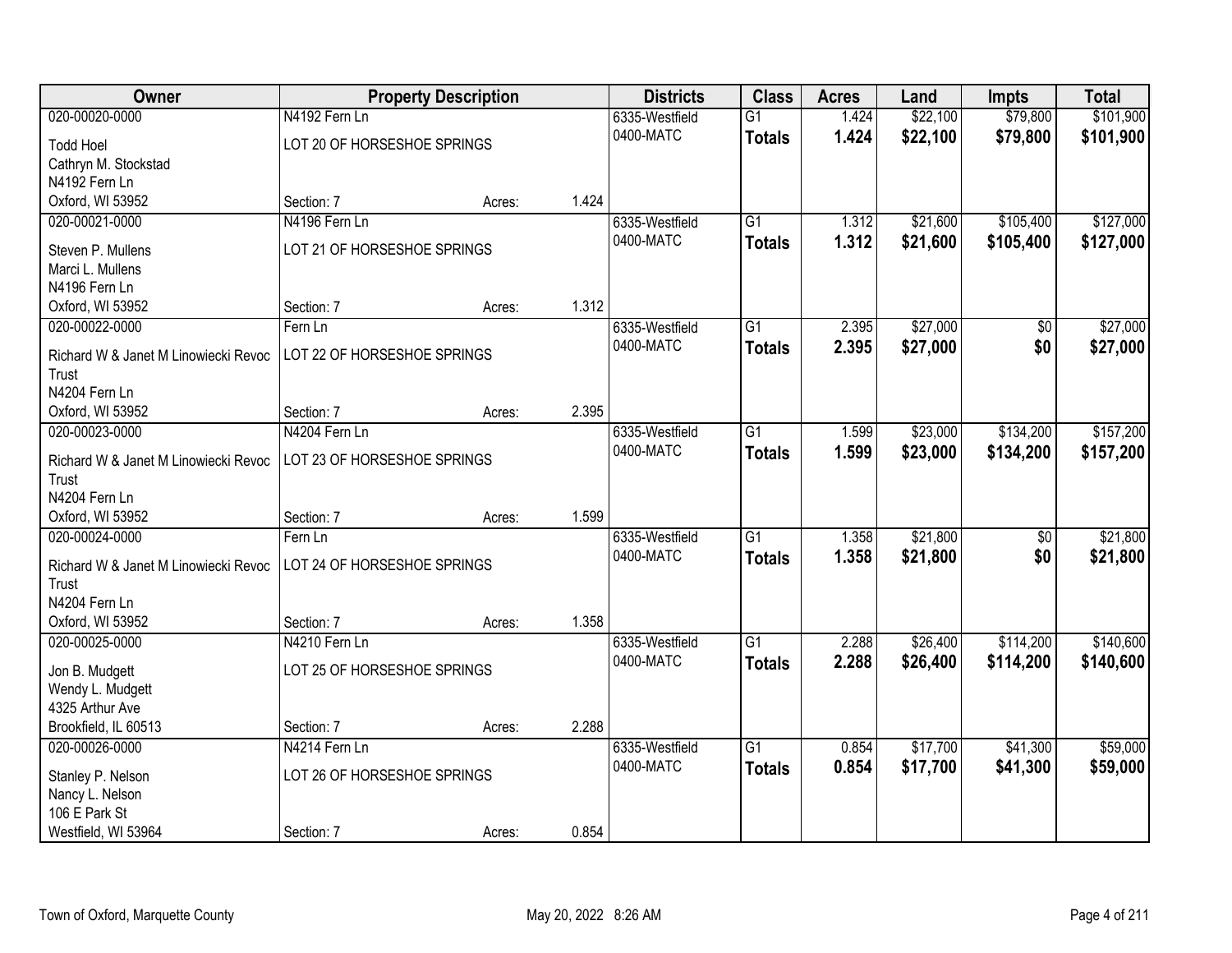| Owner | Property Description | | | Districts | Class | Acres | Land | Impts | Total |
|---|---|---|---|---|---|---|---|---|---|
| 020-00020-0000 | N4192 Fern Ln | | | 6335-Westfield | G1 | 1.424 | $22,100 | $79,800 | $101,900 |
| Todd Hoel<br>Cathryn M. Stockstad<br>N4192 Fern Ln<br>Oxford, WI 53952 | LOT 20 OF HORSESHOE SPRINGS<br>Section: 7 | Acres: | 1.424 | 0400-MATC | **Totals** | **1.424** | **$22,100** | **$79,800** | **$101,900** |
| 020-00021-0000 | N4196 Fern Ln | | | 6335-Westfield | G1 | 1.312 | $21,600 | $105,400 | $127,000 |
| Steven P. Mullens<br>Marci L. Mullens<br>N4196 Fern Ln<br>Oxford, WI 53952 | LOT 21 OF HORSESHOE SPRINGS<br>Section: 7 | Acres: | 1.312 | 0400-MATC | **Totals** | **1.312** | **$21,600** | **$105,400** | **$127,000** |
| 020-00022-0000 | Fern Ln | | | 6335-Westfield | G1 | 2.395 | $27,000 | $0 | $27,000 |
| Richard W & Janet M Linowiecki Revoc Trust<br>N4204 Fern Ln<br>Oxford, WI 53952 | LOT 22 OF HORSESHOE SPRINGS<br>Section: 7 | Acres: | 2.395 | 0400-MATC | **Totals** | **2.395** | **$27,000** | **$0** | **$27,000** |
| 020-00023-0000 | N4204 Fern Ln | | | 6335-Westfield | G1 | 1.599 | $23,000 | $134,200 | $157,200 |
| Richard W & Janet M Linowiecki Revoc Trust<br>N4204 Fern Ln<br>Oxford, WI 53952 | LOT 23 OF HORSESHOE SPRINGS<br>Section: 7 | Acres: | 1.599 | 0400-MATC | **Totals** | **1.599** | **$23,000** | **$134,200** | **$157,200** |
| 020-00024-0000 | Fern Ln | | | 6335-Westfield | G1 | 1.358 | $21,800 | $0 | $21,800 |
| Richard W & Janet M Linowiecki Revoc Trust<br>N4204 Fern Ln<br>Oxford, WI 53952 | LOT 24 OF HORSESHOE SPRINGS<br>Section: 7 | Acres: | 1.358 | 0400-MATC | **Totals** | **1.358** | **$21,800** | **$0** | **$21,800** |
| 020-00025-0000 | N4210 Fern Ln | | | 6335-Westfield | G1 | 2.288 | $26,400 | $114,200 | $140,600 |
| Jon B. Mudgett<br>Wendy L. Mudgett<br>4325 Arthur Ave<br>Brookfield, IL 60513 | LOT 25 OF HORSESHOE SPRINGS<br>Section: 7 | Acres: | 2.288 | 0400-MATC | **Totals** | **2.288** | **$26,400** | **$114,200** | **$140,600** |
| 020-00026-0000 | N4214 Fern Ln | | | 6335-Westfield | G1 | 0.854 | $17,700 | $41,300 | $59,000 |
| Stanley P. Nelson<br>Nancy L. Nelson<br>106 E Park St<br>Westfield, WI 53964 | LOT 26 OF HORSESHOE SPRINGS<br>Section: 7 | Acres: | 0.854 | 0400-MATC | **Totals** | **0.854** | **$17,700** | **$41,300** | **$59,000** |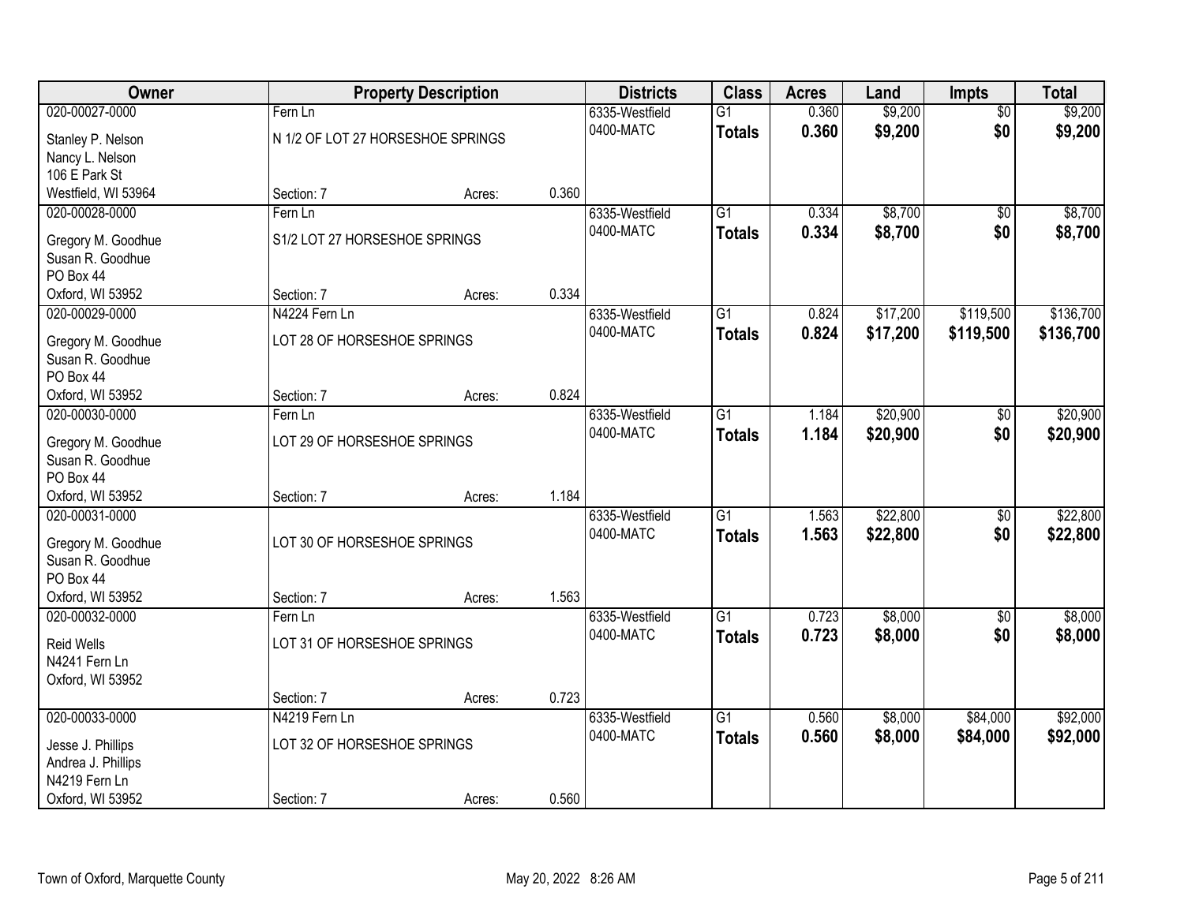| Owner | Property Description | | | Districts | Class | Acres | Land | Impts | Total |
|---|---|---|---|---|---|---|---|---|---|
| 020-00027-0000 | Fern Ln | | | 6335-Westfield | G1 | 0.360 | $9,200 | $0 | $9,200 |
| Stanley P. Nelson<br>Nancy L. Nelson<br>106 E Park St<br>Westfield, WI 53964 | N 1/2 OF LOT 27 HORSESHOE SPRINGS | | | 0400-MATC | **Totals** | **0.360** | **$9,200** | **$0** | **$9,200** |
| | Section: 7 | Acres: | 0.360 | | | | | | |
| 020-00028-0000 | Fern Ln | | | 6335-Westfield | G1 | 0.334 | $8,700 | $0 | $8,700 |
| Gregory M. Goodhue<br>Susan R. Goodhue<br>PO Box 44<br>Oxford, WI 53952 | S1/2 LOT 27 HORSESHOE SPRINGS | | | 0400-MATC | **Totals** | **0.334** | **$8,700** | **$0** | **$8,700** |
| | Section: 7 | Acres: | 0.334 | | | | | | |
| 020-00029-0000 | N4224 Fern Ln | | | 6335-Westfield | G1 | 0.824 | $17,200 | $119,500 | $136,700 |
| Gregory M. Goodhue<br>Susan R. Goodhue<br>PO Box 44<br>Oxford, WI 53952 | LOT 28 OF HORSESHOE SPRINGS | | | 0400-MATC | **Totals** | **0.824** | **$17,200** | **$119,500** | **$136,700** |
| | Section: 7 | Acres: | 0.824 | | | | | | |
| 020-00030-0000 | Fern Ln | | | 6335-Westfield | G1 | 1.184 | $20,900 | $0 | $20,900 |
| Gregory M. Goodhue<br>Susan R. Goodhue<br>PO Box 44<br>Oxford, WI 53952 | LOT 29 OF HORSESHOE SPRINGS | | | 0400-MATC | **Totals** | **1.184** | **$20,900** | **$0** | **$20,900** |
| | Section: 7 | Acres: | 1.184 | | | | | | |
| 020-00031-0000 | | | | 6335-Westfield | G1 | 1.563 | $22,800 | $0 | $22,800 |
| Gregory M. Goodhue<br>Susan R. Goodhue<br>PO Box 44<br>Oxford, WI 53952 | LOT 30 OF HORSESHOE SPRINGS | | | 0400-MATC | **Totals** | **1.563** | **$22,800** | **$0** | **$22,800** |
| | Section: 7 | Acres: | 1.563 | | | | | | |
| 020-00032-0000 | Fern Ln | | | 6335-Westfield | G1 | 0.723 | $8,000 | $0 | $8,000 |
| Reid Wells<br>N4241 Fern Ln<br>Oxford, WI 53952 | LOT 31 OF HORSESHOE SPRINGS | | | 0400-MATC | **Totals** | **0.723** | **$8,000** | **$0** | **$8,000** |
| | Section: 7 | Acres: | 0.723 | | | | | | |
| 020-00033-0000 | N4219 Fern Ln | | | 6335-Westfield | G1 | 0.560 | $8,000 | $84,000 | $92,000 |
| Jesse J. Phillips<br>Andrea J. Phillips<br>N4219 Fern Ln<br>Oxford, WI 53952 | LOT 32 OF HORSESHOE SPRINGS | | | 0400-MATC | **Totals** | **0.560** | **$8,000** | **$84,000** | **$92,000** |
| | Section: 7 | Acres: | 0.560 | | | | | | |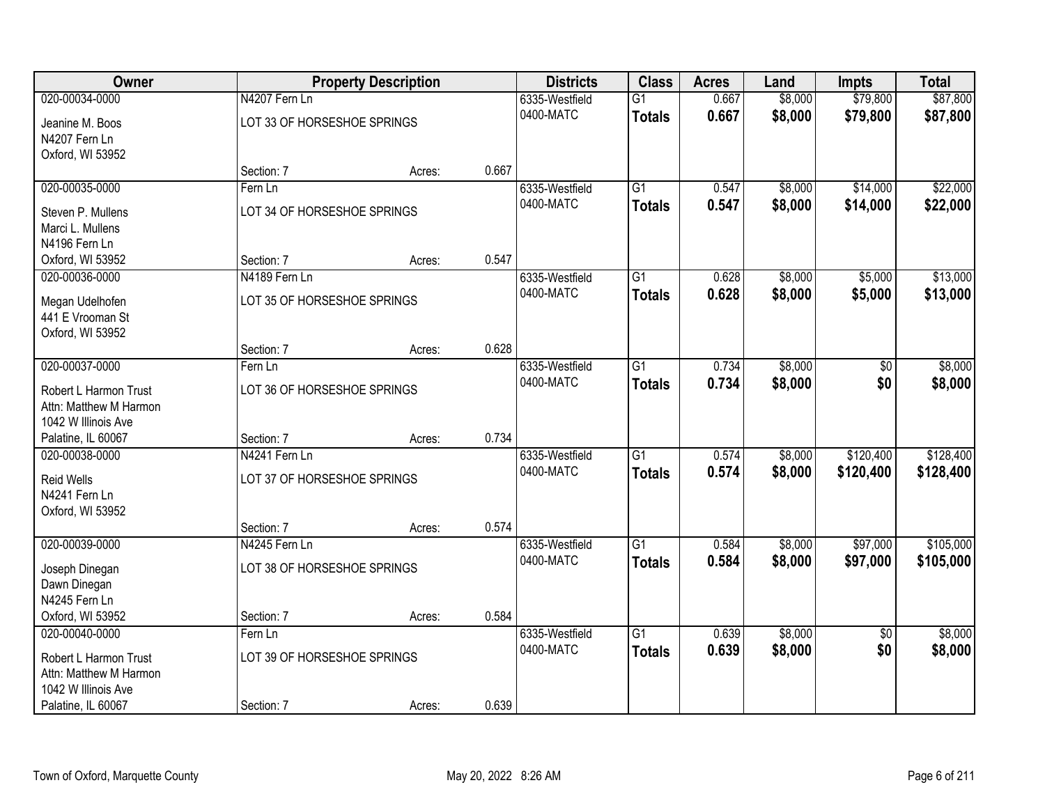| Owner | Property Description | | | Districts | Class | Acres | Land | Impts | Total |
|---|---|---|---|---|---|---|---|---|---|
| 020-00034-0000 | N4207 Fern Ln | | | 6335-Westfield | G1 | 0.667 | $8,000 | $79,800 | $87,800 |
| Jeanine M. Boos<br>N4207 Fern Ln<br>Oxford, WI 53952 | LOT 33 OF HORSESHOE SPRINGS | | | 0400-MATC | **Totals** | **0.667** | **$8,000** | **$79,800** | **$87,800** |
| | Section: 7 | Acres: | 0.667 | | | | | | |
| 020-00035-0000 | Fern Ln | | | 6335-Westfield | G1 | 0.547 | $8,000 | $14,000 | $22,000 |
| Steven P. Mullens<br>Marci L. Mullens<br>N4196 Fern Ln<br>Oxford, WI 53952 | LOT 34 OF HORSESHOE SPRINGS | | | 0400-MATC | **Totals** | **0.547** | **$8,000** | **$14,000** | **$22,000** |
| | Section: 7 | Acres: | 0.547 | | | | | | |
| 020-00036-0000 | N4189 Fern Ln | | | 6335-Westfield | G1 | 0.628 | $8,000 | $5,000 | $13,000 |
| Megan Udelhofen<br>441 E Vrooman St<br>Oxford, WI 53952 | LOT 35 OF HORSESHOE SPRINGS | | | 0400-MATC | **Totals** | **0.628** | **$8,000** | **$5,000** | **$13,000** |
| | Section: 7 | Acres: | 0.628 | | | | | | |
| 020-00037-0000 | Fern Ln | | | 6335-Westfield | G1 | 0.734 | $8,000 | $0 | $8,000 |
| Robert L Harmon Trust<br>Attn: Matthew M Harmon<br>1042 W Illinois Ave<br>Palatine, IL 60067 | LOT 36 OF HORSESHOE SPRINGS | | | 0400-MATC | **Totals** | **0.734** | **$8,000** | **$0** | **$8,000** |
| | Section: 7 | Acres: | 0.734 | | | | | | |
| 020-00038-0000 | N4241 Fern Ln | | | 6335-Westfield | G1 | 0.574 | $8,000 | $120,400 | $128,400 |
| Reid Wells<br>N4241 Fern Ln<br>Oxford, WI 53952 | LOT 37 OF HORSESHOE SPRINGS | | | 0400-MATC | **Totals** | **0.574** | **$8,000** | **$120,400** | **$128,400** |
| | Section: 7 | Acres: | 0.574 | | | | | | |
| 020-00039-0000 | N4245 Fern Ln | | | 6335-Westfield | G1 | 0.584 | $8,000 | $97,000 | $105,000 |
| Joseph Dinegan<br>Dawn Dinegan<br>N4245 Fern Ln<br>Oxford, WI 53952 | LOT 38 OF HORSESHOE SPRINGS | | | 0400-MATC | **Totals** | **0.584** | **$8,000** | **$97,000** | **$105,000** |
| | Section: 7 | Acres: | 0.584 | | | | | | |
| 020-00040-0000 | Fern Ln | | | 6335-Westfield | G1 | 0.639 | $8,000 | $0 | $8,000 |
| Robert L Harmon Trust<br>Attn: Matthew M Harmon<br>1042 W Illinois Ave<br>Palatine, IL 60067 | LOT 39 OF HORSESHOE SPRINGS | | | 0400-MATC | **Totals** | **0.639** | **$8,000** | **$0** | **$8,000** |
| | Section: 7 | Acres: | 0.639 | | | | | | |

Town of Oxford, Marquette County May 20, 2022 8:26 AM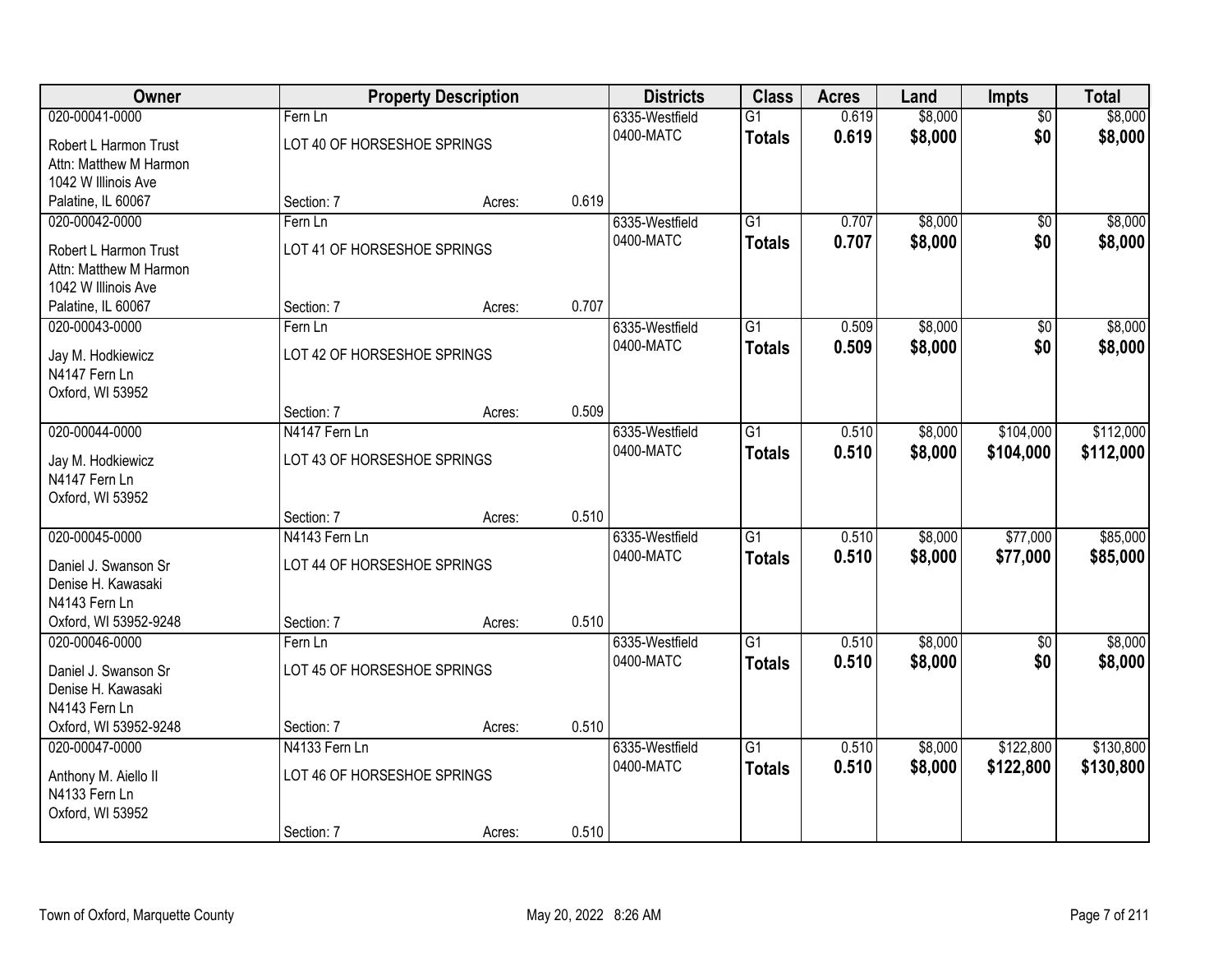| Owner | Property Description | | | Districts | Class | Acres | Land | Impts | Total |
|---|---|---|---|---|---|---|---|---|---|
| 020-00041-0000 | Fern Ln | | | 6335-Westfield | G1 | 0.619 | $8,000 | $0 | $8,000 |
| Robert L Harmon Trust<br>Attn: Matthew M Harmon<br>1042 W Illinois Ave<br>Palatine, IL 60067 | LOT 40 OF HORSESHOE SPRINGS | | | 0400-MATC | **Totals** | **0.619** | **$8,000** | **$0** | **$8,000** |
| | Section: 7 | Acres: | 0.619 | | | | | | |
| 020-00042-0000 | Fern Ln | | | 6335-Westfield | G1 | 0.707 | $8,000 | $0 | $8,000 |
| Robert L Harmon Trust<br>Attn: Matthew M Harmon<br>1042 W Illinois Ave<br>Palatine, IL 60067 | LOT 41 OF HORSESHOE SPRINGS | | | 0400-MATC | **Totals** | **0.707** | **$8,000** | **$0** | **$8,000** |
| | Section: 7 | Acres: | 0.707 | | | | | | |
| 020-00043-0000 | Fern Ln | | | 6335-Westfield | G1 | 0.509 | $8,000 | $0 | $8,000 |
| Jay M. Hodkiewicz<br>N4147 Fern Ln<br>Oxford, WI 53952 | LOT 42 OF HORSESHOE SPRINGS | | | 0400-MATC | **Totals** | **0.509** | **$8,000** | **$0** | **$8,000** |
| | Section: 7 | Acres: | 0.509 | | | | | | |
| 020-00044-0000 | N4147 Fern Ln | | | 6335-Westfield | G1 | 0.510 | $8,000 | $104,000 | $112,000 |
| Jay M. Hodkiewicz<br>N4147 Fern Ln<br>Oxford, WI 53952 | LOT 43 OF HORSESHOE SPRINGS | | | 0400-MATC | **Totals** | **0.510** | **$8,000** | **$104,000** | **$112,000** |
| | Section: 7 | Acres: | 0.510 | | | | | | |
| 020-00045-0000 | N4143 Fern Ln | | | 6335-Westfield | G1 | 0.510 | $8,000 | $77,000 | $85,000 |
| Daniel J. Swanson Sr<br>Denise H. Kawasaki<br>N4143 Fern Ln<br>Oxford, WI 53952-9248 | LOT 44 OF HORSESHOE SPRINGS | | | 0400-MATC | **Totals** | **0.510** | **$8,000** | **$77,000** | **$85,000** |
| | Section: 7 | Acres: | 0.510 | | | | | | |
| 020-00046-0000 | Fern Ln | | | 6335-Westfield | G1 | 0.510 | $8,000 | $0 | $8,000 |
| Daniel J. Swanson Sr<br>Denise H. Kawasaki<br>N4143 Fern Ln<br>Oxford, WI 53952-9248 | LOT 45 OF HORSESHOE SPRINGS | | | 0400-MATC | **Totals** | **0.510** | **$8,000** | **$0** | **$8,000** |
| | Section: 7 | Acres: | 0.510 | | | | | | |
| 020-00047-0000 | N4133 Fern Ln | | | 6335-Westfield | G1 | 0.510 | $8,000 | $122,800 | $130,800 |
| Anthony M. Aiello II<br>N4133 Fern Ln<br>Oxford, WI 53952 | LOT 46 OF HORSESHOE SPRINGS | | | 0400-MATC | **Totals** | **0.510** | **$8,000** | **$122,800** | **$130,800** |
| | Section: 7 | Acres: | 0.510 | | | | | | |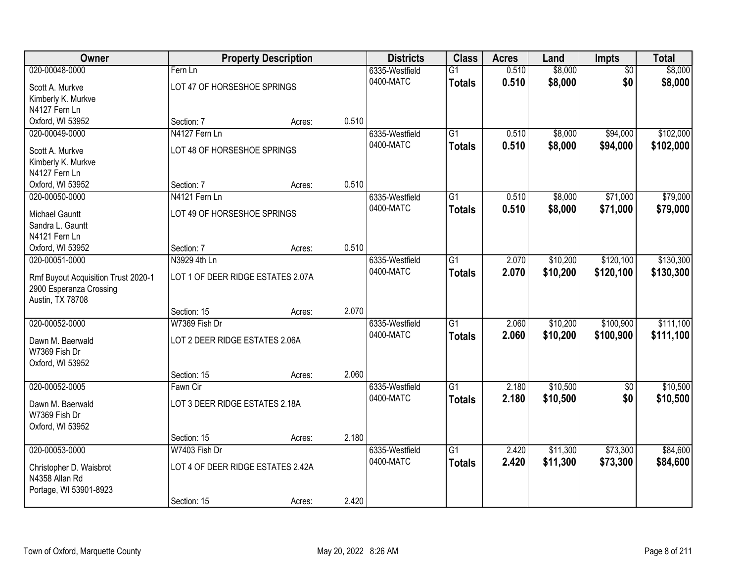| Owner | Property Description | | | Districts | Class | Acres | Land | Impts | Total |
|---|---|---|---|---|---|---|---|---|---|
| 020-00048-0000 | Fern Ln | | | 6335-Westfield | G1 | 0.510 | $8,000 | $0 | $8,000 |
| Scott A. Murkve<br>Kimberly K. Murkve<br>N4127 Fern Ln<br>Oxford, WI 53952 | LOT 47 OF HORSESHOE SPRINGS | | | 0400-MATC | **Totals** | **0.510** | **$8,000** | **$0** | **$8,000** |
| | Section: 7 | Acres: | 0.510 | | | | | | |
| 020-00049-0000 | N4127 Fern Ln | | | 6335-Westfield | G1 | 0.510 | $8,000 | $94,000 | $102,000 |
| Scott A. Murkve<br>Kimberly K. Murkve<br>N4127 Fern Ln<br>Oxford, WI 53952 | LOT 48 OF HORSESHOE SPRINGS | | | 0400-MATC | **Totals** | **0.510** | **$8,000** | **$94,000** | **$102,000** |
| | Section: 7 | Acres: | 0.510 | | | | | | |
| 020-00050-0000 | N4121 Fern Ln | | | 6335-Westfield | G1 | 0.510 | $8,000 | $71,000 | $79,000 |
| Michael Gauntt<br>Sandra L. Gauntt<br>N4121 Fern Ln<br>Oxford, WI 53952 | LOT 49 OF HORSESHOE SPRINGS | | | 0400-MATC | **Totals** | **0.510** | **$8,000** | **$71,000** | **$79,000** |
| | Section: 7 | Acres: | 0.510 | | | | | | |
| 020-00051-0000 | N3929 4th Ln | | | 6335-Westfield | G1 | 2.070 | $10,200 | $120,100 | $130,300 |
| Rmf Buyout Acquisition Trust 2020-1<br>2900 Esperanza Crossing<br>Austin, TX 78708 | LOT 1 OF DEER RIDGE ESTATES 2.07A | | | 0400-MATC | **Totals** | **2.070** | **$10,200** | **$120,100** | **$130,300** |
| | Section: 15 | Acres: | 2.070 | | | | | | |
| 020-00052-0000 | W7369 Fish Dr | | | 6335-Westfield | G1 | 2.060 | $10,200 | $100,900 | $111,100 |
| Dawn M. Baerwald<br>W7369 Fish Dr<br>Oxford, WI 53952 | LOT 2 DEER RIDGE ESTATES 2.06A | | | 0400-MATC | **Totals** | **2.060** | **$10,200** | **$100,900** | **$111,100** |
| | Section: 15 | Acres: | 2.060 | | | | | | |
| 020-00052-0005 | Fawn Cir | | | 6335-Westfield | G1 | 2.180 | $10,500 | $0 | $10,500 |
| Dawn M. Baerwald<br>W7369 Fish Dr<br>Oxford, WI 53952 | LOT 3 DEER RIDGE ESTATES 2.18A | | | 0400-MATC | **Totals** | **2.180** | **$10,500** | **$0** | **$10,500** |
| | Section: 15 | Acres: | 2.180 | | | | | | |
| 020-00053-0000 | W7403 Fish Dr | | | 6335-Westfield | G1 | 2.420 | $11,300 | $73,300 | $84,600 |
| Christopher D. Waisbrot<br>N4358 Allan Rd<br>Portage, WI 53901-8923 | LOT 4 OF DEER RIDGE ESTATES 2.42A | | | 0400-MATC | **Totals** | **2.420** | **$11,300** | **$73,300** | **$84,600** |
| | Section: 15 | Acres: | 2.420 | | | | | | |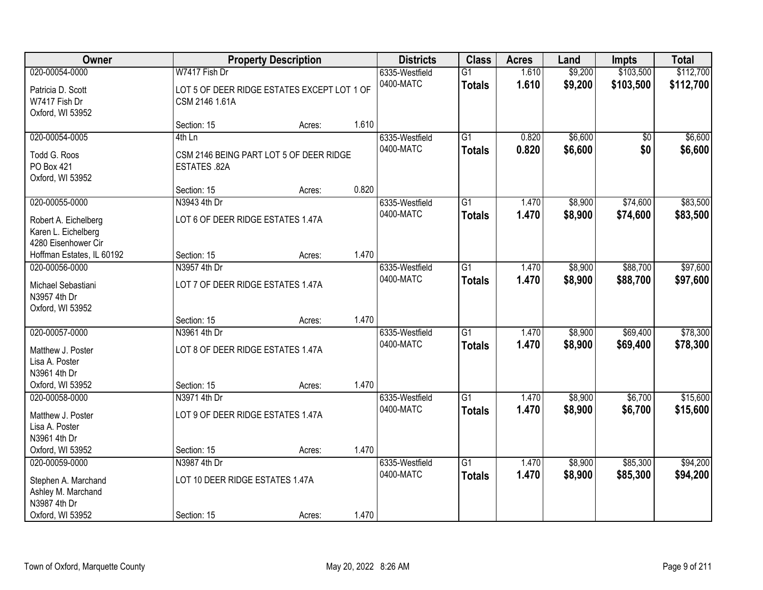| Owner | Property Description | | | Districts | Class | Acres | Land | Impts | Total |
|---|---|---|---|---|---|---|---|---|---|
| 020-00054-0000 | W7417 Fish Dr | | | 6335-Westfield | G1 | 1.610 | $9,200 | $103,500 | $112,700 |
| Patricia D. Scott<br>W7417 Fish Dr<br>Oxford, WI 53952 | LOT 5 OF DEER RIDGE ESTATES EXCEPT LOT 1 OF CSM 2146 1.61A | | | 0400-MATC | **Totals** | **1.610** | **$9,200** | **$103,500** | **$112,700** |
| | Section: 15 | Acres: | 1.610 | | | | | | |
| 020-00054-0005 | 4th Ln | | | 6335-Westfield | G1 | 0.820 | $6,600 | $0 | $6,600 |
| Todd G. Roos<br>PO Box 421<br>Oxford, WI 53952 | CSM 2146 BEING PART LOT 5 OF DEER RIDGE ESTATES .82A | | | 0400-MATC | **Totals** | **0.820** | **$6,600** | **$0** | **$6,600** |
| | Section: 15 | Acres: | 0.820 | | | | | | |
| 020-00055-0000 | N3943 4th Dr | | | 6335-Westfield | G1 | 1.470 | $8,900 | $74,600 | $83,500 |
| Robert A. Eichelberg<br>Karen L. Eichelberg<br>4280 Eisenhower Cir<br>Hoffman Estates, IL 60192 | LOT 6 OF DEER RIDGE ESTATES 1.47A | | | 0400-MATC | **Totals** | **1.470** | **$8,900** | **$74,600** | **$83,500** |
| | Section: 15 | Acres: | 1.470 | | | | | | |
| 020-00056-0000 | N3957 4th Dr | | | 6335-Westfield | G1 | 1.470 | $8,900 | $88,700 | $97,600 |
| Michael Sebastiani<br>N3957 4th Dr<br>Oxford, WI 53952 | LOT 7 OF DEER RIDGE ESTATES 1.47A | | | 0400-MATC | **Totals** | **1.470** | **$8,900** | **$88,700** | **$97,600** |
| | Section: 15 | Acres: | 1.470 | | | | | | |
| 020-00057-0000 | N3961 4th Dr | | | 6335-Westfield | G1 | 1.470 | $8,900 | $69,400 | $78,300 |
| Matthew J. Poster<br>Lisa A. Poster<br>N3961 4th Dr<br>Oxford, WI 53952 | LOT 8 OF DEER RIDGE ESTATES 1.47A | | | 0400-MATC | **Totals** | **1.470** | **$8,900** | **$69,400** | **$78,300** |
| | Section: 15 | Acres: | 1.470 | | | | | | |
| 020-00058-0000 | N3971 4th Dr | | | 6335-Westfield | G1 | 1.470 | $8,900 | $6,700 | $15,600 |
| Matthew J. Poster<br>Lisa A. Poster<br>N3961 4th Dr<br>Oxford, WI 53952 | LOT 9 OF DEER RIDGE ESTATES 1.47A | | | 0400-MATC | **Totals** | **1.470** | **$8,900** | **$6,700** | **$15,600** |
| | Section: 15 | Acres: | 1.470 | | | | | | |
| 020-00059-0000 | N3987 4th Dr | | | 6335-Westfield | G1 | 1.470 | $8,900 | $85,300 | $94,200 |
| Stephen A. Marchand<br>Ashley M. Marchand<br>N3987 4th Dr<br>Oxford, WI 53952 | LOT 10 DEER RIDGE ESTATES 1.47A | | | 0400-MATC | **Totals** | **1.470** | **$8,900** | **$85,300** | **$94,200** |
| | Section: 15 | Acres: | 1.470 | | | | | | |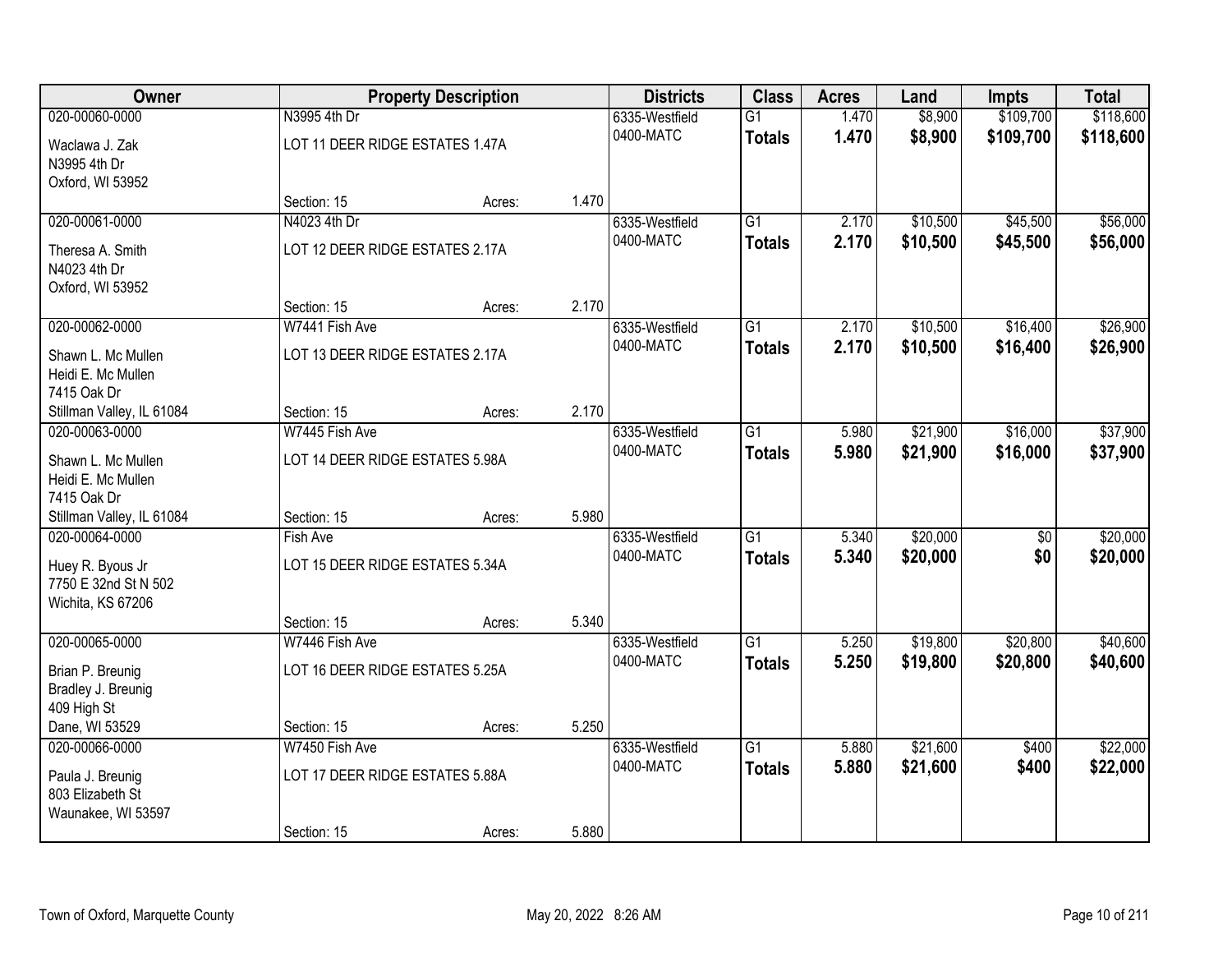| Owner | Property Description | | | Districts | Class | Acres | Land | Impts | Total |
|---|---|---|---|---|---|---|---|---|---|
| 020-00060-0000 | N3995 4th Dr | | | 6335-Westfield | G1 | 1.470 | $8,900 | $109,700 | $118,600 |
| Waclawa J. Zak<br>N3995 4th Dr<br>Oxford, WI 53952 | LOT 11 DEER RIDGE ESTATES 1.47A | | | 0400-MATC | **Totals** | **1.470** | **$8,900** | **$109,700** | **$118,600** |
| | Section: 15 | Acres: | 1.470 | | | | | | |
| 020-00061-0000 | N4023 4th Dr | | | 6335-Westfield | G1 | 2.170 | $10,500 | $45,500 | $56,000 |
| Theresa A. Smith<br>N4023 4th Dr<br>Oxford, WI 53952 | LOT 12 DEER RIDGE ESTATES 2.17A | | | 0400-MATC | **Totals** | **2.170** | **$10,500** | **$45,500** | **$56,000** |
| | Section: 15 | Acres: | 2.170 | | | | | | |
| 020-00062-0000 | W7441 Fish Ave | | | 6335-Westfield | G1 | 2.170 | $10,500 | $16,400 | $26,900 |
| Shawn L. Mc Mullen<br>Heidi E. Mc Mullen<br>7415 Oak Dr | LOT 13 DEER RIDGE ESTATES 2.17A | | | 0400-MATC | **Totals** | **2.170** | **$10,500** | **$16,400** | **$26,900** |
| Stillman Valley, IL 61084 | Section: 15 | Acres: | 2.170 | | | | | | |
| 020-00063-0000 | W7445 Fish Ave | | | 6335-Westfield | G1 | 5.980 | $21,900 | $16,000 | $37,900 |
| Shawn L. Mc Mullen<br>Heidi E. Mc Mullen<br>7415 Oak Dr | LOT 14 DEER RIDGE ESTATES 5.98A | | | 0400-MATC | **Totals** | **5.980** | **$21,900** | **$16,000** | **$37,900** |
| Stillman Valley, IL 61084 | Section: 15 | Acres: | 5.980 | | | | | | |
| 020-00064-0000 | Fish Ave | | | 6335-Westfield | G1 | 5.340 | $20,000 | $0 | $20,000 |
| Huey R. Byous Jr<br>7750 E 32nd St N 502<br>Wichita, KS 67206 | LOT 15 DEER RIDGE ESTATES 5.34A | | | 0400-MATC | **Totals** | **5.340** | **$20,000** | **$0** | **$20,000** |
| | Section: 15 | Acres: | 5.340 | | | | | | |
| 020-00065-0000 | W7446 Fish Ave | | | 6335-Westfield | G1 | 5.250 | $19,800 | $20,800 | $40,600 |
| Brian P. Breunig<br>Bradley J. Breunig<br>409 High St | LOT 16 DEER RIDGE ESTATES 5.25A | | | 0400-MATC | **Totals** | **5.250** | **$19,800** | **$20,800** | **$40,600** |
| Dane, WI 53529 | Section: 15 | Acres: | 5.250 | | | | | | |
| 020-00066-0000 | W7450 Fish Ave | | | 6335-Westfield | G1 | 5.880 | $21,600 | $400 | $22,000 |
| Paula J. Breunig<br>803 Elizabeth St<br>Waunakee, WI 53597 | LOT 17 DEER RIDGE ESTATES 5.88A | | | 0400-MATC | **Totals** | **5.880** | **$21,600** | **$400** | **$22,000** |
| | Section: 15 | Acres: | 5.880 | | | | | | |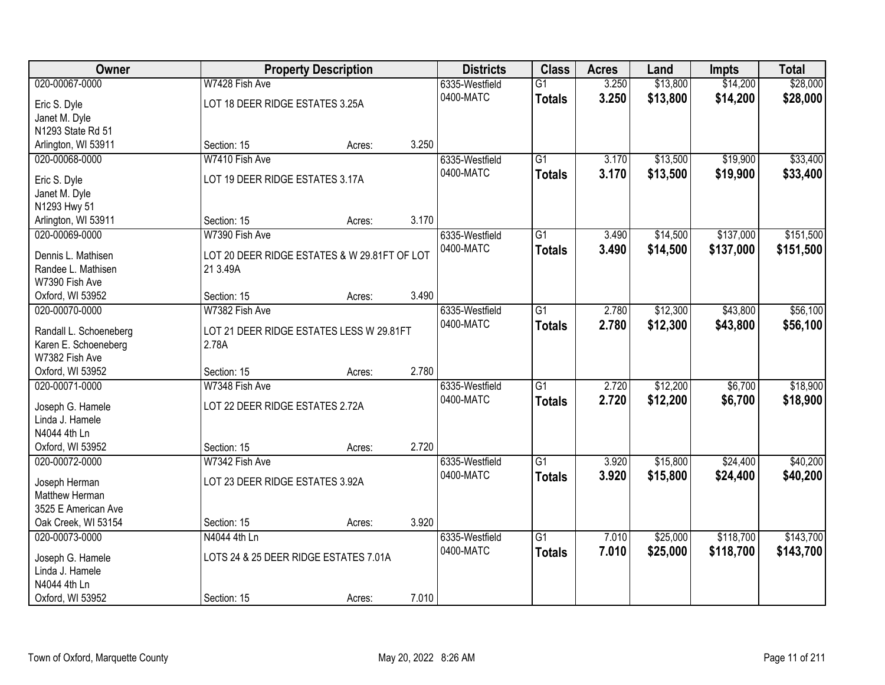| Owner | Property Description | | | Districts | Class | Acres | Land | Impts | Total |
|---|---|---|---|---|---|---|---|---|---|
| 020-00067-0000 | W7428 Fish Ave | | | 6335-Westfield | G1 | 3.250 | $13,800 | $14,200 | $28,000 |
| Eric S. Dyle<br>Janet M. Dyle<br>N1293 State Rd 51<br>Arlington, WI 53911 | LOT 18 DEER RIDGE ESTATES 3.25A | | | 0400-MATC | **Totals** | **3.250** | **$13,800** | **$14,200** | **$28,000** |
| | Section: 15 | Acres: | 3.250 | | | | | | |
| 020-00068-0000 | W7410 Fish Ave | | | 6335-Westfield | G1 | 3.170 | $13,500 | $19,900 | $33,400 |
| Eric S. Dyle<br>Janet M. Dyle<br>N1293 Hwy 51<br>Arlington, WI 53911 | LOT 19 DEER RIDGE ESTATES 3.17A | | | 0400-MATC | **Totals** | **3.170** | **$13,500** | **$19,900** | **$33,400** |
| | Section: 15 | Acres: | 3.170 | | | | | | |
| 020-00069-0000 | W7390 Fish Ave | | | 6335-Westfield | G1 | 3.490 | $14,500 | $137,000 | $151,500 |
| Dennis L. Mathisen<br>Randee L. Mathisen<br>W7390 Fish Ave<br>Oxford, WI 53952 | LOT 20 DEER RIDGE ESTATES & W 29.81FT OF LOT 21 3.49A | | | 0400-MATC | **Totals** | **3.490** | **$14,500** | **$137,000** | **$151,500** |
| | Section: 15 | Acres: | 3.490 | | | | | | |
| 020-00070-0000 | W7382 Fish Ave | | | 6335-Westfield | G1 | 2.780 | $12,300 | $43,800 | $56,100 |
| Randall L. Schoeneberg<br>Karen E. Schoeneberg<br>W7382 Fish Ave<br>Oxford, WI 53952 | LOT 21 DEER RIDGE ESTATES LESS W 29.81FT 2.78A | | | 0400-MATC | **Totals** | **2.780** | **$12,300** | **$43,800** | **$56,100** |
| | Section: 15 | Acres: | 2.780 | | | | | | |
| 020-00071-0000 | W7348 Fish Ave | | | 6335-Westfield | G1 | 2.720 | $12,200 | $6,700 | $18,900 |
| Joseph G. Hamele<br>Linda J. Hamele<br>N4044 4th Ln<br>Oxford, WI 53952 | LOT 22 DEER RIDGE ESTATES 2.72A | | | 0400-MATC | **Totals** | **2.720** | **$12,200** | **$6,700** | **$18,900** |
| | Section: 15 | Acres: | 2.720 | | | | | | |
| 020-00072-0000 | W7342 Fish Ave | | | 6335-Westfield | G1 | 3.920 | $15,800 | $24,400 | $40,200 |
| Joseph Herman<br>Matthew Herman<br>3525 E American Ave<br>Oak Creek, WI 53154 | LOT 23 DEER RIDGE ESTATES 3.92A | | | 0400-MATC | **Totals** | **3.920** | **$15,800** | **$24,400** | **$40,200** |
| | Section: 15 | Acres: | 3.920 | | | | | | |
| 020-00073-0000 | N4044 4th Ln | | | 6335-Westfield | G1 | 7.010 | $25,000 | $118,700 | $143,700 |
| Joseph G. Hamele<br>Linda J. Hamele<br>N4044 4th Ln<br>Oxford, WI 53952 | LOTS 24 & 25 DEER RIDGE ESTATES 7.01A | | | 0400-MATC | **Totals** | **7.010** | **$25,000** | **$118,700** | **$143,700** |
| | Section: 15 | Acres: | 7.010 | | | | | | |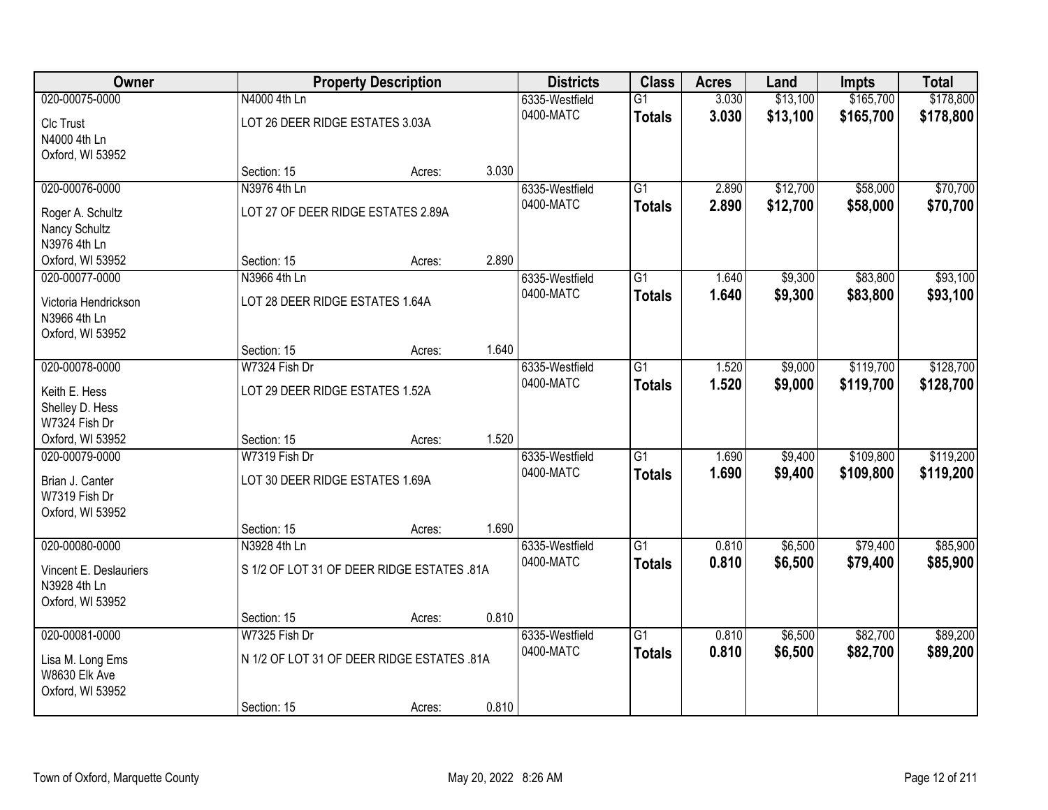| Owner | Property Description | | | Districts | Class | Acres | Land | Impts | Total |
|---|---|---|---|---|---|---|---|---|---|
| 020-00075-0000 | N4000 4th Ln | | | 6335-Westfield | G1 | 3.030 | $13,100 | $165,700 | $178,800 |
| Clc Trust<br>N4000 4th Ln<br>Oxford, WI 53952 | LOT 26 DEER RIDGE ESTATES 3.03A | | | 0400-MATC | **Totals** | **3.030** | **$13,100** | **$165,700** | **$178,800** |
| | Section: 15 | Acres: | 3.030 | | | | | | |
| 020-00076-0000 | N3976 4th Ln | | | 6335-Westfield | G1 | 2.890 | $12,700 | $58,000 | $70,700 |
| Roger A. Schultz<br>Nancy Schultz<br>N3976 4th Ln<br>Oxford, WI 53952 | LOT 27 OF DEER RIDGE ESTATES 2.89A | | | 0400-MATC | **Totals** | **2.890** | **$12,700** | **$58,000** | **$70,700** |
| | Section: 15 | Acres: | 2.890 | | | | | | |
| 020-00077-0000 | N3966 4th Ln | | | 6335-Westfield | G1 | 1.640 | $9,300 | $83,800 | $93,100 |
| Victoria Hendrickson<br>N3966 4th Ln<br>Oxford, WI 53952 | LOT 28 DEER RIDGE ESTATES 1.64A | | | 0400-MATC | **Totals** | **1.640** | **$9,300** | **$83,800** | **$93,100** |
| | Section: 15 | Acres: | 1.640 | | | | | | |
| 020-00078-0000 | W7324 Fish Dr | | | 6335-Westfield | G1 | 1.520 | $9,000 | $119,700 | $128,700 |
| Keith E. Hess<br>Shelley D. Hess<br>W7324 Fish Dr<br>Oxford, WI 53952 | LOT 29 DEER RIDGE ESTATES 1.52A | | | 0400-MATC | **Totals** | **1.520** | **$9,000** | **$119,700** | **$128,700** |
| | Section: 15 | Acres: | 1.520 | | | | | | |
| 020-00079-0000 | W7319 Fish Dr | | | 6335-Westfield | G1 | 1.690 | $9,400 | $109,800 | $119,200 |
| Brian J. Canter<br>W7319 Fish Dr<br>Oxford, WI 53952 | LOT 30 DEER RIDGE ESTATES 1.69A | | | 0400-MATC | **Totals** | **1.690** | **$9,400** | **$109,800** | **$119,200** |
| | Section: 15 | Acres: | 1.690 | | | | | | |
| 020-00080-0000 | N3928 4th Ln | | | 6335-Westfield | G1 | 0.810 | $6,500 | $79,400 | $85,900 |
| Vincent E. Deslauriers<br>N3928 4th Ln<br>Oxford, WI 53952 | S 1/2 OF LOT 31 OF DEER RIDGE ESTATES .81A | | | 0400-MATC | **Totals** | **0.810** | **$6,500** | **$79,400** | **$85,900** |
| | Section: 15 | Acres: | 0.810 | | | | | | |
| 020-00081-0000 | W7325 Fish Dr | | | 6335-Westfield | G1 | 0.810 | $6,500 | $82,700 | $89,200 |
| Lisa M. Long Ems<br>W8630 Elk Ave<br>Oxford, WI 53952 | N 1/2 OF LOT 31 OF DEER RIDGE ESTATES .81A | | | 0400-MATC | **Totals** | **0.810** | **$6,500** | **$82,700** | **$89,200** |
| | Section: 15 | Acres: | 0.810 | | | | | | |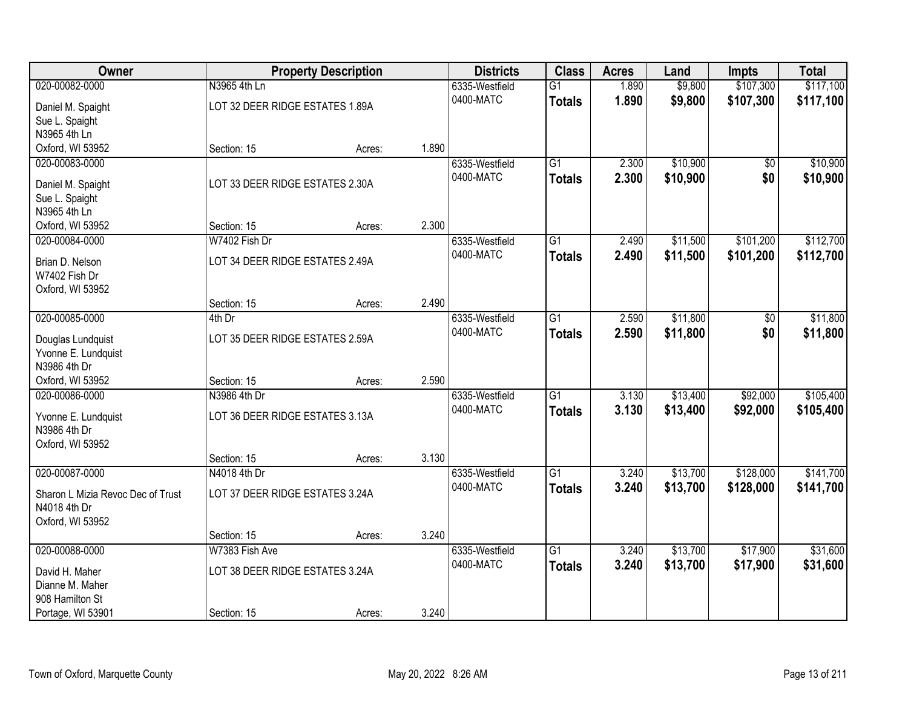| Owner | Property Description | | | Districts | Class | Acres | Land | Impts | Total |
|---|---|---|---|---|---|---|---|---|---|
| 020-00082-0000 | N3965 4th Ln | | | 6335-Westfield | G1 | 1.890 | $9,800 | $107,300 | $117,100 |
| Daniel M. Spaight<br>Sue L. Spaight<br>N3965 4th Ln<br>Oxford, WI 53952 | LOT 32 DEER RIDGE ESTATES 1.89A | | | 0400-MATC | **Totals** | **1.890** | **$9,800** | **$107,300** | **$117,100** |
| | Section: 15 | Acres: | 1.890 | | | | | | |
| 020-00083-0000 | | | | 6335-Westfield | G1 | 2.300 | $10,900 | $0 | $10,900 |
| Daniel M. Spaight<br>Sue L. Spaight<br>N3965 4th Ln<br>Oxford, WI 53952 | LOT 33 DEER RIDGE ESTATES 2.30A | | | 0400-MATC | **Totals** | **2.300** | **$10,900** | **$0** | **$10,900** |
| | Section: 15 | Acres: | 2.300 | | | | | | |
| 020-00084-0000 | W7402 Fish Dr | | | 6335-Westfield | G1 | 2.490 | $11,500 | $101,200 | $112,700 |
| Brian D. Nelson<br>W7402 Fish Dr<br>Oxford, WI 53952 | LOT 34 DEER RIDGE ESTATES 2.49A | | | 0400-MATC | **Totals** | **2.490** | **$11,500** | **$101,200** | **$112,700** |
| | Section: 15 | Acres: | 2.490 | | | | | | |
| 020-00085-0000 | 4th Dr | | | 6335-Westfield | G1 | 2.590 | $11,800 | $0 | $11,800 |
| Douglas Lundquist<br>Yvonne E. Lundquist<br>N3986 4th Dr<br>Oxford, WI 53952 | LOT 35 DEER RIDGE ESTATES 2.59A | | | 0400-MATC | **Totals** | **2.590** | **$11,800** | **$0** | **$11,800** |
| | Section: 15 | Acres: | 2.590 | | | | | | |
| 020-00086-0000 | N3986 4th Dr | | | 6335-Westfield | G1 | 3.130 | $13,400 | $92,000 | $105,400 |
| Yvonne E. Lundquist<br>N3986 4th Dr<br>Oxford, WI 53952 | LOT 36 DEER RIDGE ESTATES 3.13A | | | 0400-MATC | **Totals** | **3.130** | **$13,400** | **$92,000** | **$105,400** |
| | Section: 15 | Acres: | 3.130 | | | | | | |
| 020-00087-0000 | N4018 4th Dr | | | 6335-Westfield | G1 | 3.240 | $13,700 | $128,000 | $141,700 |
| Sharon L Mizia Revoc Dec of Trust<br>N4018 4th Dr<br>Oxford, WI 53952 | LOT 37 DEER RIDGE ESTATES 3.24A | | | 0400-MATC | **Totals** | **3.240** | **$13,700** | **$128,000** | **$141,700** |
| | Section: 15 | Acres: | 3.240 | | | | | | |
| 020-00088-0000 | W7383 Fish Ave | | | 6335-Westfield | G1 | 3.240 | $13,700 | $17,900 | $31,600 |
| David H. Maher<br>Dianne M. Maher<br>908 Hamilton St<br>Portage, WI 53901 | LOT 38 DEER RIDGE ESTATES 3.24A | | | 0400-MATC | **Totals** | **3.240** | **$13,700** | **$17,900** | **$31,600** |
| | Section: 15 | Acres: | 3.240 | | | | | | |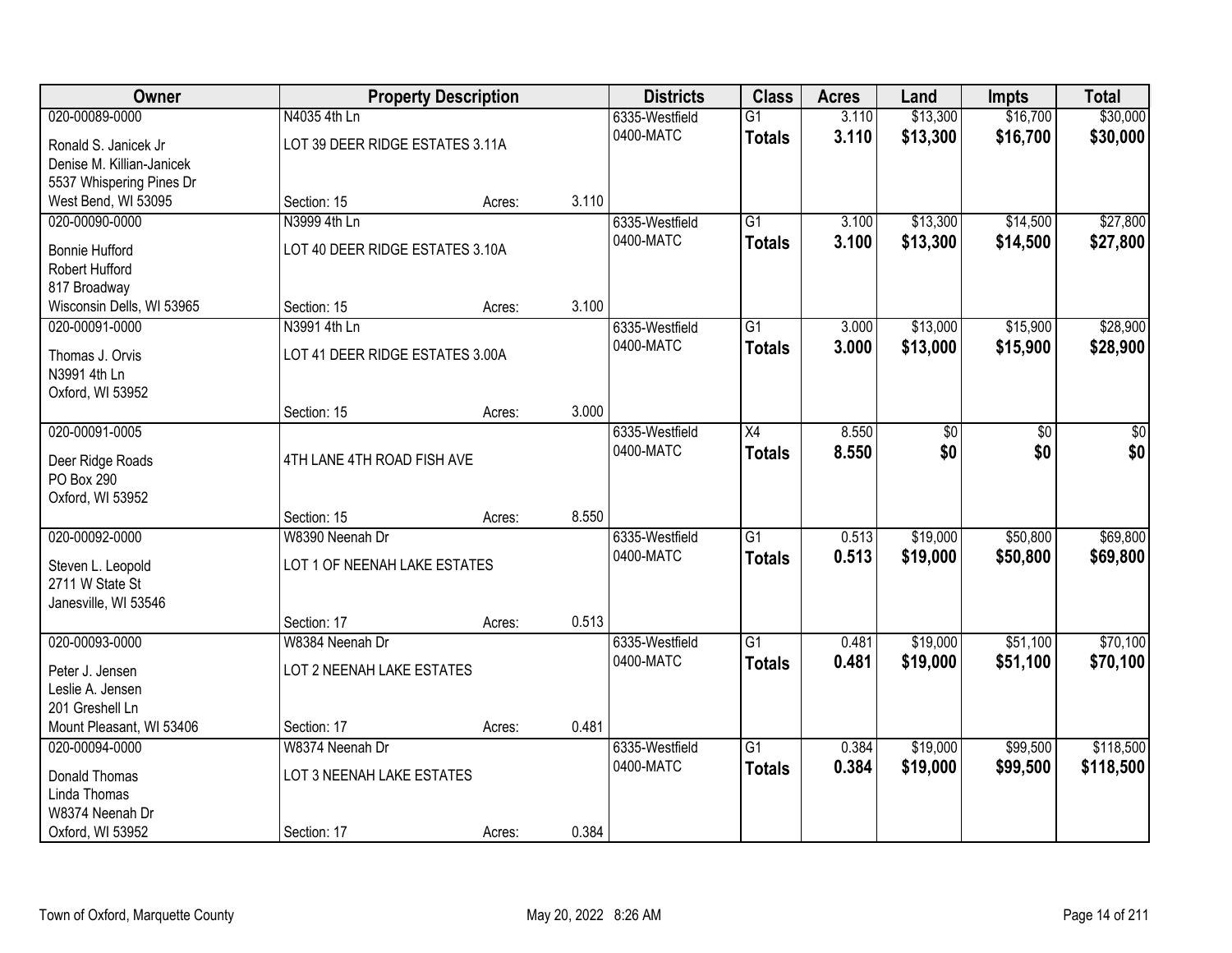| Owner | Property Description | | | Districts | Class | Acres | Land | Impts | Total |
|---|---|---|---|---|---|---|---|---|---|
| 020-00089-0000 | N4035 4th Ln | | | 6335-Westfield | G1 | 3.110 | $13,300 | $16,700 | $30,000 |
| Ronald S. Janicek Jr<br>Denise M. Killian-Janicek<br>5537 Whispering Pines Dr<br>West Bend, WI 53095 | LOT 39 DEER RIDGE ESTATES 3.11A | | | 0400-MATC | **Totals** | **3.110** | **$13,300** | **$16,700** | **$30,000** |
| | Section: 15 | Acres: | 3.110 | | | | | | |
| 020-00090-0000 | N3999 4th Ln | | | 6335-Westfield | G1 | 3.100 | $13,300 | $14,500 | $27,800 |
| Bonnie Hufford<br>Robert Hufford<br>817 Broadway<br>Wisconsin Dells, WI 53965 | LOT 40 DEER RIDGE ESTATES 3.10A | | | 0400-MATC | **Totals** | **3.100** | **$13,300** | **$14,500** | **$27,800** |
| | Section: 15 | Acres: | 3.100 | | | | | | |
| 020-00091-0000 | N3991 4th Ln | | | 6335-Westfield | G1 | 3.000 | $13,000 | $15,900 | $28,900 |
| Thomas J. Orvis<br>N3991 4th Ln<br>Oxford, WI 53952 | LOT 41 DEER RIDGE ESTATES 3.00A | | | 0400-MATC | **Totals** | **3.000** | **$13,000** | **$15,900** | **$28,900** |
| | Section: 15 | Acres: | 3.000 | | | | | | |
| 020-00091-0005 | | | | 6335-Westfield | X4 | 8.550 | $0 | $0 | $0 |
| Deer Ridge Roads<br>PO Box 290<br>Oxford, WI 53952 | 4TH LANE 4TH ROAD FISH AVE | | | 0400-MATC | **Totals** | **8.550** | **$0** | **$0** | **$0** |
| | Section: 15 | Acres: | 8.550 | | | | | | |
| 020-00092-0000 | W8390 Neenah Dr | | | 6335-Westfield | G1 | 0.513 | $19,000 | $50,800 | $69,800 |
| Steven L. Leopold<br>2711 W State St<br>Janesville, WI 53546 | LOT 1 OF NEENAH LAKE ESTATES | | | 0400-MATC | **Totals** | **0.513** | **$19,000** | **$50,800** | **$69,800** |
| | Section: 17 | Acres: | 0.513 | | | | | | |
| 020-00093-0000 | W8384 Neenah Dr | | | 6335-Westfield | G1 | 0.481 | $19,000 | $51,100 | $70,100 |
| Peter J. Jensen<br>Leslie A. Jensen<br>201 Greshell Ln<br>Mount Pleasant, WI 53406 | LOT 2 NEENAH LAKE ESTATES | | | 0400-MATC | **Totals** | **0.481** | **$19,000** | **$51,100** | **$70,100** |
| | Section: 17 | Acres: | 0.481 | | | | | | |
| 020-00094-0000 | W8374 Neenah Dr | | | 6335-Westfield | G1 | 0.384 | $19,000 | $99,500 | $118,500 |
| Donald Thomas<br>Linda Thomas<br>W8374 Neenah Dr<br>Oxford, WI 53952 | LOT 3 NEENAH LAKE ESTATES | | | 0400-MATC | **Totals** | **0.384** | **$19,000** | **$99,500** | **$118,500** |
| | Section: 17 | Acres: | 0.384 | | | | | | |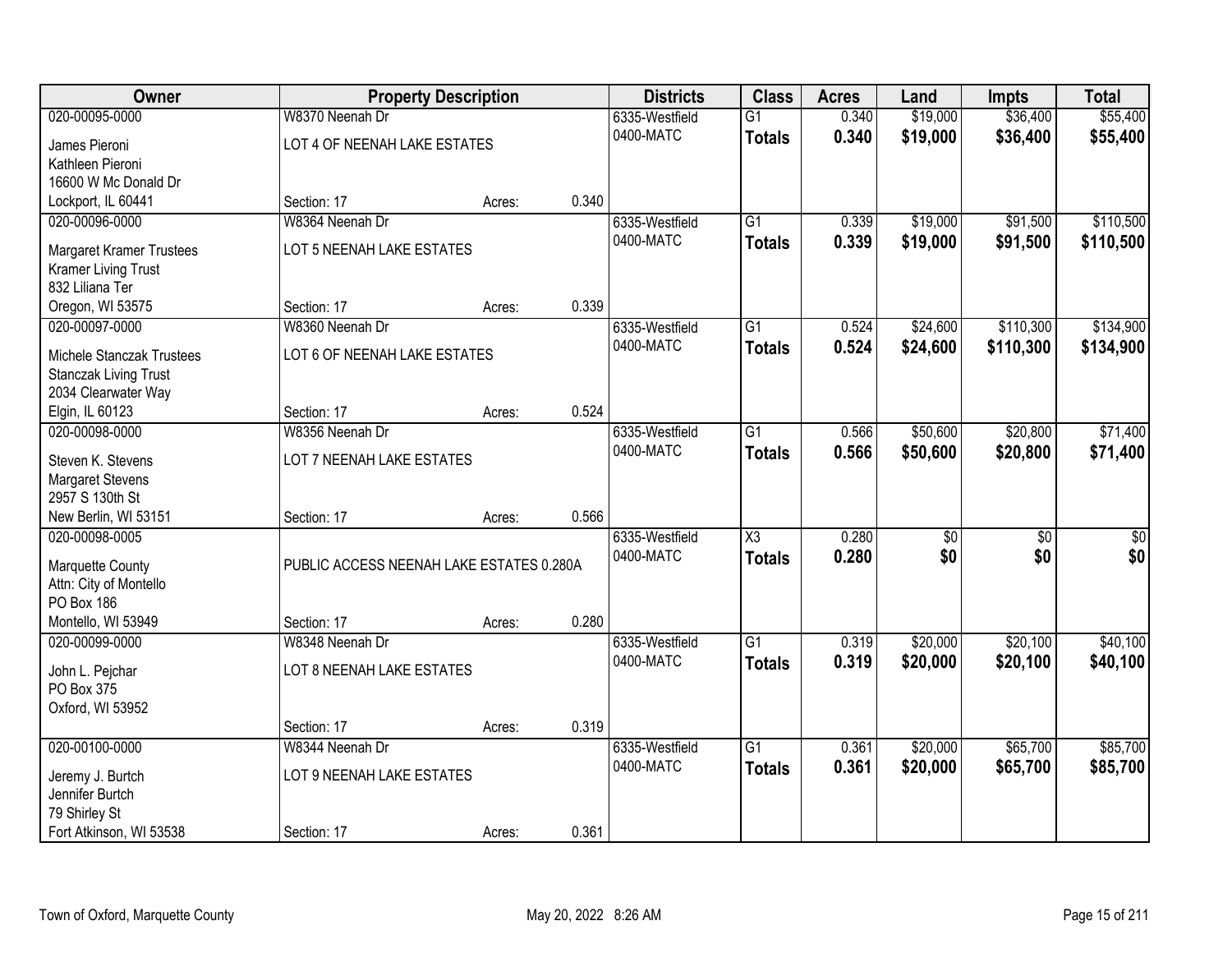| Owner | Property Description | | | Districts | Class | Acres | Land | Impts | Total |
|---|---|---|---|---|---|---|---|---|---|
| 020-00095-0000 | W8370 Neenah Dr | | | 6335-Westfield | G1 | 0.340 | $19,000 | $36,400 | $55,400 |
| James Pieroni<br>Kathleen Pieroni<br>16600 W Mc Donald Dr<br>Lockport, IL 60441 | LOT 4 OF NEENAH LAKE ESTATES<br><br><br>Section: 17 | Acres: | 0.340 | 0400-MATC | **Totals** | **0.340** | **$19,000** | **$36,400** | **$55,400** |
| 020-00096-0000 | W8364 Neenah Dr | | | 6335-Westfield | G1 | 0.339 | $19,000 | $91,500 | $110,500 |
| Margaret Kramer Trustees<br>Kramer Living Trust<br>832 Liliana Ter<br>Oregon, WI 53575 | LOT 5 NEENAH LAKE ESTATES<br><br><br>Section: 17 | Acres: | 0.339 | 0400-MATC | **Totals** | **0.339** | **$19,000** | **$91,500** | **$110,500** |
| 020-00097-0000 | W8360 Neenah Dr | | | 6335-Westfield | G1 | 0.524 | $24,600 | $110,300 | $134,900 |
| Michele Stanczak Trustees<br>Stanczak Living Trust<br>2034 Clearwater Way<br>Elgin, IL 60123 | LOT 6 OF NEENAH LAKE ESTATES<br><br><br>Section: 17 | Acres: | 0.524 | 0400-MATC | **Totals** | **0.524** | **$24,600** | **$110,300** | **$134,900** |
| 020-00098-0000 | W8356 Neenah Dr | | | 6335-Westfield | G1 | 0.566 | $50,600 | $20,800 | $71,400 |
| Steven K. Stevens<br>Margaret Stevens<br>2957 S 130th St<br>New Berlin, WI 53151 | LOT 7 NEENAH LAKE ESTATES<br><br><br>Section: 17 | Acres: | 0.566 | 0400-MATC | **Totals** | **0.566** | **$50,600** | **$20,800** | **$71,400** |
| 020-00098-0005 | | | | 6335-Westfield | X3 | 0.280 | $0 | $0 | $0 |
| Marquette County<br>Attn: City of Montello<br>PO Box 186<br>Montello, WI 53949 | PUBLIC ACCESS NEENAH LAKE ESTATES 0.280A<br><br><br>Section: 17 | Acres: | 0.280 | 0400-MATC | **Totals** | **0.280** | **$0** | **$0** | **$0** |
| 020-00099-0000 | W8348 Neenah Dr | | | 6335-Westfield | G1 | 0.319 | $20,000 | $20,100 | $40,100 |
| John L. Pejchar<br>PO Box 375<br>Oxford, WI 53952 | LOT 8 NEENAH LAKE ESTATES<br><br><br>Section: 17 | Acres: | 0.319 | 0400-MATC | **Totals** | **0.319** | **$20,000** | **$20,100** | **$40,100** |
| 020-00100-0000 | W8344 Neenah Dr | | | 6335-Westfield | G1 | 0.361 | $20,000 | $65,700 | $85,700 |
| Jeremy J. Burtch<br>Jennifer Burtch<br>79 Shirley St<br>Fort Atkinson, WI 53538 | LOT 9 NEENAH LAKE ESTATES<br><br><br>Section: 17 | Acres: | 0.361 | 0400-MATC | **Totals** | **0.361** | **$20,000** | **$65,700** | **$85,700** |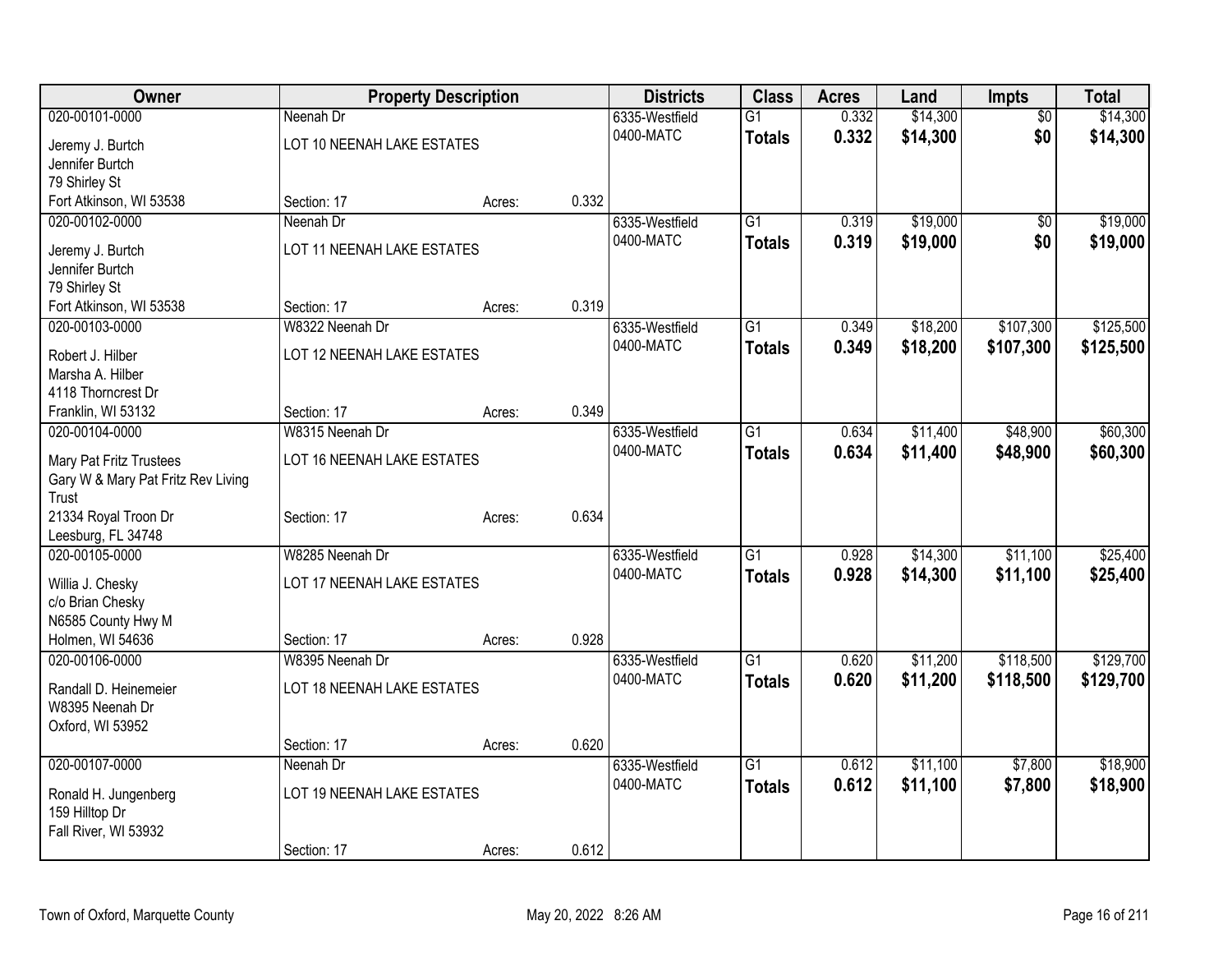| Owner | Property Description | | | Districts | Class | Acres | Land | Impts | Total |
|---|---|---|---|---|---|---|---|---|---|
| 020-00101-0000 | Neenah Dr | | | 6335-Westfield | G1 | 0.332 | $14,300 | $0 | $14,300 |
| Jeremy J. Burtch<br>Jennifer Burtch<br>79 Shirley St<br>Fort Atkinson, WI 53538 | LOT 10 NEENAH LAKE ESTATES | | | 0400-MATC | **Totals** | **0.332** | **$14,300** | **$0** | **$14,300** |
| | Section: 17 | Acres: | 0.332 | | | | | | |
| 020-00102-0000 | Neenah Dr | | | 6335-Westfield | G1 | 0.319 | $19,000 | $0 | $19,000 |
| Jeremy J. Burtch<br>Jennifer Burtch<br>79 Shirley St<br>Fort Atkinson, WI 53538 | LOT 11 NEENAH LAKE ESTATES | | | 0400-MATC | **Totals** | **0.319** | **$19,000** | **$0** | **$19,000** |
| | Section: 17 | Acres: | 0.319 | | | | | | |
| 020-00103-0000 | W8322 Neenah Dr | | | 6335-Westfield | G1 | 0.349 | $18,200 | $107,300 | $125,500 |
| Robert J. Hilber<br>Marsha A. Hilber<br>4118 Thorncrest Dr<br>Franklin, WI 53132 | LOT 12 NEENAH LAKE ESTATES | | | 0400-MATC | **Totals** | **0.349** | **$18,200** | **$107,300** | **$125,500** |
| | Section: 17 | Acres: | 0.349 | | | | | | |
| 020-00104-0000 | W8315 Neenah Dr | | | 6335-Westfield | G1 | 0.634 | $11,400 | $48,900 | $60,300 |
| Mary Pat Fritz Trustees<br>Gary W & Mary Pat Fritz Rev Living Trust<br>21334 Royal Troon Dr<br>Leesburg, FL 34748 | LOT 16 NEENAH LAKE ESTATES | | | 0400-MATC | **Totals** | **0.634** | **$11,400** | **$48,900** | **$60,300** |
| | Section: 17 | Acres: | 0.634 | | | | | | |
| 020-00105-0000 | W8285 Neenah Dr | | | 6335-Westfield | G1 | 0.928 | $14,300 | $11,100 | $25,400 |
| Willia J. Chesky<br>c/o Brian Chesky<br>N6585 County Hwy M<br>Holmen, WI 54636 | LOT 17 NEENAH LAKE ESTATES | | | 0400-MATC | **Totals** | **0.928** | **$14,300** | **$11,100** | **$25,400** |
| | Section: 17 | Acres: | 0.928 | | | | | | |
| 020-00106-0000 | W8395 Neenah Dr | | | 6335-Westfield | G1 | 0.620 | $11,200 | $118,500 | $129,700 |
| Randall D. Heinemeier<br>W8395 Neenah Dr<br>Oxford, WI 53952 | LOT 18 NEENAH LAKE ESTATES | | | 0400-MATC | **Totals** | **0.620** | **$11,200** | **$118,500** | **$129,700** |
| | Section: 17 | Acres: | 0.620 | | | | | | |
| 020-00107-0000 | Neenah Dr | | | 6335-Westfield | G1 | 0.612 | $11,100 | $7,800 | $18,900 |
| Ronald H. Jungenberg<br>159 Hilltop Dr<br>Fall River, WI 53932 | LOT 19 NEENAH LAKE ESTATES | | | 0400-MATC | **Totals** | **0.612** | **$11,100** | **$7,800** | **$18,900** |
| | Section: 17 | Acres: | 0.612 | | | | | | |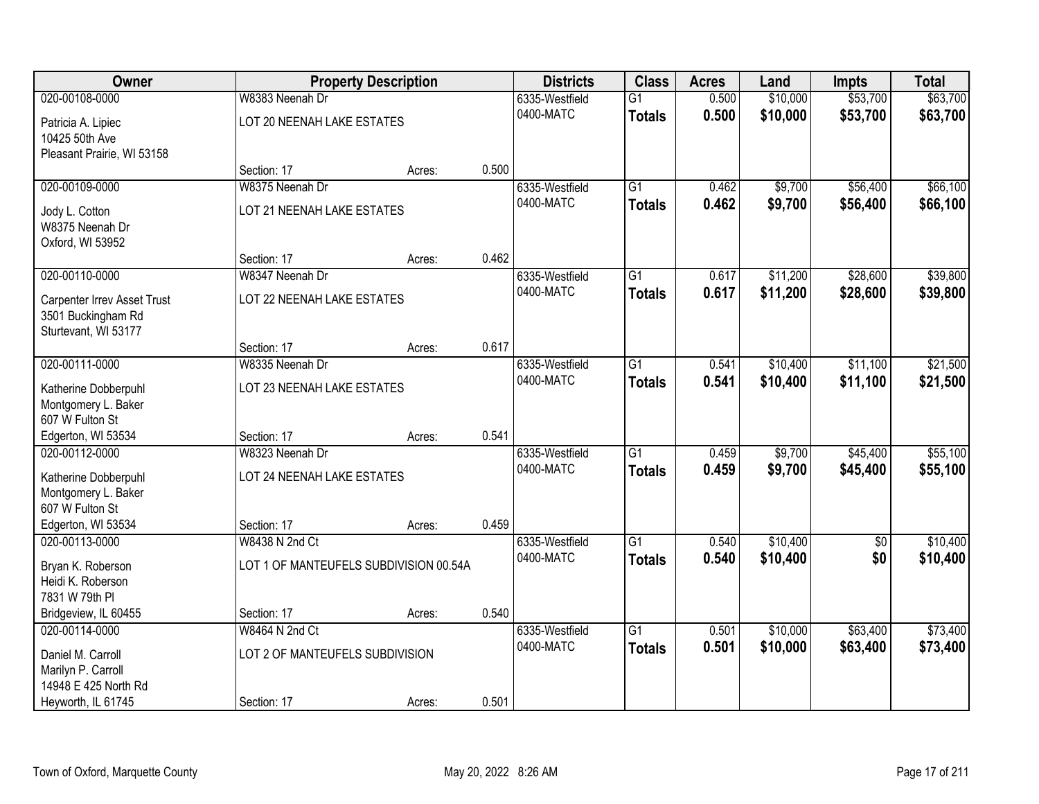| Owner | Property Description | | | Districts | Class | Acres | Land | Impts | Total |
|---|---|---|---|---|---|---|---|---|---|
| 020-00108-0000 | W8383 Neenah Dr | | | 6335-Westfield | G1 | 0.500 | $10,000 | $53,700 | $63,700 |
| Patricia A. Lipiec<br>10425 50th Ave<br>Pleasant Prairie, WI 53158 | LOT 20 NEENAH LAKE ESTATES | | | 0400-MATC | **Totals** | **0.500** | **$10,000** | **$53,700** | **$63,700** |
| | Section: 17 | Acres: | 0.500 | | | | | | |
| 020-00109-0000 | W8375 Neenah Dr | | | 6335-Westfield | G1 | 0.462 | $9,700 | $56,400 | $66,100 |
| Jody L. Cotton<br>W8375 Neenah Dr<br>Oxford, WI 53952 | LOT 21 NEENAH LAKE ESTATES | | | 0400-MATC | **Totals** | **0.462** | **$9,700** | **$56,400** | **$66,100** |
| | Section: 17 | Acres: | 0.462 | | | | | | |
| 020-00110-0000 | W8347 Neenah Dr | | | 6335-Westfield | G1 | 0.617 | $11,200 | $28,600 | $39,800 |
| Carpenter Irrev Asset Trust<br>3501 Buckingham Rd<br>Sturtevant, WI 53177 | LOT 22 NEENAH LAKE ESTATES | | | 0400-MATC | **Totals** | **0.617** | **$11,200** | **$28,600** | **$39,800** |
| | Section: 17 | Acres: | 0.617 | | | | | | |
| 020-00111-0000 | W8335 Neenah Dr | | | 6335-Westfield | G1 | 0.541 | $10,400 | $11,100 | $21,500 |
| Katherine Dobberpuhl<br>Montgomery L. Baker<br>607 W Fulton St<br>Edgerton, WI 53534 | LOT 23 NEENAH LAKE ESTATES | | | 0400-MATC | **Totals** | **0.541** | **$10,400** | **$11,100** | **$21,500** |
| | Section: 17 | Acres: | 0.541 | | | | | | |
| 020-00112-0000 | W8323 Neenah Dr | | | 6335-Westfield | G1 | 0.459 | $9,700 | $45,400 | $55,100 |
| Katherine Dobberpuhl<br>Montgomery L. Baker<br>607 W Fulton St<br>Edgerton, WI 53534 | LOT 24 NEENAH LAKE ESTATES | | | 0400-MATC | **Totals** | **0.459** | **$9,700** | **$45,400** | **$55,100** |
| | Section: 17 | Acres: | 0.459 | | | | | | |
| 020-00113-0000 | W8438 N 2nd Ct | | | 6335-Westfield | G1 | 0.540 | $10,400 | $0 | $10,400 |
| Bryan K. Roberson<br>Heidi K. Roberson<br>7831 W 79th Pl<br>Bridgeview, IL 60455 | LOT 1 OF MANTEUFELS SUBDIVISION 00.54A | | | 0400-MATC | **Totals** | **0.540** | **$10,400** | **$0** | **$10,400** |
| | Section: 17 | Acres: | 0.540 | | | | | | |
| 020-00114-0000 | W8464 N 2nd Ct | | | 6335-Westfield | G1 | 0.501 | $10,000 | $63,400 | $73,400 |
| Daniel M. Carroll<br>Marilyn P. Carroll<br>14948 E 425 North Rd<br>Heyworth, IL 61745 | LOT 2 OF MANTEUFELS SUBDIVISION | | | 0400-MATC | **Totals** | **0.501** | **$10,000** | **$63,400** | **$73,400** |
| | Section: 17 | Acres: | 0.501 | | | | | | |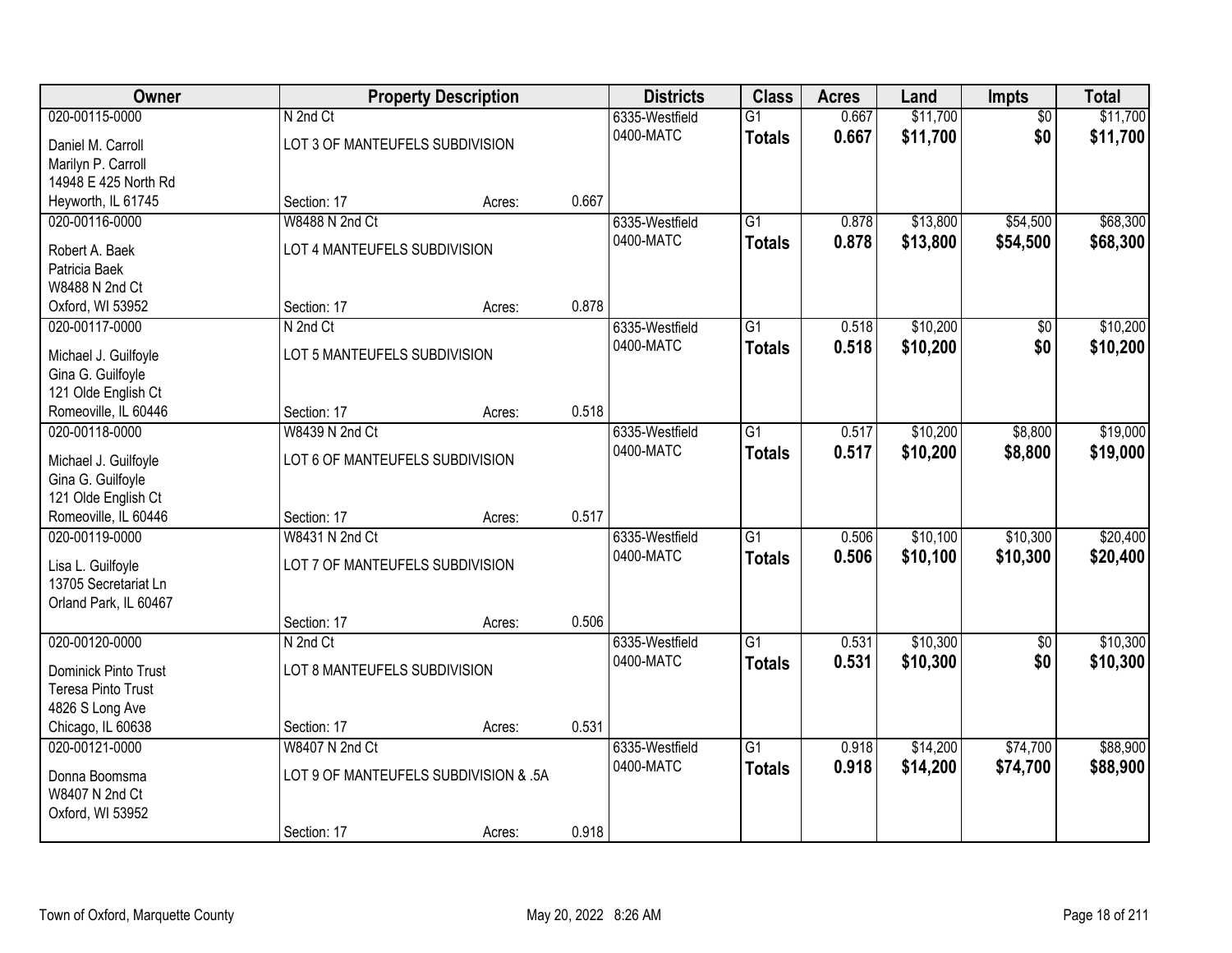| Owner | Property Description | | | Districts | Class | Acres | Land | Impts | Total |
|---|---|---|---|---|---|---|---|---|---|
| 020-00115-0000 | N 2nd Ct | | | 6335-Westfield | G1 | 0.667 | $11,700 | $0 | $11,700 |
| Daniel M. Carroll<br>Marilyn P. Carroll<br>14948 E 425 North Rd<br>Heyworth, IL 61745 | LOT 3 OF MANTEUFELS SUBDIVISION | | | 0400-MATC | **Totals** | **0.667** | **$11,700** | **$0** | **$11,700** |
| | Section: 17 | Acres: | 0.667 | | | | | | |
| 020-00116-0000 | W8488 N 2nd Ct | | | 6335-Westfield | G1 | 0.878 | $13,800 | $54,500 | $68,300 |
| Robert A. Baek<br>Patricia Baek<br>W8488 N 2nd Ct<br>Oxford, WI 53952 | LOT 4 MANTEUFELS SUBDIVISION | | | 0400-MATC | **Totals** | **0.878** | **$13,800** | **$54,500** | **$68,300** |
| | Section: 17 | Acres: | 0.878 | | | | | | |
| 020-00117-0000 | N 2nd Ct | | | 6335-Westfield | G1 | 0.518 | $10,200 | $0 | $10,200 |
| Michael J. Guilfoyle<br>Gina G. Guilfoyle<br>121 Olde English Ct<br>Romeoville, IL 60446 | LOT 5 MANTEUFELS SUBDIVISION | | | 0400-MATC | **Totals** | **0.518** | **$10,200** | **$0** | **$10,200** |
| | Section: 17 | Acres: | 0.518 | | | | | | |
| 020-00118-0000 | W8439 N 2nd Ct | | | 6335-Westfield | G1 | 0.517 | $10,200 | $8,800 | $19,000 |
| Michael J. Guilfoyle<br>Gina G. Guilfoyle<br>121 Olde English Ct<br>Romeoville, IL 60446 | LOT 6 OF MANTEUFELS SUBDIVISION | | | 0400-MATC | **Totals** | **0.517** | **$10,200** | **$8,800** | **$19,000** |
| | Section: 17 | Acres: | 0.517 | | | | | | |
| 020-00119-0000 | W8431 N 2nd Ct | | | 6335-Westfield | G1 | 0.506 | $10,100 | $10,300 | $20,400 |
| Lisa L. Guilfoyle<br>13705 Secretariat Ln<br>Orland Park, IL 60467 | LOT 7 OF MANTEUFELS SUBDIVISION | | | 0400-MATC | **Totals** | **0.506** | **$10,100** | **$10,300** | **$20,400** |
| | Section: 17 | Acres: | 0.506 | | | | | | |
| 020-00120-0000 | N 2nd Ct | | | 6335-Westfield | G1 | 0.531 | $10,300 | $0 | $10,300 |
| Dominick Pinto Trust<br>Teresa Pinto Trust<br>4826 S Long Ave<br>Chicago, IL 60638 | LOT 8 MANTEUFELS SUBDIVISION | | | 0400-MATC | **Totals** | **0.531** | **$10,300** | **$0** | **$10,300** |
| | Section: 17 | Acres: | 0.531 | | | | | | |
| 020-00121-0000 | W8407 N 2nd Ct | | | 6335-Westfield | G1 | 0.918 | $14,200 | $74,700 | $88,900 |
| Donna Boomsma<br>W8407 N 2nd Ct<br>Oxford, WI 53952 | LOT 9 OF MANTEUFELS SUBDIVISION & .5A | | | 0400-MATC | **Totals** | **0.918** | **$14,200** | **$74,700** | **$88,900** |
| | Section: 17 | Acres: | 0.918 | | | | | | |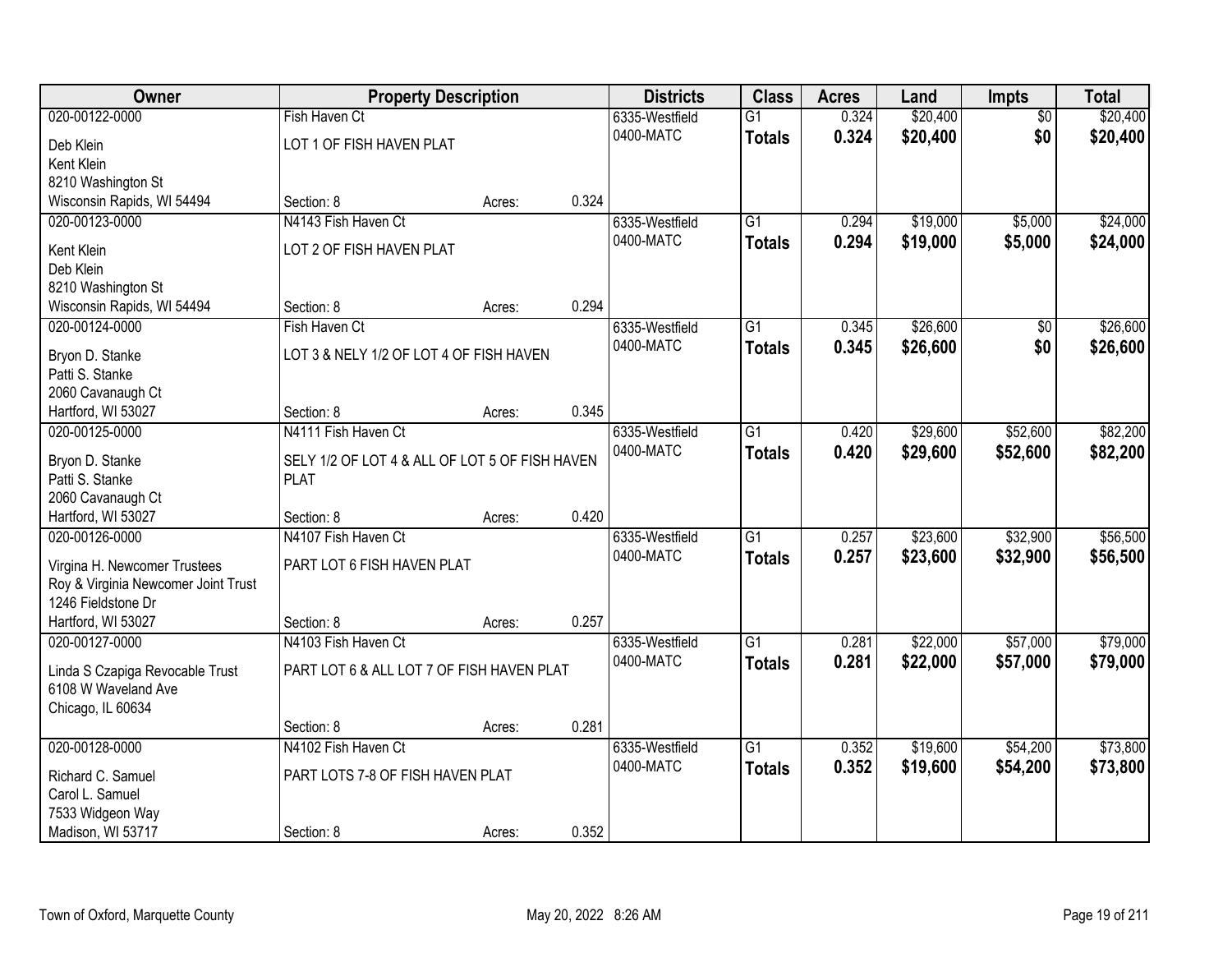| Owner | Property Description | | | Districts | Class | Acres | Land | Impts | Total |
|---|---|---|---|---|---|---|---|---|---|
| 020-00122-0000 | Fish Haven Ct | | | 6335-Westfield | G1 | 0.324 | $20,400 | $0 | $20,400 |
| Deb Klein<br>Kent Klein<br>8210 Washington St<br>Wisconsin Rapids, WI 54494 | LOT 1 OF FISH HAVEN PLAT<br><br>Section: 8 | Acres: | 0.324 | 0400-MATC | **Totals** | **0.324** | **$20,400** | **$0** | **$20,400** |
| 020-00123-0000 | N4143 Fish Haven Ct | | | 6335-Westfield | G1 | 0.294 | $19,000 | $5,000 | $24,000 |
| Kent Klein<br>Deb Klein<br>8210 Washington St<br>Wisconsin Rapids, WI 54494 | LOT 2 OF FISH HAVEN PLAT<br><br>Section: 8 | Acres: | 0.294 | 0400-MATC | **Totals** | **0.294** | **$19,000** | **$5,000** | **$24,000** |
| 020-00124-0000 | Fish Haven Ct | | | 6335-Westfield | G1 | 0.345 | $26,600 | $0 | $26,600 |
| Bryon D. Stanke<br>Patti S. Stanke<br>2060 Cavanaugh Ct<br>Hartford, WI 53027 | LOT 3 & NELY 1/2 OF LOT 4 OF FISH HAVEN<br><br>Section: 8 | Acres: | 0.345 | 0400-MATC | **Totals** | **0.345** | **$26,600** | **$0** | **$26,600** |
| 020-00125-0000 | N4111 Fish Haven Ct | | | 6335-Westfield | G1 | 0.420 | $29,600 | $52,600 | $82,200 |
| Bryon D. Stanke<br>Patti S. Stanke<br>2060 Cavanaugh Ct<br>Hartford, WI 53027 | SELY 1/2 OF LOT 4 & ALL OF LOT 5 OF FISH HAVEN PLAT<br><br>Section: 8 | Acres: | 0.420 | 0400-MATC | **Totals** | **0.420** | **$29,600** | **$52,600** | **$82,200** |
| 020-00126-0000 | N4107 Fish Haven Ct | | | 6335-Westfield | G1 | 0.257 | $23,600 | $32,900 | $56,500 |
| Virgina H. Newcomer Trustees<br>Roy & Virginia Newcomer Joint Trust<br>1246 Fieldstone Dr<br>Hartford, WI 53027 | PART LOT 6 FISH HAVEN PLAT<br><br>Section: 8 | Acres: | 0.257 | 0400-MATC | **Totals** | **0.257** | **$23,600** | **$32,900** | **$56,500** |
| 020-00127-0000 | N4103 Fish Haven Ct | | | 6335-Westfield | G1 | 0.281 | $22,000 | $57,000 | $79,000 |
| Linda S Czapiga Revocable Trust<br>6108 W Waveland Ave<br>Chicago, IL 60634 | PART LOT 6 & ALL LOT 7 OF FISH HAVEN PLAT<br><br>Section: 8 | Acres: | 0.281 | 0400-MATC | **Totals** | **0.281** | **$22,000** | **$57,000** | **$79,000** |
| 020-00128-0000 | N4102 Fish Haven Ct | | | 6335-Westfield | G1 | 0.352 | $19,600 | $54,200 | $73,800 |
| Richard C. Samuel<br>Carol L. Samuel<br>7533 Widgeon Way<br>Madison, WI 53717 | PART LOTS 7-8 OF FISH HAVEN PLAT<br><br>Section: 8 | Acres: | 0.352 | 0400-MATC | **Totals** | **0.352** | **$19,600** | **$54,200** | **$73,800** |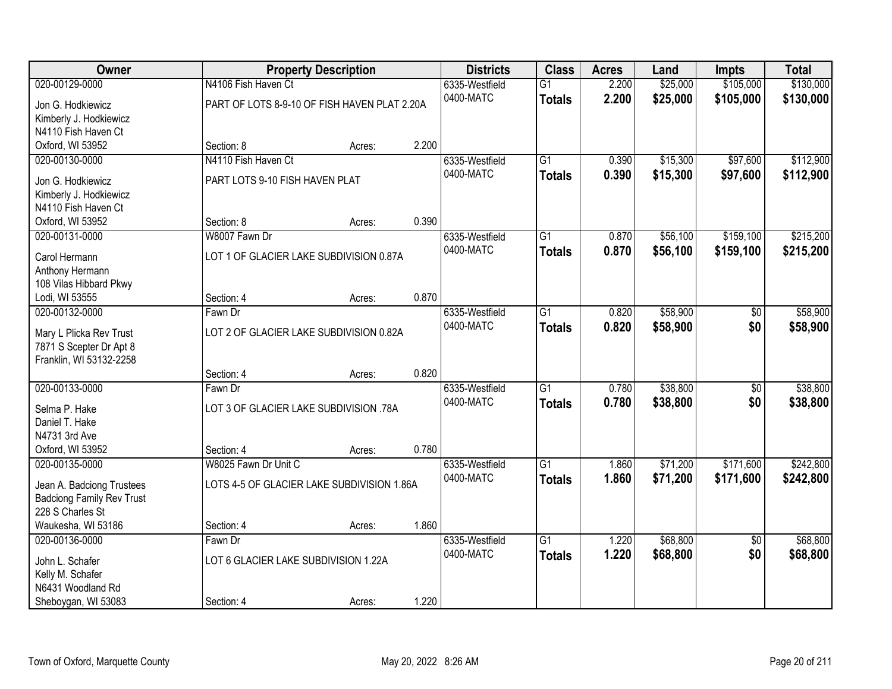| Owner | Property Description | | | Districts | Class | Acres | Land | Impts | Total |
|---|---|---|---|---|---|---|---|---|---|
| 020-00129-0000 | N4106 Fish Haven Ct | | | 6335-Westfield | G1 | 2.200 | $25,000 | $105,000 | $130,000 |
| Jon G. Hodkiewicz<br>Kimberly J. Hodkiewicz<br>N4110 Fish Haven Ct<br>Oxford, WI 53952 | PART OF LOTS 8-9-10 OF FISH HAVEN PLAT 2.20A | | | 0400-MATC | **Totals** | **2.200** | **$25,000** | **$105,000** | **$130,000** |
| | Section: 8 | Acres: | 2.200 | | | | | | |
| 020-00130-0000 | N4110 Fish Haven Ct | | | 6335-Westfield | G1 | 0.390 | $15,300 | $97,600 | $112,900 |
| Jon G. Hodkiewicz<br>Kimberly J. Hodkiewicz<br>N4110 Fish Haven Ct<br>Oxford, WI 53952 | PART LOTS 9-10 FISH HAVEN PLAT | | | 0400-MATC | **Totals** | **0.390** | **$15,300** | **$97,600** | **$112,900** |
| | Section: 8 | Acres: | 0.390 | | | | | | |
| 020-00131-0000 | W8007 Fawn Dr | | | 6335-Westfield | G1 | 0.870 | $56,100 | $159,100 | $215,200 |
| Carol Hermann<br>Anthony Hermann<br>108 Vilas Hibbard Pkwy<br>Lodi, WI 53555 | LOT 1 OF GLACIER LAKE SUBDIVISION 0.87A | | | 0400-MATC | **Totals** | **0.870** | **$56,100** | **$159,100** | **$215,200** |
| | Section: 4 | Acres: | 0.870 | | | | | | |
| 020-00132-0000 | Fawn Dr | | | 6335-Westfield | G1 | 0.820 | $58,900 | $0 | $58,900 |
| Mary L Plicka Rev Trust<br>7871 S Scepter Dr Apt 8<br>Franklin, WI 53132-2258 | LOT 2 OF GLACIER LAKE SUBDIVISION 0.82A | | | 0400-MATC | **Totals** | **0.820** | **$58,900** | **$0** | **$58,900** |
| | Section: 4 | Acres: | 0.820 | | | | | | |
| 020-00133-0000 | Fawn Dr | | | 6335-Westfield | G1 | 0.780 | $38,800 | $0 | $38,800 |
| Selma P. Hake<br>Daniel T. Hake<br>N4731 3rd Ave<br>Oxford, WI 53952 | LOT 3 OF GLACIER LAKE SUBDIVISION .78A | | | 0400-MATC | **Totals** | **0.780** | **$38,800** | **$0** | **$38,800** |
| | Section: 4 | Acres: | 0.780 | | | | | | |
| 020-00135-0000 | W8025 Fawn Dr Unit C | | | 6335-Westfield | G1 | 1.860 | $71,200 | $171,600 | $242,800 |
| Jean A. Badciong Trustees<br>Badciong Family Rev Trust<br>228 S Charles St<br>Waukesha, WI 53186 | LOTS 4-5 OF GLACIER LAKE SUBDIVISION 1.86A | | | 0400-MATC | **Totals** | **1.860** | **$71,200** | **$171,600** | **$242,800** |
| | Section: 4 | Acres: | 1.860 | | | | | | |
| 020-00136-0000 | Fawn Dr | | | 6335-Westfield | G1 | 1.220 | $68,800 | $0 | $68,800 |
| John L. Schafer<br>Kelly M. Schafer<br>N6431 Woodland Rd<br>Sheboygan, WI 53083 | LOT 6 GLACIER LAKE SUBDIVISION 1.22A | | | 0400-MATC | **Totals** | **1.220** | **$68,800** | **$0** | **$68,800** |
| | Section: 4 | Acres: | 1.220 | | | | | | |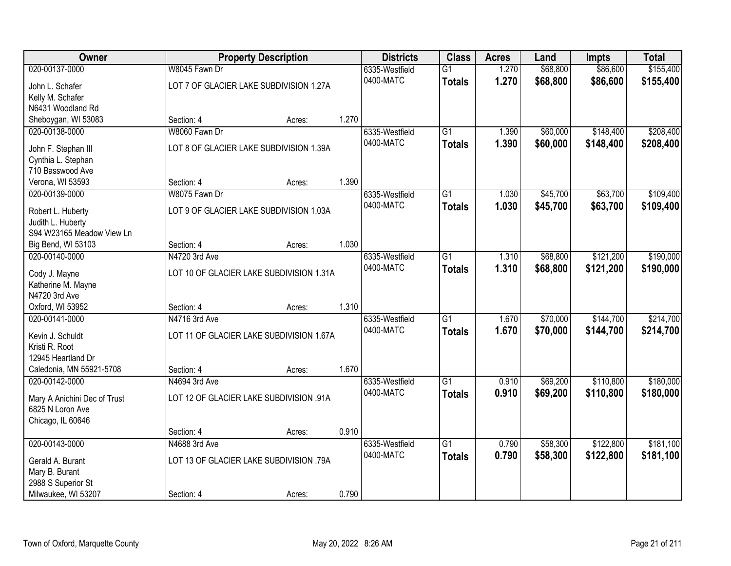| Owner | Property Description | | | Districts | Class | Acres | Land | Impts | Total |
|---|---|---|---|---|---|---|---|---|---|
| 020-00137-0000 | W8045 Fawn Dr | | | 6335-Westfield | G1 | 1.270 | $68,800 | $86,600 | $155,400 |
| John L. Schafer<br>Kelly M. Schafer<br>N6431 Woodland Rd<br>Sheboygan, WI 53083 | LOT 7 OF GLACIER LAKE SUBDIVISION 1.27A | | | 0400-MATC | **Totals** | **1.270** | **$68,800** | **$86,600** | **$155,400** |
| | Section: 4 | Acres: | 1.270 | | | | | | |
| 020-00138-0000 | W8060 Fawn Dr | | | 6335-Westfield | G1 | 1.390 | $60,000 | $148,400 | $208,400 |
| John F. Stephan III<br>Cynthia L. Stephan<br>710 Basswood Ave<br>Verona, WI 53593 | LOT 8 OF GLACIER LAKE SUBDIVISION 1.39A | | | 0400-MATC | **Totals** | **1.390** | **$60,000** | **$148,400** | **$208,400** |
| | Section: 4 | Acres: | 1.390 | | | | | | |
| 020-00139-0000 | W8075 Fawn Dr | | | 6335-Westfield | G1 | 1.030 | $45,700 | $63,700 | $109,400 |
| Robert L. Huberty<br>Judith L. Huberty<br>S94 W23165 Meadow View Ln<br>Big Bend, WI 53103 | LOT 9 OF GLACIER LAKE SUBDIVISION 1.03A | | | 0400-MATC | **Totals** | **1.030** | **$45,700** | **$63,700** | **$109,400** |
| | Section: 4 | Acres: | 1.030 | | | | | | |
| 020-00140-0000 | N4720 3rd Ave | | | 6335-Westfield | G1 | 1.310 | $68,800 | $121,200 | $190,000 |
| Cody J. Mayne<br>Katherine M. Mayne<br>N4720 3rd Ave<br>Oxford, WI 53952 | LOT 10 OF GLACIER LAKE SUBDIVISION 1.31A | | | 0400-MATC | **Totals** | **1.310** | **$68,800** | **$121,200** | **$190,000** |
| | Section: 4 | Acres: | 1.310 | | | | | | |
| 020-00141-0000 | N4716 3rd Ave | | | 6335-Westfield | G1 | 1.670 | $70,000 | $144,700 | $214,700 |
| Kevin J. Schuldt<br>Kristi R. Root<br>12945 Heartland Dr<br>Caledonia, MN 55921-5708 | LOT 11 OF GLACIER LAKE SUBDIVISION 1.67A | | | 0400-MATC | **Totals** | **1.670** | **$70,000** | **$144,700** | **$214,700** |
| | Section: 4 | Acres: | 1.670 | | | | | | |
| 020-00142-0000 | N4694 3rd Ave | | | 6335-Westfield | G1 | 0.910 | $69,200 | $110,800 | $180,000 |
| Mary A Anichini Dec of Trust<br>6825 N Loron Ave<br>Chicago, IL 60646 | LOT 12 OF GLACIER LAKE SUBDIVISION .91A | | | 0400-MATC | **Totals** | **0.910** | **$69,200** | **$110,800** | **$180,000** |
| | Section: 4 | Acres: | 0.910 | | | | | | |
| 020-00143-0000 | N4688 3rd Ave | | | 6335-Westfield | G1 | 0.790 | $58,300 | $122,800 | $181,100 |
| Gerald A. Burant<br>Mary B. Burant<br>2988 S Superior St<br>Milwaukee, WI 53207 | LOT 13 OF GLACIER LAKE SUBDIVISION .79A | | | 0400-MATC | **Totals** | **0.790** | **$58,300** | **$122,800** | **$181,100** |
| | Section: 4 | Acres: | 0.790 | | | | | | |

Town of Oxford, Marquette County — May 20, 2022 8:26 AM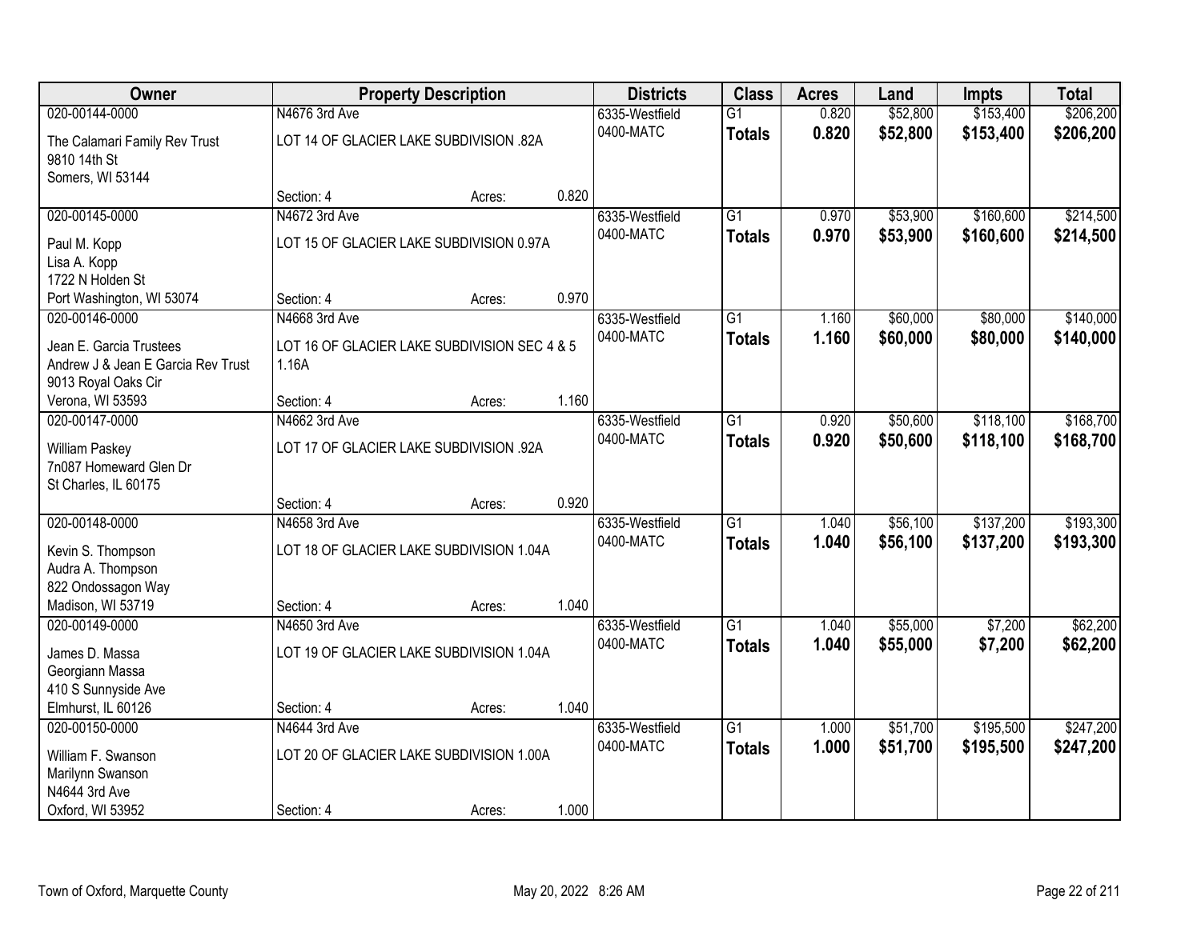| Owner | Property Description | | | Districts | Class | Acres | Land | Impts | Total |
|---|---|---|---|---|---|---|---|---|---|
| 020-00144-0000 | N4676 3rd Ave | | | 6335-Westfield | G1 | 0.820 | $52,800 | $153,400 | $206,200 |
| The Calamari Family Rev Trust<br>9810 14th St<br>Somers, WI 53144 | LOT 14 OF GLACIER LAKE SUBDIVISION .82A | | | 0400-MATC | **Totals** | **0.820** | **$52,800** | **$153,400** | **$206,200** |
| | Section: 4 | Acres: | 0.820 | | | | | | |
| 020-00145-0000 | N4672 3rd Ave | | | 6335-Westfield | G1 | 0.970 | $53,900 | $160,600 | $214,500 |
| Paul M. Kopp<br>Lisa A. Kopp<br>1722 N Holden St<br>Port Washington, WI 53074 | LOT 15 OF GLACIER LAKE SUBDIVISION 0.97A | | | 0400-MATC | **Totals** | **0.970** | **$53,900** | **$160,600** | **$214,500** |
| | Section: 4 | Acres: | 0.970 | | | | | | |
| 020-00146-0000 | N4668 3rd Ave | | | 6335-Westfield | G1 | 1.160 | $60,000 | $80,000 | $140,000 |
| Jean E. Garcia Trustees<br>Andrew J & Jean E Garcia Rev Trust<br>9013 Royal Oaks Cir<br>Verona, WI 53593 | LOT 16 OF GLACIER LAKE SUBDIVISION SEC 4 & 5 1.16A | | | 0400-MATC | **Totals** | **1.160** | **$60,000** | **$80,000** | **$140,000** |
| | Section: 4 | Acres: | 1.160 | | | | | | |
| 020-00147-0000 | N4662 3rd Ave | | | 6335-Westfield | G1 | 0.920 | $50,600 | $118,100 | $168,700 |
| William Paskey<br>7n087 Homeward Glen Dr<br>St Charles, IL 60175 | LOT 17 OF GLACIER LAKE SUBDIVISION .92A | | | 0400-MATC | **Totals** | **0.920** | **$50,600** | **$118,100** | **$168,700** |
| | Section: 4 | Acres: | 0.920 | | | | | | |
| 020-00148-0000 | N4658 3rd Ave | | | 6335-Westfield | G1 | 1.040 | $56,100 | $137,200 | $193,300 |
| Kevin S. Thompson<br>Audra A. Thompson<br>822 Ondossagon Way<br>Madison, WI 53719 | LOT 18 OF GLACIER LAKE SUBDIVISION 1.04A | | | 0400-MATC | **Totals** | **1.040** | **$56,100** | **$137,200** | **$193,300** |
| | Section: 4 | Acres: | 1.040 | | | | | | |
| 020-00149-0000 | N4650 3rd Ave | | | 6335-Westfield | G1 | 1.040 | $55,000 | $7,200 | $62,200 |
| James D. Massa<br>Georgiann Massa<br>410 S Sunnyside Ave<br>Elmhurst, IL 60126 | LOT 19 OF GLACIER LAKE SUBDIVISION 1.04A | | | 0400-MATC | **Totals** | **1.040** | **$55,000** | **$7,200** | **$62,200** |
| | Section: 4 | Acres: | 1.040 | | | | | | |
| 020-00150-0000 | N4644 3rd Ave | | | 6335-Westfield | G1 | 1.000 | $51,700 | $195,500 | $247,200 |
| William F. Swanson<br>Marilynn Swanson<br>N4644 3rd Ave<br>Oxford, WI 53952 | LOT 20 OF GLACIER LAKE SUBDIVISION 1.00A | | | 0400-MATC | **Totals** | **1.000** | **$51,700** | **$195,500** | **$247,200** |
| | Section: 4 | Acres: | 1.000 | | | | | | |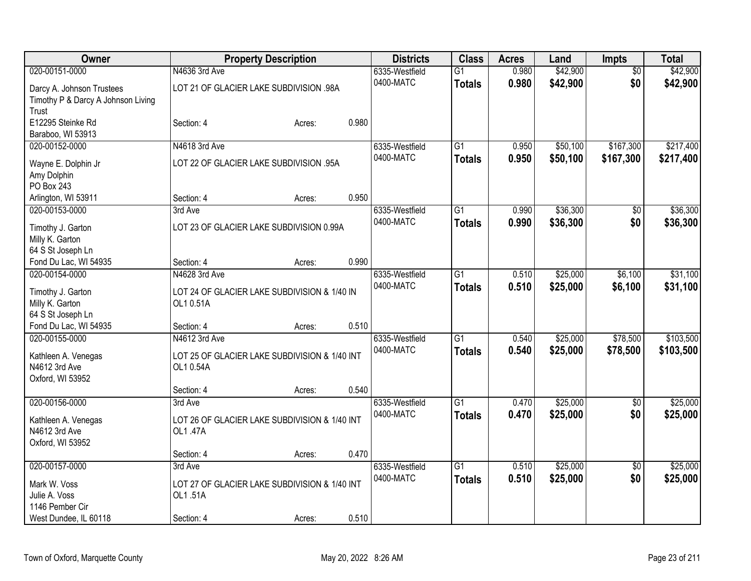| Owner | Property Description | | | Districts | Class | Acres | Land | Impts | Total |
|---|---|---|---|---|---|---|---|---|---|
| 020-00151-0000 | N4636 3rd Ave | | | 6335-Westfield | G1 | 0.980 | $42,900 | $0 | $42,900 |
| Darcy A. Johnson Trustees<br>Timothy P & Darcy A Johnson Living Trust<br>E12295 Steinke Rd<br>Baraboo, WI 53913 | LOT 21 OF GLACIER LAKE SUBDIVISION .98A | | | 0400-MATC | **Totals** | **0.980** | **$42,900** | **$0** | **$42,900** |
| | Section: 4 | Acres: | 0.980 | | | | | | |
| 020-00152-0000 | N4618 3rd Ave | | | 6335-Westfield | G1 | 0.950 | $50,100 | $167,300 | $217,400 |
| Wayne E. Dolphin Jr<br>Amy Dolphin<br>PO Box 243<br>Arlington, WI 53911 | LOT 22 OF GLACIER LAKE SUBDIVISION .95A | | | 0400-MATC | **Totals** | **0.950** | **$50,100** | **$167,300** | **$217,400** |
| | Section: 4 | Acres: | 0.950 | | | | | | |
| 020-00153-0000 | 3rd Ave | | | 6335-Westfield | G1 | 0.990 | $36,300 | $0 | $36,300 |
| Timothy J. Garton<br>Milly K. Garton<br>64 S St Joseph Ln<br>Fond Du Lac, WI 54935 | LOT 23 OF GLACIER LAKE SUBDIVISION 0.99A | | | 0400-MATC | **Totals** | **0.990** | **$36,300** | **$0** | **$36,300** |
| | Section: 4 | Acres: | 0.990 | | | | | | |
| 020-00154-0000 | N4628 3rd Ave | | | 6335-Westfield | G1 | 0.510 | $25,000 | $6,100 | $31,100 |
| Timothy J. Garton<br>Milly K. Garton<br>64 S St Joseph Ln<br>Fond Du Lac, WI 54935 | LOT 24 OF GLACIER LAKE SUBDIVISION & 1/40 IN OL1 0.51A | | | 0400-MATC | **Totals** | **0.510** | **$25,000** | **$6,100** | **$31,100** |
| | Section: 4 | Acres: | 0.510 | | | | | | |
| 020-00155-0000 | N4612 3rd Ave | | | 6335-Westfield | G1 | 0.540 | $25,000 | $78,500 | $103,500 |
| Kathleen A. Venegas<br>N4612 3rd Ave<br>Oxford, WI 53952 | LOT 25 OF GLACIER LAKE SUBDIVISION & 1/40 INT OL1 0.54A | | | 0400-MATC | **Totals** | **0.540** | **$25,000** | **$78,500** | **$103,500** |
| | Section: 4 | Acres: | 0.540 | | | | | | |
| 020-00156-0000 | 3rd Ave | | | 6335-Westfield | G1 | 0.470 | $25,000 | $0 | $25,000 |
| Kathleen A. Venegas<br>N4612 3rd Ave<br>Oxford, WI 53952 | LOT 26 OF GLACIER LAKE SUBDIVISION & 1/40 INT OL1 .47A | | | 0400-MATC | **Totals** | **0.470** | **$25,000** | **$0** | **$25,000** |
| | Section: 4 | Acres: | 0.470 | | | | | | |
| 020-00157-0000 | 3rd Ave | | | 6335-Westfield | G1 | 0.510 | $25,000 | $0 | $25,000 |
| Mark W. Voss<br>Julie A. Voss<br>1146 Pember Cir<br>West Dundee, IL 60118 | LOT 27 OF GLACIER LAKE SUBDIVISION & 1/40 INT OL1 .51A | | | 0400-MATC | **Totals** | **0.510** | **$25,000** | **$0** | **$25,000** |
| | Section: 4 | Acres: | 0.510 | | | | | | |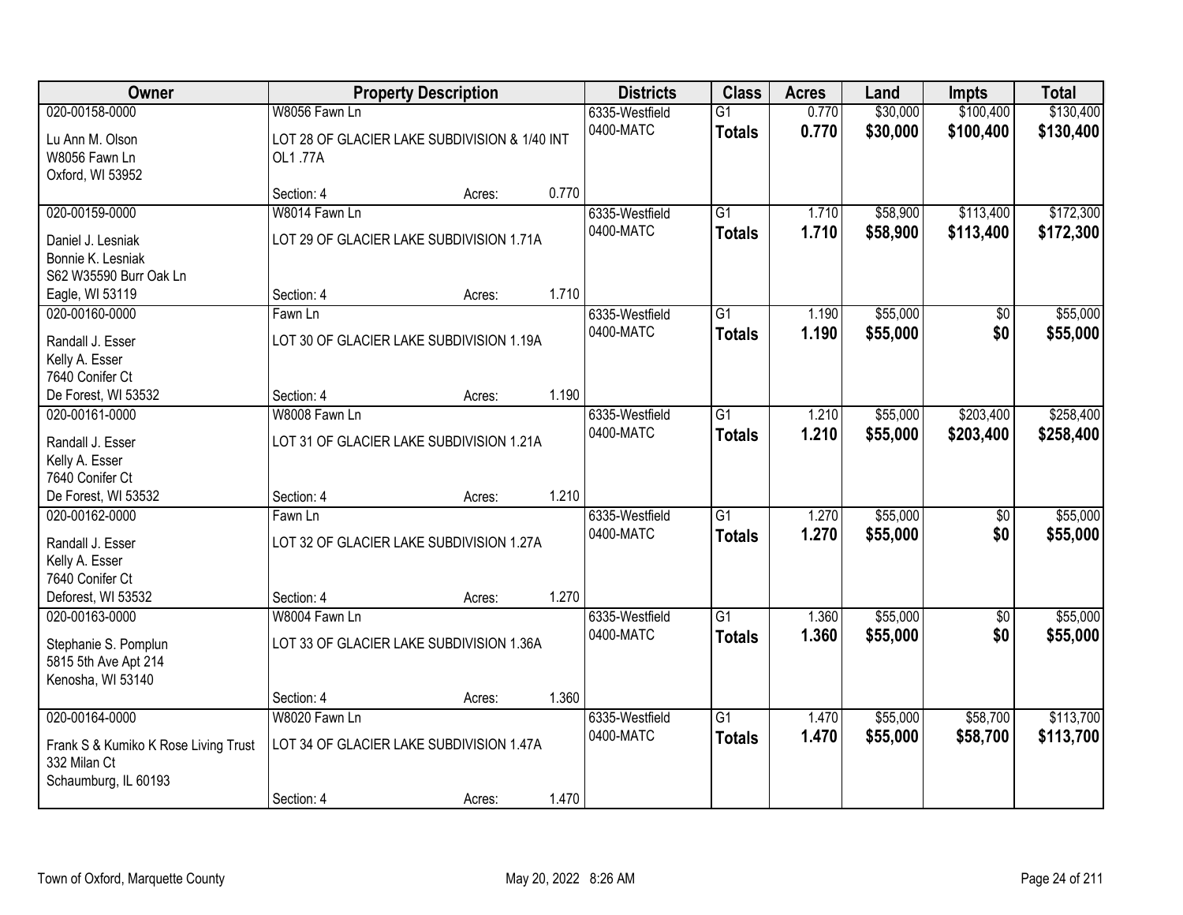| Owner | Property Description | | | Districts | Class | Acres | Land | Impts | Total |
|---|---|---|---|---|---|---|---|---|---|
| 020-00158-0000<br>Lu Ann M. Olson<br>W8056 Fawn Ln<br>Oxford, WI 53952 | W8056 Fawn Ln<br>LOT 28 OF GLACIER LAKE SUBDIVISION & 1/40 INT OL1 .77A<br>Section: 4 | Acres: | 0.770 | 6335-Westfield<br>0400-MATC | G1<br>**Totals** | 0.770<br>**0.770** | $30,000<br>**$30,000** | $100,400<br>**$100,400** | $130,400<br>**$130,400** |
| 020-00159-0000<br>Daniel J. Lesniak<br>Bonnie K. Lesniak<br>S62 W35590 Burr Oak Ln<br>Eagle, WI 53119 | W8014 Fawn Ln<br>LOT 29 OF GLACIER LAKE SUBDIVISION 1.71A<br>Section: 4 | Acres: | 1.710 | 6335-Westfield<br>0400-MATC | G1<br>**Totals** | 1.710<br>**1.710** | $58,900<br>**$58,900** | $113,400<br>**$113,400** | $172,300<br>**$172,300** |
| 020-00160-0000<br>Randall J. Esser<br>Kelly A. Esser<br>7640 Conifer Ct<br>De Forest, WI 53532 | Fawn Ln<br>LOT 30 OF GLACIER LAKE SUBDIVISION 1.19A<br>Section: 4 | Acres: | 1.190 | 6335-Westfield<br>0400-MATC | G1<br>**Totals** | 1.190<br>**1.190** | $55,000<br>**$55,000** | $0<br>**$0** | $55,000<br>**$55,000** |
| 020-00161-0000<br>Randall J. Esser<br>Kelly A. Esser<br>7640 Conifer Ct<br>De Forest, WI 53532 | W8008 Fawn Ln<br>LOT 31 OF GLACIER LAKE SUBDIVISION 1.21A<br>Section: 4 | Acres: | 1.210 | 6335-Westfield<br>0400-MATC | G1<br>**Totals** | 1.210<br>**1.210** | $55,000<br>**$55,000** | $203,400<br>**$203,400** | $258,400<br>**$258,400** |
| 020-00162-0000<br>Randall J. Esser<br>Kelly A. Esser<br>7640 Conifer Ct<br>Deforest, WI 53532 | Fawn Ln<br>LOT 32 OF GLACIER LAKE SUBDIVISION 1.27A<br>Section: 4 | Acres: | 1.270 | 6335-Westfield<br>0400-MATC | G1<br>**Totals** | 1.270<br>**1.270** | $55,000<br>**$55,000** | $0<br>**$0** | $55,000<br>**$55,000** |
| 020-00163-0000<br>Stephanie S. Pomplun<br>5815 5th Ave Apt 214<br>Kenosha, WI 53140 | W8004 Fawn Ln<br>LOT 33 OF GLACIER LAKE SUBDIVISION 1.36A<br>Section: 4 | Acres: | 1.360 | 6335-Westfield<br>0400-MATC | G1<br>**Totals** | 1.360<br>**1.360** | $55,000<br>**$55,000** | $0<br>**$0** | $55,000<br>**$55,000** |
| 020-00164-0000<br>Frank S & Kumiko K Rose Living Trust<br>332 Milan Ct<br>Schaumburg, IL 60193 | W8020 Fawn Ln<br>LOT 34 OF GLACIER LAKE SUBDIVISION 1.47A<br>Section: 4 | Acres: | 1.470 | 6335-Westfield<br>0400-MATC | G1<br>**Totals** | 1.470<br>**1.470** | $55,000<br>**$55,000** | $58,700<br>**$58,700** | $113,700<br>**$113,700** |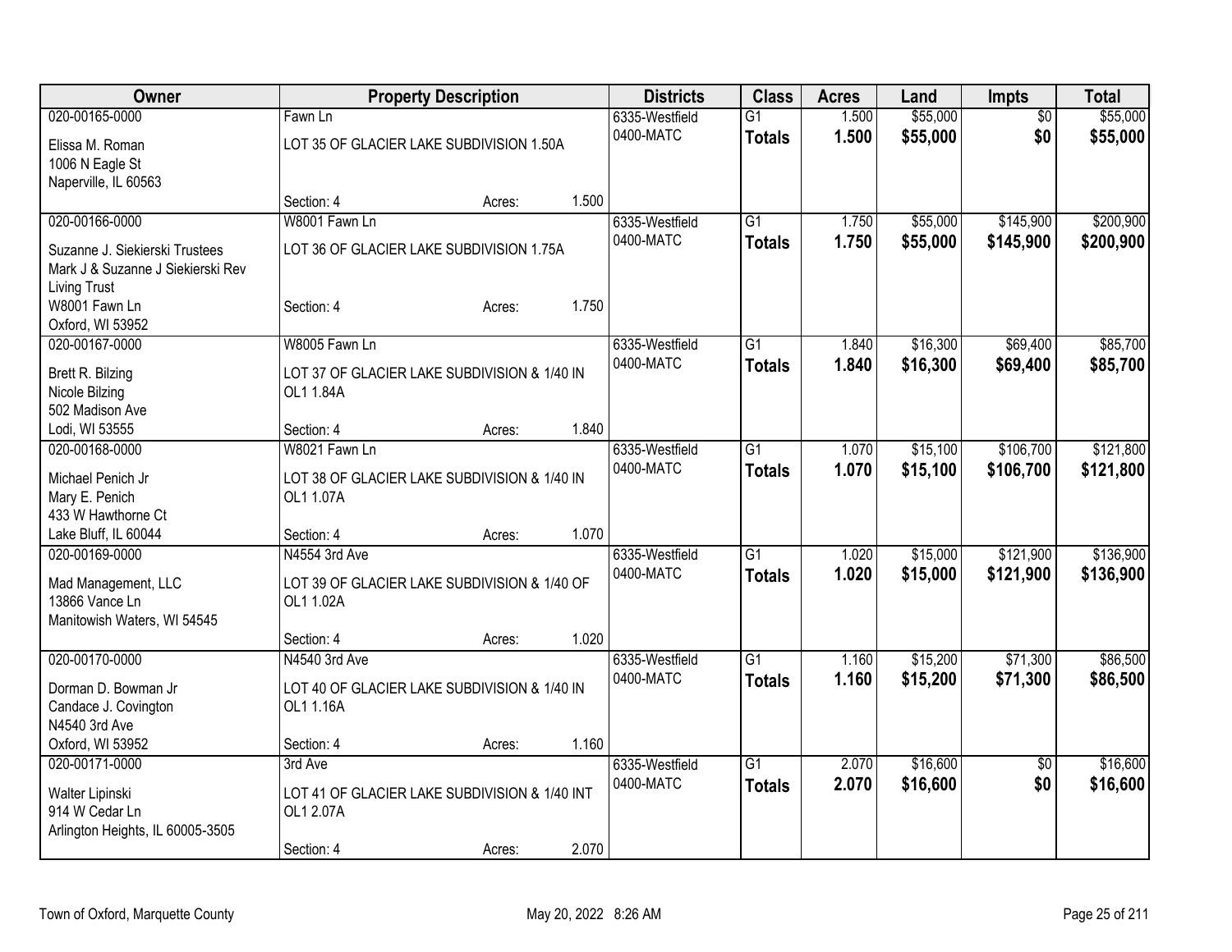| Owner | Property Description | Districts | Class | Acres | Land | Impts | Total |
|---|---|---|---|---|---|---|---|
| 020-00165-0000<br>Elissa M. Roman<br>1006 N Eagle St<br>Naperville, IL 60563 | Fawn Ln<br>LOT 35 OF GLACIER LAKE SUBDIVISION 1.50A<br>Section: 4 Acres: 1.500 | 6335-Westfield<br>0400-MATC | G1<br>**Totals** | 1.500<br>**1.500** | $55,000<br>**$55,000** | $0<br>**$0** | $55,000<br>**$55,000** |
| 020-00166-0000<br>Suzanne J. Siekierski Trustees<br>Mark J & Suzanne J Siekierski Rev Living Trust<br>W8001 Fawn Ln<br>Oxford, WI 53952 | W8001 Fawn Ln<br>LOT 36 OF GLACIER LAKE SUBDIVISION 1.75A<br>Section: 4 Acres: 1.750 | 6335-Westfield<br>0400-MATC | G1<br>**Totals** | 1.750<br>**1.750** | $55,000<br>**$55,000** | $145,900<br>**$145,900** | $200,900<br>**$200,900** |
| 020-00167-0000<br>Brett R. Bilzing<br>Nicole Bilzing<br>502 Madison Ave<br>Lodi, WI 53555 | W8005 Fawn Ln<br>LOT 37 OF GLACIER LAKE SUBDIVISION & 1/40 IN OL1 1.84A<br>Section: 4 Acres: 1.840 | 6335-Westfield<br>0400-MATC | G1<br>**Totals** | 1.840<br>**1.840** | $16,300<br>**$16,300** | $69,400<br>**$69,400** | $85,700<br>**$85,700** |
| 020-00168-0000<br>Michael Penich Jr<br>Mary E. Penich<br>433 W Hawthorne Ct<br>Lake Bluff, IL 60044 | W8021 Fawn Ln<br>LOT 38 OF GLACIER LAKE SUBDIVISION & 1/40 IN OL1 1.07A<br>Section: 4 Acres: 1.070 | 6335-Westfield<br>0400-MATC | G1<br>**Totals** | 1.070<br>**1.070** | $15,100<br>**$15,100** | $106,700<br>**$106,700** | $121,800<br>**$121,800** |
| 020-00169-0000<br>Mad Management, LLC<br>13866 Vance Ln<br>Manitowish Waters, WI 54545 | N4554 3rd Ave<br>LOT 39 OF GLACIER LAKE SUBDIVISION & 1/40 OF OL1 1.02A<br>Section: 4 Acres: 1.020 | 6335-Westfield<br>0400-MATC | G1<br>**Totals** | 1.020<br>**1.020** | $15,000<br>**$15,000** | $121,900<br>**$121,900** | $136,900<br>**$136,900** |
| 020-00170-0000<br>Dorman D. Bowman Jr<br>Candace J. Covington<br>N4540 3rd Ave<br>Oxford, WI 53952 | N4540 3rd Ave<br>LOT 40 OF GLACIER LAKE SUBDIVISION & 1/40 IN OL1 1.16A<br>Section: 4 Acres: 1.160 | 6335-Westfield<br>0400-MATC | G1<br>**Totals** | 1.160<br>**1.160** | $15,200<br>**$15,200** | $71,300<br>**$71,300** | $86,500<br>**$86,500** |
| 020-00171-0000<br>Walter Lipinski<br>914 W Cedar Ln<br>Arlington Heights, IL 60005-3505 | 3rd Ave<br>LOT 41 OF GLACIER LAKE SUBDIVISION & 1/40 INT OL1 2.07A<br>Section: 4 Acres: 2.070 | 6335-Westfield<br>0400-MATC | G1<br>**Totals** | 2.070<br>**2.070** | $16,600<br>**$16,600** | $0<br>**$0** | $16,600<br>**$16,600** |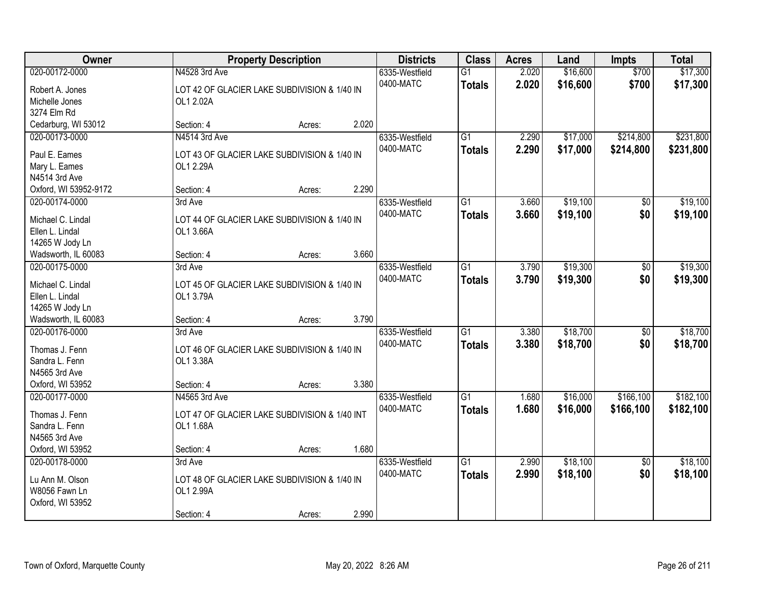| Owner | Property Description | | | Districts | Class | Acres | Land | Impts | Total |
|---|---|---|---|---|---|---|---|---|---|
| 020-00172-0000 | N4528 3rd Ave | | | 6335-Westfield | G1 | 2.020 | $16,600 | $700 | $17,300 |
| Robert A. Jones<br>Michelle Jones<br>3274 Elm Rd<br>Cedarburg, WI 53012 | LOT 42 OF GLACIER LAKE SUBDIVISION & 1/40 IN OL1 2.02A | | | 0400-MATC | **Totals** | **2.020** | **$16,600** | **$700** | **$17,300** |
| | Section: 4 | Acres: | 2.020 | | | | | | |
| 020-00173-0000 | N4514 3rd Ave | | | 6335-Westfield | G1 | 2.290 | $17,000 | $214,800 | $231,800 |
| Paul E. Eames<br>Mary L. Eames<br>N4514 3rd Ave<br>Oxford, WI 53952-9172 | LOT 43 OF GLACIER LAKE SUBDIVISION & 1/40 IN OL1 2.29A | | | 0400-MATC | **Totals** | **2.290** | **$17,000** | **$214,800** | **$231,800** |
| | Section: 4 | Acres: | 2.290 | | | | | | |
| 020-00174-0000 | 3rd Ave | | | 6335-Westfield | G1 | 3.660 | $19,100 | $0 | $19,100 |
| Michael C. Lindal<br>Ellen L. Lindal<br>14265 W Jody Ln<br>Wadsworth, IL 60083 | LOT 44 OF GLACIER LAKE SUBDIVISION & 1/40 IN OL1 3.66A | | | 0400-MATC | **Totals** | **3.660** | **$19,100** | **$0** | **$19,100** |
| | Section: 4 | Acres: | 3.660 | | | | | | |
| 020-00175-0000 | 3rd Ave | | | 6335-Westfield | G1 | 3.790 | $19,300 | $0 | $19,300 |
| Michael C. Lindal<br>Ellen L. Lindal<br>14265 W Jody Ln<br>Wadsworth, IL 60083 | LOT 45 OF GLACIER LAKE SUBDIVISION & 1/40 IN OL1 3.79A | | | 0400-MATC | **Totals** | **3.790** | **$19,300** | **$0** | **$19,300** |
| | Section: 4 | Acres: | 3.790 | | | | | | |
| 020-00176-0000 | 3rd Ave | | | 6335-Westfield | G1 | 3.380 | $18,700 | $0 | $18,700 |
| Thomas J. Fenn<br>Sandra L. Fenn<br>N4565 3rd Ave<br>Oxford, WI 53952 | LOT 46 OF GLACIER LAKE SUBDIVISION & 1/40 IN OL1 3.38A | | | 0400-MATC | **Totals** | **3.380** | **$18,700** | **$0** | **$18,700** |
| | Section: 4 | Acres: | 3.380 | | | | | | |
| 020-00177-0000 | N4565 3rd Ave | | | 6335-Westfield | G1 | 1.680 | $16,000 | $166,100 | $182,100 |
| Thomas J. Fenn<br>Sandra L. Fenn<br>N4565 3rd Ave<br>Oxford, WI 53952 | LOT 47 OF GLACIER LAKE SUBDIVISION & 1/40 INT OL1 1.68A | | | 0400-MATC | **Totals** | **1.680** | **$16,000** | **$166,100** | **$182,100** |
| | Section: 4 | Acres: | 1.680 | | | | | | |
| 020-00178-0000 | 3rd Ave | | | 6335-Westfield | G1 | 2.990 | $18,100 | $0 | $18,100 |
| Lu Ann M. Olson<br>W8056 Fawn Ln<br>Oxford, WI 53952 | LOT 48 OF GLACIER LAKE SUBDIVISION & 1/40 IN OL1 2.99A | | | 0400-MATC | **Totals** | **2.990** | **$18,100** | **$0** | **$18,100** |
| | Section: 4 | Acres: | 2.990 | | | | | | |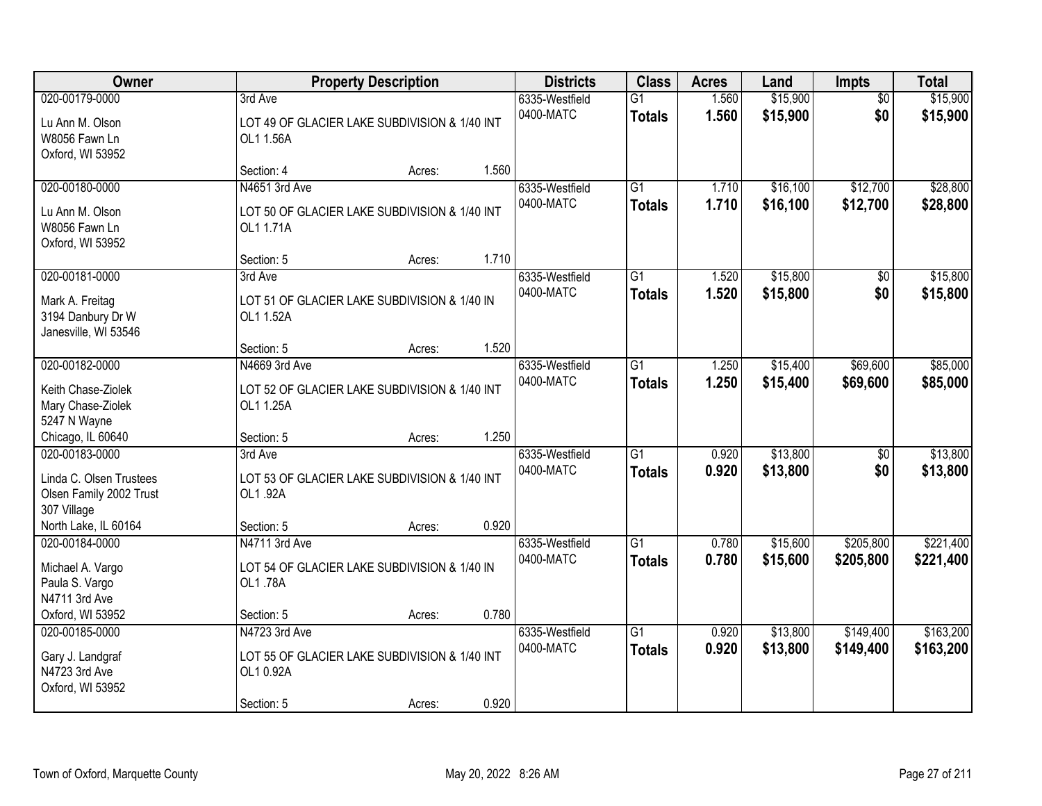| Owner | Property Description | | | Districts | Class | Acres | Land | Impts | Total |
|---|---|---|---|---|---|---|---|---|---|
| 020-00179-0000<br>Lu Ann M. Olson<br>W8056 Fawn Ln<br>Oxford, WI 53952 | 3rd Ave<br>LOT 49 OF GLACIER LAKE SUBDIVISION & 1/40 INT OL1 1.56A<br>Section: 4 | Acres: | 1.560 | 6335-Westfield<br>0400-MATC | G1<br>**Totals** | 1.560<br>**1.560** | $15,900<br>**$15,900** | $0<br>**$0** | $15,900<br>**$15,900** |
| 020-00180-0000<br>Lu Ann M. Olson<br>W8056 Fawn Ln<br>Oxford, WI 53952 | N4651 3rd Ave<br>LOT 50 OF GLACIER LAKE SUBDIVISION & 1/40 INT OL1 1.71A<br>Section: 5 | Acres: | 1.710 | 6335-Westfield<br>0400-MATC | G1<br>**Totals** | 1.710<br>**1.710** | $16,100<br>**$16,100** | $12,700<br>**$12,700** | $28,800<br>**$28,800** |
| 020-00181-0000<br>Mark A. Freitag<br>3194 Danbury Dr W<br>Janesville, WI 53546 | 3rd Ave<br>LOT 51 OF GLACIER LAKE SUBDIVISION & 1/40 IN OL1 1.52A<br>Section: 5 | Acres: | 1.520 | 6335-Westfield<br>0400-MATC | G1<br>**Totals** | 1.520<br>**1.520** | $15,800<br>**$15,800** | $0<br>**$0** | $15,800<br>**$15,800** |
| 020-00182-0000<br>Keith Chase-Ziolek<br>Mary Chase-Ziolek<br>5247 N Wayne<br>Chicago, IL 60640 | N4669 3rd Ave<br>LOT 52 OF GLACIER LAKE SUBDIVISION & 1/40 INT OL1 1.25A<br>Section: 5 | Acres: | 1.250 | 6335-Westfield<br>0400-MATC | G1<br>**Totals** | 1.250<br>**1.250** | $15,400<br>**$15,400** | $69,600<br>**$69,600** | $85,000<br>**$85,000** |
| 020-00183-0000<br>Linda C. Olsen Trustees<br>Olsen Family 2002 Trust<br>307 Village<br>North Lake, IL 60164 | 3rd Ave<br>LOT 53 OF GLACIER LAKE SUBDIVISION & 1/40 INT OL1 .92A<br>Section: 5 | Acres: | 0.920 | 6335-Westfield<br>0400-MATC | G1<br>**Totals** | 0.920<br>**0.920** | $13,800<br>**$13,800** | $0<br>**$0** | $13,800<br>**$13,800** |
| 020-00184-0000<br>Michael A. Vargo<br>Paula S. Vargo<br>N4711 3rd Ave<br>Oxford, WI 53952 | N4711 3rd Ave<br>LOT 54 OF GLACIER LAKE SUBDIVISION & 1/40 IN OL1 .78A<br>Section: 5 | Acres: | 0.780 | 6335-Westfield<br>0400-MATC | G1<br>**Totals** | 0.780<br>**0.780** | $15,600<br>**$15,600** | $205,800<br>**$205,800** | $221,400<br>**$221,400** |
| 020-00185-0000<br>Gary J. Landgraf<br>N4723 3rd Ave<br>Oxford, WI 53952 | N4723 3rd Ave<br>LOT 55 OF GLACIER LAKE SUBDIVISION & 1/40 INT OL1 0.92A<br>Section: 5 | Acres: | 0.920 | 6335-Westfield<br>0400-MATC | G1<br>**Totals** | 0.920<br>**0.920** | $13,800<br>**$13,800** | $149,400<br>**$149,400** | $163,200<br>**$163,200** |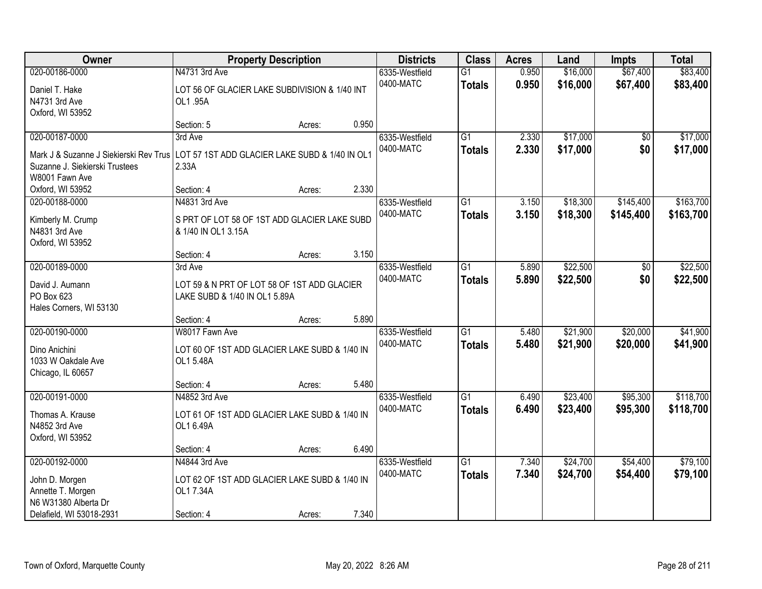| Owner | Property Description | | | Districts | Class | Acres | Land | Impts | Total |
|---|---|---|---|---|---|---|---|---|---|
| 020-00186-0000 | N4731 3rd Ave | | | 6335-Westfield | G1 | 0.950 | $16,000 | $67,400 | $83,400 |
| Daniel T. Hake<br>N4731 3rd Ave<br>Oxford, WI 53952 | LOT 56 OF GLACIER LAKE SUBDIVISION & 1/40 INT OL1 .95A | | | 0400-MATC | **Totals** | **0.950** | **$16,000** | **$67,400** | **$83,400** |
| | Section: 5 | Acres: | 0.950 | | | | | | |
| 020-00187-0000 | 3rd Ave | | | 6335-Westfield | G1 | 2.330 | $17,000 | $0 | $17,000 |
| Mark J & Suzanne J Siekierski Rev Trus<br>Suzanne J. Siekierski Trustees<br>W8001 Fawn Ave<br>Oxford, WI 53952 | LOT 57 1ST ADD GLACIER LAKE SUBD & 1/40 IN OL1 2.33A | | | 0400-MATC | **Totals** | **2.330** | **$17,000** | **$0** | **$17,000** |
| | Section: 4 | Acres: | 2.330 | | | | | | |
| 020-00188-0000 | N4831 3rd Ave | | | 6335-Westfield | G1 | 3.150 | $18,300 | $145,400 | $163,700 |
| Kimberly M. Crump<br>N4831 3rd Ave<br>Oxford, WI 53952 | S PRT OF LOT 58 OF 1ST ADD GLACIER LAKE SUBD & 1/40 IN OL1 3.15A | | | 0400-MATC | **Totals** | **3.150** | **$18,300** | **$145,400** | **$163,700** |
| | Section: 4 | Acres: | 3.150 | | | | | | |
| 020-00189-0000 | 3rd Ave | | | 6335-Westfield | G1 | 5.890 | $22,500 | $0 | $22,500 |
| David J. Aumann<br>PO Box 623<br>Hales Corners, WI 53130 | LOT 59 & N PRT OF LOT 58 OF 1ST ADD GLACIER LAKE SUBD & 1/40 IN OL1 5.89A | | | 0400-MATC | **Totals** | **5.890** | **$22,500** | **$0** | **$22,500** |
| | Section: 4 | Acres: | 5.890 | | | | | | |
| 020-00190-0000 | W8017 Fawn Ave | | | 6335-Westfield | G1 | 5.480 | $21,900 | $20,000 | $41,900 |
| Dino Anichini<br>1033 W Oakdale Ave<br>Chicago, IL 60657 | LOT 60 OF 1ST ADD GLACIER LAKE SUBD & 1/40 IN OL1 5.48A | | | 0400-MATC | **Totals** | **5.480** | **$21,900** | **$20,000** | **$41,900** |
| | Section: 4 | Acres: | 5.480 | | | | | | |
| 020-00191-0000 | N4852 3rd Ave | | | 6335-Westfield | G1 | 6.490 | $23,400 | $95,300 | $118,700 |
| Thomas A. Krause<br>N4852 3rd Ave<br>Oxford, WI 53952 | LOT 61 OF 1ST ADD GLACIER LAKE SUBD & 1/40 IN OL1 6.49A | | | 0400-MATC | **Totals** | **6.490** | **$23,400** | **$95,300** | **$118,700** |
| | Section: 4 | Acres: | 6.490 | | | | | | |
| 020-00192-0000 | N4844 3rd Ave | | | 6335-Westfield | G1 | 7.340 | $24,700 | $54,400 | $79,100 |
| John D. Morgen<br>Annette T. Morgen<br>N6 W31380 Alberta Dr<br>Delafield, WI 53018-2931 | LOT 62 OF 1ST ADD GLACIER LAKE SUBD & 1/40 IN OL1 7.34A | | | 0400-MATC | **Totals** | **7.340** | **$24,700** | **$54,400** | **$79,100** |
| | Section: 4 | Acres: | 7.340 | | | | | | |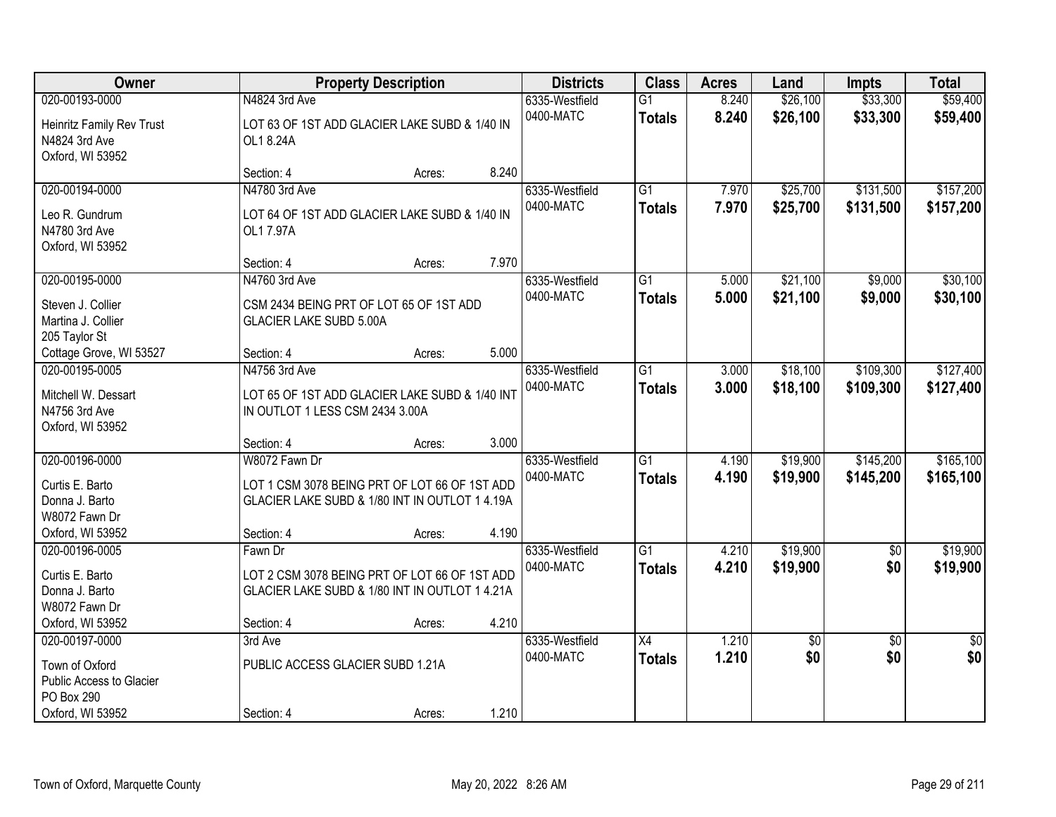| Owner | Property Description | | | Districts | Class | Acres | Land | Impts | Total |
|---|---|---|---|---|---|---|---|---|---|
| 020-00193-0000 | N4824 3rd Ave | | | 6335-Westfield | G1 | 8.240 | $26,100 | $33,300 | $59,400 |
| Heinritz Family Rev Trust<br>N4824 3rd Ave<br>Oxford, WI 53952 | LOT 63 OF 1ST ADD GLACIER LAKE SUBD & 1/40 IN OL1 8.24A | | | 0400-MATC | **Totals** | **8.240** | **$26,100** | **$33,300** | **$59,400** |
| | Section: 4 | Acres: | 8.240 | | | | | | |
| 020-00194-0000 | N4780 3rd Ave | | | 6335-Westfield | G1 | 7.970 | $25,700 | $131,500 | $157,200 |
| Leo R. Gundrum<br>N4780 3rd Ave<br>Oxford, WI 53952 | LOT 64 OF 1ST ADD GLACIER LAKE SUBD & 1/40 IN OL1 7.97A | | | 0400-MATC | **Totals** | **7.970** | **$25,700** | **$131,500** | **$157,200** |
| | Section: 4 | Acres: | 7.970 | | | | | | |
| 020-00195-0000 | N4760 3rd Ave | | | 6335-Westfield | G1 | 5.000 | $21,100 | $9,000 | $30,100 |
| Steven J. Collier<br>Martina J. Collier<br>205 Taylor St<br>Cottage Grove, WI 53527 | CSM 2434 BEING PRT OF LOT 65 OF 1ST ADD GLACIER LAKE SUBD 5.00A | | | 0400-MATC | **Totals** | **5.000** | **$21,100** | **$9,000** | **$30,100** |
| | Section: 4 | Acres: | 5.000 | | | | | | |
| 020-00195-0005 | N4756 3rd Ave | | | 6335-Westfield | G1 | 3.000 | $18,100 | $109,300 | $127,400 |
| Mitchell W. Dessart<br>N4756 3rd Ave<br>Oxford, WI 53952 | LOT 65 OF 1ST ADD GLACIER LAKE SUBD & 1/40 INT IN OUTLOT 1 LESS CSM 2434 3.00A | | | 0400-MATC | **Totals** | **3.000** | **$18,100** | **$109,300** | **$127,400** |
| | Section: 4 | Acres: | 3.000 | | | | | | |
| 020-00196-0000 | W8072 Fawn Dr | | | 6335-Westfield | G1 | 4.190 | $19,900 | $145,200 | $165,100 |
| Curtis E. Barto<br>Donna J. Barto<br>W8072 Fawn Dr<br>Oxford, WI 53952 | LOT 1 CSM 3078 BEING PRT OF LOT 66 OF 1ST ADD GLACIER LAKE SUBD & 1/80 INT IN OUTLOT 1 4.19A | | | 0400-MATC | **Totals** | **4.190** | **$19,900** | **$145,200** | **$165,100** |
| | Section: 4 | Acres: | 4.190 | | | | | | |
| 020-00196-0005 | Fawn Dr | | | 6335-Westfield | G1 | 4.210 | $19,900 | $0 | $19,900 |
| Curtis E. Barto<br>Donna J. Barto<br>W8072 Fawn Dr<br>Oxford, WI 53952 | LOT 2 CSM 3078 BEING PRT OF LOT 66 OF 1ST ADD GLACIER LAKE SUBD & 1/80 INT IN OUTLOT 1 4.21A | | | 0400-MATC | **Totals** | **4.210** | **$19,900** | **$0** | **$19,900** |
| | Section: 4 | Acres: | 4.210 | | | | | | |
| 020-00197-0000 | 3rd Ave | | | 6335-Westfield | X4 | 1.210 | $0 | $0 | $0 |
| Town of Oxford<br>Public Access to Glacier<br>PO Box 290<br>Oxford, WI 53952 | PUBLIC ACCESS GLACIER SUBD 1.21A | | | 0400-MATC | **Totals** | **1.210** | **$0** | **$0** | **$0** |
| | Section: 4 | Acres: | 1.210 | | | | | | |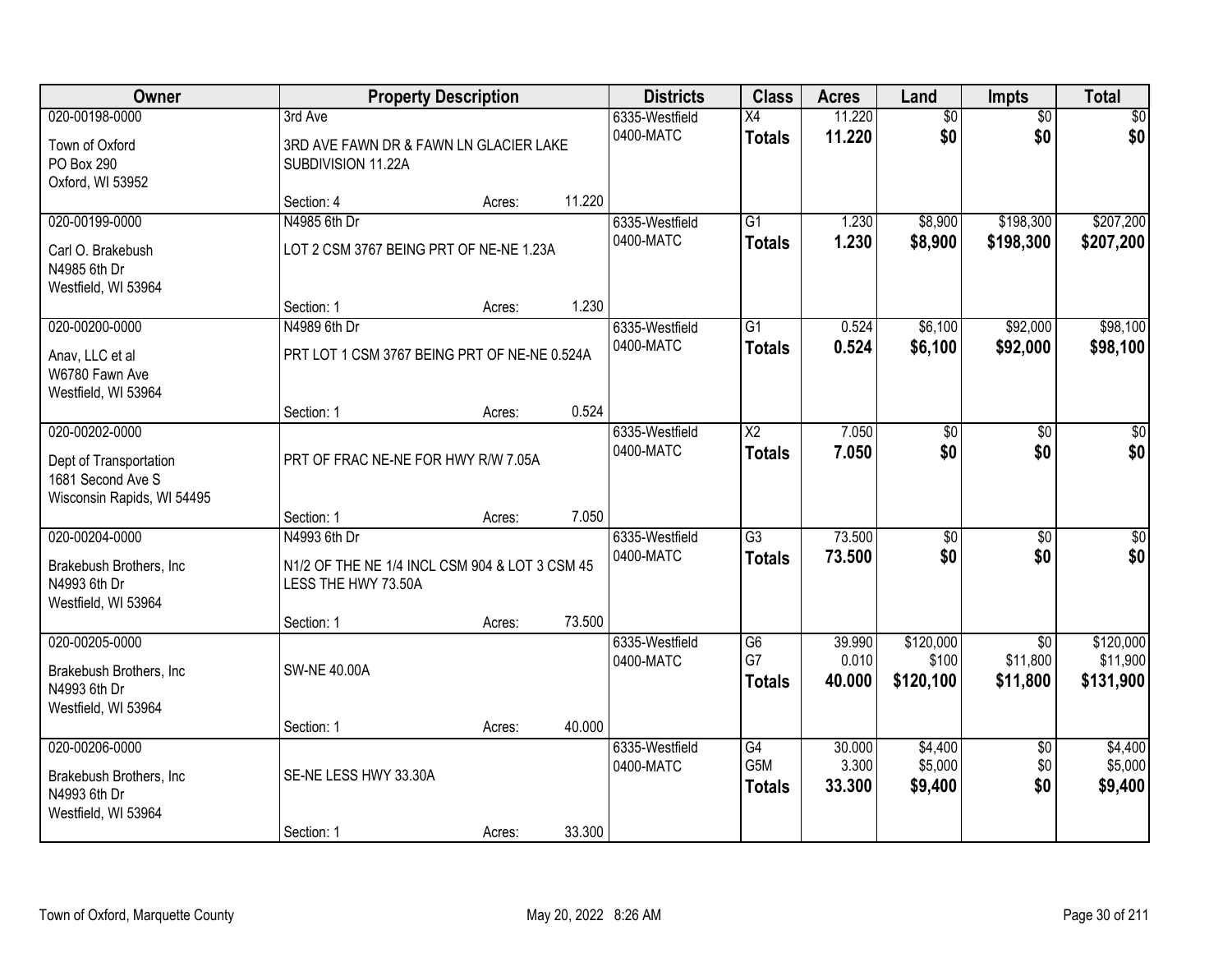| Owner | Property Description | | | Districts | Class | Acres | Land | Impts | Total |
|---|---|---|---|---|---|---|---|---|---|
| 020-00198-0000 | 3rd Ave | | | 6335-Westfield | X4 | 11.220 | $0 | $0 | $0 |
| Town of Oxford<br>PO Box 290<br>Oxford, WI 53952 | 3RD AVE FAWN DR & FAWN LN GLACIER LAKE SUBDIVISION 11.22A | | | 0400-MATC | **Totals** | **11.220** | **$0** | **$0** | **$0** |
| | Section: 4 | Acres: | 11.220 | | | | | | |
| 020-00199-0000 | N4985 6th Dr | | | 6335-Westfield | G1 | 1.230 | $8,900 | $198,300 | $207,200 |
| Carl O. Brakebush<br>N4985 6th Dr<br>Westfield, WI 53964 | LOT 2 CSM 3767 BEING PRT OF NE-NE 1.23A | | | 0400-MATC | **Totals** | **1.230** | **$8,900** | **$198,300** | **$207,200** |
| | Section: 1 | Acres: | 1.230 | | | | | | |
| 020-00200-0000 | N4989 6th Dr | | | 6335-Westfield | G1 | 0.524 | $6,100 | $92,000 | $98,100 |
| Anav, LLC et al<br>W6780 Fawn Ave<br>Westfield, WI 53964 | PRT LOT 1 CSM 3767 BEING PRT OF NE-NE 0.524A | | | 0400-MATC | **Totals** | **0.524** | **$6,100** | **$92,000** | **$98,100** |
| | Section: 1 | Acres: | 0.524 | | | | | | |
| 020-00202-0000 | | | | 6335-Westfield | X2 | 7.050 | $0 | $0 | $0 |
| Dept of Transportation<br>1681 Second Ave S<br>Wisconsin Rapids, WI 54495 | PRT OF FRAC NE-NE FOR HWY R/W 7.05A | | | 0400-MATC | **Totals** | **7.050** | **$0** | **$0** | **$0** |
| | Section: 1 | Acres: | 7.050 | | | | | | |
| 020-00204-0000 | N4993 6th Dr | | | 6335-Westfield | G3 | 73.500 | $0 | $0 | $0 |
| Brakebush Brothers, Inc<br>N4993 6th Dr<br>Westfield, WI 53964 | N1/2 OF THE NE 1/4 INCL CSM 904 & LOT 3 CSM 45 LESS THE HWY 73.50A | | | 0400-MATC | **Totals** | **73.500** | **$0** | **$0** | **$0** |
| | Section: 1 | Acres: | 73.500 | | | | | | |
| 020-00205-0000 | | | | 6335-Westfield | G6 | 39.990 | $120,000 | $0 | $120,000 |
| Brakebush Brothers, Inc<br>N4993 6th Dr<br>Westfield, WI 53964 | SW-NE 40.00A | | | 0400-MATC | G7 | 0.010 | $100 | $11,800 | $11,900 |
| | | | | | **Totals** | **40.000** | **$120,100** | **$11,800** | **$131,900** |
| | Section: 1 | Acres: | 40.000 | | | | | | |
| 020-00206-0000 | | | | 6335-Westfield | G4 | 30.000 | $4,400 | $0 | $4,400 |
| Brakebush Brothers, Inc<br>N4993 6th Dr<br>Westfield, WI 53964 | SE-NE LESS HWY 33.30A | | | 0400-MATC | G5M | 3.300 | $5,000 | $0 | $5,000 |
| | | | | | **Totals** | **33.300** | **$9,400** | **$0** | **$9,400** |
| | Section: 1 | Acres: | 33.300 | | | | | | |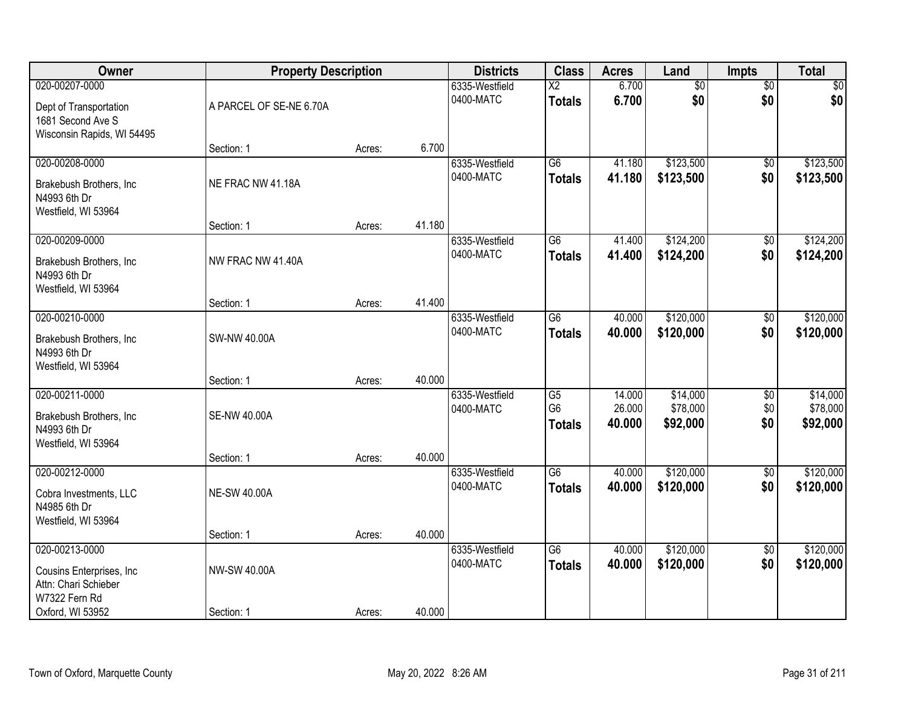| Owner | Property Description | | | Districts | Class | Acres | Land | Impts | Total |
|---|---|---|---|---|---|---|---|---|---|
| 020-00207-0000<br>Dept of Transportation<br>1681 Second Ave S<br>Wisconsin Rapids, WI 54495 | A PARCEL OF SE-NE 6.70A<br>Section: 1 | Acres: | 6.700 | 6335-Westfield<br>0400-MATC | X2<br>**Totals** | 6.700<br>**6.700** | $0<br>**$0** | $0<br>**$0** | $0<br>**$0** |
| 020-00208-0000<br>Brakebush Brothers, Inc<br>N4993 6th Dr<br>Westfield, WI 53964 | NE FRAC NW 41.18A<br>Section: 1 | Acres: | 41.180 | 6335-Westfield<br>0400-MATC | G6<br>**Totals** | 41.180<br>**41.180** | $123,500<br>**$123,500** | $0<br>**$0** | $123,500<br>**$123,500** |
| 020-00209-0000<br>Brakebush Brothers, Inc<br>N4993 6th Dr<br>Westfield, WI 53964 | NW FRAC NW 41.40A<br>Section: 1 | Acres: | 41.400 | 6335-Westfield<br>0400-MATC | G6<br>**Totals** | 41.400<br>**41.400** | $124,200<br>**$124,200** | $0<br>**$0** | $124,200<br>**$124,200** |
| 020-00210-0000<br>Brakebush Brothers, Inc<br>N4993 6th Dr<br>Westfield, WI 53964 | SW-NW 40.00A<br>Section: 1 | Acres: | 40.000 | 6335-Westfield<br>0400-MATC | G6<br>**Totals** | 40.000<br>**40.000** | $120,000<br>**$120,000** | $0<br>**$0** | $120,000<br>**$120,000** |
| 020-00211-0000<br>Brakebush Brothers, Inc<br>N4993 6th Dr<br>Westfield, WI 53964 | SE-NW 40.00A<br>Section: 1 | Acres: | 40.000 | 6335-Westfield<br>0400-MATC | G5<br>G6<br>**Totals** | 14.000<br>26.000<br>**40.000** | $14,000<br>$78,000<br>**$92,000** | $0<br>$0<br>**$0** | $14,000<br>$78,000<br>**$92,000** |
| 020-00212-0000<br>Cobra Investments, LLC<br>N4985 6th Dr<br>Westfield, WI 53964 | NE-SW 40.00A<br>Section: 1 | Acres: | 40.000 | 6335-Westfield<br>0400-MATC | G6<br>**Totals** | 40.000<br>**40.000** | $120,000<br>**$120,000** | $0<br>**$0** | $120,000<br>**$120,000** |
| 020-00213-0000<br>Cousins Enterprises, Inc<br>Attn: Chari Schieber<br>W7322 Fern Rd<br>Oxford, WI 53952 | NW-SW 40.00A<br>Section: 1 | Acres: | 40.000 | 6335-Westfield<br>0400-MATC | G6<br>**Totals** | 40.000<br>**40.000** | $120,000<br>**$120,000** | $0<br>**$0** | $120,000<br>**$120,000** |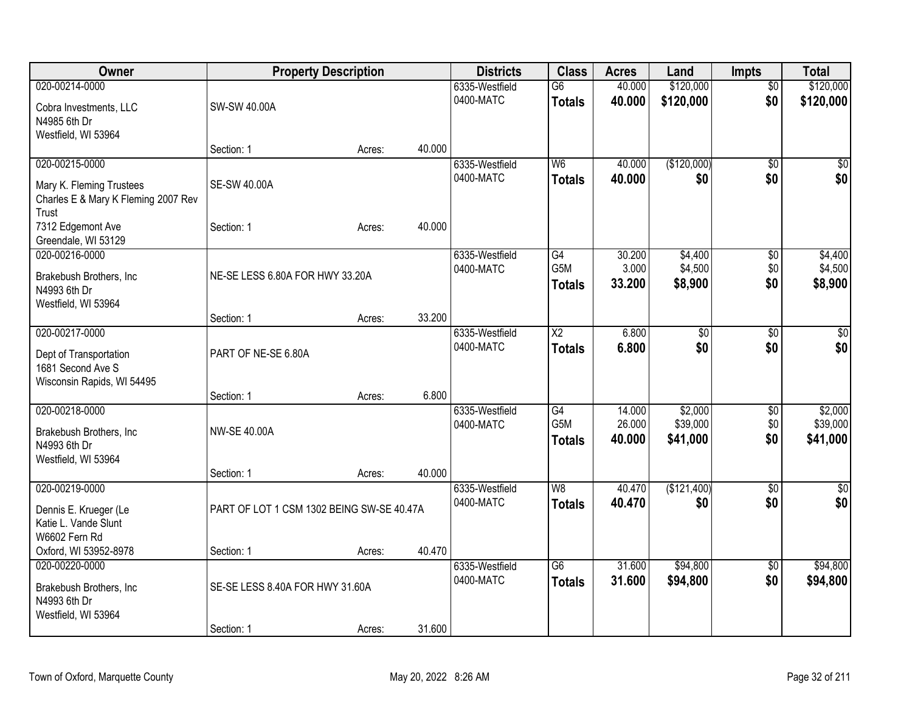| Owner | Property Description | | | Districts | Class | Acres | Land | Impts | Total |
|---|---|---|---|---|---|---|---|---|---|
| 020-00214-0000<br>Cobra Investments, LLC<br>N4985 6th Dr<br>Westfield, WI 53964 | SW-SW 40.00A<br>Section: 1 | Acres: | 40.000 | 6335-Westfield<br>0400-MATC | G6<br>**Totals** | 40.000<br>**40.000** | $120,000<br>**$120,000** | $0<br>**$0** | $120,000<br>**$120,000** |
| 020-00215-0000<br>Mary K. Fleming Trustees<br>Charles E & Mary K Fleming 2007 Rev Trust<br>7312 Edgemont Ave<br>Greendale, WI 53129 | SE-SW 40.00A<br>Section: 1 | Acres: | 40.000 | 6335-Westfield<br>0400-MATC | W6<br>**Totals** | 40.000<br>**40.000** | ($120,000)<br>**$0** | $0<br>**$0** | $0<br>**$0** |
| 020-00216-0000<br>Brakebush Brothers, Inc<br>N4993 6th Dr<br>Westfield, WI 53964 | NE-SE LESS 6.80A FOR HWY 33.20A<br>Section: 1 | Acres: | 33.200 | 6335-Westfield<br>0400-MATC | G4<br>G5M<br>**Totals** | 30.200<br>3.000<br>**33.200** | $4,400<br>$4,500<br>**$8,900** | $0<br>$0<br>**$0** | $4,400<br>$4,500<br>**$8,900** |
| 020-00217-0000<br>Dept of Transportation<br>1681 Second Ave S<br>Wisconsin Rapids, WI 54495 | PART OF NE-SE 6.80A<br>Section: 1 | Acres: | 6.800 | 6335-Westfield<br>0400-MATC | X2<br>**Totals** | 6.800<br>**6.800** | $0<br>**$0** | $0<br>**$0** | $0<br>**$0** |
| 020-00218-0000<br>Brakebush Brothers, Inc<br>N4993 6th Dr<br>Westfield, WI 53964 | NW-SE 40.00A<br>Section: 1 | Acres: | 40.000 | 6335-Westfield<br>0400-MATC | G4<br>G5M<br>**Totals** | 14.000<br>26.000<br>**40.000** | $2,000<br>$39,000<br>**$41,000** | $0<br>$0<br>**$0** | $2,000<br>$39,000<br>**$41,000** |
| 020-00219-0000<br>Dennis E. Krueger (Le<br>Katie L. Vande Slunt<br>W6602 Fern Rd<br>Oxford, WI 53952-8978 | PART OF LOT 1 CSM 1302 BEING SW-SE 40.47A<br>Section: 1 | Acres: | 40.470 | 6335-Westfield<br>0400-MATC | W8<br>**Totals** | 40.470<br>**40.470** | ($121,400)<br>**$0** | $0<br>**$0** | $0<br>**$0** |
| 020-00220-0000<br>Brakebush Brothers, Inc<br>N4993 6th Dr<br>Westfield, WI 53964 | SE-SE LESS 8.40A FOR HWY 31.60A<br>Section: 1 | Acres: | 31.600 | 6335-Westfield<br>0400-MATC | G6<br>**Totals** | 31.600<br>**31.600** | $94,800<br>**$94,800** | $0<br>**$0** | $94,800<br>**$94,800** |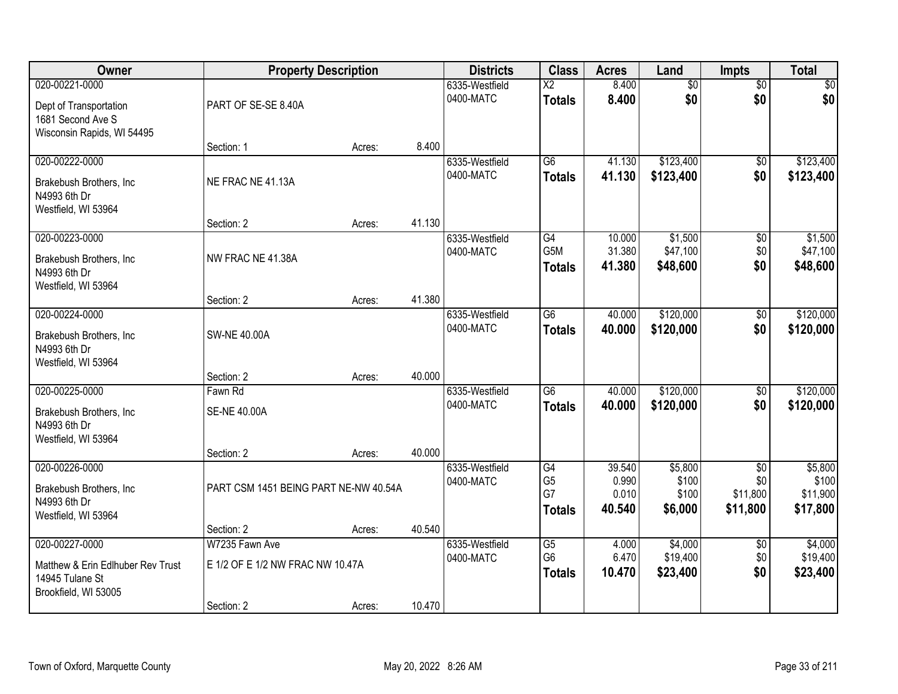| Owner | Property Description | | | Districts | Class | Acres | Land | Impts | Total |
|---|---|---|---|---|---|---|---|---|---|
| 020-00221-0000<br>Dept of Transportation<br>1681 Second Ave S<br>Wisconsin Rapids, WI 54495 | PART OF SE-SE 8.40A<br>Section: 1 | Acres: | 8.400 | 6335-Westfield<br>0400-MATC | X2<br>**Totals** | 8.400<br>**8.400** | $0<br>**$0** | $0<br>**$0** | $0<br>**$0** |
| 020-00222-0000<br>Brakebush Brothers, Inc<br>N4993 6th Dr<br>Westfield, WI 53964 | NE FRAC NE 41.13A<br>Section: 2 | Acres: | 41.130 | 6335-Westfield<br>0400-MATC | G6<br>**Totals** | 41.130<br>**41.130** | $123,400<br>**$123,400** | $0<br>**$0** | $123,400<br>**$123,400** |
| 020-00223-0000<br>Brakebush Brothers, Inc<br>N4993 6th Dr<br>Westfield, WI 53964 | NW FRAC NE 41.38A<br>Section: 2 | Acres: | 41.380 | 6335-Westfield<br>0400-MATC | G4<br>G5M<br>**Totals** | 10.000<br>31.380<br>**41.380** | $1,500<br>$47,100<br>**$48,600** | $0<br>$0<br>**$0** | $1,500<br>$47,100<br>**$48,600** |
| 020-00224-0000<br>Brakebush Brothers, Inc<br>N4993 6th Dr<br>Westfield, WI 53964 | SW-NE 40.00A<br>Section: 2 | Acres: | 40.000 | 6335-Westfield<br>0400-MATC | G6<br>**Totals** | 40.000<br>**40.000** | $120,000<br>**$120,000** | $0<br>**$0** | $120,000<br>**$120,000** |
| 020-00225-0000<br>Brakebush Brothers, Inc<br>N4993 6th Dr<br>Westfield, WI 53964 | Fawn Rd<br>SE-NE 40.00A<br>Section: 2 | Acres: | 40.000 | 6335-Westfield<br>0400-MATC | G6<br>**Totals** | 40.000<br>**40.000** | $120,000<br>**$120,000** | $0<br>**$0** | $120,000<br>**$120,000** |
| 020-00226-0000<br>Brakebush Brothers, Inc<br>N4993 6th Dr<br>Westfield, WI 53964 | PART CSM 1451 BEING PART NE-NW 40.54A<br>Section: 2 | Acres: | 40.540 | 6335-Westfield<br>0400-MATC | G4<br>G5<br>G7<br>**Totals** | 39.540<br>0.990<br>0.010<br>**40.540** | $5,800<br>$100<br>$100<br>**$6,000** | $0<br>$0<br>$11,800<br>**$11,800** | $5,800<br>$100<br>$11,900<br>**$17,800** |
| 020-00227-0000<br>Matthew & Erin Edlhuber Rev Trust<br>14945 Tulane St<br>Brookfield, WI 53005 | W7235 Fawn Ave<br>E 1/2 OF E 1/2 NW FRAC NW 10.47A<br>Section: 2 | Acres: | 10.470 | 6335-Westfield<br>0400-MATC | G5<br>G6<br>**Totals** | 4.000<br>6.470<br>**10.470** | $4,000<br>$19,400<br>**$23,400** | $0<br>$0<br>**$0** | $4,000<br>$19,400<br>**$23,400** |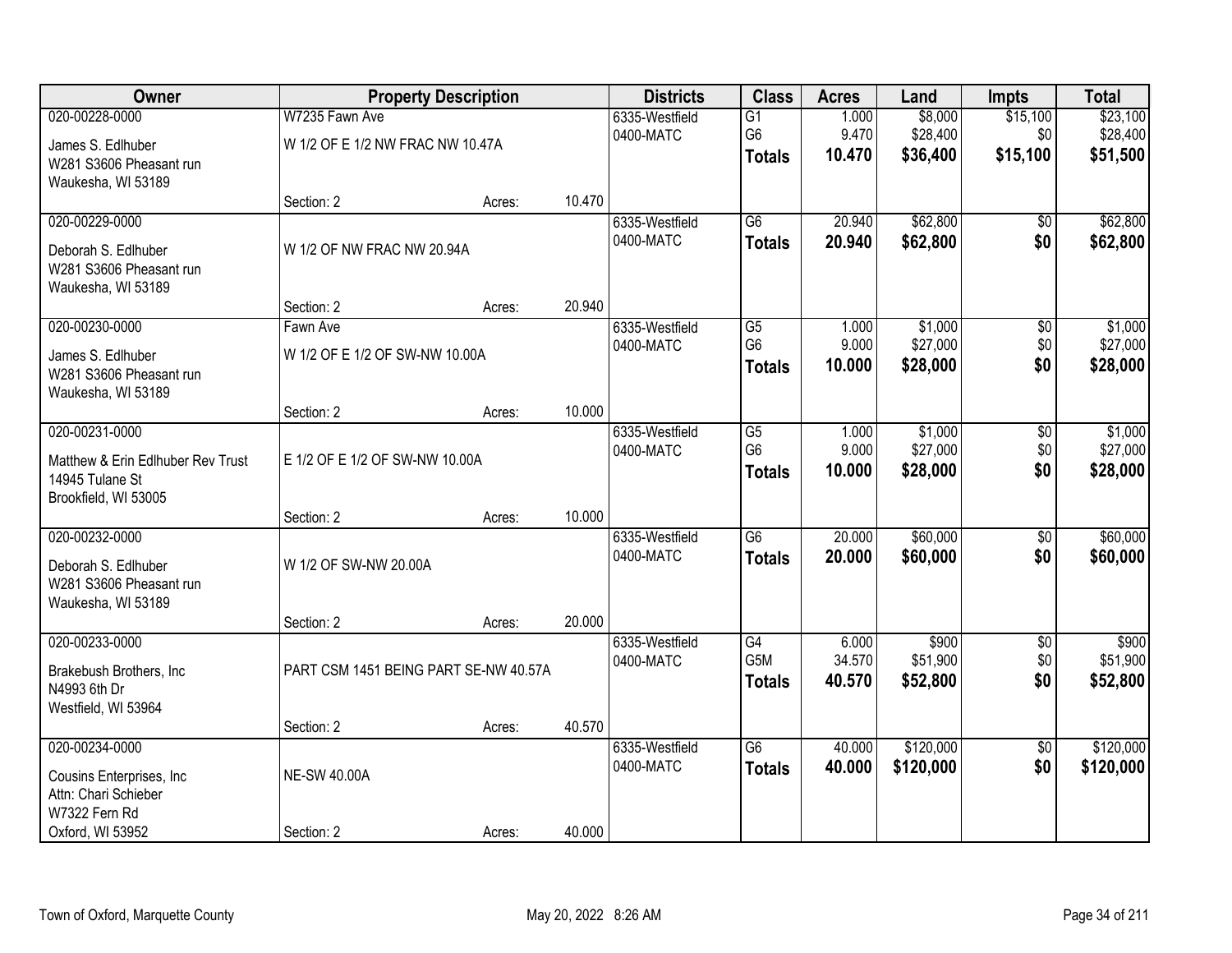| Owner | Property Description | | | Districts | Class | Acres | Land | Impts | Total |
|---|---|---|---|---|---|---|---|---|---|
| 020-00228-0000 | W7235 Fawn Ave | | | 6335-Westfield | G1 | 1.000 | $8,000 | $15,100 | $23,100 |
| James S. Edlhuber | W 1/2 OF E 1/2 NW FRAC NW 10.47A | | | 0400-MATC | G6 | 9.470 | $28,400 | $0 | $28,400 |
| W281 S3606 Pheasant run | | | | | **Totals** | **10.470** | **$36,400** | **$15,100** | **$51,500** |
| Waukesha, WI 53189 | | | | | | | | | |
| | Section: 2 | Acres: | 10.470 | | | | | | |
| 020-00229-0000 | | | | 6335-Westfield | G6 | 20.940 | $62,800 | $0 | $62,800 |
| Deborah S. Edlhuber | W 1/2 OF NW FRAC NW 20.94A | | | 0400-MATC | **Totals** | **20.940** | **$62,800** | **$0** | **$62,800** |
| W281 S3606 Pheasant run | | | | | | | | | |
| Waukesha, WI 53189 | | | | | | | | | |
| | Section: 2 | Acres: | 20.940 | | | | | | |
| 020-00230-0000 | Fawn Ave | | | 6335-Westfield | G5 | 1.000 | $1,000 | $0 | $1,000 |
| James S. Edlhuber | W 1/2 OF E 1/2 OF SW-NW 10.00A | | | 0400-MATC | G6 | 9.000 | $27,000 | $0 | $27,000 |
| W281 S3606 Pheasant run | | | | | **Totals** | **10.000** | **$28,000** | **$0** | **$28,000** |
| Waukesha, WI 53189 | | | | | | | | | |
| | Section: 2 | Acres: | 10.000 | | | | | | |
| 020-00231-0000 | | | | 6335-Westfield | G5 | 1.000 | $1,000 | $0 | $1,000 |
| Matthew & Erin Edlhuber Rev Trust | E 1/2 OF E 1/2 OF SW-NW 10.00A | | | 0400-MATC | G6 | 9.000 | $27,000 | $0 | $27,000 |
| 14945 Tulane St | | | | | **Totals** | **10.000** | **$28,000** | **$0** | **$28,000** |
| Brookfield, WI 53005 | | | | | | | | | |
| | Section: 2 | Acres: | 10.000 | | | | | | |
| 020-00232-0000 | | | | 6335-Westfield | G6 | 20.000 | $60,000 | $0 | $60,000 |
| Deborah S. Edlhuber | W 1/2 OF SW-NW 20.00A | | | 0400-MATC | **Totals** | **20.000** | **$60,000** | **$0** | **$60,000** |
| W281 S3606 Pheasant run | | | | | | | | | |
| Waukesha, WI 53189 | | | | | | | | | |
| | Section: 2 | Acres: | 20.000 | | | | | | |
| 020-00233-0000 | | | | 6335-Westfield | G4 | 6.000 | $900 | $0 | $900 |
| Brakebush Brothers, Inc | PART CSM 1451 BEING PART SE-NW 40.57A | | | 0400-MATC | G5M | 34.570 | $51,900 | $0 | $51,900 |
| N4993 6th Dr | | | | | **Totals** | **40.570** | **$52,800** | **$0** | **$52,800** |
| Westfield, WI 53964 | | | | | | | | | |
| | Section: 2 | Acres: | 40.570 | | | | | | |
| 020-00234-0000 | | | | 6335-Westfield | G6 | 40.000 | $120,000 | $0 | $120,000 |
| Cousins Enterprises, Inc | NE-SW 40.00A | | | 0400-MATC | **Totals** | **40.000** | **$120,000** | **$0** | **$120,000** |
| Attn: Chari Schieber | | | | | | | | | |
| W7322 Fern Rd | | | | | | | | | |
| Oxford, WI 53952 | Section: 2 | Acres: | 40.000 | | | | | | |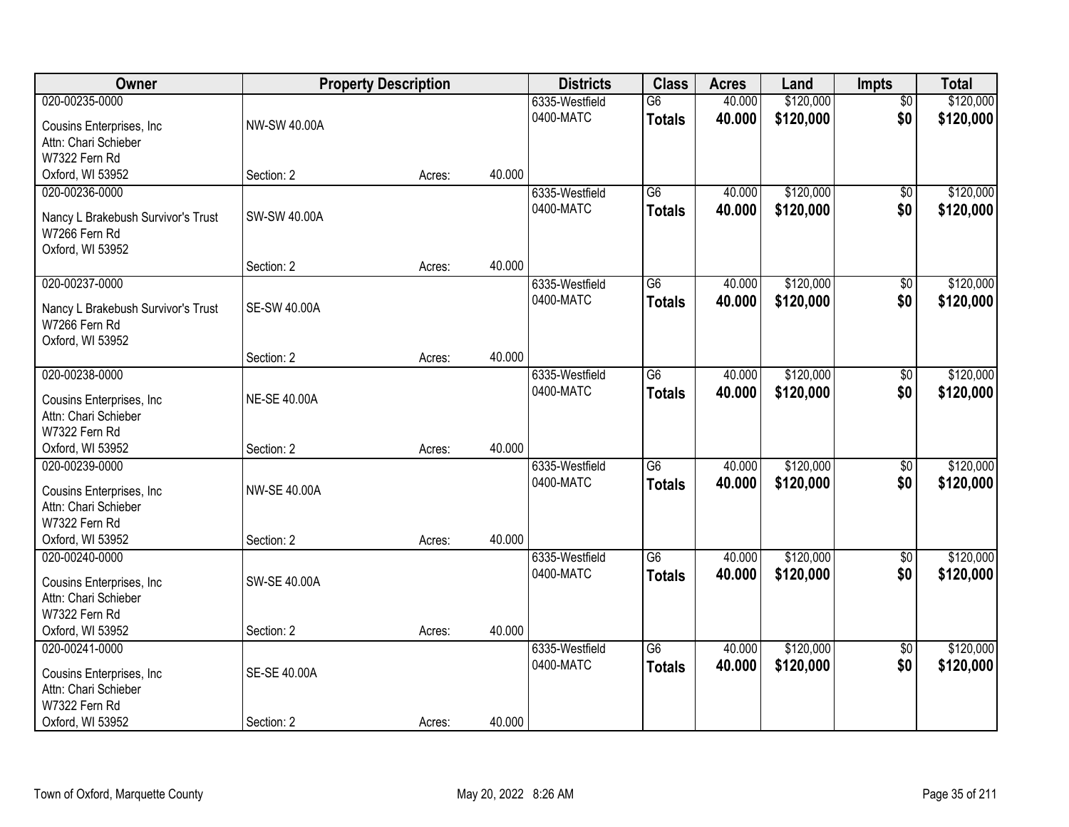| Owner | Property Description | | | Districts | Class | Acres | Land | Impts | Total |
|---|---|---|---|---|---|---|---|---|---|
| 020-00235-0000<br>Cousins Enterprises, Inc<br>Attn: Chari Schieber<br>W7322 Fern Rd<br>Oxford, WI 53952 | NW-SW 40.00A<br>Section: 2 | Acres: | 40.000 | 6335-Westfield<br>0400-MATC | G6<br>**Totals** | 40.000<br>**40.000** | $120,000<br>**$120,000** | $0<br>**$0** | $120,000<br>**$120,000** |
| 020-00236-0000<br>Nancy L Brakebush Survivor's Trust<br>W7266 Fern Rd<br>Oxford, WI 53952 | SW-SW 40.00A<br>Section: 2 | Acres: | 40.000 | 6335-Westfield<br>0400-MATC | G6<br>**Totals** | 40.000<br>**40.000** | $120,000<br>**$120,000** | $0<br>**$0** | $120,000<br>**$120,000** |
| 020-00237-0000<br>Nancy L Brakebush Survivor's Trust<br>W7266 Fern Rd<br>Oxford, WI 53952 | SE-SW 40.00A<br>Section: 2 | Acres: | 40.000 | 6335-Westfield<br>0400-MATC | G6<br>**Totals** | 40.000<br>**40.000** | $120,000<br>**$120,000** | $0<br>**$0** | $120,000<br>**$120,000** |
| 020-00238-0000<br>Cousins Enterprises, Inc<br>Attn: Chari Schieber<br>W7322 Fern Rd<br>Oxford, WI 53952 | NE-SE 40.00A<br>Section: 2 | Acres: | 40.000 | 6335-Westfield<br>0400-MATC | G6<br>**Totals** | 40.000<br>**40.000** | $120,000<br>**$120,000** | $0<br>**$0** | $120,000<br>**$120,000** |
| 020-00239-0000<br>Cousins Enterprises, Inc<br>Attn: Chari Schieber<br>W7322 Fern Rd<br>Oxford, WI 53952 | NW-SE 40.00A<br>Section: 2 | Acres: | 40.000 | 6335-Westfield<br>0400-MATC | G6<br>**Totals** | 40.000<br>**40.000** | $120,000<br>**$120,000** | $0<br>**$0** | $120,000<br>**$120,000** |
| 020-00240-0000<br>Cousins Enterprises, Inc<br>Attn: Chari Schieber<br>W7322 Fern Rd<br>Oxford, WI 53952 | SW-SE 40.00A<br>Section: 2 | Acres: | 40.000 | 6335-Westfield<br>0400-MATC | G6<br>**Totals** | 40.000<br>**40.000** | $120,000<br>**$120,000** | $0<br>**$0** | $120,000<br>**$120,000** |
| 020-00241-0000<br>Cousins Enterprises, Inc<br>Attn: Chari Schieber<br>W7322 Fern Rd<br>Oxford, WI 53952 | SE-SE 40.00A<br>Section: 2 | Acres: | 40.000 | 6335-Westfield<br>0400-MATC | G6<br>**Totals** | 40.000<br>**40.000** | $120,000<br>**$120,000** | $0<br>**$0** | $120,000<br>**$120,000** |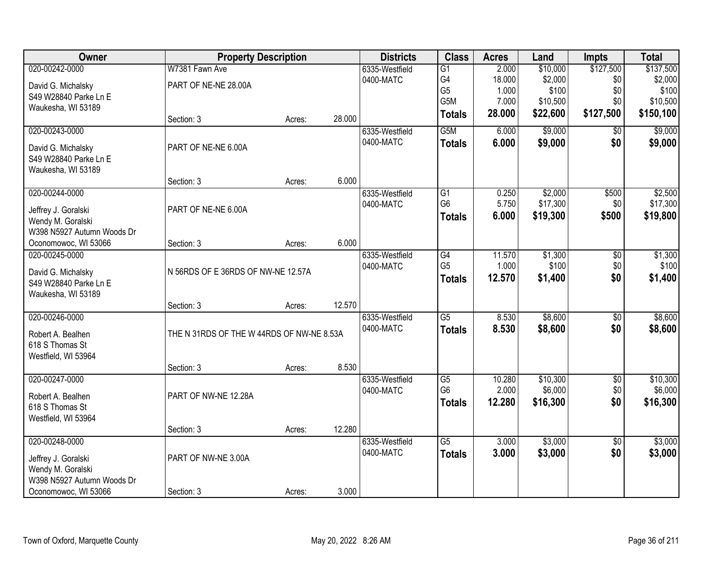| Owner | Property Description | | | Districts | Class | Acres | Land | Impts | Total |
|---|---|---|---|---|---|---|---|---|---|
| 020-00242-0000 | W7381 Fawn Ave | | | 6335-Westfield | G1 | 2.000 | $10,000 | $127,500 | $137,500 |
| David G. Michalsky | PART OF NE-NE 28.00A | | | 0400-MATC | G4 | 18.000 | $2,000 | $0 | $2,000 |
| S49 W28840 Parke Ln E | | | | | G5 | 1.000 | $100 | $0 | $100 |
| Waukesha, WI 53189 | | | | | G5M | 7.000 | $10,500 | $0 | $10,500 |
| | Section: 3 | Acres: | 28.000 | | **Totals** | **28.000** | **$22,600** | **$127,500** | **$150,100** |
| 020-00243-0000 | | | | 6335-Westfield | G5M | 6.000 | $9,000 | $0 | $9,000 |
| David G. Michalsky | PART OF NE-NE 6.00A | | | 0400-MATC | **Totals** | **6.000** | **$9,000** | **$0** | **$9,000** |
| S49 W28840 Parke Ln E | | | | | | | | | |
| Waukesha, WI 53189 | | | | | | | | | |
| | Section: 3 | Acres: | 6.000 | | | | | | |
| 020-00244-0000 | | | | 6335-Westfield | G1 | 0.250 | $2,000 | $500 | $2,500 |
| Jeffrey J. Goralski | PART OF NE-NE 6.00A | | | 0400-MATC | G6 | 5.750 | $17,300 | $0 | $17,300 |
| Wendy M. Goralski | | | | | **Totals** | **6.000** | **$19,300** | **$500** | **$19,800** |
| W398 N5927 Autumn Woods Dr | | | | | | | | | |
| Oconomowoc, WI 53066 | Section: 3 | Acres: | 6.000 | | | | | | |
| 020-00245-0000 | | | | 6335-Westfield | G4 | 11.570 | $1,300 | $0 | $1,300 |
| David G. Michalsky | N 56RDS OF E 36RDS OF NW-NE 12.57A | | | 0400-MATC | G5 | 1.000 | $100 | $0 | $100 |
| S49 W28840 Parke Ln E | | | | | **Totals** | **12.570** | **$1,400** | **$0** | **$1,400** |
| Waukesha, WI 53189 | | | | | | | | | |
| | Section: 3 | Acres: | 12.570 | | | | | | |
| 020-00246-0000 | | | | 6335-Westfield | G5 | 8.530 | $8,600 | $0 | $8,600 |
| Robert A. Bealhen | THE N 31RDS OF THE W 44RDS OF NW-NE 8.53A | | | 0400-MATC | **Totals** | **8.530** | **$8,600** | **$0** | **$8,600** |
| 618 S Thomas St | | | | | | | | | |
| Westfield, WI 53964 | | | | | | | | | |
| | Section: 3 | Acres: | 8.530 | | | | | | |
| 020-00247-0000 | | | | 6335-Westfield | G5 | 10.280 | $10,300 | $0 | $10,300 |
| Robert A. Bealhen | PART OF NW-NE 12.28A | | | 0400-MATC | G6 | 2.000 | $6,000 | $0 | $6,000 |
| 618 S Thomas St | | | | | **Totals** | **12.280** | **$16,300** | **$0** | **$16,300** |
| Westfield, WI 53964 | | | | | | | | | |
| | Section: 3 | Acres: | 12.280 | | | | | | |
| 020-00248-0000 | | | | 6335-Westfield | G5 | 3.000 | $3,000 | $0 | $3,000 |
| Jeffrey J. Goralski | PART OF NW-NE 3.00A | | | 0400-MATC | **Totals** | **3.000** | **$3,000** | **$0** | **$3,000** |
| Wendy M. Goralski | | | | | | | | | |
| W398 N5927 Autumn Woods Dr | | | | | | | | | |
| Oconomowoc, WI 53066 | Section: 3 | Acres: | 3.000 | | | | | | |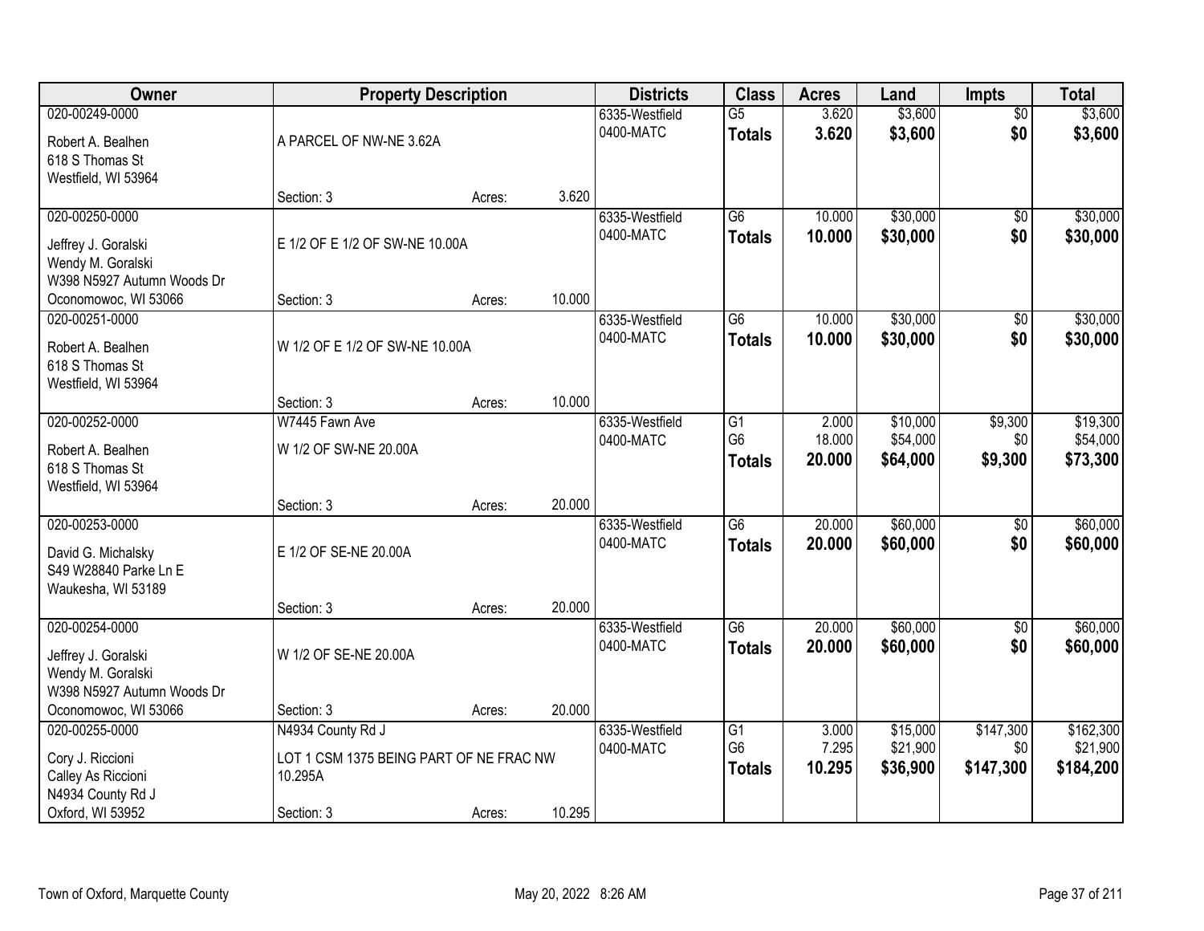| Owner | Property Description | | | Districts | Class | Acres | Land | Impts | Total |
|---|---|---|---|---|---|---|---|---|---|
| 020-00249-0000<br>Robert A. Bealhen<br>618 S Thomas St<br>Westfield, WI 53964 | A PARCEL OF NW-NE 3.62A<br>Section: 3 | Acres: | 3.620 | 6335-Westfield<br>0400-MATC | G5<br>**Totals** | 3.620<br>**3.620** | $3,600<br>**$3,600** | $0<br>**$0** | $3,600<br>**$3,600** |
| 020-00250-0000<br>Jeffrey J. Goralski<br>Wendy M. Goralski<br>W398 N5927 Autumn Woods Dr<br>Oconomowoc, WI 53066 | E 1/2 OF E 1/2 OF SW-NE 10.00A<br>Section: 3 | Acres: | 10.000 | 6335-Westfield<br>0400-MATC | G6<br>**Totals** | 10.000<br>**10.000** | $30,000<br>**$30,000** | $0<br>**$0** | $30,000<br>**$30,000** |
| 020-00251-0000<br>Robert A. Bealhen<br>618 S Thomas St<br>Westfield, WI 53964 | W 1/2 OF E 1/2 OF SW-NE 10.00A<br>Section: 3 | Acres: | 10.000 | 6335-Westfield<br>0400-MATC | G6<br>**Totals** | 10.000<br>**10.000** | $30,000<br>**$30,000** | $0<br>**$0** | $30,000<br>**$30,000** |
| 020-00252-0000<br>Robert A. Bealhen<br>618 S Thomas St<br>Westfield, WI 53964 | W7445 Fawn Ave<br>W 1/2 OF SW-NE 20.00A<br>Section: 3 | Acres: | 20.000 | 6335-Westfield<br>0400-MATC | G1<br>G6<br>**Totals** | 2.000<br>18.000<br>**20.000** | $10,000<br>$54,000<br>**$64,000** | $9,300<br>$0<br>**$9,300** | $19,300<br>$54,000<br>**$73,300** |
| 020-00253-0000<br>David G. Michalsky<br>S49 W28840 Parke Ln E<br>Waukesha, WI 53189 | E 1/2 OF SE-NE 20.00A<br>Section: 3 | Acres: | 20.000 | 6335-Westfield<br>0400-MATC | G6<br>**Totals** | 20.000<br>**20.000** | $60,000<br>**$60,000** | $0<br>**$0** | $60,000<br>**$60,000** |
| 020-00254-0000<br>Jeffrey J. Goralski<br>Wendy M. Goralski<br>W398 N5927 Autumn Woods Dr<br>Oconomowoc, WI 53066 | W 1/2 OF SE-NE 20.00A<br>Section: 3 | Acres: | 20.000 | 6335-Westfield<br>0400-MATC | G6<br>**Totals** | 20.000<br>**20.000** | $60,000<br>**$60,000** | $0<br>**$0** | $60,000<br>**$60,000** |
| 020-00255-0000<br>Cory J. Riccioni<br>Calley As Riccioni<br>N4934 County Rd J<br>Oxford, WI 53952 | N4934 County Rd J<br>LOT 1 CSM 1375 BEING PART OF NE FRAC NW 10.295A<br>Section: 3 | Acres: | 10.295 | 6335-Westfield<br>0400-MATC | G1<br>G6<br>**Totals** | 3.000<br>7.295<br>**10.295** | $15,000<br>$21,900<br>**$36,900** | $147,300<br>$0<br>**$147,300** | $162,300<br>$21,900<br>**$184,200** |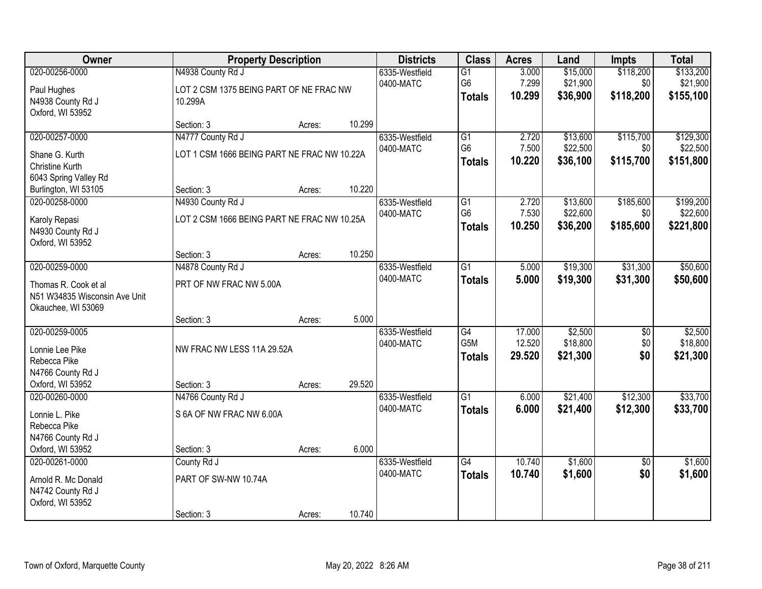| Owner | Property Description | | | Districts | Class | Acres | Land | Impts | Total |
|---|---|---|---|---|---|---|---|---|---|
| 020-00256-0000<br>Paul Hughes<br>N4938 County Rd J<br>Oxford, WI 53952 | N4938 County Rd J<br>LOT 2 CSM 1375 BEING PART OF NE FRAC NW 10.299A<br>Section: 3 | Acres: | 10.299 | 6335-Westfield<br>0400-MATC | G1<br>G6<br>**Totals** | 3.000<br>7.299<br>**10.299** | $15,000<br>$21,900<br>**$36,900** | $118,200<br>$0<br>**$118,200** | $133,200<br>$21,900<br>**$155,100** |
| 020-00257-0000<br>Shane G. Kurth<br>Christine Kurth<br>6043 Spring Valley Rd<br>Burlington, WI 53105 | N4777 County Rd J<br>LOT 1 CSM 1666 BEING PART NE FRAC NW 10.22A<br>Section: 3 | Acres: | 10.220 | 6335-Westfield<br>0400-MATC | G1<br>G6<br>**Totals** | 2.720<br>7.500<br>**10.220** | $13,600<br>$22,500<br>**$36,100** | $115,700<br>$0<br>**$115,700** | $129,300<br>$22,500<br>**$151,800** |
| 020-00258-0000<br>Karoly Repasi<br>N4930 County Rd J<br>Oxford, WI 53952 | N4930 County Rd J<br>LOT 2 CSM 1666 BEING PART NE FRAC NW 10.25A<br>Section: 3 | Acres: | 10.250 | 6335-Westfield<br>0400-MATC | G1<br>G6<br>**Totals** | 2.720<br>7.530<br>**10.250** | $13,600<br>$22,600<br>**$36,200** | $185,600<br>$0<br>**$185,600** | $199,200<br>$22,600<br>**$221,800** |
| 020-00259-0000<br>Thomas R. Cook et al<br>N51 W34835 Wisconsin Ave Unit<br>Okauchee, WI 53069 | N4878 County Rd J<br>PRT OF NW FRAC NW 5.00A<br>Section: 3 | Acres: | 5.000 | 6335-Westfield<br>0400-MATC | G1<br>**Totals** | 5.000<br>**5.000** | $19,300<br>**$19,300** | $31,300<br>**$31,300** | $50,600<br>**$50,600** |
| 020-00259-0005<br>Lonnie Lee Pike<br>Rebecca Pike<br>N4766 County Rd J<br>Oxford, WI 53952 | NW FRAC NW LESS 11A 29.52A<br>Section: 3 | Acres: | 29.520 | 6335-Westfield<br>0400-MATC | G4<br>G5M<br>**Totals** | 17.000<br>12.520<br>**29.520** | $2,500<br>$18,800<br>**$21,300** | $0<br>$0<br>**$0** | $2,500<br>$18,800<br>**$21,300** |
| 020-00260-0000<br>Lonnie L. Pike<br>Rebecca Pike<br>N4766 County Rd J<br>Oxford, WI 53952 | N4766 County Rd J<br>S 6A OF NW FRAC NW 6.00A<br>Section: 3 | Acres: | 6.000 | 6335-Westfield<br>0400-MATC | G1<br>**Totals** | 6.000<br>**6.000** | $21,400<br>**$21,400** | $12,300<br>**$12,300** | $33,700<br>**$33,700** |
| 020-00261-0000<br>Arnold R. Mc Donald<br>N4742 County Rd J<br>Oxford, WI 53952 | County Rd J<br>PART OF SW-NW 10.74A<br>Section: 3 | Acres: | 10.740 | 6335-Westfield<br>0400-MATC | G4<br>**Totals** | 10.740<br>**10.740** | $1,600<br>**$1,600** | $0<br>**$0** | $1,600<br>**$1,600** |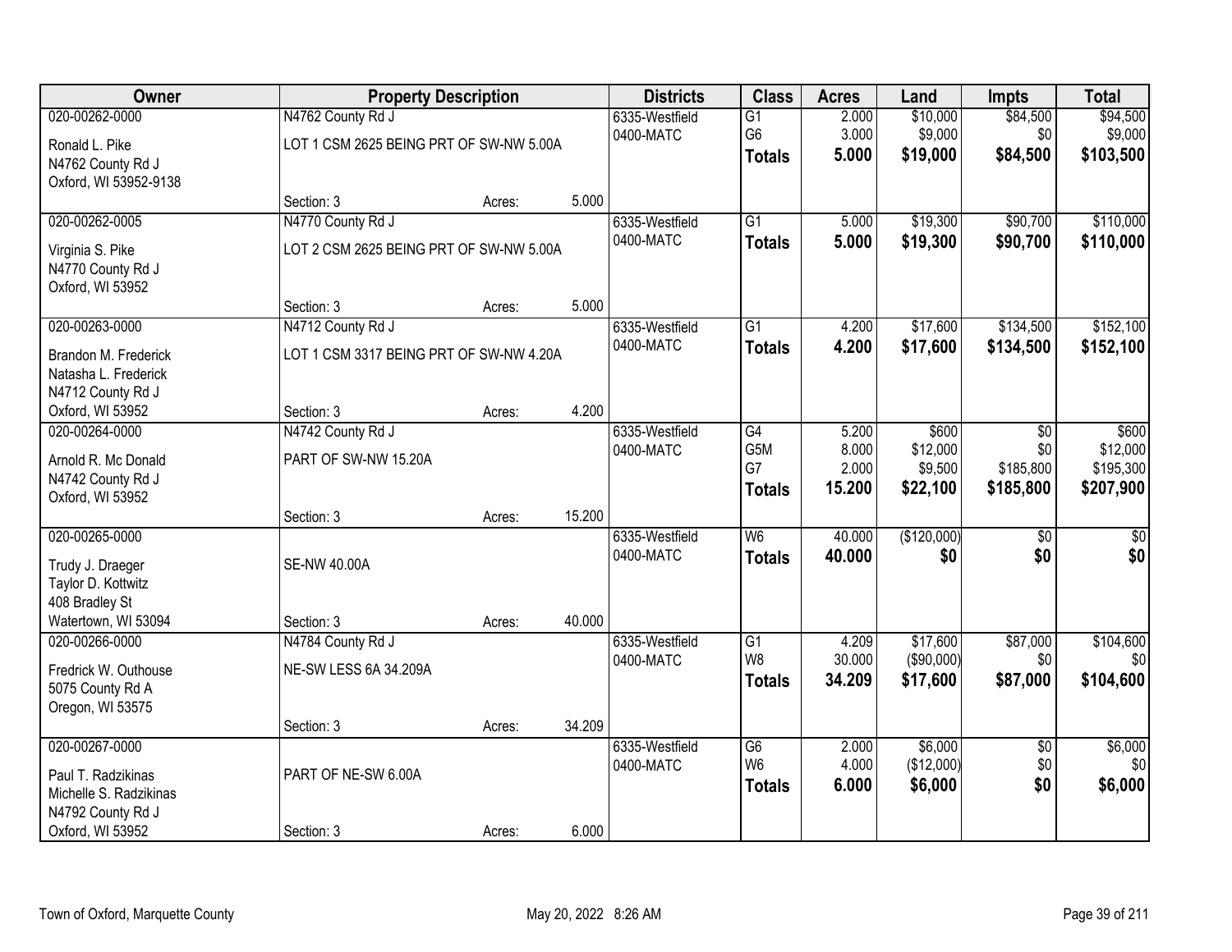| Owner | Property Description | | | Districts | Class | Acres | Land | Impts | Total |
|---|---|---|---|---|---|---|---|---|---|
| 020-00262-0000 | N4762 County Rd J | | | 6335-Westfield | G1 | 2.000 | $10,000 | $84,500 | $94,500 |
| Ronald L. Pike<br>N4762 County Rd J<br>Oxford, WI 53952-9138 | LOT 1 CSM 2625 BEING PRT OF SW-NW 5.00A | | | 0400-MATC | G6 | 3.000 | $9,000 | $0 | $9,000 |
| | | | | | **Totals** | **5.000** | **$19,000** | **$84,500** | **$103,500** |
| | Section: 3 | Acres: | 5.000 | | | | | | |
| 020-00262-0005 | N4770 County Rd J | | | 6335-Westfield | G1 | 5.000 | $19,300 | $90,700 | $110,000 |
| Virginia S. Pike<br>N4770 County Rd J<br>Oxford, WI 53952 | LOT 2 CSM 2625 BEING PRT OF SW-NW 5.00A | | | 0400-MATC | **Totals** | **5.000** | **$19,300** | **$90,700** | **$110,000** |
| | Section: 3 | Acres: | 5.000 | | | | | | |
| 020-00263-0000 | N4712 County Rd J | | | 6335-Westfield | G1 | 4.200 | $17,600 | $134,500 | $152,100 |
| Brandon M. Frederick<br>Natasha L. Frederick<br>N4712 County Rd J<br>Oxford, WI 53952 | LOT 1 CSM 3317 BEING PRT OF SW-NW 4.20A | | | 0400-MATC | **Totals** | **4.200** | **$17,600** | **$134,500** | **$152,100** |
| | Section: 3 | Acres: | 4.200 | | | | | | |
| 020-00264-0000 | N4742 County Rd J | | | 6335-Westfield | G4 | 5.200 | $600 | $0 | $600 |
| Arnold R. Mc Donald<br>N4742 County Rd J<br>Oxford, WI 53952 | PART OF SW-NW 15.20A | | | 0400-MATC | G5M | 8.000 | $12,000 | $0 | $12,000 |
| | | | | | G7 | 2.000 | $9,500 | $185,800 | $195,300 |
| | | | | | **Totals** | **15.200** | **$22,100** | **$185,800** | **$207,900** |
| | Section: 3 | Acres: | 15.200 | | | | | | |
| 020-00265-0000 | | | | 6335-Westfield | W6 | 40.000 | ($120,000) | $0 | $0 |
| Trudy J. Draeger<br>Taylor D. Kottwitz<br>408 Bradley St<br>Watertown, WI 53094 | SE-NW 40.00A | | | 0400-MATC | **Totals** | **40.000** | **$0** | **$0** | **$0** |
| | Section: 3 | Acres: | 40.000 | | | | | | |
| 020-00266-0000 | N4784 County Rd J | | | 6335-Westfield | G1 | 4.209 | $17,600 | $87,000 | $104,600 |
| Fredrick W. Outhouse<br>5075 County Rd A<br>Oregon, WI 53575 | NE-SW LESS 6A 34.209A | | | 0400-MATC | W8 | 30.000 | ($90,000) | $0 | $0 |
| | | | | | **Totals** | **34.209** | **$17,600** | **$87,000** | **$104,600** |
| | Section: 3 | Acres: | 34.209 | | | | | | |
| 020-00267-0000 | | | | 6335-Westfield | G6 | 2.000 | $6,000 | $0 | $6,000 |
| Paul T. Radzikinas<br>Michelle S. Radzikinas<br>N4792 County Rd J<br>Oxford, WI 53952 | PART OF NE-SW 6.00A | | | 0400-MATC | W6 | 4.000 | ($12,000) | $0 | $0 |
| | | | | | **Totals** | **6.000** | **$6,000** | **$0** | **$6,000** |
| | Section: 3 | Acres: | 6.000 | | | | | | |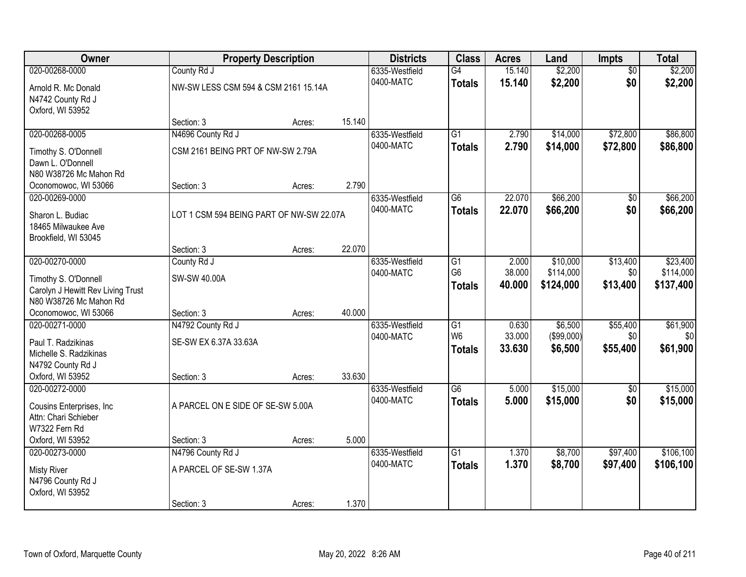| Owner | Property Description | | | Districts | Class | Acres | Land | Impts | Total |
|---|---|---|---|---|---|---|---|---|---|
| 020-00268-0000 | County Rd J | | | 6335-Westfield | G4 | 15.140 | $2,200 | $0 | $2,200 |
| Arnold R. Mc Donald<br>N4742 County Rd J<br>Oxford, WI 53952 | NW-SW LESS CSM 594 & CSM 2161 15.14A | | | 0400-MATC | **Totals** | **15.140** | **$2,200** | **$0** | **$2,200** |
| | Section: 3 | Acres: | 15.140 | | | | | | |
| 020-00268-0005 | N4696 County Rd J | | | 6335-Westfield | G1 | 2.790 | $14,000 | $72,800 | $86,800 |
| Timothy S. O'Donnell<br>Dawn L. O'Donnell<br>N80 W38726 Mc Mahon Rd<br>Oconomowoc, WI 53066 | CSM 2161 BEING PRT OF NW-SW 2.79A | | | 0400-MATC | **Totals** | **2.790** | **$14,000** | **$72,800** | **$86,800** |
| | Section: 3 | Acres: | 2.790 | | | | | | |
| 020-00269-0000 | | | | 6335-Westfield | G6 | 22.070 | $66,200 | $0 | $66,200 |
| Sharon L. Budiac<br>18465 Milwaukee Ave<br>Brookfield, WI 53045 | LOT 1 CSM 594 BEING PART OF NW-SW 22.07A | | | 0400-MATC | **Totals** | **22.070** | **$66,200** | **$0** | **$66,200** |
| | Section: 3 | Acres: | 22.070 | | | | | | |
| 020-00270-0000 | County Rd J | | | 6335-Westfield | G1 | 2.000 | $10,000 | $13,400 | $23,400 |
| Timothy S. O'Donnell<br>Carolyn J Hewitt Rev Living Trust<br>N80 W38726 Mc Mahon Rd<br>Oconomowoc, WI 53066 | SW-SW 40.00A | | | 0400-MATC | G6 | 38.000 | $114,000 | $0 | $114,000 |
| | | | | | **Totals** | **40.000** | **$124,000** | **$13,400** | **$137,400** |
| | Section: 3 | Acres: | 40.000 | | | | | | |
| 020-00271-0000 | N4792 County Rd J | | | 6335-Westfield | G1 | 0.630 | $6,500 | $55,400 | $61,900 |
| Paul T. Radzikinas<br>Michelle S. Radzikinas<br>N4792 County Rd J<br>Oxford, WI 53952 | SE-SW EX 6.37A 33.63A | | | 0400-MATC | W6 | 33.000 | ($99,000) | $0 | $0 |
| | | | | | **Totals** | **33.630** | **$6,500** | **$55,400** | **$61,900** |
| | Section: 3 | Acres: | 33.630 | | | | | | |
| 020-00272-0000 | | | | 6335-Westfield | G6 | 5.000 | $15,000 | $0 | $15,000 |
| Cousins Enterprises, Inc<br>Attn: Chari Schieber<br>W7322 Fern Rd<br>Oxford, WI 53952 | A PARCEL ON E SIDE OF SE-SW 5.00A | | | 0400-MATC | **Totals** | **5.000** | **$15,000** | **$0** | **$15,000** |
| | Section: 3 | Acres: | 5.000 | | | | | | |
| 020-00273-0000 | N4796 County Rd J | | | 6335-Westfield | G1 | 1.370 | $8,700 | $97,400 | $106,100 |
| Misty River<br>N4796 County Rd J<br>Oxford, WI 53952 | A PARCEL OF SE-SW 1.37A | | | 0400-MATC | **Totals** | **1.370** | **$8,700** | **$97,400** | **$106,100** |
| | Section: 3 | Acres: | 1.370 | | | | | | |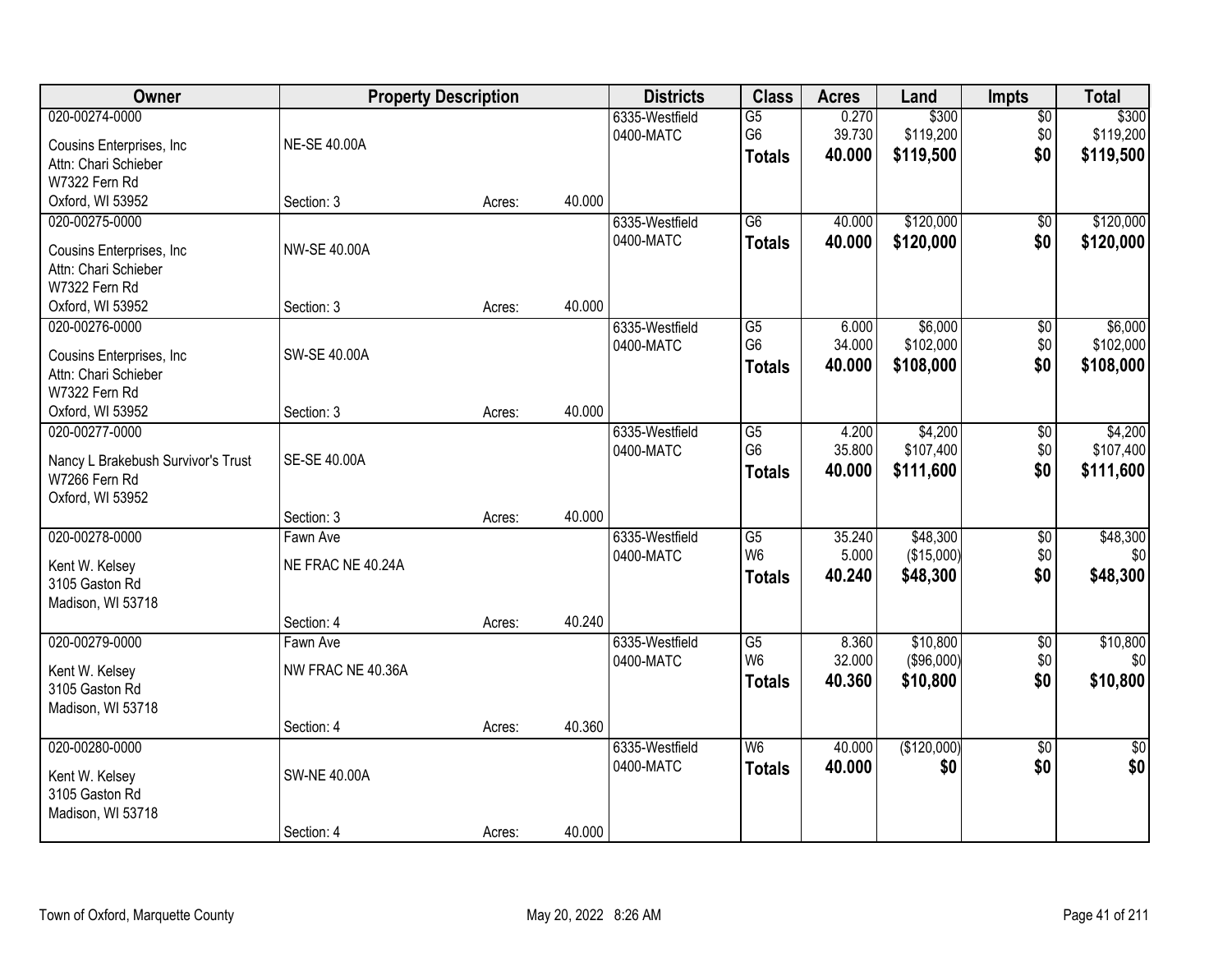| Owner | Property Description | | | Districts | Class | Acres | Land | Impts | Total |
|---|---|---|---|---|---|---|---|---|---|
| 020-00274-0000<br>Cousins Enterprises, Inc<br>Attn: Chari Schieber<br>W7322 Fern Rd<br>Oxford, WI 53952 | NE-SE 40.00A<br>Section: 3 | Acres: | 40.000 | 6335-Westfield<br>0400-MATC | G5<br>G6<br>**Totals** | 0.270<br>39.730<br>**40.000** | $300<br>$119,200<br>**$119,500** | $0<br>$0<br>**$0** | $300<br>$119,200<br>**$119,500** |
| 020-00275-0000<br>Cousins Enterprises, Inc<br>Attn: Chari Schieber<br>W7322 Fern Rd<br>Oxford, WI 53952 | NW-SE 40.00A<br>Section: 3 | Acres: | 40.000 | 6335-Westfield<br>0400-MATC | G6<br>**Totals** | 40.000<br>**40.000** | $120,000<br>**$120,000** | $0<br>**$0** | $120,000<br>**$120,000** |
| 020-00276-0000<br>Cousins Enterprises, Inc<br>Attn: Chari Schieber<br>W7322 Fern Rd<br>Oxford, WI 53952 | SW-SE 40.00A<br>Section: 3 | Acres: | 40.000 | 6335-Westfield<br>0400-MATC | G5<br>G6<br>**Totals** | 6.000<br>34.000<br>**40.000** | $6,000<br>$102,000<br>**$108,000** | $0<br>$0<br>**$0** | $6,000<br>$102,000<br>**$108,000** |
| 020-00277-0000<br>Nancy L Brakebush Survivor's Trust<br>W7266 Fern Rd<br>Oxford, WI 53952 | SE-SE 40.00A<br>Section: 3 | Acres: | 40.000 | 6335-Westfield<br>0400-MATC | G5<br>G6<br>**Totals** | 4.200<br>35.800<br>**40.000** | $4,200<br>$107,400<br>**$111,600** | $0<br>$0<br>**$0** | $4,200<br>$107,400<br>**$111,600** |
| 020-00278-0000<br>Kent W. Kelsey<br>3105 Gaston Rd<br>Madison, WI 53718 | Fawn Ave<br>NE FRAC NE 40.24A<br>Section: 4 | Acres: | 40.240 | 6335-Westfield<br>0400-MATC | G5<br>W6<br>**Totals** | 35.240<br>5.000<br>**40.240** | $48,300<br>($15,000)<br>**$48,300** | $0<br>$0<br>**$0** | $48,300<br>$0<br>**$48,300** |
| 020-00279-0000<br>Kent W. Kelsey<br>3105 Gaston Rd<br>Madison, WI 53718 | Fawn Ave<br>NW FRAC NE 40.36A<br>Section: 4 | Acres: | 40.360 | 6335-Westfield<br>0400-MATC | G5<br>W6<br>**Totals** | 8.360<br>32.000<br>**40.360** | $10,800<br>($96,000)<br>**$10,800** | $0<br>$0<br>**$0** | $10,800<br>$0<br>**$10,800** |
| 020-00280-0000<br>Kent W. Kelsey<br>3105 Gaston Rd<br>Madison, WI 53718 | SW-NE 40.00A<br>Section: 4 | Acres: | 40.000 | 6335-Westfield<br>0400-MATC | W6<br>**Totals** | 40.000<br>**40.000** | ($120,000)<br>**$0** | $0<br>**$0** | $0<br>**$0** |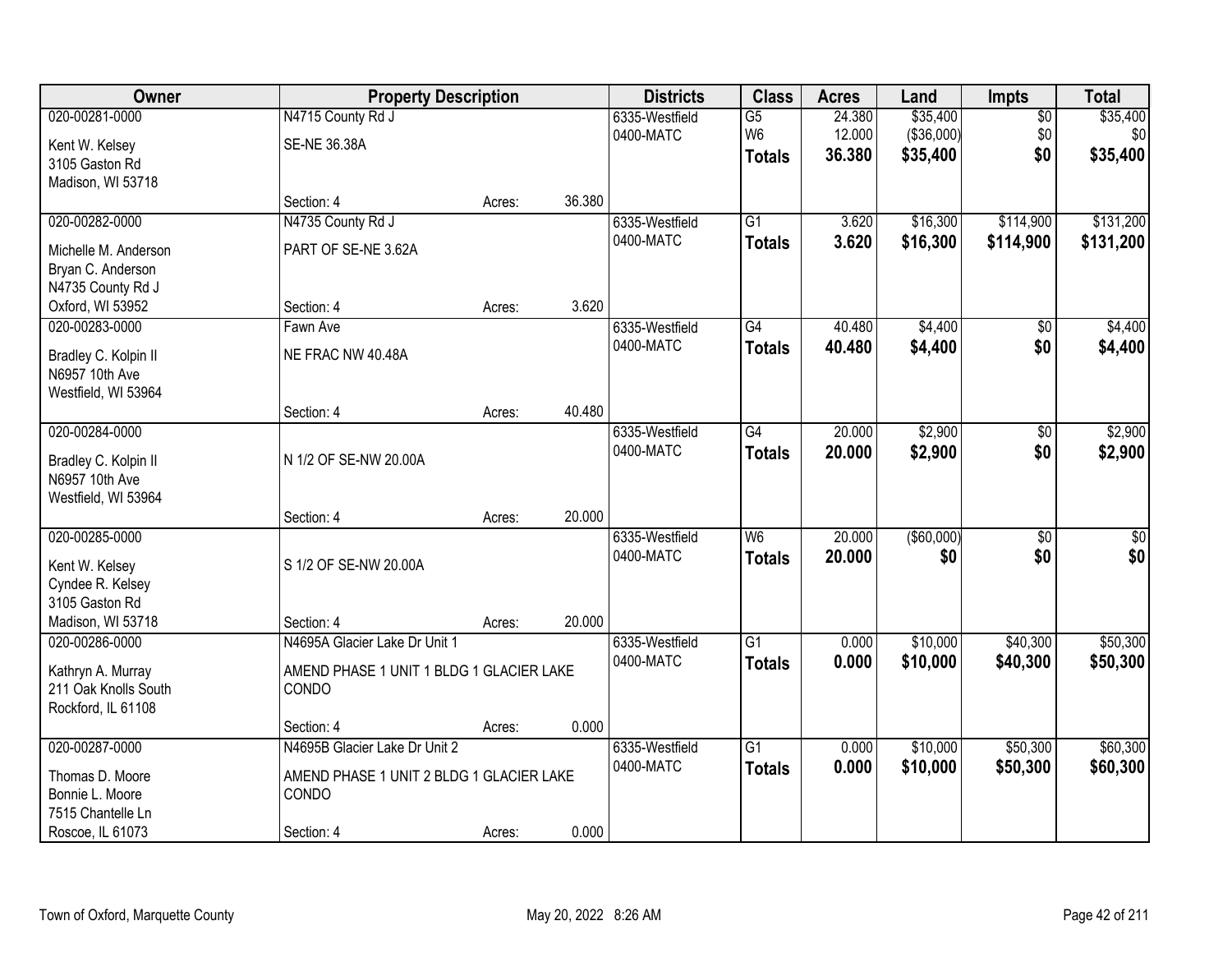| Owner | Property Description | | | Districts | Class | Acres | Land | Impts | Total |
|---|---|---|---|---|---|---|---|---|---|
| 020-00281-0000<br>Kent W. Kelsey<br>3105 Gaston Rd<br>Madison, WI 53718 | N4715 County Rd J<br>SE-NE 36.38A<br>Section: 4 | Acres: | 36.380 | 6335-Westfield<br>0400-MATC | G5<br>W6<br>**Totals** | 24.380<br>12.000<br>**36.380** | $35,400<br>($36,000)<br>**$35,400** | $0<br>$0<br>**$0** | $35,400<br>$0<br>**$35,400** |
| 020-00282-0000<br>Michelle M. Anderson<br>Bryan C. Anderson<br>N4735 County Rd J<br>Oxford, WI 53952 | N4735 County Rd J<br>PART OF SE-NE 3.62A<br>Section: 4 | Acres: | 3.620 | 6335-Westfield<br>0400-MATC | G1<br>**Totals** | 3.620<br>**3.620** | $16,300<br>**$16,300** | $114,900<br>**$114,900** | $131,200<br>**$131,200** |
| 020-00283-0000<br>Bradley C. Kolpin II<br>N6957 10th Ave<br>Westfield, WI 53964 | Fawn Ave<br>NE FRAC NW 40.48A<br>Section: 4 | Acres: | 40.480 | 6335-Westfield<br>0400-MATC | G4<br>**Totals** | 40.480<br>**40.480** | $4,400<br>**$4,400** | $0<br>**$0** | $4,400<br>**$4,400** |
| 020-00284-0000<br>Bradley C. Kolpin II<br>N6957 10th Ave<br>Westfield, WI 53964 | N 1/2 OF SE-NW 20.00A<br>Section: 4 | Acres: | 20.000 | 6335-Westfield<br>0400-MATC | G4<br>**Totals** | 20.000<br>**20.000** | $2,900<br>**$2,900** | $0<br>**$0** | $2,900<br>**$2,900** |
| 020-00285-0000<br>Kent W. Kelsey<br>Cyndee R. Kelsey<br>3105 Gaston Rd<br>Madison, WI 53718 | S 1/2 OF SE-NW 20.00A<br>Section: 4 | Acres: | 20.000 | 6335-Westfield<br>0400-MATC | W6<br>**Totals** | 20.000<br>**20.000** | ($60,000)<br>**$0** | $0<br>**$0** | $0<br>**$0** |
| 020-00286-0000<br>Kathryn A. Murray<br>211 Oak Knolls South<br>Rockford, IL 61108 | N4695A Glacier Lake Dr Unit 1<br>AMEND PHASE 1 UNIT 1 BLDG 1 GLACIER LAKE CONDO<br>Section: 4 | Acres: | 0.000 | 6335-Westfield<br>0400-MATC | G1<br>**Totals** | 0.000<br>**0.000** | $10,000<br>**$10,000** | $40,300<br>**$40,300** | $50,300<br>**$50,300** |
| 020-00287-0000<br>Thomas D. Moore<br>Bonnie L. Moore<br>7515 Chantelle Ln<br>Roscoe, IL 61073 | N4695B Glacier Lake Dr Unit 2<br>AMEND PHASE 1 UNIT 2 BLDG 1 GLACIER LAKE CONDO<br>Section: 4 | Acres: | 0.000 | 6335-Westfield<br>0400-MATC | G1<br>**Totals** | 0.000<br>**0.000** | $10,000<br>**$10,000** | $50,300<br>**$50,300** | $60,300<br>**$60,300** |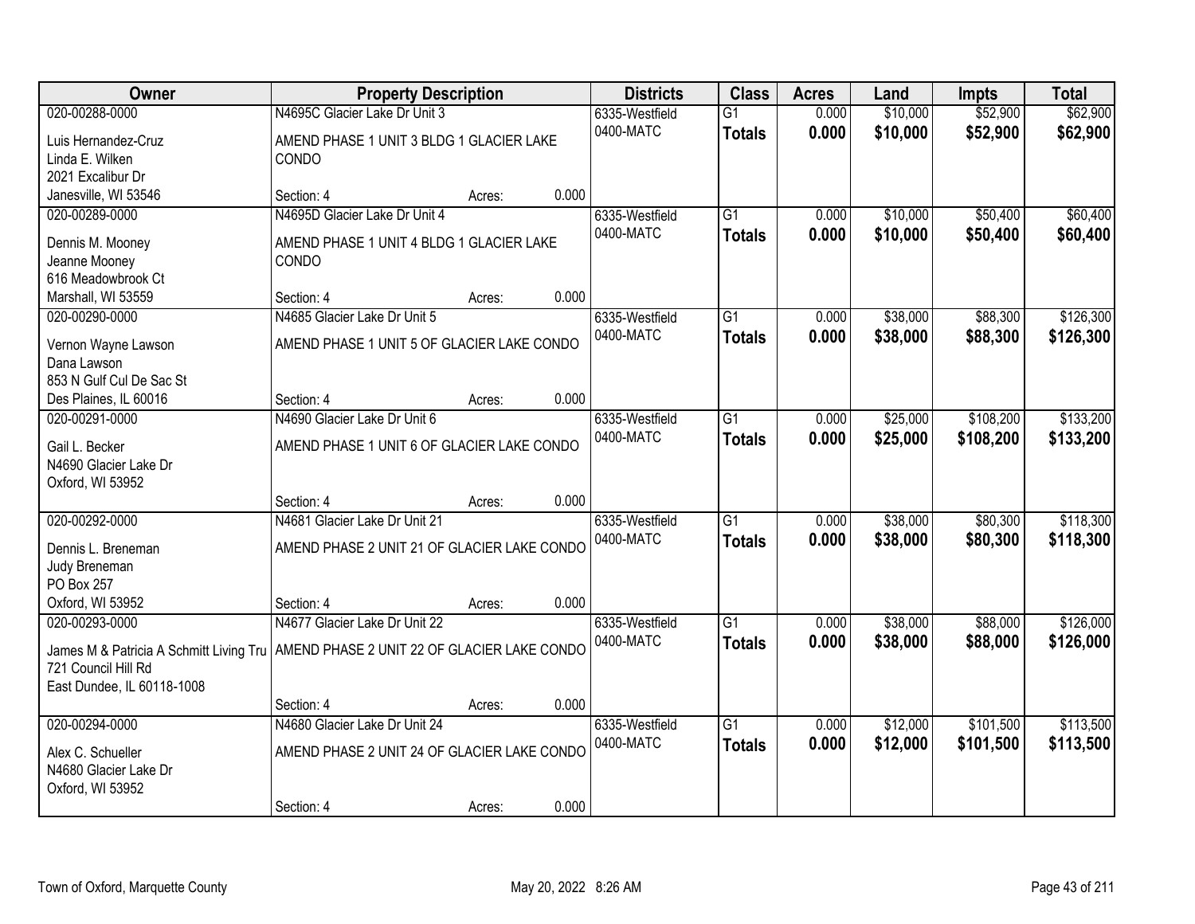| Owner | Property Description | Districts | Class | Acres | Land | Impts | Total |
|---|---|---|---|---|---|---|---|
| 020-00288-0000<br>Luis Hernandez-Cruz<br>Linda E. Wilken<br>2021 Excalibur Dr<br>Janesville, WI 53546 | N4695C Glacier Lake Dr Unit 3<br>AMEND PHASE 1 UNIT 3 BLDG 1 GLACIER LAKE CONDO<br>Section: 4 Acres: 0.000 | 6335-Westfield<br>0400-MATC | G1<br>**Totals** | 0.000<br>**0.000** | $10,000<br>**$10,000** | $52,900<br>**$52,900** | $62,900<br>**$62,900** |
| 020-00289-0000<br>Dennis M. Mooney<br>Jeanne Mooney<br>616 Meadowbrook Ct<br>Marshall, WI 53559 | N4695D Glacier Lake Dr Unit 4<br>AMEND PHASE 1 UNIT 4 BLDG 1 GLACIER LAKE CONDO<br>Section: 4 Acres: 0.000 | 6335-Westfield<br>0400-MATC | G1<br>**Totals** | 0.000<br>**0.000** | $10,000<br>**$10,000** | $50,400<br>**$50,400** | $60,400<br>**$60,400** |
| 020-00290-0000<br>Vernon Wayne Lawson<br>Dana Lawson<br>853 N Gulf Cul De Sac St<br>Des Plaines, IL 60016 | N4685 Glacier Lake Dr Unit 5<br>AMEND PHASE 1 UNIT 5 OF GLACIER LAKE CONDO<br>Section: 4 Acres: 0.000 | 6335-Westfield<br>0400-MATC | G1<br>**Totals** | 0.000<br>**0.000** | $38,000<br>**$38,000** | $88,300<br>**$88,300** | $126,300<br>**$126,300** |
| 020-00291-0000<br>Gail L. Becker<br>N4690 Glacier Lake Dr<br>Oxford, WI 53952 | N4690 Glacier Lake Dr Unit 6<br>AMEND PHASE 1 UNIT 6 OF GLACIER LAKE CONDO<br>Section: 4 Acres: 0.000 | 6335-Westfield<br>0400-MATC | G1<br>**Totals** | 0.000<br>**0.000** | $25,000<br>**$25,000** | $108,200<br>**$108,200** | $133,200<br>**$133,200** |
| 020-00292-0000<br>Dennis L. Breneman<br>Judy Breneman<br>PO Box 257<br>Oxford, WI 53952 | N4681 Glacier Lake Dr Unit 21<br>AMEND PHASE 2 UNIT 21 OF GLACIER LAKE CONDO<br>Section: 4 Acres: 0.000 | 6335-Westfield<br>0400-MATC | G1<br>**Totals** | 0.000<br>**0.000** | $38,000<br>**$38,000** | $80,300<br>**$80,300** | $118,300<br>**$118,300** |
| 020-00293-0000<br>James M & Patricia A Schmitt Living Tru<br>721 Council Hill Rd<br>East Dundee, IL 60118-1008 | N4677 Glacier Lake Dr Unit 22<br>AMEND PHASE 2 UNIT 22 OF GLACIER LAKE CONDO<br>Section: 4 Acres: 0.000 | 6335-Westfield<br>0400-MATC | G1<br>**Totals** | 0.000<br>**0.000** | $38,000<br>**$38,000** | $88,000<br>**$88,000** | $126,000<br>**$126,000** |
| 020-00294-0000<br>Alex C. Schueller<br>N4680 Glacier Lake Dr<br>Oxford, WI 53952 | N4680 Glacier Lake Dr Unit 24<br>AMEND PHASE 2 UNIT 24 OF GLACIER LAKE CONDO<br>Section: 4 Acres: 0.000 | 6335-Westfield<br>0400-MATC | G1<br>**Totals** | 0.000<br>**0.000** | $12,000<br>**$12,000** | $101,500<br>**$101,500** | $113,500<br>**$113,500** |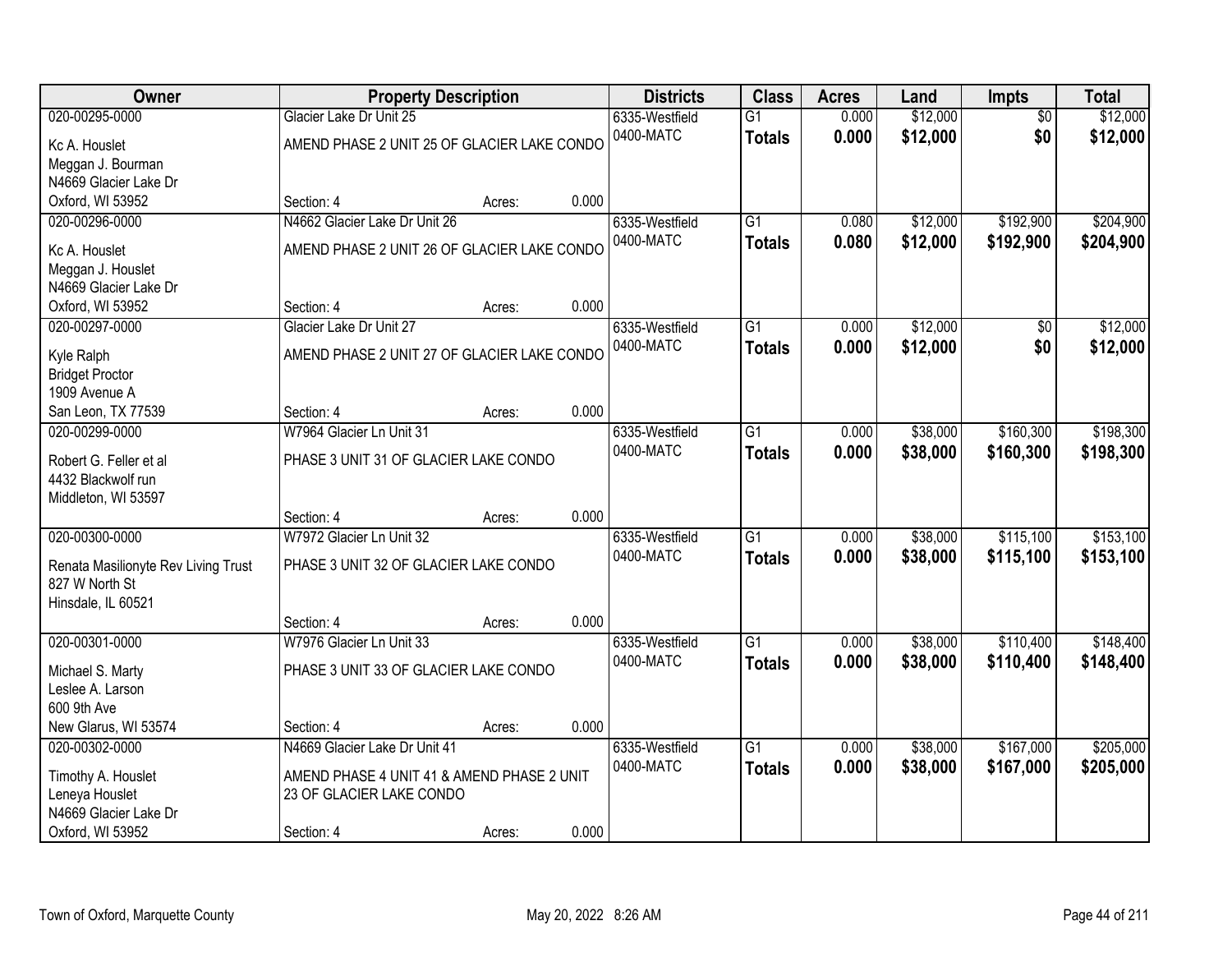| Owner | Property Description | Districts | Class | Acres | Land | Impts | Total |
|---|---|---|---|---|---|---|---|
| 020-00295-0000 | Glacier Lake Dr Unit 25 | 6335-Westfield | G1 | 0.000 | $12,000 | $0 | $12,000 |
| Kc A. Houslet<br>Meggan J. Bourman<br>N4669 Glacier Lake Dr<br>Oxford, WI 53952 | AMEND PHASE 2 UNIT 25 OF GLACIER LAKE CONDO<br>Section: 4 Acres: 0.000 | 0400-MATC | **Totals** | **0.000** | **$12,000** | **$0** | **$12,000** |
| 020-00296-0000 | N4662 Glacier Lake Dr Unit 26 | 6335-Westfield | G1 | 0.080 | $12,000 | $192,900 | $204,900 |
| Kc A. Houslet<br>Meggan J. Houslet<br>N4669 Glacier Lake Dr<br>Oxford, WI 53952 | AMEND PHASE 2 UNIT 26 OF GLACIER LAKE CONDO<br>Section: 4 Acres: 0.000 | 0400-MATC | **Totals** | **0.080** | **$12,000** | **$192,900** | **$204,900** |
| 020-00297-0000 | Glacier Lake Dr Unit 27 | 6335-Westfield | G1 | 0.000 | $12,000 | $0 | $12,000 |
| Kyle Ralph<br>Bridget Proctor<br>1909 Avenue A<br>San Leon, TX 77539 | AMEND PHASE 2 UNIT 27 OF GLACIER LAKE CONDO<br>Section: 4 Acres: 0.000 | 0400-MATC | **Totals** | **0.000** | **$12,000** | **$0** | **$12,000** |
| 020-00299-0000 | W7964 Glacier Ln Unit 31 | 6335-Westfield | G1 | 0.000 | $38,000 | $160,300 | $198,300 |
| Robert G. Feller et al<br>4432 Blackwolf run<br>Middleton, WI 53597 | PHASE 3 UNIT 31 OF GLACIER LAKE CONDO<br>Section: 4 Acres: 0.000 | 0400-MATC | **Totals** | **0.000** | **$38,000** | **$160,300** | **$198,300** |
| 020-00300-0000 | W7972 Glacier Ln Unit 32 | 6335-Westfield | G1 | 0.000 | $38,000 | $115,100 | $153,100 |
| Renata Masilionyte Rev Living Trust<br>827 W North St<br>Hinsdale, IL 60521 | PHASE 3 UNIT 32 OF GLACIER LAKE CONDO<br>Section: 4 Acres: 0.000 | 0400-MATC | **Totals** | **0.000** | **$38,000** | **$115,100** | **$153,100** |
| 020-00301-0000 | W7976 Glacier Ln Unit 33 | 6335-Westfield | G1 | 0.000 | $38,000 | $110,400 | $148,400 |
| Michael S. Marty<br>Leslee A. Larson<br>600 9th Ave<br>New Glarus, WI 53574 | PHASE 3 UNIT 33 OF GLACIER LAKE CONDO<br>Section: 4 Acres: 0.000 | 0400-MATC | **Totals** | **0.000** | **$38,000** | **$110,400** | **$148,400** |
| 020-00302-0000 | N4669 Glacier Lake Dr Unit 41 | 6335-Westfield | G1 | 0.000 | $38,000 | $167,000 | $205,000 |
| Timothy A. Houslet<br>Leneya Houslet<br>N4669 Glacier Lake Dr<br>Oxford, WI 53952 | AMEND PHASE 4 UNIT 41 & AMEND PHASE 2 UNIT 23 OF GLACIER LAKE CONDO<br>Section: 4 Acres: 0.000 | 0400-MATC | **Totals** | **0.000** | **$38,000** | **$167,000** | **$205,000** |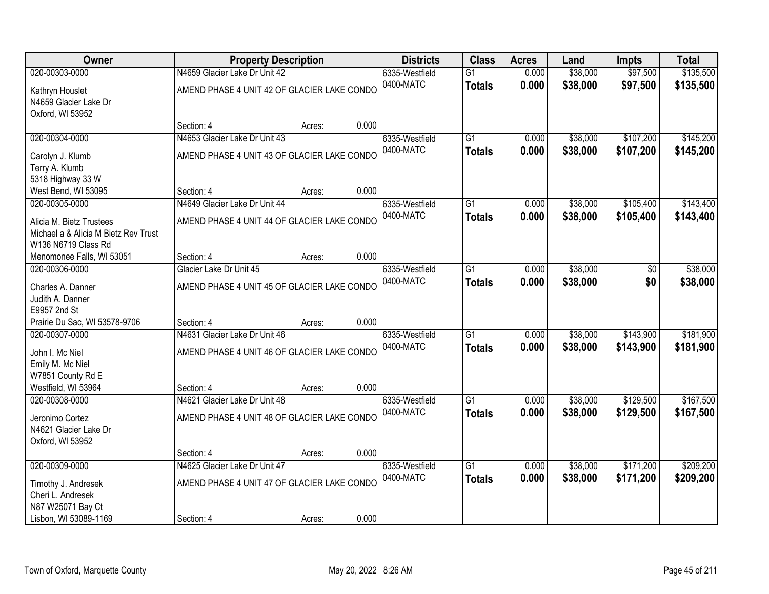| Owner | Property Description | | | Districts | Class | Acres | Land | Impts | Total |
|---|---|---|---|---|---|---|---|---|---|
| 020-00303-0000 | N4659 Glacier Lake Dr Unit 42 | | | 6335-Westfield | G1 | 0.000 | $38,000 | $97,500 | $135,500 |
| Kathryn Houslet<br>N4659 Glacier Lake Dr<br>Oxford, WI 53952 | AMEND PHASE 4 UNIT 42 OF GLACIER LAKE CONDO | | | 0400-MATC | **Totals** | **0.000** | **$38,000** | **$97,500** | **$135,500** |
| | Section: 4 | Acres: | 0.000 | | | | | | |
| 020-00304-0000 | N4653 Glacier Lake Dr Unit 43 | | | 6335-Westfield | G1 | 0.000 | $38,000 | $107,200 | $145,200 |
| Carolyn J. Klumb<br>Terry A. Klumb<br>5318 Highway 33 W<br>West Bend, WI 53095 | AMEND PHASE 4 UNIT 43 OF GLACIER LAKE CONDO | | | 0400-MATC | **Totals** | **0.000** | **$38,000** | **$107,200** | **$145,200** |
| | Section: 4 | Acres: | 0.000 | | | | | | |
| 020-00305-0000 | N4649 Glacier Lake Dr Unit 44 | | | 6335-Westfield | G1 | 0.000 | $38,000 | $105,400 | $143,400 |
| Alicia M. Bietz Trustees<br>Michael a & Alicia M Bietz Rev Trust<br>W136 N6719 Class Rd<br>Menomonee Falls, WI 53051 | AMEND PHASE 4 UNIT 44 OF GLACIER LAKE CONDO | | | 0400-MATC | **Totals** | **0.000** | **$38,000** | **$105,400** | **$143,400** |
| | Section: 4 | Acres: | 0.000 | | | | | | |
| 020-00306-0000 | Glacier Lake Dr Unit 45 | | | 6335-Westfield | G1 | 0.000 | $38,000 | $0 | $38,000 |
| Charles A. Danner<br>Judith A. Danner<br>E9957 2nd St<br>Prairie Du Sac, WI 53578-9706 | AMEND PHASE 4 UNIT 45 OF GLACIER LAKE CONDO | | | 0400-MATC | **Totals** | **0.000** | **$38,000** | **$0** | **$38,000** |
| | Section: 4 | Acres: | 0.000 | | | | | | |
| 020-00307-0000 | N4631 Glacier Lake Dr Unit 46 | | | 6335-Westfield | G1 | 0.000 | $38,000 | $143,900 | $181,900 |
| John I. Mc Niel<br>Emily M. Mc Niel<br>W7851 County Rd E<br>Westfield, WI 53964 | AMEND PHASE 4 UNIT 46 OF GLACIER LAKE CONDO | | | 0400-MATC | **Totals** | **0.000** | **$38,000** | **$143,900** | **$181,900** |
| | Section: 4 | Acres: | 0.000 | | | | | | |
| 020-00308-0000 | N4621 Glacier Lake Dr Unit 48 | | | 6335-Westfield | G1 | 0.000 | $38,000 | $129,500 | $167,500 |
| Jeronimo Cortez<br>N4621 Glacier Lake Dr<br>Oxford, WI 53952 | AMEND PHASE 4 UNIT 48 OF GLACIER LAKE CONDO | | | 0400-MATC | **Totals** | **0.000** | **$38,000** | **$129,500** | **$167,500** |
| | Section: 4 | Acres: | 0.000 | | | | | | |
| 020-00309-0000 | N4625 Glacier Lake Dr Unit 47 | | | 6335-Westfield | G1 | 0.000 | $38,000 | $171,200 | $209,200 |
| Timothy J. Andresek<br>Cheri L. Andresek<br>N87 W25071 Bay Ct<br>Lisbon, WI 53089-1169 | AMEND PHASE 4 UNIT 47 OF GLACIER LAKE CONDO | | | 0400-MATC | **Totals** | **0.000** | **$38,000** | **$171,200** | **$209,200** |
| | Section: 4 | Acres: | 0.000 | | | | | | |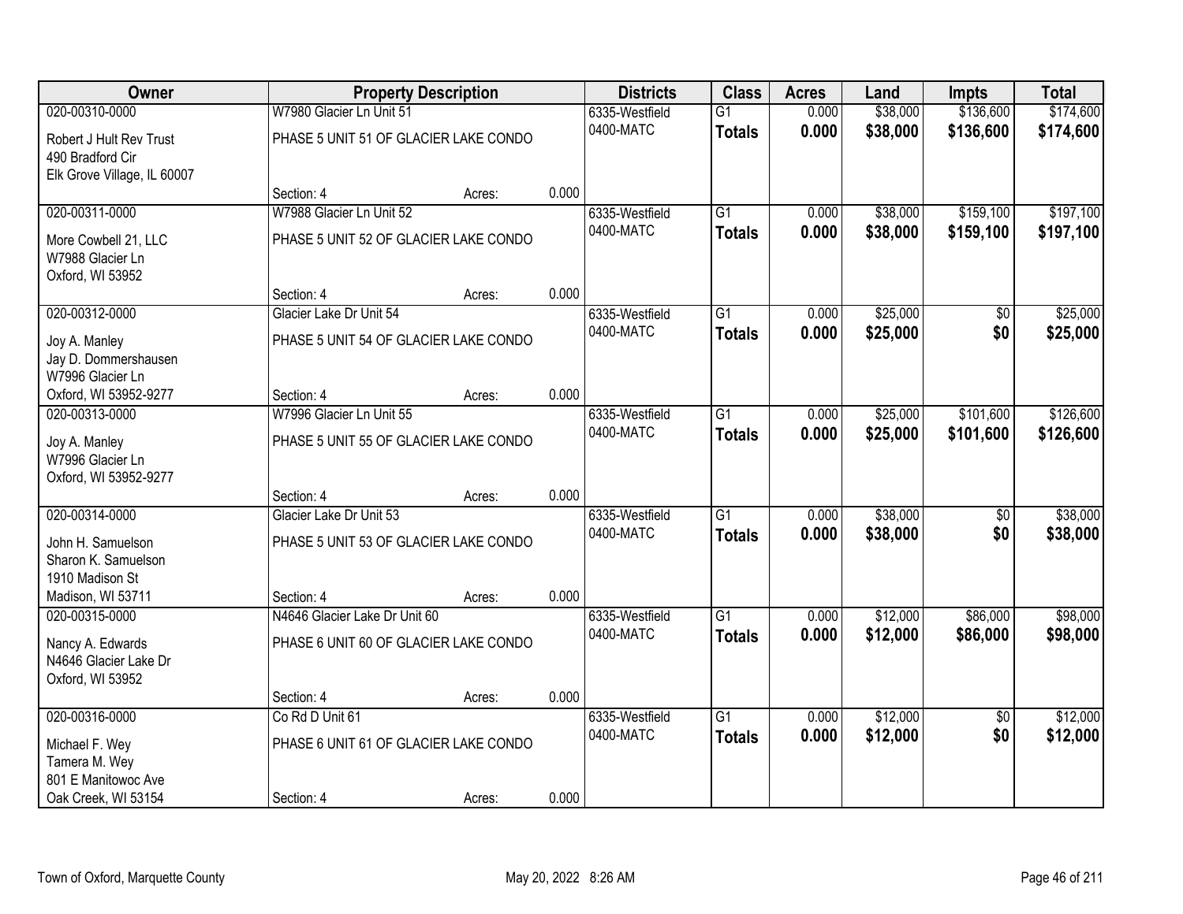| Owner | Property Description | | | Districts | Class | Acres | Land | Impts | Total |
|---|---|---|---|---|---|---|---|---|---|
| 020-00310-0000 | W7980 Glacier Ln Unit 51 | | | 6335-Westfield | G1 | 0.000 | $38,000 | $136,600 | $174,600 |
| Robert J Hult Rev Trust<br>490 Bradford Cir<br>Elk Grove Village, IL 60007 | PHASE 5 UNIT 51 OF GLACIER LAKE CONDO | | | 0400-MATC | **Totals** | **0.000** | **$38,000** | **$136,600** | **$174,600** |
| | Section: 4 | Acres: | 0.000 | | | | | | |
| 020-00311-0000 | W7988 Glacier Ln Unit 52 | | | 6335-Westfield | G1 | 0.000 | $38,000 | $159,100 | $197,100 |
| More Cowbell 21, LLC<br>W7988 Glacier Ln<br>Oxford, WI 53952 | PHASE 5 UNIT 52 OF GLACIER LAKE CONDO | | | 0400-MATC | **Totals** | **0.000** | **$38,000** | **$159,100** | **$197,100** |
| | Section: 4 | Acres: | 0.000 | | | | | | |
| 020-00312-0000 | Glacier Lake Dr Unit 54 | | | 6335-Westfield | G1 | 0.000 | $25,000 | $0 | $25,000 |
| Joy A. Manley<br>Jay D. Dommershausen<br>W7996 Glacier Ln<br>Oxford, WI 53952-9277 | PHASE 5 UNIT 54 OF GLACIER LAKE CONDO | | | 0400-MATC | **Totals** | **0.000** | **$25,000** | **$0** | **$25,000** |
| | Section: 4 | Acres: | 0.000 | | | | | | |
| 020-00313-0000 | W7996 Glacier Ln Unit 55 | | | 6335-Westfield | G1 | 0.000 | $25,000 | $101,600 | $126,600 |
| Joy A. Manley<br>W7996 Glacier Ln<br>Oxford, WI 53952-9277 | PHASE 5 UNIT 55 OF GLACIER LAKE CONDO | | | 0400-MATC | **Totals** | **0.000** | **$25,000** | **$101,600** | **$126,600** |
| | Section: 4 | Acres: | 0.000 | | | | | | |
| 020-00314-0000 | Glacier Lake Dr Unit 53 | | | 6335-Westfield | G1 | 0.000 | $38,000 | $0 | $38,000 |
| John H. Samuelson<br>Sharon K. Samuelson<br>1910 Madison St<br>Madison, WI 53711 | PHASE 5 UNIT 53 OF GLACIER LAKE CONDO | | | 0400-MATC | **Totals** | **0.000** | **$38,000** | **$0** | **$38,000** |
| | Section: 4 | Acres: | 0.000 | | | | | | |
| 020-00315-0000 | N4646 Glacier Lake Dr Unit 60 | | | 6335-Westfield | G1 | 0.000 | $12,000 | $86,000 | $98,000 |
| Nancy A. Edwards<br>N4646 Glacier Lake Dr<br>Oxford, WI 53952 | PHASE 6 UNIT 60 OF GLACIER LAKE CONDO | | | 0400-MATC | **Totals** | **0.000** | **$12,000** | **$86,000** | **$98,000** |
| | Section: 4 | Acres: | 0.000 | | | | | | |
| 020-00316-0000 | Co Rd D Unit 61 | | | 6335-Westfield | G1 | 0.000 | $12,000 | $0 | $12,000 |
| Michael F. Wey<br>Tamera M. Wey<br>801 E Manitowoc Ave<br>Oak Creek, WI 53154 | PHASE 6 UNIT 61 OF GLACIER LAKE CONDO | | | 0400-MATC | **Totals** | **0.000** | **$12,000** | **$0** | **$12,000** |
| | Section: 4 | Acres: | 0.000 | | | | | | |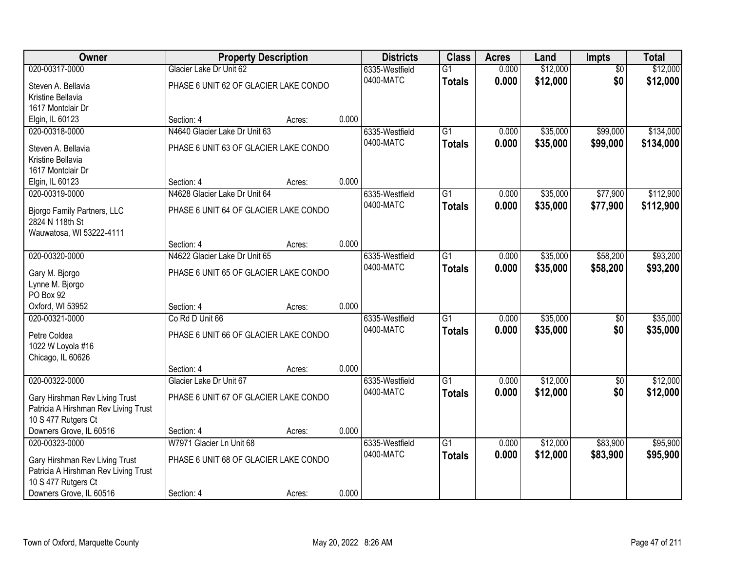| Owner | Property Description | | | Districts | Class | Acres | Land | Impts | Total |
|---|---|---|---|---|---|---|---|---|---|
| 020-00317-0000 | Glacier Lake Dr Unit 62 | | | 6335-Westfield | G1 | 0.000 | $12,000 | $0 | $12,000 |
| Steven A. Bellavia<br>Kristine Bellavia<br>1617 Montclair Dr<br>Elgin, IL 60123 | PHASE 6 UNIT 62 OF GLACIER LAKE CONDO | | | 0400-MATC | **Totals** | **0.000** | **$12,000** | **$0** | **$12,000** |
| | Section: 4 | Acres: | 0.000 | | | | | | |
| 020-00318-0000 | N4640 Glacier Lake Dr Unit 63 | | | 6335-Westfield | G1 | 0.000 | $35,000 | $99,000 | $134,000 |
| Steven A. Bellavia<br>Kristine Bellavia<br>1617 Montclair Dr<br>Elgin, IL 60123 | PHASE 6 UNIT 63 OF GLACIER LAKE CONDO | | | 0400-MATC | **Totals** | **0.000** | **$35,000** | **$99,000** | **$134,000** |
| | Section: 4 | Acres: | 0.000 | | | | | | |
| 020-00319-0000 | N4628 Glacier Lake Dr Unit 64 | | | 6335-Westfield | G1 | 0.000 | $35,000 | $77,900 | $112,900 |
| Bjorgo Family Partners, LLC<br>2824 N 118th St<br>Wauwatosa, WI 53222-4111 | PHASE 6 UNIT 64 OF GLACIER LAKE CONDO | | | 0400-MATC | **Totals** | **0.000** | **$35,000** | **$77,900** | **$112,900** |
| | Section: 4 | Acres: | 0.000 | | | | | | |
| 020-00320-0000 | N4622 Glacier Lake Dr Unit 65 | | | 6335-Westfield | G1 | 0.000 | $35,000 | $58,200 | $93,200 |
| Gary M. Bjorgo<br>Lynne M. Bjorgo<br>PO Box 92<br>Oxford, WI 53952 | PHASE 6 UNIT 65 OF GLACIER LAKE CONDO | | | 0400-MATC | **Totals** | **0.000** | **$35,000** | **$58,200** | **$93,200** |
| | Section: 4 | Acres: | 0.000 | | | | | | |
| 020-00321-0000 | Co Rd D Unit 66 | | | 6335-Westfield | G1 | 0.000 | $35,000 | $0 | $35,000 |
| Petre Coldea<br>1022 W Loyola #16<br>Chicago, IL 60626 | PHASE 6 UNIT 66 OF GLACIER LAKE CONDO | | | 0400-MATC | **Totals** | **0.000** | **$35,000** | **$0** | **$35,000** |
| | Section: 4 | Acres: | 0.000 | | | | | | |
| 020-00322-0000 | Glacier Lake Dr Unit 67 | | | 6335-Westfield | G1 | 0.000 | $12,000 | $0 | $12,000 |
| Gary Hirshman Rev Living Trust<br>Patricia A Hirshman Rev Living Trust<br>10 S 477 Rutgers Ct<br>Downers Grove, IL 60516 | PHASE 6 UNIT 67 OF GLACIER LAKE CONDO | | | 0400-MATC | **Totals** | **0.000** | **$12,000** | **$0** | **$12,000** |
| | Section: 4 | Acres: | 0.000 | | | | | | |
| 020-00323-0000 | W7971 Glacier Ln Unit 68 | | | 6335-Westfield | G1 | 0.000 | $12,000 | $83,900 | $95,900 |
| Gary Hirshman Rev Living Trust<br>Patricia A Hirshman Rev Living Trust<br>10 S 477 Rutgers Ct<br>Downers Grove, IL 60516 | PHASE 6 UNIT 68 OF GLACIER LAKE CONDO | | | 0400-MATC | **Totals** | **0.000** | **$12,000** | **$83,900** | **$95,900** |
| | Section: 4 | Acres: | 0.000 | | | | | | |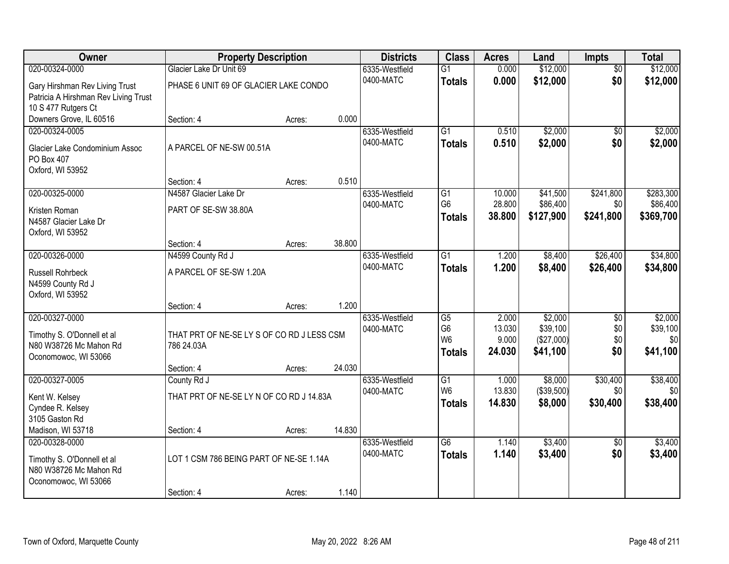| Owner | Property Description | | | Districts | Class | Acres | Land | Impts | Total |
|---|---|---|---|---|---|---|---|---|---|
| 020-00324-0000 | Glacier Lake Dr Unit 69 | | | 6335-Westfield | G1 | 0.000 | $12,000 | $0 | $12,000 |
| Gary Hirshman Rev Living Trust<br>Patricia A Hirshman Rev Living Trust<br>10 S 477 Rutgers Ct<br>Downers Grove, IL 60516 | PHASE 6 UNIT 69 OF GLACIER LAKE CONDO | | | 0400-MATC | **Totals** | **0.000** | **$12,000** | **$0** | **$12,000** |
| | Section: 4 | Acres: | 0.000 | | | | | | |
| 020-00324-0005 | | | | 6335-Westfield | G1 | 0.510 | $2,000 | $0 | $2,000 |
| Glacier Lake Condominium Assoc<br>PO Box 407<br>Oxford, WI 53952 | A PARCEL OF NE-SW 00.51A | | | 0400-MATC | **Totals** | **0.510** | **$2,000** | **$0** | **$2,000** |
| | Section: 4 | Acres: | 0.510 | | | | | | |
| 020-00325-0000 | N4587 Glacier Lake Dr | | | 6335-Westfield | G1 | 10.000 | $41,500 | $241,800 | $283,300 |
| Kristen Roman<br>N4587 Glacier Lake Dr<br>Oxford, WI 53952 | PART OF SE-SW 38.80A | | | 0400-MATC | G6 | 28.800 | $86,400 | $0 | $86,400 |
| | | | | | **Totals** | **38.800** | **$127,900** | **$241,800** | **$369,700** |
| | Section: 4 | Acres: | 38.800 | | | | | | |
| 020-00326-0000 | N4599 County Rd J | | | 6335-Westfield | G1 | 1.200 | $8,400 | $26,400 | $34,800 |
| Russell Rohrbeck<br>N4599 County Rd J<br>Oxford, WI 53952 | A PARCEL OF SE-SW 1.20A | | | 0400-MATC | **Totals** | **1.200** | **$8,400** | **$26,400** | **$34,800** |
| | Section: 4 | Acres: | 1.200 | | | | | | |
| 020-00327-0000 | | | | 6335-Westfield | G5 | 2.000 | $2,000 | $0 | $2,000 |
| Timothy S. O'Donnell et al<br>N80 W38726 Mc Mahon Rd<br>Oconomowoc, WI 53066 | THAT PRT OF NE-SE LY S OF CO RD J LESS CSM 786 24.03A | | | 0400-MATC | G6 | 13.030 | $39,100 | $0 | $39,100 |
| | | | | | W6 | 9.000 | ($27,000) | $0 | $0 |
| | | | | | **Totals** | **24.030** | **$41,100** | **$0** | **$41,100** |
| | Section: 4 | Acres: | 24.030 | | | | | | |
| 020-00327-0005 | County Rd J | | | 6335-Westfield | G1 | 1.000 | $8,000 | $30,400 | $38,400 |
| Kent W. Kelsey<br>Cyndee R. Kelsey<br>3105 Gaston Rd<br>Madison, WI 53718 | THAT PRT OF NE-SE LY N OF CO RD J 14.83A | | | 0400-MATC | W6 | 13.830 | ($39,500) | $0 | $0 |
| | | | | | **Totals** | **14.830** | **$8,000** | **$30,400** | **$38,400** |
| | Section: 4 | Acres: | 14.830 | | | | | | |
| 020-00328-0000 | | | | 6335-Westfield | G6 | 1.140 | $3,400 | $0 | $3,400 |
| Timothy S. O'Donnell et al<br>N80 W38726 Mc Mahon Rd<br>Oconomowoc, WI 53066 | LOT 1 CSM 786 BEING PART OF NE-SE 1.14A | | | 0400-MATC | **Totals** | **1.140** | **$3,400** | **$0** | **$3,400** |
| | Section: 4 | Acres: | 1.140 | | | | | | |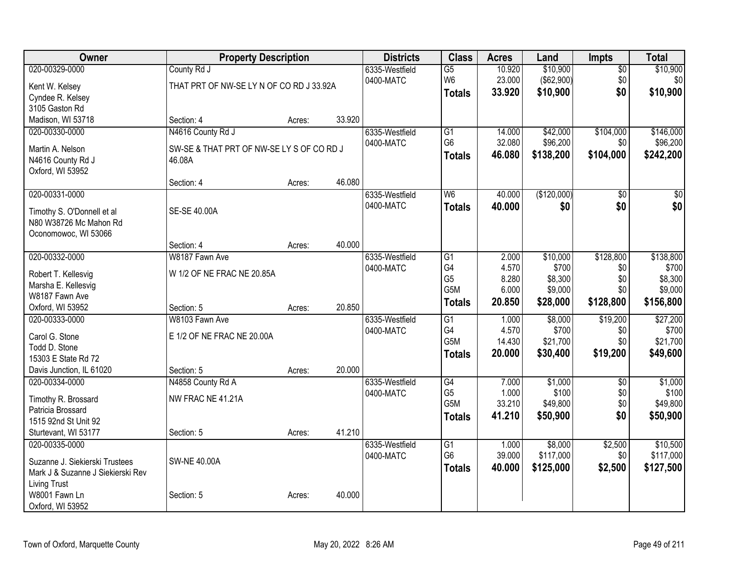| Owner | Property Description | | | Districts | Class | Acres | Land | Impts | Total |
|---|---|---|---|---|---|---|---|---|---|
| 020-00329-0000<br>Kent W. Kelsey<br>Cyndee R. Kelsey<br>3105 Gaston Rd<br>Madison, WI 53718 | County Rd J<br>THAT PRT OF NW-SE LY N OF CO RD J 33.92A<br>Section: 4 | Acres: | 33.920 | 6335-Westfield<br>0400-MATC | G5<br>W6<br>**Totals** | 10.920<br>23.000<br>**33.920** | $10,900<br>($62,900)<br>**$10,900** | $0<br>$0<br>**$0** | $10,900<br>$0<br>**$10,900** |
| 020-00330-0000<br>Martin A. Nelson<br>N4616 County Rd J<br>Oxford, WI 53952 | N4616 County Rd J<br>SW-SE & THAT PRT OF NW-SE LY S OF CO RD J 46.08A<br>Section: 4 | Acres: | 46.080 | 6335-Westfield<br>0400-MATC | G1<br>G6<br>**Totals** | 14.000<br>32.080<br>**46.080** | $42,000<br>$96,200<br>**$138,200** | $104,000<br>$0<br>**$104,000** | $146,000<br>$96,200<br>**$242,200** |
| 020-00331-0000<br>Timothy S. O'Donnell et al<br>N80 W38726 Mc Mahon Rd<br>Oconomowoc, WI 53066 | SE-SE 40.00A<br>Section: 4 | Acres: | 40.000 | 6335-Westfield<br>0400-MATC | W6<br>**Totals** | 40.000<br>**40.000** | ($120,000)<br>**$0** | $0<br>**$0** | $0<br>**$0** |
| 020-00332-0000<br>Robert T. Kellesvig<br>Marsha E. Kellesvig<br>W8187 Fawn Ave<br>Oxford, WI 53952 | W8187 Fawn Ave<br>W 1/2 OF NE FRAC NE 20.85A<br>Section: 5 | Acres: | 20.850 | 6335-Westfield<br>0400-MATC | G1<br>G4<br>G5<br>G5M<br>**Totals** | 2.000<br>4.570<br>8.280<br>6.000<br>**20.850** | $10,000<br>$700<br>$8,300<br>$9,000<br>**$28,000** | $128,800<br>$0<br>$0<br>$0<br>**$128,800** | $138,800<br>$700<br>$8,300<br>$9,000<br>**$156,800** |
| 020-00333-0000<br>Carol G. Stone<br>Todd D. Stone<br>15303 E State Rd 72<br>Davis Junction, IL 61020 | W8103 Fawn Ave<br>E 1/2 OF NE FRAC NE 20.00A<br>Section: 5 | Acres: | 20.000 | 6335-Westfield<br>0400-MATC | G1<br>G4<br>G5M<br>**Totals** | 1.000<br>4.570<br>14.430<br>**20.000** | $8,000<br>$700<br>$21,700<br>**$30,400** | $19,200<br>$0<br>$0<br>**$19,200** | $27,200<br>$700<br>$21,700<br>**$49,600** |
| 020-00334-0000<br>Timothy R. Brossard<br>Patricia Brossard<br>1515 92nd St Unit 92<br>Sturtevant, WI 53177 | N4858 County Rd A<br>NW FRAC NE 41.21A<br>Section: 5 | Acres: | 41.210 | 6335-Westfield<br>0400-MATC | G4<br>G5<br>G5M<br>**Totals** | 7.000<br>1.000<br>33.210<br>**41.210** | $1,000<br>$100<br>$49,800<br>**$50,900** | $0<br>$0<br>$0<br>**$0** | $1,000<br>$100<br>$49,800<br>**$50,900** |
| 020-00335-0000<br>Suzanne J. Siekierski Trustees<br>Mark J & Suzanne J Siekierski Rev Living Trust<br>W8001 Fawn Ln<br>Oxford, WI 53952 | SW-NE 40.00A<br>Section: 5 | Acres: | 40.000 | 6335-Westfield<br>0400-MATC | G1<br>G6<br>**Totals** | 1.000<br>39.000<br>**40.000** | $8,000<br>$117,000<br>**$125,000** | $2,500<br>$0<br>**$2,500** | $10,500<br>$117,000<br>**$127,500** |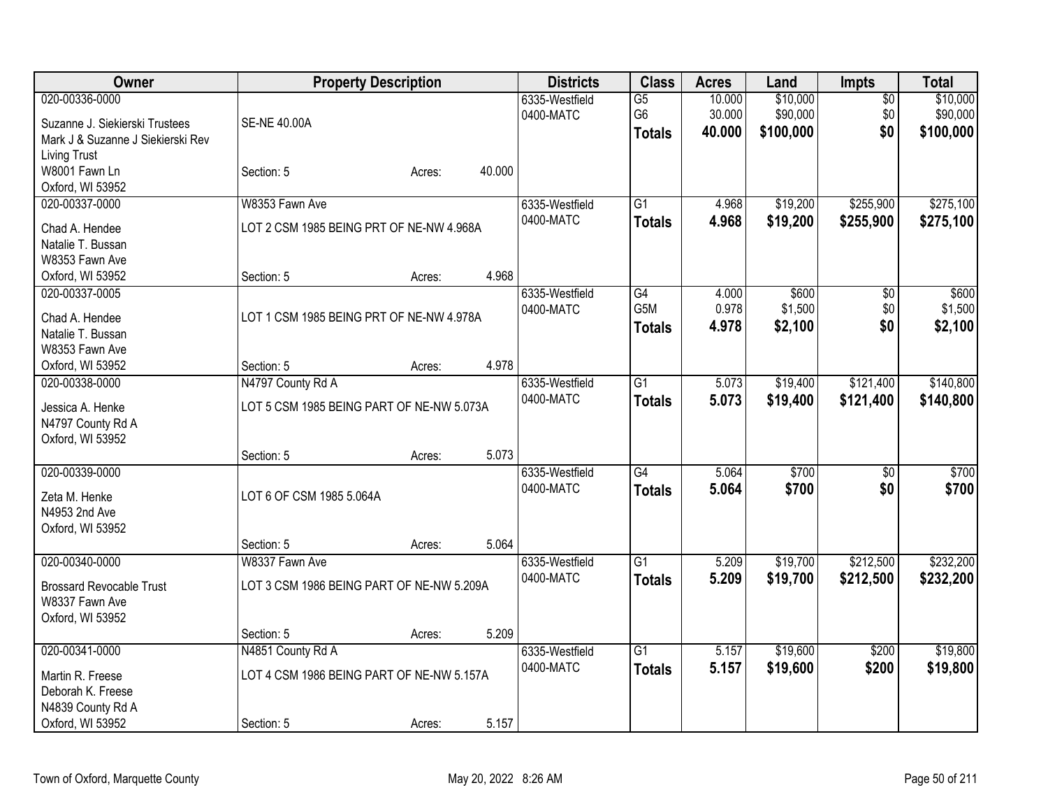| Owner | Property Description | Districts | Class | Acres | Land | Impts | Total |
|---|---|---|---|---|---|---|---|
| 020-00336-0000<br>Suzanne J. Siekierski Trustees<br>Mark J & Suzanne J Siekierski Rev Living Trust<br>W8001 Fawn Ln<br>Oxford, WI 53952 | SE-NE 40.00A<br>Section: 5 Acres: 40.000 | 6335-Westfield<br>0400-MATC | G5<br>G6<br>**Totals** | 10.000<br>30.000<br>**40.000** | $10,000<br>$90,000<br>**$100,000** | $0<br>$0<br>**$0** | $10,000<br>$90,000<br>**$100,000** |
| 020-00337-0000<br>Chad A. Hendee<br>Natalie T. Bussan<br>W8353 Fawn Ave<br>Oxford, WI 53952 | W8353 Fawn Ave<br>LOT 2 CSM 1985 BEING PRT OF NE-NW 4.968A<br>Section: 5 Acres: 4.968 | 6335-Westfield<br>0400-MATC | G1<br>**Totals** | 4.968<br>**4.968** | $19,200<br>**$19,200** | $255,900<br>**$255,900** | $275,100<br>**$275,100** |
| 020-00337-0005<br>Chad A. Hendee<br>Natalie T. Bussan<br>W8353 Fawn Ave<br>Oxford, WI 53952 | LOT 1 CSM 1985 BEING PRT OF NE-NW 4.978A<br>Section: 5 Acres: 4.978 | 6335-Westfield<br>0400-MATC | G4<br>G5M<br>**Totals** | 4.000<br>0.978<br>**4.978** | $600<br>$1,500<br>**$2,100** | $0<br>$0<br>**$0** | $600<br>$1,500<br>**$2,100** |
| 020-00338-0000<br>Jessica A. Henke<br>N4797 County Rd A<br>Oxford, WI 53952 | N4797 County Rd A<br>LOT 5 CSM 1985 BEING PART OF NE-NW 5.073A<br>Section: 5 Acres: 5.073 | 6335-Westfield<br>0400-MATC | G1<br>**Totals** | 5.073<br>**5.073** | $19,400<br>**$19,400** | $121,400<br>**$121,400** | $140,800<br>**$140,800** |
| 020-00339-0000<br>Zeta M. Henke<br>N4953 2nd Ave<br>Oxford, WI 53952 | LOT 6 OF CSM 1985 5.064A<br>Section: 5 Acres: 5.064 | 6335-Westfield<br>0400-MATC | G4<br>**Totals** | 5.064<br>**5.064** | $700<br>**$700** | $0<br>**$0** | $700<br>**$700** |
| 020-00340-0000<br>Brossard Revocable Trust<br>W8337 Fawn Ave<br>Oxford, WI 53952 | W8337 Fawn Ave<br>LOT 3 CSM 1986 BEING PART OF NE-NW 5.209A<br>Section: 5 Acres: 5.209 | 6335-Westfield<br>0400-MATC | G1<br>**Totals** | 5.209<br>**5.209** | $19,700<br>**$19,700** | $212,500<br>**$212,500** | $232,200<br>**$232,200** |
| 020-00341-0000<br>Martin R. Freese<br>Deborah K. Freese<br>N4839 County Rd A<br>Oxford, WI 53952 | N4851 County Rd A<br>LOT 4 CSM 1986 BEING PART OF NE-NW 5.157A<br>Section: 5 Acres: 5.157 | 6335-Westfield<br>0400-MATC | G1<br>**Totals** | 5.157<br>**5.157** | $19,600<br>**$19,600** | $200<br>**$200** | $19,800<br>**$19,800** |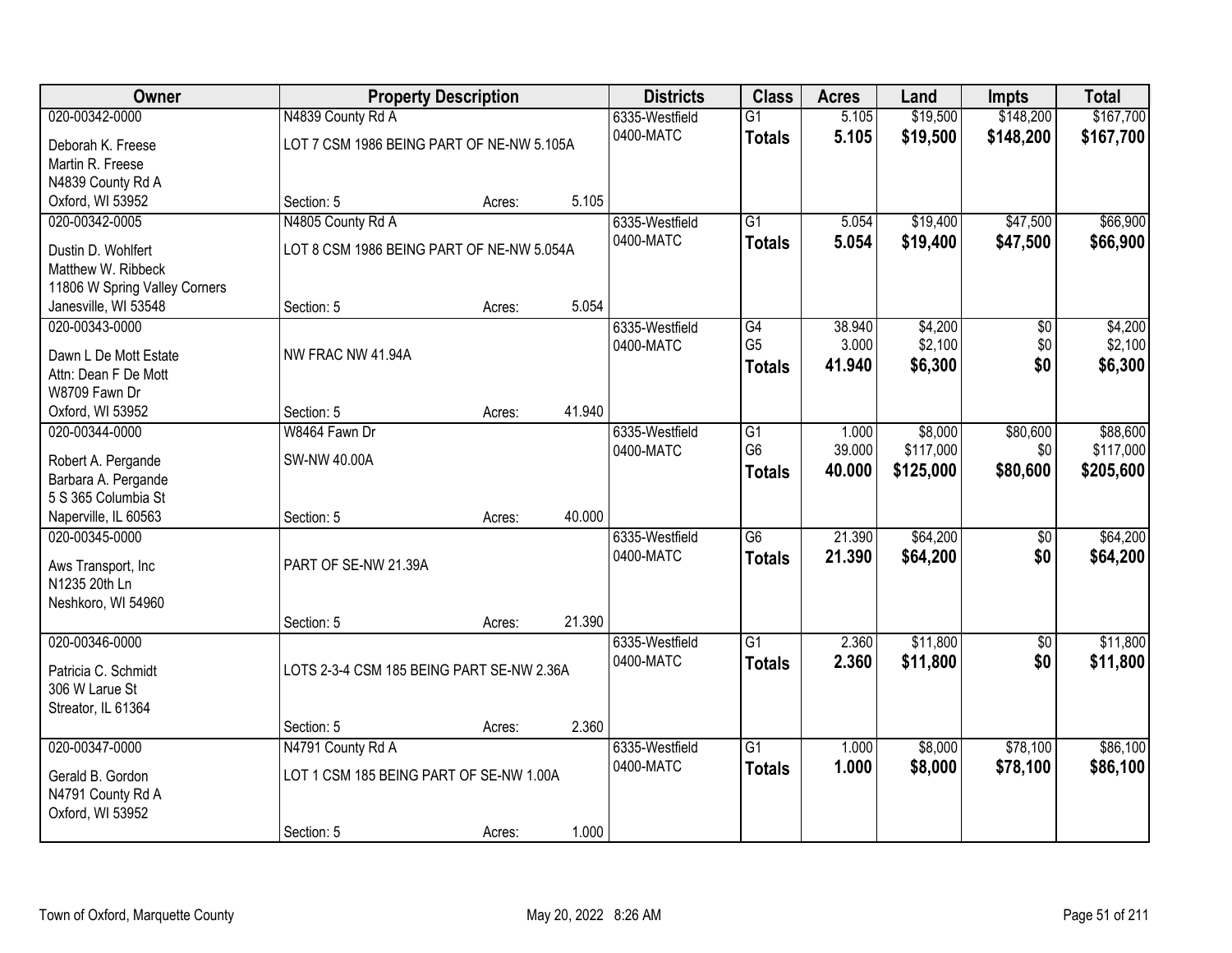| Owner | Property Description | | | Districts | Class | Acres | Land | Impts | Total |
|---|---|---|---|---|---|---|---|---|---|
| 020-00342-0000 | N4839 County Rd A | | | 6335-Westfield | G1 | 5.105 | $19,500 | $148,200 | $167,700 |
| Deborah K. Freese<br>Martin R. Freese<br>N4839 County Rd A<br>Oxford, WI 53952 | LOT 7 CSM 1986 BEING PART OF NE-NW 5.105A | | | 0400-MATC | **Totals** | **5.105** | **$19,500** | **$148,200** | **$167,700** |
| | Section: 5 | Acres: | 5.105 | | | | | | |
| 020-00342-0005 | N4805 County Rd A | | | 6335-Westfield | G1 | 5.054 | $19,400 | $47,500 | $66,900 |
| Dustin D. Wohlfert<br>Matthew W. Ribbeck<br>11806 W Spring Valley Corners<br>Janesville, WI 53548 | LOT 8 CSM 1986 BEING PART OF NE-NW 5.054A | | | 0400-MATC | **Totals** | **5.054** | **$19,400** | **$47,500** | **$66,900** |
| | Section: 5 | Acres: | 5.054 | | | | | | |
| 020-00343-0000 | | | | 6335-Westfield | G4 | 38.940 | $4,200 | $0 | $4,200 |
| Dawn L De Mott Estate<br>Attn: Dean F De Mott<br>W8709 Fawn Dr<br>Oxford, WI 53952 | NW FRAC NW 41.94A | | | 0400-MATC | G5 | 3.000 | $2,100 | $0 | $2,100 |
| | | | | | **Totals** | **41.940** | **$6,300** | **$0** | **$6,300** |
| | Section: 5 | Acres: | 41.940 | | | | | | |
| 020-00344-0000 | W8464 Fawn Dr | | | 6335-Westfield | G1 | 1.000 | $8,000 | $80,600 | $88,600 |
| Robert A. Pergande<br>Barbara A. Pergande<br>5 S 365 Columbia St<br>Naperville, IL 60563 | SW-NW 40.00A | | | 0400-MATC | G6 | 39.000 | $117,000 | $0 | $117,000 |
| | | | | | **Totals** | **40.000** | **$125,000** | **$80,600** | **$205,600** |
| | Section: 5 | Acres: | 40.000 | | | | | | |
| 020-00345-0000 | | | | 6335-Westfield | G6 | 21.390 | $64,200 | $0 | $64,200 |
| Aws Transport, Inc<br>N1235 20th Ln<br>Neshkoro, WI 54960 | PART OF SE-NW 21.39A | | | 0400-MATC | **Totals** | **21.390** | **$64,200** | **$0** | **$64,200** |
| | Section: 5 | Acres: | 21.390 | | | | | | |
| 020-00346-0000 | | | | 6335-Westfield | G1 | 2.360 | $11,800 | $0 | $11,800 |
| Patricia C. Schmidt<br>306 W Larue St<br>Streator, IL 61364 | LOTS 2-3-4 CSM 185 BEING PART SE-NW 2.36A | | | 0400-MATC | **Totals** | **2.360** | **$11,800** | **$0** | **$11,800** |
| | Section: 5 | Acres: | 2.360 | | | | | | |
| 020-00347-0000 | N4791 County Rd A | | | 6335-Westfield | G1 | 1.000 | $8,000 | $78,100 | $86,100 |
| Gerald B. Gordon<br>N4791 County Rd A<br>Oxford, WI 53952 | LOT 1 CSM 185 BEING PART OF SE-NW 1.00A | | | 0400-MATC | **Totals** | **1.000** | **$8,000** | **$78,100** | **$86,100** |
| | Section: 5 | Acres: | 1.000 | | | | | | |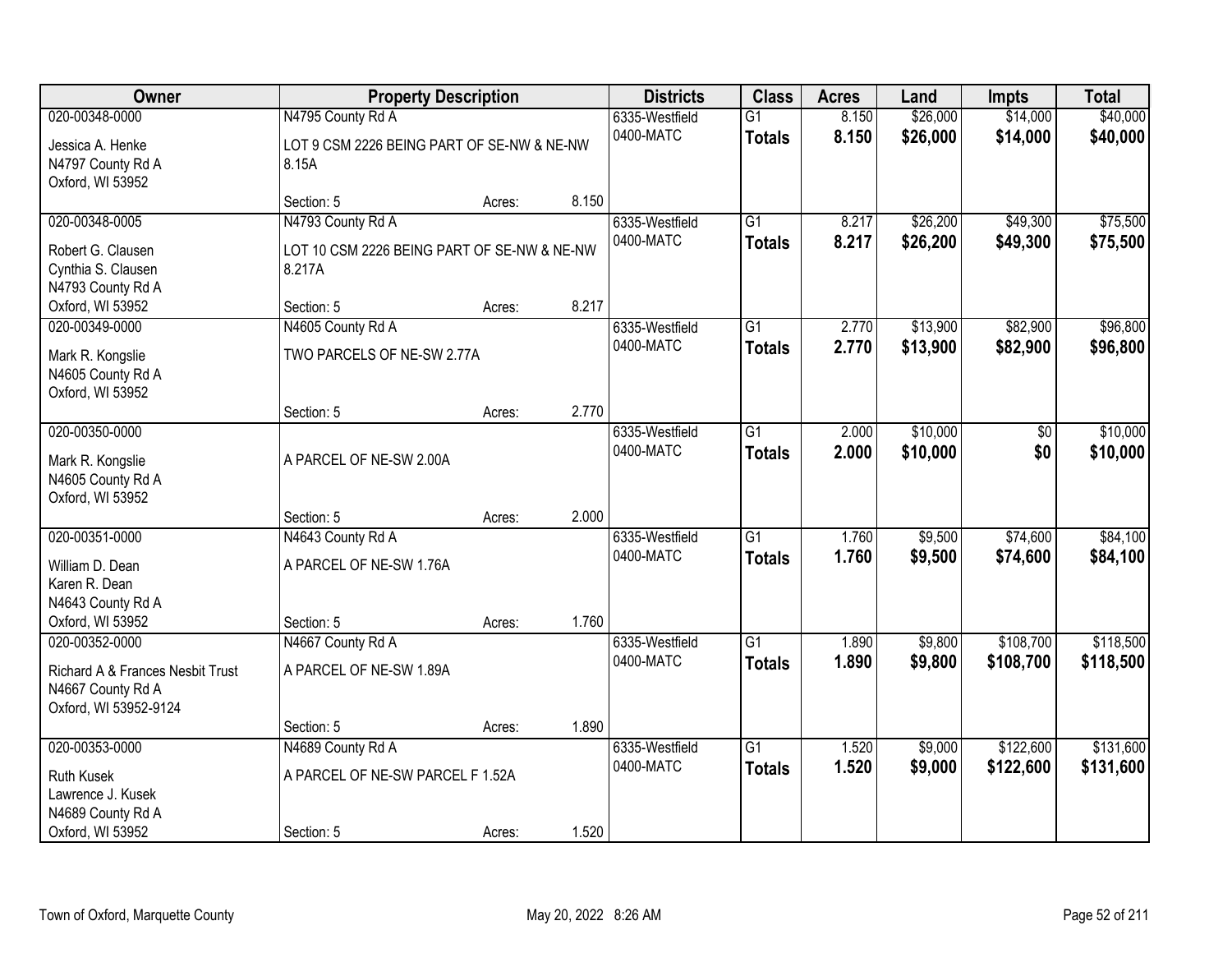| Owner | Property Description | | | Districts | Class | Acres | Land | Impts | Total |
|---|---|---|---|---|---|---|---|---|---|
| 020-00348-0000 | N4795 County Rd A | | | 6335-Westfield | G1 | 8.150 | $26,000 | $14,000 | $40,000 |
| Jessica A. Henke<br>N4797 County Rd A<br>Oxford, WI 53952 | LOT 9 CSM 2226 BEING PART OF SE-NW & NE-NW 8.15A | | | 0400-MATC | **Totals** | **8.150** | **$26,000** | **$14,000** | **$40,000** |
| | Section: 5 | Acres: | 8.150 | | | | | | |
| 020-00348-0005 | N4793 County Rd A | | | 6335-Westfield | G1 | 8.217 | $26,200 | $49,300 | $75,500 |
| Robert G. Clausen<br>Cynthia S. Clausen<br>N4793 County Rd A<br>Oxford, WI 53952 | LOT 10 CSM 2226 BEING PART OF SE-NW & NE-NW 8.217A | | | 0400-MATC | **Totals** | **8.217** | **$26,200** | **$49,300** | **$75,500** |
| | Section: 5 | Acres: | 8.217 | | | | | | |
| 020-00349-0000 | N4605 County Rd A | | | 6335-Westfield | G1 | 2.770 | $13,900 | $82,900 | $96,800 |
| Mark R. Kongslie<br>N4605 County Rd A<br>Oxford, WI 53952 | TWO PARCELS OF NE-SW 2.77A | | | 0400-MATC | **Totals** | **2.770** | **$13,900** | **$82,900** | **$96,800** |
| | Section: 5 | Acres: | 2.770 | | | | | | |
| 020-00350-0000 | | | | 6335-Westfield | G1 | 2.000 | $10,000 | $0 | $10,000 |
| Mark R. Kongslie<br>N4605 County Rd A<br>Oxford, WI 53952 | A PARCEL OF NE-SW 2.00A | | | 0400-MATC | **Totals** | **2.000** | **$10,000** | **$0** | **$10,000** |
| | Section: 5 | Acres: | 2.000 | | | | | | |
| 020-00351-0000 | N4643 County Rd A | | | 6335-Westfield | G1 | 1.760 | $9,500 | $74,600 | $84,100 |
| William D. Dean<br>Karen R. Dean<br>N4643 County Rd A<br>Oxford, WI 53952 | A PARCEL OF NE-SW 1.76A | | | 0400-MATC | **Totals** | **1.760** | **$9,500** | **$74,600** | **$84,100** |
| | Section: 5 | Acres: | 1.760 | | | | | | |
| 020-00352-0000 | N4667 County Rd A | | | 6335-Westfield | G1 | 1.890 | $9,800 | $108,700 | $118,500 |
| Richard A & Frances Nesbit Trust<br>N4667 County Rd A<br>Oxford, WI 53952-9124 | A PARCEL OF NE-SW 1.89A | | | 0400-MATC | **Totals** | **1.890** | **$9,800** | **$108,700** | **$118,500** |
| | Section: 5 | Acres: | 1.890 | | | | | | |
| 020-00353-0000 | N4689 County Rd A | | | 6335-Westfield | G1 | 1.520 | $9,000 | $122,600 | $131,600 |
| Ruth Kusek<br>Lawrence J. Kusek<br>N4689 County Rd A<br>Oxford, WI 53952 | A PARCEL OF NE-SW PARCEL F 1.52A | | | 0400-MATC | **Totals** | **1.520** | **$9,000** | **$122,600** | **$131,600** |
| | Section: 5 | Acres: | 1.520 | | | | | | |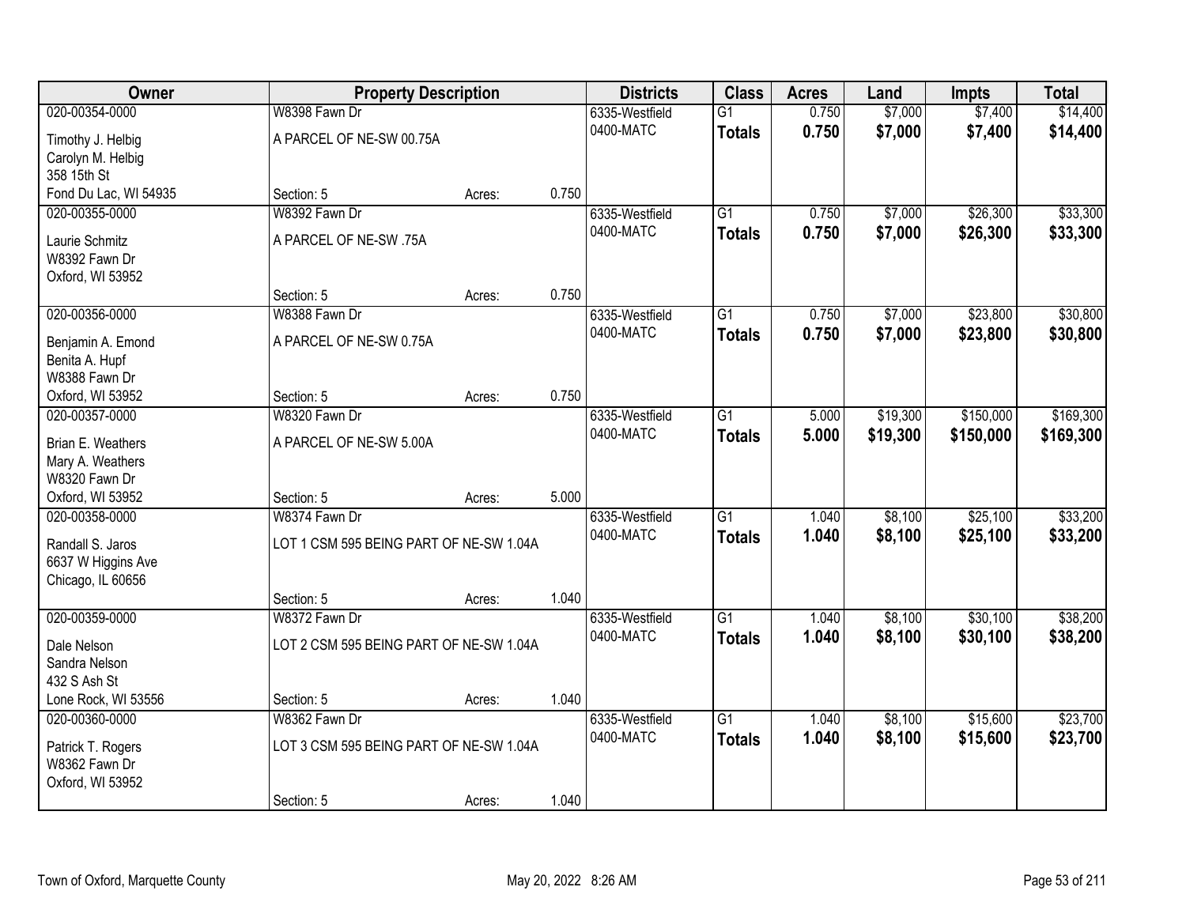| Owner | Property Description | | | Districts | Class | Acres | Land | Impts | Total |
|---|---|---|---|---|---|---|---|---|---|
| 020-00354-0000 | W8398 Fawn Dr | | | 6335-Westfield | G1 | 0.750 | $7,000 | $7,400 | $14,400 |
| Timothy J. Helbig<br>Carolyn M. Helbig<br>358 15th St<br>Fond Du Lac, WI 54935 | A PARCEL OF NE-SW 00.75A | | | 0400-MATC | **Totals** | **0.750** | **$7,000** | **$7,400** | **$14,400** |
| | Section: 5 | Acres: | 0.750 | | | | | | |
| 020-00355-0000 | W8392 Fawn Dr | | | 6335-Westfield | G1 | 0.750 | $7,000 | $26,300 | $33,300 |
| Laurie Schmitz<br>W8392 Fawn Dr<br>Oxford, WI 53952 | A PARCEL OF NE-SW .75A | | | 0400-MATC | **Totals** | **0.750** | **$7,000** | **$26,300** | **$33,300** |
| | Section: 5 | Acres: | 0.750 | | | | | | |
| 020-00356-0000 | W8388 Fawn Dr | | | 6335-Westfield | G1 | 0.750 | $7,000 | $23,800 | $30,800 |
| Benjamin A. Emond<br>Benita A. Hupf<br>W8388 Fawn Dr<br>Oxford, WI 53952 | A PARCEL OF NE-SW 0.75A | | | 0400-MATC | **Totals** | **0.750** | **$7,000** | **$23,800** | **$30,800** |
| | Section: 5 | Acres: | 0.750 | | | | | | |
| 020-00357-0000 | W8320 Fawn Dr | | | 6335-Westfield | G1 | 5.000 | $19,300 | $150,000 | $169,300 |
| Brian E. Weathers<br>Mary A. Weathers<br>W8320 Fawn Dr<br>Oxford, WI 53952 | A PARCEL OF NE-SW 5.00A | | | 0400-MATC | **Totals** | **5.000** | **$19,300** | **$150,000** | **$169,300** |
| | Section: 5 | Acres: | 5.000 | | | | | | |
| 020-00358-0000 | W8374 Fawn Dr | | | 6335-Westfield | G1 | 1.040 | $8,100 | $25,100 | $33,200 |
| Randall S. Jaros<br>6637 W Higgins Ave<br>Chicago, IL 60656 | LOT 1 CSM 595 BEING PART OF NE-SW 1.04A | | | 0400-MATC | **Totals** | **1.040** | **$8,100** | **$25,100** | **$33,200** |
| | Section: 5 | Acres: | 1.040 | | | | | | |
| 020-00359-0000 | W8372 Fawn Dr | | | 6335-Westfield | G1 | 1.040 | $8,100 | $30,100 | $38,200 |
| Dale Nelson<br>Sandra Nelson<br>432 S Ash St<br>Lone Rock, WI 53556 | LOT 2 CSM 595 BEING PART OF NE-SW 1.04A | | | 0400-MATC | **Totals** | **1.040** | **$8,100** | **$30,100** | **$38,200** |
| | Section: 5 | Acres: | 1.040 | | | | | | |
| 020-00360-0000 | W8362 Fawn Dr | | | 6335-Westfield | G1 | 1.040 | $8,100 | $15,600 | $23,700 |
| Patrick T. Rogers<br>W8362 Fawn Dr<br>Oxford, WI 53952 | LOT 3 CSM 595 BEING PART OF NE-SW 1.04A | | | 0400-MATC | **Totals** | **1.040** | **$8,100** | **$15,600** | **$23,700** |
| | Section: 5 | Acres: | 1.040 | | | | | | |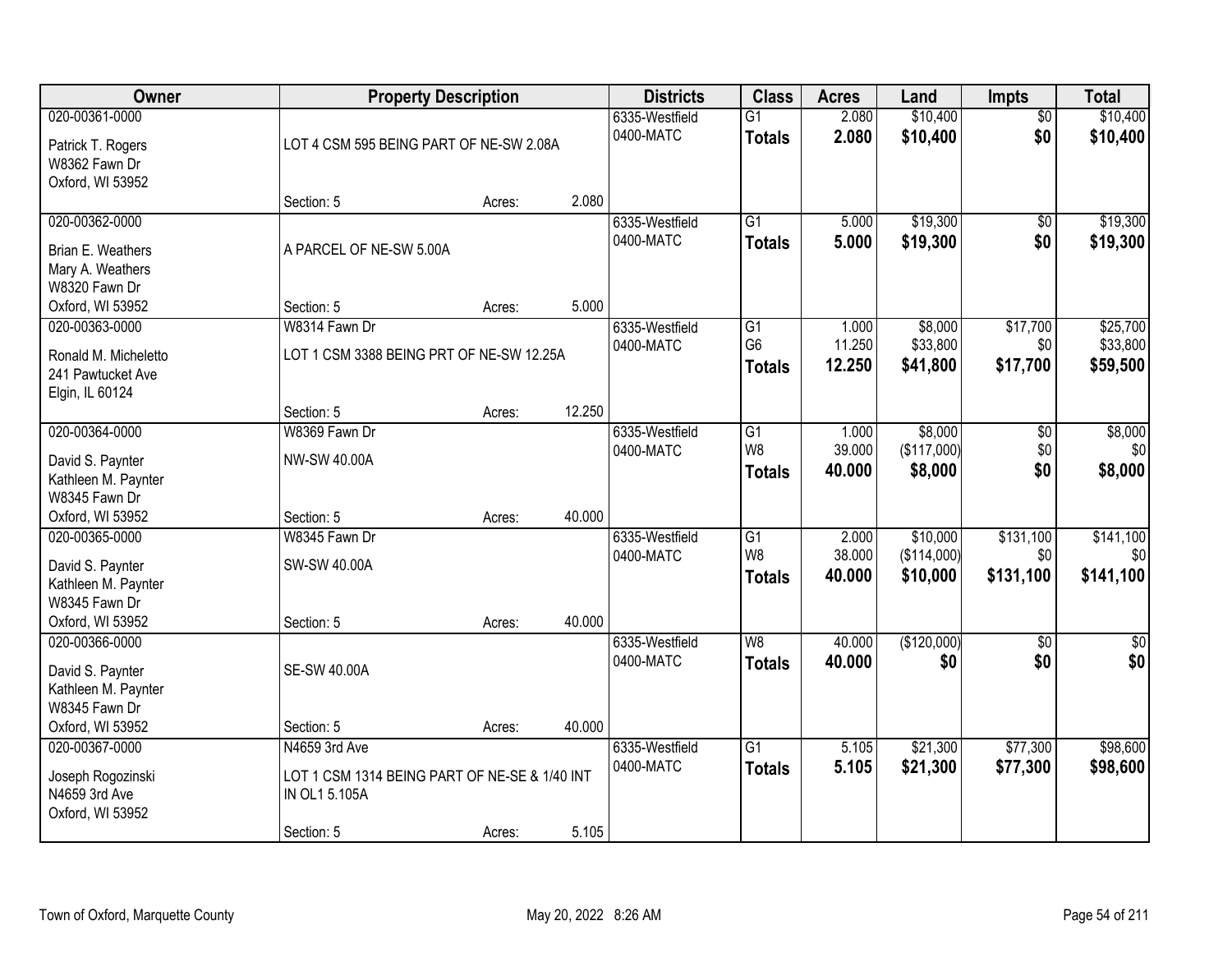| Owner | Property Description | | | Districts | Class | Acres | Land | Impts | Total |
|---|---|---|---|---|---|---|---|---|---|
| 020-00361-0000<br>Patrick T. Rogers<br>W8362 Fawn Dr<br>Oxford, WI 53952 | LOT 4 CSM 595 BEING PART OF NE-SW 2.08A<br>Section: 5 | Acres: | 2.080 | 6335-Westfield<br>0400-MATC | G1<br>**Totals** | 2.080<br>**2.080** | $10,400<br>**$10,400** | $0<br>**$0** | $10,400<br>**$10,400** |
| 020-00362-0000<br>Brian E. Weathers<br>Mary A. Weathers<br>W8320 Fawn Dr<br>Oxford, WI 53952 | A PARCEL OF NE-SW 5.00A<br>Section: 5 | Acres: | 5.000 | 6335-Westfield<br>0400-MATC | G1<br>**Totals** | 5.000<br>**5.000** | $19,300<br>**$19,300** | $0<br>**$0** | $19,300<br>**$19,300** |
| 020-00363-0000<br>Ronald M. Micheletto<br>241 Pawtucket Ave<br>Elgin, IL 60124 | W8314 Fawn Dr<br>LOT 1 CSM 3388 BEING PRT OF NE-SW 12.25A<br>Section: 5 | Acres: | 12.250 | 6335-Westfield<br>0400-MATC | G1<br>G6<br>**Totals** | 1.000<br>11.250<br>**12.250** | $8,000<br>$33,800<br>**$41,800** | $17,700<br>$0<br>**$17,700** | $25,700<br>$33,800<br>**$59,500** |
| 020-00364-0000<br>David S. Paynter<br>Kathleen M. Paynter<br>W8345 Fawn Dr<br>Oxford, WI 53952 | W8369 Fawn Dr<br>NW-SW 40.00A<br>Section: 5 | Acres: | 40.000 | 6335-Westfield<br>0400-MATC | G1<br>W8<br>**Totals** | 1.000<br>39.000<br>**40.000** | $8,000<br>($117,000)<br>**$8,000** | $0<br>$0<br>**$0** | $8,000<br>$0<br>**$8,000** |
| 020-00365-0000<br>David S. Paynter<br>Kathleen M. Paynter<br>W8345 Fawn Dr<br>Oxford, WI 53952 | W8345 Fawn Dr<br>SW-SW 40.00A<br>Section: 5 | Acres: | 40.000 | 6335-Westfield<br>0400-MATC | G1<br>W8<br>**Totals** | 2.000<br>38.000<br>**40.000** | $10,000<br>($114,000)<br>**$10,000** | $131,100<br>$0<br>**$131,100** | $141,100<br>$0<br>**$141,100** |
| 020-00366-0000<br>David S. Paynter<br>Kathleen M. Paynter<br>W8345 Fawn Dr<br>Oxford, WI 53952 | SE-SW 40.00A<br>Section: 5 | Acres: | 40.000 | 6335-Westfield<br>0400-MATC | W8<br>**Totals** | 40.000<br>**40.000** | ($120,000)<br>**$0** | $0<br>**$0** | $0<br>**$0** |
| 020-00367-0000<br>Joseph Rogozinski<br>N4659 3rd Ave<br>Oxford, WI 53952 | N4659 3rd Ave<br>LOT 1 CSM 1314 BEING PART OF NE-SE & 1/40 INT IN OL1 5.105A<br>Section: 5 | Acres: | 5.105 | 6335-Westfield<br>0400-MATC | G1<br>**Totals** | 5.105<br>**5.105** | $21,300<br>**$21,300** | $77,300<br>**$77,300** | $98,600<br>**$98,600** |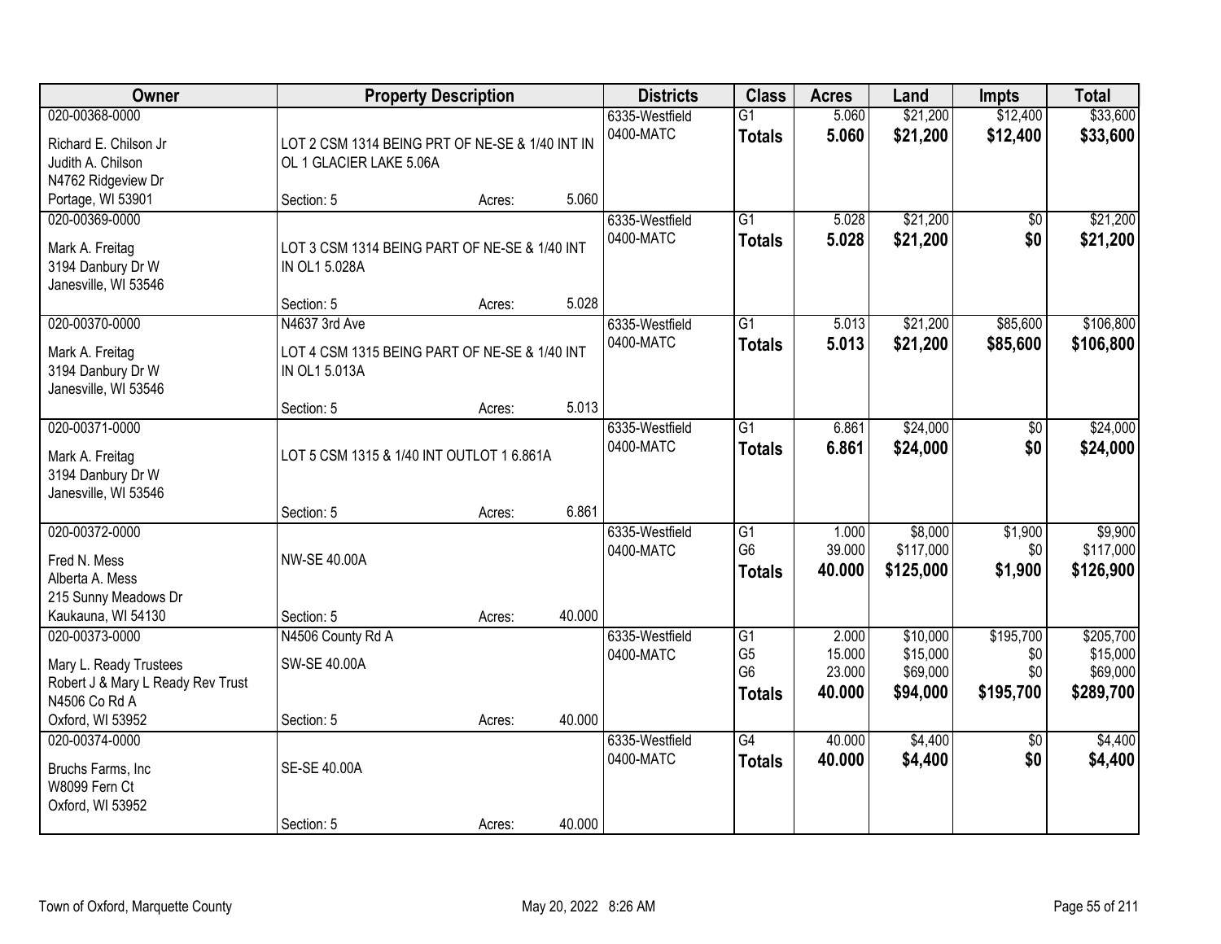| Owner | Property Description | | | Districts | Class | Acres | Land | Impts | Total |
|---|---|---|---|---|---|---|---|---|---|
| 020-00368-0000<br>Richard E. Chilson Jr<br>Judith A. Chilson<br>N4762 Ridgeview Dr<br>Portage, WI 53901 | LOT 2 CSM 1314 BEING PRT OF NE-SE & 1/40 INT IN OL 1 GLACIER LAKE 5.06A<br>Section: 5 | Acres: | 5.060 | 6335-Westfield<br>0400-MATC | G1<br>**Totals** | 5.060<br>**5.060** | $21,200<br>**$21,200** | $12,400<br>**$12,400** | $33,600<br>**$33,600** |
| 020-00369-0000<br>Mark A. Freitag<br>3194 Danbury Dr W<br>Janesville, WI 53546 | LOT 3 CSM 1314 BEING PART OF NE-SE & 1/40 INT IN OL1 5.028A<br>Section: 5 | Acres: | 5.028 | 6335-Westfield<br>0400-MATC | G1<br>**Totals** | 5.028<br>**5.028** | $21,200<br>**$21,200** | $0<br>**$0** | $21,200<br>**$21,200** |
| 020-00370-0000<br>Mark A. Freitag<br>3194 Danbury Dr W<br>Janesville, WI 53546 | N4637 3rd Ave<br>LOT 4 CSM 1315 BEING PART OF NE-SE & 1/40 INT IN OL1 5.013A<br>Section: 5 | Acres: | 5.013 | 6335-Westfield<br>0400-MATC | G1<br>**Totals** | 5.013<br>**5.013** | $21,200<br>**$21,200** | $85,600<br>**$85,600** | $106,800<br>**$106,800** |
| 020-00371-0000<br>Mark A. Freitag<br>3194 Danbury Dr W<br>Janesville, WI 53546 | LOT 5 CSM 1315 & 1/40 INT OUTLOT 1 6.861A<br>Section: 5 | Acres: | 6.861 | 6335-Westfield<br>0400-MATC | G1<br>**Totals** | 6.861<br>**6.861** | $24,000<br>**$24,000** | $0<br>**$0** | $24,000<br>**$24,000** |
| 020-00372-0000<br>Fred N. Mess<br>Alberta A. Mess<br>215 Sunny Meadows Dr<br>Kaukauna, WI 54130 | NW-SE 40.00A<br>Section: 5 | Acres: | 40.000 | 6335-Westfield<br>0400-MATC | G1<br>G6<br>**Totals** | 1.000<br>39.000<br>**40.000** | $8,000<br>$117,000<br>**$125,000** | $1,900<br>$0<br>**$1,900** | $9,900<br>$117,000<br>**$126,900** |
| 020-00373-0000<br>Mary L. Ready Trustees<br>Robert J & Mary L Ready Rev Trust<br>N4506 Co Rd A<br>Oxford, WI 53952 | N4506 County Rd A<br>SW-SE 40.00A<br>Section: 5 | Acres: | 40.000 | 6335-Westfield<br>0400-MATC | G1<br>G5<br>G6<br>**Totals** | 2.000<br>15.000<br>23.000<br>**40.000** | $10,000<br>$15,000<br>$69,000<br>**$94,000** | $195,700<br>$0<br>$0<br>**$195,700** | $205,700<br>$15,000<br>$69,000<br>**$289,700** |
| 020-00374-0000<br>Bruchs Farms, Inc<br>W8099 Fern Ct<br>Oxford, WI 53952 | SE-SE 40.00A<br>Section: 5 | Acres: | 40.000 | 6335-Westfield<br>0400-MATC | G4<br>**Totals** | 40.000<br>**40.000** | $4,400<br>**$4,400** | $0<br>**$0** | $4,400<br>**$4,400** |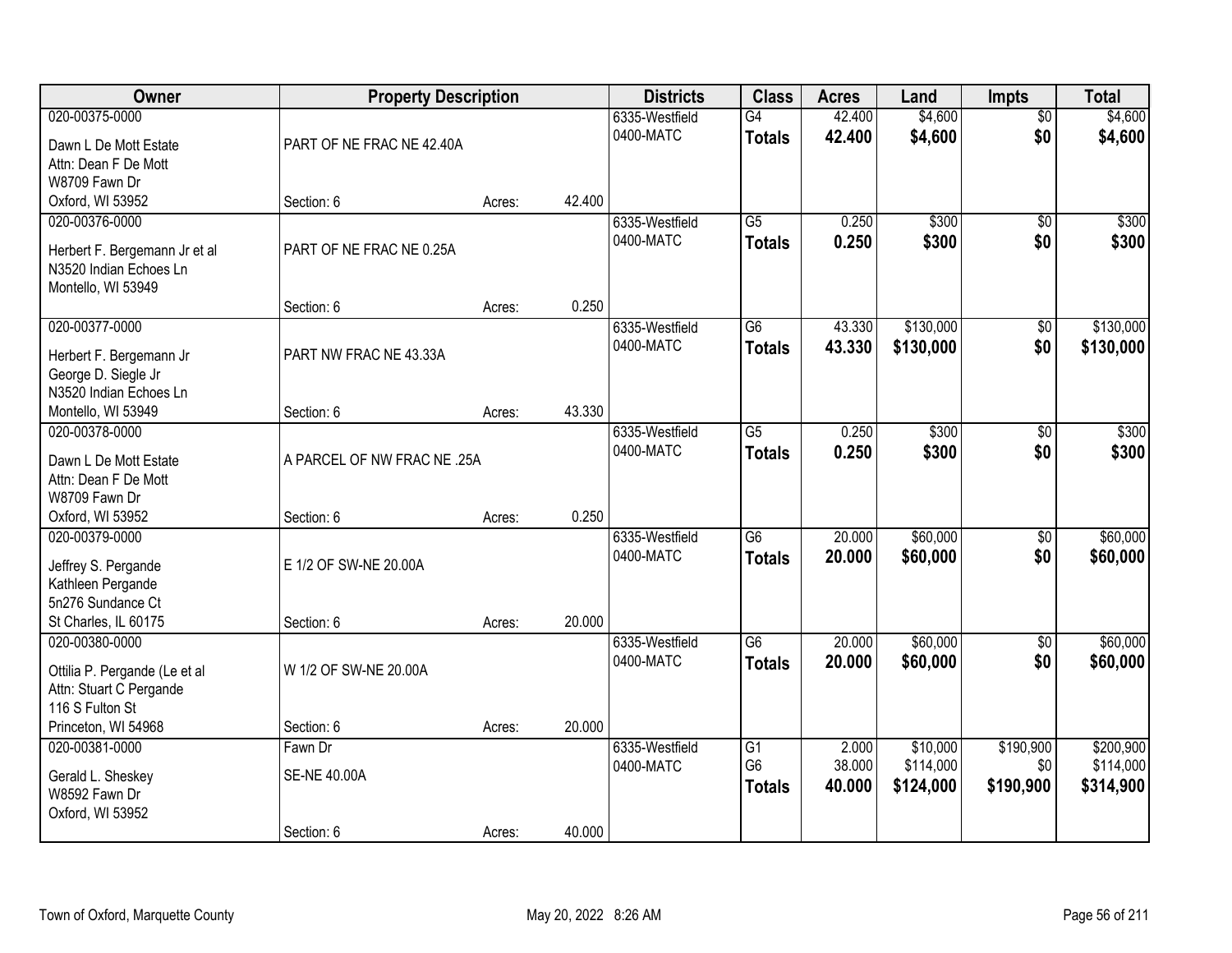| Owner | Property Description | | | Districts | Class | Acres | Land | Impts | Total |
|---|---|---|---|---|---|---|---|---|---|
| 020-00375-0000<br>Dawn L De Mott Estate<br>Attn: Dean F De Mott<br>W8709 Fawn Dr<br>Oxford, WI 53952 | PART OF NE FRAC NE 42.40A<br>Section: 6 | Acres: | 42.400 | 6335-Westfield<br>0400-MATC | G4<br>**Totals** | 42.400<br>**42.400** | $4,600<br>**$4,600** | $0<br>**$0** | $4,600<br>**$4,600** |
| 020-00376-0000<br>Herbert F. Bergemann Jr et al<br>N3520 Indian Echoes Ln<br>Montello, WI 53949 | PART OF NE FRAC NE 0.25A<br>Section: 6 | Acres: | 0.250 | 6335-Westfield<br>0400-MATC | G5<br>**Totals** | 0.250<br>**0.250** | $300<br>**$300** | $0<br>**$0** | $300<br>**$300** |
| 020-00377-0000<br>Herbert F. Bergemann Jr<br>George D. Siegle Jr<br>N3520 Indian Echoes Ln<br>Montello, WI 53949 | PART NW FRAC NE 43.33A<br>Section: 6 | Acres: | 43.330 | 6335-Westfield<br>0400-MATC | G6<br>**Totals** | 43.330<br>**43.330** | $130,000<br>**$130,000** | $0<br>**$0** | $130,000<br>**$130,000** |
| 020-00378-0000<br>Dawn L De Mott Estate<br>Attn: Dean F De Mott<br>W8709 Fawn Dr<br>Oxford, WI 53952 | A PARCEL OF NW FRAC NE .25A<br>Section: 6 | Acres: | 0.250 | 6335-Westfield<br>0400-MATC | G5<br>**Totals** | 0.250<br>**0.250** | $300<br>**$300** | $0<br>**$0** | $300<br>**$300** |
| 020-00379-0000<br>Jeffrey S. Pergande<br>Kathleen Pergande<br>5n276 Sundance Ct<br>St Charles, IL 60175 | E 1/2 OF SW-NE 20.00A<br>Section: 6 | Acres: | 20.000 | 6335-Westfield<br>0400-MATC | G6<br>**Totals** | 20.000<br>**20.000** | $60,000<br>**$60,000** | $0<br>**$0** | $60,000<br>**$60,000** |
| 020-00380-0000<br>Ottilia P. Pergande (Le et al<br>Attn: Stuart C Pergande<br>116 S Fulton St<br>Princeton, WI 54968 | W 1/2 OF SW-NE 20.00A<br>Section: 6 | Acres: | 20.000 | 6335-Westfield<br>0400-MATC | G6<br>**Totals** | 20.000<br>**20.000** | $60,000<br>**$60,000** | $0<br>**$0** | $60,000<br>**$60,000** |
| 020-00381-0000<br>Gerald L. Sheskey<br>W8592 Fawn Dr<br>Oxford, WI 53952 | Fawn Dr<br>SE-NE 40.00A<br>Section: 6 | Acres: | 40.000 | 6335-Westfield<br>0400-MATC | G1<br>G6<br>**Totals** | 2.000<br>38.000<br>**40.000** | $10,000<br>$114,000<br>**$124,000** | $190,900<br>$0<br>**$190,900** | $200,900<br>$114,000<br>**$314,900** |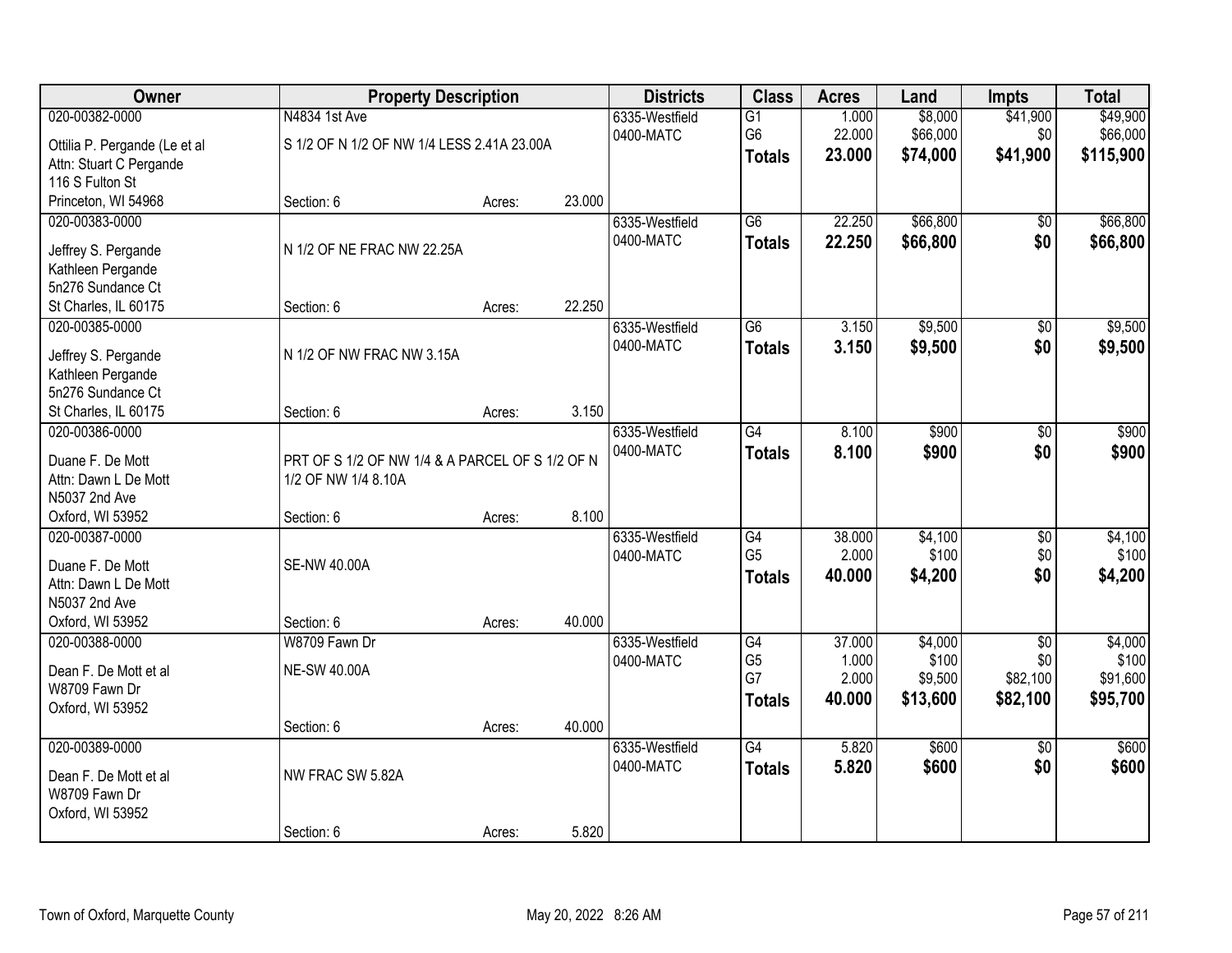| Owner | Property Description | | | Districts | Class | Acres | Land | Impts | Total |
|---|---|---|---|---|---|---|---|---|---|
| 020-00382-0000 | N4834 1st Ave | | | 6335-Westfield | G1 | 1.000 | $8,000 | $41,900 | $49,900 |
| Ottilia P. Pergande (Le et al | S 1/2 OF N 1/2 OF NW 1/4 LESS 2.41A 23.00A | | | 0400-MATC | G6 | 22.000 | $66,000 | $0 | $66,000 |
| Attn: Stuart C Pergande | | | | | **Totals** | **23.000** | **$74,000** | **$41,900** | **$115,900** |
| 116 S Fulton St | | | | | | | | | |
| Princeton, WI 54968 | Section: 6 | Acres: | 23.000 | | | | | | |
| 020-00383-0000 | | | | 6335-Westfield | G6 | 22.250 | $66,800 | $0 | $66,800 |
| Jeffrey S. Pergande | N 1/2 OF NE FRAC NW 22.25A | | | 0400-MATC | **Totals** | **22.250** | **$66,800** | **$0** | **$66,800** |
| Kathleen Pergande | | | | | | | | | |
| 5n276 Sundance Ct | | | | | | | | | |
| St Charles, IL 60175 | Section: 6 | Acres: | 22.250 | | | | | | |
| 020-00385-0000 | | | | 6335-Westfield | G6 | 3.150 | $9,500 | $0 | $9,500 |
| Jeffrey S. Pergande | N 1/2 OF NW FRAC NW 3.15A | | | 0400-MATC | **Totals** | **3.150** | **$9,500** | **$0** | **$9,500** |
| Kathleen Pergande | | | | | | | | | |
| 5n276 Sundance Ct | | | | | | | | | |
| St Charles, IL 60175 | Section: 6 | Acres: | 3.150 | | | | | | |
| 020-00386-0000 | | | | 6335-Westfield | G4 | 8.100 | $900 | $0 | $900 |
| Duane F. De Mott | PRT OF S 1/2 OF NW 1/4 & A PARCEL OF S 1/2 OF N 1/2 OF NW 1/4 8.10A | | | 0400-MATC | **Totals** | **8.100** | **$900** | **$0** | **$900** |
| Attn: Dawn L De Mott | | | | | | | | | |
| N5037 2nd Ave | | | | | | | | | |
| Oxford, WI 53952 | Section: 6 | Acres: | 8.100 | | | | | | |
| 020-00387-0000 | | | | 6335-Westfield | G4 | 38.000 | $4,100 | $0 | $4,100 |
| Duane F. De Mott | SE-NW 40.00A | | | 0400-MATC | G5 | 2.000 | $100 | $0 | $100 |
| Attn: Dawn L De Mott | | | | | **Totals** | **40.000** | **$4,200** | **$0** | **$4,200** |
| N5037 2nd Ave | | | | | | | | | |
| Oxford, WI 53952 | Section: 6 | Acres: | 40.000 | | | | | | |
| 020-00388-0000 | W8709 Fawn Dr | | | 6335-Westfield | G4 | 37.000 | $4,000 | $0 | $4,000 |
| Dean F. De Mott et al | NE-SW 40.00A | | | 0400-MATC | G5 | 1.000 | $100 | $0 | $100 |
| W8709 Fawn Dr | | | | | G7 | 2.000 | $9,500 | $82,100 | $91,600 |
| Oxford, WI 53952 | | | | | **Totals** | **40.000** | **$13,600** | **$82,100** | **$95,700** |
| | Section: 6 | Acres: | 40.000 | | | | | | |
| 020-00389-0000 | | | | 6335-Westfield | G4 | 5.820 | $600 | $0 | $600 |
| Dean F. De Mott et al | NW FRAC SW 5.82A | | | 0400-MATC | **Totals** | **5.820** | **$600** | **$0** | **$600** |
| W8709 Fawn Dr | | | | | | | | | |
| Oxford, WI 53952 | | | | | | | | | |
| | Section: 6 | Acres: | 5.820 | | | | | | |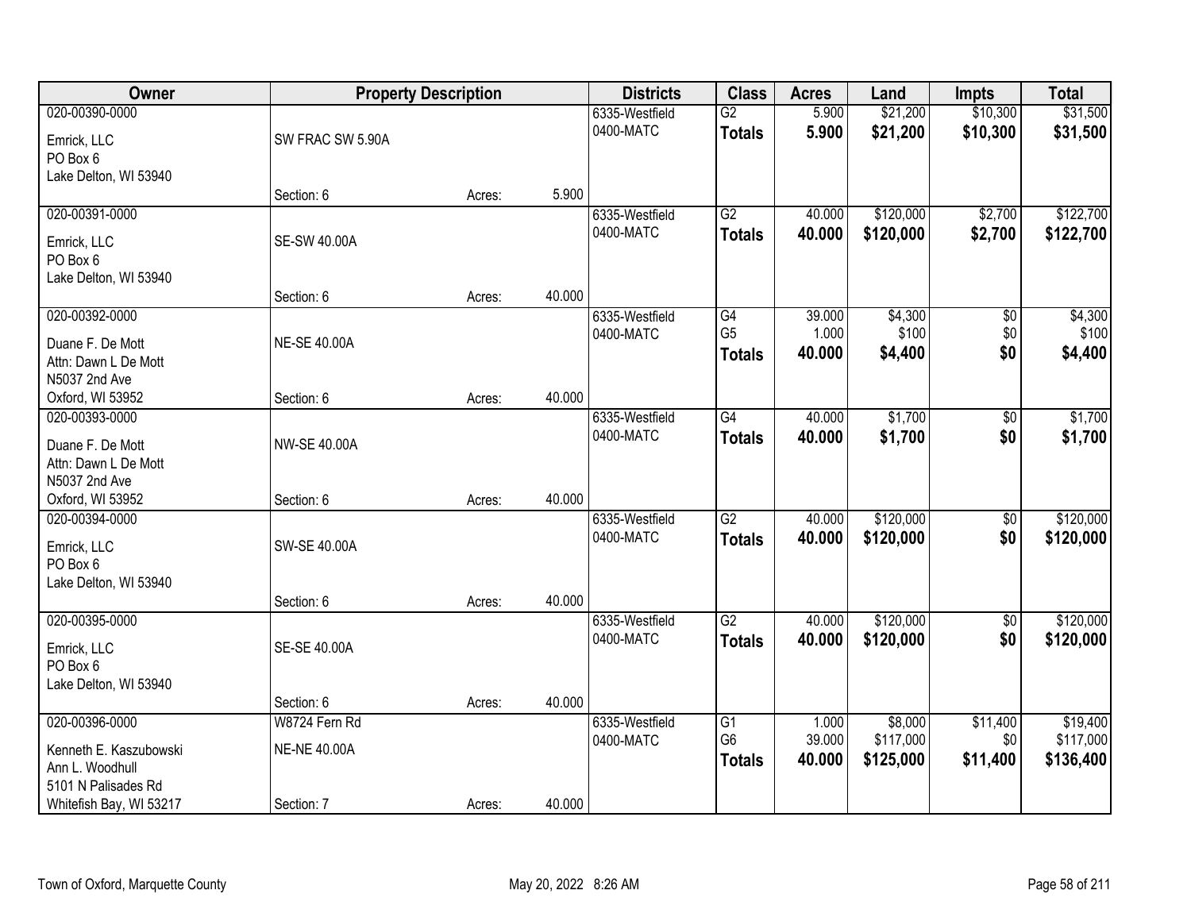| Owner | Property Description | | | Districts | Class | Acres | Land | Impts | Total |
|---|---|---|---|---|---|---|---|---|---|
| 020-00390-0000 | | | | 6335-Westfield | G2 | 5.900 | $21,200 | $10,300 | $31,500 |
| Emrick, LLC | SW FRAC SW 5.90A | | | 0400-MATC | **Totals** | **5.900** | **$21,200** | **$10,300** | **$31,500** |
| PO Box 6 | | | | | | | | | |
| Lake Delton, WI 53940 | | | | | | | | | |
| | Section: 6 | Acres: | 5.900 | | | | | | |
| 020-00391-0000 | | | | 6335-Westfield | G2 | 40.000 | $120,000 | $2,700 | $122,700 |
| Emrick, LLC | SE-SW 40.00A | | | 0400-MATC | **Totals** | **40.000** | **$120,000** | **$2,700** | **$122,700** |
| PO Box 6 | | | | | | | | | |
| Lake Delton, WI 53940 | | | | | | | | | |
| | Section: 6 | Acres: | 40.000 | | | | | | |
| 020-00392-0000 | | | | 6335-Westfield | G4 | 39.000 | $4,300 | $0 | $4,300 |
| Duane F. De Mott | NE-SE 40.00A | | | 0400-MATC | G5 | 1.000 | $100 | $0 | $100 |
| Attn: Dawn L De Mott | | | | | **Totals** | **40.000** | **$4,400** | **$0** | **$4,400** |
| N5037 2nd Ave | | | | | | | | | |
| Oxford, WI 53952 | Section: 6 | Acres: | 40.000 | | | | | | |
| 020-00393-0000 | | | | 6335-Westfield | G4 | 40.000 | $1,700 | $0 | $1,700 |
| Duane F. De Mott | NW-SE 40.00A | | | 0400-MATC | **Totals** | **40.000** | **$1,700** | **$0** | **$1,700** |
| Attn: Dawn L De Mott | | | | | | | | | |
| N5037 2nd Ave | | | | | | | | | |
| Oxford, WI 53952 | Section: 6 | Acres: | 40.000 | | | | | | |
| 020-00394-0000 | | | | 6335-Westfield | G2 | 40.000 | $120,000 | $0 | $120,000 |
| Emrick, LLC | SW-SE 40.00A | | | 0400-MATC | **Totals** | **40.000** | **$120,000** | **$0** | **$120,000** |
| PO Box 6 | | | | | | | | | |
| Lake Delton, WI 53940 | | | | | | | | | |
| | Section: 6 | Acres: | 40.000 | | | | | | |
| 020-00395-0000 | | | | 6335-Westfield | G2 | 40.000 | $120,000 | $0 | $120,000 |
| Emrick, LLC | SE-SE 40.00A | | | 0400-MATC | **Totals** | **40.000** | **$120,000** | **$0** | **$120,000** |
| PO Box 6 | | | | | | | | | |
| Lake Delton, WI 53940 | | | | | | | | | |
| | Section: 6 | Acres: | 40.000 | | | | | | |
| 020-00396-0000 | W8724 Fern Rd | | | 6335-Westfield | G1 | 1.000 | $8,000 | $11,400 | $19,400 |
| Kenneth E. Kaszubowski | NE-NE 40.00A | | | 0400-MATC | G6 | 39.000 | $117,000 | $0 | $117,000 |
| Ann L. Woodhull | | | | | **Totals** | **40.000** | **$125,000** | **$11,400** | **$136,400** |
| 5101 N Palisades Rd | | | | | | | | | |
| Whitefish Bay, WI 53217 | Section: 7 | Acres: | 40.000 | | | | | | |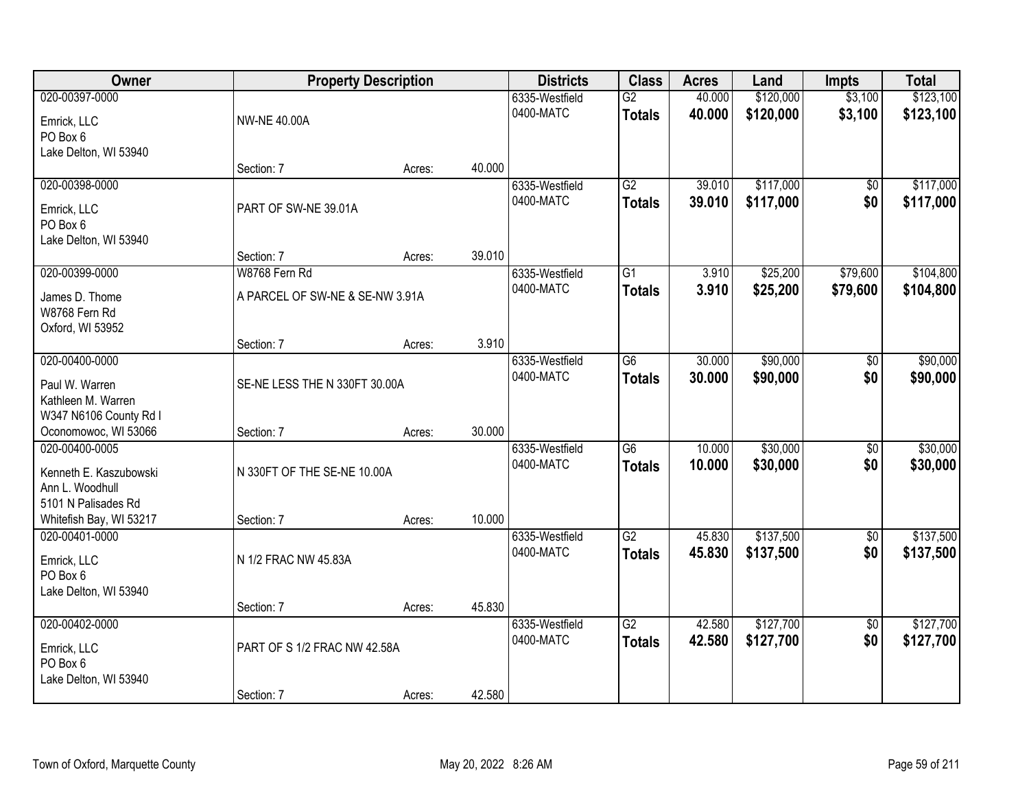| Owner | Property Description | | | Districts | Class | Acres | Land | Impts | Total |
|---|---|---|---|---|---|---|---|---|---|
| 020-00397-0000<br>Emrick, LLC<br>PO Box 6<br>Lake Delton, WI 53940 | NW-NE 40.00A<br>Section: 7 | Acres: | 40.000 | 6335-Westfield<br>0400-MATC | G2<br>**Totals** | 40.000<br>**40.000** | $120,000<br>**$120,000** | $3,100<br>**$3,100** | $123,100<br>**$123,100** |
| 020-00398-0000<br>Emrick, LLC<br>PO Box 6<br>Lake Delton, WI 53940 | PART OF SW-NE 39.01A<br>Section: 7 | Acres: | 39.010 | 6335-Westfield<br>0400-MATC | G2<br>**Totals** | 39.010<br>**39.010** | $117,000<br>**$117,000** | $0<br>**$0** | $117,000<br>**$117,000** |
| 020-00399-0000<br>James D. Thome<br>W8768 Fern Rd<br>Oxford, WI 53952 | W8768 Fern Rd<br>A PARCEL OF SW-NE & SE-NW 3.91A<br>Section: 7 | Acres: | 3.910 | 6335-Westfield<br>0400-MATC | G1<br>**Totals** | 3.910<br>**3.910** | $25,200<br>**$25,200** | $79,600<br>**$79,600** | $104,800<br>**$104,800** |
| 020-00400-0000<br>Paul W. Warren<br>Kathleen M. Warren<br>W347 N6106 County Rd I<br>Oconomowoc, WI 53066 | SE-NE LESS THE N 330FT 30.00A<br>Section: 7 | Acres: | 30.000 | 6335-Westfield<br>0400-MATC | G6<br>**Totals** | 30.000<br>**30.000** | $90,000<br>**$90,000** | $0<br>**$0** | $90,000<br>**$90,000** |
| 020-00400-0005<br>Kenneth E. Kaszubowski<br>Ann L. Woodhull<br>5101 N Palisades Rd<br>Whitefish Bay, WI 53217 | N 330FT OF THE SE-NE 10.00A<br>Section: 7 | Acres: | 10.000 | 6335-Westfield<br>0400-MATC | G6<br>**Totals** | 10.000<br>**10.000** | $30,000<br>**$30,000** | $0<br>**$0** | $30,000<br>**$30,000** |
| 020-00401-0000<br>Emrick, LLC<br>PO Box 6<br>Lake Delton, WI 53940 | N 1/2 FRAC NW 45.83A<br>Section: 7 | Acres: | 45.830 | 6335-Westfield<br>0400-MATC | G2<br>**Totals** | 45.830<br>**45.830** | $137,500<br>**$137,500** | $0<br>**$0** | $137,500<br>**$137,500** |
| 020-00402-0000<br>Emrick, LLC<br>PO Box 6<br>Lake Delton, WI 53940 | PART OF S 1/2 FRAC NW 42.58A<br>Section: 7 | Acres: | 42.580 | 6335-Westfield<br>0400-MATC | G2<br>**Totals** | 42.580<br>**42.580** | $127,700<br>**$127,700** | $0<br>**$0** | $127,700<br>**$127,700** |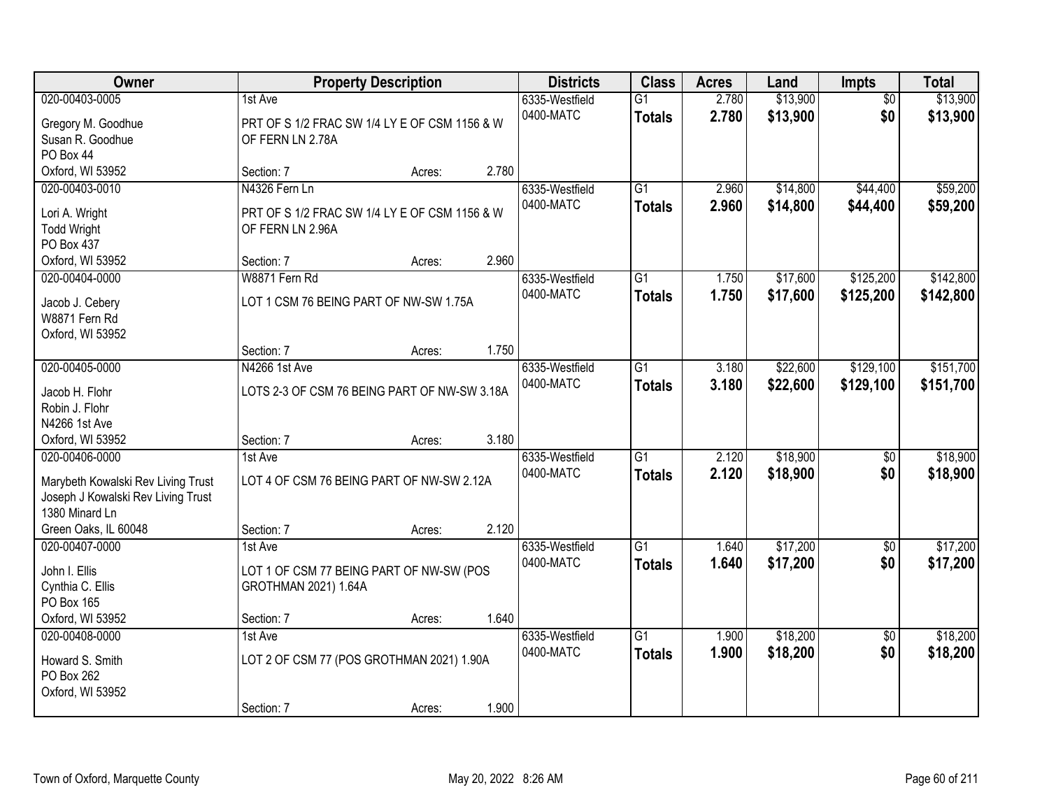| Owner | Property Description | Districts | Class | Acres | Land | Impts | Total |
|---|---|---|---|---|---|---|---|
| 020-00403-0005<br>Gregory M. Goodhue<br>Susan R. Goodhue<br>PO Box 44<br>Oxford, WI 53952 | 1st Ave<br>PRT OF S 1/2 FRAC SW 1/4 LY E OF CSM 1156 & W OF FERN LN 2.78A<br>Section: 7 Acres: 2.780 | 6335-Westfield<br>0400-MATC | G1<br>**Totals** | 2.780<br>**2.780** | $13,900<br>**$13,900** | $0<br>**$0** | $13,900<br>**$13,900** |
| 020-00403-0010<br>Lori A. Wright<br>Todd Wright<br>PO Box 437<br>Oxford, WI 53952 | N4326 Fern Ln<br>PRT OF S 1/2 FRAC SW 1/4 LY E OF CSM 1156 & W OF FERN LN 2.96A<br>Section: 7 Acres: 2.960 | 6335-Westfield<br>0400-MATC | G1<br>**Totals** | 2.960<br>**2.960** | $14,800<br>**$14,800** | $44,400<br>**$44,400** | $59,200<br>**$59,200** |
| 020-00404-0000<br>Jacob J. Cebery<br>W8871 Fern Rd<br>Oxford, WI 53952 | W8871 Fern Rd<br>LOT 1 CSM 76 BEING PART OF NW-SW 1.75A<br>Section: 7 Acres: 1.750 | 6335-Westfield<br>0400-MATC | G1<br>**Totals** | 1.750<br>**1.750** | $17,600<br>**$17,600** | $125,200<br>**$125,200** | $142,800<br>**$142,800** |
| 020-00405-0000<br>Jacob H. Flohr<br>Robin J. Flohr<br>N4266 1st Ave<br>Oxford, WI 53952 | N4266 1st Ave<br>LOTS 2-3 OF CSM 76 BEING PART OF NW-SW 3.18A<br>Section: 7 Acres: 3.180 | 6335-Westfield<br>0400-MATC | G1<br>**Totals** | 3.180<br>**3.180** | $22,600<br>**$22,600** | $129,100<br>**$129,100** | $151,700<br>**$151,700** |
| 020-00406-0000<br>Marybeth Kowalski Rev Living Trust<br>Joseph J Kowalski Rev Living Trust<br>1380 Minard Ln<br>Green Oaks, IL 60048 | 1st Ave<br>LOT 4 OF CSM 76 BEING PART OF NW-SW 2.12A<br>Section: 7 Acres: 2.120 | 6335-Westfield<br>0400-MATC | G1<br>**Totals** | 2.120<br>**2.120** | $18,900<br>**$18,900** | $0<br>**$0** | $18,900<br>**$18,900** |
| 020-00407-0000<br>John I. Ellis<br>Cynthia C. Ellis<br>PO Box 165<br>Oxford, WI 53952 | 1st Ave<br>LOT 1 OF CSM 77 BEING PART OF NW-SW (POS GROTHMAN 2021) 1.64A<br>Section: 7 Acres: 1.640 | 6335-Westfield<br>0400-MATC | G1<br>**Totals** | 1.640<br>**1.640** | $17,200<br>**$17,200** | $0<br>**$0** | $17,200<br>**$17,200** |
| 020-00408-0000<br>Howard S. Smith<br>PO Box 262<br>Oxford, WI 53952 | 1st Ave<br>LOT 2 OF CSM 77 (POS GROTHMAN 2021) 1.90A<br>Section: 7 Acres: 1.900 | 6335-Westfield<br>0400-MATC | G1<br>**Totals** | 1.900<br>**1.900** | $18,200<br>**$18,200** | $0<br>**$0** | $18,200<br>**$18,200** |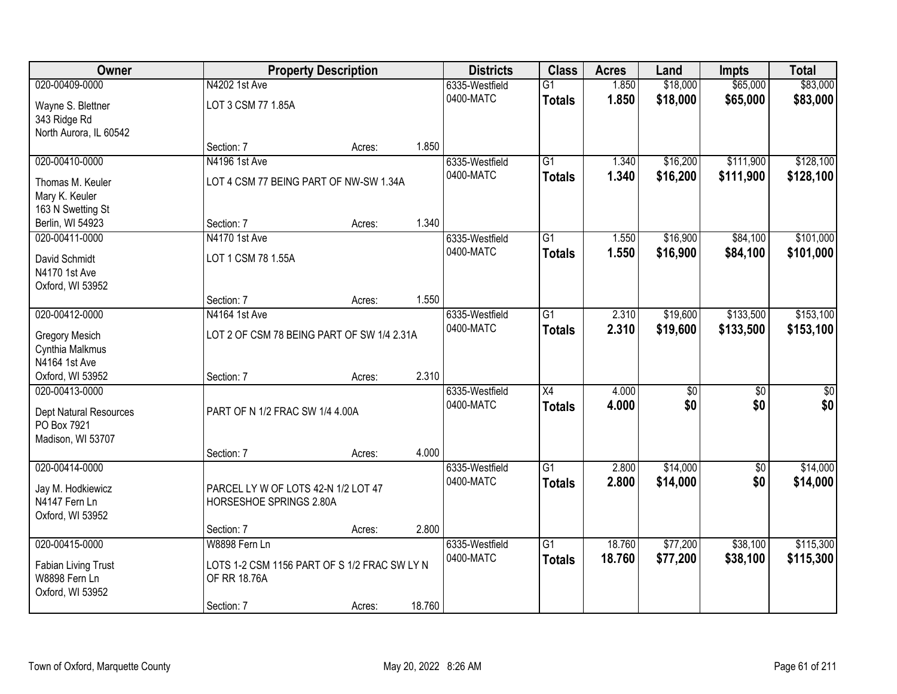| Owner | Property Description | | | Districts | Class | Acres | Land | Impts | Total |
|---|---|---|---|---|---|---|---|---|---|
| 020-00409-0000 | N4202 1st Ave | | | 6335-Westfield | G1 | 1.850 | $18,000 | $65,000 | $83,000 |
| Wayne S. Blettner<br>343 Ridge Rd<br>North Aurora, IL 60542 | LOT 3 CSM 77 1.85A | | | 0400-MATC | **Totals** | **1.850** | **$18,000** | **$65,000** | **$83,000** |
| | Section: 7 | Acres: | 1.850 | | | | | | |
| 020-00410-0000 | N4196 1st Ave | | | 6335-Westfield | G1 | 1.340 | $16,200 | $111,900 | $128,100 |
| Thomas M. Keuler<br>Mary K. Keuler<br>163 N Swetting St<br>Berlin, WI 54923 | LOT 4 CSM 77 BEING PART OF NW-SW 1.34A | | | 0400-MATC | **Totals** | **1.340** | **$16,200** | **$111,900** | **$128,100** |
| | Section: 7 | Acres: | 1.340 | | | | | | |
| 020-00411-0000 | N4170 1st Ave | | | 6335-Westfield | G1 | 1.550 | $16,900 | $84,100 | $101,000 |
| David Schmidt<br>N4170 1st Ave<br>Oxford, WI 53952 | LOT 1 CSM 78 1.55A | | | 0400-MATC | **Totals** | **1.550** | **$16,900** | **$84,100** | **$101,000** |
| | Section: 7 | Acres: | 1.550 | | | | | | |
| 020-00412-0000 | N4164 1st Ave | | | 6335-Westfield | G1 | 2.310 | $19,600 | $133,500 | $153,100 |
| Gregory Mesich<br>Cynthia Malkmus<br>N4164 1st Ave<br>Oxford, WI 53952 | LOT 2 OF CSM 78 BEING PART OF SW 1/4 2.31A | | | 0400-MATC | **Totals** | **2.310** | **$19,600** | **$133,500** | **$153,100** |
| | Section: 7 | Acres: | 2.310 | | | | | | |
| 020-00413-0000 | | | | 6335-Westfield | X4 | 4.000 | $0 | $0 | $0 |
| Dept Natural Resources<br>PO Box 7921<br>Madison, WI 53707 | PART OF N 1/2 FRAC SW 1/4 4.00A | | | 0400-MATC | **Totals** | **4.000** | **$0** | **$0** | **$0** |
| | Section: 7 | Acres: | 4.000 | | | | | | |
| 020-00414-0000 | | | | 6335-Westfield | G1 | 2.800 | $14,000 | $0 | $14,000 |
| Jay M. Hodkiewicz<br>N4147 Fern Ln<br>Oxford, WI 53952 | PARCEL LY W OF LOTS 42-N 1/2 LOT 47 HORSESHOE SPRINGS 2.80A | | | 0400-MATC | **Totals** | **2.800** | **$14,000** | **$0** | **$14,000** |
| | Section: 7 | Acres: | 2.800 | | | | | | |
| 020-00415-0000 | W8898 Fern Ln | | | 6335-Westfield | G1 | 18.760 | $77,200 | $38,100 | $115,300 |
| Fabian Living Trust<br>W8898 Fern Ln<br>Oxford, WI 53952 | LOTS 1-2 CSM 1156 PART OF S 1/2 FRAC SW LY N OF RR 18.76A | | | 0400-MATC | **Totals** | **18.760** | **$77,200** | **$38,100** | **$115,300** |
| | Section: 7 | Acres: | 18.760 | | | | | | |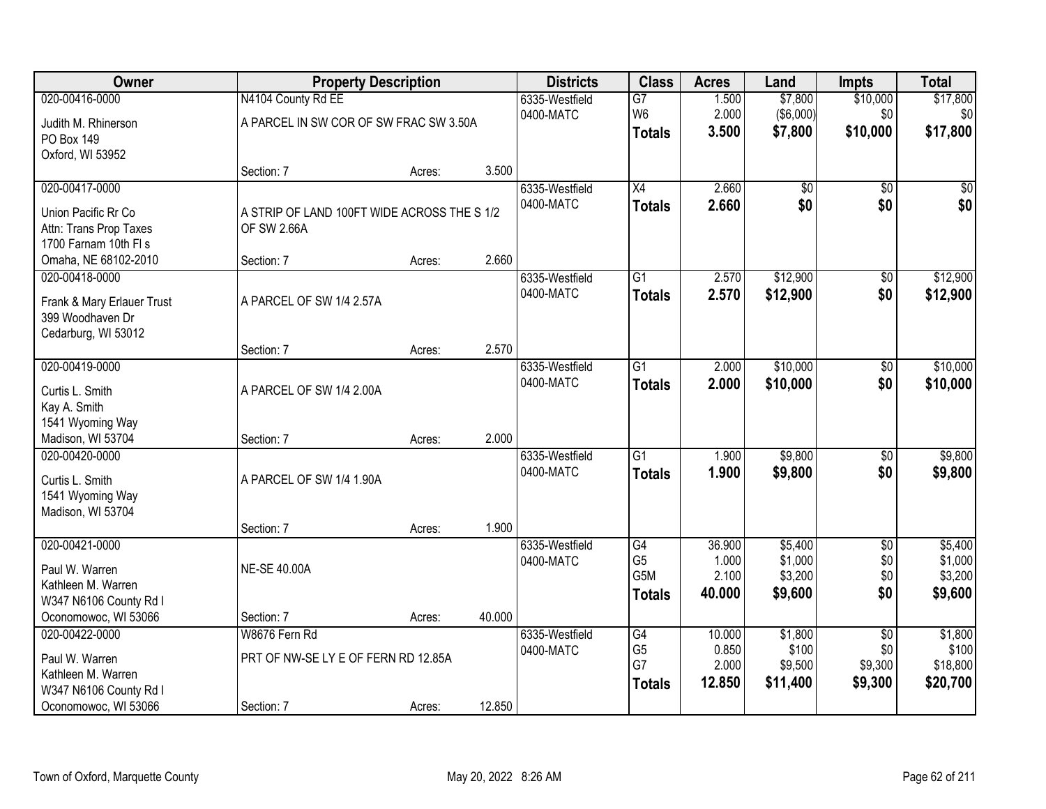| Owner | Property Description | | | Districts | Class | Acres | Land | Impts | Total |
|---|---|---|---|---|---|---|---|---|---|
| 020-00416-0000<br>Judith M. Rhinerson<br>PO Box 149<br>Oxford, WI 53952 | N4104 County Rd EE<br>A PARCEL IN SW COR OF SW FRAC SW 3.50A<br>Section: 7 | Acres: | 3.500 | 6335-Westfield<br>0400-MATC | G7<br>W6<br>**Totals** | 1.500<br>2.000<br>**3.500** | $7,800<br>($6,000)<br>**$7,800** | $10,000<br>$0<br>**$10,000** | $17,800<br>$0<br>**$17,800** |
| 020-00417-0000<br>Union Pacific Rr Co<br>Attn: Trans Prop Taxes<br>1700 Farnam 10th Fl s<br>Omaha, NE 68102-2010 | A STRIP OF LAND 100FT WIDE ACROSS THE S 1/2 OF SW 2.66A<br>Section: 7 | Acres: | 2.660 | 6335-Westfield<br>0400-MATC | X4<br>**Totals** | 2.660<br>**2.660** | $0<br>**$0** | $0<br>**$0** | $0<br>**$0** |
| 020-00418-0000<br>Frank & Mary Erlauer Trust<br>399 Woodhaven Dr<br>Cedarburg, WI 53012 | A PARCEL OF SW 1/4 2.57A<br>Section: 7 | Acres: | 2.570 | 6335-Westfield<br>0400-MATC | G1<br>**Totals** | 2.570<br>**2.570** | $12,900<br>**$12,900** | $0<br>**$0** | $12,900<br>**$12,900** |
| 020-00419-0000<br>Curtis L. Smith<br>Kay A. Smith<br>1541 Wyoming Way<br>Madison, WI 53704 | A PARCEL OF SW 1/4 2.00A<br>Section: 7 | Acres: | 2.000 | 6335-Westfield<br>0400-MATC | G1<br>**Totals** | 2.000<br>**2.000** | $10,000<br>**$10,000** | $0<br>**$0** | $10,000<br>**$10,000** |
| 020-00420-0000<br>Curtis L. Smith<br>1541 Wyoming Way<br>Madison, WI 53704 | A PARCEL OF SW 1/4 1.90A<br>Section: 7 | Acres: | 1.900 | 6335-Westfield<br>0400-MATC | G1<br>**Totals** | 1.900<br>**1.900** | $9,800<br>**$9,800** | $0<br>**$0** | $9,800<br>**$9,800** |
| 020-00421-0000<br>Paul W. Warren<br>Kathleen M. Warren<br>W347 N6106 County Rd I<br>Oconomowoc, WI 53066 | NE-SE 40.00A<br>Section: 7 | Acres: | 40.000 | 6335-Westfield<br>0400-MATC | G4<br>G5<br>G5M<br>**Totals** | 36.900<br>1.000<br>2.100<br>**40.000** | $5,400<br>$1,000<br>$3,200<br>**$9,600** | $0<br>$0<br>$0<br>**$0** | $5,400<br>$1,000<br>$3,200<br>**$9,600** |
| 020-00422-0000<br>Paul W. Warren<br>Kathleen M. Warren<br>W347 N6106 County Rd I<br>Oconomowoc, WI 53066 | W8676 Fern Rd<br>PRT OF NW-SE LY E OF FERN RD 12.85A<br>Section: 7 | Acres: | 12.850 | 6335-Westfield<br>0400-MATC | G4<br>G5<br>G7<br>**Totals** | 10.000<br>0.850<br>2.000<br>**12.850** | $1,800<br>$100<br>$9,500<br>**$11,400** | $0<br>$0<br>$9,300<br>**$9,300** | $1,800<br>$100<br>$18,800<br>**$20,700** |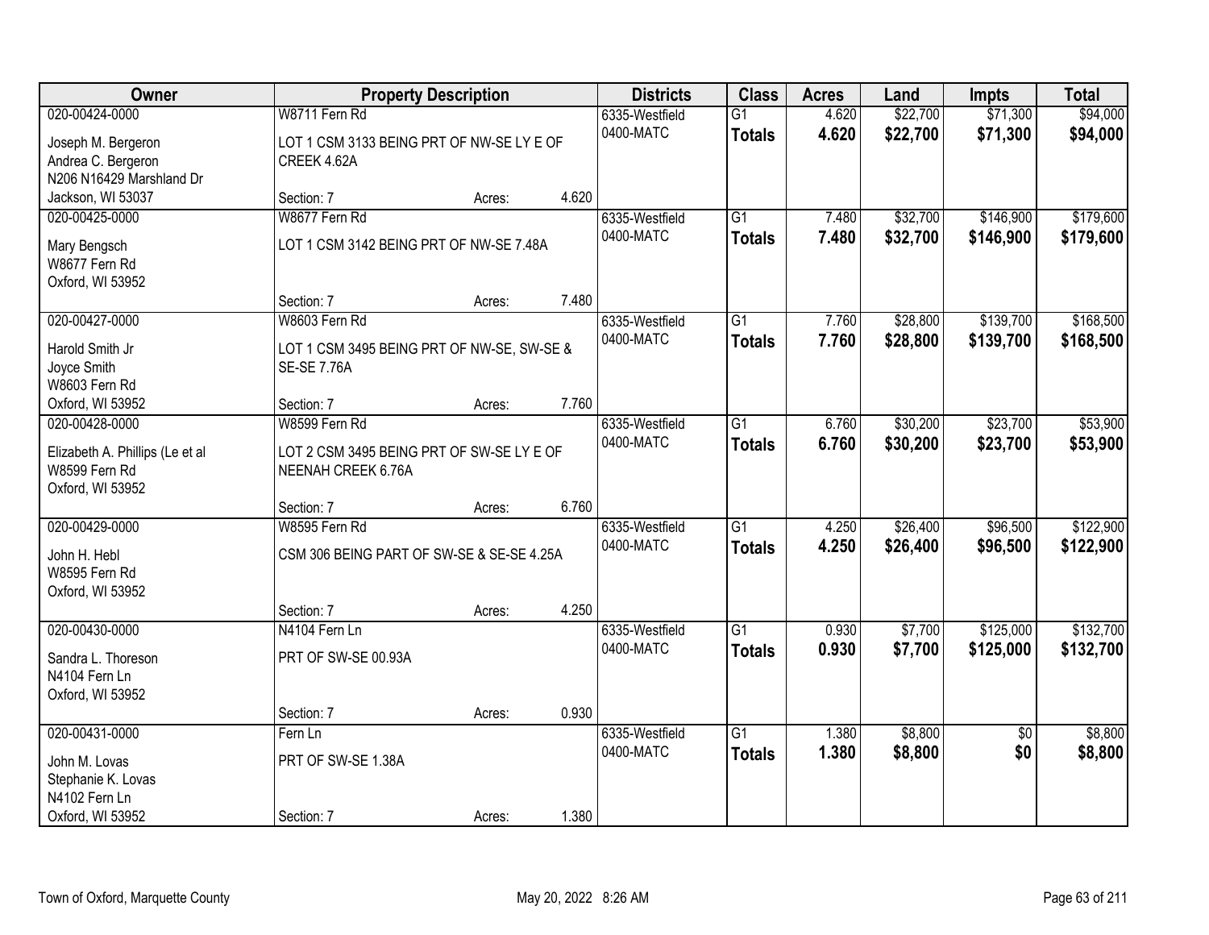| Owner | Property Description | | | Districts | Class | Acres | Land | Impts | Total |
|---|---|---|---|---|---|---|---|---|---|
| 020-00424-0000 | W8711 Fern Rd | | | 6335-Westfield | G1 | 4.620 | $22,700 | $71,300 | $94,000 |
| Joseph M. Bergeron<br>Andrea C. Bergeron<br>N206 N16429 Marshland Dr<br>Jackson, WI 53037 | LOT 1 CSM 3133 BEING PRT OF NW-SE LY E OF CREEK 4.62A | | | 0400-MATC | **Totals** | **4.620** | **$22,700** | **$71,300** | **$94,000** |
| | Section: 7 | Acres: | 4.620 | | | | | | |
| 020-00425-0000 | W8677 Fern Rd | | | 6335-Westfield | G1 | 7.480 | $32,700 | $146,900 | $179,600 |
| Mary Bengsch<br>W8677 Fern Rd<br>Oxford, WI 53952 | LOT 1 CSM 3142 BEING PRT OF NW-SE 7.48A | | | 0400-MATC | **Totals** | **7.480** | **$32,700** | **$146,900** | **$179,600** |
| | Section: 7 | Acres: | 7.480 | | | | | | |
| 020-00427-0000 | W8603 Fern Rd | | | 6335-Westfield | G1 | 7.760 | $28,800 | $139,700 | $168,500 |
| Harold Smith Jr<br>Joyce Smith<br>W8603 Fern Rd<br>Oxford, WI 53952 | LOT 1 CSM 3495 BEING PRT OF NW-SE, SW-SE & SE-SE 7.76A | | | 0400-MATC | **Totals** | **7.760** | **$28,800** | **$139,700** | **$168,500** |
| | Section: 7 | Acres: | 7.760 | | | | | | |
| 020-00428-0000 | W8599 Fern Rd | | | 6335-Westfield | G1 | 6.760 | $30,200 | $23,700 | $53,900 |
| Elizabeth A. Phillips (Le et al<br>W8599 Fern Rd<br>Oxford, WI 53952 | LOT 2 CSM 3495 BEING PRT OF SW-SE LY E OF NEENAH CREEK 6.76A | | | 0400-MATC | **Totals** | **6.760** | **$30,200** | **$23,700** | **$53,900** |
| | Section: 7 | Acres: | 6.760 | | | | | | |
| 020-00429-0000 | W8595 Fern Rd | | | 6335-Westfield | G1 | 4.250 | $26,400 | $96,500 | $122,900 |
| John H. Hebl<br>W8595 Fern Rd<br>Oxford, WI 53952 | CSM 306 BEING PART OF SW-SE & SE-SE 4.25A | | | 0400-MATC | **Totals** | **4.250** | **$26,400** | **$96,500** | **$122,900** |
| | Section: 7 | Acres: | 4.250 | | | | | | |
| 020-00430-0000 | N4104 Fern Ln | | | 6335-Westfield | G1 | 0.930 | $7,700 | $125,000 | $132,700 |
| Sandra L. Thoreson<br>N4104 Fern Ln<br>Oxford, WI 53952 | PRT OF SW-SE 00.93A | | | 0400-MATC | **Totals** | **0.930** | **$7,700** | **$125,000** | **$132,700** |
| | Section: 7 | Acres: | 0.930 | | | | | | |
| 020-00431-0000 | Fern Ln | | | 6335-Westfield | G1 | 1.380 | $8,800 | $0 | $8,800 |
| John M. Lovas<br>Stephanie K. Lovas<br>N4102 Fern Ln<br>Oxford, WI 53952 | PRT OF SW-SE 1.38A | | | 0400-MATC | **Totals** | **1.380** | **$8,800** | **$0** | **$8,800** |
| | Section: 7 | Acres: | 1.380 | | | | | | |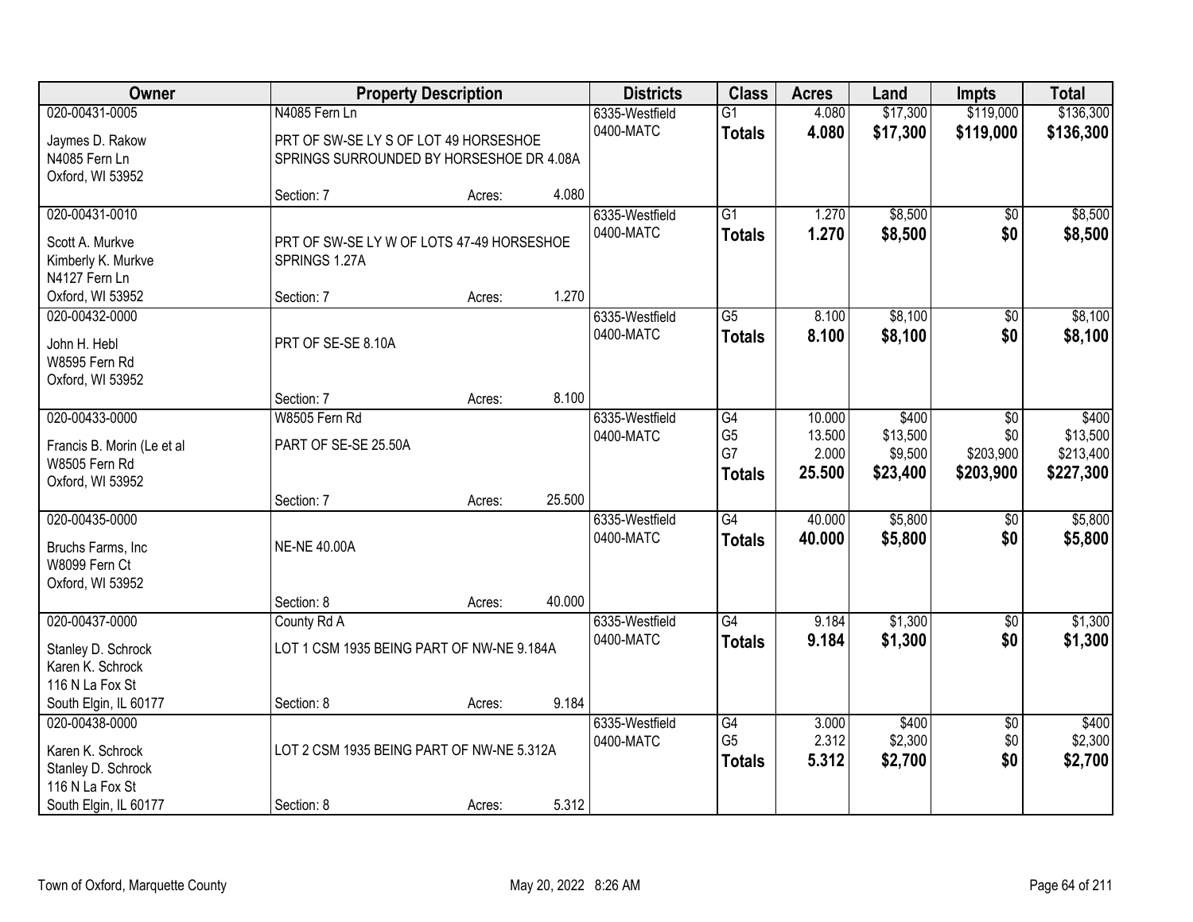| Owner | Property Description | | | Districts | Class | Acres | Land | Impts | Total |
|---|---|---|---|---|---|---|---|---|---|
| 020-00431-0005<br>Jaymes D. Rakow<br>N4085 Fern Ln<br>Oxford, WI 53952 | N4085 Fern Ln<br>PRT OF SW-SE LY S OF LOT 49 HORSESHOE SPRINGS SURROUNDED BY HORSESHOE DR 4.08A<br>Section: 7 | Acres: | 4.080 | 6335-Westfield<br>0400-MATC | G1<br>**Totals** | 4.080<br>**4.080** | $17,300<br>**$17,300** | $119,000<br>**$119,000** | $136,300<br>**$136,300** |
| 020-00431-0010<br>Scott A. Murkve<br>Kimberly K. Murkve<br>N4127 Fern Ln<br>Oxford, WI 53952 | PRT OF SW-SE LY W OF LOTS 47-49 HORSESHOE SPRINGS 1.27A<br>Section: 7 | Acres: | 1.270 | 6335-Westfield<br>0400-MATC | G1<br>**Totals** | 1.270<br>**1.270** | $8,500<br>**$8,500** | $0<br>**$0** | $8,500<br>**$8,500** |
| 020-00432-0000<br>John H. Hebl<br>W8595 Fern Rd<br>Oxford, WI 53952 | PRT OF SE-SE 8.10A<br>Section: 7 | Acres: | 8.100 | 6335-Westfield<br>0400-MATC | G5<br>**Totals** | 8.100<br>**8.100** | $8,100<br>**$8,100** | $0<br>**$0** | $8,100<br>**$8,100** |
| 020-00433-0000<br>Francis B. Morin (Le et al<br>W8505 Fern Rd<br>Oxford, WI 53952 | W8505 Fern Rd<br>PART OF SE-SE 25.50A<br>Section: 7 | Acres: | 25.500 | 6335-Westfield<br>0400-MATC | G4<br>G5<br>G7<br>**Totals** | 10.000<br>13.500<br>2.000<br>**25.500** | $400<br>$13,500<br>$9,500<br>**$23,400** | $0<br>$0<br>$203,900<br>**$203,900** | $400<br>$13,500<br>$213,400<br>**$227,300** |
| 020-00435-0000<br>Bruchs Farms, Inc<br>W8099 Fern Ct<br>Oxford, WI 53952 | NE-NE 40.00A<br>Section: 8 | Acres: | 40.000 | 6335-Westfield<br>0400-MATC | G4<br>**Totals** | 40.000<br>**40.000** | $5,800<br>**$5,800** | $0<br>**$0** | $5,800<br>**$5,800** |
| 020-00437-0000<br>Stanley D. Schrock<br>Karen K. Schrock<br>116 N La Fox St<br>South Elgin, IL 60177 | County Rd A<br>LOT 1 CSM 1935 BEING PART OF NW-NE 9.184A<br>Section: 8 | Acres: | 9.184 | 6335-Westfield<br>0400-MATC | G4<br>**Totals** | 9.184<br>**9.184** | $1,300<br>**$1,300** | $0<br>**$0** | $1,300<br>**$1,300** |
| 020-00438-0000<br>Karen K. Schrock<br>Stanley D. Schrock<br>116 N La Fox St<br>South Elgin, IL 60177 | LOT 2 CSM 1935 BEING PART OF NW-NE 5.312A<br>Section: 8 | Acres: | 5.312 | 6335-Westfield<br>0400-MATC | G4<br>G5<br>**Totals** | 3.000<br>2.312<br>**5.312** | $400<br>$2,300<br>**$2,700** | $0<br>$0<br>**$0** | $400<br>$2,300<br>**$2,700** |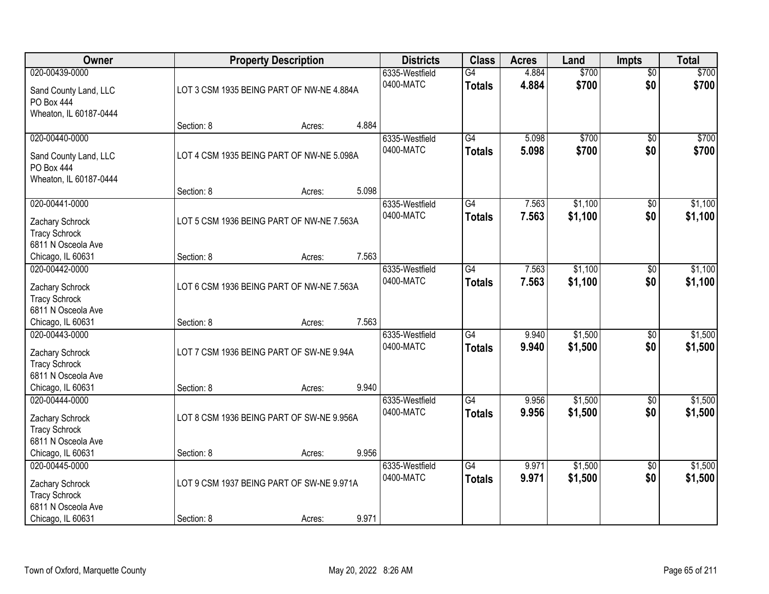| Owner | Property Description | | | Districts | Class | Acres | Land | Impts | Total |
|---|---|---|---|---|---|---|---|---|---|
| 020-00439-0000<br>Sand County Land, LLC<br>PO Box 444<br>Wheaton, IL 60187-0444 | LOT 3 CSM 1935 BEING PART OF NW-NE 4.884A<br>Section: 8 | Acres: | 4.884 | 6335-Westfield<br>0400-MATC | G4<br>**Totals** | 4.884<br>**4.884** | $700<br>**$700** | $0<br>**$0** | $700<br>**$700** |
| 020-00440-0000<br>Sand County Land, LLC<br>PO Box 444<br>Wheaton, IL 60187-0444 | LOT 4 CSM 1935 BEING PART OF NW-NE 5.098A<br>Section: 8 | Acres: | 5.098 | 6335-Westfield<br>0400-MATC | G4<br>**Totals** | 5.098<br>**5.098** | $700<br>**$700** | $0<br>**$0** | $700<br>**$700** |
| 020-00441-0000<br>Zachary Schrock<br>Tracy Schrock<br>6811 N Osceola Ave<br>Chicago, IL 60631 | LOT 5 CSM 1936 BEING PART OF NW-NE 7.563A<br>Section: 8 | Acres: | 7.563 | 6335-Westfield<br>0400-MATC | G4<br>**Totals** | 7.563<br>**7.563** | $1,100<br>**$1,100** | $0<br>**$0** | $1,100<br>**$1,100** |
| 020-00442-0000<br>Zachary Schrock<br>Tracy Schrock<br>6811 N Osceola Ave<br>Chicago, IL 60631 | LOT 6 CSM 1936 BEING PART OF NW-NE 7.563A<br>Section: 8 | Acres: | 7.563 | 6335-Westfield<br>0400-MATC | G4<br>**Totals** | 7.563<br>**7.563** | $1,100<br>**$1,100** | $0<br>**$0** | $1,100<br>**$1,100** |
| 020-00443-0000<br>Zachary Schrock<br>Tracy Schrock<br>6811 N Osceola Ave<br>Chicago, IL 60631 | LOT 7 CSM 1936 BEING PART OF SW-NE 9.94A<br>Section: 8 | Acres: | 9.940 | 6335-Westfield<br>0400-MATC | G4<br>**Totals** | 9.940<br>**9.940** | $1,500<br>**$1,500** | $0<br>**$0** | $1,500<br>**$1,500** |
| 020-00444-0000<br>Zachary Schrock<br>Tracy Schrock<br>6811 N Osceola Ave<br>Chicago, IL 60631 | LOT 8 CSM 1936 BEING PART OF SW-NE 9.956A<br>Section: 8 | Acres: | 9.956 | 6335-Westfield<br>0400-MATC | G4<br>**Totals** | 9.956<br>**9.956** | $1,500<br>**$1,500** | $0<br>**$0** | $1,500<br>**$1,500** |
| 020-00445-0000<br>Zachary Schrock<br>Tracy Schrock<br>6811 N Osceola Ave<br>Chicago, IL 60631 | LOT 9 CSM 1937 BEING PART OF SW-NE 9.971A<br>Section: 8 | Acres: | 9.971 | 6335-Westfield<br>0400-MATC | G4<br>**Totals** | 9.971<br>**9.971** | $1,500<br>**$1,500** | $0<br>**$0** | $1,500<br>**$1,500** |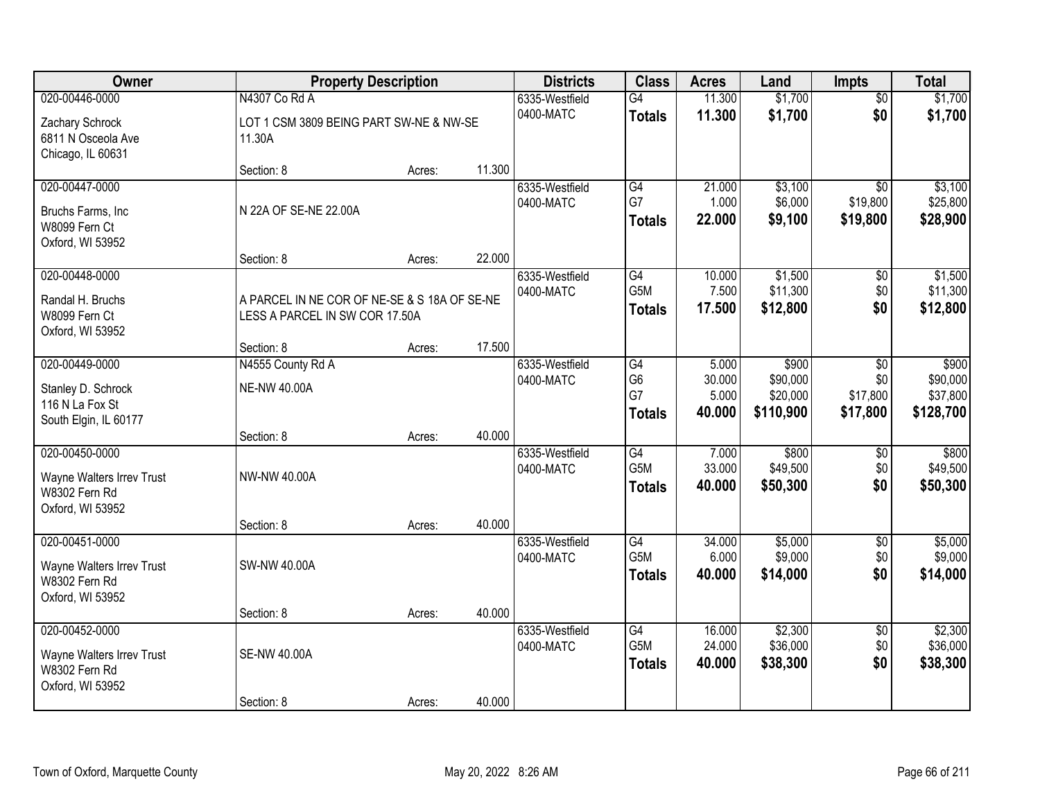| Owner | Property Description | | | Districts | Class | Acres | Land | Impts | Total |
|---|---|---|---|---|---|---|---|---|---|
| 020-00446-0000 | N4307 Co Rd A | | | 6335-Westfield | G4 | 11.300 | $1,700 | $0 | $1,700 |
| Zachary Schrock | LOT 1 CSM 3809 BEING PART SW-NE & NW-SE | | | 0400-MATC | **Totals** | **11.300** | **$1,700** | **$0** | **$1,700** |
| 6811 N Osceola Ave | 11.30A | | | | | | | | |
| Chicago, IL 60631 | | | | | | | | | |
| | Section: 8 | Acres: | 11.300 | | | | | | |
| 020-00447-0000 | | | | 6335-Westfield | G4 | 21.000 | $3,100 | $0 | $3,100 |
| Bruchs Farms, Inc | N 22A OF SE-NE 22.00A | | | 0400-MATC | G7 | 1.000 | $6,000 | $19,800 | $25,800 |
| W8099 Fern Ct | | | | | **Totals** | **22.000** | **$9,100** | **$19,800** | **$28,900** |
| Oxford, WI 53952 | | | | | | | | | |
| | Section: 8 | Acres: | 22.000 | | | | | | |
| 020-00448-0000 | | | | 6335-Westfield | G4 | 10.000 | $1,500 | $0 | $1,500 |
| Randal H. Bruchs | A PARCEL IN NE COR OF NE-SE & S 18A OF SE-NE | | | 0400-MATC | G5M | 7.500 | $11,300 | $0 | $11,300 |
| W8099 Fern Ct | LESS A PARCEL IN SW COR 17.50A | | | | **Totals** | **17.500** | **$12,800** | **$0** | **$12,800** |
| Oxford, WI 53952 | | | | | | | | | |
| | Section: 8 | Acres: | 17.500 | | | | | | |
| 020-00449-0000 | N4555 County Rd A | | | 6335-Westfield | G4 | 5.000 | $900 | $0 | $900 |
| Stanley D. Schrock | NE-NW 40.00A | | | 0400-MATC | G6 | 30.000 | $90,000 | $0 | $90,000 |
| 116 N La Fox St | | | | | G7 | 5.000 | $20,000 | $17,800 | $37,800 |
| South Elgin, IL 60177 | | | | | **Totals** | **40.000** | **$110,900** | **$17,800** | **$128,700** |
| | Section: 8 | Acres: | 40.000 | | | | | | |
| 020-00450-0000 | | | | 6335-Westfield | G4 | 7.000 | $800 | $0 | $800 |
| Wayne Walters Irrev Trust | NW-NW 40.00A | | | 0400-MATC | G5M | 33.000 | $49,500 | $0 | $49,500 |
| W8302 Fern Rd | | | | | **Totals** | **40.000** | **$50,300** | **$0** | **$50,300** |
| Oxford, WI 53952 | | | | | | | | | |
| | Section: 8 | Acres: | 40.000 | | | | | | |
| 020-00451-0000 | | | | 6335-Westfield | G4 | 34.000 | $5,000 | $0 | $5,000 |
| Wayne Walters Irrev Trust | SW-NW 40.00A | | | 0400-MATC | G5M | 6.000 | $9,000 | $0 | $9,000 |
| W8302 Fern Rd | | | | | **Totals** | **40.000** | **$14,000** | **$0** | **$14,000** |
| Oxford, WI 53952 | | | | | | | | | |
| | Section: 8 | Acres: | 40.000 | | | | | | |
| 020-00452-0000 | | | | 6335-Westfield | G4 | 16.000 | $2,300 | $0 | $2,300 |
| Wayne Walters Irrev Trust | SE-NW 40.00A | | | 0400-MATC | G5M | 24.000 | $36,000 | $0 | $36,000 |
| W8302 Fern Rd | | | | | **Totals** | **40.000** | **$38,300** | **$0** | **$38,300** |
| Oxford, WI 53952 | | | | | | | | | |
| | Section: 8 | Acres: | 40.000 | | | | | | |

Town of Oxford, Marquette County    May 20, 2022 8:26 AM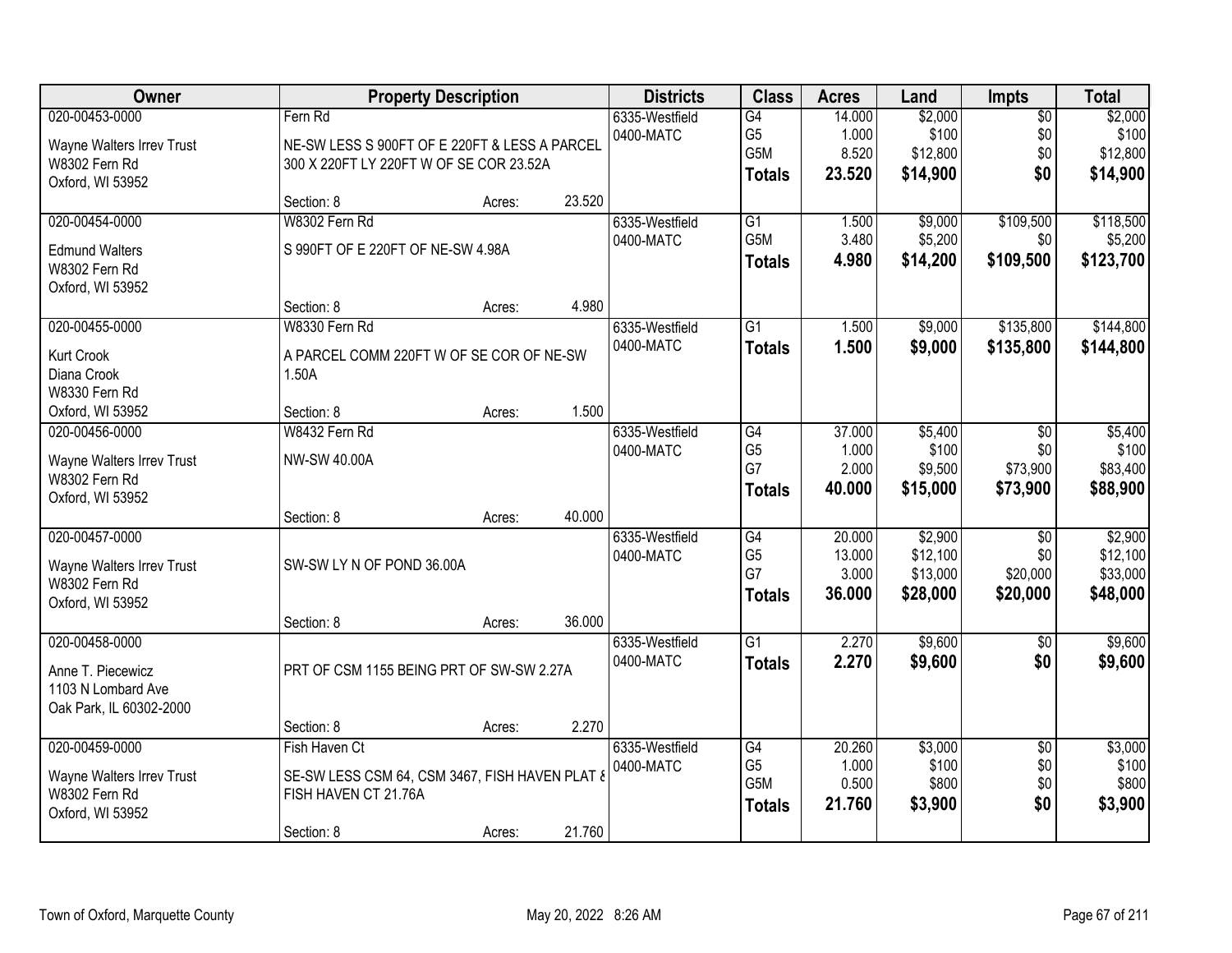| Owner | Property Description | | | Districts | Class | Acres | Land | Impts | Total |
|---|---|---|---|---|---|---|---|---|---|
| 020-00453-0000<br>Wayne Walters Irrev Trust<br>W8302 Fern Rd<br>Oxford, WI 53952 | Fern Rd<br>NE-SW LESS S 900FT OF E 220FT & LESS A PARCEL 300 X 220FT LY 220FT W OF SE COR 23.52A<br>Section: 8 | Acres: | 23.520 | 6335-Westfield<br>0400-MATC | G4<br>G5<br>G5M<br>**Totals** | 14.000<br>1.000<br>8.520<br>**23.520** | $2,000<br>$100<br>$12,800<br>**$14,900** | $0<br>$0<br>$0<br>**$0** | $2,000<br>$100<br>$12,800<br>**$14,900** |
| 020-00454-0000<br>Edmund Walters<br>W8302 Fern Rd<br>Oxford, WI 53952 | W8302 Fern Rd<br>S 990FT OF E 220FT OF NE-SW 4.98A<br>Section: 8 | Acres: | 4.980 | 6335-Westfield<br>0400-MATC | G1<br>G5M<br>**Totals** | 1.500<br>3.480<br>**4.980** | $9,000<br>$5,200<br>**$14,200** | $109,500<br>$0<br>**$109,500** | $118,500<br>$5,200<br>**$123,700** |
| 020-00455-0000<br>Kurt Crook<br>Diana Crook<br>W8330 Fern Rd<br>Oxford, WI 53952 | W8330 Fern Rd<br>A PARCEL COMM 220FT W OF SE COR OF NE-SW 1.50A<br>Section: 8 | Acres: | 1.500 | 6335-Westfield<br>0400-MATC | G1<br>**Totals** | 1.500<br>**1.500** | $9,000<br>**$9,000** | $135,800<br>**$135,800** | $144,800<br>**$144,800** |
| 020-00456-0000<br>Wayne Walters Irrev Trust<br>W8302 Fern Rd<br>Oxford, WI 53952 | W8432 Fern Rd<br>NW-SW 40.00A<br>Section: 8 | Acres: | 40.000 | 6335-Westfield<br>0400-MATC | G4<br>G5<br>G7<br>**Totals** | 37.000<br>1.000<br>2.000<br>**40.000** | $5,400<br>$100<br>$9,500<br>**$15,000** | $0<br>$0<br>$73,900<br>**$73,900** | $5,400<br>$100<br>$83,400<br>**$88,900** |
| 020-00457-0000<br>Wayne Walters Irrev Trust<br>W8302 Fern Rd<br>Oxford, WI 53952 | SW-SW LY N OF POND 36.00A<br>Section: 8 | Acres: | 36.000 | 6335-Westfield<br>0400-MATC | G4<br>G5<br>G7<br>**Totals** | 20.000<br>13.000<br>3.000<br>**36.000** | $2,900<br>$12,100<br>$13,000<br>**$28,000** | $0<br>$0<br>$20,000<br>**$20,000** | $2,900<br>$12,100<br>$33,000<br>**$48,000** |
| 020-00458-0000<br>Anne T. Piecewicz<br>1103 N Lombard Ave<br>Oak Park, IL 60302-2000 | PRT OF CSM 1155 BEING PRT OF SW-SW 2.27A<br>Section: 8 | Acres: | 2.270 | 6335-Westfield<br>0400-MATC | G1<br>**Totals** | 2.270<br>**2.270** | $9,600<br>**$9,600** | $0<br>**$0** | $9,600<br>**$9,600** |
| 020-00459-0000<br>Wayne Walters Irrev Trust<br>W8302 Fern Rd<br>Oxford, WI 53952 | Fish Haven Ct<br>SE-SW LESS CSM 64, CSM 3467, FISH HAVEN PLAT & FISH HAVEN CT 21.76A<br>Section: 8 | Acres: | 21.760 | 6335-Westfield<br>0400-MATC | G4<br>G5<br>G5M<br>**Totals** | 20.260<br>1.000<br>0.500<br>**21.760** | $3,000<br>$100<br>$800<br>**$3,900** | $0<br>$0<br>$0<br>**$0** | $3,000<br>$100<br>$800<br>**$3,900** |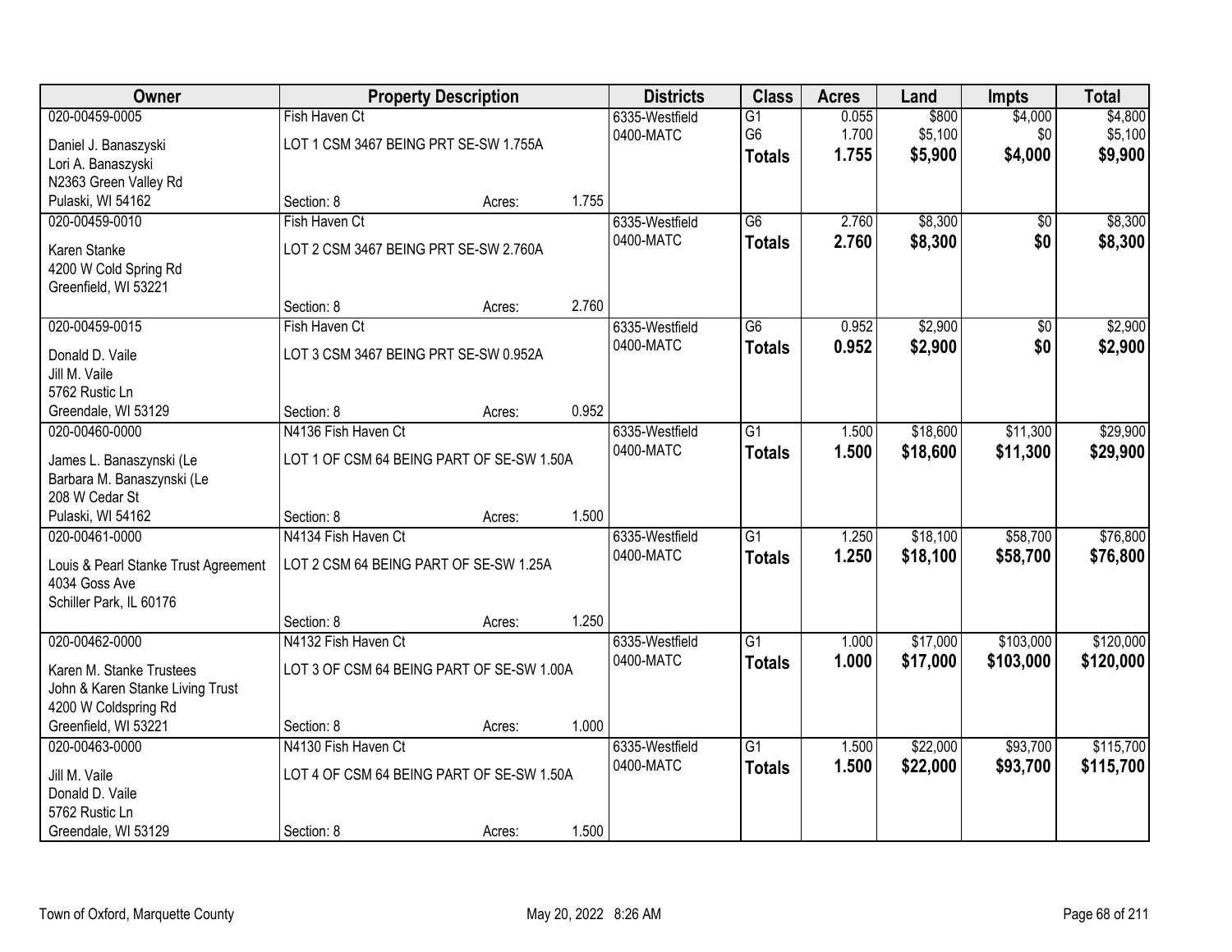| Owner | Property Description | | | Districts | Class | Acres | Land | Impts | Total |
|---|---|---|---|---|---|---|---|---|---|
| 020-00459-0005 | Fish Haven Ct | | | 6335-Westfield | G1 | 0.055 | $800 | $4,000 | $4,800 |
| Daniel J. Banaszyski | LOT 1 CSM 3467 BEING PRT SE-SW 1.755A | | | 0400-MATC | G6 | 1.700 | $5,100 | $0 | $5,100 |
| Lori A. Banaszyski | | | | | **Totals** | **1.755** | **$5,900** | **$4,000** | **$9,900** |
| N2363 Green Valley Rd | | | | | | | | | |
| Pulaski, WI 54162 | Section: 8 | Acres: | 1.755 | | | | | | |
| 020-00459-0010 | Fish Haven Ct | | | 6335-Westfield | G6 | 2.760 | $8,300 | $0 | $8,300 |
| Karen Stanke | LOT 2 CSM 3467 BEING PRT SE-SW 2.760A | | | 0400-MATC | **Totals** | **2.760** | **$8,300** | **$0** | **$8,300** |
| 4200 W Cold Spring Rd | | | | | | | | | |
| Greenfield, WI 53221 | | | | | | | | | |
| | Section: 8 | Acres: | 2.760 | | | | | | |
| 020-00459-0015 | Fish Haven Ct | | | 6335-Westfield | G6 | 0.952 | $2,900 | $0 | $2,900 |
| Donald D. Vaile | LOT 3 CSM 3467 BEING PRT SE-SW 0.952A | | | 0400-MATC | **Totals** | **0.952** | **$2,900** | **$0** | **$2,900** |
| Jill M. Vaile | | | | | | | | | |
| 5762 Rustic Ln | | | | | | | | | |
| Greendale, WI 53129 | Section: 8 | Acres: | 0.952 | | | | | | |
| 020-00460-0000 | N4136 Fish Haven Ct | | | 6335-Westfield | G1 | 1.500 | $18,600 | $11,300 | $29,900 |
| James L. Banaszynski (Le | LOT 1 OF CSM 64 BEING PART OF SE-SW 1.50A | | | 0400-MATC | **Totals** | **1.500** | **$18,600** | **$11,300** | **$29,900** |
| Barbara M. Banaszynski (Le | | | | | | | | | |
| 208 W Cedar St | | | | | | | | | |
| Pulaski, WI 54162 | Section: 8 | Acres: | 1.500 | | | | | | |
| 020-00461-0000 | N4134 Fish Haven Ct | | | 6335-Westfield | G1 | 1.250 | $18,100 | $58,700 | $76,800 |
| Louis & Pearl Stanke Trust Agreement | LOT 2 CSM 64 BEING PART OF SE-SW 1.25A | | | 0400-MATC | **Totals** | **1.250** | **$18,100** | **$58,700** | **$76,800** |
| 4034 Goss Ave | | | | | | | | | |
| Schiller Park, IL 60176 | | | | | | | | | |
| | Section: 8 | Acres: | 1.250 | | | | | | |
| 020-00462-0000 | N4132 Fish Haven Ct | | | 6335-Westfield | G1 | 1.000 | $17,000 | $103,000 | $120,000 |
| Karen M. Stanke Trustees | LOT 3 OF CSM 64 BEING PART OF SE-SW 1.00A | | | 0400-MATC | **Totals** | **1.000** | **$17,000** | **$103,000** | **$120,000** |
| John & Karen Stanke Living Trust | | | | | | | | | |
| 4200 W Coldspring Rd | | | | | | | | | |
| Greenfield, WI 53221 | Section: 8 | Acres: | 1.000 | | | | | | |
| 020-00463-0000 | N4130 Fish Haven Ct | | | 6335-Westfield | G1 | 1.500 | $22,000 | $93,700 | $115,700 |
| Jill M. Vaile | LOT 4 OF CSM 64 BEING PART OF SE-SW 1.50A | | | 0400-MATC | **Totals** | **1.500** | **$22,000** | **$93,700** | **$115,700** |
| Donald D. Vaile | | | | | | | | | |
| 5762 Rustic Ln | | | | | | | | | |
| Greendale, WI 53129 | Section: 8 | Acres: | 1.500 | | | | | | |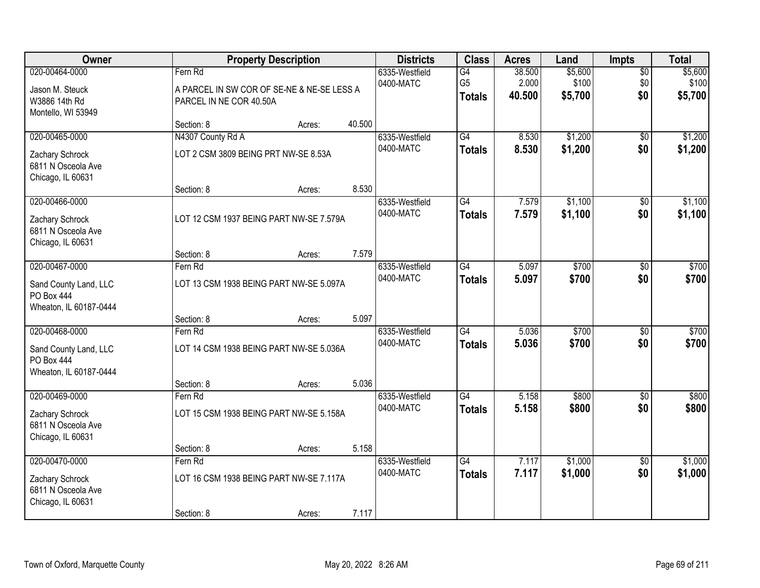| Owner | Property Description | | | Districts | Class | Acres | Land | Impts | Total |
|---|---|---|---|---|---|---|---|---|---|
| 020-00464-0000<br>Jason M. Steuck<br>W3886 14th Rd<br>Montello, WI 53949 | Fern Rd<br>A PARCEL IN SW COR OF SE-NE & NE-SE LESS A PARCEL IN NE COR 40.50A<br>Section: 8 | Acres: | 40.500 | 6335-Westfield<br>0400-MATC | G4<br>G5<br>**Totals** | 38.500<br>2.000<br>**40.500** | $5,600<br>$100<br>**$5,700** | $0<br>$0<br>**$0** | $5,600<br>$100<br>**$5,700** |
| 020-00465-0000<br>Zachary Schrock<br>6811 N Osceola Ave<br>Chicago, IL 60631 | N4307 County Rd A<br>LOT 2 CSM 3809 BEING PRT NW-SE 8.53A<br>Section: 8 | Acres: | 8.530 | 6335-Westfield<br>0400-MATC | G4<br>**Totals** | 8.530<br>**8.530** | $1,200<br>**$1,200** | $0<br>**$0** | $1,200<br>**$1,200** |
| 020-00466-0000<br>Zachary Schrock<br>6811 N Osceola Ave<br>Chicago, IL 60631 | LOT 12 CSM 1937 BEING PART NW-SE 7.579A<br>Section: 8 | Acres: | 7.579 | 6335-Westfield<br>0400-MATC | G4<br>**Totals** | 7.579<br>**7.579** | $1,100<br>**$1,100** | $0<br>**$0** | $1,100<br>**$1,100** |
| 020-00467-0000<br>Sand County Land, LLC<br>PO Box 444<br>Wheaton, IL 60187-0444 | Fern Rd<br>LOT 13 CSM 1938 BEING PART NW-SE 5.097A<br>Section: 8 | Acres: | 5.097 | 6335-Westfield<br>0400-MATC | G4<br>**Totals** | 5.097<br>**5.097** | $700<br>**$700** | $0<br>**$0** | $700<br>**$700** |
| 020-00468-0000<br>Sand County Land, LLC<br>PO Box 444<br>Wheaton, IL 60187-0444 | Fern Rd<br>LOT 14 CSM 1938 BEING PART NW-SE 5.036A<br>Section: 8 | Acres: | 5.036 | 6335-Westfield<br>0400-MATC | G4<br>**Totals** | 5.036<br>**5.036** | $700<br>**$700** | $0<br>**$0** | $700<br>**$700** |
| 020-00469-0000<br>Zachary Schrock<br>6811 N Osceola Ave<br>Chicago, IL 60631 | Fern Rd<br>LOT 15 CSM 1938 BEING PART NW-SE 5.158A<br>Section: 8 | Acres: | 5.158 | 6335-Westfield<br>0400-MATC | G4<br>**Totals** | 5.158<br>**5.158** | $800<br>**$800** | $0<br>**$0** | $800<br>**$800** |
| 020-00470-0000<br>Zachary Schrock<br>6811 N Osceola Ave<br>Chicago, IL 60631 | Fern Rd<br>LOT 16 CSM 1938 BEING PART NW-SE 7.117A<br>Section: 8 | Acres: | 7.117 | 6335-Westfield<br>0400-MATC | G4<br>**Totals** | 7.117<br>**7.117** | $1,000<br>**$1,000** | $0<br>**$0** | $1,000<br>**$1,000** |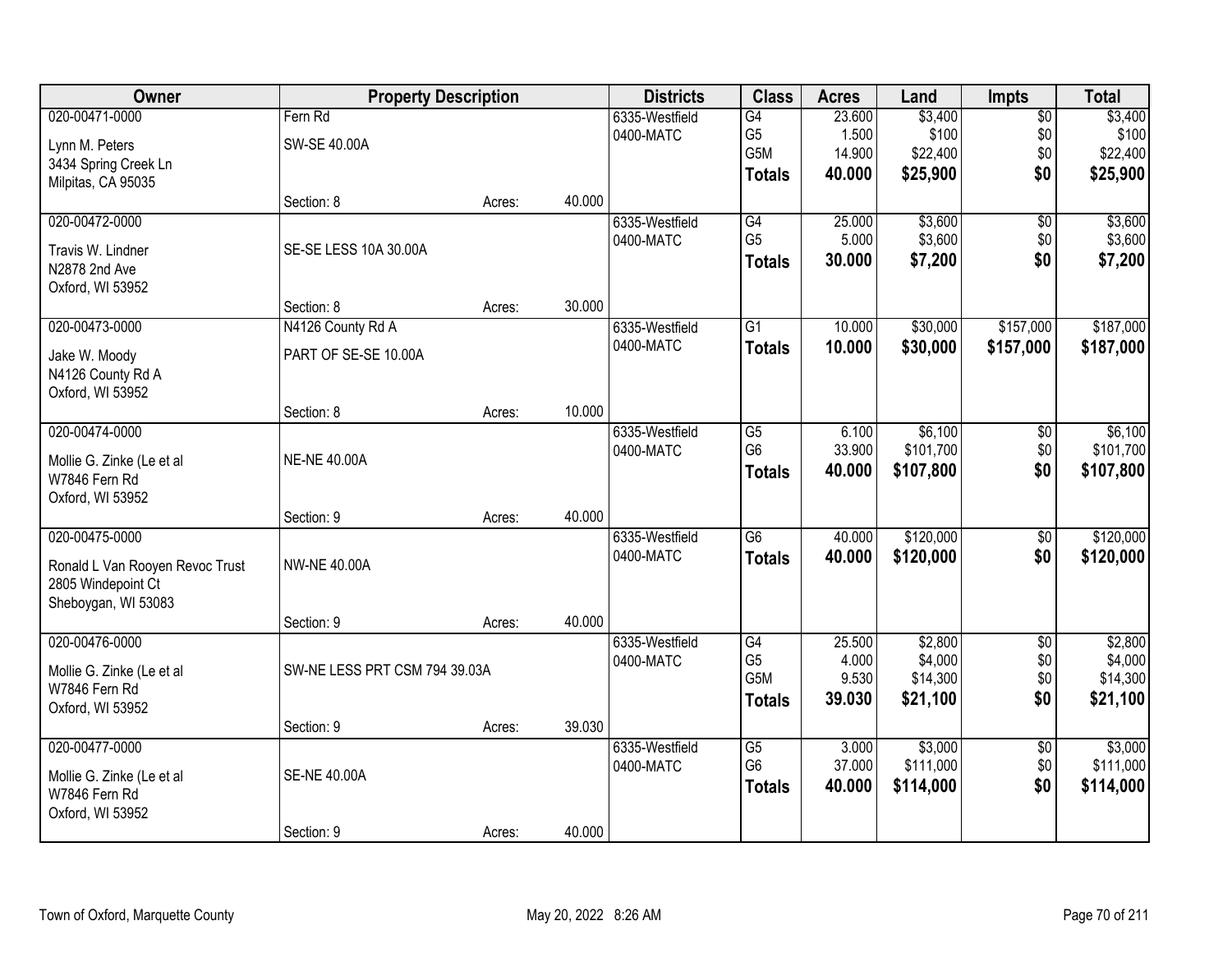| Owner | Property Description | | | Districts | Class | Acres | Land | Impts | Total |
|---|---|---|---|---|---|---|---|---|---|
| 020-00471-0000 | Fern Rd | | | 6335-Westfield | G4 | 23.600 | $3,400 | $0 | $3,400 |
| Lynn M. Peters | SW-SE 40.00A | | | 0400-MATC | G5 | 1.500 | $100 | $0 | $100 |
| 3434 Spring Creek Ln | | | | | G5M | 14.900 | $22,400 | $0 | $22,400 |
| Milpitas, CA 95035 | | | | | **Totals** | **40.000** | **$25,900** | **$0** | **$25,900** |
| | Section: 8 | Acres: | 40.000 | | | | | | |
| 020-00472-0000 | | | | 6335-Westfield | G4 | 25.000 | $3,600 | $0 | $3,600 |
| Travis W. Lindner | SE-SE LESS 10A 30.00A | | | 0400-MATC | G5 | 5.000 | $3,600 | $0 | $3,600 |
| N2878 2nd Ave | | | | | **Totals** | **30.000** | **$7,200** | **$0** | **$7,200** |
| Oxford, WI 53952 | | | | | | | | | |
| | Section: 8 | Acres: | 30.000 | | | | | | |
| 020-00473-0000 | N4126 County Rd A | | | 6335-Westfield | G1 | 10.000 | $30,000 | $157,000 | $187,000 |
| Jake W. Moody | PART OF SE-SE 10.00A | | | 0400-MATC | **Totals** | **10.000** | **$30,000** | **$157,000** | **$187,000** |
| N4126 County Rd A | | | | | | | | | |
| Oxford, WI 53952 | | | | | | | | | |
| | Section: 8 | Acres: | 10.000 | | | | | | |
| 020-00474-0000 | | | | 6335-Westfield | G5 | 6.100 | $6,100 | $0 | $6,100 |
| Mollie G. Zinke (Le et al | NE-NE 40.00A | | | 0400-MATC | G6 | 33.900 | $101,700 | $0 | $101,700 |
| W7846 Fern Rd | | | | | **Totals** | **40.000** | **$107,800** | **$0** | **$107,800** |
| Oxford, WI 53952 | | | | | | | | | |
| | Section: 9 | Acres: | 40.000 | | | | | | |
| 020-00475-0000 | | | | 6335-Westfield | G6 | 40.000 | $120,000 | $0 | $120,000 |
| Ronald L Van Rooyen Revoc Trust | NW-NE 40.00A | | | 0400-MATC | **Totals** | **40.000** | **$120,000** | **$0** | **$120,000** |
| 2805 Windepoint Ct | | | | | | | | | |
| Sheboygan, WI 53083 | | | | | | | | | |
| | Section: 9 | Acres: | 40.000 | | | | | | |
| 020-00476-0000 | | | | 6335-Westfield | G4 | 25.500 | $2,800 | $0 | $2,800 |
| Mollie G. Zinke (Le et al | SW-NE LESS PRT CSM 794 39.03A | | | 0400-MATC | G5 | 4.000 | $4,000 | $0 | $4,000 |
| W7846 Fern Rd | | | | | G5M | 9.530 | $14,300 | $0 | $14,300 |
| Oxford, WI 53952 | | | | | **Totals** | **39.030** | **$21,100** | **$0** | **$21,100** |
| | Section: 9 | Acres: | 39.030 | | | | | | |
| 020-00477-0000 | | | | 6335-Westfield | G5 | 3.000 | $3,000 | $0 | $3,000 |
| Mollie G. Zinke (Le et al | SE-NE 40.00A | | | 0400-MATC | G6 | 37.000 | $111,000 | $0 | $111,000 |
| W7846 Fern Rd | | | | | **Totals** | **40.000** | **$114,000** | **$0** | **$114,000** |
| Oxford, WI 53952 | | | | | | | | | |
| | Section: 9 | Acres: | 40.000 | | | | | | |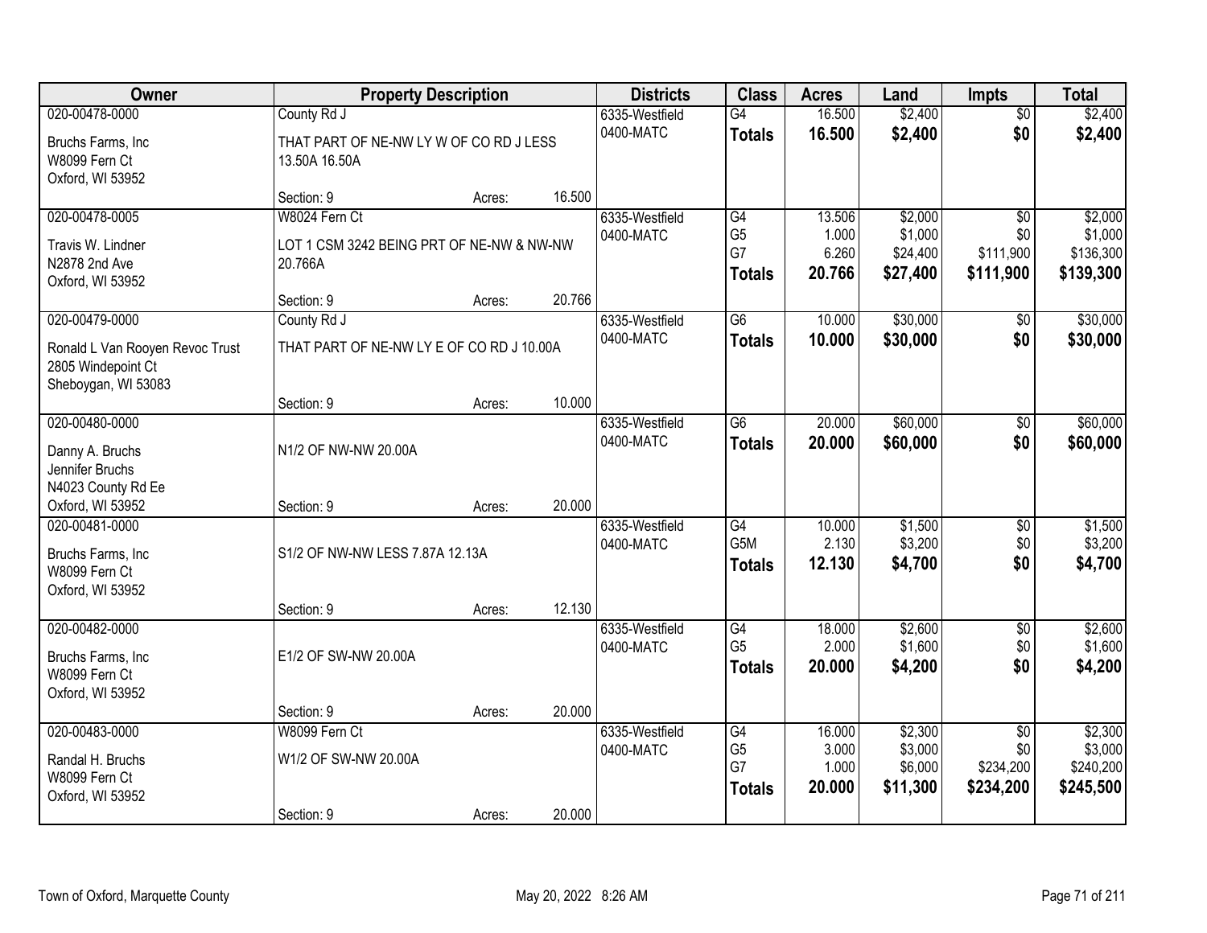| Owner | Property Description | | | Districts | Class | Acres | Land | Impts | Total |
|---|---|---|---|---|---|---|---|---|---|
| 020-00478-0000 | County Rd J | | | 6335-Westfield | G4 | 16.500 | $2,400 | $0 | $2,400 |
| Bruchs Farms, Inc<br>W8099 Fern Ct<br>Oxford, WI 53952 | THAT PART OF NE-NW LY W OF CO RD J LESS 13.50A 16.50A | | | 0400-MATC | **Totals** | **16.500** | **$2,400** | **$0** | **$2,400** |
| | Section: 9 | Acres: | 16.500 | | | | | | |
| 020-00478-0005 | W8024 Fern Ct | | | 6335-Westfield | G4 | 13.506 | $2,000 | $0 | $2,000 |
| Travis W. Lindner<br>N2878 2nd Ave<br>Oxford, WI 53952 | LOT 1 CSM 3242 BEING PRT OF NE-NW & NW-NW 20.766A | | | 0400-MATC | G5 | 1.000 | $1,000 | $0 | $1,000 |
| | | | | | G7 | 6.260 | $24,400 | $111,900 | $136,300 |
| | | | | | **Totals** | **20.766** | **$27,400** | **$111,900** | **$139,300** |
| | Section: 9 | Acres: | 20.766 | | | | | | |
| 020-00479-0000 | County Rd J | | | 6335-Westfield | G6 | 10.000 | $30,000 | $0 | $30,000 |
| Ronald L Van Rooyen Revoc Trust<br>2805 Windepoint Ct<br>Sheboygan, WI 53083 | THAT PART OF NE-NW LY E OF CO RD J 10.00A | | | 0400-MATC | **Totals** | **10.000** | **$30,000** | **$0** | **$30,000** |
| | Section: 9 | Acres: | 10.000 | | | | | | |
| 020-00480-0000 | | | | 6335-Westfield | G6 | 20.000 | $60,000 | $0 | $60,000 |
| Danny A. Bruchs<br>Jennifer Bruchs<br>N4023 County Rd Ee<br>Oxford, WI 53952 | N1/2 OF NW-NW 20.00A | | | 0400-MATC | **Totals** | **20.000** | **$60,000** | **$0** | **$60,000** |
| | Section: 9 | Acres: | 20.000 | | | | | | |
| 020-00481-0000 | | | | 6335-Westfield | G4 | 10.000 | $1,500 | $0 | $1,500 |
| Bruchs Farms, Inc<br>W8099 Fern Ct<br>Oxford, WI 53952 | S1/2 OF NW-NW LESS 7.87A 12.13A | | | 0400-MATC | G5M | 2.130 | $3,200 | $0 | $3,200 |
| | | | | | **Totals** | **12.130** | **$4,700** | **$0** | **$4,700** |
| | Section: 9 | Acres: | 12.130 | | | | | | |
| 020-00482-0000 | | | | 6335-Westfield | G4 | 18.000 | $2,600 | $0 | $2,600 |
| Bruchs Farms, Inc<br>W8099 Fern Ct<br>Oxford, WI 53952 | E1/2 OF SW-NW 20.00A | | | 0400-MATC | G5 | 2.000 | $1,600 | $0 | $1,600 |
| | | | | | **Totals** | **20.000** | **$4,200** | **$0** | **$4,200** |
| | Section: 9 | Acres: | 20.000 | | | | | | |
| 020-00483-0000 | W8099 Fern Ct | | | 6335-Westfield | G4 | 16.000 | $2,300 | $0 | $2,300 |
| Randal H. Bruchs<br>W8099 Fern Ct<br>Oxford, WI 53952 | W1/2 OF SW-NW 20.00A | | | 0400-MATC | G5 | 3.000 | $3,000 | $0 | $3,000 |
| | | | | | G7 | 1.000 | $6,000 | $234,200 | $240,200 |
| | | | | | **Totals** | **20.000** | **$11,300** | **$234,200** | **$245,500** |
| | Section: 9 | Acres: | 20.000 | | | | | | |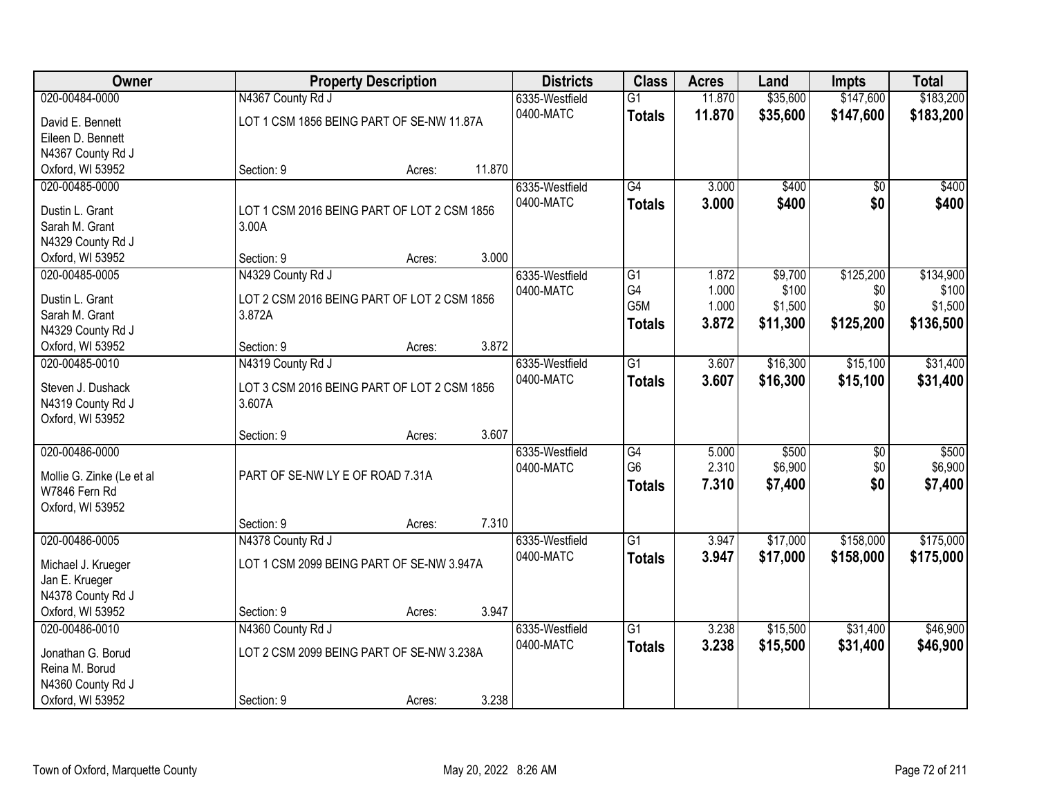| Owner | Property Description | | | Districts | Class | Acres | Land | Impts | Total |
|---|---|---|---|---|---|---|---|---|---|
| 020-00484-0000 | N4367 County Rd J | | | 6335-Westfield | G1 | 11.870 | $35,600 | $147,600 | $183,200 |
| David E. Bennett<br>Eileen D. Bennett<br>N4367 County Rd J<br>Oxford, WI 53952 | LOT 1 CSM 1856 BEING PART OF SE-NW 11.87A | | | 0400-MATC | **Totals** | **11.870** | **$35,600** | **$147,600** | **$183,200** |
| | Section: 9 | Acres: | 11.870 | | | | | | |
| 020-00485-0000 | | | | 6335-Westfield | G4 | 3.000 | $400 | $0 | $400 |
| Dustin L. Grant<br>Sarah M. Grant<br>N4329 County Rd J<br>Oxford, WI 53952 | LOT 1 CSM 2016 BEING PART OF LOT 2 CSM 1856 3.00A | | | 0400-MATC | **Totals** | **3.000** | **$400** | **$0** | **$400** |
| | Section: 9 | Acres: | 3.000 | | | | | | |
| 020-00485-0005 | N4329 County Rd J | | | 6335-Westfield | G1 | 1.872 | $9,700 | $125,200 | $134,900 |
| Dustin L. Grant<br>Sarah M. Grant<br>N4329 County Rd J<br>Oxford, WI 53952 | LOT 2 CSM 2016 BEING PART OF LOT 2 CSM 1856 3.872A | | | 0400-MATC | G4 | 1.000 | $100 | $0 | $100 |
| | | | | | G5M | 1.000 | $1,500 | $0 | $1,500 |
| | | | | | **Totals** | **3.872** | **$11,300** | **$125,200** | **$136,500** |
| | Section: 9 | Acres: | 3.872 | | | | | | |
| 020-00485-0010 | N4319 County Rd J | | | 6335-Westfield | G1 | 3.607 | $16,300 | $15,100 | $31,400 |
| Steven J. Dushack<br>N4319 County Rd J<br>Oxford, WI 53952 | LOT 3 CSM 2016 BEING PART OF LOT 2 CSM 1856 3.607A | | | 0400-MATC | **Totals** | **3.607** | **$16,300** | **$15,100** | **$31,400** |
| | Section: 9 | Acres: | 3.607 | | | | | | |
| 020-00486-0000 | | | | 6335-Westfield | G4 | 5.000 | $500 | $0 | $500 |
| Mollie G. Zinke (Le et al<br>W7846 Fern Rd<br>Oxford, WI 53952 | PART OF SE-NW LY E OF ROAD 7.31A | | | 0400-MATC | G6 | 2.310 | $6,900 | $0 | $6,900 |
| | | | | | **Totals** | **7.310** | **$7,400** | **$0** | **$7,400** |
| | Section: 9 | Acres: | 7.310 | | | | | | |
| 020-00486-0005 | N4378 County Rd J | | | 6335-Westfield | G1 | 3.947 | $17,000 | $158,000 | $175,000 |
| Michael J. Krueger<br>Jan E. Krueger<br>N4378 County Rd J<br>Oxford, WI 53952 | LOT 1 CSM 2099 BEING PART OF SE-NW 3.947A | | | 0400-MATC | **Totals** | **3.947** | **$17,000** | **$158,000** | **$175,000** |
| | Section: 9 | Acres: | 3.947 | | | | | | |
| 020-00486-0010 | N4360 County Rd J | | | 6335-Westfield | G1 | 3.238 | $15,500 | $31,400 | $46,900 |
| Jonathan G. Borud<br>Reina M. Borud<br>N4360 County Rd J<br>Oxford, WI 53952 | LOT 2 CSM 2099 BEING PART OF SE-NW 3.238A | | | 0400-MATC | **Totals** | **3.238** | **$15,500** | **$31,400** | **$46,900** |
| | Section: 9 | Acres: | 3.238 | | | | | | |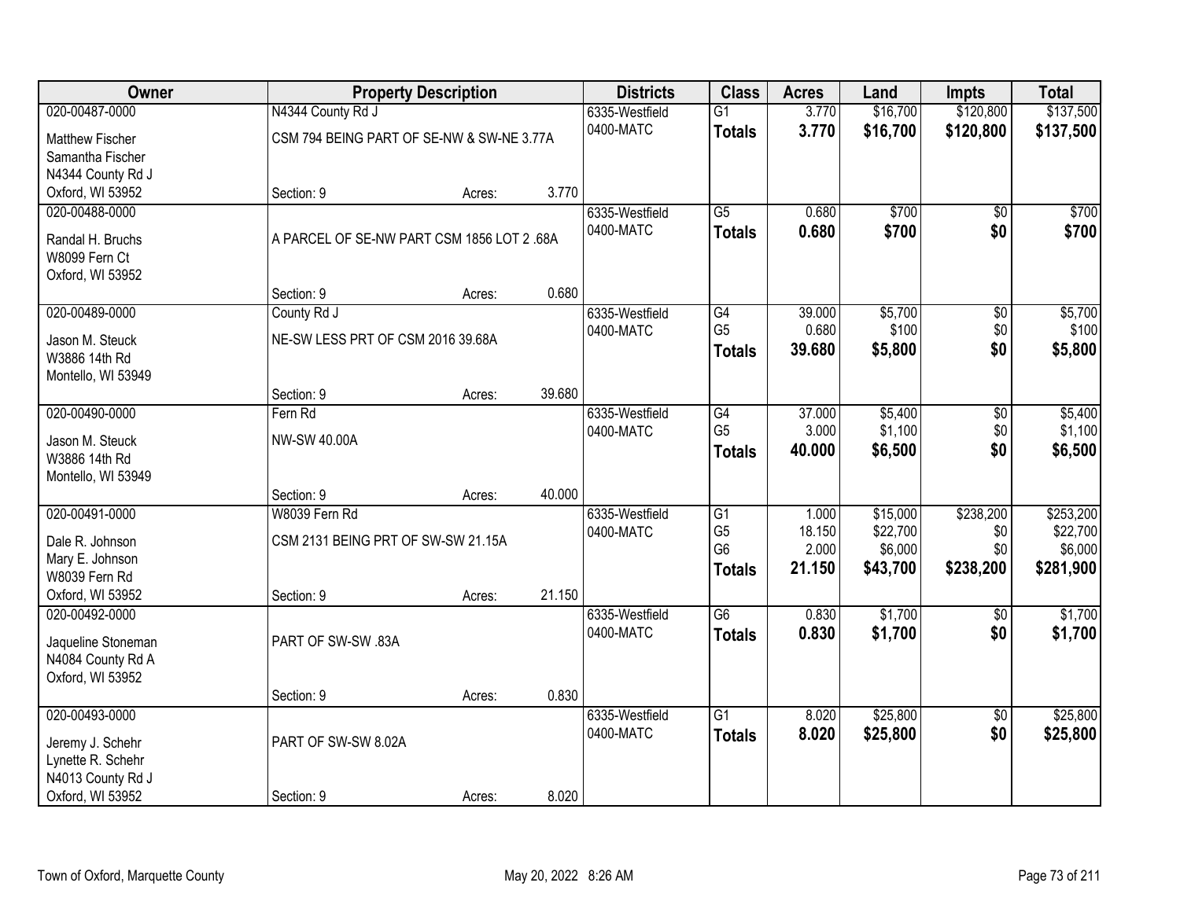| Owner | Property Description | | | Districts | Class | Acres | Land | Impts | Total |
|---|---|---|---|---|---|---|---|---|---|
| 020-00487-0000 | N4344 County Rd J | | | 6335-Westfield | G1 | 3.770 | $16,700 | $120,800 | $137,500 |
| Matthew Fischer<br>Samantha Fischer<br>N4344 County Rd J<br>Oxford, WI 53952 | CSM 794 BEING PART OF SE-NW & SW-NE 3.77A | | | 0400-MATC | **Totals** | **3.770** | **$16,700** | **$120,800** | **$137,500** |
| | Section: 9 | Acres: | 3.770 | | | | | | |
| 020-00488-0000 | | | | 6335-Westfield | G5 | 0.680 | $700 | $0 | $700 |
| Randal H. Bruchs<br>W8099 Fern Ct<br>Oxford, WI 53952 | A PARCEL OF SE-NW PART CSM 1856 LOT 2 .68A | | | 0400-MATC | **Totals** | **0.680** | **$700** | **$0** | **$700** |
| | Section: 9 | Acres: | 0.680 | | | | | | |
| 020-00489-0000 | County Rd J | | | 6335-Westfield | G4 | 39.000 | $5,700 | $0 | $5,700 |
| Jason M. Steuck<br>W3886 14th Rd<br>Montello, WI 53949 | NE-SW LESS PRT OF CSM 2016 39.68A | | | 0400-MATC | G5 | 0.680 | $100 | $0 | $100 |
| | | | | | **Totals** | **39.680** | **$5,800** | **$0** | **$5,800** |
| | Section: 9 | Acres: | 39.680 | | | | | | |
| 020-00490-0000 | Fern Rd | | | 6335-Westfield | G4 | 37.000 | $5,400 | $0 | $5,400 |
| Jason M. Steuck<br>W3886 14th Rd<br>Montello, WI 53949 | NW-SW 40.00A | | | 0400-MATC | G5 | 3.000 | $1,100 | $0 | $1,100 |
| | | | | | **Totals** | **40.000** | **$6,500** | **$0** | **$6,500** |
| | Section: 9 | Acres: | 40.000 | | | | | | |
| 020-00491-0000 | W8039 Fern Rd | | | 6335-Westfield | G1 | 1.000 | $15,000 | $238,200 | $253,200 |
| Dale R. Johnson<br>Mary E. Johnson<br>W8039 Fern Rd<br>Oxford, WI 53952 | CSM 2131 BEING PRT OF SW-SW 21.15A | | | 0400-MATC | G5 | 18.150 | $22,700 | $0 | $22,700 |
| | | | | | G6 | 2.000 | $6,000 | $0 | $6,000 |
| | | | | | **Totals** | **21.150** | **$43,700** | **$238,200** | **$281,900** |
| | Section: 9 | Acres: | 21.150 | | | | | | |
| 020-00492-0000 | | | | 6335-Westfield | G6 | 0.830 | $1,700 | $0 | $1,700 |
| Jaqueline Stoneman<br>N4084 County Rd A<br>Oxford, WI 53952 | PART OF SW-SW .83A | | | 0400-MATC | **Totals** | **0.830** | **$1,700** | **$0** | **$1,700** |
| | Section: 9 | Acres: | 0.830 | | | | | | |
| 020-00493-0000 | | | | 6335-Westfield | G1 | 8.020 | $25,800 | $0 | $25,800 |
| Jeremy J. Schehr<br>Lynette R. Schehr<br>N4013 County Rd J<br>Oxford, WI 53952 | PART OF SW-SW 8.02A | | | 0400-MATC | **Totals** | **8.020** | **$25,800** | **$0** | **$25,800** |
| | Section: 9 | Acres: | 8.020 | | | | | | |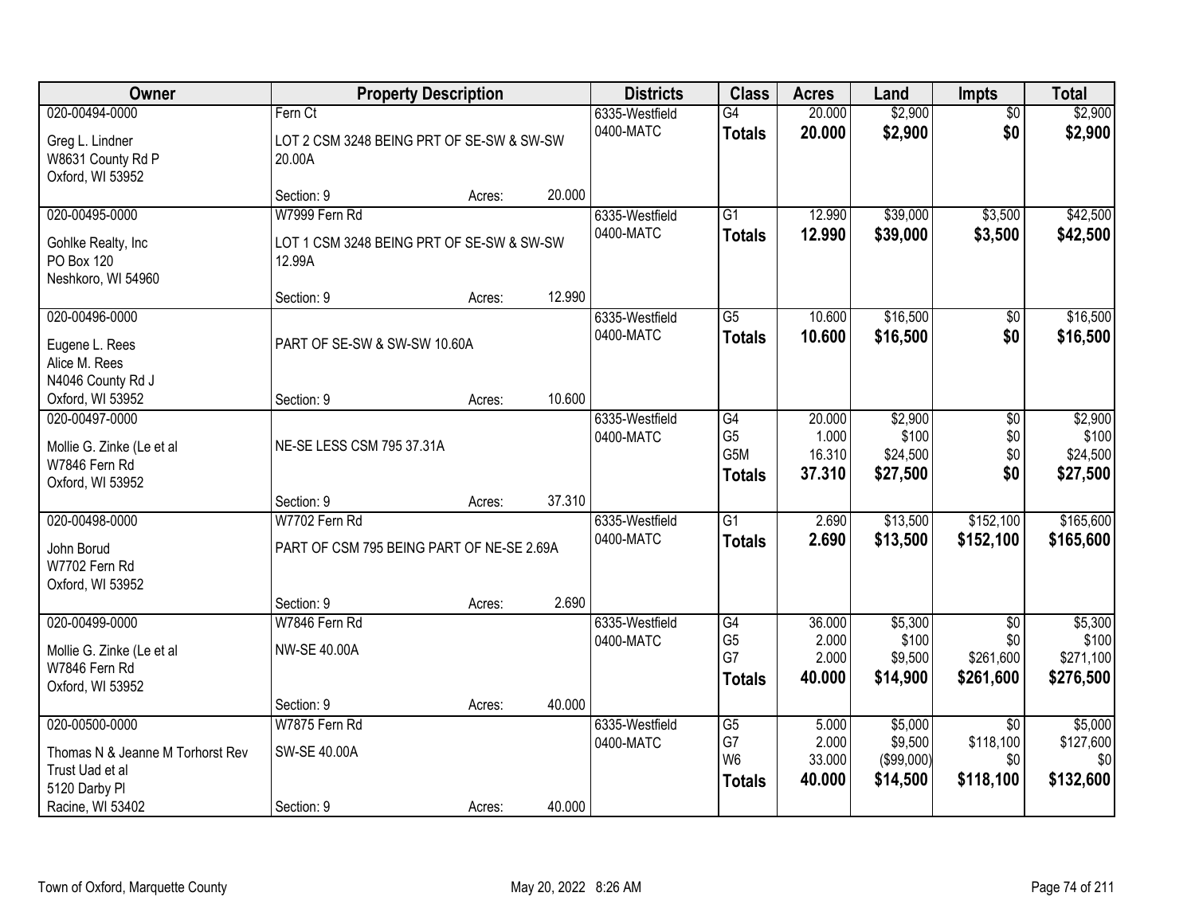| Owner | Property Description | | | Districts | Class | Acres | Land | Impts | Total |
|---|---|---|---|---|---|---|---|---|---|
| 020-00494-0000<br>Greg L. Lindner<br>W8631 County Rd P<br>Oxford, WI 53952 | Fern Ct<br>LOT 2 CSM 3248 BEING PRT OF SE-SW & SW-SW 20.00A<br>Section: 9 | Acres: | 20.000 | 6335-Westfield<br>0400-MATC | G4<br>**Totals** | 20.000<br>**20.000** | $2,900<br>**$2,900** | $0<br>**$0** | $2,900<br>**$2,900** |
| 020-00495-0000<br>Gohlke Realty, Inc<br>PO Box 120<br>Neshkoro, WI 54960 | W7999 Fern Rd<br>LOT 1 CSM 3248 BEING PRT OF SE-SW & SW-SW 12.99A<br>Section: 9 | Acres: | 12.990 | 6335-Westfield<br>0400-MATC | G1<br>**Totals** | 12.990<br>**12.990** | $39,000<br>**$39,000** | $3,500<br>**$3,500** | $42,500<br>**$42,500** |
| 020-00496-0000<br>Eugene L. Rees<br>Alice M. Rees<br>N4046 County Rd J<br>Oxford, WI 53952 | PART OF SE-SW & SW-SW 10.60A<br>Section: 9 | Acres: | 10.600 | 6335-Westfield<br>0400-MATC | G5<br>**Totals** | 10.600<br>**10.600** | $16,500<br>**$16,500** | $0<br>**$0** | $16,500<br>**$16,500** |
| 020-00497-0000<br>Mollie G. Zinke (Le et al<br>W7846 Fern Rd<br>Oxford, WI 53952 | NE-SE LESS CSM 795 37.31A<br>Section: 9 | Acres: | 37.310 | 6335-Westfield<br>0400-MATC | G4<br>G5<br>G5M<br>**Totals** | 20.000<br>1.000<br>16.310<br>**37.310** | $2,900<br>$100<br>$24,500<br>**$27,500** | $0<br>$0<br>$0<br>**$0** | $2,900<br>$100<br>$24,500<br>**$27,500** |
| 020-00498-0000<br>John Borud<br>W7702 Fern Rd<br>Oxford, WI 53952 | W7702 Fern Rd<br>PART OF CSM 795 BEING PART OF NE-SE 2.69A<br>Section: 9 | Acres: | 2.690 | 6335-Westfield<br>0400-MATC | G1<br>**Totals** | 2.690<br>**2.690** | $13,500<br>**$13,500** | $152,100<br>**$152,100** | $165,600<br>**$165,600** |
| 020-00499-0000<br>Mollie G. Zinke (Le et al<br>W7846 Fern Rd<br>Oxford, WI 53952 | W7846 Fern Rd<br>NW-SE 40.00A<br>Section: 9 | Acres: | 40.000 | 6335-Westfield<br>0400-MATC | G4<br>G5<br>G7<br>**Totals** | 36.000<br>2.000<br>2.000<br>**40.000** | $5,300<br>$100<br>$9,500<br>**$14,900** | $0<br>$0<br>$261,600<br>**$261,600** | $5,300<br>$100<br>$271,100<br>**$276,500** |
| 020-00500-0000<br>Thomas N & Jeanne M Torhorst Rev Trust Uad et al<br>5120 Darby Pl<br>Racine, WI 53402 | W7875 Fern Rd<br>SW-SE 40.00A<br>Section: 9 | Acres: | 40.000 | 6335-Westfield<br>0400-MATC | G5<br>G7<br>W6<br>**Totals** | 5.000<br>2.000<br>33.000<br>**40.000** | $5,000<br>$9,500<br>($99,000)<br>**$14,500** | $0<br>$118,100<br>$0<br>**$118,100** | $5,000<br>$127,600<br>$0<br>**$132,600** |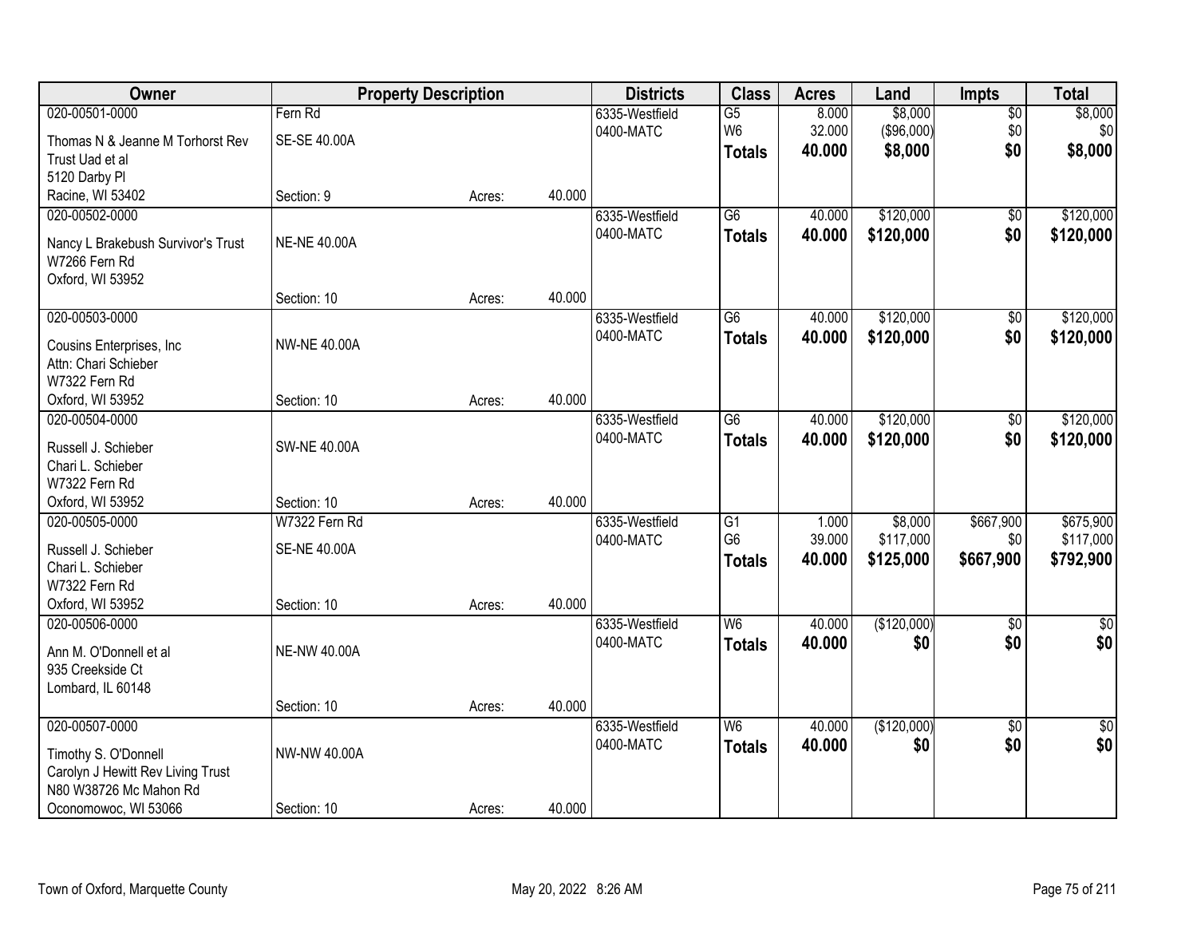| Owner | Property Description | | | Districts | Class | Acres | Land | Impts | Total |
|---|---|---|---|---|---|---|---|---|---|
| 020-00501-0000<br>Thomas N & Jeanne M Torhorst Rev Trust Uad et al<br>5120 Darby Pl<br>Racine, WI 53402 | Fern Rd<br>SE-SE 40.00A<br>Section: 9 | Acres: | 40.000 | 6335-Westfield<br>0400-MATC | G5<br>W6<br>**Totals** | 8.000<br>32.000<br>**40.000** | $8,000<br>($96,000)<br>**$8,000** | $0<br>$0<br>**$0** | $8,000<br>$0<br>**$8,000** |
| 020-00502-0000<br>Nancy L Brakebush Survivor's Trust<br>W7266 Fern Rd<br>Oxford, WI 53952 | NE-NE 40.00A<br>Section: 10 | Acres: | 40.000 | 6335-Westfield<br>0400-MATC | G6<br>**Totals** | 40.000<br>**40.000** | $120,000<br>**$120,000** | $0<br>**$0** | $120,000<br>**$120,000** |
| 020-00503-0000<br>Cousins Enterprises, Inc<br>Attn: Chari Schieber<br>W7322 Fern Rd<br>Oxford, WI 53952 | NW-NE 40.00A<br>Section: 10 | Acres: | 40.000 | 6335-Westfield<br>0400-MATC | G6<br>**Totals** | 40.000<br>**40.000** | $120,000<br>**$120,000** | $0<br>**$0** | $120,000<br>**$120,000** |
| 020-00504-0000<br>Russell J. Schieber<br>Chari L. Schieber<br>W7322 Fern Rd<br>Oxford, WI 53952 | SW-NE 40.00A<br>Section: 10 | Acres: | 40.000 | 6335-Westfield<br>0400-MATC | G6<br>**Totals** | 40.000<br>**40.000** | $120,000<br>**$120,000** | $0<br>**$0** | $120,000<br>**$120,000** |
| 020-00505-0000<br>Russell J. Schieber<br>Chari L. Schieber<br>W7322 Fern Rd<br>Oxford, WI 53952 | W7322 Fern Rd<br>SE-NE 40.00A<br>Section: 10 | Acres: | 40.000 | 6335-Westfield<br>0400-MATC | G1<br>G6<br>**Totals** | 1.000<br>39.000<br>**40.000** | $8,000<br>$117,000<br>**$125,000** | $667,900<br>$0<br>**$667,900** | $675,900<br>$117,000<br>**$792,900** |
| 020-00506-0000<br>Ann M. O'Donnell et al<br>935 Creekside Ct<br>Lombard, IL 60148 | NE-NW 40.00A<br>Section: 10 | Acres: | 40.000 | 6335-Westfield<br>0400-MATC | W6<br>**Totals** | 40.000<br>**40.000** | ($120,000)<br>**$0** | $0<br>**$0** | $0<br>**$0** |
| 020-00507-0000<br>Timothy S. O'Donnell<br>Carolyn J Hewitt Rev Living Trust<br>N80 W38726 Mc Mahon Rd<br>Oconomowoc, WI 53066 | NW-NW 40.00A<br>Section: 10 | Acres: | 40.000 | 6335-Westfield<br>0400-MATC | W6<br>**Totals** | 40.000<br>**40.000** | ($120,000)<br>**$0** | $0<br>**$0** | $0<br>**$0** |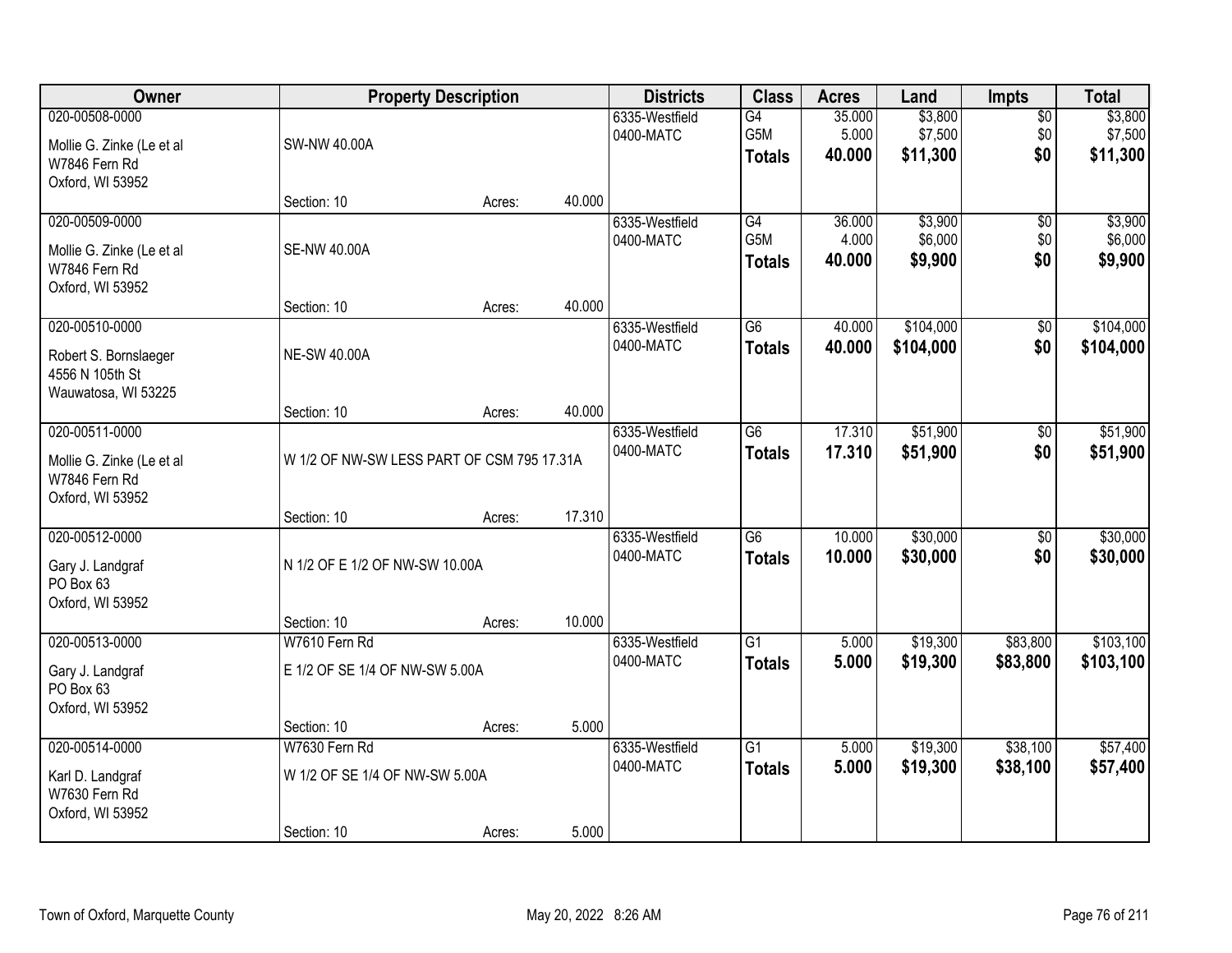| Owner | Property Description | | | Districts | Class | Acres | Land | Impts | Total |
|---|---|---|---|---|---|---|---|---|---|
| 020-00508-0000<br>Mollie G. Zinke (Le et al<br>W7846 Fern Rd<br>Oxford, WI 53952 | SW-NW 40.00A<br>Section: 10 | Acres: | 40.000 | 6335-Westfield<br>0400-MATC | G4<br>G5M<br>**Totals** | 35.000<br>5.000<br>**40.000** | $3,800<br>$7,500<br>**$11,300** | $0<br>$0<br>**$0** | $3,800<br>$7,500<br>**$11,300** |
| 020-00509-0000<br>Mollie G. Zinke (Le et al<br>W7846 Fern Rd<br>Oxford, WI 53952 | SE-NW 40.00A<br>Section: 10 | Acres: | 40.000 | 6335-Westfield<br>0400-MATC | G4<br>G5M<br>**Totals** | 36.000<br>4.000<br>**40.000** | $3,900<br>$6,000<br>**$9,900** | $0<br>$0<br>**$0** | $3,900<br>$6,000<br>**$9,900** |
| 020-00510-0000<br>Robert S. Bornslaeger<br>4556 N 105th St<br>Wauwatosa, WI 53225 | NE-SW 40.00A<br>Section: 10 | Acres: | 40.000 | 6335-Westfield<br>0400-MATC | G6<br>**Totals** | 40.000<br>**40.000** | $104,000<br>**$104,000** | $0<br>**$0** | $104,000<br>**$104,000** |
| 020-00511-0000<br>Mollie G. Zinke (Le et al<br>W7846 Fern Rd<br>Oxford, WI 53952 | W 1/2 OF NW-SW LESS PART OF CSM 795 17.31A<br>Section: 10 | Acres: | 17.310 | 6335-Westfield<br>0400-MATC | G6<br>**Totals** | 17.310<br>**17.310** | $51,900<br>**$51,900** | $0<br>**$0** | $51,900<br>**$51,900** |
| 020-00512-0000<br>Gary J. Landgraf<br>PO Box 63<br>Oxford, WI 53952 | N 1/2 OF E 1/2 OF NW-SW 10.00A<br>Section: 10 | Acres: | 10.000 | 6335-Westfield<br>0400-MATC | G6<br>**Totals** | 10.000<br>**10.000** | $30,000<br>**$30,000** | $0<br>**$0** | $30,000<br>**$30,000** |
| 020-00513-0000<br>Gary J. Landgraf<br>PO Box 63<br>Oxford, WI 53952 | W7610 Fern Rd<br>E 1/2 OF SE 1/4 OF NW-SW 5.00A<br>Section: 10 | Acres: | 5.000 | 6335-Westfield<br>0400-MATC | G1<br>**Totals** | 5.000<br>**5.000** | $19,300<br>**$19,300** | $83,800<br>**$83,800** | $103,100<br>**$103,100** |
| 020-00514-0000<br>Karl D. Landgraf<br>W7630 Fern Rd<br>Oxford, WI 53952 | W7630 Fern Rd<br>W 1/2 OF SE 1/4 OF NW-SW 5.00A<br>Section: 10 | Acres: | 5.000 | 6335-Westfield<br>0400-MATC | G1<br>**Totals** | 5.000<br>**5.000** | $19,300<br>**$19,300** | $38,100<br>**$38,100** | $57,400<br>**$57,400** |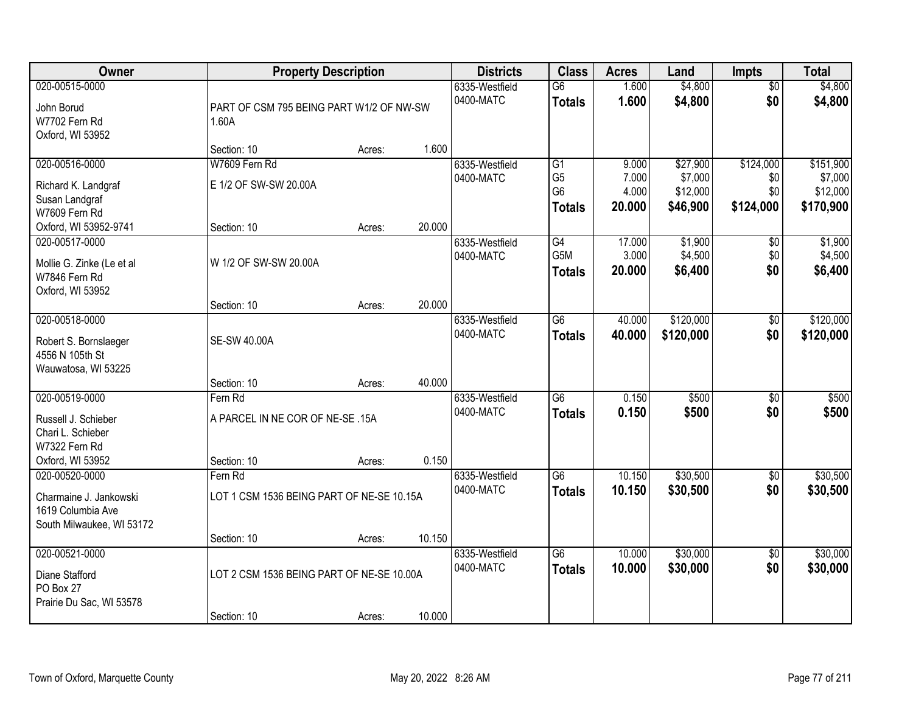| Owner | Property Description | Districts | Class | Acres | Land | Impts | Total |
|---|---|---|---|---|---|---|---|
| 020-00515-0000<br>John Borud<br>W7702 Fern Rd<br>Oxford, WI 53952 | PART OF CSM 795 BEING PART W1/2 OF NW-SW 1.60A<br>Section: 10 Acres: 1.600 | 6335-Westfield<br>0400-MATC | G6<br>**Totals** | 1.600<br>**1.600** | $4,800<br>**$4,800** | $0<br>**$0** | $4,800<br>**$4,800** |
| 020-00516-0000<br>Richard K. Landgraf<br>Susan Landgraf<br>W7609 Fern Rd<br>Oxford, WI 53952-9741 | W7609 Fern Rd<br>E 1/2 OF SW-SW 20.00A<br>Section: 10 Acres: 20.000 | 6335-Westfield<br>0400-MATC | G1<br>G5<br>G6<br>**Totals** | 9.000<br>7.000<br>4.000<br>**20.000** | $27,900<br>$7,000<br>$12,000<br>**$46,900** | $124,000<br>$0<br>$0<br>**$124,000** | $151,900<br>$7,000<br>$12,000<br>**$170,900** |
| 020-00517-0000<br>Mollie G. Zinke (Le et al<br>W7846 Fern Rd<br>Oxford, WI 53952 | W 1/2 OF SW-SW 20.00A<br>Section: 10 Acres: 20.000 | 6335-Westfield<br>0400-MATC | G4<br>G5M<br>**Totals** | 17.000<br>3.000<br>**20.000** | $1,900<br>$4,500<br>**$6,400** | $0<br>$0<br>**$0** | $1,900<br>$4,500<br>**$6,400** |
| 020-00518-0000<br>Robert S. Bornslaeger<br>4556 N 105th St<br>Wauwatosa, WI 53225 | SE-SW 40.00A<br>Section: 10 Acres: 40.000 | 6335-Westfield<br>0400-MATC | G6<br>**Totals** | 40.000<br>**40.000** | $120,000<br>**$120,000** | $0<br>**$0** | $120,000<br>**$120,000** |
| 020-00519-0000<br>Russell J. Schieber<br>Chari L. Schieber<br>W7322 Fern Rd<br>Oxford, WI 53952 | Fern Rd<br>A PARCEL IN NE COR OF NE-SE .15A<br>Section: 10 Acres: 0.150 | 6335-Westfield<br>0400-MATC | G6<br>**Totals** | 0.150<br>**0.150** | $500<br>**$500** | $0<br>**$0** | $500<br>**$500** |
| 020-00520-0000<br>Charmaine J. Jankowski<br>1619 Columbia Ave<br>South Milwaukee, WI 53172 | Fern Rd<br>LOT 1 CSM 1536 BEING PART OF NE-SE 10.15A<br>Section: 10 Acres: 10.150 | 6335-Westfield<br>0400-MATC | G6<br>**Totals** | 10.150<br>**10.150** | $30,500<br>**$30,500** | $0<br>**$0** | $30,500<br>**$30,500** |
| 020-00521-0000<br>Diane Stafford<br>PO Box 27<br>Prairie Du Sac, WI 53578 | LOT 2 CSM 1536 BEING PART OF NE-SE 10.00A<br>Section: 10 Acres: 10.000 | 6335-Westfield<br>0400-MATC | G6<br>**Totals** | 10.000<br>**10.000** | $30,000<br>**$30,000** | $0<br>**$0** | $30,000<br>**$30,000** |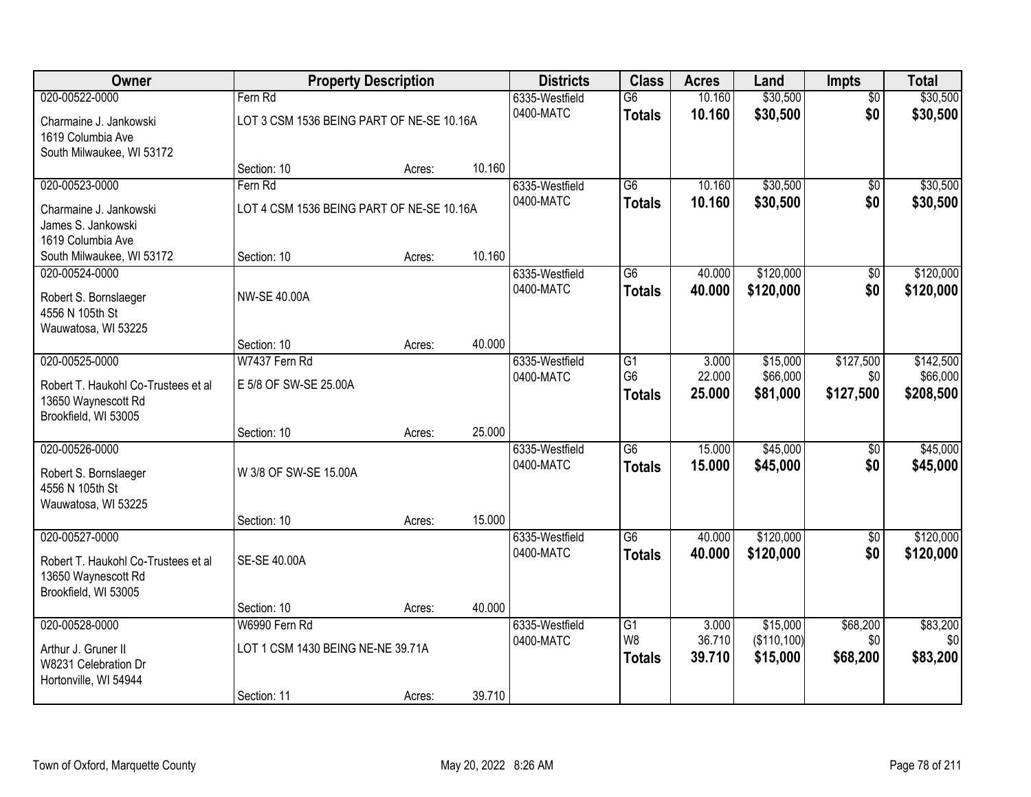| Owner | Property Description | | | Districts | Class | Acres | Land | Impts | Total |
|---|---|---|---|---|---|---|---|---|---|
| 020-00522-0000 | Fern Rd | | | 6335-Westfield | G6 | 10.160 | $30,500 | $0 | $30,500 |
| Charmaine J. Jankowski<br>1619 Columbia Ave<br>South Milwaukee, WI 53172 | LOT 3 CSM 1536 BEING PART OF NE-SE 10.16A | | | 0400-MATC | **Totals** | **10.160** | **$30,500** | **$0** | **$30,500** |
| | Section: 10 | Acres: | 10.160 | | | | | | |
| 020-00523-0000 | Fern Rd | | | 6335-Westfield | G6 | 10.160 | $30,500 | $0 | $30,500 |
| Charmaine J. Jankowski<br>James S. Jankowski<br>1619 Columbia Ave<br>South Milwaukee, WI 53172 | LOT 4 CSM 1536 BEING PART OF NE-SE 10.16A | | | 0400-MATC | **Totals** | **10.160** | **$30,500** | **$0** | **$30,500** |
| | Section: 10 | Acres: | 10.160 | | | | | | |
| 020-00524-0000 | | | | 6335-Westfield | G6 | 40.000 | $120,000 | $0 | $120,000 |
| Robert S. Bornslaeger<br>4556 N 105th St<br>Wauwatosa, WI 53225 | NW-SE 40.00A | | | 0400-MATC | **Totals** | **40.000** | **$120,000** | **$0** | **$120,000** |
| | Section: 10 | Acres: | 40.000 | | | | | | |
| 020-00525-0000 | W7437 Fern Rd | | | 6335-Westfield | G1 | 3.000 | $15,000 | $127,500 | $142,500 |
| Robert T. Haukohl Co-Trustees et al<br>13650 Waynescott Rd<br>Brookfield, WI 53005 | E 5/8 OF SW-SE 25.00A | | | 0400-MATC | G6 | 22.000 | $66,000 | $0 | $66,000 |
| | | | | | **Totals** | **25.000** | **$81,000** | **$127,500** | **$208,500** |
| | Section: 10 | Acres: | 25.000 | | | | | | |
| 020-00526-0000 | | | | 6335-Westfield | G6 | 15.000 | $45,000 | $0 | $45,000 |
| Robert S. Bornslaeger<br>4556 N 105th St<br>Wauwatosa, WI 53225 | W 3/8 OF SW-SE 15.00A | | | 0400-MATC | **Totals** | **15.000** | **$45,000** | **$0** | **$45,000** |
| | Section: 10 | Acres: | 15.000 | | | | | | |
| 020-00527-0000 | | | | 6335-Westfield | G6 | 40.000 | $120,000 | $0 | $120,000 |
| Robert T. Haukohl Co-Trustees et al<br>13650 Waynescott Rd<br>Brookfield, WI 53005 | SE-SE 40.00A | | | 0400-MATC | **Totals** | **40.000** | **$120,000** | **$0** | **$120,000** |
| | Section: 10 | Acres: | 40.000 | | | | | | |
| 020-00528-0000 | W6990 Fern Rd | | | 6335-Westfield | G1 | 3.000 | $15,000 | $68,200 | $83,200 |
| Arthur J. Gruner II<br>W8231 Celebration Dr<br>Hortonville, WI 54944 | LOT 1 CSM 1430 BEING NE-NE 39.71A | | | 0400-MATC | W8 | 36.710 | ($110,100) | $0 | $0 |
| | | | | | **Totals** | **39.710** | **$15,000** | **$68,200** | **$83,200** |
| | Section: 11 | Acres: | 39.710 | | | | | | |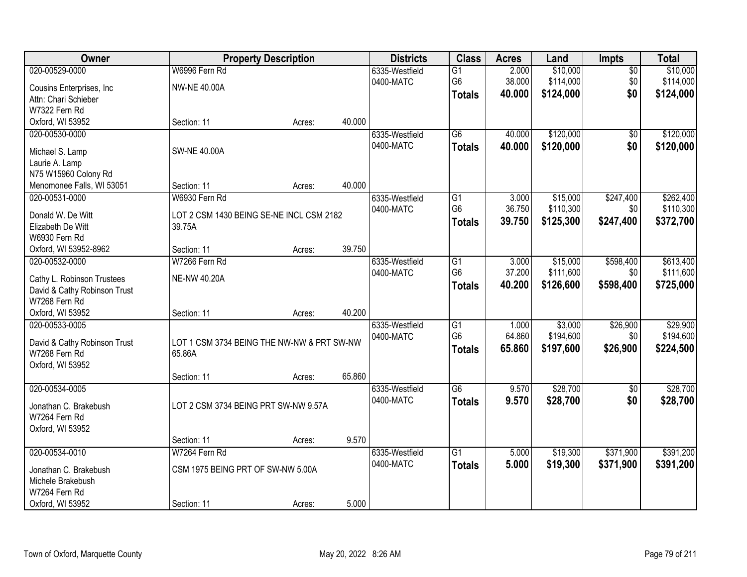| Owner | Property Description | | | Districts | Class | Acres | Land | Impts | Total |
|---|---|---|---|---|---|---|---|---|---|
| 020-00529-0000<br>Cousins Enterprises, Inc<br>Attn: Chari Schieber<br>W7322 Fern Rd<br>Oxford, WI 53952 | W6996 Fern Rd<br>NW-NE 40.00A<br>Section: 11 | Acres: | 40.000 | 6335-Westfield<br>0400-MATC | G1<br>G6<br>**Totals** | 2.000<br>38.000<br>**40.000** | $10,000<br>$114,000<br>**$124,000** | $0<br>$0<br>**$0** | $10,000<br>$114,000<br>**$124,000** |
| 020-00530-0000<br>Michael S. Lamp<br>Laurie A. Lamp<br>N75 W15960 Colony Rd<br>Menomonee Falls, WI 53051 | SW-NE 40.00A<br>Section: 11 | Acres: | 40.000 | 6335-Westfield<br>0400-MATC | G6<br>**Totals** | 40.000<br>**40.000** | $120,000<br>**$120,000** | $0<br>**$0** | $120,000<br>**$120,000** |
| 020-00531-0000<br>Donald W. De Witt<br>Elizabeth De Witt<br>W6930 Fern Rd<br>Oxford, WI 53952-8962 | W6930 Fern Rd<br>LOT 2 CSM 1430 BEING SE-NE INCL CSM 2182 39.75A<br>Section: 11 | Acres: | 39.750 | 6335-Westfield<br>0400-MATC | G1<br>G6<br>**Totals** | 3.000<br>36.750<br>**39.750** | $15,000<br>$110,300<br>**$125,300** | $247,400<br>$0<br>**$247,400** | $262,400<br>$110,300<br>**$372,700** |
| 020-00532-0000<br>Cathy L. Robinson Trustees<br>David & Cathy Robinson Trust<br>W7268 Fern Rd<br>Oxford, WI 53952 | W7266 Fern Rd<br>NE-NW 40.20A<br>Section: 11 | Acres: | 40.200 | 6335-Westfield<br>0400-MATC | G1<br>G6<br>**Totals** | 3.000<br>37.200<br>**40.200** | $15,000<br>$111,600<br>**$126,600** | $598,400<br>$0<br>**$598,400** | $613,400<br>$111,600<br>**$725,000** |
| 020-00533-0005<br>David & Cathy Robinson Trust<br>W7268 Fern Rd<br>Oxford, WI 53952 | LOT 1 CSM 3734 BEING THE NW-NW & PRT SW-NW 65.86A<br>Section: 11 | Acres: | 65.860 | 6335-Westfield<br>0400-MATC | G1<br>G6<br>**Totals** | 1.000<br>64.860<br>**65.860** | $3,000<br>$194,600<br>**$197,600** | $26,900<br>$0<br>**$26,900** | $29,900<br>$194,600<br>**$224,500** |
| 020-00534-0005<br>Jonathan C. Brakebush<br>W7264 Fern Rd<br>Oxford, WI 53952 | LOT 2 CSM 3734 BEING PRT SW-NW 9.57A<br>Section: 11 | Acres: | 9.570 | 6335-Westfield<br>0400-MATC | G6<br>**Totals** | 9.570<br>**9.570** | $28,700<br>**$28,700** | $0<br>**$0** | $28,700<br>**$28,700** |
| 020-00534-0010<br>Jonathan C. Brakebush<br>Michele Brakebush<br>W7264 Fern Rd<br>Oxford, WI 53952 | W7264 Fern Rd<br>CSM 1975 BEING PRT OF SW-NW 5.00A<br>Section: 11 | Acres: | 5.000 | 6335-Westfield<br>0400-MATC | G1<br>**Totals** | 5.000<br>**5.000** | $19,300<br>**$19,300** | $371,900<br>**$371,900** | $391,200<br>**$391,200** |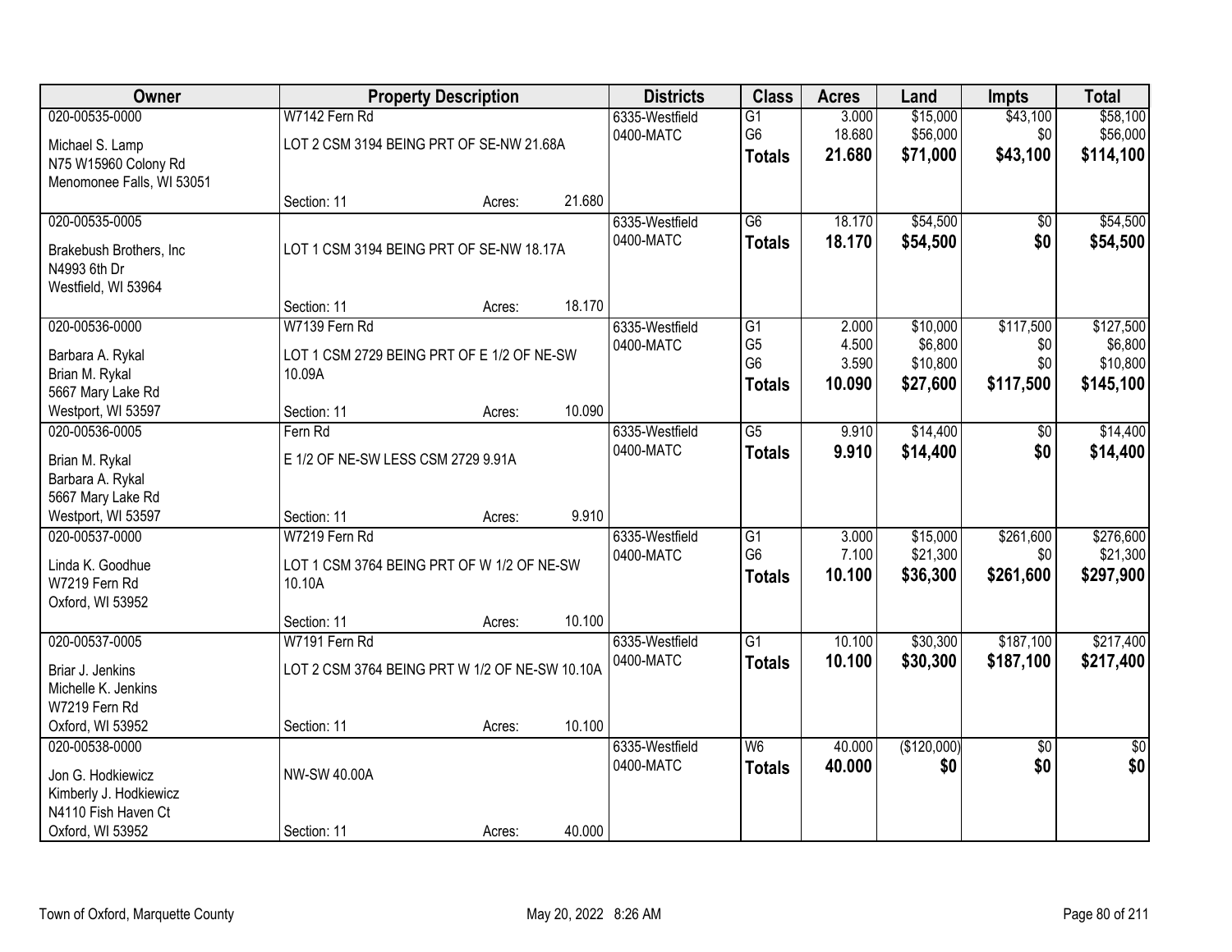| Owner | Property Description | | | Districts | Class | Acres | Land | Impts | Total |
|---|---|---|---|---|---|---|---|---|---|
| 020-00535-0000 | W7142 Fern Rd | | | 6335-Westfield | G1 | 3.000 | $15,000 | $43,100 | $58,100 |
| Michael S. Lamp<br>N75 W15960 Colony Rd<br>Menomonee Falls, WI 53051 | LOT 2 CSM 3194 BEING PRT OF SE-NW 21.68A | | | 0400-MATC | G6 | 18.680 | $56,000 | $0 | $56,000 |
| | | | | | **Totals** | **21.680** | **$71,000** | **$43,100** | **$114,100** |
| | Section: 11 | Acres: | 21.680 | | | | | | |
| 020-00535-0005 | | | | 6335-Westfield | G6 | 18.170 | $54,500 | $0 | $54,500 |
| Brakebush Brothers, Inc<br>N4993 6th Dr<br>Westfield, WI 53964 | LOT 1 CSM 3194 BEING PRT OF SE-NW 18.17A | | | 0400-MATC | **Totals** | **18.170** | **$54,500** | **$0** | **$54,500** |
| | Section: 11 | Acres: | 18.170 | | | | | | |
| 020-00536-0000 | W7139 Fern Rd | | | 6335-Westfield | G1 | 2.000 | $10,000 | $117,500 | $127,500 |
| Barbara A. Rykal<br>Brian M. Rykal<br>5667 Mary Lake Rd<br>Westport, WI 53597 | LOT 1 CSM 2729 BEING PRT OF E 1/2 OF NE-SW 10.09A | | | 0400-MATC | G5 | 4.500 | $6,800 | $0 | $6,800 |
| | | | | | G6 | 3.590 | $10,800 | $0 | $10,800 |
| | | | | | **Totals** | **10.090** | **$27,600** | **$117,500** | **$145,100** |
| | Section: 11 | Acres: | 10.090 | | | | | | |
| 020-00536-0005 | Fern Rd | | | 6335-Westfield | G5 | 9.910 | $14,400 | $0 | $14,400 |
| Brian M. Rykal<br>Barbara A. Rykal<br>5667 Mary Lake Rd<br>Westport, WI 53597 | E 1/2 OF NE-SW LESS CSM 2729 9.91A | | | 0400-MATC | **Totals** | **9.910** | **$14,400** | **$0** | **$14,400** |
| | Section: 11 | Acres: | 9.910 | | | | | | |
| 020-00537-0000 | W7219 Fern Rd | | | 6335-Westfield | G1 | 3.000 | $15,000 | $261,600 | $276,600 |
| Linda K. Goodhue<br>W7219 Fern Rd<br>Oxford, WI 53952 | LOT 1 CSM 3764 BEING PRT OF W 1/2 OF NE-SW 10.10A | | | 0400-MATC | G6 | 7.100 | $21,300 | $0 | $21,300 |
| | | | | | **Totals** | **10.100** | **$36,300** | **$261,600** | **$297,900** |
| | Section: 11 | Acres: | 10.100 | | | | | | |
| 020-00537-0005 | W7191 Fern Rd | | | 6335-Westfield | G1 | 10.100 | $30,300 | $187,100 | $217,400 |
| Briar J. Jenkins<br>Michelle K. Jenkins<br>W7219 Fern Rd<br>Oxford, WI 53952 | LOT 2 CSM 3764 BEING PRT W 1/2 OF NE-SW 10.10A | | | 0400-MATC | **Totals** | **10.100** | **$30,300** | **$187,100** | **$217,400** |
| | Section: 11 | Acres: | 10.100 | | | | | | |
| 020-00538-0000 | | | | 6335-Westfield | W6 | 40.000 | ($120,000) | $0 | $0 |
| Jon G. Hodkiewicz<br>Kimberly J. Hodkiewicz<br>N4110 Fish Haven Ct<br>Oxford, WI 53952 | NW-SW 40.00A | | | 0400-MATC | **Totals** | **40.000** | **$0** | **$0** | **$0** |
| | Section: 11 | Acres: | 40.000 | | | | | | |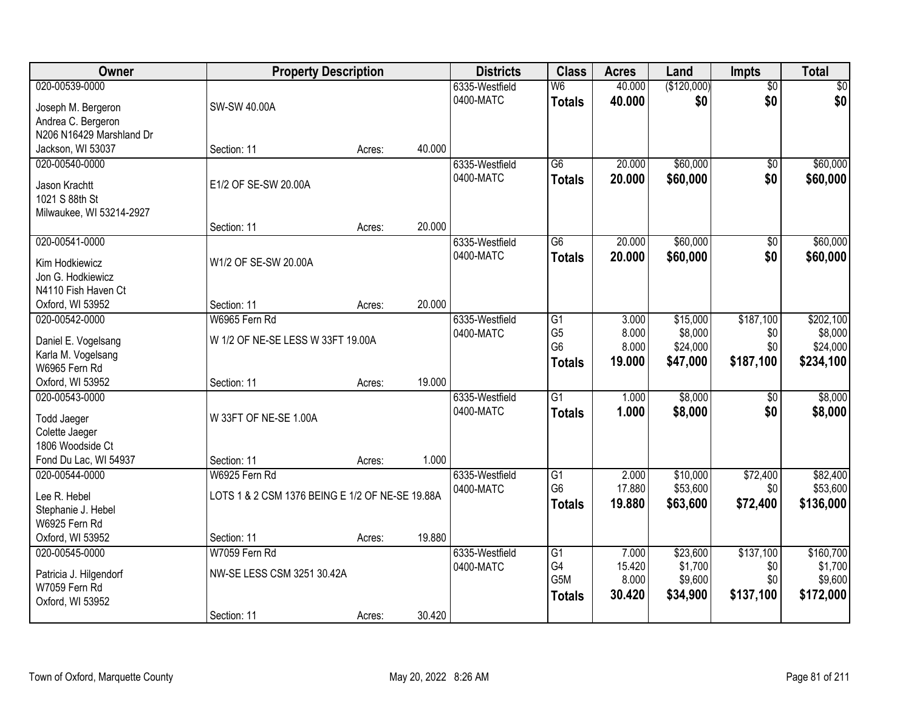| Owner | Property Description | | | Districts | Class | Acres | Land | Impts | Total |
|---|---|---|---|---|---|---|---|---|---|
| 020-00539-0000 | | | | 6335-Westfield | W6 | 40.000 | ($120,000) | $0 | $0 |
| Joseph M. Bergeron | SW-SW 40.00A | | | 0400-MATC | **Totals** | **40.000** | **$0** | **$0** | **$0** |
| Andrea C. Bergeron | | | | | | | | | |
| N206 N16429 Marshland Dr | | | | | | | | | |
| Jackson, WI 53037 | Section: 11 | Acres: | 40.000 | | | | | | |
| 020-00540-0000 | | | | 6335-Westfield | G6 | 20.000 | $60,000 | $0 | $60,000 |
| Jason Krachtt | E1/2 OF SE-SW 20.00A | | | 0400-MATC | **Totals** | **20.000** | **$60,000** | **$0** | **$60,000** |
| 1021 S 88th St | | | | | | | | | |
| Milwaukee, WI 53214-2927 | | | | | | | | | |
| | Section: 11 | Acres: | 20.000 | | | | | | |
| 020-00541-0000 | | | | 6335-Westfield | G6 | 20.000 | $60,000 | $0 | $60,000 |
| Kim Hodkiewicz | W1/2 OF SE-SW 20.00A | | | 0400-MATC | **Totals** | **20.000** | **$60,000** | **$0** | **$60,000** |
| Jon G. Hodkiewicz | | | | | | | | | |
| N4110 Fish Haven Ct | | | | | | | | | |
| Oxford, WI 53952 | Section: 11 | Acres: | 20.000 | | | | | | |
| 020-00542-0000 | W6965 Fern Rd | | | 6335-Westfield | G1 | 3.000 | $15,000 | $187,100 | $202,100 |
| Daniel E. Vogelsang | W 1/2 OF NE-SE LESS W 33FT 19.00A | | | 0400-MATC | G5 | 8.000 | $8,000 | $0 | $8,000 |
| Karla M. Vogelsang | | | | | G6 | 8.000 | $24,000 | $0 | $24,000 |
| W6965 Fern Rd | | | | | **Totals** | **19.000** | **$47,000** | **$187,100** | **$234,100** |
| Oxford, WI 53952 | Section: 11 | Acres: | 19.000 | | | | | | |
| 020-00543-0000 | | | | 6335-Westfield | G1 | 1.000 | $8,000 | $0 | $8,000 |
| Todd Jaeger | W 33FT OF NE-SE 1.00A | | | 0400-MATC | **Totals** | **1.000** | **$8,000** | **$0** | **$8,000** |
| Colette Jaeger | | | | | | | | | |
| 1806 Woodside Ct | | | | | | | | | |
| Fond Du Lac, WI 54937 | Section: 11 | Acres: | 1.000 | | | | | | |
| 020-00544-0000 | W6925 Fern Rd | | | 6335-Westfield | G1 | 2.000 | $10,000 | $72,400 | $82,400 |
| Lee R. Hebel | LOTS 1 & 2 CSM 1376 BEING E 1/2 OF NE-SE 19.88A | | | 0400-MATC | G6 | 17.880 | $53,600 | $0 | $53,600 |
| Stephanie J. Hebel | | | | | **Totals** | **19.880** | **$63,600** | **$72,400** | **$136,000** |
| W6925 Fern Rd | | | | | | | | | |
| Oxford, WI 53952 | Section: 11 | Acres: | 19.880 | | | | | | |
| 020-00545-0000 | W7059 Fern Rd | | | 6335-Westfield | G1 | 7.000 | $23,600 | $137,100 | $160,700 |
| Patricia J. Hilgendorf | NW-SE LESS CSM 3251 30.42A | | | 0400-MATC | G4 | 15.420 | $1,700 | $0 | $1,700 |
| W7059 Fern Rd | | | | | G5M | 8.000 | $9,600 | $0 | $9,600 |
| Oxford, WI 53952 | | | | | **Totals** | **30.420** | **$34,900** | **$137,100** | **$172,000** |
| | Section: 11 | Acres: | 30.420 | | | | | | |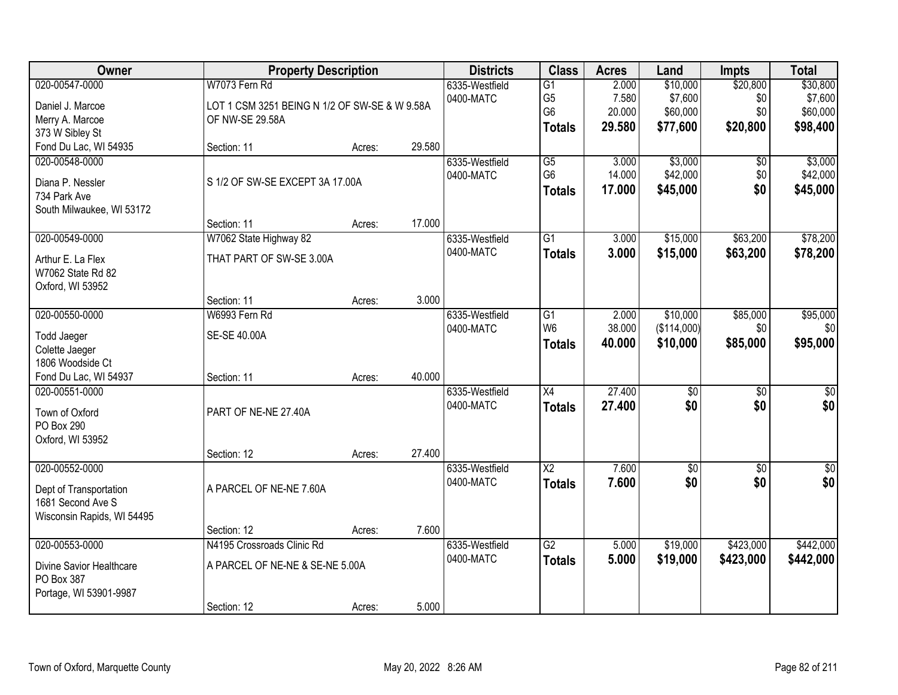| Owner | Property Description | | | Districts | Class | Acres | Land | Impts | Total |
|---|---|---|---|---|---|---|---|---|---|
| 020-00547-0000 | W7073 Fern Rd | | | 6335-Westfield | G1 | 2.000 | $10,000 | $20,800 | $30,800 |
| Daniel J. Marcoe | LOT 1 CSM 3251 BEING N 1/2 OF SW-SE & W 9.58A | | | 0400-MATC | G5 | 7.580 | $7,600 | $0 | $7,600 |
| Merry A. Marcoe | OF NW-SE 29.58A | | | | G6 | 20.000 | $60,000 | $0 | $60,000 |
| 373 W Sibley St | | | | | **Totals** | **29.580** | **$77,600** | **$20,800** | **$98,400** |
| Fond Du Lac, WI 54935 | Section: 11 | Acres: | 29.580 | | | | | | |
| 020-00548-0000 | | | | 6335-Westfield | G5 | 3.000 | $3,000 | $0 | $3,000 |
| Diana P. Nessler | S 1/2 OF SW-SE EXCEPT 3A 17.00A | | | 0400-MATC | G6 | 14.000 | $42,000 | $0 | $42,000 |
| 734 Park Ave | | | | | **Totals** | **17.000** | **$45,000** | **$0** | **$45,000** |
| South Milwaukee, WI 53172 | | | | | | | | | |
| | Section: 11 | Acres: | 17.000 | | | | | | |
| 020-00549-0000 | W7062 State Highway 82 | | | 6335-Westfield | G1 | 3.000 | $15,000 | $63,200 | $78,200 |
| Arthur E. La Flex | THAT PART OF SW-SE 3.00A | | | 0400-MATC | **Totals** | **3.000** | **$15,000** | **$63,200** | **$78,200** |
| W7062 State Rd 82 | | | | | | | | | |
| Oxford, WI 53952 | | | | | | | | | |
| | Section: 11 | Acres: | 3.000 | | | | | | |
| 020-00550-0000 | W6993 Fern Rd | | | 6335-Westfield | G1 | 2.000 | $10,000 | $85,000 | $95,000 |
| Todd Jaeger | SE-SE 40.00A | | | 0400-MATC | W6 | 38.000 | ($114,000) | $0 | $0 |
| Colette Jaeger | | | | | **Totals** | **40.000** | **$10,000** | **$85,000** | **$95,000** |
| 1806 Woodside Ct | | | | | | | | | |
| Fond Du Lac, WI 54937 | Section: 11 | Acres: | 40.000 | | | | | | |
| 020-00551-0000 | | | | 6335-Westfield | X4 | 27.400 | $0 | $0 | $0 |
| Town of Oxford | PART OF NE-NE 27.40A | | | 0400-MATC | **Totals** | **27.400** | **$0** | **$0** | **$0** |
| PO Box 290 | | | | | | | | | |
| Oxford, WI 53952 | | | | | | | | | |
| | Section: 12 | Acres: | 27.400 | | | | | | |
| 020-00552-0000 | | | | 6335-Westfield | X2 | 7.600 | $0 | $0 | $0 |
| Dept of Transportation | A PARCEL OF NE-NE 7.60A | | | 0400-MATC | **Totals** | **7.600** | **$0** | **$0** | **$0** |
| 1681 Second Ave S | | | | | | | | | |
| Wisconsin Rapids, WI 54495 | | | | | | | | | |
| | Section: 12 | Acres: | 7.600 | | | | | | |
| 020-00553-0000 | N4195 Crossroads Clinic Rd | | | 6335-Westfield | G2 | 5.000 | $19,000 | $423,000 | $442,000 |
| Divine Savior Healthcare | A PARCEL OF NE-NE & SE-NE 5.00A | | | 0400-MATC | **Totals** | **5.000** | **$19,000** | **$423,000** | **$442,000** |
| PO Box 387 | | | | | | | | | |
| Portage, WI 53901-9987 | | | | | | | | | |
| | Section: 12 | Acres: | 5.000 | | | | | | |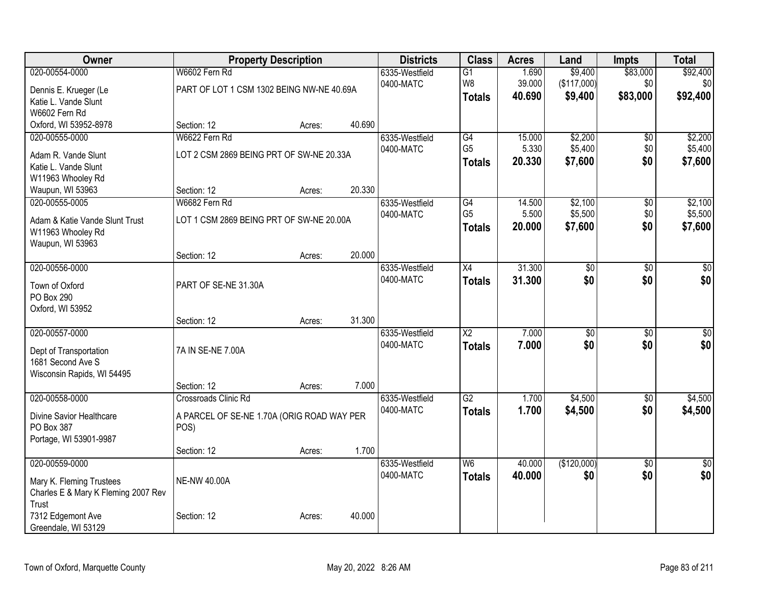| Owner | Property Description | | | Districts | Class | Acres | Land | Impts | Total |
|---|---|---|---|---|---|---|---|---|---|
| 020-00554-0000<br>Dennis E. Krueger (Le<br>Katie L. Vande Slunt<br>W6602 Fern Rd<br>Oxford, WI 53952-8978 | W6602 Fern Rd<br>PART OF LOT 1 CSM 1302 BEING NW-NE 40.69A<br>Section: 12 | Acres: | 40.690 | 6335-Westfield<br>0400-MATC | G1<br>W8<br>**Totals** | 1.690<br>39.000<br>**40.690** | $9,400<br>($117,000)<br>**$9,400** | $83,000<br>$0<br>**$83,000** | $92,400<br>$0<br>**$92,400** |
| 020-00555-0000<br>Adam R. Vande Slunt<br>Katie L. Vande Slunt<br>W11963 Whooley Rd<br>Waupun, WI 53963 | W6622 Fern Rd<br>LOT 2 CSM 2869 BEING PRT OF SW-NE 20.33A<br>Section: 12 | Acres: | 20.330 | 6335-Westfield<br>0400-MATC | G4<br>G5<br>**Totals** | 15.000<br>5.330<br>**20.330** | $2,200<br>$5,400<br>**$7,600** | $0<br>$0<br>**$0** | $2,200<br>$5,400<br>**$7,600** |
| 020-00555-0005<br>Adam & Katie Vande Slunt Trust<br>W11963 Whooley Rd<br>Waupun, WI 53963 | W6682 Fern Rd<br>LOT 1 CSM 2869 BEING PRT OF SW-NE 20.00A<br>Section: 12 | Acres: | 20.000 | 6335-Westfield<br>0400-MATC | G4<br>G5<br>**Totals** | 14.500<br>5.500<br>**20.000** | $2,100<br>$5,500<br>**$7,600** | $0<br>$0<br>**$0** | $2,100<br>$5,500<br>**$7,600** |
| 020-00556-0000<br>Town of Oxford<br>PO Box 290<br>Oxford, WI 53952 | PART OF SE-NE 31.30A<br>Section: 12 | Acres: | 31.300 | 6335-Westfield<br>0400-MATC | X4<br>**Totals** | 31.300<br>**31.300** | $0<br>**$0** | $0<br>**$0** | $0<br>**$0** |
| 020-00557-0000<br>Dept of Transportation<br>1681 Second Ave S<br>Wisconsin Rapids, WI 54495 | 7A IN SE-NE 7.00A<br>Section: 12 | Acres: | 7.000 | 6335-Westfield<br>0400-MATC | X2<br>**Totals** | 7.000<br>**7.000** | $0<br>**$0** | $0<br>**$0** | $0<br>**$0** |
| 020-00558-0000<br>Divine Savior Healthcare<br>PO Box 387<br>Portage, WI 53901-9987 | Crossroads Clinic Rd<br>A PARCEL OF SE-NE 1.70A (ORIG ROAD WAY PER POS)<br>Section: 12 | Acres: | 1.700 | 6335-Westfield<br>0400-MATC | G2<br>**Totals** | 1.700<br>**1.700** | $4,500<br>**$4,500** | $0<br>**$0** | $4,500<br>**$4,500** |
| 020-00559-0000<br>Mary K. Fleming Trustees<br>Charles E & Mary K Fleming 2007 Rev Trust<br>7312 Edgemont Ave<br>Greendale, WI 53129 | NE-NW 40.00A<br>Section: 12 | Acres: | 40.000 | 6335-Westfield<br>0400-MATC | W6<br>**Totals** | 40.000<br>**40.000** | ($120,000)<br>**$0** | $0<br>**$0** | $0<br>**$0** |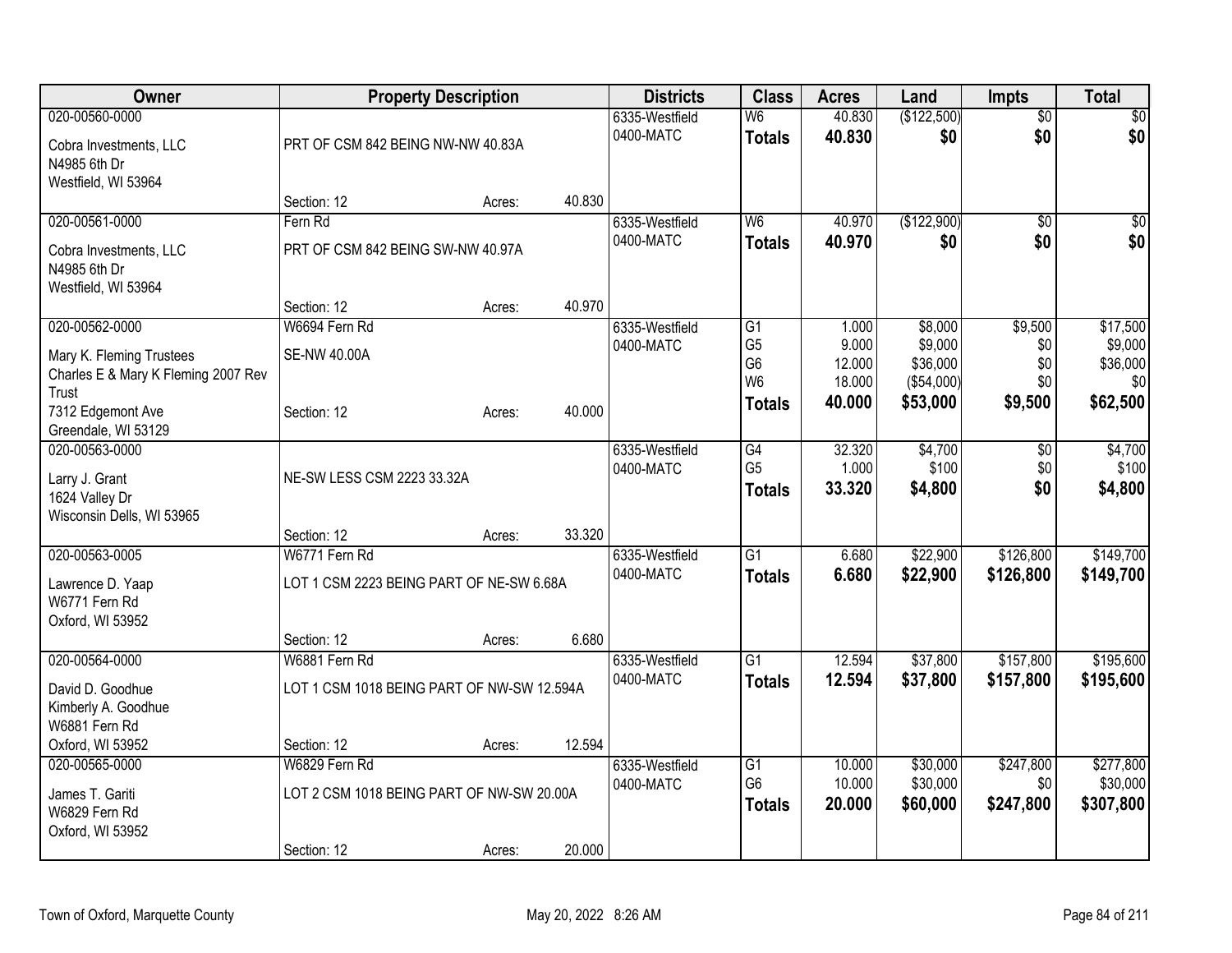| Owner | Property Description | | | Districts | Class | Acres | Land | Impts | Total |
|---|---|---|---|---|---|---|---|---|---|
| 020-00560-0000<br>Cobra Investments, LLC<br>N4985 6th Dr<br>Westfield, WI 53964 | PRT OF CSM 842 BEING NW-NW 40.83A<br>Section: 12 | Acres: | 40.830 | 6335-Westfield<br>0400-MATC | W6<br>**Totals** | 40.830<br>**40.830** | ($122,500)<br>**$0** | $0<br>**$0** | $0<br>**$0** |
| 020-00561-0000<br>Cobra Investments, LLC<br>N4985 6th Dr<br>Westfield, WI 53964 | Fern Rd<br>PRT OF CSM 842 BEING SW-NW 40.97A<br>Section: 12 | Acres: | 40.970 | 6335-Westfield<br>0400-MATC | W6<br>**Totals** | 40.970<br>**40.970** | ($122,900)<br>**$0** | $0<br>**$0** | $0<br>**$0** |
| 020-00562-0000<br>Mary K. Fleming Trustees<br>Charles E & Mary K Fleming 2007 Rev Trust<br>7312 Edgemont Ave<br>Greendale, WI 53129 | W6694 Fern Rd<br>SE-NW 40.00A<br>Section: 12 | Acres: | 40.000 | 6335-Westfield<br>0400-MATC | G1<br>G5<br>G6<br>W6<br>**Totals** | 1.000<br>9.000<br>12.000<br>18.000<br>**40.000** | $8,000<br>$9,000<br>$36,000<br>($54,000)<br>**$53,000** | $9,500<br>$0<br>$0<br>$0<br>**$9,500** | $17,500<br>$9,000<br>$36,000<br>$0<br>**$62,500** |
| 020-00563-0000<br>Larry J. Grant<br>1624 Valley Dr<br>Wisconsin Dells, WI 53965 | NE-SW LESS CSM 2223 33.32A<br>Section: 12 | Acres: | 33.320 | 6335-Westfield<br>0400-MATC | G4<br>G5<br>**Totals** | 32.320<br>1.000<br>**33.320** | $4,700<br>$100<br>**$4,800** | $0<br>$0<br>**$0** | $4,700<br>$100<br>**$4,800** |
| 020-00563-0005<br>Lawrence D. Yaap<br>W6771 Fern Rd<br>Oxford, WI 53952 | W6771 Fern Rd<br>LOT 1 CSM 2223 BEING PART OF NE-SW 6.68A<br>Section: 12 | Acres: | 6.680 | 6335-Westfield<br>0400-MATC | G1<br>**Totals** | 6.680<br>**6.680** | $22,900<br>**$22,900** | $126,800<br>**$126,800** | $149,700<br>**$149,700** |
| 020-00564-0000<br>David D. Goodhue<br>Kimberly A. Goodhue<br>W6881 Fern Rd<br>Oxford, WI 53952 | W6881 Fern Rd<br>LOT 1 CSM 1018 BEING PART OF NW-SW 12.594A<br>Section: 12 | Acres: | 12.594 | 6335-Westfield<br>0400-MATC | G1<br>**Totals** | 12.594<br>**12.594** | $37,800<br>**$37,800** | $157,800<br>**$157,800** | $195,600<br>**$195,600** |
| 020-00565-0000<br>James T. Gariti<br>W6829 Fern Rd<br>Oxford, WI 53952 | W6829 Fern Rd<br>LOT 2 CSM 1018 BEING PART OF NW-SW 20.00A<br>Section: 12 | Acres: | 20.000 | 6335-Westfield<br>0400-MATC | G1<br>G6<br>**Totals** | 10.000<br>10.000<br>**20.000** | $30,000<br>$30,000<br>**$60,000** | $247,800<br>$0<br>**$247,800** | $277,800<br>$30,000<br>**$307,800** |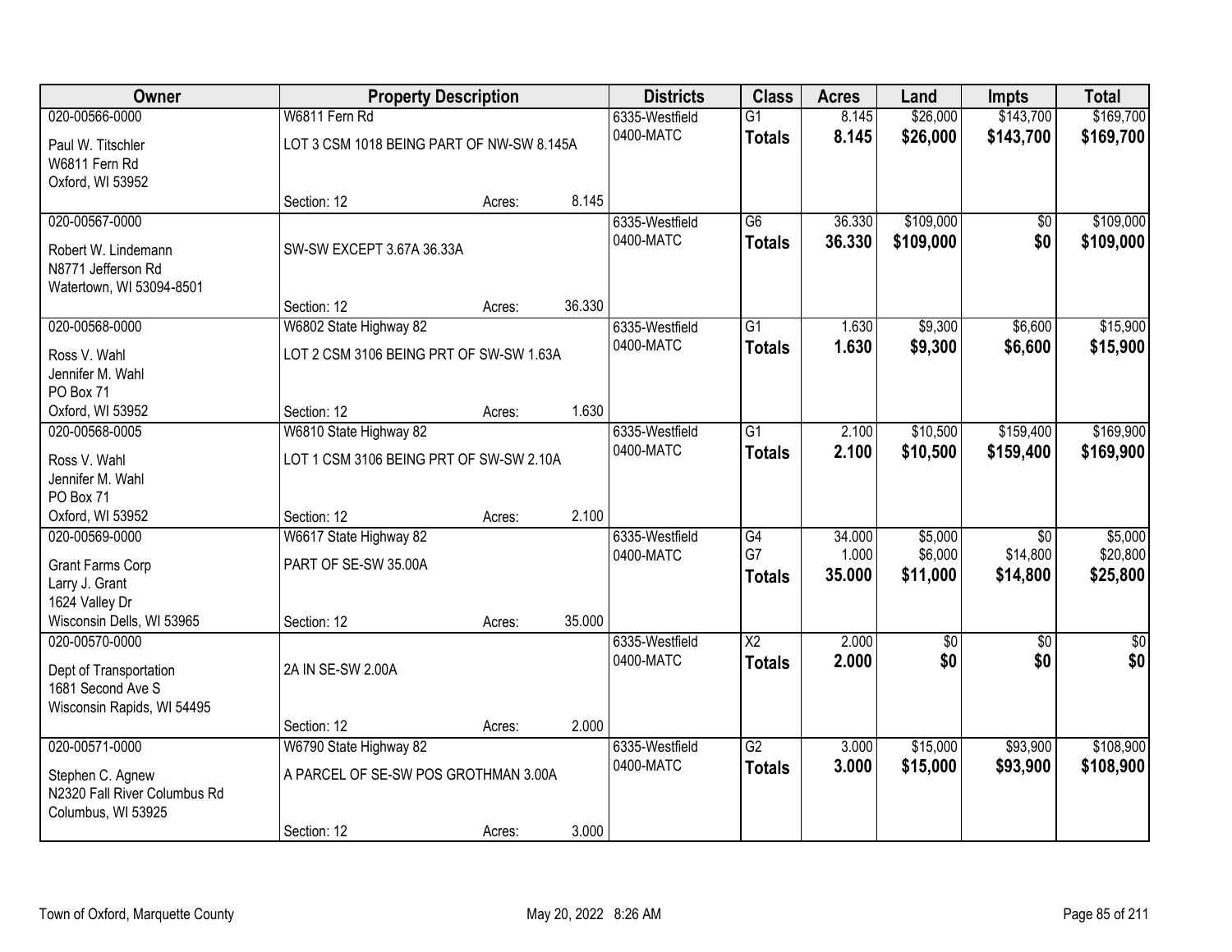| Owner | Property Description | | | Districts | Class | Acres | Land | Impts | Total |
|---|---|---|---|---|---|---|---|---|---|
| 020-00566-0000 | W6811 Fern Rd | | | 6335-Westfield | G1 | 8.145 | $26,000 | $143,700 | $169,700 |
| Paul W. Titschler<br>W6811 Fern Rd<br>Oxford, WI 53952 | LOT 3 CSM 1018 BEING PART OF NW-SW 8.145A | | | 0400-MATC | **Totals** | **8.145** | **$26,000** | **$143,700** | **$169,700** |
| | Section: 12 | Acres: | 8.145 | | | | | | |
| 020-00567-0000 | | | | 6335-Westfield | G6 | 36.330 | $109,000 | $0 | $109,000 |
| Robert W. Lindemann<br>N8771 Jefferson Rd<br>Watertown, WI 53094-8501 | SW-SW EXCEPT 3.67A 36.33A | | | 0400-MATC | **Totals** | **36.330** | **$109,000** | **$0** | **$109,000** |
| | Section: 12 | Acres: | 36.330 | | | | | | |
| 020-00568-0000 | W6802 State Highway 82 | | | 6335-Westfield | G1 | 1.630 | $9,300 | $6,600 | $15,900 |
| Ross V. Wahl<br>Jennifer M. Wahl<br>PO Box 71<br>Oxford, WI 53952 | LOT 2 CSM 3106 BEING PRT OF SW-SW 1.63A | | | 0400-MATC | **Totals** | **1.630** | **$9,300** | **$6,600** | **$15,900** |
| | Section: 12 | Acres: | 1.630 | | | | | | |
| 020-00568-0005 | W6810 State Highway 82 | | | 6335-Westfield | G1 | 2.100 | $10,500 | $159,400 | $169,900 |
| Ross V. Wahl<br>Jennifer M. Wahl<br>PO Box 71<br>Oxford, WI 53952 | LOT 1 CSM 3106 BEING PRT OF SW-SW 2.10A | | | 0400-MATC | **Totals** | **2.100** | **$10,500** | **$159,400** | **$169,900** |
| | Section: 12 | Acres: | 2.100 | | | | | | |
| 020-00569-0000 | W6617 State Highway 82 | | | 6335-Westfield | G4 | 34.000 | $5,000 | $0 | $5,000 |
| Grant Farms Corp<br>Larry J. Grant<br>1624 Valley Dr<br>Wisconsin Dells, WI 53965 | PART OF SE-SW 35.00A | | | 0400-MATC | G7 | 1.000 | $6,000 | $14,800 | $20,800 |
| | | | | | **Totals** | **35.000** | **$11,000** | **$14,800** | **$25,800** |
| | Section: 12 | Acres: | 35.000 | | | | | | |
| 020-00570-0000 | | | | 6335-Westfield | X2 | 2.000 | $0 | $0 | $0 |
| Dept of Transportation<br>1681 Second Ave S<br>Wisconsin Rapids, WI 54495 | 2A IN SE-SW 2.00A | | | 0400-MATC | **Totals** | **2.000** | **$0** | **$0** | **$0** |
| | Section: 12 | Acres: | 2.000 | | | | | | |
| 020-00571-0000 | W6790 State Highway 82 | | | 6335-Westfield | G2 | 3.000 | $15,000 | $93,900 | $108,900 |
| Stephen C. Agnew<br>N2320 Fall River Columbus Rd<br>Columbus, WI 53925 | A PARCEL OF SE-SW POS GROTHMAN 3.00A | | | 0400-MATC | **Totals** | **3.000** | **$15,000** | **$93,900** | **$108,900** |
| | Section: 12 | Acres: | 3.000 | | | | | | |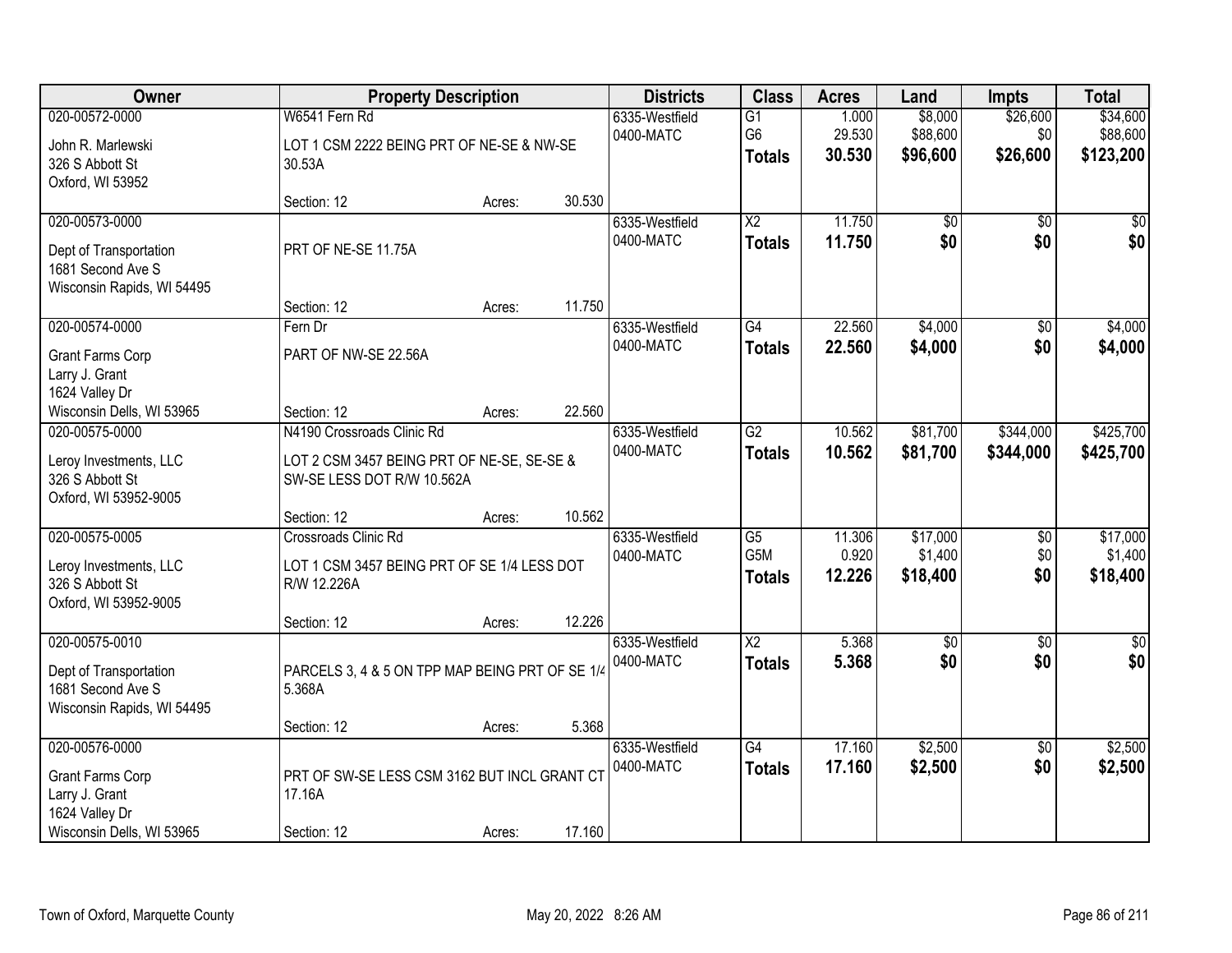| Owner | Property Description | | | Districts | Class | Acres | Land | Impts | Total |
|---|---|---|---|---|---|---|---|---|---|
| 020-00572-0000 | W6541 Fern Rd | | | 6335-Westfield | G1 | 1.000 | $8,000 | $26,600 | $34,600 |
| John R. Marlewski | LOT 1 CSM 2222 BEING PRT OF NE-SE & NW-SE | | | 0400-MATC | G6 | 29.530 | $88,600 | $0 | $88,600 |
| 326 S Abbott St | 30.53A | | | | **Totals** | **30.530** | **$96,600** | **$26,600** | **$123,200** |
| Oxford, WI 53952 | | | | | | | | | |
| | Section: 12 | Acres: | 30.530 | | | | | | |
| 020-00573-0000 | | | | 6335-Westfield | X2 | 11.750 | $0 | $0 | $0 |
| Dept of Transportation | PRT OF NE-SE 11.75A | | | 0400-MATC | **Totals** | **11.750** | **$0** | **$0** | **$0** |
| 1681 Second Ave S | | | | | | | | | |
| Wisconsin Rapids, WI 54495 | | | | | | | | | |
| | Section: 12 | Acres: | 11.750 | | | | | | |
| 020-00574-0000 | Fern Dr | | | 6335-Westfield | G4 | 22.560 | $4,000 | $0 | $4,000 |
| Grant Farms Corp | PART OF NW-SE 22.56A | | | 0400-MATC | **Totals** | **22.560** | **$4,000** | **$0** | **$4,000** |
| Larry J. Grant | | | | | | | | | |
| 1624 Valley Dr | | | | | | | | | |
| Wisconsin Dells, WI 53965 | Section: 12 | Acres: | 22.560 | | | | | | |
| 020-00575-0000 | N4190 Crossroads Clinic Rd | | | 6335-Westfield | G2 | 10.562 | $81,700 | $344,000 | $425,700 |
| Leroy Investments, LLC | LOT 2 CSM 3457 BEING PRT OF NE-SE, SE-SE & | | | 0400-MATC | **Totals** | **10.562** | **$81,700** | **$344,000** | **$425,700** |
| 326 S Abbott St | SW-SE LESS DOT R/W 10.562A | | | | | | | | |
| Oxford, WI 53952-9005 | | | | | | | | | |
| | Section: 12 | Acres: | 10.562 | | | | | | |
| 020-00575-0005 | Crossroads Clinic Rd | | | 6335-Westfield | G5 | 11.306 | $17,000 | $0 | $17,000 |
| Leroy Investments, LLC | LOT 1 CSM 3457 BEING PRT OF SE 1/4 LESS DOT | | | 0400-MATC | G5M | 0.920 | $1,400 | $0 | $1,400 |
| 326 S Abbott St | R/W 12.226A | | | | **Totals** | **12.226** | **$18,400** | **$0** | **$18,400** |
| Oxford, WI 53952-9005 | | | | | | | | | |
| | Section: 12 | Acres: | 12.226 | | | | | | |
| 020-00575-0010 | | | | 6335-Westfield | X2 | 5.368 | $0 | $0 | $0 |
| Dept of Transportation | PARCELS 3, 4 & 5 ON TPP MAP BEING PRT OF SE 1/4 | | | 0400-MATC | **Totals** | **5.368** | **$0** | **$0** | **$0** |
| 1681 Second Ave S | 5.368A | | | | | | | | |
| Wisconsin Rapids, WI 54495 | | | | | | | | | |
| | Section: 12 | Acres: | 5.368 | | | | | | |
| 020-00576-0000 | | | | 6335-Westfield | G4 | 17.160 | $2,500 | $0 | $2,500 |
| Grant Farms Corp | PRT OF SW-SE LESS CSM 3162 BUT INCL GRANT CT | | | 0400-MATC | **Totals** | **17.160** | **$2,500** | **$0** | **$2,500** |
| Larry J. Grant | 17.16A | | | | | | | | |
| 1624 Valley Dr | | | | | | | | | |
| Wisconsin Dells, WI 53965 | Section: 12 | Acres: | 17.160 | | | | | | |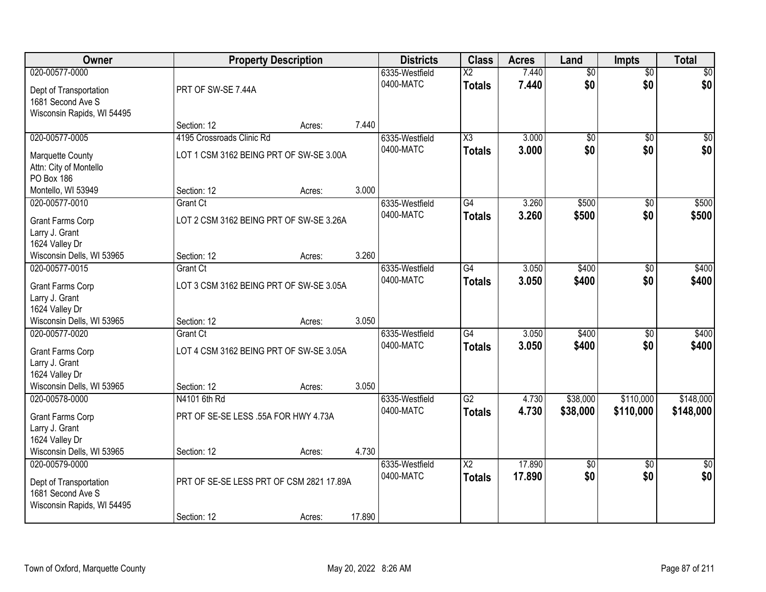| Owner | Property Description | | | Districts | Class | Acres | Land | Impts | Total |
|---|---|---|---|---|---|---|---|---|---|
| 020-00577-0000 | | | | 6335-Westfield | X2 | 7.440 | $0 | $0 | $0 |
| Dept of Transportation<br>1681 Second Ave S<br>Wisconsin Rapids, WI 54495 | PRT OF SW-SE 7.44A | | | 0400-MATC | **Totals** | **7.440** | **$0** | **$0** | **$0** |
| | Section: 12 | Acres: | 7.440 | | | | | | |
| 020-00577-0005 | 4195 Crossroads Clinic Rd | | | 6335-Westfield | X3 | 3.000 | $0 | $0 | $0 |
| Marquette County<br>Attn: City of Montello<br>PO Box 186<br>Montello, WI 53949 | LOT 1 CSM 3162 BEING PRT OF SW-SE 3.00A | | | 0400-MATC | **Totals** | **3.000** | **$0** | **$0** | **$0** |
| | Section: 12 | Acres: | 3.000 | | | | | | |
| 020-00577-0010 | Grant Ct | | | 6335-Westfield | G4 | 3.260 | $500 | $0 | $500 |
| Grant Farms Corp<br>Larry J. Grant<br>1624 Valley Dr<br>Wisconsin Dells, WI 53965 | LOT 2 CSM 3162 BEING PRT OF SW-SE 3.26A | | | 0400-MATC | **Totals** | **3.260** | **$500** | **$0** | **$500** |
| | Section: 12 | Acres: | 3.260 | | | | | | |
| 020-00577-0015 | Grant Ct | | | 6335-Westfield | G4 | 3.050 | $400 | $0 | $400 |
| Grant Farms Corp<br>Larry J. Grant<br>1624 Valley Dr<br>Wisconsin Dells, WI 53965 | LOT 3 CSM 3162 BEING PRT OF SW-SE 3.05A | | | 0400-MATC | **Totals** | **3.050** | **$400** | **$0** | **$400** |
| | Section: 12 | Acres: | 3.050 | | | | | | |
| 020-00577-0020 | Grant Ct | | | 6335-Westfield | G4 | 3.050 | $400 | $0 | $400 |
| Grant Farms Corp<br>Larry J. Grant<br>1624 Valley Dr<br>Wisconsin Dells, WI 53965 | LOT 4 CSM 3162 BEING PRT OF SW-SE 3.05A | | | 0400-MATC | **Totals** | **3.050** | **$400** | **$0** | **$400** |
| | Section: 12 | Acres: | 3.050 | | | | | | |
| 020-00578-0000 | N4101 6th Rd | | | 6335-Westfield | G2 | 4.730 | $38,000 | $110,000 | $148,000 |
| Grant Farms Corp<br>Larry J. Grant<br>1624 Valley Dr<br>Wisconsin Dells, WI 53965 | PRT OF SE-SE LESS .55A FOR HWY 4.73A | | | 0400-MATC | **Totals** | **4.730** | **$38,000** | **$110,000** | **$148,000** |
| | Section: 12 | Acres: | 4.730 | | | | | | |
| 020-00579-0000 | | | | 6335-Westfield | X2 | 17.890 | $0 | $0 | $0 |
| Dept of Transportation<br>1681 Second Ave S<br>Wisconsin Rapids, WI 54495 | PRT OF SE-SE LESS PRT OF CSM 2821 17.89A | | | 0400-MATC | **Totals** | **17.890** | **$0** | **$0** | **$0** |
| | Section: 12 | Acres: | 17.890 | | | | | | |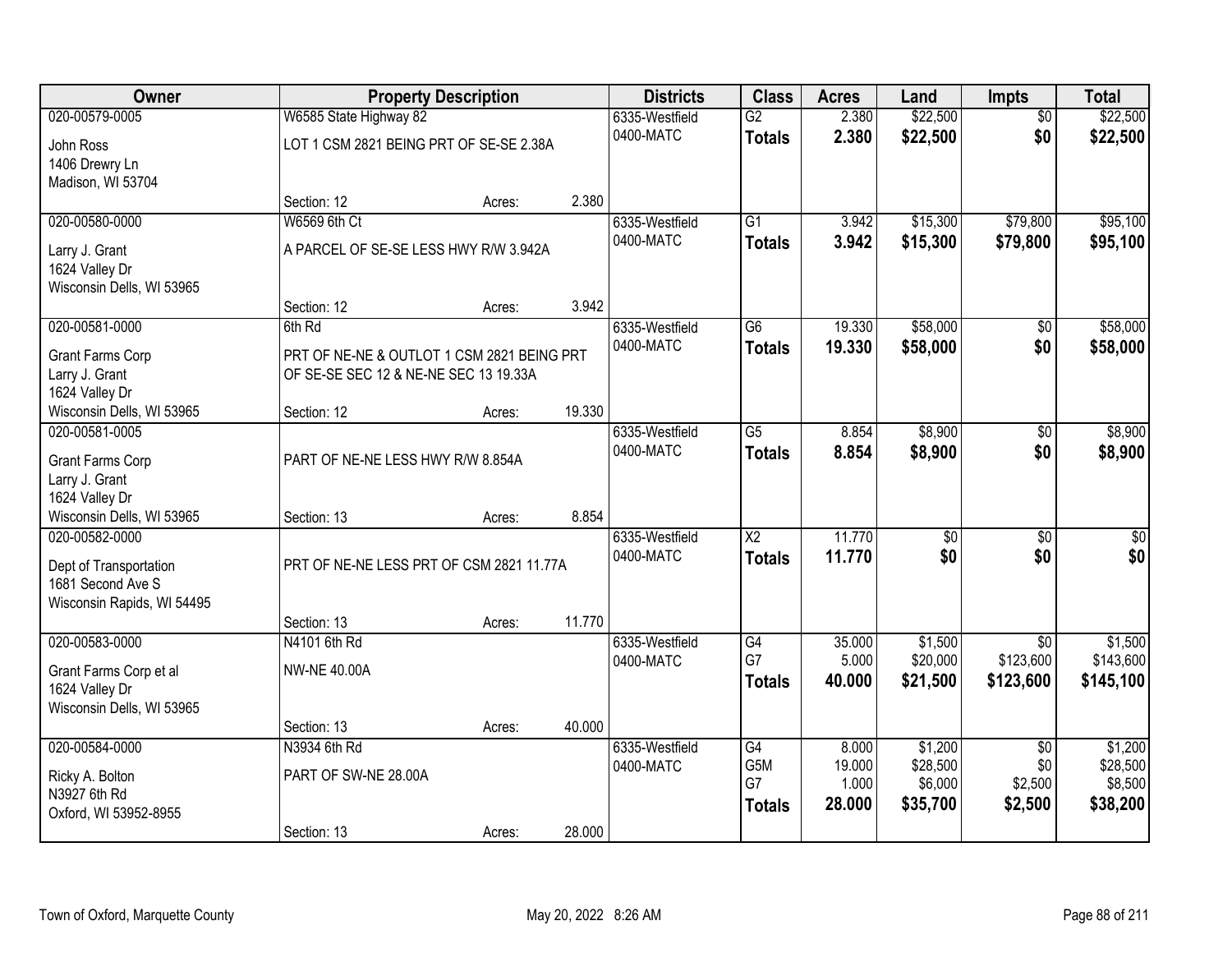| Owner | Property Description | | | Districts | Class | Acres | Land | Impts | Total |
|---|---|---|---|---|---|---|---|---|---|
| 020-00579-0005 | W6585 State Highway 82 | | | 6335-Westfield | G2 | 2.380 | $22,500 | $0 | $22,500 |
| John Ross<br>1406 Drewry Ln<br>Madison, WI 53704 | LOT 1 CSM 2821 BEING PRT OF SE-SE 2.38A | | | 0400-MATC | **Totals** | **2.380** | **$22,500** | **$0** | **$22,500** |
| | Section: 12 | Acres: | 2.380 | | | | | | |
| 020-00580-0000 | W6569 6th Ct | | | 6335-Westfield | G1 | 3.942 | $15,300 | $79,800 | $95,100 |
| Larry J. Grant<br>1624 Valley Dr<br>Wisconsin Dells, WI 53965 | A PARCEL OF SE-SE LESS HWY R/W 3.942A | | | 0400-MATC | **Totals** | **3.942** | **$15,300** | **$79,800** | **$95,100** |
| | Section: 12 | Acres: | 3.942 | | | | | | |
| 020-00581-0000 | 6th Rd | | | 6335-Westfield | G6 | 19.330 | $58,000 | $0 | $58,000 |
| Grant Farms Corp<br>Larry J. Grant<br>1624 Valley Dr<br>Wisconsin Dells, WI 53965 | PRT OF NE-NE & OUTLOT 1 CSM 2821 BEING PRT OF SE-SE SEC 12 & NE-NE SEC 13 19.33A | | | 0400-MATC | **Totals** | **19.330** | **$58,000** | **$0** | **$58,000** |
| | Section: 12 | Acres: | 19.330 | | | | | | |
| 020-00581-0005 | | | | 6335-Westfield | G5 | 8.854 | $8,900 | $0 | $8,900 |
| Grant Farms Corp<br>Larry J. Grant<br>1624 Valley Dr<br>Wisconsin Dells, WI 53965 | PART OF NE-NE LESS HWY R/W 8.854A | | | 0400-MATC | **Totals** | **8.854** | **$8,900** | **$0** | **$8,900** |
| | Section: 13 | Acres: | 8.854 | | | | | | |
| 020-00582-0000 | | | | 6335-Westfield | X2 | 11.770 | $0 | $0 | $0 |
| Dept of Transportation<br>1681 Second Ave S<br>Wisconsin Rapids, WI 54495 | PRT OF NE-NE LESS PRT OF CSM 2821 11.77A | | | 0400-MATC | **Totals** | **11.770** | **$0** | **$0** | **$0** |
| | Section: 13 | Acres: | 11.770 | | | | | | |
| 020-00583-0000 | N4101 6th Rd | | | 6335-Westfield | G4 | 35.000 | $1,500 | $0 | $1,500 |
| Grant Farms Corp et al<br>1624 Valley Dr<br>Wisconsin Dells, WI 53965 | NW-NE 40.00A | | | 0400-MATC | G7 | 5.000 | $20,000 | $123,600 | $143,600 |
| | | | | | **Totals** | **40.000** | **$21,500** | **$123,600** | **$145,100** |
| | Section: 13 | Acres: | 40.000 | | | | | | |
| 020-00584-0000 | N3934 6th Rd | | | 6335-Westfield | G4 | 8.000 | $1,200 | $0 | $1,200 |
| Ricky A. Bolton<br>N3927 6th Rd<br>Oxford, WI 53952-8955 | PART OF SW-NE 28.00A | | | 0400-MATC | G5M | 19.000 | $28,500 | $0 | $28,500 |
| | | | | | G7 | 1.000 | $6,000 | $2,500 | $8,500 |
| | | | | | **Totals** | **28.000** | **$35,700** | **$2,500** | **$38,200** |
| | Section: 13 | Acres: | 28.000 | | | | | | |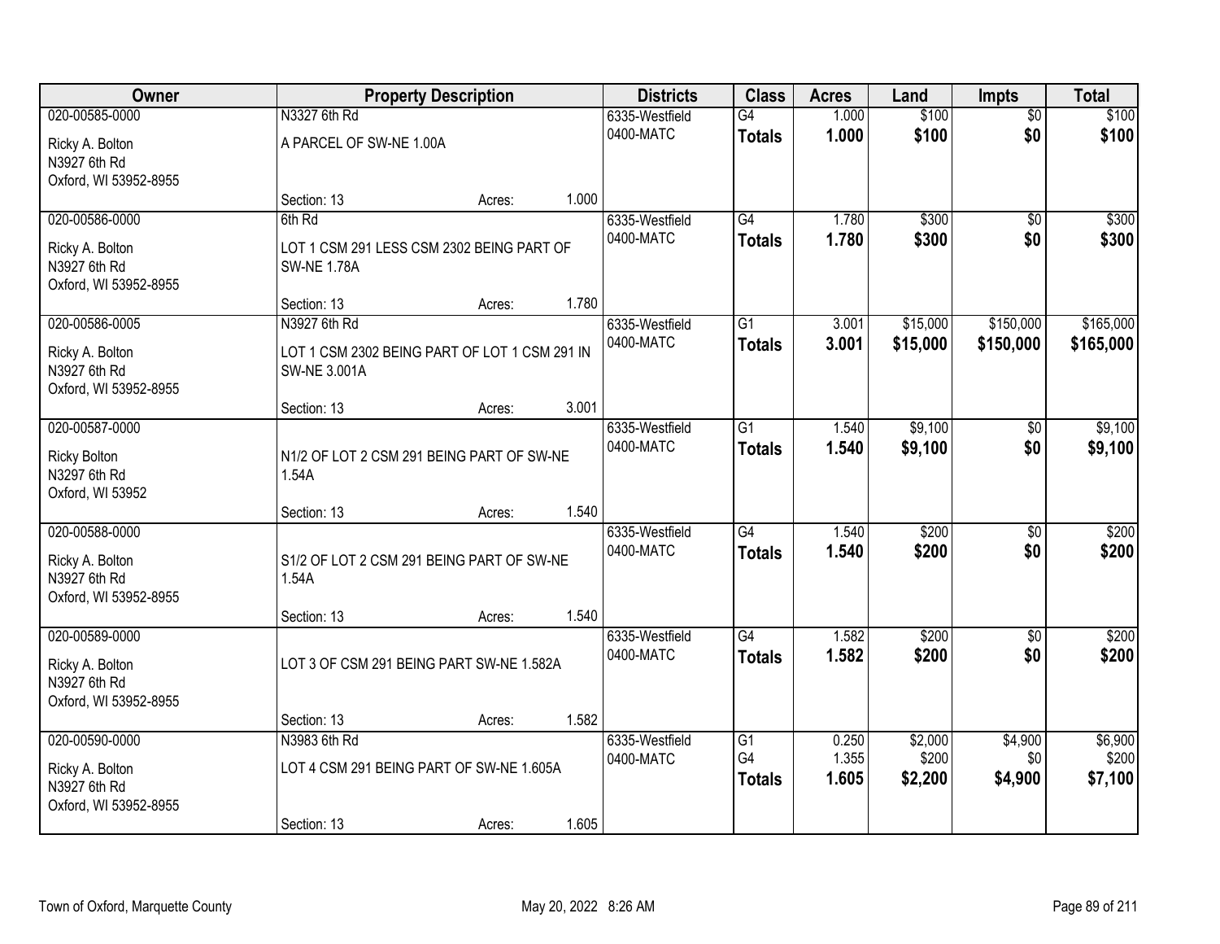| Owner | Property Description | | | Districts | Class | Acres | Land | Impts | Total |
|---|---|---|---|---|---|---|---|---|---|
| 020-00585-0000<br>Ricky A. Bolton<br>N3927 6th Rd<br>Oxford, WI 53952-8955 | N3327 6th Rd<br>A PARCEL OF SW-NE 1.00A<br>Section: 13 | Acres: | 1.000 | 6335-Westfield<br>0400-MATC | G4<br>**Totals** | 1.000<br>**1.000** | $100<br>**$100** | $0<br>**$0** | $100<br>**$100** |
| 020-00586-0000<br>Ricky A. Bolton<br>N3927 6th Rd<br>Oxford, WI 53952-8955 | 6th Rd<br>LOT 1 CSM 291 LESS CSM 2302 BEING PART OF SW-NE 1.78A<br>Section: 13 | Acres: | 1.780 | 6335-Westfield<br>0400-MATC | G4<br>**Totals** | 1.780<br>**1.780** | $300<br>**$300** | $0<br>**$0** | $300<br>**$300** |
| 020-00586-0005<br>Ricky A. Bolton<br>N3927 6th Rd<br>Oxford, WI 53952-8955 | N3927 6th Rd<br>LOT 1 CSM 2302 BEING PART OF LOT 1 CSM 291 IN SW-NE 3.001A<br>Section: 13 | Acres: | 3.001 | 6335-Westfield<br>0400-MATC | G1<br>**Totals** | 3.001<br>**3.001** | $15,000<br>**$15,000** | $150,000<br>**$150,000** | $165,000<br>**$165,000** |
| 020-00587-0000<br>Ricky Bolton<br>N3297 6th Rd<br>Oxford, WI 53952 | N1/2 OF LOT 2 CSM 291 BEING PART OF SW-NE 1.54A<br>Section: 13 | Acres: | 1.540 | 6335-Westfield<br>0400-MATC | G1<br>**Totals** | 1.540<br>**1.540** | $9,100<br>**$9,100** | $0<br>**$0** | $9,100<br>**$9,100** |
| 020-00588-0000<br>Ricky A. Bolton<br>N3927 6th Rd<br>Oxford, WI 53952-8955 | S1/2 OF LOT 2 CSM 291 BEING PART OF SW-NE 1.54A<br>Section: 13 | Acres: | 1.540 | 6335-Westfield<br>0400-MATC | G4<br>**Totals** | 1.540<br>**1.540** | $200<br>**$200** | $0<br>**$0** | $200<br>**$200** |
| 020-00589-0000<br>Ricky A. Bolton<br>N3927 6th Rd<br>Oxford, WI 53952-8955 | LOT 3 OF CSM 291 BEING PART SW-NE 1.582A<br>Section: 13 | Acres: | 1.582 | 6335-Westfield<br>0400-MATC | G4<br>**Totals** | 1.582<br>**1.582** | $200<br>**$200** | $0<br>**$0** | $200<br>**$200** |
| 020-00590-0000<br>Ricky A. Bolton<br>N3927 6th Rd<br>Oxford, WI 53952-8955 | N3983 6th Rd<br>LOT 4 CSM 291 BEING PART OF SW-NE 1.605A<br>Section: 13 | Acres: | 1.605 | 6335-Westfield<br>0400-MATC | G1<br>G4<br>**Totals** | 0.250<br>1.355<br>**1.605** | $2,000<br>$200<br>**$2,200** | $4,900<br>$0<br>**$4,900** | $6,900<br>$200<br>**$7,100** |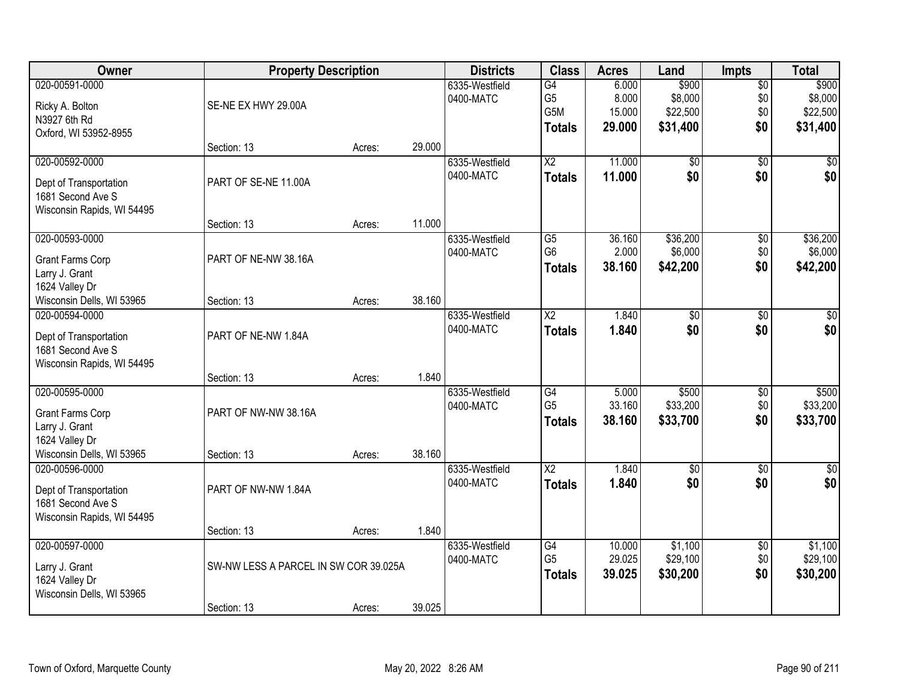| Owner | Property Description | | | Districts | Class | Acres | Land | Impts | Total |
|---|---|---|---|---|---|---|---|---|---|
| 020-00591-0000<br>Ricky A. Bolton<br>N3927 6th Rd<br>Oxford, WI 53952-8955 | SE-NE EX HWY 29.00A<br>Section: 13 | Acres: | 29.000 | 6335-Westfield<br>0400-MATC | G4<br>G5<br>G5M<br>**Totals** | 6.000<br>8.000<br>15.000<br>**29.000** | $900<br>$8,000<br>$22,500<br>**$31,400** | $0<br>$0<br>$0<br>**$0** | $900<br>$8,000<br>$22,500<br>**$31,400** |
| 020-00592-0000<br>Dept of Transportation<br>1681 Second Ave S<br>Wisconsin Rapids, WI 54495 | PART OF SE-NE 11.00A<br>Section: 13 | Acres: | 11.000 | 6335-Westfield<br>0400-MATC | X2<br>**Totals** | 11.000<br>**11.000** | $0<br>**$0** | $0<br>**$0** | $0<br>**$0** |
| 020-00593-0000<br>Grant Farms Corp<br>Larry J. Grant<br>1624 Valley Dr<br>Wisconsin Dells, WI 53965 | PART OF NE-NW 38.16A<br>Section: 13 | Acres: | 38.160 | 6335-Westfield<br>0400-MATC | G5<br>G6<br>**Totals** | 36.160<br>2.000<br>**38.160** | $36,200<br>$6,000<br>**$42,200** | $0<br>$0<br>**$0** | $36,200<br>$6,000<br>**$42,200** |
| 020-00594-0000<br>Dept of Transportation<br>1681 Second Ave S<br>Wisconsin Rapids, WI 54495 | PART OF NE-NW 1.84A<br>Section: 13 | Acres: | 1.840 | 6335-Westfield<br>0400-MATC | X2<br>**Totals** | 1.840<br>**1.840** | $0<br>**$0** | $0<br>**$0** | $0<br>**$0** |
| 020-00595-0000<br>Grant Farms Corp<br>Larry J. Grant<br>1624 Valley Dr<br>Wisconsin Dells, WI 53965 | PART OF NW-NW 38.16A<br>Section: 13 | Acres: | 38.160 | 6335-Westfield<br>0400-MATC | G4<br>G5<br>**Totals** | 5.000<br>33.160<br>**38.160** | $500<br>$33,200<br>**$33,700** | $0<br>$0<br>**$0** | $500<br>$33,200<br>**$33,700** |
| 020-00596-0000<br>Dept of Transportation<br>1681 Second Ave S<br>Wisconsin Rapids, WI 54495 | PART OF NW-NW 1.84A<br>Section: 13 | Acres: | 1.840 | 6335-Westfield<br>0400-MATC | X2<br>**Totals** | 1.840<br>**1.840** | $0<br>**$0** | $0<br>**$0** | $0<br>**$0** |
| 020-00597-0000<br>Larry J. Grant<br>1624 Valley Dr<br>Wisconsin Dells, WI 53965 | SW-NW LESS A PARCEL IN SW COR 39.025A<br>Section: 13 | Acres: | 39.025 | 6335-Westfield<br>0400-MATC | G4<br>G5<br>**Totals** | 10.000<br>29.025<br>**39.025** | $1,100<br>$29,100<br>**$30,200** | $0<br>$0<br>**$0** | $1,100<br>$29,100<br>**$30,200** |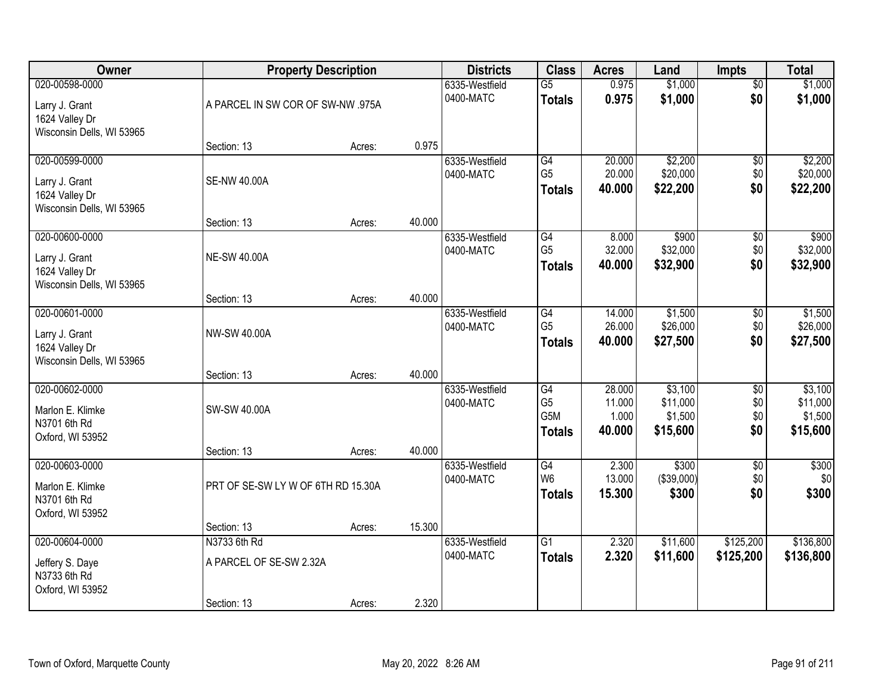| Owner | Property Description | | | Districts | Class | Acres | Land | Impts | Total |
|---|---|---|---|---|---|---|---|---|---|
| 020-00598-0000<br>Larry J. Grant<br>1624 Valley Dr<br>Wisconsin Dells, WI 53965 | A PARCEL IN SW COR OF SW-NW .975A<br>Section: 13 | Acres: | 0.975 | 6335-Westfield<br>0400-MATC | G5<br>**Totals** | 0.975<br>**0.975** | $1,000<br>**$1,000** | $0<br>**$0** | $1,000<br>**$1,000** |
| 020-00599-0000<br>Larry J. Grant<br>1624 Valley Dr<br>Wisconsin Dells, WI 53965 | SE-NW 40.00A<br>Section: 13 | Acres: | 40.000 | 6335-Westfield<br>0400-MATC | G4<br>G5<br>**Totals** | 20.000<br>20.000<br>**40.000** | $2,200<br>$20,000<br>**$22,200** | $0<br>$0<br>**$0** | $2,200<br>$20,000<br>**$22,200** |
| 020-00600-0000<br>Larry J. Grant<br>1624 Valley Dr<br>Wisconsin Dells, WI 53965 | NE-SW 40.00A<br>Section: 13 | Acres: | 40.000 | 6335-Westfield<br>0400-MATC | G4<br>G5<br>**Totals** | 8.000<br>32.000<br>**40.000** | $900<br>$32,000<br>**$32,900** | $0<br>$0<br>**$0** | $900<br>$32,000<br>**$32,900** |
| 020-00601-0000<br>Larry J. Grant<br>1624 Valley Dr<br>Wisconsin Dells, WI 53965 | NW-SW 40.00A<br>Section: 13 | Acres: | 40.000 | 6335-Westfield<br>0400-MATC | G4<br>G5<br>**Totals** | 14.000<br>26.000<br>**40.000** | $1,500<br>$26,000<br>**$27,500** | $0<br>$0<br>**$0** | $1,500<br>$26,000<br>**$27,500** |
| 020-00602-0000<br>Marlon E. Klimke<br>N3701 6th Rd<br>Oxford, WI 53952 | SW-SW 40.00A<br>Section: 13 | Acres: | 40.000 | 6335-Westfield<br>0400-MATC | G4<br>G5<br>G5M<br>**Totals** | 28.000<br>11.000<br>1.000<br>**40.000** | $3,100<br>$11,000<br>$1,500<br>**$15,600** | $0<br>$0<br>$0<br>**$0** | $3,100<br>$11,000<br>$1,500<br>**$15,600** |
| 020-00603-0000<br>Marlon E. Klimke<br>N3701 6th Rd<br>Oxford, WI 53952 | PRT OF SE-SW LY W OF 6TH RD 15.30A<br>Section: 13 | Acres: | 15.300 | 6335-Westfield<br>0400-MATC | G4<br>W6<br>**Totals** | 2.300<br>13.000<br>**15.300** | $300<br>($39,000)<br>**$300** | $0<br>$0<br>**$0** | $300<br>$0<br>**$300** |
| 020-00604-0000<br>Jeffery S. Daye<br>N3733 6th Rd<br>Oxford, WI 53952 | N3733 6th Rd<br>A PARCEL OF SE-SW 2.32A<br>Section: 13 | Acres: | 2.320 | 6335-Westfield<br>0400-MATC | G1<br>**Totals** | 2.320<br>**2.320** | $11,600<br>**$11,600** | $125,200<br>**$125,200** | $136,800<br>**$136,800** |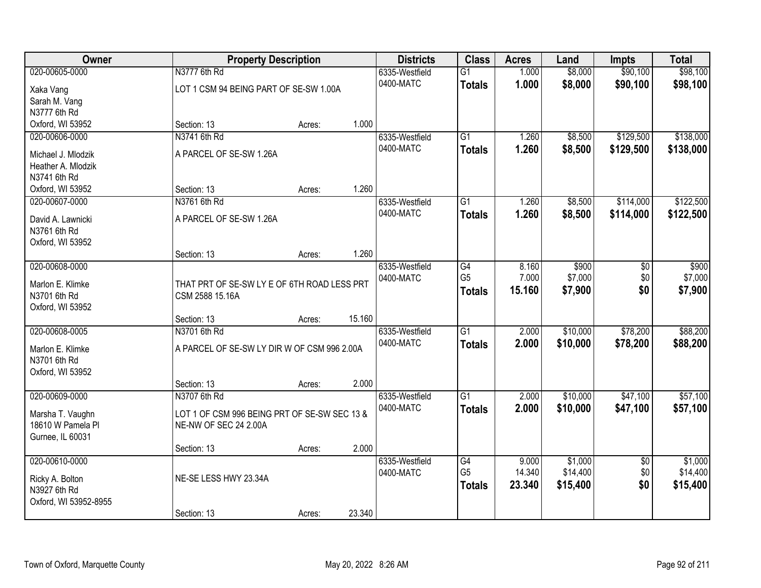| Owner | Property Description | | | Districts | Class | Acres | Land | Impts | Total |
|---|---|---|---|---|---|---|---|---|---|
| 020-00605-0000 | N3777 6th Rd | | | 6335-Westfield | G1 | 1.000 | $8,000 | $90,100 | $98,100 |
| Xaka Vang<br>Sarah M. Vang<br>N3777 6th Rd<br>Oxford, WI 53952 | LOT 1 CSM 94 BEING PART OF SE-SW 1.00A | | | 0400-MATC | **Totals** | **1.000** | **$8,000** | **$90,100** | **$98,100** |
| | Section: 13 | Acres: | 1.000 | | | | | | |
| 020-00606-0000 | N3741 6th Rd | | | 6335-Westfield | G1 | 1.260 | $8,500 | $129,500 | $138,000 |
| Michael J. Mlodzik<br>Heather A. Mlodzik<br>N3741 6th Rd<br>Oxford, WI 53952 | A PARCEL OF SE-SW 1.26A | | | 0400-MATC | **Totals** | **1.260** | **$8,500** | **$129,500** | **$138,000** |
| | Section: 13 | Acres: | 1.260 | | | | | | |
| 020-00607-0000 | N3761 6th Rd | | | 6335-Westfield | G1 | 1.260 | $8,500 | $114,000 | $122,500 |
| David A. Lawnicki<br>N3761 6th Rd<br>Oxford, WI 53952 | A PARCEL OF SE-SW 1.26A | | | 0400-MATC | **Totals** | **1.260** | **$8,500** | **$114,000** | **$122,500** |
| | Section: 13 | Acres: | 1.260 | | | | | | |
| 020-00608-0000 | | | | 6335-Westfield | G4 | 8.160 | $900 | $0 | $900 |
| Marlon E. Klimke<br>N3701 6th Rd<br>Oxford, WI 53952 | THAT PRT OF SE-SW LY E OF 6TH ROAD LESS PRT CSM 2588 15.16A | | | 0400-MATC | G5 | 7.000 | $7,000 | $0 | $7,000 |
| | | | | | **Totals** | **15.160** | **$7,900** | **$0** | **$7,900** |
| | Section: 13 | Acres: | 15.160 | | | | | | |
| 020-00608-0005 | N3701 6th Rd | | | 6335-Westfield | G1 | 2.000 | $10,000 | $78,200 | $88,200 |
| Marlon E. Klimke<br>N3701 6th Rd<br>Oxford, WI 53952 | A PARCEL OF SE-SW LY DIR W OF CSM 996 2.00A | | | 0400-MATC | **Totals** | **2.000** | **$10,000** | **$78,200** | **$88,200** |
| | Section: 13 | Acres: | 2.000 | | | | | | |
| 020-00609-0000 | N3707 6th Rd | | | 6335-Westfield | G1 | 2.000 | $10,000 | $47,100 | $57,100 |
| Marsha T. Vaughn<br>18610 W Pamela Pl<br>Gurnee, IL 60031 | LOT 1 OF CSM 996 BEING PRT OF SE-SW SEC 13 & NE-NW OF SEC 24 2.00A | | | 0400-MATC | **Totals** | **2.000** | **$10,000** | **$47,100** | **$57,100** |
| | Section: 13 | Acres: | 2.000 | | | | | | |
| 020-00610-0000 | | | | 6335-Westfield | G4 | 9.000 | $1,000 | $0 | $1,000 |
| Ricky A. Bolton<br>N3927 6th Rd<br>Oxford, WI 53952-8955 | NE-SE LESS HWY 23.34A | | | 0400-MATC | G5 | 14.340 | $14,400 | $0 | $14,400 |
| | | | | | **Totals** | **23.340** | **$15,400** | **$0** | **$15,400** |
| | Section: 13 | Acres: | 23.340 | | | | | | |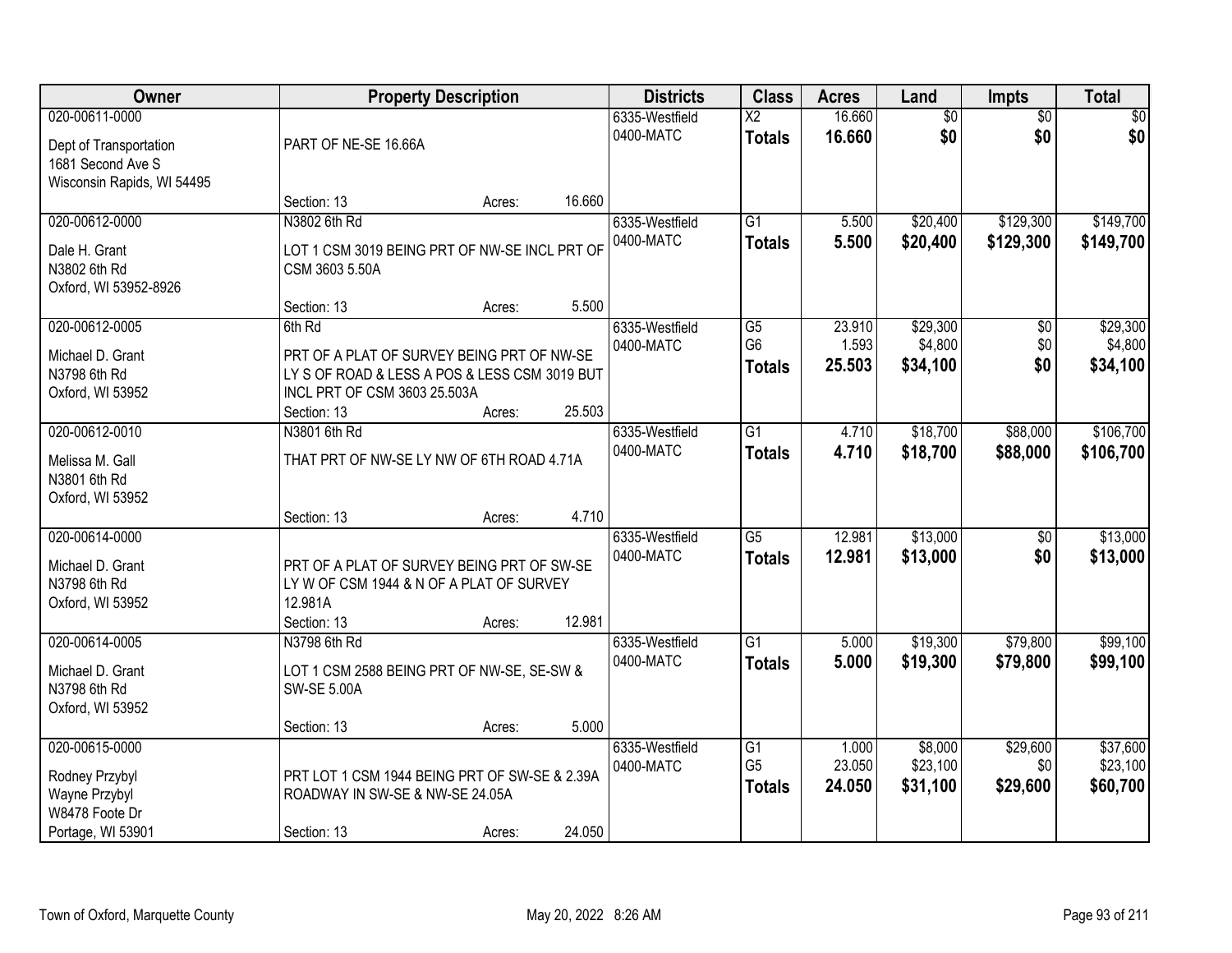| Owner | Property Description | Districts | Class | Acres | Land | Impts | Total |
|---|---|---|---|---|---|---|---|
| 020-00611-0000<br>Dept of Transportation<br>1681 Second Ave S<br>Wisconsin Rapids, WI 54495 | PART OF NE-SE 16.66A<br>Section: 13 Acres: 16.660 | 6335-Westfield<br>0400-MATC | X2<br>**Totals** | 16.660<br>**16.660** | $0<br>**$0** | $0<br>**$0** | $0<br>**$0** |
| 020-00612-0000<br>Dale H. Grant<br>N3802 6th Rd<br>Oxford, WI 53952-8926 | N3802 6th Rd<br>LOT 1 CSM 3019 BEING PRT OF NW-SE INCL PRT OF CSM 3603 5.50A<br>Section: 13 Acres: 5.500 | 6335-Westfield<br>0400-MATC | G1<br>**Totals** | 5.500<br>**5.500** | $20,400<br>**$20,400** | $129,300<br>**$129,300** | $149,700<br>**$149,700** |
| 020-00612-0005<br>Michael D. Grant<br>N3798 6th Rd<br>Oxford, WI 53952 | 6th Rd<br>PRT OF A PLAT OF SURVEY BEING PRT OF NW-SE LY S OF ROAD & LESS A POS & LESS CSM 3019 BUT INCL PRT OF CSM 3603 25.503A<br>Section: 13 Acres: 25.503 | 6335-Westfield<br>0400-MATC | G5<br>G6<br>**Totals** | 23.910<br>1.593<br>**25.503** | $29,300<br>$4,800<br>**$34,100** | $0<br>$0<br>**$0** | $29,300<br>$4,800<br>**$34,100** |
| 020-00612-0010<br>Melissa M. Gall<br>N3801 6th Rd<br>Oxford, WI 53952 | N3801 6th Rd<br>THAT PRT OF NW-SE LY NW OF 6TH ROAD 4.71A<br>Section: 13 Acres: 4.710 | 6335-Westfield<br>0400-MATC | G1<br>**Totals** | 4.710<br>**4.710** | $18,700<br>**$18,700** | $88,000<br>**$88,000** | $106,700<br>**$106,700** |
| 020-00614-0000<br>Michael D. Grant<br>N3798 6th Rd<br>Oxford, WI 53952 | PRT OF A PLAT OF SURVEY BEING PRT OF SW-SE LY W OF CSM 1944 & N OF A PLAT OF SURVEY 12.981A<br>Section: 13 Acres: 12.981 | 6335-Westfield<br>0400-MATC | G5<br>**Totals** | 12.981<br>**12.981** | $13,000<br>**$13,000** | $0<br>**$0** | $13,000<br>**$13,000** |
| 020-00614-0005<br>Michael D. Grant<br>N3798 6th Rd<br>Oxford, WI 53952 | N3798 6th Rd<br>LOT 1 CSM 2588 BEING PRT OF NW-SE, SE-SW & SW-SE 5.00A<br>Section: 13 Acres: 5.000 | 6335-Westfield<br>0400-MATC | G1<br>**Totals** | 5.000<br>**5.000** | $19,300<br>**$19,300** | $79,800<br>**$79,800** | $99,100<br>**$99,100** |
| 020-00615-0000<br>Rodney Przybyl<br>Wayne Przybyl<br>W8478 Foote Dr<br>Portage, WI 53901 | PRT LOT 1 CSM 1944 BEING PRT OF SW-SE & 2.39A ROADWAY IN SW-SE & NW-SE 24.05A<br>Section: 13 Acres: 24.050 | 6335-Westfield<br>0400-MATC | G1<br>G5<br>**Totals** | 1.000<br>23.050<br>**24.050** | $8,000<br>$23,100<br>**$31,100** | $29,600<br>$0<br>**$29,600** | $37,600<br>$23,100<br>**$60,700** |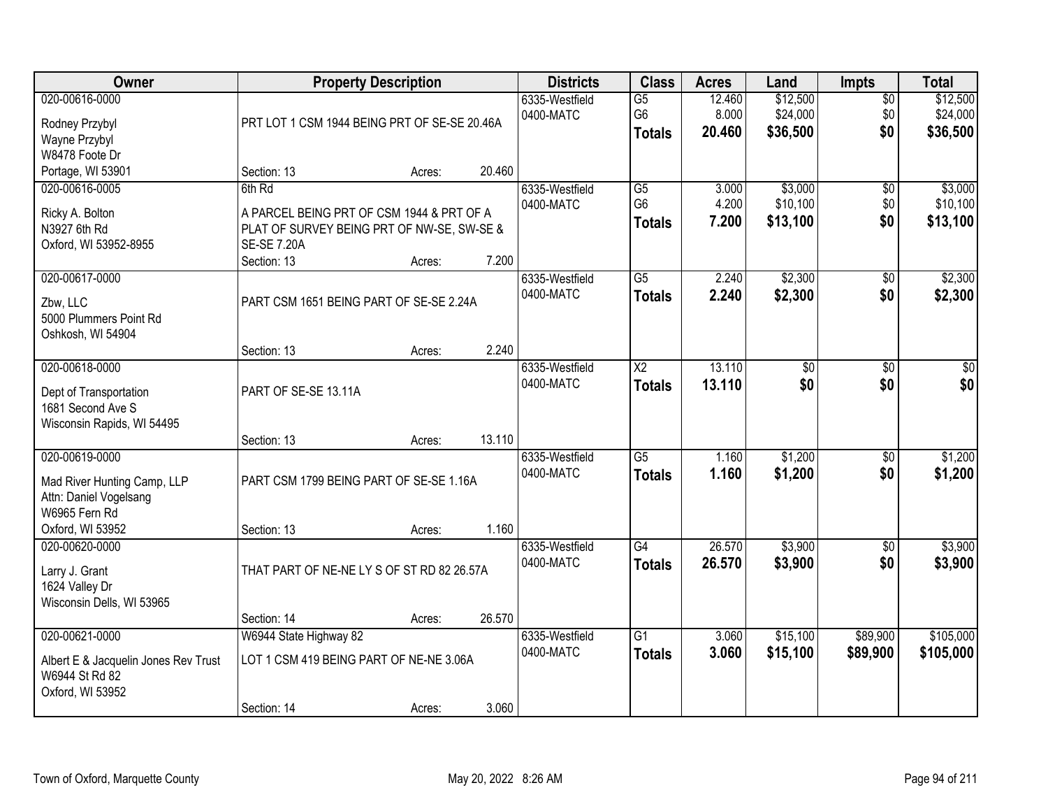| Owner | Property Description | Districts | Class | Acres | Land | Impts | Total |
|---|---|---|---|---|---|---|---|
| 020-00616-0000<br>Rodney Przybyl<br>Wayne Przybyl<br>W8478 Foote Dr<br>Portage, WI 53901 | PRT LOT 1 CSM 1944 BEING PRT OF SE-SE 20.46A<br>Section: 13 Acres: 20.460 | 6335-Westfield<br>0400-MATC | G5<br>G6<br>**Totals** | 12.460<br>8.000<br>**20.460** | $12,500<br>$24,000<br>**$36,500** | $0<br>$0<br>**$0** | $12,500<br>$24,000<br>**$36,500** |
| 020-00616-0005<br>Ricky A. Bolton<br>N3927 6th Rd<br>Oxford, WI 53952-8955 | 6th Rd<br>A PARCEL BEING PRT OF CSM 1944 & PRT OF A PLAT OF SURVEY BEING PRT OF NW-SE, SW-SE & SE-SE 7.20A<br>Section: 13 Acres: 7.200 | 6335-Westfield<br>0400-MATC | G5<br>G6<br>**Totals** | 3.000<br>4.200<br>**7.200** | $3,000<br>$10,100<br>**$13,100** | $0<br>$0<br>**$0** | $3,000<br>$10,100<br>**$13,100** |
| 020-00617-0000<br>Zbw, LLC<br>5000 Plummers Point Rd<br>Oshkosh, WI 54904 | PART CSM 1651 BEING PART OF SE-SE 2.24A<br>Section: 13 Acres: 2.240 | 6335-Westfield<br>0400-MATC | G5<br>**Totals** | 2.240<br>**2.240** | $2,300<br>**$2,300** | $0<br>**$0** | $2,300<br>**$2,300** |
| 020-00618-0000<br>Dept of Transportation<br>1681 Second Ave S<br>Wisconsin Rapids, WI 54495 | PART OF SE-SE 13.11A<br>Section: 13 Acres: 13.110 | 6335-Westfield<br>0400-MATC | X2<br>**Totals** | 13.110<br>**13.110** | $0<br>**$0** | $0<br>**$0** | $0<br>**$0** |
| 020-00619-0000<br>Mad River Hunting Camp, LLP<br>Attn: Daniel Vogelsang<br>W6965 Fern Rd<br>Oxford, WI 53952 | PART CSM 1799 BEING PART OF SE-SE 1.16A<br>Section: 13 Acres: 1.160 | 6335-Westfield<br>0400-MATC | G5<br>**Totals** | 1.160<br>**1.160** | $1,200<br>**$1,200** | $0<br>**$0** | $1,200<br>**$1,200** |
| 020-00620-0000<br>Larry J. Grant<br>1624 Valley Dr<br>Wisconsin Dells, WI 53965 | THAT PART OF NE-NE LY S OF ST RD 82 26.57A<br>Section: 14 Acres: 26.570 | 6335-Westfield<br>0400-MATC | G4<br>**Totals** | 26.570<br>**26.570** | $3,900<br>**$3,900** | $0<br>**$0** | $3,900<br>**$3,900** |
| 020-00621-0000<br>Albert E & Jacquelin Jones Rev Trust<br>W6944 St Rd 82<br>Oxford, WI 53952 | W6944 State Highway 82<br>LOT 1 CSM 419 BEING PART OF NE-NE 3.06A<br>Section: 14 Acres: 3.060 | 6335-Westfield<br>0400-MATC | G1<br>**Totals** | 3.060<br>**3.060** | $15,100<br>**$15,100** | $89,900<br>**$89,900** | $105,000<br>**$105,000** |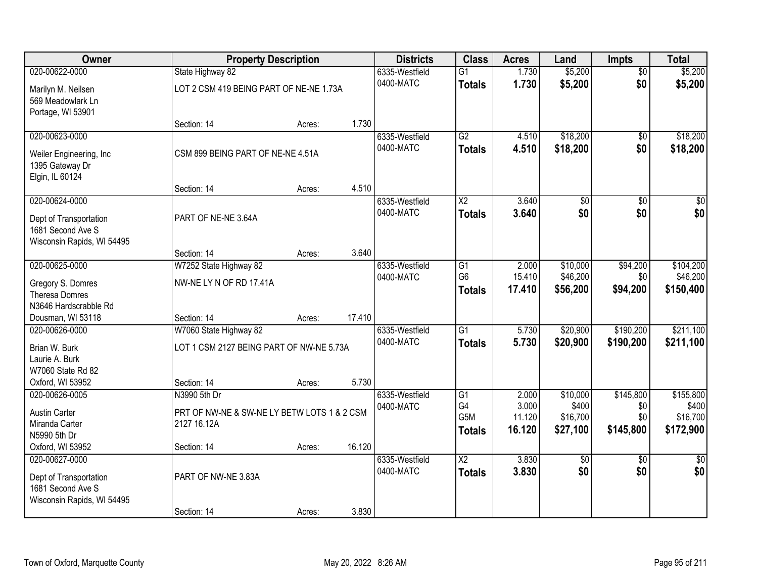| Owner | Property Description | | | Districts | Class | Acres | Land | Impts | Total |
|---|---|---|---|---|---|---|---|---|---|
| 020-00622-0000<br>Marilyn M. Neilsen<br>569 Meadowlark Ln<br>Portage, WI 53901 | State Highway 82<br>LOT 2 CSM 419 BEING PART OF NE-NE 1.73A<br>Section: 14 | Acres: | 1.730 | 6335-Westfield<br>0400-MATC | G1<br>**Totals** | 1.730<br>**1.730** | \$5,200<br>**\$5,200** | \$0<br>**\$0** | \$5,200<br>**\$5,200** |
| 020-00623-0000<br>Weiler Engineering, Inc<br>1395 Gateway Dr<br>Elgin, IL 60124 | CSM 899 BEING PART OF NE-NE 4.51A<br>Section: 14 | Acres: | 4.510 | 6335-Westfield<br>0400-MATC | G2<br>**Totals** | 4.510<br>**4.510** | \$18,200<br>**\$18,200** | \$0<br>**\$0** | \$18,200<br>**\$18,200** |
| 020-00624-0000<br>Dept of Transportation<br>1681 Second Ave S<br>Wisconsin Rapids, WI 54495 | PART OF NE-NE 3.64A<br>Section: 14 | Acres: | 3.640 | 6335-Westfield<br>0400-MATC | X2<br>**Totals** | 3.640<br>**3.640** | \$0<br>**\$0** | \$0<br>**\$0** | \$0<br>**\$0** |
| 020-00625-0000<br>Gregory S. Domres<br>Theresa Domres<br>N3646 Hardscrabble Rd<br>Dousman, WI 53118 | W7252 State Highway 82<br>NW-NE LY N OF RD 17.41A<br>Section: 14 | Acres: | 17.410 | 6335-Westfield<br>0400-MATC | G1<br>G6<br>**Totals** | 2.000<br>15.410<br>**17.410** | \$10,000<br>\$46,200<br>**\$56,200** | \$94,200<br>\$0<br>**\$94,200** | \$104,200<br>\$46,200<br>**\$150,400** |
| 020-00626-0000<br>Brian W. Burk<br>Laurie A. Burk<br>W7060 State Rd 82<br>Oxford, WI 53952 | W7060 State Highway 82<br>LOT 1 CSM 2127 BEING PART OF NW-NE 5.73A<br>Section: 14 | Acres: | 5.730 | 6335-Westfield<br>0400-MATC | G1<br>**Totals** | 5.730<br>**5.730** | \$20,900<br>**\$20,900** | \$190,200<br>**\$190,200** | \$211,100<br>**\$211,100** |
| 020-00626-0005<br>Austin Carter<br>Miranda Carter<br>N5990 5th Dr<br>Oxford, WI 53952 | N3990 5th Dr<br>PRT OF NW-NE & SW-NE LY BETW LOTS 1 & 2 CSM 2127 16.12A<br>Section: 14 | Acres: | 16.120 | 6335-Westfield<br>0400-MATC | G1<br>G4<br>G5M<br>**Totals** | 2.000<br>3.000<br>11.120<br>**16.120** | \$10,000<br>\$400<br>\$16,700<br>**\$27,100** | \$145,800<br>\$0<br>\$0<br>**\$145,800** | \$155,800<br>\$400<br>\$16,700<br>**\$172,900** |
| 020-00627-0000<br>Dept of Transportation<br>1681 Second Ave S<br>Wisconsin Rapids, WI 54495 | PART OF NW-NE 3.83A<br>Section: 14 | Acres: | 3.830 | 6335-Westfield<br>0400-MATC | X2<br>**Totals** | 3.830<br>**3.830** | \$0<br>**\$0** | \$0<br>**\$0** | \$0<br>**\$0** |

Town of Oxford, Marquette County — May 20, 2022 8:26 AM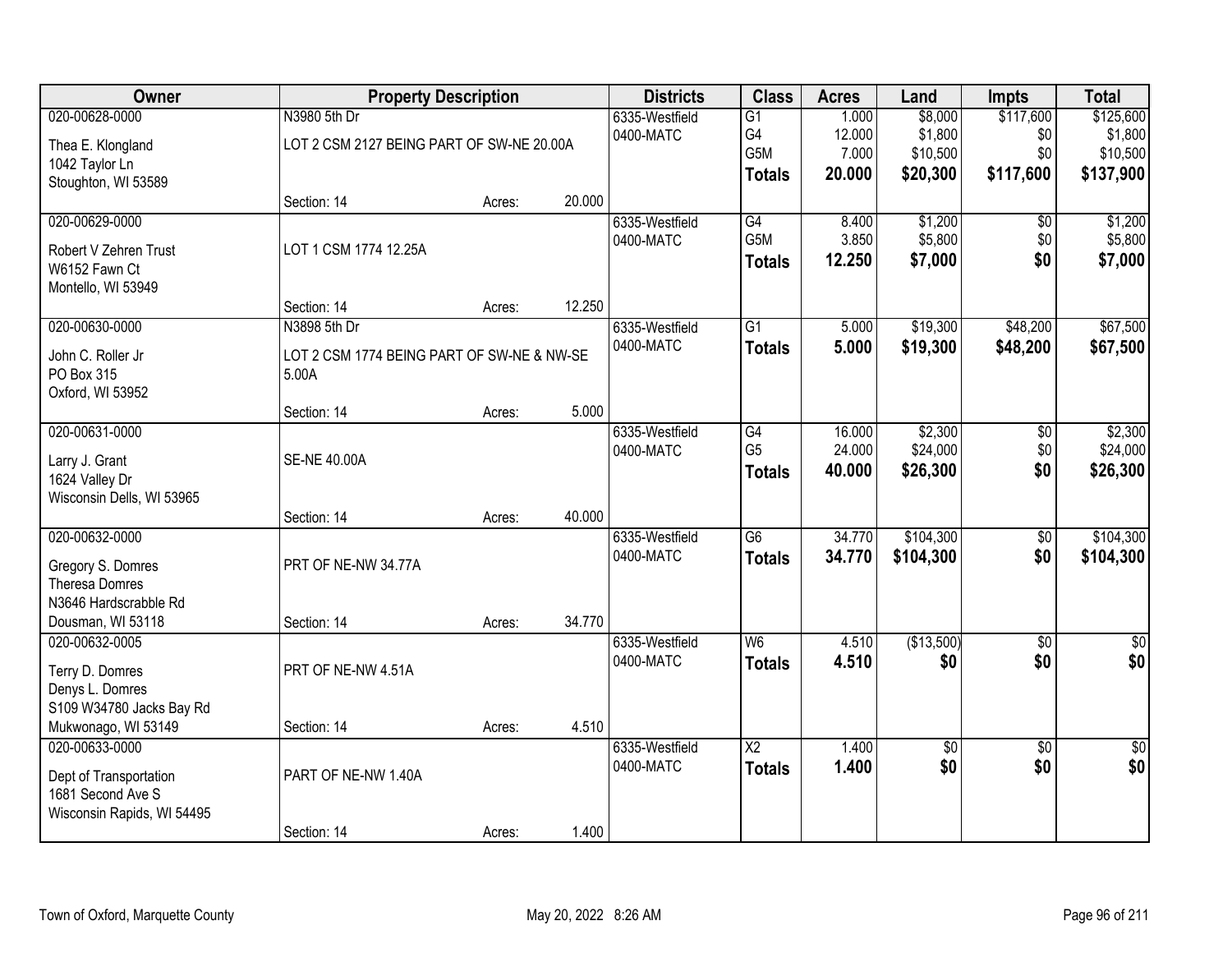| Owner | Property Description | | | Districts | Class | Acres | Land | Impts | Total |
|---|---|---|---|---|---|---|---|---|---|
| 020-00628-0000<br>Thea E. Klongland<br>1042 Taylor Ln<br>Stoughton, WI 53589 | N3980 5th Dr<br>LOT 2 CSM 2127 BEING PART OF SW-NE 20.00A<br>Section: 14 | Acres: | 20.000 | 6335-Westfield<br>0400-MATC | G1<br>G4<br>G5M<br>**Totals** | 1.000<br>12.000<br>7.000<br>**20.000** | $8,000<br>$1,800<br>$10,500<br>**$20,300** | $117,600<br>$0<br>$0<br>**$117,600** | $125,600<br>$1,800<br>$10,500<br>**$137,900** |
| 020-00629-0000<br>Robert V Zehren Trust<br>W6152 Fawn Ct<br>Montello, WI 53949 | LOT 1 CSM 1774 12.25A<br>Section: 14 | Acres: | 12.250 | 6335-Westfield<br>0400-MATC | G4<br>G5M<br>**Totals** | 8.400<br>3.850<br>**12.250** | $1,200<br>$5,800<br>**$7,000** | $0<br>$0<br>**$0** | $1,200<br>$5,800<br>**$7,000** |
| 020-00630-0000<br>John C. Roller Jr<br>PO Box 315<br>Oxford, WI 53952 | N3898 5th Dr<br>LOT 2 CSM 1774 BEING PART OF SW-NE & NW-SE 5.00A<br>Section: 14 | Acres: | 5.000 | 6335-Westfield<br>0400-MATC | G1<br>**Totals** | 5.000<br>**5.000** | $19,300<br>**$19,300** | $48,200<br>**$48,200** | $67,500<br>**$67,500** |
| 020-00631-0000<br>Larry J. Grant<br>1624 Valley Dr<br>Wisconsin Dells, WI 53965 | SE-NE 40.00A<br>Section: 14 | Acres: | 40.000 | 6335-Westfield<br>0400-MATC | G4<br>G5<br>**Totals** | 16.000<br>24.000<br>**40.000** | $2,300<br>$24,000<br>**$26,300** | $0<br>$0<br>**$0** | $2,300<br>$24,000<br>**$26,300** |
| 020-00632-0000<br>Gregory S. Domres<br>Theresa Domres<br>N3646 Hardscrabble Rd<br>Dousman, WI 53118 | PRT OF NE-NW 34.77A<br>Section: 14 | Acres: | 34.770 | 6335-Westfield<br>0400-MATC | G6<br>**Totals** | 34.770<br>**34.770** | $104,300<br>**$104,300** | $0<br>**$0** | $104,300<br>**$104,300** |
| 020-00632-0005<br>Terry D. Domres<br>Denys L. Domres<br>S109 W34780 Jacks Bay Rd<br>Mukwonago, WI 53149 | PRT OF NE-NW 4.51A<br>Section: 14 | Acres: | 4.510 | 6335-Westfield<br>0400-MATC | W6<br>**Totals** | 4.510<br>**4.510** | ($13,500)<br>**$0** | $0<br>**$0** | $0<br>**$0** |
| 020-00633-0000<br>Dept of Transportation<br>1681 Second Ave S<br>Wisconsin Rapids, WI 54495 | PART OF NE-NW 1.40A<br>Section: 14 | Acres: | 1.400 | 6335-Westfield<br>0400-MATC | X2<br>**Totals** | 1.400<br>**1.400** | $0<br>**$0** | $0<br>**$0** | $0<br>**$0** |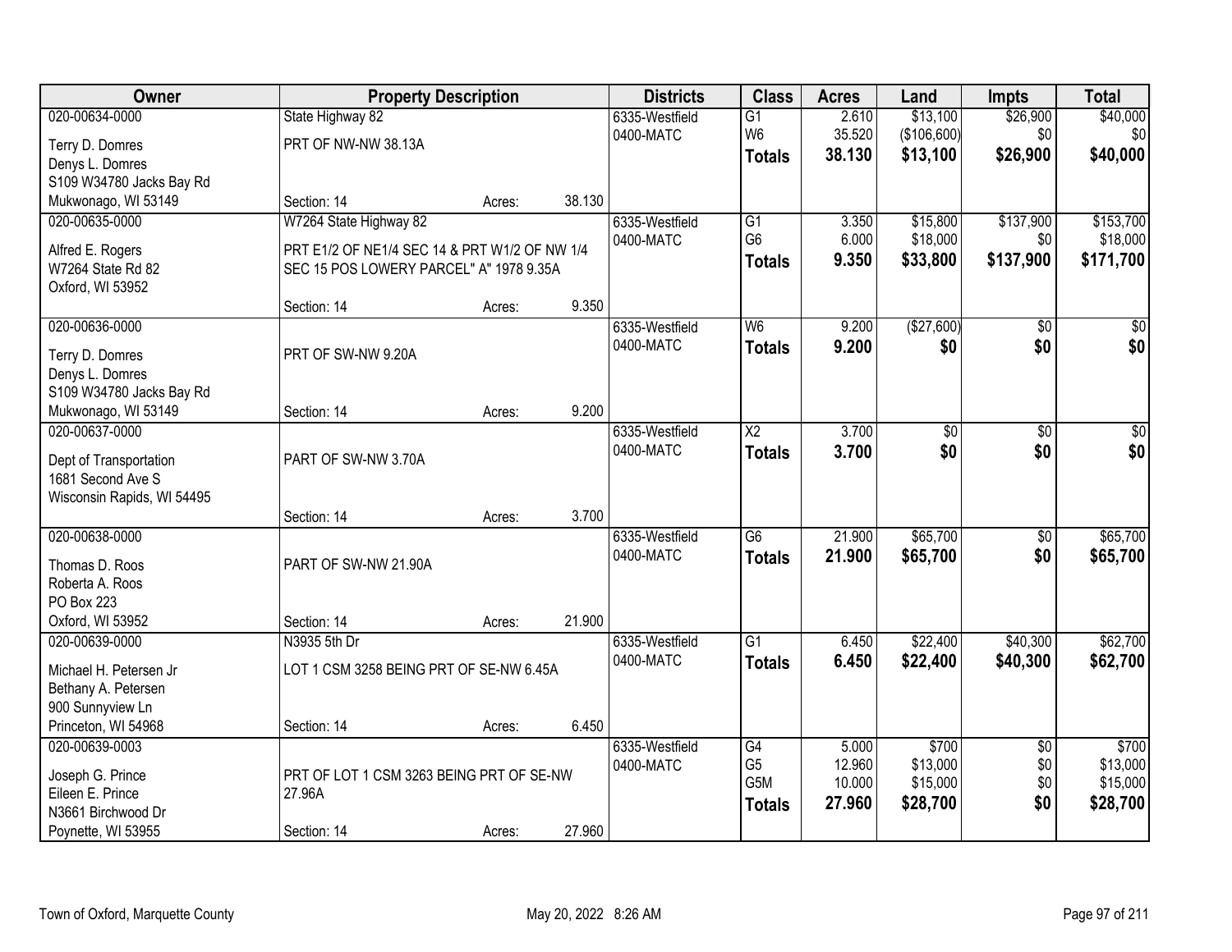| Owner | Property Description | Districts | Class | Acres | Land | Impts | Total |
|---|---|---|---|---|---|---|---|
| 020-00634-0000<br>Terry D. Domres<br>Denys L. Domres<br>S109 W34780 Jacks Bay Rd<br>Mukwonago, WI 53149 | State Highway 82<br>PRT OF NW-NW 38.13A<br>Section: 14 Acres: 38.130 | 6335-Westfield<br>0400-MATC | G1<br>W6<br>**Totals** | 2.610<br>35.520<br>**38.130** | $13,100<br>($106,600)<br>**$13,100** | $26,900<br>$0<br>**$26,900** | $40,000<br>$0<br>**$40,000** |
| 020-00635-0000<br>Alfred E. Rogers<br>W7264 State Rd 82<br>Oxford, WI 53952 | W7264 State Highway 82<br>PRT E1/2 OF NE1/4 SEC 14 & PRT W1/2 OF NW 1/4 SEC 15 POS LOWERY PARCEL" A" 1978 9.35A<br>Section: 14 Acres: 9.350 | 6335-Westfield<br>0400-MATC | G1<br>G6<br>**Totals** | 3.350<br>6.000<br>**9.350** | $15,800<br>$18,000<br>**$33,800** | $137,900<br>$0<br>**$137,900** | $153,700<br>$18,000<br>**$171,700** |
| 020-00636-0000<br>Terry D. Domres<br>Denys L. Domres<br>S109 W34780 Jacks Bay Rd<br>Mukwonago, WI 53149 | PRT OF SW-NW 9.20A<br>Section: 14 Acres: 9.200 | 6335-Westfield<br>0400-MATC | W6<br>**Totals** | 9.200<br>**9.200** | ($27,600)<br>**$0** | $0<br>**$0** | $0<br>**$0** |
| 020-00637-0000<br>Dept of Transportation<br>1681 Second Ave S<br>Wisconsin Rapids, WI 54495 | PART OF SW-NW 3.70A<br>Section: 14 Acres: 3.700 | 6335-Westfield<br>0400-MATC | X2<br>**Totals** | 3.700<br>**3.700** | $0<br>**$0** | $0<br>**$0** | $0<br>**$0** |
| 020-00638-0000<br>Thomas D. Roos<br>Roberta A. Roos<br>PO Box 223<br>Oxford, WI 53952 | PART OF SW-NW 21.90A<br>Section: 14 Acres: 21.900 | 6335-Westfield<br>0400-MATC | G6<br>**Totals** | 21.900<br>**21.900** | $65,700<br>**$65,700** | $0<br>**$0** | $65,700<br>**$65,700** |
| 020-00639-0000<br>Michael H. Petersen Jr<br>Bethany A. Petersen<br>900 Sunnyview Ln<br>Princeton, WI 54968 | N3935 5th Dr<br>LOT 1 CSM 3258 BEING PRT OF SE-NW 6.45A<br>Section: 14 Acres: 6.450 | 6335-Westfield<br>0400-MATC | G1<br>**Totals** | 6.450<br>**6.450** | $22,400<br>**$22,400** | $40,300<br>**$40,300** | $62,700<br>**$62,700** |
| 020-00639-0003<br>Joseph G. Prince<br>Eileen E. Prince<br>N3661 Birchwood Dr<br>Poynette, WI 53955 | PRT OF LOT 1 CSM 3263 BEING PRT OF SE-NW 27.96A<br>Section: 14 Acres: 27.960 | 6335-Westfield<br>0400-MATC | G4<br>G5<br>G5M<br>**Totals** | 5.000<br>12.960<br>10.000<br>**27.960** | $700<br>$13,000<br>$15,000<br>**$28,700** | $0<br>$0<br>$0<br>**$0** | $700<br>$13,000<br>$15,000<br>**$28,700** |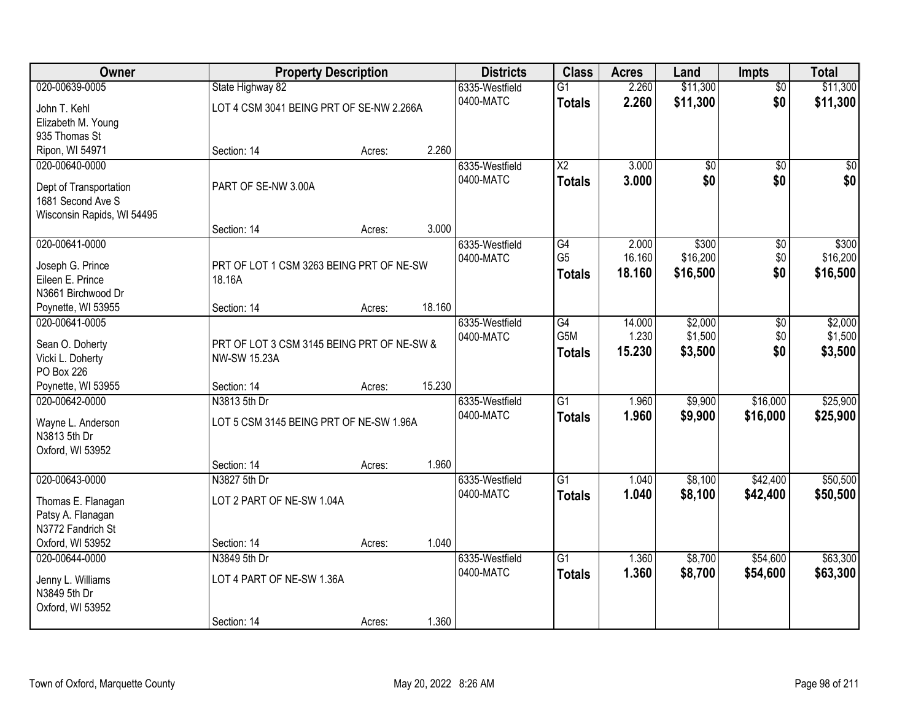| Owner | Property Description | | | Districts | Class | Acres | Land | Impts | Total |
|---|---|---|---|---|---|---|---|---|---|
| 020-00639-0005 | State Highway 82 | | | 6335-Westfield | G1 | 2.260 | $11,300 | $0 | $11,300 |
| John T. Kehl<br>Elizabeth M. Young<br>935 Thomas St<br>Ripon, WI 54971 | LOT 4 CSM 3041 BEING PRT OF SE-NW 2.266A | | | 0400-MATC | **Totals** | **2.260** | **$11,300** | **$0** | **$11,300** |
| | Section: 14 | Acres: | 2.260 | | | | | | |
| 020-00640-0000 | | | | 6335-Westfield | X2 | 3.000 | $0 | $0 | $0 |
| Dept of Transportation<br>1681 Second Ave S<br>Wisconsin Rapids, WI 54495 | PART OF SE-NW 3.00A | | | 0400-MATC | **Totals** | **3.000** | **$0** | **$0** | **$0** |
| | Section: 14 | Acres: | 3.000 | | | | | | |
| 020-00641-0000 | | | | 6335-Westfield | G4 | 2.000 | $300 | $0 | $300 |
| Joseph G. Prince<br>Eileen E. Prince<br>N3661 Birchwood Dr<br>Poynette, WI 53955 | PRT OF LOT 1 CSM 3263 BEING PRT OF NE-SW 18.16A | | | 0400-MATC | G5 | 16.160 | $16,200 | $0 | $16,200 |
| | | | | | **Totals** | **18.160** | **$16,500** | **$0** | **$16,500** |
| | Section: 14 | Acres: | 18.160 | | | | | | |
| 020-00641-0005 | | | | 6335-Westfield | G4 | 14.000 | $2,000 | $0 | $2,000 |
| Sean O. Doherty<br>Vicki L. Doherty<br>PO Box 226<br>Poynette, WI 53955 | PRT OF LOT 3 CSM 3145 BEING PRT OF NE-SW & NW-SW 15.23A | | | 0400-MATC | G5M | 1.230 | $1,500 | $0 | $1,500 |
| | | | | | **Totals** | **15.230** | **$3,500** | **$0** | **$3,500** |
| | Section: 14 | Acres: | 15.230 | | | | | | |
| 020-00642-0000 | N3813 5th Dr | | | 6335-Westfield | G1 | 1.960 | $9,900 | $16,000 | $25,900 |
| Wayne L. Anderson<br>N3813 5th Dr<br>Oxford, WI 53952 | LOT 5 CSM 3145 BEING PRT OF NE-SW 1.96A | | | 0400-MATC | **Totals** | **1.960** | **$9,900** | **$16,000** | **$25,900** |
| | Section: 14 | Acres: | 1.960 | | | | | | |
| 020-00643-0000 | N3827 5th Dr | | | 6335-Westfield | G1 | 1.040 | $8,100 | $42,400 | $50,500 |
| Thomas E. Flanagan<br>Patsy A. Flanagan<br>N3772 Fandrich St<br>Oxford, WI 53952 | LOT 2 PART OF NE-SW 1.04A | | | 0400-MATC | **Totals** | **1.040** | **$8,100** | **$42,400** | **$50,500** |
| | Section: 14 | Acres: | 1.040 | | | | | | |
| 020-00644-0000 | N3849 5th Dr | | | 6335-Westfield | G1 | 1.360 | $8,700 | $54,600 | $63,300 |
| Jenny L. Williams<br>N3849 5th Dr<br>Oxford, WI 53952 | LOT 4 PART OF NE-SW 1.36A | | | 0400-MATC | **Totals** | **1.360** | **$8,700** | **$54,600** | **$63,300** |
| | Section: 14 | Acres: | 1.360 | | | | | | |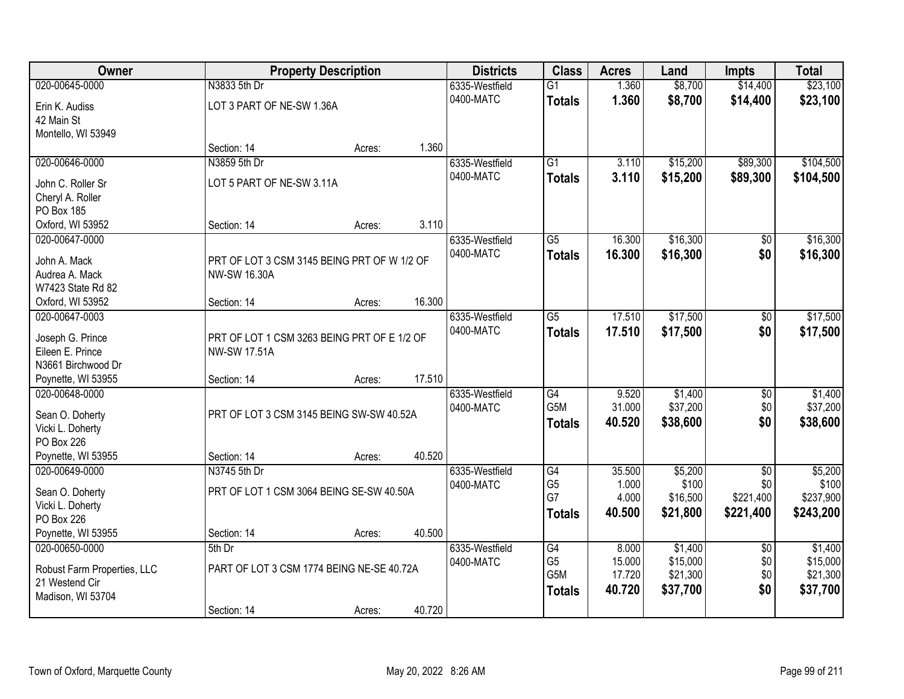| Owner | Property Description | | | Districts | Class | Acres | Land | Impts | Total |
|---|---|---|---|---|---|---|---|---|---|
| 020-00645-0000 | N3833 5th Dr | | | 6335-Westfield | G1 | 1.360 | $8,700 | $14,400 | $23,100 |
| Erin K. Audiss<br>42 Main St<br>Montello, WI 53949 | LOT 3 PART OF NE-SW 1.36A | | | 0400-MATC | **Totals** | **1.360** | **$8,700** | **$14,400** | **$23,100** |
| | Section: 14 | Acres: | 1.360 | | | | | | |
| 020-00646-0000 | N3859 5th Dr | | | 6335-Westfield | G1 | 3.110 | $15,200 | $89,300 | $104,500 |
| John C. Roller Sr<br>Cheryl A. Roller<br>PO Box 185<br>Oxford, WI 53952 | LOT 5 PART OF NE-SW 3.11A | | | 0400-MATC | **Totals** | **3.110** | **$15,200** | **$89,300** | **$104,500** |
| | Section: 14 | Acres: | 3.110 | | | | | | |
| 020-00647-0000 | | | | 6335-Westfield | G5 | 16.300 | $16,300 | $0 | $16,300 |
| John A. Mack<br>Audrea A. Mack<br>W7423 State Rd 82<br>Oxford, WI 53952 | PRT OF LOT 3 CSM 3145 BEING PRT OF W 1/2 OF NW-SW 16.30A | | | 0400-MATC | **Totals** | **16.300** | **$16,300** | **$0** | **$16,300** |
| | Section: 14 | Acres: | 16.300 | | | | | | |
| 020-00647-0003 | | | | 6335-Westfield | G5 | 17.510 | $17,500 | $0 | $17,500 |
| Joseph G. Prince<br>Eileen E. Prince<br>N3661 Birchwood Dr<br>Poynette, WI 53955 | PRT OF LOT 1 CSM 3263 BEING PRT OF E 1/2 OF NW-SW 17.51A | | | 0400-MATC | **Totals** | **17.510** | **$17,500** | **$0** | **$17,500** |
| | Section: 14 | Acres: | 17.510 | | | | | | |
| 020-00648-0000 | | | | 6335-Westfield | G4 | 9.520 | $1,400 | $0 | $1,400 |
| Sean O. Doherty<br>Vicki L. Doherty<br>PO Box 226<br>Poynette, WI 53955 | PRT OF LOT 3 CSM 3145 BEING SW-SW 40.52A | | | 0400-MATC | G5M | 31.000 | $37,200 | $0 | $37,200 |
| | | | | | **Totals** | **40.520** | **$38,600** | **$0** | **$38,600** |
| | Section: 14 | Acres: | 40.520 | | | | | | |
| 020-00649-0000 | N3745 5th Dr | | | 6335-Westfield | G4 | 35.500 | $5,200 | $0 | $5,200 |
| Sean O. Doherty<br>Vicki L. Doherty<br>PO Box 226<br>Poynette, WI 53955 | PRT OF LOT 1 CSM 3064 BEING SE-SW 40.50A | | | 0400-MATC | G5 | 1.000 | $100 | $0 | $100 |
| | | | | | G7 | 4.000 | $16,500 | $221,400 | $237,900 |
| | | | | | **Totals** | **40.500** | **$21,800** | **$221,400** | **$243,200** |
| | Section: 14 | Acres: | 40.500 | | | | | | |
| 020-00650-0000 | 5th Dr | | | 6335-Westfield | G4 | 8.000 | $1,400 | $0 | $1,400 |
| Robust Farm Properties, LLC<br>21 Westend Cir<br>Madison, WI 53704 | PART OF LOT 3 CSM 1774 BEING NE-SE 40.72A | | | 0400-MATC | G5 | 15.000 | $15,000 | $0 | $15,000 |
| | | | | | G5M | 17.720 | $21,300 | $0 | $21,300 |
| | | | | | **Totals** | **40.720** | **$37,700** | **$0** | **$37,700** |
| | Section: 14 | Acres: | 40.720 | | | | | | |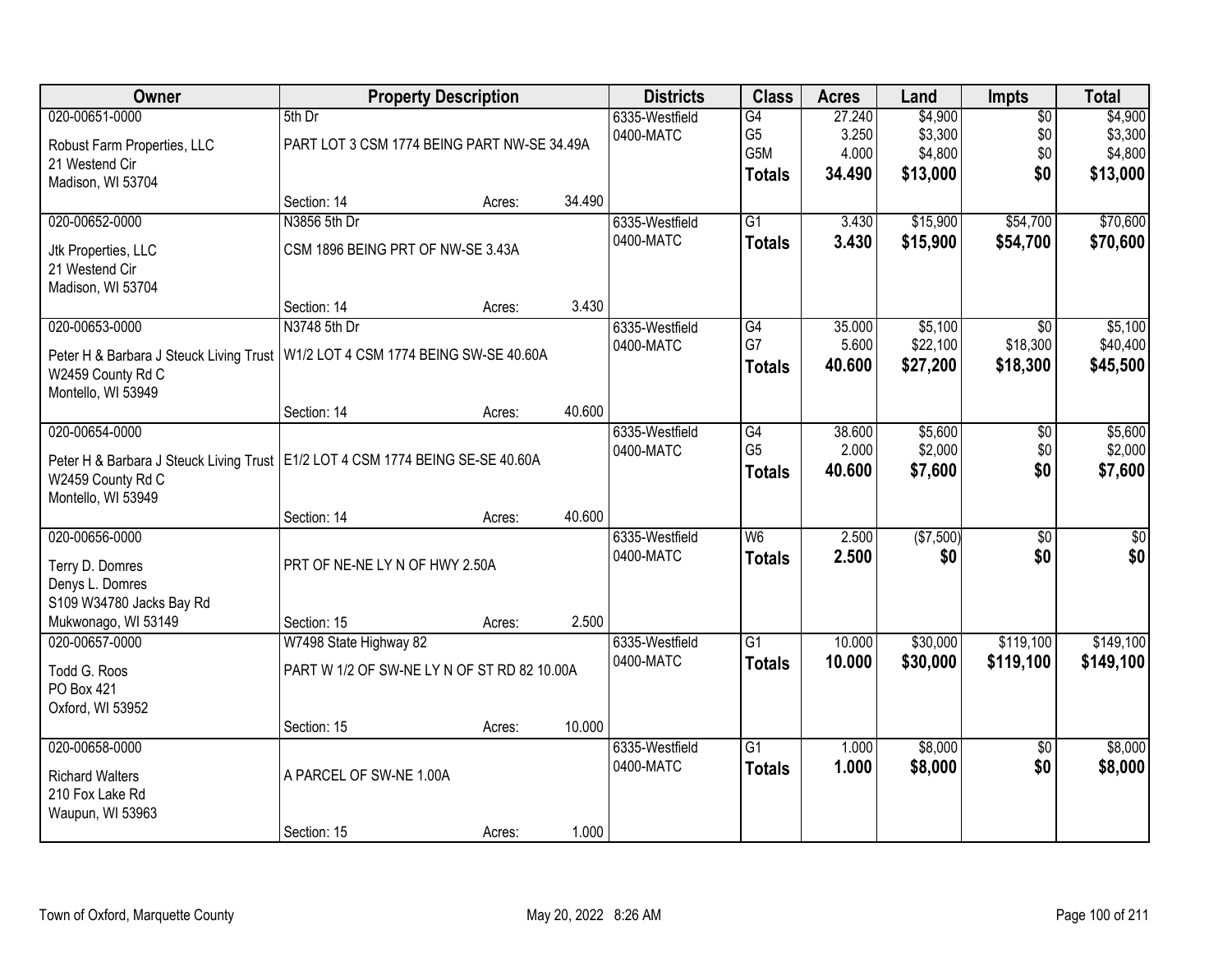| Owner | Property Description | | | Districts | Class | Acres | Land | Impts | Total |
|---|---|---|---|---|---|---|---|---|---|
| 020-00651-0000 | 5th Dr | | | 6335-Westfield | G4 | 27.240 | $4,900 | $0 | $4,900 |
| Robust Farm Properties, LLC | PART LOT 3 CSM 1774 BEING PART NW-SE 34.49A | | | 0400-MATC | G5 | 3.250 | $3,300 | $0 | $3,300 |
| 21 Westend Cir | | | | | G5M | 4.000 | $4,800 | $0 | $4,800 |
| Madison, WI 53704 | | | | | **Totals** | **34.490** | **$13,000** | **$0** | **$13,000** |
| | Section: 14 | Acres: | 34.490 | | | | | | |
| 020-00652-0000 | N3856 5th Dr | | | 6335-Westfield | G1 | 3.430 | $15,900 | $54,700 | $70,600 |
| Jtk Properties, LLC | CSM 1896 BEING PRT OF NW-SE 3.43A | | | 0400-MATC | **Totals** | **3.430** | **$15,900** | **$54,700** | **$70,600** |
| 21 Westend Cir | | | | | | | | | |
| Madison, WI 53704 | | | | | | | | | |
| | Section: 14 | Acres: | 3.430 | | | | | | |
| 020-00653-0000 | N3748 5th Dr | | | 6335-Westfield | G4 | 35.000 | $5,100 | $0 | $5,100 |
| Peter H & Barbara J Steuck Living Trust | W1/2 LOT 4 CSM 1774 BEING SW-SE 40.60A | | | 0400-MATC | G7 | 5.600 | $22,100 | $18,300 | $40,400 |
| W2459 County Rd C | | | | | **Totals** | **40.600** | **$27,200** | **$18,300** | **$45,500** |
| Montello, WI 53949 | | | | | | | | | |
| | Section: 14 | Acres: | 40.600 | | | | | | |
| 020-00654-0000 | | | | 6335-Westfield | G4 | 38.600 | $5,600 | $0 | $5,600 |
| Peter H & Barbara J Steuck Living Trust | E1/2 LOT 4 CSM 1774 BEING SE-SE 40.60A | | | 0400-MATC | G5 | 2.000 | $2,000 | $0 | $2,000 |
| W2459 County Rd C | | | | | **Totals** | **40.600** | **$7,600** | **$0** | **$7,600** |
| Montello, WI 53949 | | | | | | | | | |
| | Section: 14 | Acres: | 40.600 | | | | | | |
| 020-00656-0000 | | | | 6335-Westfield | W6 | 2.500 | ($7,500) | $0 | $0 |
| Terry D. Domres | PRT OF NE-NE LY N OF HWY 2.50A | | | 0400-MATC | **Totals** | **2.500** | **$0** | **$0** | **$0** |
| Denys L. Domres | | | | | | | | | |
| S109 W34780 Jacks Bay Rd | | | | | | | | | |
| Mukwonago, WI 53149 | Section: 15 | Acres: | 2.500 | | | | | | |
| 020-00657-0000 | W7498 State Highway 82 | | | 6335-Westfield | G1 | 10.000 | $30,000 | $119,100 | $149,100 |
| Todd G. Roos | PART W 1/2 OF SW-NE LY N OF ST RD 82 10.00A | | | 0400-MATC | **Totals** | **10.000** | **$30,000** | **$119,100** | **$149,100** |
| PO Box 421 | | | | | | | | | |
| Oxford, WI 53952 | | | | | | | | | |
| | Section: 15 | Acres: | 10.000 | | | | | | |
| 020-00658-0000 | | | | 6335-Westfield | G1 | 1.000 | $8,000 | $0 | $8,000 |
| Richard Walters | A PARCEL OF SW-NE 1.00A | | | 0400-MATC | **Totals** | **1.000** | **$8,000** | **$0** | **$8,000** |
| 210 Fox Lake Rd | | | | | | | | | |
| Waupun, WI 53963 | | | | | | | | | |
| | Section: 15 | Acres: | 1.000 | | | | | | |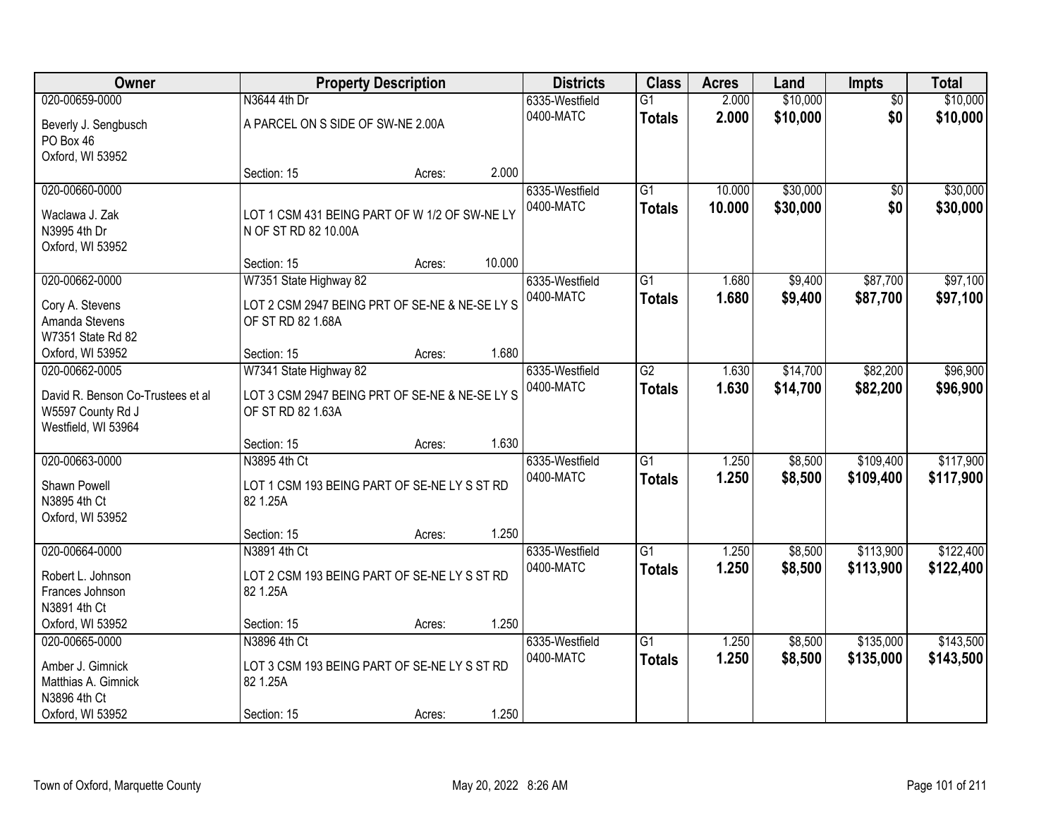| Owner | Property Description | | | Districts | Class | Acres | Land | Impts | Total |
|---|---|---|---|---|---|---|---|---|---|
| 020-00659-0000 | N3644 4th Dr | | | 6335-Westfield | G1 | 2.000 | $10,000 | $0 | $10,000 |
| Beverly J. Sengbusch<br>PO Box 46<br>Oxford, WI 53952 | A PARCEL ON S SIDE OF SW-NE 2.00A | | | 0400-MATC | **Totals** | **2.000** | **$10,000** | **$0** | **$10,000** |
| | Section: 15 | Acres: | 2.000 | | | | | | |
| 020-00660-0000 | | | | 6335-Westfield | G1 | 10.000 | $30,000 | $0 | $30,000 |
| Waclawa J. Zak<br>N3995 4th Dr<br>Oxford, WI 53952 | LOT 1 CSM 431 BEING PART OF W 1/2 OF SW-NE LY N OF ST RD 82 10.00A | | | 0400-MATC | **Totals** | **10.000** | **$30,000** | **$0** | **$30,000** |
| | Section: 15 | Acres: | 10.000 | | | | | | |
| 020-00662-0000 | W7351 State Highway 82 | | | 6335-Westfield | G1 | 1.680 | $9,400 | $87,700 | $97,100 |
| Cory A. Stevens<br>Amanda Stevens<br>W7351 State Rd 82<br>Oxford, WI 53952 | LOT 2 CSM 2947 BEING PRT OF SE-NE & NE-SE LY S OF ST RD 82 1.68A | | | 0400-MATC | **Totals** | **1.680** | **$9,400** | **$87,700** | **$97,100** |
| | Section: 15 | Acres: | 1.680 | | | | | | |
| 020-00662-0005 | W7341 State Highway 82 | | | 6335-Westfield | G2 | 1.630 | $14,700 | $82,200 | $96,900 |
| David R. Benson Co-Trustees et al<br>W5597 County Rd J<br>Westfield, WI 53964 | LOT 3 CSM 2947 BEING PRT OF SE-NE & NE-SE LY S OF ST RD 82 1.63A | | | 0400-MATC | **Totals** | **1.630** | **$14,700** | **$82,200** | **$96,900** |
| | Section: 15 | Acres: | 1.630 | | | | | | |
| 020-00663-0000 | N3895 4th Ct | | | 6335-Westfield | G1 | 1.250 | $8,500 | $109,400 | $117,900 |
| Shawn Powell<br>N3895 4th Ct<br>Oxford, WI 53952 | LOT 1 CSM 193 BEING PART OF SE-NE LY S ST RD 82 1.25A | | | 0400-MATC | **Totals** | **1.250** | **$8,500** | **$109,400** | **$117,900** |
| | Section: 15 | Acres: | 1.250 | | | | | | |
| 020-00664-0000 | N3891 4th Ct | | | 6335-Westfield | G1 | 1.250 | $8,500 | $113,900 | $122,400 |
| Robert L. Johnson<br>Frances Johnson<br>N3891 4th Ct<br>Oxford, WI 53952 | LOT 2 CSM 193 BEING PART OF SE-NE LY S ST RD 82 1.25A | | | 0400-MATC | **Totals** | **1.250** | **$8,500** | **$113,900** | **$122,400** |
| | Section: 15 | Acres: | 1.250 | | | | | | |
| 020-00665-0000 | N3896 4th Ct | | | 6335-Westfield | G1 | 1.250 | $8,500 | $135,000 | $143,500 |
| Amber J. Gimnick<br>Matthias A. Gimnick<br>N3896 4th Ct<br>Oxford, WI 53952 | LOT 3 CSM 193 BEING PART OF SE-NE LY S ST RD 82 1.25A | | | 0400-MATC | **Totals** | **1.250** | **$8,500** | **$135,000** | **$143,500** |
| | Section: 15 | Acres: | 1.250 | | | | | | |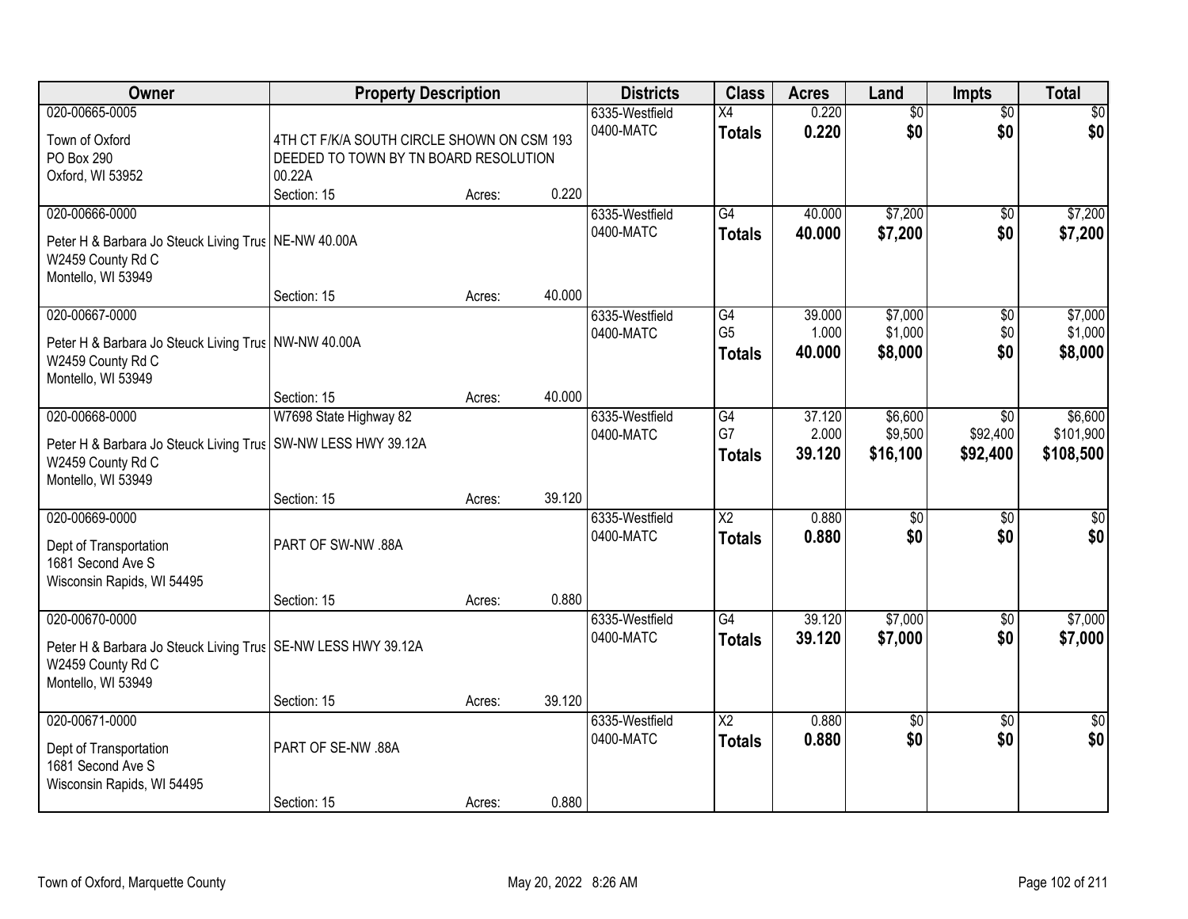| Owner | Property Description | | | Districts | Class | Acres | Land | Impts | Total |
|---|---|---|---|---|---|---|---|---|---|
| 020-00665-0005 | | | | 6335-Westfield | X4 | 0.220 | $0 | $0 | $0 |
| Town of Oxford<br>PO Box 290<br>Oxford, WI 53952 | 4TH CT F/K/A SOUTH CIRCLE SHOWN ON CSM 193 DEEDED TO TOWN BY TN BOARD RESOLUTION 00.22A | | | 0400-MATC | **Totals** | **0.220** | **$0** | **$0** | **$0** |
| | Section: 15 | Acres: | 0.220 | | | | | | |
| 020-00666-0000 | | | | 6335-Westfield | G4 | 40.000 | $7,200 | $0 | $7,200 |
| Peter H & Barbara Jo Steuck Living Trus<br>W2459 County Rd C<br>Montello, WI 53949 | NE-NW 40.00A | | | 0400-MATC | **Totals** | **40.000** | **$7,200** | **$0** | **$7,200** |
| | Section: 15 | Acres: | 40.000 | | | | | | |
| 020-00667-0000 | | | | 6335-Westfield | G4 | 39.000 | $7,000 | $0 | $7,000 |
| Peter H & Barbara Jo Steuck Living Trus<br>W2459 County Rd C<br>Montello, WI 53949 | NW-NW 40.00A | | | 0400-MATC | G5 | 1.000 | $1,000 | $0 | $1,000 |
| | | | | | **Totals** | **40.000** | **$8,000** | **$0** | **$8,000** |
| | Section: 15 | Acres: | 40.000 | | | | | | |
| 020-00668-0000 | W7698 State Highway 82 | | | 6335-Westfield | G4 | 37.120 | $6,600 | $0 | $6,600 |
| Peter H & Barbara Jo Steuck Living Trus<br>W2459 County Rd C<br>Montello, WI 53949 | SW-NW LESS HWY 39.12A | | | 0400-MATC | G7 | 2.000 | $9,500 | $92,400 | $101,900 |
| | | | | | **Totals** | **39.120** | **$16,100** | **$92,400** | **$108,500** |
| | Section: 15 | Acres: | 39.120 | | | | | | |
| 020-00669-0000 | | | | 6335-Westfield | X2 | 0.880 | $0 | $0 | $0 |
| Dept of Transportation<br>1681 Second Ave S<br>Wisconsin Rapids, WI 54495 | PART OF SW-NW .88A | | | 0400-MATC | **Totals** | **0.880** | **$0** | **$0** | **$0** |
| | Section: 15 | Acres: | 0.880 | | | | | | |
| 020-00670-0000 | | | | 6335-Westfield | G4 | 39.120 | $7,000 | $0 | $7,000 |
| Peter H & Barbara Jo Steuck Living Trus<br>W2459 County Rd C<br>Montello, WI 53949 | SE-NW LESS HWY 39.12A | | | 0400-MATC | **Totals** | **39.120** | **$7,000** | **$0** | **$7,000** |
| | Section: 15 | Acres: | 39.120 | | | | | | |
| 020-00671-0000 | | | | 6335-Westfield | X2 | 0.880 | $0 | $0 | $0 |
| Dept of Transportation<br>1681 Second Ave S<br>Wisconsin Rapids, WI 54495 | PART OF SE-NW .88A | | | 0400-MATC | **Totals** | **0.880** | **$0** | **$0** | **$0** |
| | Section: 15 | Acres: | 0.880 | | | | | | |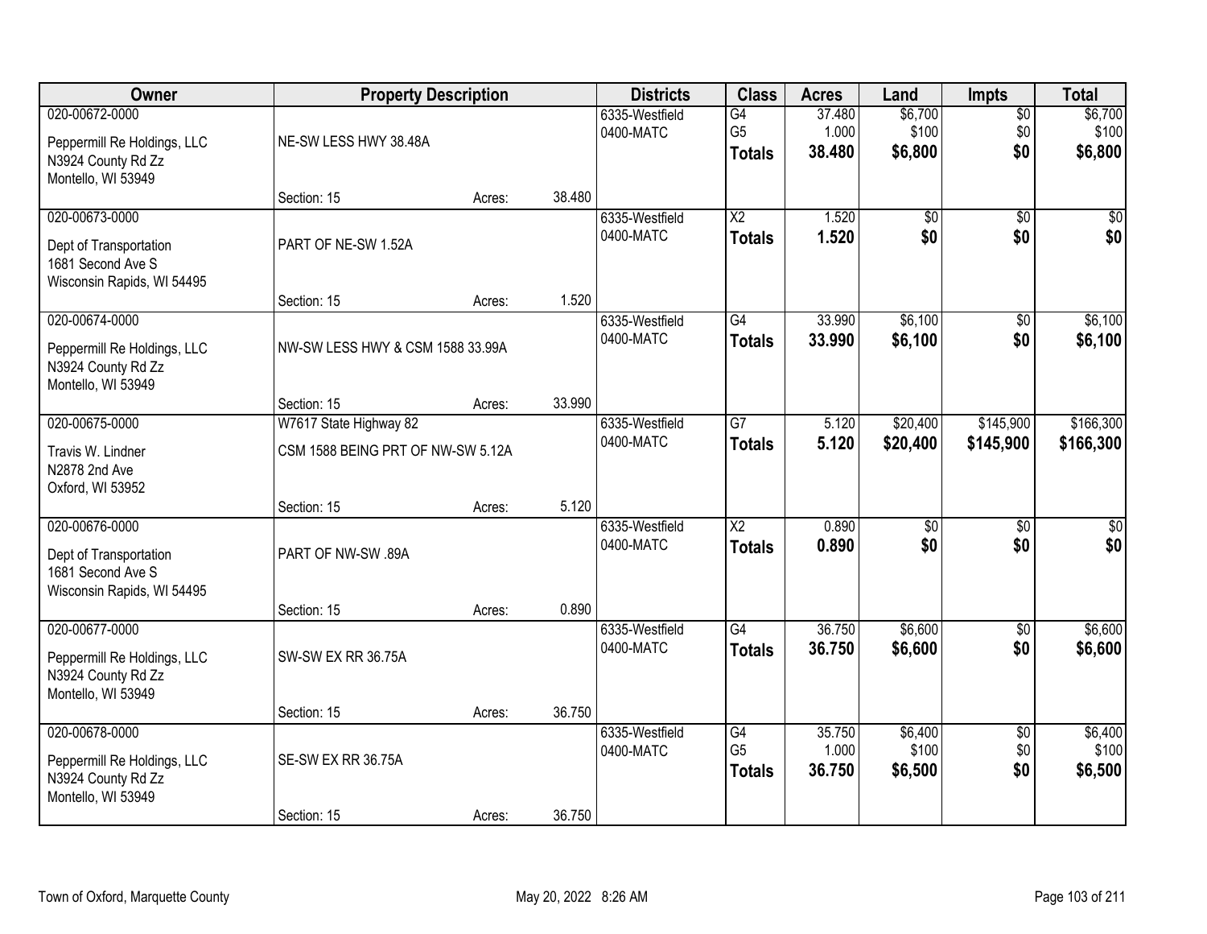| Owner | Property Description | | | Districts | Class | Acres | Land | Impts | Total |
|---|---|---|---|---|---|---|---|---|---|
| 020-00672-0000<br>Peppermill Re Holdings, LLC<br>N3924 County Rd Zz<br>Montello, WI 53949 | NE-SW LESS HWY 38.48A<br>Section: 15 | Acres: | 38.480 | 6335-Westfield<br>0400-MATC | G4<br>G5<br>**Totals** | 37.480<br>1.000<br>**38.480** | $6,700<br>$100<br>**$6,800** | $0<br>$0<br>**$0** | $6,700<br>$100<br>**$6,800** |
| 020-00673-0000<br>Dept of Transportation<br>1681 Second Ave S<br>Wisconsin Rapids, WI 54495 | PART OF NE-SW 1.52A<br>Section: 15 | Acres: | 1.520 | 6335-Westfield<br>0400-MATC | X2<br>**Totals** | 1.520<br>**1.520** | $0<br>**$0** | $0<br>**$0** | $0<br>**$0** |
| 020-00674-0000<br>Peppermill Re Holdings, LLC<br>N3924 County Rd Zz<br>Montello, WI 53949 | NW-SW LESS HWY & CSM 1588 33.99A<br>Section: 15 | Acres: | 33.990 | 6335-Westfield<br>0400-MATC | G4<br>**Totals** | 33.990<br>**33.990** | $6,100<br>**$6,100** | $0<br>**$0** | $6,100<br>**$6,100** |
| 020-00675-0000<br>Travis W. Lindner<br>N2878 2nd Ave<br>Oxford, WI 53952 | W7617 State Highway 82<br>CSM 1588 BEING PRT OF NW-SW 5.12A<br>Section: 15 | Acres: | 5.120 | 6335-Westfield<br>0400-MATC | G7<br>**Totals** | 5.120<br>**5.120** | $20,400<br>**$20,400** | $145,900<br>**$145,900** | $166,300<br>**$166,300** |
| 020-00676-0000<br>Dept of Transportation<br>1681 Second Ave S<br>Wisconsin Rapids, WI 54495 | PART OF NW-SW .89A<br>Section: 15 | Acres: | 0.890 | 6335-Westfield<br>0400-MATC | X2<br>**Totals** | 0.890<br>**0.890** | $0<br>**$0** | $0<br>**$0** | $0<br>**$0** |
| 020-00677-0000<br>Peppermill Re Holdings, LLC<br>N3924 County Rd Zz<br>Montello, WI 53949 | SW-SW EX RR 36.75A<br>Section: 15 | Acres: | 36.750 | 6335-Westfield<br>0400-MATC | G4<br>**Totals** | 36.750<br>**36.750** | $6,600<br>**$6,600** | $0<br>**$0** | $6,600<br>**$6,600** |
| 020-00678-0000<br>Peppermill Re Holdings, LLC<br>N3924 County Rd Zz<br>Montello, WI 53949 | SE-SW EX RR 36.75A<br>Section: 15 | Acres: | 36.750 | 6335-Westfield<br>0400-MATC | G4<br>G5<br>**Totals** | 35.750<br>1.000<br>**36.750** | $6,400<br>$100<br>**$6,500** | $0<br>$0<br>**$0** | $6,400<br>$100<br>**$6,500** |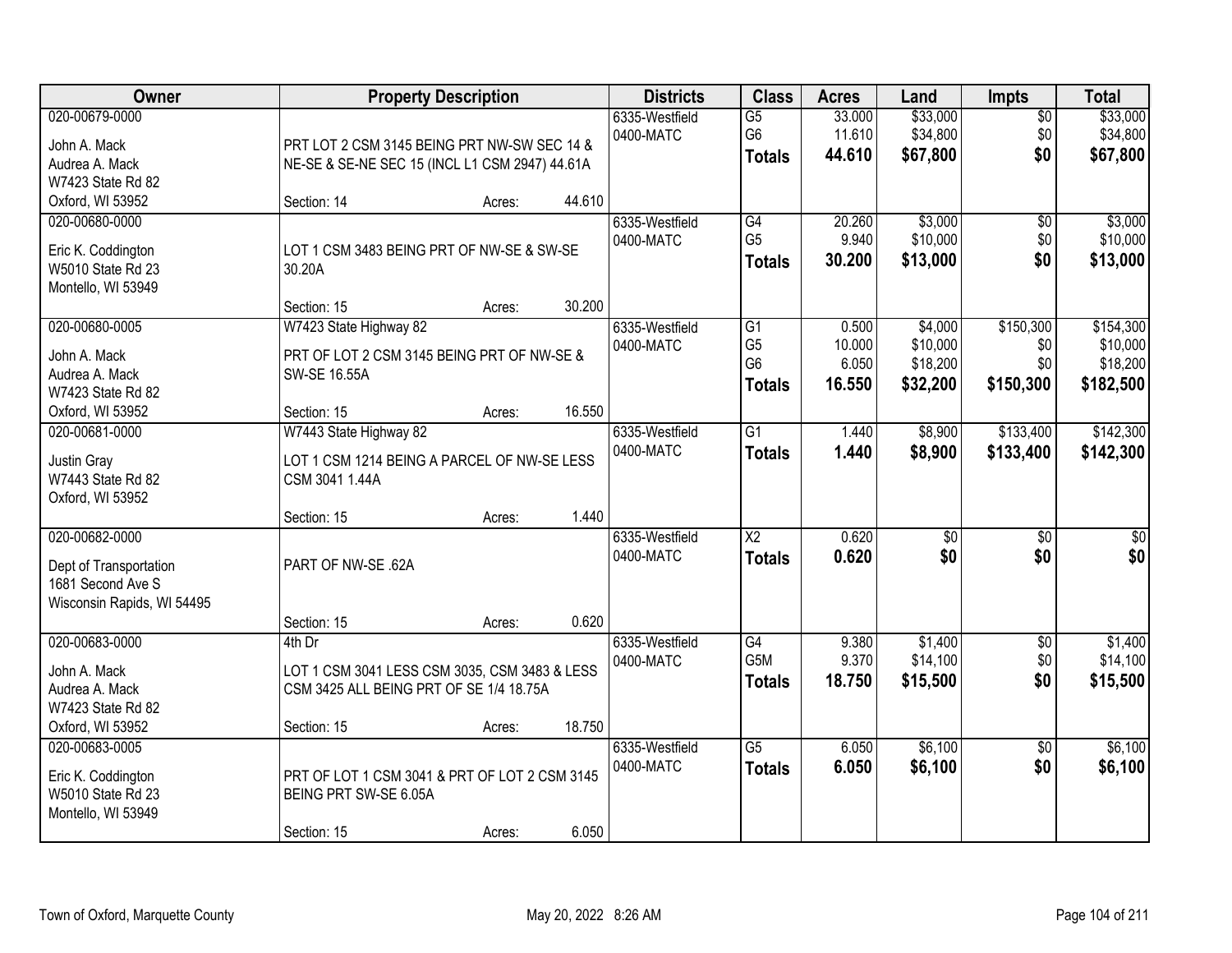| Owner | Property Description | Districts | Class | Acres | Land | Impts | Total |
|---|---|---|---|---|---|---|---|
| 020-00679-0000<br>John A. Mack<br>Audrea A. Mack<br>W7423 State Rd 82<br>Oxford, WI 53952 | PRT LOT 2 CSM 3145 BEING PRT NW-SW SEC 14 & NE-SE & SE-NE SEC 15 (INCL L1 CSM 2947) 44.61A<br>Section: 14 Acres: 44.610 | 6335-Westfield<br>0400-MATC | G5<br>G6<br>**Totals** | 33.000<br>11.610<br>**44.610** | $33,000<br>$34,800<br>**$67,800** | $0<br>$0<br>**$0** | $33,000<br>$34,800<br>**$67,800** |
| 020-00680-0000<br>Eric K. Coddington<br>W5010 State Rd 23<br>Montello, WI 53949 | LOT 1 CSM 3483 BEING PRT OF NW-SE & SW-SE 30.20A<br>Section: 15 Acres: 30.200 | 6335-Westfield<br>0400-MATC | G4<br>G5<br>**Totals** | 20.260<br>9.940<br>**30.200** | $3,000<br>$10,000<br>**$13,000** | $0<br>$0<br>**$0** | $3,000<br>$10,000<br>**$13,000** |
| 020-00680-0005<br>John A. Mack<br>Audrea A. Mack<br>W7423 State Rd 82<br>Oxford, WI 53952 | W7423 State Highway 82<br>PRT OF LOT 2 CSM 3145 BEING PRT OF NW-SE & SW-SE 16.55A<br>Section: 15 Acres: 16.550 | 6335-Westfield<br>0400-MATC | G1<br>G5<br>G6<br>**Totals** | 0.500<br>10.000<br>6.050<br>**16.550** | $4,000<br>$10,000<br>$18,200<br>**$32,200** | $150,300<br>$0<br>$0<br>**$150,300** | $154,300<br>$10,000<br>$18,200<br>**$182,500** |
| 020-00681-0000<br>Justin Gray<br>W7443 State Rd 82<br>Oxford, WI 53952 | W7443 State Highway 82<br>LOT 1 CSM 1214 BEING A PARCEL OF NW-SE LESS CSM 3041 1.44A<br>Section: 15 Acres: 1.440 | 6335-Westfield<br>0400-MATC | G1<br>**Totals** | 1.440<br>**1.440** | $8,900<br>**$8,900** | $133,400<br>**$133,400** | $142,300<br>**$142,300** |
| 020-00682-0000<br>Dept of Transportation<br>1681 Second Ave S<br>Wisconsin Rapids, WI 54495 | PART OF NW-SE .62A<br>Section: 15 Acres: 0.620 | 6335-Westfield<br>0400-MATC | X2<br>**Totals** | 0.620<br>**0.620** | $0<br>**$0** | $0<br>**$0** | $0<br>**$0** |
| 020-00683-0000<br>John A. Mack<br>Audrea A. Mack<br>W7423 State Rd 82<br>Oxford, WI 53952 | 4th Dr<br>LOT 1 CSM 3041 LESS CSM 3035, CSM 3483 & LESS CSM 3425 ALL BEING PRT OF SE 1/4 18.75A<br>Section: 15 Acres: 18.750 | 6335-Westfield<br>0400-MATC | G4<br>G5M<br>**Totals** | 9.380<br>9.370<br>**18.750** | $1,400<br>$14,100<br>**$15,500** | $0<br>$0<br>**$0** | $1,400<br>$14,100<br>**$15,500** |
| 020-00683-0005<br>Eric K. Coddington<br>W5010 State Rd 23<br>Montello, WI 53949 | PRT OF LOT 1 CSM 3041 & PRT OF LOT 2 CSM 3145 BEING PRT SW-SE 6.05A<br>Section: 15 Acres: 6.050 | 6335-Westfield<br>0400-MATC | G5<br>**Totals** | 6.050<br>**6.050** | $6,100<br>**$6,100** | $0<br>**$0** | $6,100<br>**$6,100** |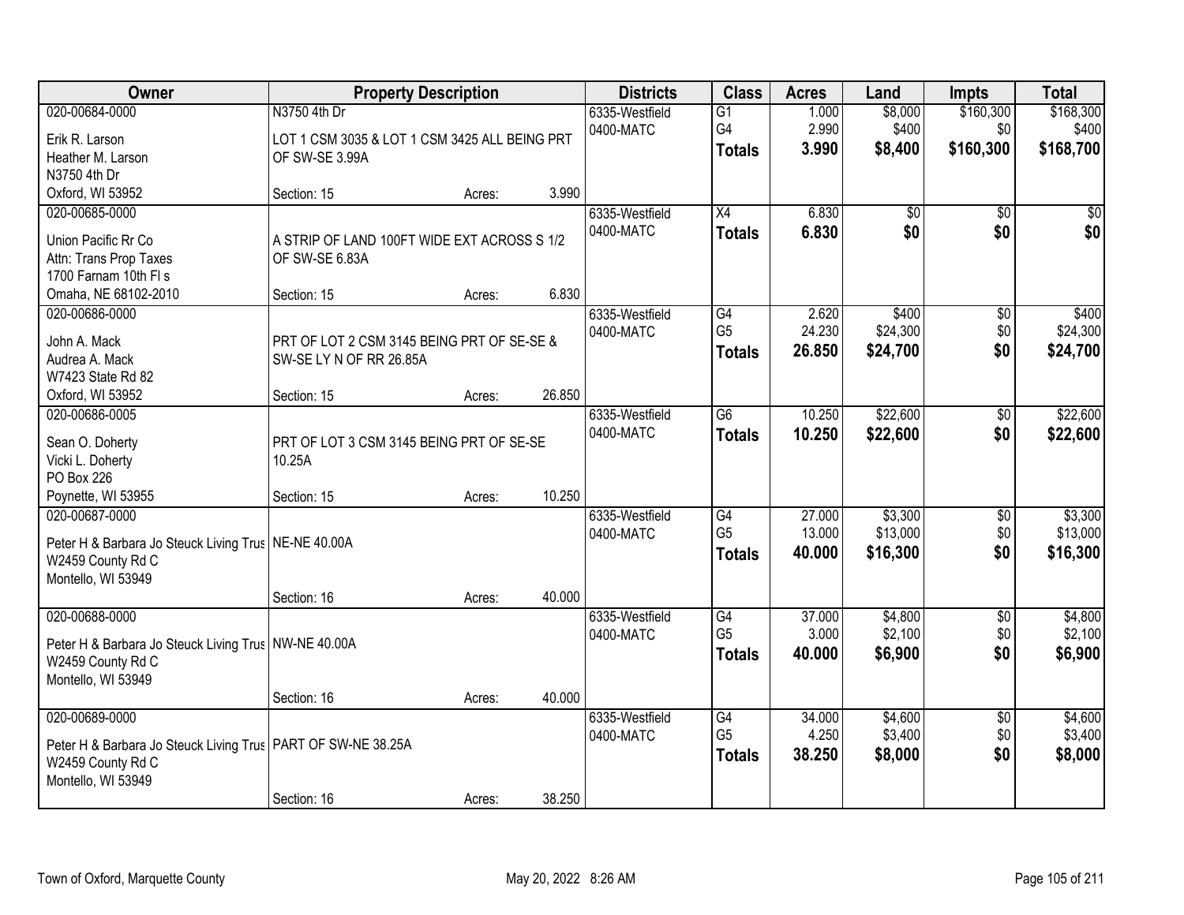| Owner | Property Description | | | Districts | Class | Acres | Land | Impts | Total |
|---|---|---|---|---|---|---|---|---|---|
| 020-00684-0000 | N3750 4th Dr | | | 6335-Westfield | G1 | 1.000 | $8,000 | $160,300 | $168,300 |
| Erik R. Larson | LOT 1 CSM 3035 & LOT 1 CSM 3425 ALL BEING PRT | | | 0400-MATC | G4 | 2.990 | $400 | $0 | $400 |
| Heather M. Larson | OF SW-SE 3.99A | | | | **Totals** | **3.990** | **$8,400** | **$160,300** | **$168,700** |
| N3750 4th Dr | | | | | | | | | |
| Oxford, WI 53952 | Section: 15 | Acres: | 3.990 | | | | | | |
| 020-00685-0000 | | | | 6335-Westfield | X4 | 6.830 | $0 | $0 | $0 |
| Union Pacific Rr Co | A STRIP OF LAND 100FT WIDE EXT ACROSS S 1/2 | | | 0400-MATC | **Totals** | **6.830** | **$0** | **$0** | **$0** |
| Attn: Trans Prop Taxes | OF SW-SE 6.83A | | | | | | | | |
| 1700 Farnam 10th Fl s | | | | | | | | | |
| Omaha, NE 68102-2010 | Section: 15 | Acres: | 6.830 | | | | | | |
| 020-00686-0000 | | | | 6335-Westfield | G4 | 2.620 | $400 | $0 | $400 |
| John A. Mack | PRT OF LOT 2 CSM 3145 BEING PRT OF SE-SE & | | | 0400-MATC | G5 | 24.230 | $24,300 | $0 | $24,300 |
| Audrea A. Mack | SW-SE LY N OF RR 26.85A | | | | **Totals** | **26.850** | **$24,700** | **$0** | **$24,700** |
| W7423 State Rd 82 | | | | | | | | | |
| Oxford, WI 53952 | Section: 15 | Acres: | 26.850 | | | | | | |
| 020-00686-0005 | | | | 6335-Westfield | G6 | 10.250 | $22,600 | $0 | $22,600 |
| Sean O. Doherty | PRT OF LOT 3 CSM 3145 BEING PRT OF SE-SE | | | 0400-MATC | **Totals** | **10.250** | **$22,600** | **$0** | **$22,600** |
| Vicki L. Doherty | 10.25A | | | | | | | | |
| PO Box 226 | | | | | | | | | |
| Poynette, WI 53955 | Section: 15 | Acres: | 10.250 | | | | | | |
| 020-00687-0000 | | | | 6335-Westfield | G4 | 27.000 | $3,300 | $0 | $3,300 |
| Peter H & Barbara Jo Steuck Living Trus | NE-NE 40.00A | | | 0400-MATC | G5 | 13.000 | $13,000 | $0 | $13,000 |
| W2459 County Rd C | | | | | **Totals** | **40.000** | **$16,300** | **$0** | **$16,300** |
| Montello, WI 53949 | | | | | | | | | |
| | Section: 16 | Acres: | 40.000 | | | | | | |
| 020-00688-0000 | | | | 6335-Westfield | G4 | 37.000 | $4,800 | $0 | $4,800 |
| Peter H & Barbara Jo Steuck Living Trus | NW-NE 40.00A | | | 0400-MATC | G5 | 3.000 | $2,100 | $0 | $2,100 |
| W2459 County Rd C | | | | | **Totals** | **40.000** | **$6,900** | **$0** | **$6,900** |
| Montello, WI 53949 | | | | | | | | | |
| | Section: 16 | Acres: | 40.000 | | | | | | |
| 020-00689-0000 | | | | 6335-Westfield | G4 | 34.000 | $4,600 | $0 | $4,600 |
| Peter H & Barbara Jo Steuck Living Trus | PART OF SW-NE 38.25A | | | 0400-MATC | G5 | 4.250 | $3,400 | $0 | $3,400 |
| W2459 County Rd C | | | | | **Totals** | **38.250** | **$8,000** | **$0** | **$8,000** |
| Montello, WI 53949 | | | | | | | | | |
| | Section: 16 | Acres: | 38.250 | | | | | | |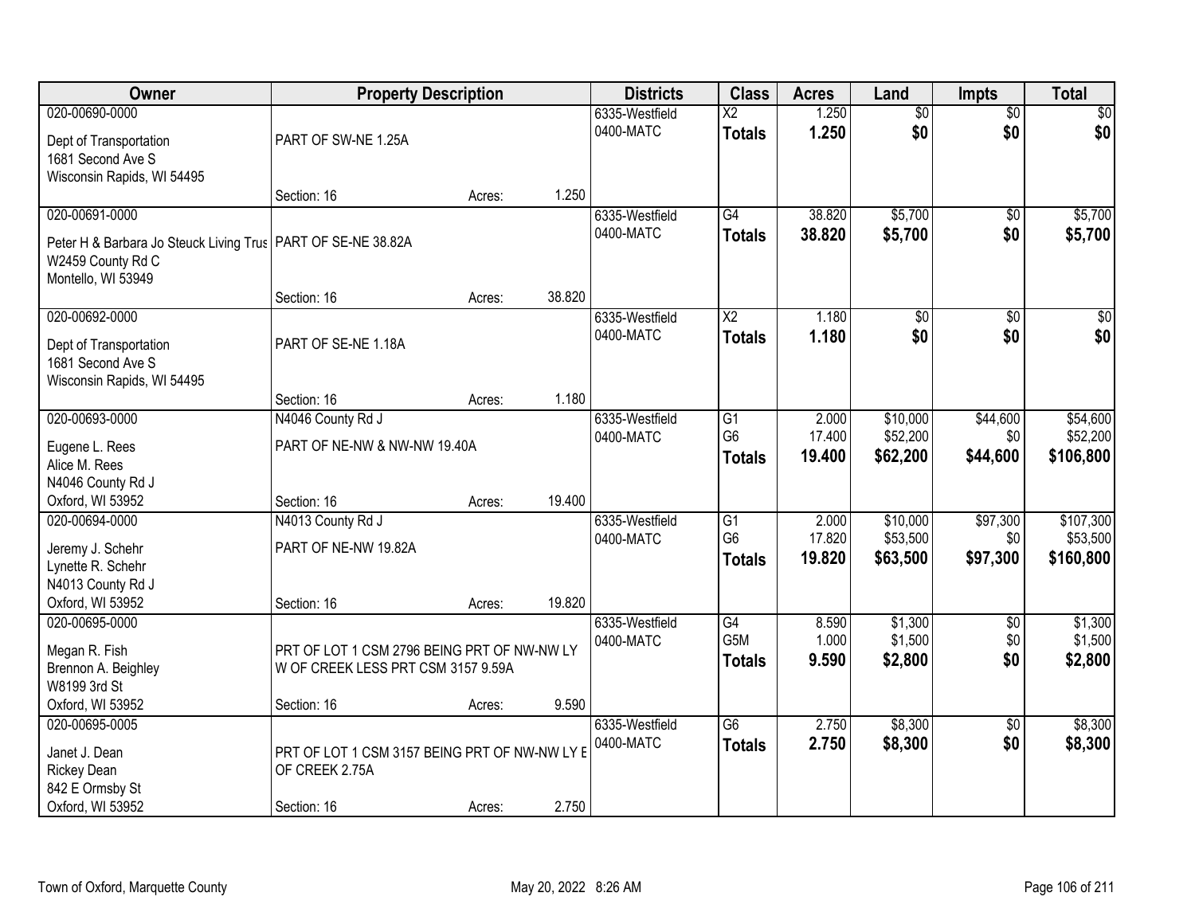| Owner | Property Description | | | Districts | Class | Acres | Land | Impts | Total |
|---|---|---|---|---|---|---|---|---|---|
| 020-00690-0000 | | | | 6335-Westfield | X2 | 1.250 | $0 | $0 | $0 |
| Dept of Transportation | PART OF SW-NE 1.25A | | | 0400-MATC | **Totals** | **1.250** | **$0** | **$0** | **$0** |
| 1681 Second Ave S | | | | | | | | | |
| Wisconsin Rapids, WI 54495 | | | | | | | | | |
| | Section: 16 | Acres: | 1.250 | | | | | | |
| 020-00691-0000 | | | | 6335-Westfield | G4 | 38.820 | $5,700 | $0 | $5,700 |
| Peter H & Barbara Jo Steuck Living Trus | PART OF SE-NE 38.82A | | | 0400-MATC | **Totals** | **38.820** | **$5,700** | **$0** | **$5,700** |
| W2459 County Rd C | | | | | | | | | |
| Montello, WI 53949 | | | | | | | | | |
| | Section: 16 | Acres: | 38.820 | | | | | | |
| 020-00692-0000 | | | | 6335-Westfield | X2 | 1.180 | $0 | $0 | $0 |
| Dept of Transportation | PART OF SE-NE 1.18A | | | 0400-MATC | **Totals** | **1.180** | **$0** | **$0** | **$0** |
| 1681 Second Ave S | | | | | | | | | |
| Wisconsin Rapids, WI 54495 | | | | | | | | | |
| | Section: 16 | Acres: | 1.180 | | | | | | |
| 020-00693-0000 | N4046 County Rd J | | | 6335-Westfield | G1 | 2.000 | $10,000 | $44,600 | $54,600 |
| Eugene L. Rees | PART OF NE-NW & NW-NW 19.40A | | | 0400-MATC | G6 | 17.400 | $52,200 | $0 | $52,200 |
| Alice M. Rees | | | | | **Totals** | **19.400** | **$62,200** | **$44,600** | **$106,800** |
| N4046 County Rd J | | | | | | | | | |
| Oxford, WI 53952 | Section: 16 | Acres: | 19.400 | | | | | | |
| 020-00694-0000 | N4013 County Rd J | | | 6335-Westfield | G1 | 2.000 | $10,000 | $97,300 | $107,300 |
| Jeremy J. Schehr | PART OF NE-NW 19.82A | | | 0400-MATC | G6 | 17.820 | $53,500 | $0 | $53,500 |
| Lynette R. Schehr | | | | | **Totals** | **19.820** | **$63,500** | **$97,300** | **$160,800** |
| N4013 County Rd J | | | | | | | | | |
| Oxford, WI 53952 | Section: 16 | Acres: | 19.820 | | | | | | |
| 020-00695-0000 | | | | 6335-Westfield | G4 | 8.590 | $1,300 | $0 | $1,300 |
| Megan R. Fish | PRT OF LOT 1 CSM 2796 BEING PRT OF NW-NW LY W OF CREEK LESS PRT CSM 3157 9.59A | | | 0400-MATC | G5M | 1.000 | $1,500 | $0 | $1,500 |
| Brennon A. Beighley | | | | | **Totals** | **9.590** | **$2,800** | **$0** | **$2,800** |
| W8199 3rd St | | | | | | | | | |
| Oxford, WI 53952 | Section: 16 | Acres: | 9.590 | | | | | | |
| 020-00695-0005 | | | | 6335-Westfield | G6 | 2.750 | $8,300 | $0 | $8,300 |
| Janet J. Dean | PRT OF LOT 1 CSM 3157 BEING PRT OF NW-NW LY E OF CREEK 2.75A | | | 0400-MATC | **Totals** | **2.750** | **$8,300** | **$0** | **$8,300** |
| Rickey Dean | | | | | | | | | |
| 842 E Ormsby St | | | | | | | | | |
| Oxford, WI 53952 | Section: 16 | Acres: | 2.750 | | | | | | |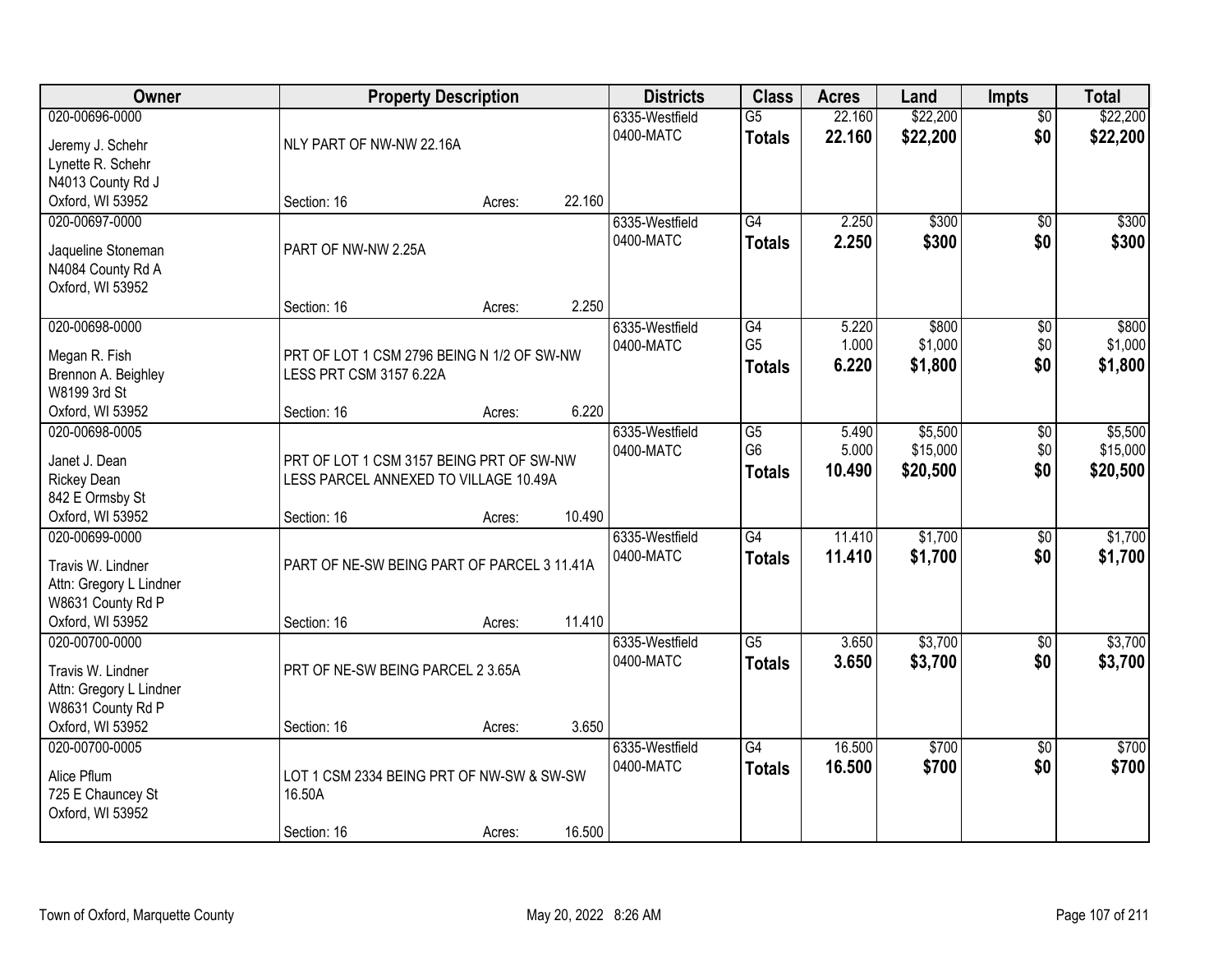| Owner | Property Description | | | Districts | Class | Acres | Land | Impts | Total |
|---|---|---|---|---|---|---|---|---|---|
| 020-00696-0000<br>Jeremy J. Schehr<br>Lynette R. Schehr<br>N4013 County Rd J<br>Oxford, WI 53952 | NLY PART OF NW-NW 22.16A<br>Section: 16 | Acres: | 22.160 | 6335-Westfield<br>0400-MATC | G5<br>**Totals** | 22.160<br>**22.160** | $22,200<br>**$22,200** | $0<br>**$0** | $22,200<br>**$22,200** |
| 020-00697-0000<br>Jaqueline Stoneman<br>N4084 County Rd A<br>Oxford, WI 53952 | PART OF NW-NW 2.25A<br>Section: 16 | Acres: | 2.250 | 6335-Westfield<br>0400-MATC | G4<br>**Totals** | 2.250<br>**2.250** | $300<br>**$300** | $0<br>**$0** | $300<br>**$300** |
| 020-00698-0000<br>Megan R. Fish<br>Brennon A. Beighley<br>W8199 3rd St<br>Oxford, WI 53952 | PRT OF LOT 1 CSM 2796 BEING N 1/2 OF SW-NW LESS PRT CSM 3157 6.22A<br>Section: 16 | Acres: | 6.220 | 6335-Westfield<br>0400-MATC | G4<br>G5<br>**Totals** | 5.220<br>1.000<br>**6.220** | $800<br>$1,000<br>**$1,800** | $0<br>$0<br>**$0** | $800<br>$1,000<br>**$1,800** |
| 020-00698-0005<br>Janet J. Dean<br>Rickey Dean<br>842 E Ormsby St<br>Oxford, WI 53952 | PRT OF LOT 1 CSM 3157 BEING PRT OF SW-NW LESS PARCEL ANNEXED TO VILLAGE 10.49A<br>Section: 16 | Acres: | 10.490 | 6335-Westfield<br>0400-MATC | G5<br>G6<br>**Totals** | 5.490<br>5.000<br>**10.490** | $5,500<br>$15,000<br>**$20,500** | $0<br>$0<br>**$0** | $5,500<br>$15,000<br>**$20,500** |
| 020-00699-0000<br>Travis W. Lindner<br>Attn: Gregory L Lindner<br>W8631 County Rd P<br>Oxford, WI 53952 | PART OF NE-SW BEING PART OF PARCEL 3 11.41A<br>Section: 16 | Acres: | 11.410 | 6335-Westfield<br>0400-MATC | G4<br>**Totals** | 11.410<br>**11.410** | $1,700<br>**$1,700** | $0<br>**$0** | $1,700<br>**$1,700** |
| 020-00700-0000<br>Travis W. Lindner<br>Attn: Gregory L Lindner<br>W8631 County Rd P<br>Oxford, WI 53952 | PRT OF NE-SW BEING PARCEL 2 3.65A<br>Section: 16 | Acres: | 3.650 | 6335-Westfield<br>0400-MATC | G5<br>**Totals** | 3.650<br>**3.650** | $3,700<br>**$3,700** | $0<br>**$0** | $3,700<br>**$3,700** |
| 020-00700-0005<br>Alice Pflum<br>725 E Chauncey St<br>Oxford, WI 53952 | LOT 1 CSM 2334 BEING PRT OF NW-SW & SW-SW 16.50A<br>Section: 16 | Acres: | 16.500 | 6335-Westfield<br>0400-MATC | G4<br>**Totals** | 16.500<br>**16.500** | $700<br>**$700** | $0<br>**$0** | $700<br>**$700** |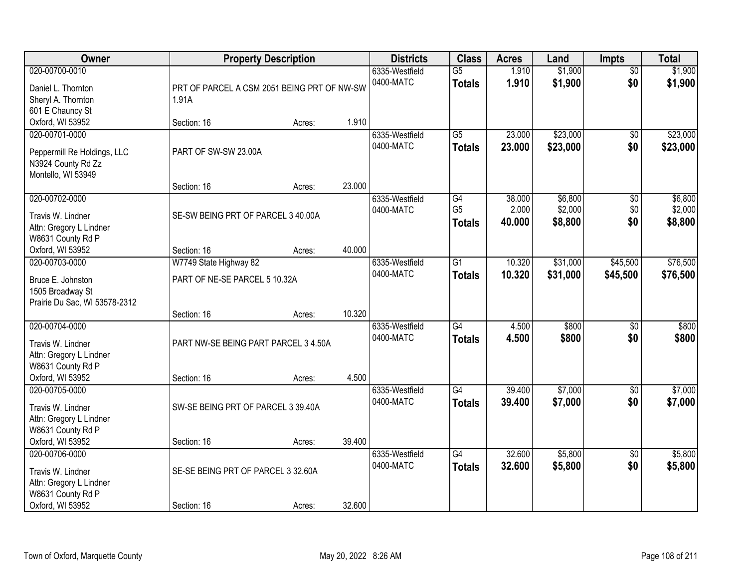| Owner | Property Description | | | Districts | Class | Acres | Land | Impts | Total |
|---|---|---|---|---|---|---|---|---|---|
| 020-00700-0010 | | | | 6335-Westfield | G5 | 1.910 | $1,900 | $0 | $1,900 |
| Daniel L. Thornton | PRT OF PARCEL A CSM 2051 BEING PRT OF NW-SW | | | 0400-MATC | **Totals** | **1.910** | **$1,900** | **$0** | **$1,900** |
| Sheryl A. Thornton | 1.91A | | | | | | | | |
| 601 E Chauncy St | | | | | | | | | |
| Oxford, WI 53952 | Section: 16 | Acres: | 1.910 | | | | | | |
| 020-00701-0000 | | | | 6335-Westfield | G5 | 23.000 | $23,000 | $0 | $23,000 |
| Peppermill Re Holdings, LLC | PART OF SW-SW 23.00A | | | 0400-MATC | **Totals** | **23.000** | **$23,000** | **$0** | **$23,000** |
| N3924 County Rd Zz | | | | | | | | | |
| Montello, WI 53949 | | | | | | | | | |
| | Section: 16 | Acres: | 23.000 | | | | | | |
| 020-00702-0000 | | | | 6335-Westfield | G4 | 38.000 | $6,800 | $0 | $6,800 |
| Travis W. Lindner | SE-SW BEING PRT OF PARCEL 3 40.00A | | | 0400-MATC | G5 | 2.000 | $2,000 | $0 | $2,000 |
| Attn: Gregory L Lindner | | | | | **Totals** | **40.000** | **$8,800** | **$0** | **$8,800** |
| W8631 County Rd P | | | | | | | | | |
| Oxford, WI 53952 | Section: 16 | Acres: | 40.000 | | | | | | |
| 020-00703-0000 | W7749 State Highway 82 | | | 6335-Westfield | G1 | 10.320 | $31,000 | $45,500 | $76,500 |
| Bruce E. Johnston | PART OF NE-SE PARCEL 5 10.32A | | | 0400-MATC | **Totals** | **10.320** | **$31,000** | **$45,500** | **$76,500** |
| 1505 Broadway St | | | | | | | | | |
| Prairie Du Sac, WI 53578-2312 | | | | | | | | | |
| | Section: 16 | Acres: | 10.320 | | | | | | |
| 020-00704-0000 | | | | 6335-Westfield | G4 | 4.500 | $800 | $0 | $800 |
| Travis W. Lindner | PART NW-SE BEING PART PARCEL 3 4.50A | | | 0400-MATC | **Totals** | **4.500** | **$800** | **$0** | **$800** |
| Attn: Gregory L Lindner | | | | | | | | | |
| W8631 County Rd P | | | | | | | | | |
| Oxford, WI 53952 | Section: 16 | Acres: | 4.500 | | | | | | |
| 020-00705-0000 | | | | 6335-Westfield | G4 | 39.400 | $7,000 | $0 | $7,000 |
| Travis W. Lindner | SW-SE BEING PRT OF PARCEL 3 39.40A | | | 0400-MATC | **Totals** | **39.400** | **$7,000** | **$0** | **$7,000** |
| Attn: Gregory L Lindner | | | | | | | | | |
| W8631 County Rd P | | | | | | | | | |
| Oxford, WI 53952 | Section: 16 | Acres: | 39.400 | | | | | | |
| 020-00706-0000 | | | | 6335-Westfield | G4 | 32.600 | $5,800 | $0 | $5,800 |
| Travis W. Lindner | SE-SE BEING PRT OF PARCEL 3 32.60A | | | 0400-MATC | **Totals** | **32.600** | **$5,800** | **$0** | **$5,800** |
| Attn: Gregory L Lindner | | | | | | | | | |
| W8631 County Rd P | | | | | | | | | |
| Oxford, WI 53952 | Section: 16 | Acres: | 32.600 | | | | | | |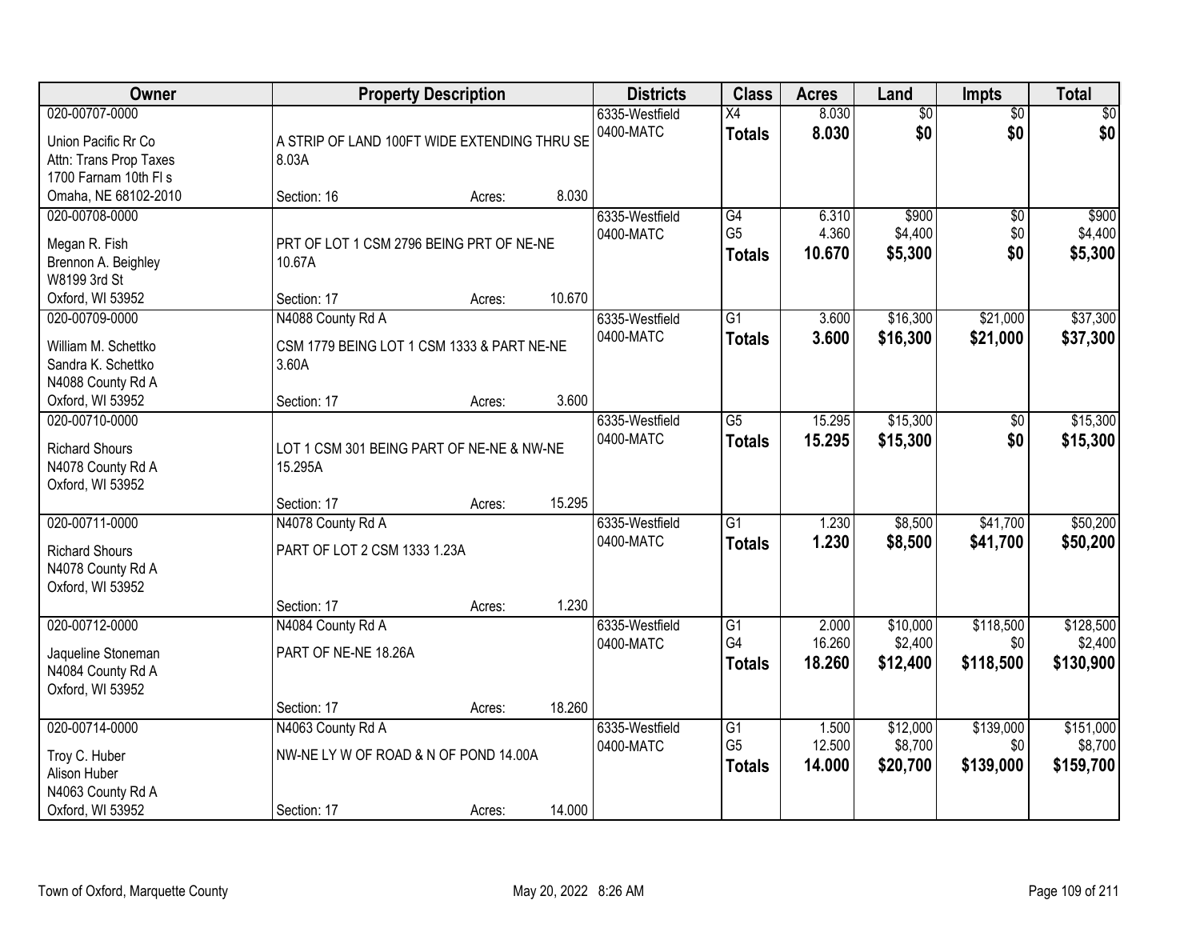| Owner | Property Description | | | Districts | Class | Acres | Land | Impts | Total |
|---|---|---|---|---|---|---|---|---|---|
| 020-00707-0000 | | | | 6335-Westfield | X4 | 8.030 | $0 | $0 | $0 |
| Union Pacific Rr Co<br>Attn: Trans Prop Taxes<br>1700 Farnam 10th Fl s<br>Omaha, NE 68102-2010 | A STRIP OF LAND 100FT WIDE EXTENDING THRU SE 8.03A | | | 0400-MATC | **Totals** | **8.030** | **$0** | **$0** | **$0** |
| | Section: 16 | Acres: | 8.030 | | | | | | |
| 020-00708-0000 | | | | 6335-Westfield | G4 | 6.310 | $900 | $0 | $900 |
| Megan R. Fish<br>Brennon A. Beighley<br>W8199 3rd St<br>Oxford, WI 53952 | PRT OF LOT 1 CSM 2796 BEING PRT OF NE-NE 10.67A | | | 0400-MATC | G5 | 4.360 | $4,400 | $0 | $4,400 |
| | | | | | **Totals** | **10.670** | **$5,300** | **$0** | **$5,300** |
| | Section: 17 | Acres: | 10.670 | | | | | | |
| 020-00709-0000 | N4088 County Rd A | | | 6335-Westfield | G1 | 3.600 | $16,300 | $21,000 | $37,300 |
| William M. Schettko<br>Sandra K. Schettko<br>N4088 County Rd A<br>Oxford, WI 53952 | CSM 1779 BEING LOT 1 CSM 1333 & PART NE-NE 3.60A | | | 0400-MATC | **Totals** | **3.600** | **$16,300** | **$21,000** | **$37,300** |
| | Section: 17 | Acres: | 3.600 | | | | | | |
| 020-00710-0000 | | | | 6335-Westfield | G5 | 15.295 | $15,300 | $0 | $15,300 |
| Richard Shours<br>N4078 County Rd A<br>Oxford, WI 53952 | LOT 1 CSM 301 BEING PART OF NE-NE & NW-NE 15.295A | | | 0400-MATC | **Totals** | **15.295** | **$15,300** | **$0** | **$15,300** |
| | Section: 17 | Acres: | 15.295 | | | | | | |
| 020-00711-0000 | N4078 County Rd A | | | 6335-Westfield | G1 | 1.230 | $8,500 | $41,700 | $50,200 |
| Richard Shours<br>N4078 County Rd A<br>Oxford, WI 53952 | PART OF LOT 2 CSM 1333 1.23A | | | 0400-MATC | **Totals** | **1.230** | **$8,500** | **$41,700** | **$50,200** |
| | Section: 17 | Acres: | 1.230 | | | | | | |
| 020-00712-0000 | N4084 County Rd A | | | 6335-Westfield | G1 | 2.000 | $10,000 | $118,500 | $128,500 |
| Jaqueline Stoneman<br>N4084 County Rd A<br>Oxford, WI 53952 | PART OF NE-NE 18.26A | | | 0400-MATC | G4 | 16.260 | $2,400 | $0 | $2,400 |
| | | | | | **Totals** | **18.260** | **$12,400** | **$118,500** | **$130,900** |
| | Section: 17 | Acres: | 18.260 | | | | | | |
| 020-00714-0000 | N4063 County Rd A | | | 6335-Westfield | G1 | 1.500 | $12,000 | $139,000 | $151,000 |
| Troy C. Huber<br>Alison Huber<br>N4063 County Rd A<br>Oxford, WI 53952 | NW-NE LY W OF ROAD & N OF POND 14.00A | | | 0400-MATC | G5 | 12.500 | $8,700 | $0 | $8,700 |
| | | | | | **Totals** | **14.000** | **$20,700** | **$139,000** | **$159,700** |
| | Section: 17 | Acres: | 14.000 | | | | | | |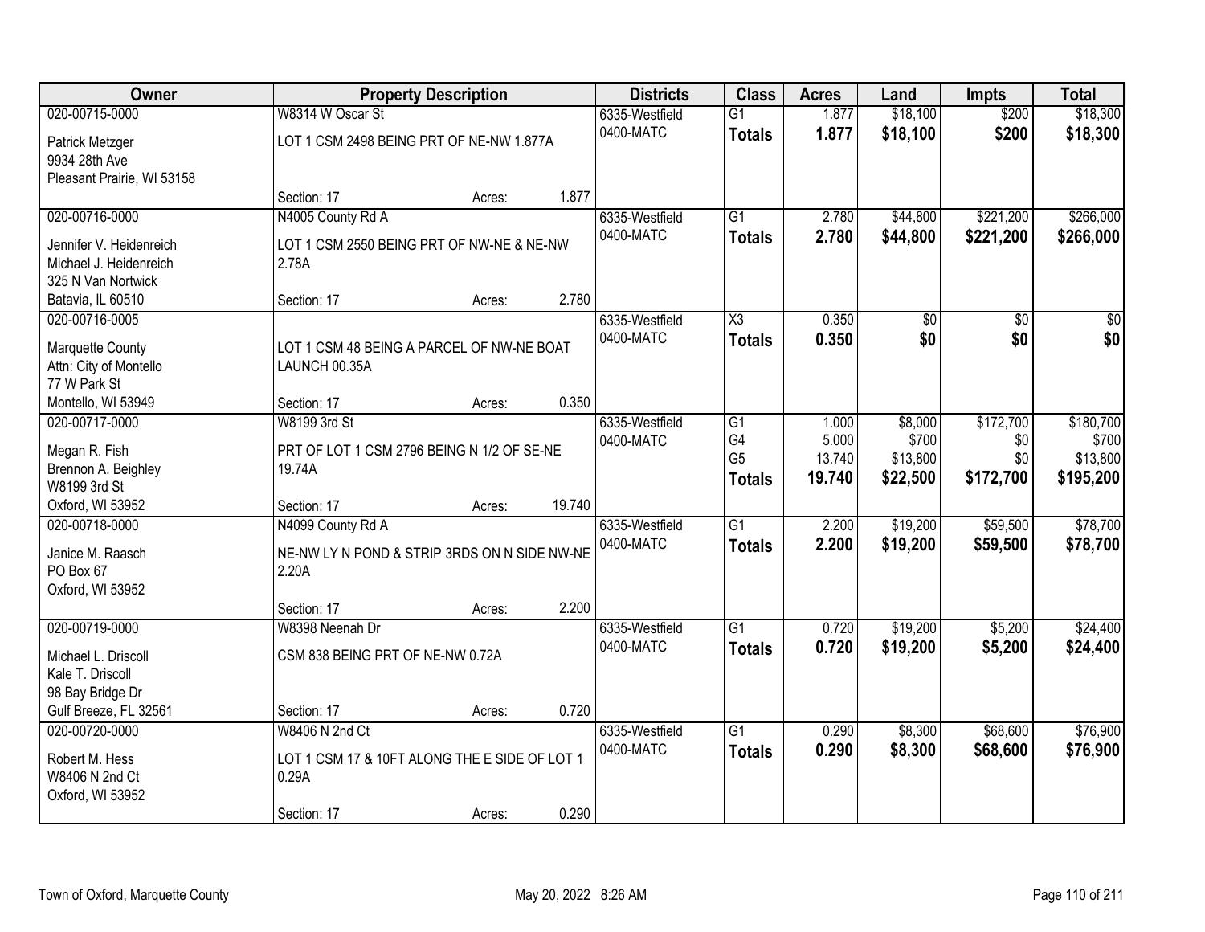| Owner | Property Description | Districts | Class | Acres | Land | Impts | Total |
|---|---|---|---|---|---|---|---|
| 020-00715-0000<br>Patrick Metzger<br>9934 28th Ave<br>Pleasant Prairie, WI 53158 | W8314 W Oscar St<br>LOT 1 CSM 2498 BEING PRT OF NE-NW 1.877A<br>Section: 17 Acres: 1.877 | 6335-Westfield<br>0400-MATC | G1<br>**Totals** | 1.877<br>**1.877** | $18,100<br>**$18,100** | $200<br>**$200** | $18,300<br>**$18,300** |
| 020-00716-0000<br>Jennifer V. Heidenreich<br>Michael J. Heidenreich<br>325 N Van Nortwick<br>Batavia, IL 60510 | N4005 County Rd A<br>LOT 1 CSM 2550 BEING PRT OF NW-NE & NE-NW 2.78A<br>Section: 17 Acres: 2.780 | 6335-Westfield<br>0400-MATC | G1<br>**Totals** | 2.780<br>**2.780** | $44,800<br>**$44,800** | $221,200<br>**$221,200** | $266,000<br>**$266,000** |
| 020-00716-0005<br>Marquette County<br>Attn: City of Montello<br>77 W Park St<br>Montello, WI 53949 | LOT 1 CSM 48 BEING A PARCEL OF NW-NE BOAT LAUNCH 00.35A<br>Section: 17 Acres: 0.350 | 6335-Westfield<br>0400-MATC | X3<br>**Totals** | 0.350<br>**0.350** | $0<br>**$0** | $0<br>**$0** | $0<br>**$0** |
| 020-00717-0000<br>Megan R. Fish<br>Brennon A. Beighley<br>W8199 3rd St<br>Oxford, WI 53952 | W8199 3rd St<br>PRT OF LOT 1 CSM 2796 BEING N 1/2 OF SE-NE 19.74A<br>Section: 17 Acres: 19.740 | 6335-Westfield<br>0400-MATC | G1<br>G4<br>G5<br>**Totals** | 1.000<br>5.000<br>13.740<br>**19.740** | $8,000<br>$700<br>$13,800<br>**$22,500** | $172,700<br>$0<br>$0<br>**$172,700** | $180,700<br>$700<br>$13,800<br>**$195,200** |
| 020-00718-0000<br>Janice M. Raasch<br>PO Box 67<br>Oxford, WI 53952 | N4099 County Rd A<br>NE-NW LY N POND & STRIP 3RDS ON N SIDE NW-NE 2.20A<br>Section: 17 Acres: 2.200 | 6335-Westfield<br>0400-MATC | G1<br>**Totals** | 2.200<br>**2.200** | $19,200<br>**$19,200** | $59,500<br>**$59,500** | $78,700<br>**$78,700** |
| 020-00719-0000<br>Michael L. Driscoll<br>Kale T. Driscoll<br>98 Bay Bridge Dr<br>Gulf Breeze, FL 32561 | W8398 Neenah Dr<br>CSM 838 BEING PRT OF NE-NW 0.72A<br>Section: 17 Acres: 0.720 | 6335-Westfield<br>0400-MATC | G1<br>**Totals** | 0.720<br>**0.720** | $19,200<br>**$19,200** | $5,200<br>**$5,200** | $24,400<br>**$24,400** |
| 020-00720-0000<br>Robert M. Hess<br>W8406 N 2nd Ct<br>Oxford, WI 53952 | W8406 N 2nd Ct<br>LOT 1 CSM 17 & 10FT ALONG THE E SIDE OF LOT 1 0.29A<br>Section: 17 Acres: 0.290 | 6335-Westfield<br>0400-MATC | G1<br>**Totals** | 0.290<br>**0.290** | $8,300<br>**$8,300** | $68,600<br>**$68,600** | $76,900<br>**$76,900** |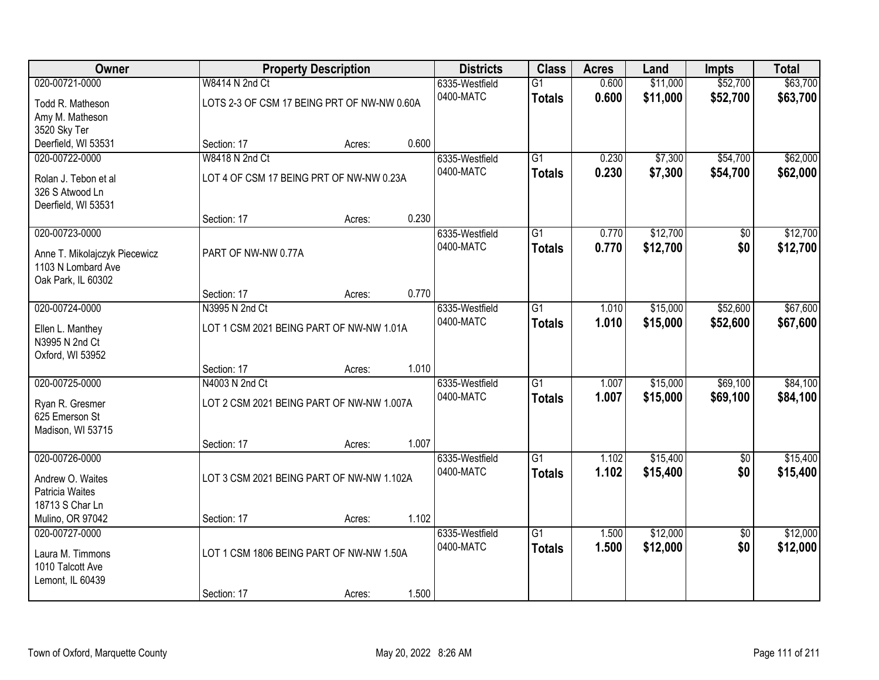| Owner | Property Description | | | Districts | Class | Acres | Land | Impts | Total |
|---|---|---|---|---|---|---|---|---|---|
| 020-00721-0000 | W8414 N 2nd Ct | | | 6335-Westfield | G1 | 0.600 | $11,000 | $52,700 | $63,700 |
| Todd R. Matheson<br>Amy M. Matheson<br>3520 Sky Ter<br>Deerfield, WI 53531 | LOTS 2-3 OF CSM 17 BEING PRT OF NW-NW 0.60A | | | 0400-MATC | **Totals** | **0.600** | **$11,000** | **$52,700** | **$63,700** |
| | Section: 17 | Acres: | 0.600 | | | | | | |
| 020-00722-0000 | W8418 N 2nd Ct | | | 6335-Westfield | G1 | 0.230 | $7,300 | $54,700 | $62,000 |
| Rolan J. Tebon et al<br>326 S Atwood Ln<br>Deerfield, WI 53531 | LOT 4 OF CSM 17 BEING PRT OF NW-NW 0.23A | | | 0400-MATC | **Totals** | **0.230** | **$7,300** | **$54,700** | **$62,000** |
| | Section: 17 | Acres: | 0.230 | | | | | | |
| 020-00723-0000 | | | | 6335-Westfield | G1 | 0.770 | $12,700 | $0 | $12,700 |
| Anne T. Mikolajczyk Piecewicz<br>1103 N Lombard Ave<br>Oak Park, IL 60302 | PART OF NW-NW 0.77A | | | 0400-MATC | **Totals** | **0.770** | **$12,700** | **$0** | **$12,700** |
| | Section: 17 | Acres: | 0.770 | | | | | | |
| 020-00724-0000 | N3995 N 2nd Ct | | | 6335-Westfield | G1 | 1.010 | $15,000 | $52,600 | $67,600 |
| Ellen L. Manthey<br>N3995 N 2nd Ct<br>Oxford, WI 53952 | LOT 1 CSM 2021 BEING PART OF NW-NW 1.01A | | | 0400-MATC | **Totals** | **1.010** | **$15,000** | **$52,600** | **$67,600** |
| | Section: 17 | Acres: | 1.010 | | | | | | |
| 020-00725-0000 | N4003 N 2nd Ct | | | 6335-Westfield | G1 | 1.007 | $15,000 | $69,100 | $84,100 |
| Ryan R. Gresmer<br>625 Emerson St<br>Madison, WI 53715 | LOT 2 CSM 2021 BEING PART OF NW-NW 1.007A | | | 0400-MATC | **Totals** | **1.007** | **$15,000** | **$69,100** | **$84,100** |
| | Section: 17 | Acres: | 1.007 | | | | | | |
| 020-00726-0000 | | | | 6335-Westfield | G1 | 1.102 | $15,400 | $0 | $15,400 |
| Andrew O. Waites<br>Patricia Waites<br>18713 S Char Ln<br>Mulino, OR 97042 | LOT 3 CSM 2021 BEING PART OF NW-NW 1.102A | | | 0400-MATC | **Totals** | **1.102** | **$15,400** | **$0** | **$15,400** |
| | Section: 17 | Acres: | 1.102 | | | | | | |
| 020-00727-0000 | | | | 6335-Westfield | G1 | 1.500 | $12,000 | $0 | $12,000 |
| Laura M. Timmons<br>1010 Talcott Ave<br>Lemont, IL 60439 | LOT 1 CSM 1806 BEING PART OF NW-NW 1.50A | | | 0400-MATC | **Totals** | **1.500** | **$12,000** | **$0** | **$12,000** |
| | Section: 17 | Acres: | 1.500 | | | | | | |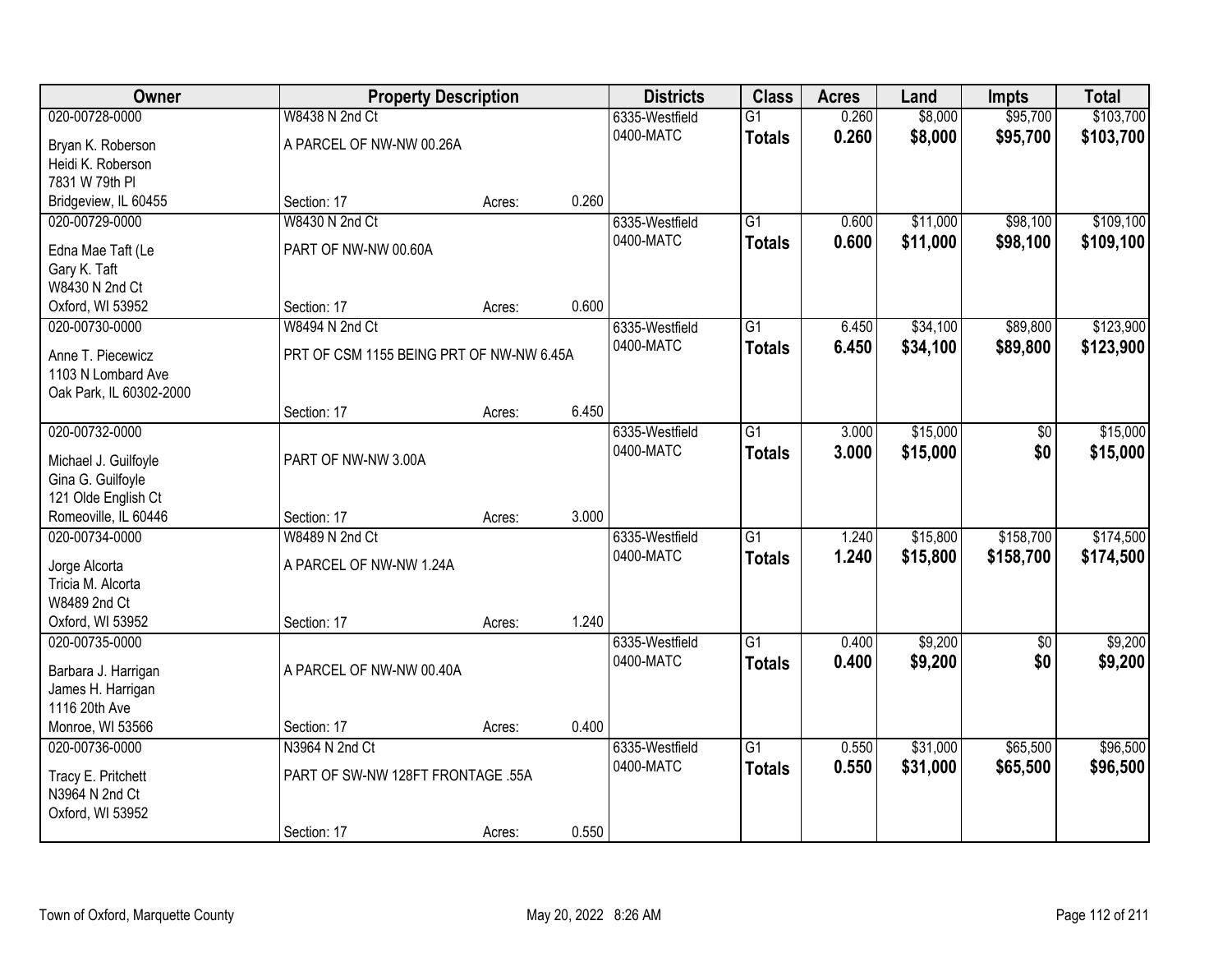| Owner | Property Description | | | Districts | Class | Acres | Land | Impts | Total |
|---|---|---|---|---|---|---|---|---|---|
| 020-00728-0000 | W8438 N 2nd Ct | | | 6335-Westfield | G1 | 0.260 | $8,000 | $95,700 | $103,700 |
| Bryan K. Roberson<br>Heidi K. Roberson<br>7831 W 79th Pl<br>Bridgeview, IL 60455 | A PARCEL OF NW-NW 00.26A | | | 0400-MATC | **Totals** | **0.260** | **$8,000** | **$95,700** | **$103,700** |
| | Section: 17 | Acres: | 0.260 | | | | | | |
| 020-00729-0000 | W8430 N 2nd Ct | | | 6335-Westfield | G1 | 0.600 | $11,000 | $98,100 | $109,100 |
| Edna Mae Taft (Le<br>Gary K. Taft<br>W8430 N 2nd Ct<br>Oxford, WI 53952 | PART OF NW-NW 00.60A | | | 0400-MATC | **Totals** | **0.600** | **$11,000** | **$98,100** | **$109,100** |
| | Section: 17 | Acres: | 0.600 | | | | | | |
| 020-00730-0000 | W8494 N 2nd Ct | | | 6335-Westfield | G1 | 6.450 | $34,100 | $89,800 | $123,900 |
| Anne T. Piecewicz<br>1103 N Lombard Ave<br>Oak Park, IL 60302-2000 | PRT OF CSM 1155 BEING PRT OF NW-NW 6.45A | | | 0400-MATC | **Totals** | **6.450** | **$34,100** | **$89,800** | **$123,900** |
| | Section: 17 | Acres: | 6.450 | | | | | | |
| 020-00732-0000 | | | | 6335-Westfield | G1 | 3.000 | $15,000 | $0 | $15,000 |
| Michael J. Guilfoyle<br>Gina G. Guilfoyle<br>121 Olde English Ct<br>Romeoville, IL 60446 | PART OF NW-NW 3.00A | | | 0400-MATC | **Totals** | **3.000** | **$15,000** | **$0** | **$15,000** |
| | Section: 17 | Acres: | 3.000 | | | | | | |
| 020-00734-0000 | W8489 N 2nd Ct | | | 6335-Westfield | G1 | 1.240 | $15,800 | $158,700 | $174,500 |
| Jorge Alcorta<br>Tricia M. Alcorta<br>W8489 2nd Ct<br>Oxford, WI 53952 | A PARCEL OF NW-NW 1.24A | | | 0400-MATC | **Totals** | **1.240** | **$15,800** | **$158,700** | **$174,500** |
| | Section: 17 | Acres: | 1.240 | | | | | | |
| 020-00735-0000 | | | | 6335-Westfield | G1 | 0.400 | $9,200 | $0 | $9,200 |
| Barbara J. Harrigan<br>James H. Harrigan<br>1116 20th Ave<br>Monroe, WI 53566 | A PARCEL OF NW-NW 00.40A | | | 0400-MATC | **Totals** | **0.400** | **$9,200** | **$0** | **$9,200** |
| | Section: 17 | Acres: | 0.400 | | | | | | |
| 020-00736-0000 | N3964 N 2nd Ct | | | 6335-Westfield | G1 | 0.550 | $31,000 | $65,500 | $96,500 |
| Tracy E. Pritchett<br>N3964 N 2nd Ct<br>Oxford, WI 53952 | PART OF SW-NW 128FT FRONTAGE .55A | | | 0400-MATC | **Totals** | **0.550** | **$31,000** | **$65,500** | **$96,500** |
| | Section: 17 | Acres: | 0.550 | | | | | | |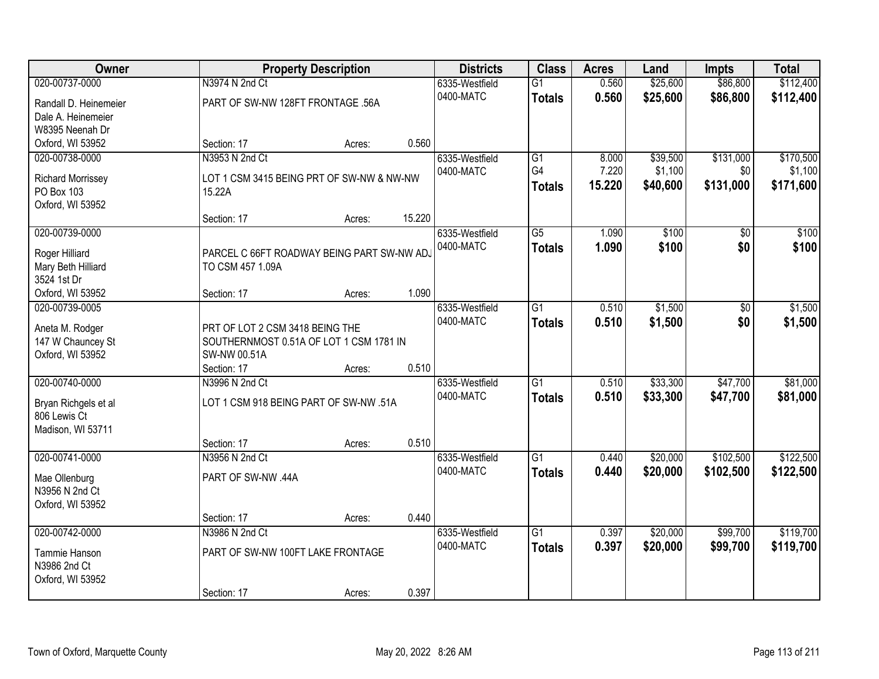| Owner | Property Description | | | Districts | Class | Acres | Land | Impts | Total |
|---|---|---|---|---|---|---|---|---|---|
| 020-00737-0000 | N3974 N 2nd Ct | | | 6335-Westfield | G1 | 0.560 | $25,600 | $86,800 | $112,400 |
| Randall D. Heinemeier<br>Dale A. Heinemeier<br>W8395 Neenah Dr<br>Oxford, WI 53952 | PART OF SW-NW 128FT FRONTAGE .56A | | | 0400-MATC | **Totals** | **0.560** | **$25,600** | **$86,800** | **$112,400** |
| | Section: 17 | Acres: | 0.560 | | | | | | |
| 020-00738-0000 | N3953 N 2nd Ct | | | 6335-Westfield | G1 | 8.000 | $39,500 | $131,000 | $170,500 |
| Richard Morrissey<br>PO Box 103<br>Oxford, WI 53952 | LOT 1 CSM 3415 BEING PRT OF SW-NW & NW-NW 15.22A | | | 0400-MATC | G4 | 7.220 | $1,100 | $0 | $1,100 |
| | | | | | **Totals** | **15.220** | **$40,600** | **$131,000** | **$171,600** |
| | Section: 17 | Acres: | 15.220 | | | | | | |
| 020-00739-0000 | | | | 6335-Westfield | G5 | 1.090 | $100 | $0 | $100 |
| Roger Hilliard<br>Mary Beth Hilliard<br>3524 1st Dr<br>Oxford, WI 53952 | PARCEL C 66FT ROADWAY BEING PART SW-NW ADJ TO CSM 457 1.09A | | | 0400-MATC | **Totals** | **1.090** | **$100** | **$0** | **$100** |
| | Section: 17 | Acres: | 1.090 | | | | | | |
| 020-00739-0005 | | | | 6335-Westfield | G1 | 0.510 | $1,500 | $0 | $1,500 |
| Aneta M. Rodger<br>147 W Chauncey St<br>Oxford, WI 53952 | PRT OF LOT 2 CSM 3418 BEING THE SOUTHERNMOST 0.51A OF LOT 1 CSM 1781 IN SW-NW 00.51A | | | 0400-MATC | **Totals** | **0.510** | **$1,500** | **$0** | **$1,500** |
| | Section: 17 | Acres: | 0.510 | | | | | | |
| 020-00740-0000 | N3996 N 2nd Ct | | | 6335-Westfield | G1 | 0.510 | $33,300 | $47,700 | $81,000 |
| Bryan Richgels et al<br>806 Lewis Ct<br>Madison, WI 53711 | LOT 1 CSM 918 BEING PART OF SW-NW .51A | | | 0400-MATC | **Totals** | **0.510** | **$33,300** | **$47,700** | **$81,000** |
| | Section: 17 | Acres: | 0.510 | | | | | | |
| 020-00741-0000 | N3956 N 2nd Ct | | | 6335-Westfield | G1 | 0.440 | $20,000 | $102,500 | $122,500 |
| Mae Ollenburg<br>N3956 N 2nd Ct<br>Oxford, WI 53952 | PART OF SW-NW .44A | | | 0400-MATC | **Totals** | **0.440** | **$20,000** | **$102,500** | **$122,500** |
| | Section: 17 | Acres: | 0.440 | | | | | | |
| 020-00742-0000 | N3986 N 2nd Ct | | | 6335-Westfield | G1 | 0.397 | $20,000 | $99,700 | $119,700 |
| Tammie Hanson<br>N3986 2nd Ct<br>Oxford, WI 53952 | PART OF SW-NW 100FT LAKE FRONTAGE | | | 0400-MATC | **Totals** | **0.397** | **$20,000** | **$99,700** | **$119,700** |
| | Section: 17 | Acres: | 0.397 | | | | | | |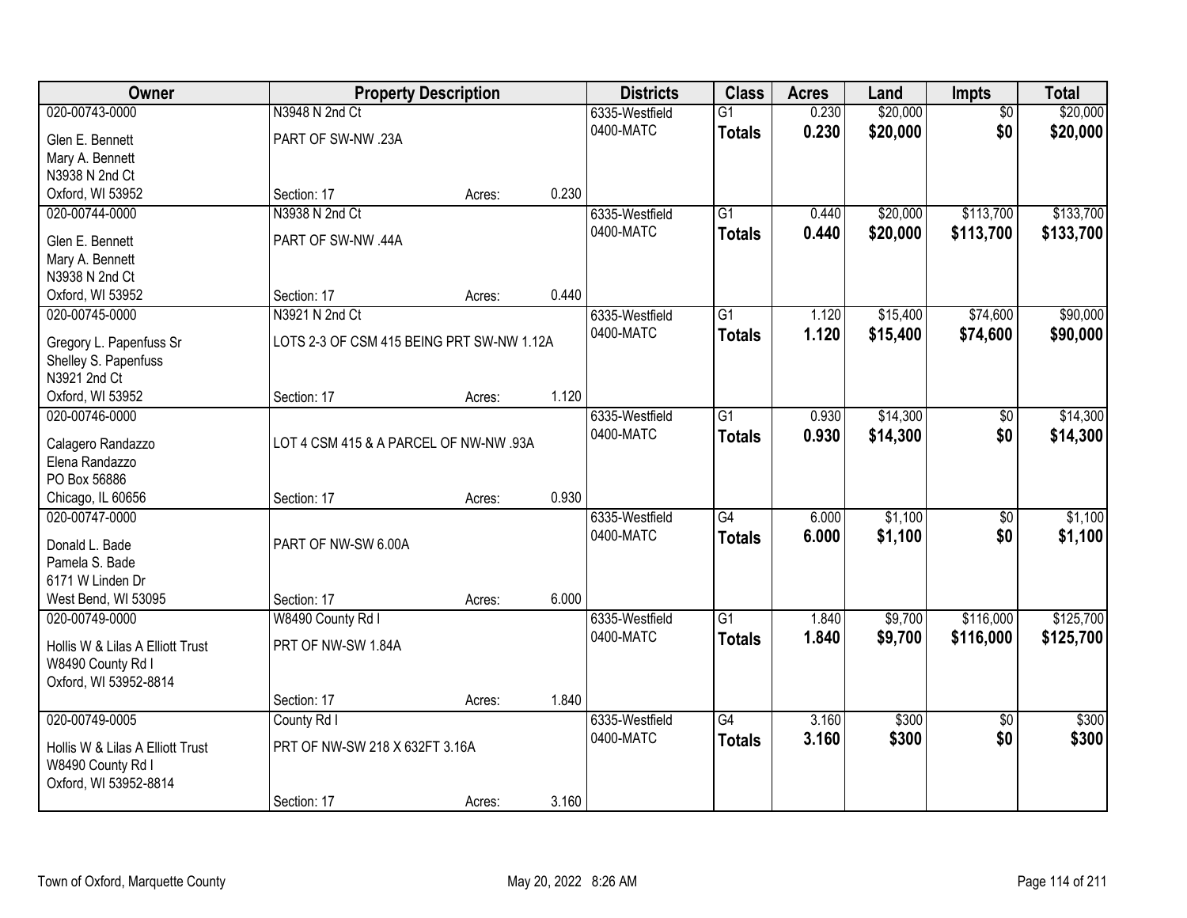| Owner | Property Description | | | Districts | Class | Acres | Land | Impts | Total |
|---|---|---|---|---|---|---|---|---|---|
| 020-00743-0000 | N3948 N 2nd Ct | | | 6335-Westfield | G1 | 0.230 | \$20,000 | \$0 | \$20,000 |
| Glen E. Bennett<br>Mary A. Bennett<br>N3938 N 2nd Ct<br>Oxford, WI 53952 | PART OF SW-NW .23A | | | 0400-MATC | **Totals** | **0.230** | **\$20,000** | **\$0** | **\$20,000** |
| | Section: 17 | Acres: | 0.230 | | | | | | |
| 020-00744-0000 | N3938 N 2nd Ct | | | 6335-Westfield | G1 | 0.440 | \$20,000 | \$113,700 | \$133,700 |
| Glen E. Bennett<br>Mary A. Bennett<br>N3938 N 2nd Ct<br>Oxford, WI 53952 | PART OF SW-NW .44A | | | 0400-MATC | **Totals** | **0.440** | **\$20,000** | **\$113,700** | **\$133,700** |
| | Section: 17 | Acres: | 0.440 | | | | | | |
| 020-00745-0000 | N3921 N 2nd Ct | | | 6335-Westfield | G1 | 1.120 | \$15,400 | \$74,600 | \$90,000 |
| Gregory L. Papenfuss Sr<br>Shelley S. Papenfuss<br>N3921 2nd Ct<br>Oxford, WI 53952 | LOTS 2-3 OF CSM 415 BEING PRT SW-NW 1.12A | | | 0400-MATC | **Totals** | **1.120** | **\$15,400** | **\$74,600** | **\$90,000** |
| | Section: 17 | Acres: | 1.120 | | | | | | |
| 020-00746-0000 | | | | 6335-Westfield | G1 | 0.930 | \$14,300 | \$0 | \$14,300 |
| Calagero Randazzo<br>Elena Randazzo<br>PO Box 56886<br>Chicago, IL 60656 | LOT 4 CSM 415 & A PARCEL OF NW-NW .93A | | | 0400-MATC | **Totals** | **0.930** | **\$14,300** | **\$0** | **\$14,300** |
| | Section: 17 | Acres: | 0.930 | | | | | | |
| 020-00747-0000 | | | | 6335-Westfield | G4 | 6.000 | \$1,100 | \$0 | \$1,100 |
| Donald L. Bade<br>Pamela S. Bade<br>6171 W Linden Dr<br>West Bend, WI 53095 | PART OF NW-SW 6.00A | | | 0400-MATC | **Totals** | **6.000** | **\$1,100** | **\$0** | **\$1,100** |
| | Section: 17 | Acres: | 6.000 | | | | | | |
| 020-00749-0000 | W8490 County Rd I | | | 6335-Westfield | G1 | 1.840 | \$9,700 | \$116,000 | \$125,700 |
| Hollis W & Lilas A Elliott Trust<br>W8490 County Rd I<br>Oxford, WI 53952-8814 | PRT OF NW-SW 1.84A | | | 0400-MATC | **Totals** | **1.840** | **\$9,700** | **\$116,000** | **\$125,700** |
| | Section: 17 | Acres: | 1.840 | | | | | | |
| 020-00749-0005 | County Rd I | | | 6335-Westfield | G4 | 3.160 | \$300 | \$0 | \$300 |
| Hollis W & Lilas A Elliott Trust<br>W8490 County Rd I<br>Oxford, WI 53952-8814 | PRT OF NW-SW 218 X 632FT 3.16A | | | 0400-MATC | **Totals** | **3.160** | **\$300** | **\$0** | **\$300** |
| | Section: 17 | Acres: | 3.160 | | | | | | |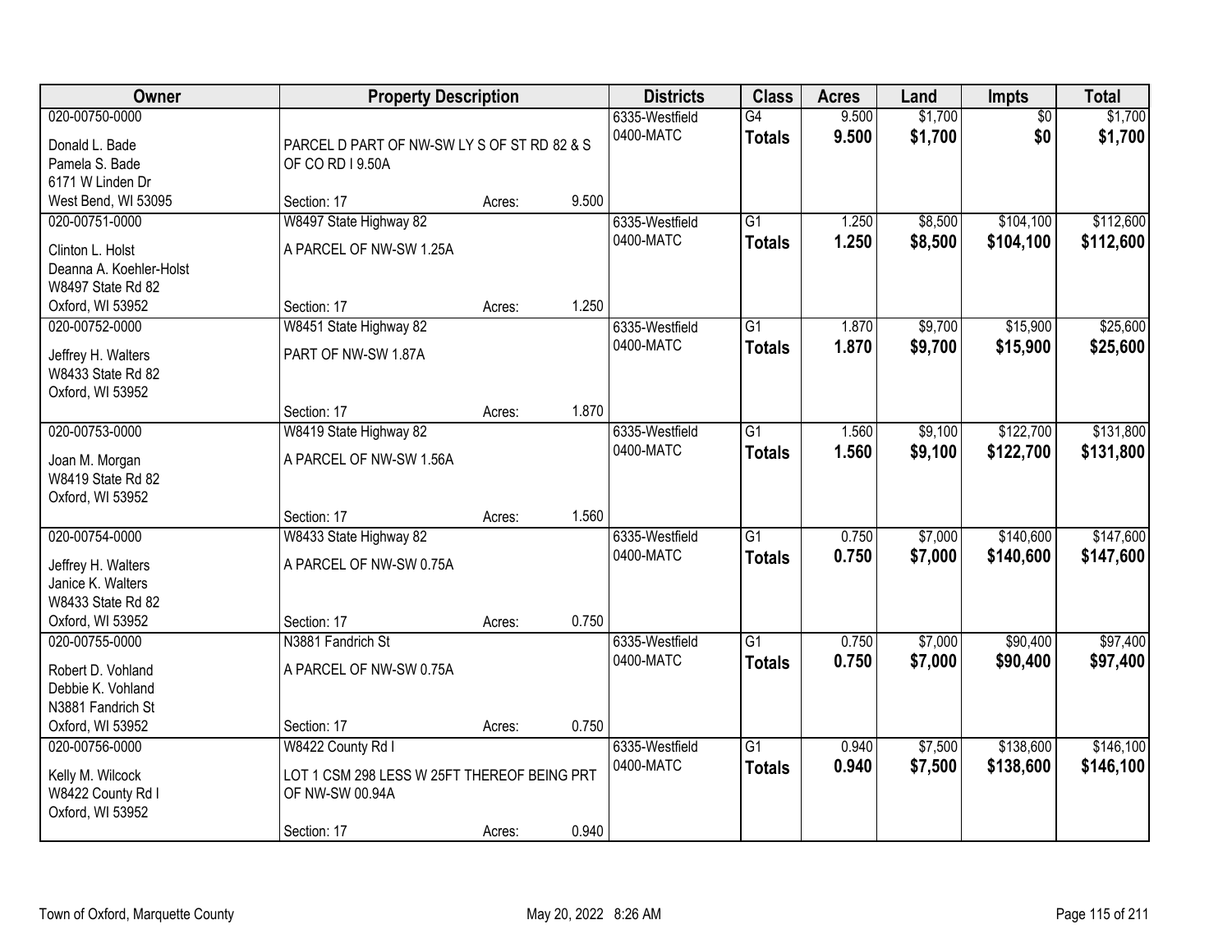| Owner | Property Description | | | Districts | Class | Acres | Land | Impts | Total |
|---|---|---|---|---|---|---|---|---|---|
| 020-00750-0000<br>Donald L. Bade<br>Pamela S. Bade<br>6171 W Linden Dr<br>West Bend, WI 53095 | PARCEL D PART OF NW-SW LY S OF ST RD 82 & S OF CO RD I 9.50A<br>Section: 17 | Acres: | 9.500 | 6335-Westfield<br>0400-MATC | G4<br>**Totals** | 9.500<br>**9.500** | $1,700<br>**$1,700** | $0<br>**$0** | $1,700<br>**$1,700** |
| 020-00751-0000<br>Clinton L. Holst<br>Deanna A. Koehler-Holst<br>W8497 State Rd 82<br>Oxford, WI 53952 | W8497 State Highway 82<br>A PARCEL OF NW-SW 1.25A<br>Section: 17 | Acres: | 1.250 | 6335-Westfield<br>0400-MATC | G1<br>**Totals** | 1.250<br>**1.250** | $8,500<br>**$8,500** | $104,100<br>**$104,100** | $112,600<br>**$112,600** |
| 020-00752-0000<br>Jeffrey H. Walters<br>W8433 State Rd 82<br>Oxford, WI 53952 | W8451 State Highway 82<br>PART OF NW-SW 1.87A<br>Section: 17 | Acres: | 1.870 | 6335-Westfield<br>0400-MATC | G1<br>**Totals** | 1.870<br>**1.870** | $9,700<br>**$9,700** | $15,900<br>**$15,900** | $25,600<br>**$25,600** |
| 020-00753-0000<br>Joan M. Morgan<br>W8419 State Rd 82<br>Oxford, WI 53952 | W8419 State Highway 82<br>A PARCEL OF NW-SW 1.56A<br>Section: 17 | Acres: | 1.560 | 6335-Westfield<br>0400-MATC | G1<br>**Totals** | 1.560<br>**1.560** | $9,100<br>**$9,100** | $122,700<br>**$122,700** | $131,800<br>**$131,800** |
| 020-00754-0000<br>Jeffrey H. Walters<br>Janice K. Walters<br>W8433 State Rd 82<br>Oxford, WI 53952 | W8433 State Highway 82<br>A PARCEL OF NW-SW 0.75A<br>Section: 17 | Acres: | 0.750 | 6335-Westfield<br>0400-MATC | G1<br>**Totals** | 0.750<br>**0.750** | $7,000<br>**$7,000** | $140,600<br>**$140,600** | $147,600<br>**$147,600** |
| 020-00755-0000<br>Robert D. Vohland<br>Debbie K. Vohland<br>N3881 Fandrich St<br>Oxford, WI 53952 | N3881 Fandrich St<br>A PARCEL OF NW-SW 0.75A<br>Section: 17 | Acres: | 0.750 | 6335-Westfield<br>0400-MATC | G1<br>**Totals** | 0.750<br>**0.750** | $7,000<br>**$7,000** | $90,400<br>**$90,400** | $97,400<br>**$97,400** |
| 020-00756-0000<br>Kelly M. Wilcock<br>W8422 County Rd I<br>Oxford, WI 53952 | W8422 County Rd I<br>LOT 1 CSM 298 LESS W 25FT THEREOF BEING PRT OF NW-SW 00.94A<br>Section: 17 | Acres: | 0.940 | 6335-Westfield<br>0400-MATC | G1<br>**Totals** | 0.940<br>**0.940** | $7,500<br>**$7,500** | $138,600<br>**$138,600** | $146,100<br>**$146,100** |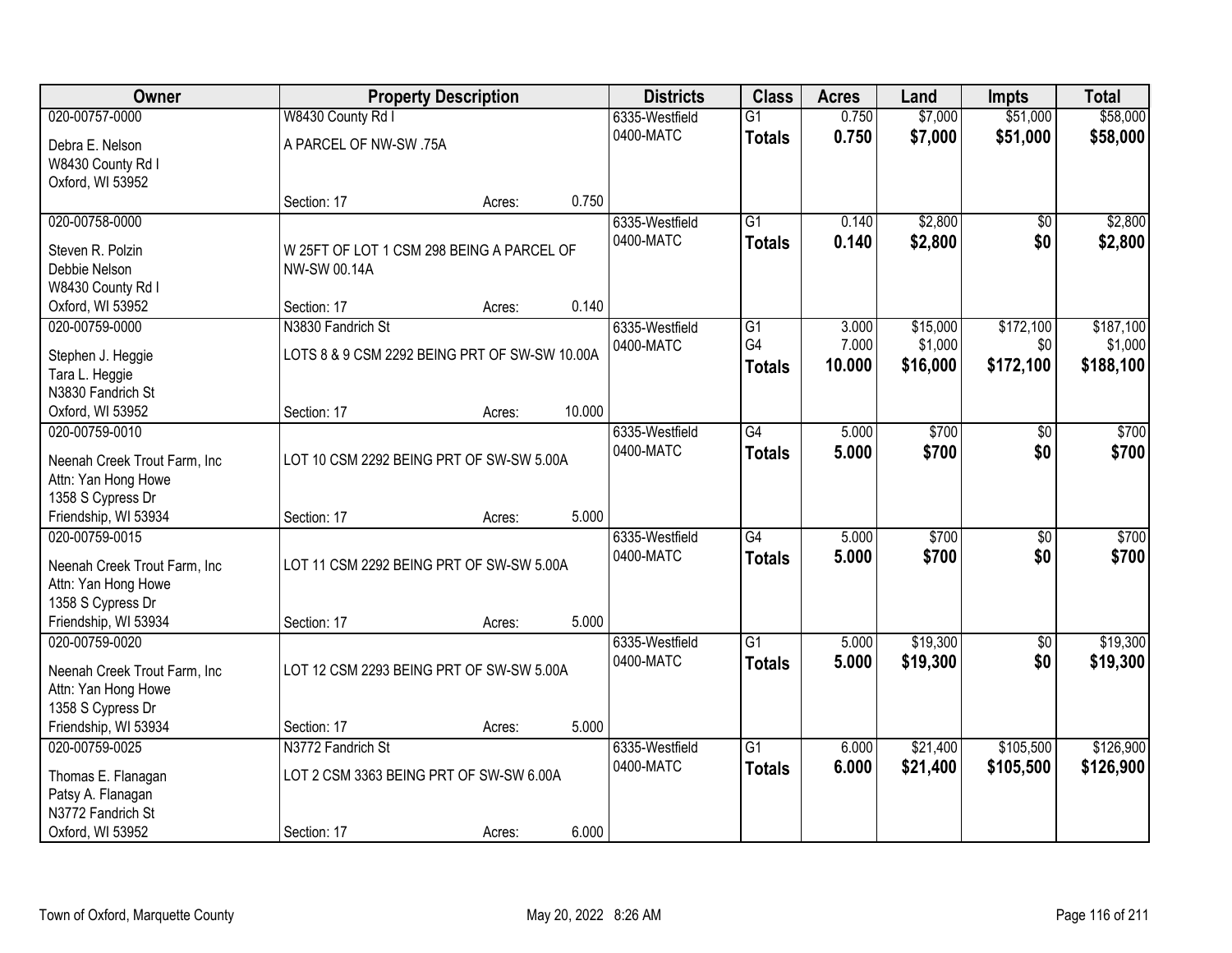| Owner | Property Description | Districts | Class | Acres | Land | Impts | Total |
|---|---|---|---|---|---|---|---|
| 020-00757-0000<br>Debra E. Nelson<br>W8430 County Rd I<br>Oxford, WI 53952 | W8430 County Rd I<br>A PARCEL OF NW-SW .75A<br>Section: 17 Acres: 0.750 | 6335-Westfield<br>0400-MATC | G1<br>**Totals** | 0.750<br>**0.750** | $7,000<br>**$7,000** | $51,000<br>**$51,000** | $58,000<br>**$58,000** |
| 020-00758-0000<br>Steven R. Polzin<br>Debbie Nelson<br>W8430 County Rd I<br>Oxford, WI 53952 | W 25FT OF LOT 1 CSM 298 BEING A PARCEL OF NW-SW 00.14A<br>Section: 17 Acres: 0.140 | 6335-Westfield<br>0400-MATC | G1<br>**Totals** | 0.140<br>**0.140** | $2,800<br>**$2,800** | $0<br>**$0** | $2,800<br>**$2,800** |
| 020-00759-0000<br>Stephen J. Heggie<br>Tara L. Heggie<br>N3830 Fandrich St<br>Oxford, WI 53952 | N3830 Fandrich St<br>LOTS 8 & 9 CSM 2292 BEING PRT OF SW-SW 10.00A<br>Section: 17 Acres: 10.000 | 6335-Westfield<br>0400-MATC | G1<br>G4<br>**Totals** | 3.000<br>7.000<br>**10.000** | $15,000<br>$1,000<br>**$16,000** | $172,100<br>$0<br>**$172,100** | $187,100<br>$1,000<br>**$188,100** |
| 020-00759-0010<br>Neenah Creek Trout Farm, Inc<br>Attn: Yan Hong Howe<br>1358 S Cypress Dr<br>Friendship, WI 53934 | LOT 10 CSM 2292 BEING PRT OF SW-SW 5.00A<br>Section: 17 Acres: 5.000 | 6335-Westfield<br>0400-MATC | G4<br>**Totals** | 5.000<br>**5.000** | $700<br>**$700** | $0<br>**$0** | $700<br>**$700** |
| 020-00759-0015<br>Neenah Creek Trout Farm, Inc<br>Attn: Yan Hong Howe<br>1358 S Cypress Dr<br>Friendship, WI 53934 | LOT 11 CSM 2292 BEING PRT OF SW-SW 5.00A<br>Section: 17 Acres: 5.000 | 6335-Westfield<br>0400-MATC | G4<br>**Totals** | 5.000<br>**5.000** | $700<br>**$700** | $0<br>**$0** | $700<br>**$700** |
| 020-00759-0020<br>Neenah Creek Trout Farm, Inc<br>Attn: Yan Hong Howe<br>1358 S Cypress Dr<br>Friendship, WI 53934 | LOT 12 CSM 2293 BEING PRT OF SW-SW 5.00A<br>Section: 17 Acres: 5.000 | 6335-Westfield<br>0400-MATC | G1<br>**Totals** | 5.000<br>**5.000** | $19,300<br>**$19,300** | $0<br>**$0** | $19,300<br>**$19,300** |
| 020-00759-0025<br>Thomas E. Flanagan<br>Patsy A. Flanagan<br>N3772 Fandrich St<br>Oxford, WI 53952 | N3772 Fandrich St<br>LOT 2 CSM 3363 BEING PRT OF SW-SW 6.00A<br>Section: 17 Acres: 6.000 | 6335-Westfield<br>0400-MATC | G1<br>**Totals** | 6.000<br>**6.000** | $21,400<br>**$21,400** | $105,500<br>**$105,500** | $126,900<br>**$126,900** |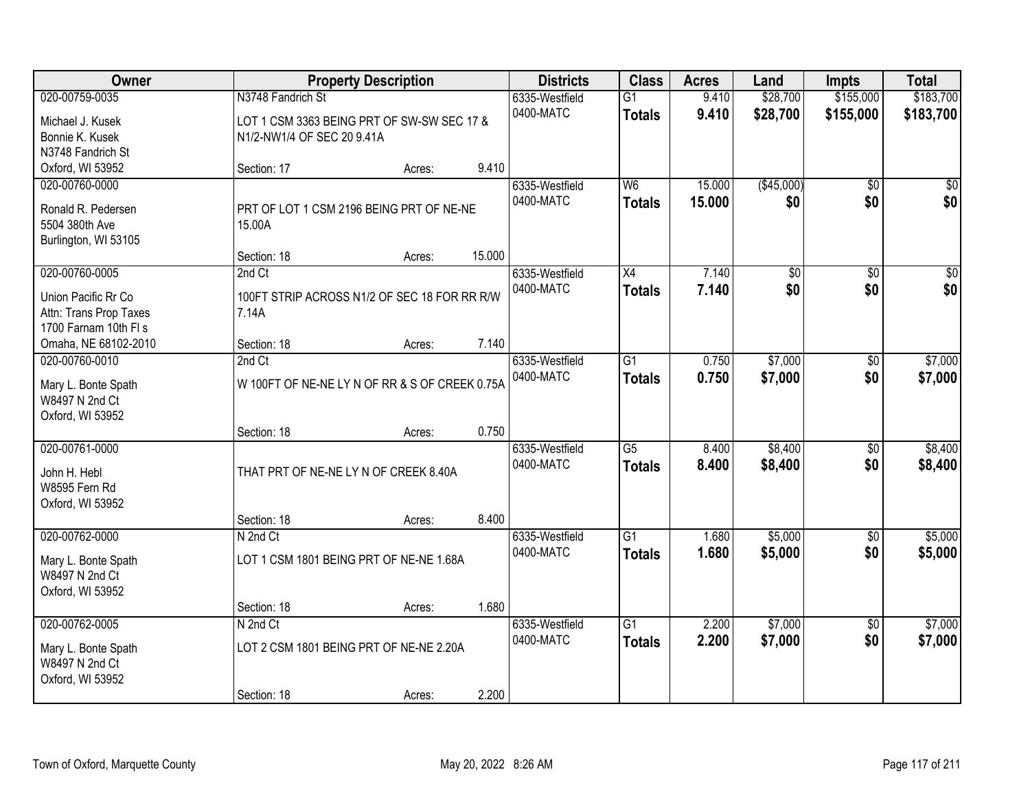| Owner | Property Description | Districts | Class | Acres | Land | Impts | Total |
|---|---|---|---|---|---|---|---|
| 020-00759-0035<br>Michael J. Kusek<br>Bonnie K. Kusek<br>N3748 Fandrich St<br>Oxford, WI 53952 | N3748 Fandrich St<br>LOT 1 CSM 3363 BEING PRT OF SW-SW SEC 17 & N1/2-NW1/4 OF SEC 20 9.41A<br>Section: 17 Acres: 9.410 | 6335-Westfield<br>0400-MATC | G1<br>**Totals** | 9.410<br>**9.410** | $28,700<br>**$28,700** | $155,000<br>**$155,000** | $183,700<br>**$183,700** |
| 020-00760-0000<br>Ronald R. Pedersen<br>5504 380th Ave<br>Burlington, WI 53105 | PRT OF LOT 1 CSM 2196 BEING PRT OF NE-NE 15.00A<br>Section: 18 Acres: 15.000 | 6335-Westfield<br>0400-MATC | W6<br>**Totals** | 15.000<br>**15.000** | ($45,000)<br>**$0** | $0<br>**$0** | $0<br>**$0** |
| 020-00760-0005<br>Union Pacific Rr Co<br>Attn: Trans Prop Taxes<br>1700 Farnam 10th Fl s<br>Omaha, NE 68102-2010 | 2nd Ct<br>100FT STRIP ACROSS N1/2 OF SEC 18 FOR RR R/W 7.14A<br>Section: 18 Acres: 7.140 | 6335-Westfield<br>0400-MATC | X4<br>**Totals** | 7.140<br>**7.140** | $0<br>**$0** | $0<br>**$0** | $0<br>**$0** |
| 020-00760-0010<br>Mary L. Bonte Spath<br>W8497 N 2nd Ct<br>Oxford, WI 53952 | 2nd Ct<br>W 100FT OF NE-NE LY N OF RR & S OF CREEK 0.75A<br>Section: 18 Acres: 0.750 | 6335-Westfield<br>0400-MATC | G1<br>**Totals** | 0.750<br>**0.750** | $7,000<br>**$7,000** | $0<br>**$0** | $7,000<br>**$7,000** |
| 020-00761-0000<br>John H. Hebl<br>W8595 Fern Rd<br>Oxford, WI 53952 | THAT PRT OF NE-NE LY N OF CREEK 8.40A<br>Section: 18 Acres: 8.400 | 6335-Westfield<br>0400-MATC | G5<br>**Totals** | 8.400<br>**8.400** | $8,400<br>**$8,400** | $0<br>**$0** | $8,400<br>**$8,400** |
| 020-00762-0000<br>Mary L. Bonte Spath<br>W8497 N 2nd Ct<br>Oxford, WI 53952 | N 2nd Ct<br>LOT 1 CSM 1801 BEING PRT OF NE-NE 1.68A<br>Section: 18 Acres: 1.680 | 6335-Westfield<br>0400-MATC | G1<br>**Totals** | 1.680<br>**1.680** | $5,000<br>**$5,000** | $0<br>**$0** | $5,000<br>**$5,000** |
| 020-00762-0005<br>Mary L. Bonte Spath<br>W8497 N 2nd Ct<br>Oxford, WI 53952 | N 2nd Ct<br>LOT 2 CSM 1801 BEING PRT OF NE-NE 2.20A<br>Section: 18 Acres: 2.200 | 6335-Westfield<br>0400-MATC | G1<br>**Totals** | 2.200<br>**2.200** | $7,000<br>**$7,000** | $0<br>**$0** | $7,000<br>**$7,000** |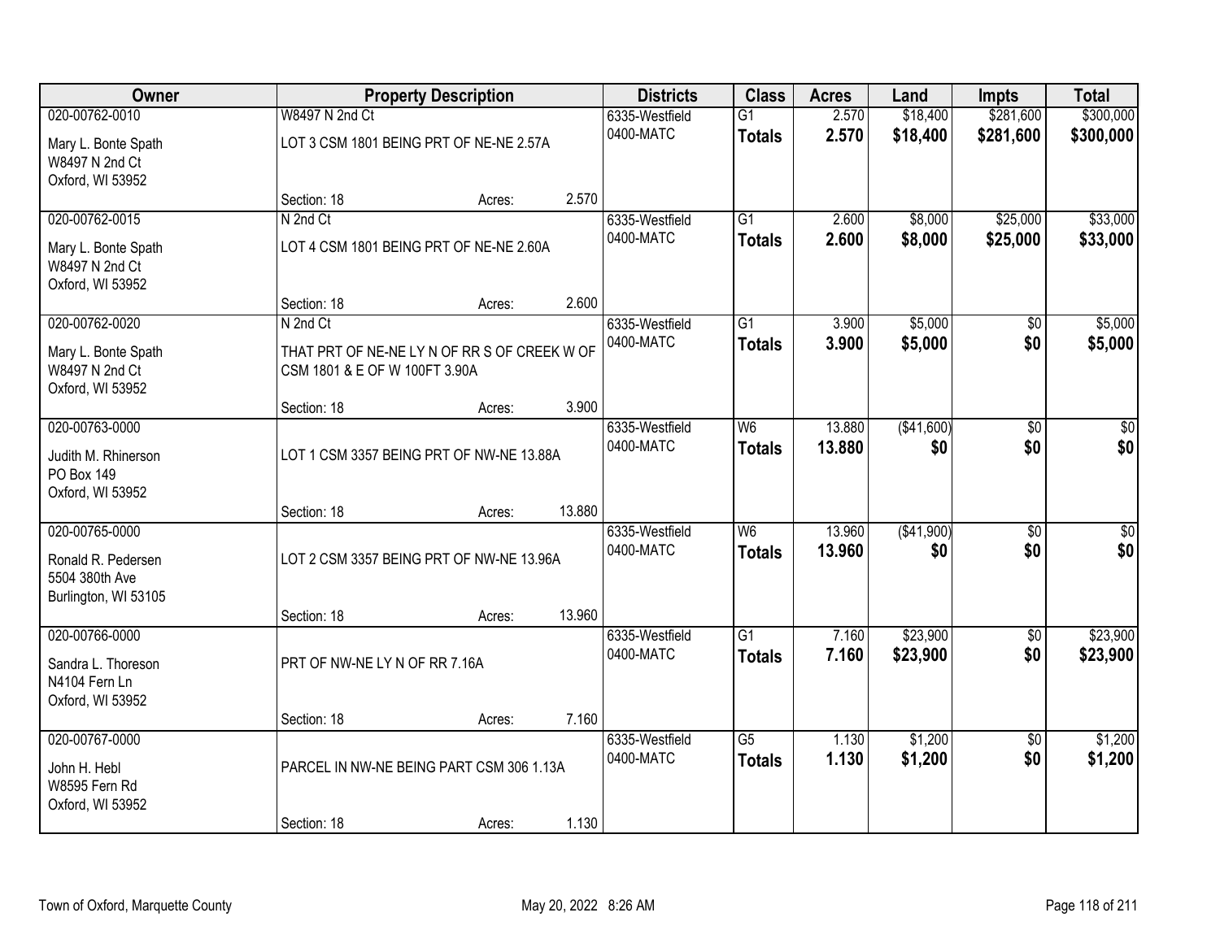| Owner | Property Description | Districts | Class | Acres | Land | Impts | Total |
|---|---|---|---|---|---|---|---|
| 020-00762-0010<br>Mary L. Bonte Spath<br>W8497 N 2nd Ct<br>Oxford, WI 53952 | W8497 N 2nd Ct<br>LOT 3 CSM 1801 BEING PRT OF NE-NE 2.57A<br>Section: 18 Acres: 2.570 | 6335-Westfield<br>0400-MATC | G1<br>**Totals** | 2.570<br>**2.570** | \$18,400<br>**\$18,400** | \$281,600<br>**\$281,600** | \$300,000<br>**\$300,000** |
| 020-00762-0015<br>Mary L. Bonte Spath<br>W8497 N 2nd Ct<br>Oxford, WI 53952 | N 2nd Ct<br>LOT 4 CSM 1801 BEING PRT OF NE-NE 2.60A<br>Section: 18 Acres: 2.600 | 6335-Westfield<br>0400-MATC | G1<br>**Totals** | 2.600<br>**2.600** | \$8,000<br>**\$8,000** | \$25,000<br>**\$25,000** | \$33,000<br>**\$33,000** |
| 020-00762-0020<br>Mary L. Bonte Spath<br>W8497 N 2nd Ct<br>Oxford, WI 53952 | N 2nd Ct<br>THAT PRT OF NE-NE LY N OF RR S OF CREEK W OF CSM 1801 & E OF W 100FT 3.90A<br>Section: 18 Acres: 3.900 | 6335-Westfield<br>0400-MATC | G1<br>**Totals** | 3.900<br>**3.900** | \$5,000<br>**\$5,000** | \$0<br>**\$0** | \$5,000<br>**\$5,000** |
| 020-00763-0000<br>Judith M. Rhinerson<br>PO Box 149<br>Oxford, WI 53952 | LOT 1 CSM 3357 BEING PRT OF NW-NE 13.88A<br>Section: 18 Acres: 13.880 | 6335-Westfield<br>0400-MATC | W6<br>**Totals** | 13.880<br>**13.880** | (\$41,600)<br>**\$0** | \$0<br>**\$0** | \$0<br>**\$0** |
| 020-00765-0000<br>Ronald R. Pedersen<br>5504 380th Ave<br>Burlington, WI 53105 | LOT 2 CSM 3357 BEING PRT OF NW-NE 13.96A<br>Section: 18 Acres: 13.960 | 6335-Westfield<br>0400-MATC | W6<br>**Totals** | 13.960<br>**13.960** | (\$41,900)<br>**\$0** | \$0<br>**\$0** | \$0<br>**\$0** |
| 020-00766-0000<br>Sandra L. Thoreson<br>N4104 Fern Ln<br>Oxford, WI 53952 | PRT OF NW-NE LY N OF RR 7.16A<br>Section: 18 Acres: 7.160 | 6335-Westfield<br>0400-MATC | G1<br>**Totals** | 7.160<br>**7.160** | \$23,900<br>**\$23,900** | \$0<br>**\$0** | \$23,900<br>**\$23,900** |
| 020-00767-0000<br>John H. Hebl<br>W8595 Fern Rd<br>Oxford, WI 53952 | PARCEL IN NW-NE BEING PART CSM 306 1.13A<br>Section: 18 Acres: 1.130 | 6335-Westfield<br>0400-MATC | G5<br>**Totals** | 1.130<br>**1.130** | \$1,200<br>**\$1,200** | \$0<br>**\$0** | \$1,200<br>**\$1,200** |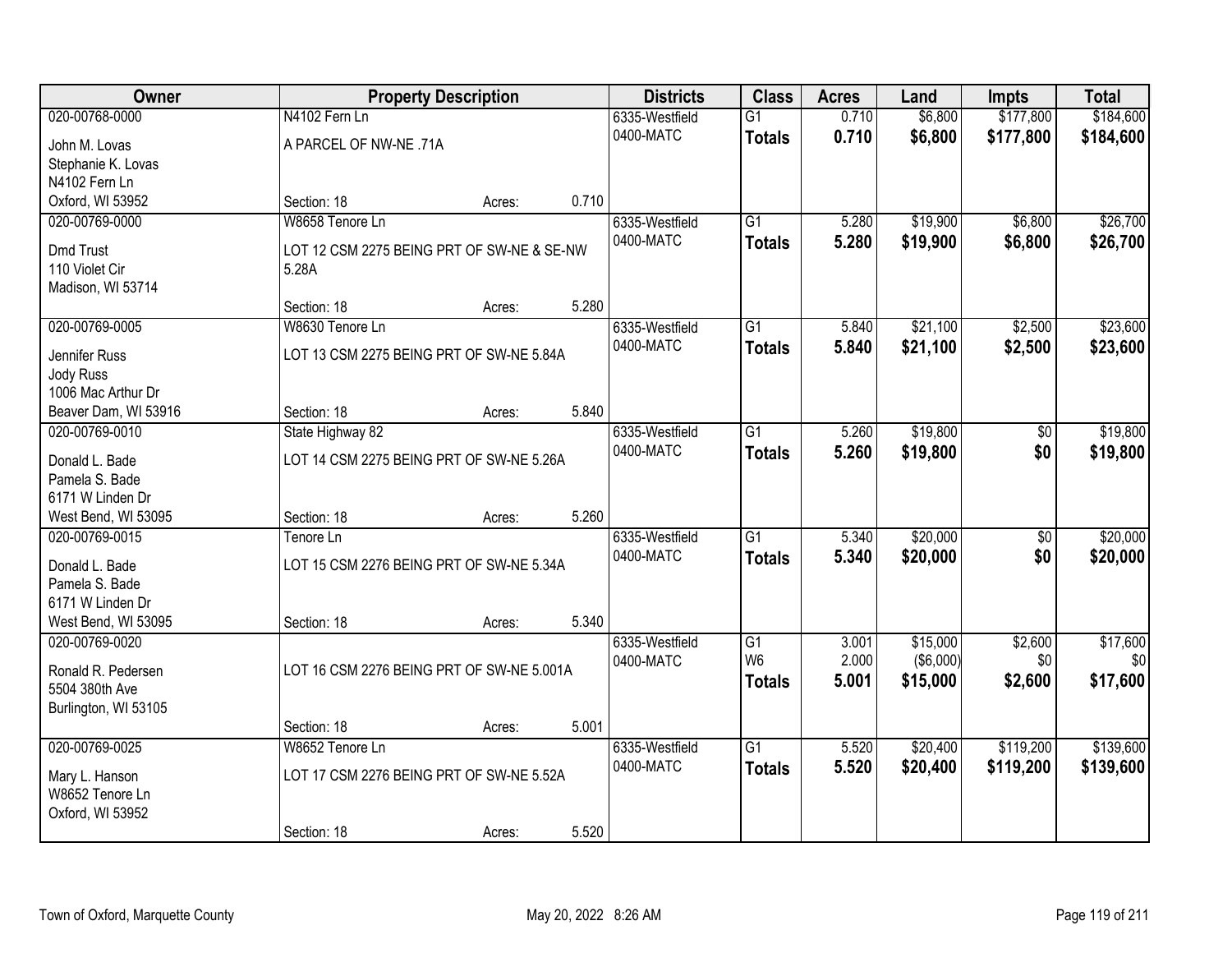| Owner | Property Description | | | Districts | Class | Acres | Land | Impts | Total |
|---|---|---|---|---|---|---|---|---|---|
| 020-00768-0000 | N4102 Fern Ln | | | 6335-Westfield | G1 | 0.710 | $6,800 | $177,800 | $184,600 |
| John M. Lovas<br>Stephanie K. Lovas<br>N4102 Fern Ln<br>Oxford, WI 53952 | A PARCEL OF NW-NE .71A | | | 0400-MATC | **Totals** | **0.710** | **$6,800** | **$177,800** | **$184,600** |
| | Section: 18 | Acres: | 0.710 | | | | | | |
| 020-00769-0000 | W8658 Tenore Ln | | | 6335-Westfield | G1 | 5.280 | $19,900 | $6,800 | $26,700 |
| Dmd Trust<br>110 Violet Cir<br>Madison, WI 53714 | LOT 12 CSM 2275 BEING PRT OF SW-NE & SE-NW 5.28A | | | 0400-MATC | **Totals** | **5.280** | **$19,900** | **$6,800** | **$26,700** |
| | Section: 18 | Acres: | 5.280 | | | | | | |
| 020-00769-0005 | W8630 Tenore Ln | | | 6335-Westfield | G1 | 5.840 | $21,100 | $2,500 | $23,600 |
| Jennifer Russ<br>Jody Russ<br>1006 Mac Arthur Dr<br>Beaver Dam, WI 53916 | LOT 13 CSM 2275 BEING PRT OF SW-NE 5.84A | | | 0400-MATC | **Totals** | **5.840** | **$21,100** | **$2,500** | **$23,600** |
| | Section: 18 | Acres: | 5.840 | | | | | | |
| 020-00769-0010 | State Highway 82 | | | 6335-Westfield | G1 | 5.260 | $19,800 | $0 | $19,800 |
| Donald L. Bade<br>Pamela S. Bade<br>6171 W Linden Dr<br>West Bend, WI 53095 | LOT 14 CSM 2275 BEING PRT OF SW-NE 5.26A | | | 0400-MATC | **Totals** | **5.260** | **$19,800** | **$0** | **$19,800** |
| | Section: 18 | Acres: | 5.260 | | | | | | |
| 020-00769-0015 | Tenore Ln | | | 6335-Westfield | G1 | 5.340 | $20,000 | $0 | $20,000 |
| Donald L. Bade<br>Pamela S. Bade<br>6171 W Linden Dr<br>West Bend, WI 53095 | LOT 15 CSM 2276 BEING PRT OF SW-NE 5.34A | | | 0400-MATC | **Totals** | **5.340** | **$20,000** | **$0** | **$20,000** |
| | Section: 18 | Acres: | 5.340 | | | | | | |
| 020-00769-0020 | | | | 6335-Westfield | G1 | 3.001 | $15,000 | $2,600 | $17,600 |
| Ronald R. Pedersen<br>5504 380th Ave<br>Burlington, WI 53105 | LOT 16 CSM 2276 BEING PRT OF SW-NE 5.001A | | | 0400-MATC | W6 | 2.000 | ($6,000) | $0 | $0 |
| | | | | | **Totals** | **5.001** | **$15,000** | **$2,600** | **$17,600** |
| | Section: 18 | Acres: | 5.001 | | | | | | |
| 020-00769-0025 | W8652 Tenore Ln | | | 6335-Westfield | G1 | 5.520 | $20,400 | $119,200 | $139,600 |
| Mary L. Hanson<br>W8652 Tenore Ln<br>Oxford, WI 53952 | LOT 17 CSM 2276 BEING PRT OF SW-NE 5.52A | | | 0400-MATC | **Totals** | **5.520** | **$20,400** | **$119,200** | **$139,600** |
| | Section: 18 | Acres: | 5.520 | | | | | | |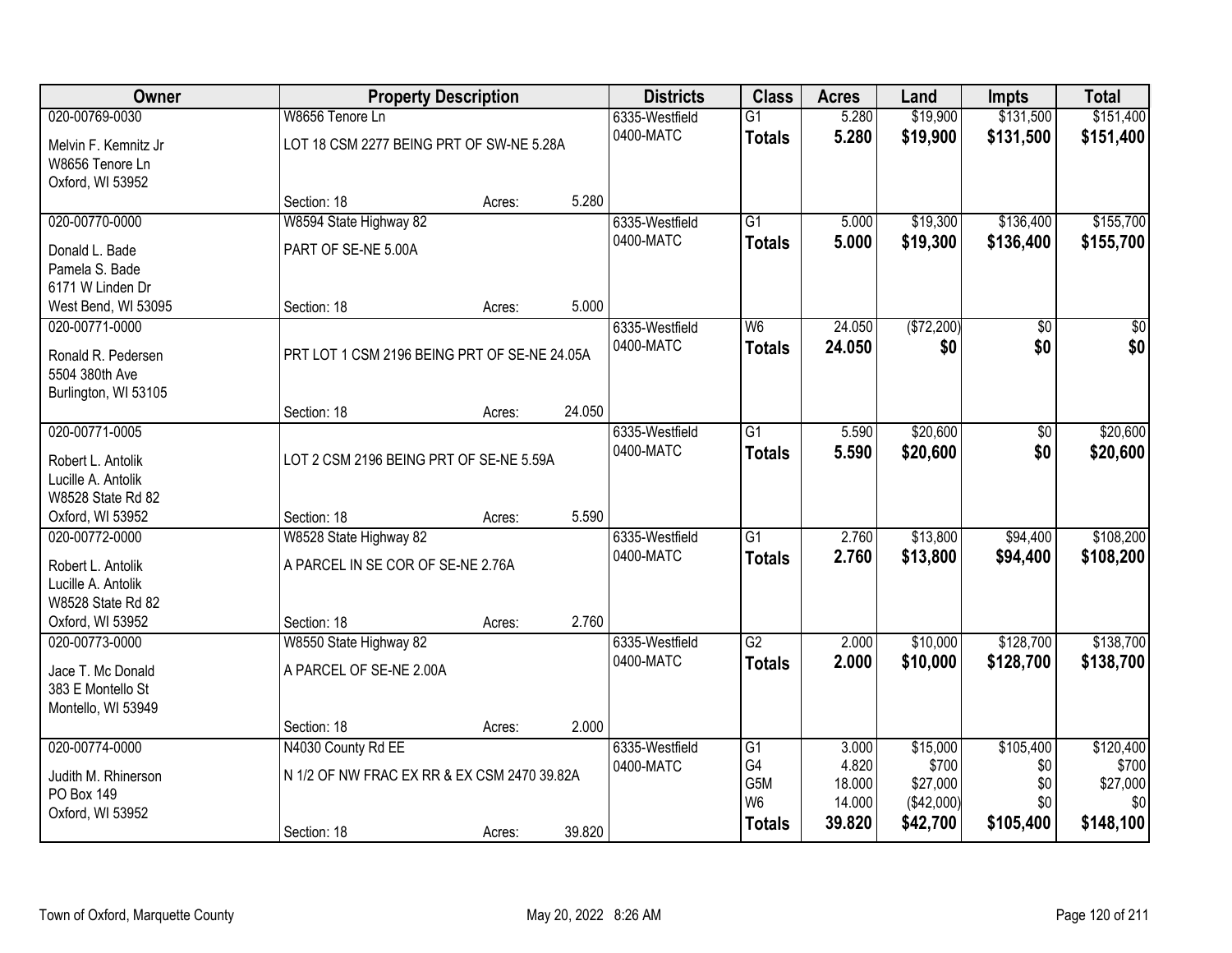| Owner | Property Description | | | Districts | Class | Acres | Land | Impts | Total |
|---|---|---|---|---|---|---|---|---|---|
| 020-00769-0030 | W8656 Tenore Ln | | | 6335-Westfield | G1 | 5.280 | $19,900 | $131,500 | $151,400 |
| Melvin F. Kemnitz Jr<br>W8656 Tenore Ln<br>Oxford, WI 53952 | LOT 18 CSM 2277 BEING PRT OF SW-NE 5.28A | | | 0400-MATC | **Totals** | **5.280** | **$19,900** | **$131,500** | **$151,400** |
| | Section: 18 | Acres: | 5.280 | | | | | | |
| 020-00770-0000 | W8594 State Highway 82 | | | 6335-Westfield | G1 | 5.000 | $19,300 | $136,400 | $155,700 |
| Donald L. Bade<br>Pamela S. Bade<br>6171 W Linden Dr<br>West Bend, WI 53095 | PART OF SE-NE 5.00A | | | 0400-MATC | **Totals** | **5.000** | **$19,300** | **$136,400** | **$155,700** |
| | Section: 18 | Acres: | 5.000 | | | | | | |
| 020-00771-0000 | | | | 6335-Westfield | W6 | 24.050 | ($72,200) | $0 | $0 |
| Ronald R. Pedersen<br>5504 380th Ave<br>Burlington, WI 53105 | PRT LOT 1 CSM 2196 BEING PRT OF SE-NE 24.05A | | | 0400-MATC | **Totals** | **24.050** | **$0** | **$0** | **$0** |
| | Section: 18 | Acres: | 24.050 | | | | | | |
| 020-00771-0005 | | | | 6335-Westfield | G1 | 5.590 | $20,600 | $0 | $20,600 |
| Robert L. Antolik<br>Lucille A. Antolik<br>W8528 State Rd 82<br>Oxford, WI 53952 | LOT 2 CSM 2196 BEING PRT OF SE-NE 5.59A | | | 0400-MATC | **Totals** | **5.590** | **$20,600** | **$0** | **$20,600** |
| | Section: 18 | Acres: | 5.590 | | | | | | |
| 020-00772-0000 | W8528 State Highway 82 | | | 6335-Westfield | G1 | 2.760 | $13,800 | $94,400 | $108,200 |
| Robert L. Antolik<br>Lucille A. Antolik<br>W8528 State Rd 82<br>Oxford, WI 53952 | A PARCEL IN SE COR OF SE-NE 2.76A | | | 0400-MATC | **Totals** | **2.760** | **$13,800** | **$94,400** | **$108,200** |
| | Section: 18 | Acres: | 2.760 | | | | | | |
| 020-00773-0000 | W8550 State Highway 82 | | | 6335-Westfield | G2 | 2.000 | $10,000 | $128,700 | $138,700 |
| Jace T. Mc Donald<br>383 E Montello St<br>Montello, WI 53949 | A PARCEL OF SE-NE 2.00A | | | 0400-MATC | **Totals** | **2.000** | **$10,000** | **$128,700** | **$138,700** |
| | Section: 18 | Acres: | 2.000 | | | | | | |
| 020-00774-0000 | N4030 County Rd EE | | | 6335-Westfield | G1 | 3.000 | $15,000 | $105,400 | $120,400 |
| Judith M. Rhinerson<br>PO Box 149<br>Oxford, WI 53952 | N 1/2 OF NW FRAC EX RR & EX CSM 2470 39.82A | | | 0400-MATC | G4 | 4.820 | $700 | $0 | $700 |
| | | | | | G5M | 18.000 | $27,000 | $0 | $27,000 |
| | | | | | W6 | 14.000 | ($42,000) | $0 | $0 |
| | Section: 18 | Acres: | 39.820 | | **Totals** | **39.820** | **$42,700** | **$105,400** | **$148,100** |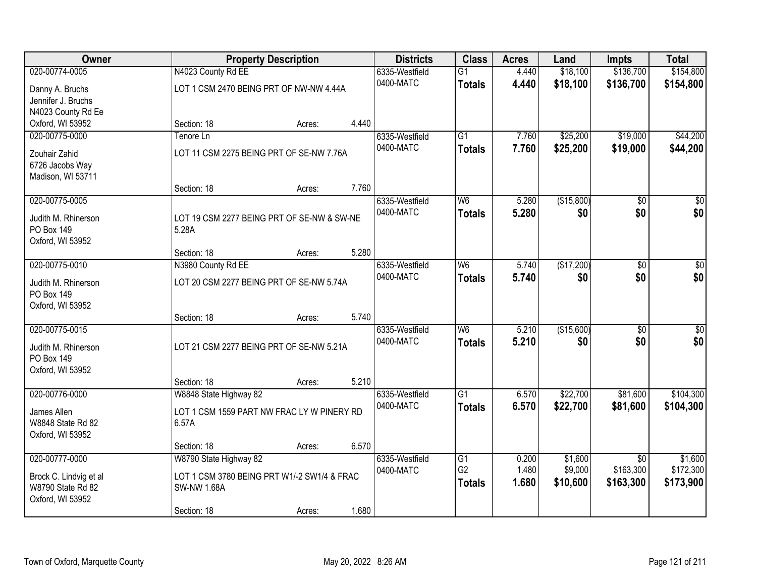| Owner | Property Description | Districts | Class | Acres | Land | Impts | Total |
|---|---|---|---|---|---|---|---|
| 020-00774-0005<br>Danny A. Bruchs<br>Jennifer J. Bruchs<br>N4023 County Rd Ee<br>Oxford, WI 53952 | N4023 County Rd EE<br>LOT 1 CSM 2470 BEING PRT OF NW-NW 4.44A<br>Section: 18 Acres: 4.440 | 6335-Westfield<br>0400-MATC | G1<br>**Totals** | 4.440<br>**4.440** | $18,100<br>**$18,100** | $136,700<br>**$136,700** | $154,800<br>**$154,800** |
| 020-00775-0000<br>Zouhair Zahid<br>6726 Jacobs Way<br>Madison, WI 53711 | Tenore Ln<br>LOT 11 CSM 2275 BEING PRT OF SE-NW 7.76A<br>Section: 18 Acres: 7.760 | 6335-Westfield<br>0400-MATC | G1<br>**Totals** | 7.760<br>**7.760** | $25,200<br>**$25,200** | $19,000<br>**$19,000** | $44,200<br>**$44,200** |
| 020-00775-0005<br>Judith M. Rhinerson<br>PO Box 149<br>Oxford, WI 53952 | LOT 19 CSM 2277 BEING PRT OF SE-NW & SW-NE 5.28A<br>Section: 18 Acres: 5.280 | 6335-Westfield<br>0400-MATC | W6<br>**Totals** | 5.280<br>**5.280** | ($15,800)<br>**$0** | $0<br>**$0** | $0<br>**$0** |
| 020-00775-0010<br>Judith M. Rhinerson<br>PO Box 149<br>Oxford, WI 53952 | N3980 County Rd EE<br>LOT 20 CSM 2277 BEING PRT OF SE-NW 5.74A<br>Section: 18 Acres: 5.740 | 6335-Westfield<br>0400-MATC | W6<br>**Totals** | 5.740<br>**5.740** | ($17,200)<br>**$0** | $0<br>**$0** | $0<br>**$0** |
| 020-00775-0015<br>Judith M. Rhinerson<br>PO Box 149<br>Oxford, WI 53952 | LOT 21 CSM 2277 BEING PRT OF SE-NW 5.21A<br>Section: 18 Acres: 5.210 | 6335-Westfield<br>0400-MATC | W6<br>**Totals** | 5.210<br>**5.210** | ($15,600)<br>**$0** | $0<br>**$0** | $0<br>**$0** |
| 020-00776-0000<br>James Allen<br>W8848 State Rd 82<br>Oxford, WI 53952 | W8848 State Highway 82<br>LOT 1 CSM 1559 PART NW FRAC LY W PINERY RD 6.57A<br>Section: 18 Acres: 6.570 | 6335-Westfield<br>0400-MATC | G1<br>**Totals** | 6.570<br>**6.570** | $22,700<br>**$22,700** | $81,600<br>**$81,600** | $104,300<br>**$104,300** |
| 020-00777-0000<br>Brock C. Lindvig et al<br>W8790 State Rd 82<br>Oxford, WI 53952 | W8790 State Highway 82<br>LOT 1 CSM 3780 BEING PRT W1/-2 SW1/4 & FRAC SW-NW 1.68A<br>Section: 18 Acres: 1.680 | 6335-Westfield<br>0400-MATC | G1<br>G2<br>**Totals** | 0.200<br>1.480<br>**1.680** | $1,600<br>$9,000<br>**$10,600** | $0<br>$163,300<br>**$163,300** | $1,600<br>$172,300<br>**$173,900** |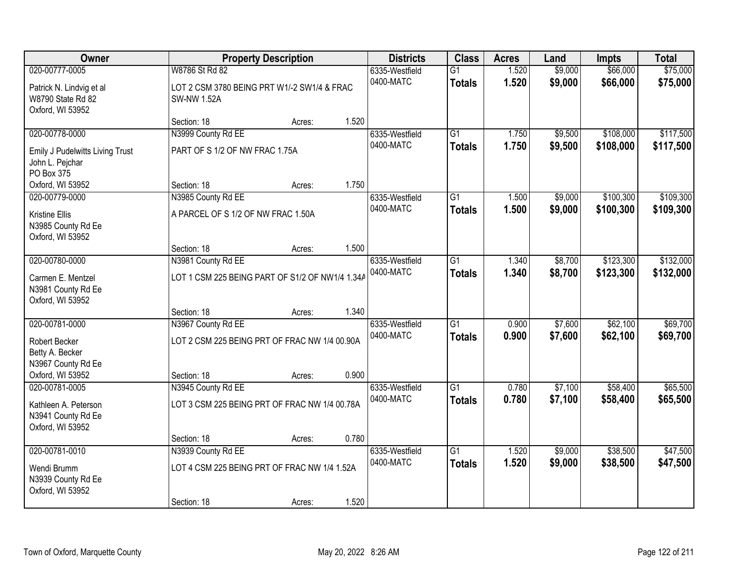| Owner | Property Description | | | Districts | Class | Acres | Land | Impts | Total |
|---|---|---|---|---|---|---|---|---|---|
| 020-00777-0005<br>Patrick N. Lindvig et al<br>W8790 State Rd 82<br>Oxford, WI 53952 | W8786 St Rd 82<br>LOT 2 CSM 3780 BEING PRT W1/-2 SW1/4 & FRAC SW-NW 1.52A<br>Section: 18 | Acres: | 1.520 | 6335-Westfield<br>0400-MATC | G1<br>**Totals** | 1.520<br>**1.520** | $9,000<br>**$9,000** | $66,000<br>**$66,000** | $75,000<br>**$75,000** |
| 020-00778-0000<br>Emily J Pudelwitts Living Trust<br>John L. Pejchar<br>PO Box 375<br>Oxford, WI 53952 | N3999 County Rd EE<br>PART OF S 1/2 OF NW FRAC 1.75A<br>Section: 18 | Acres: | 1.750 | 6335-Westfield<br>0400-MATC | G1<br>**Totals** | 1.750<br>**1.750** | $9,500<br>**$9,500** | $108,000<br>**$108,000** | $117,500<br>**$117,500** |
| 020-00779-0000<br>Kristine Ellis<br>N3985 County Rd Ee<br>Oxford, WI 53952 | N3985 County Rd EE<br>A PARCEL OF S 1/2 OF NW FRAC 1.50A<br>Section: 18 | Acres: | 1.500 | 6335-Westfield<br>0400-MATC | G1<br>**Totals** | 1.500<br>**1.500** | $9,000<br>**$9,000** | $100,300<br>**$100,300** | $109,300<br>**$109,300** |
| 020-00780-0000<br>Carmen E. Mentzel<br>N3981 County Rd Ee<br>Oxford, WI 53952 | N3981 County Rd EE<br>LOT 1 CSM 225 BEING PART OF S1/2 OF NW1/4 1.34A<br>Section: 18 | Acres: | 1.340 | 6335-Westfield<br>0400-MATC | G1<br>**Totals** | 1.340<br>**1.340** | $8,700<br>**$8,700** | $123,300<br>**$123,300** | $132,000<br>**$132,000** |
| 020-00781-0000<br>Robert Becker<br>Betty A. Becker<br>N3967 County Rd Ee<br>Oxford, WI 53952 | N3967 County Rd EE<br>LOT 2 CSM 225 BEING PRT OF FRAC NW 1/4 00.90A<br>Section: 18 | Acres: | 0.900 | 6335-Westfield<br>0400-MATC | G1<br>**Totals** | 0.900<br>**0.900** | $7,600<br>**$7,600** | $62,100<br>**$62,100** | $69,700<br>**$69,700** |
| 020-00781-0005<br>Kathleen A. Peterson<br>N3941 County Rd Ee<br>Oxford, WI 53952 | N3945 County Rd EE<br>LOT 3 CSM 225 BEING PRT OF FRAC NW 1/4 00.78A<br>Section: 18 | Acres: | 0.780 | 6335-Westfield<br>0400-MATC | G1<br>**Totals** | 0.780<br>**0.780** | $7,100<br>**$7,100** | $58,400<br>**$58,400** | $65,500<br>**$65,500** |
| 020-00781-0010<br>Wendi Brumm<br>N3939 County Rd Ee<br>Oxford, WI 53952 | N3939 County Rd EE<br>LOT 4 CSM 225 BEING PRT OF FRAC NW 1/4 1.52A<br>Section: 18 | Acres: | 1.520 | 6335-Westfield<br>0400-MATC | G1<br>**Totals** | 1.520<br>**1.520** | $9,000<br>**$9,000** | $38,500<br>**$38,500** | $47,500<br>**$47,500** |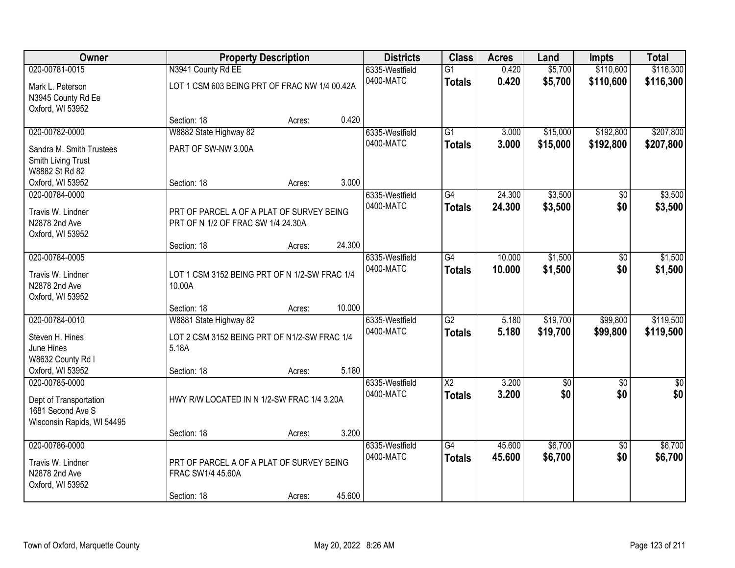| Owner | Property Description | | | Districts | Class | Acres | Land | Impts | Total |
|---|---|---|---|---|---|---|---|---|---|
| 020-00781-0015<br>Mark L. Peterson<br>N3945 County Rd Ee<br>Oxford, WI 53952 | N3941 County Rd EE<br>LOT 1 CSM 603 BEING PRT OF FRAC NW 1/4 00.42A<br>Section: 18 | Acres: | 0.420 | 6335-Westfield<br>0400-MATC | G1<br>**Totals** | 0.420<br>**0.420** | $5,700<br>**$5,700** | $110,600<br>**$110,600** | $116,300<br>**$116,300** |
| 020-00782-0000<br>Sandra M. Smith Trustees<br>Smith Living Trust<br>W8882 St Rd 82<br>Oxford, WI 53952 | W8882 State Highway 82<br>PART OF SW-NW 3.00A<br>Section: 18 | Acres: | 3.000 | 6335-Westfield<br>0400-MATC | G1<br>**Totals** | 3.000<br>**3.000** | $15,000<br>**$15,000** | $192,800<br>**$192,800** | $207,800<br>**$207,800** |
| 020-00784-0000<br>Travis W. Lindner<br>N2878 2nd Ave<br>Oxford, WI 53952 | PRT OF PARCEL A OF A PLAT OF SURVEY BEING PRT OF N 1/2 OF FRAC SW 1/4 24.30A<br>Section: 18 | Acres: | 24.300 | 6335-Westfield<br>0400-MATC | G4<br>**Totals** | 24.300<br>**24.300** | $3,500<br>**$3,500** | $0<br>**$0** | $3,500<br>**$3,500** |
| 020-00784-0005<br>Travis W. Lindner<br>N2878 2nd Ave<br>Oxford, WI 53952 | LOT 1 CSM 3152 BEING PRT OF N 1/2-SW FRAC 1/4 10.00A<br>Section: 18 | Acres: | 10.000 | 6335-Westfield<br>0400-MATC | G4<br>**Totals** | 10.000<br>**10.000** | $1,500<br>**$1,500** | $0<br>**$0** | $1,500<br>**$1,500** |
| 020-00784-0010<br>Steven H. Hines<br>June Hines<br>W8632 County Rd I<br>Oxford, WI 53952 | W8881 State Highway 82<br>LOT 2 CSM 3152 BEING PRT OF N1/2-SW FRAC 1/4 5.18A<br>Section: 18 | Acres: | 5.180 | 6335-Westfield<br>0400-MATC | G2<br>**Totals** | 5.180<br>**5.180** | $19,700<br>**$19,700** | $99,800<br>**$99,800** | $119,500<br>**$119,500** |
| 020-00785-0000<br>Dept of Transportation<br>1681 Second Ave S<br>Wisconsin Rapids, WI 54495 | HWY R/W LOCATED IN N 1/2-SW FRAC 1/4 3.20A<br>Section: 18 | Acres: | 3.200 | 6335-Westfield<br>0400-MATC | X2<br>**Totals** | 3.200<br>**3.200** | $0<br>**$0** | $0<br>**$0** | $0<br>**$0** |
| 020-00786-0000<br>Travis W. Lindner<br>N2878 2nd Ave<br>Oxford, WI 53952 | PRT OF PARCEL A OF A PLAT OF SURVEY BEING FRAC SW1/4 45.60A<br>Section: 18 | Acres: | 45.600 | 6335-Westfield<br>0400-MATC | G4<br>**Totals** | 45.600<br>**45.600** | $6,700<br>**$6,700** | $0<br>**$0** | $6,700<br>**$6,700** |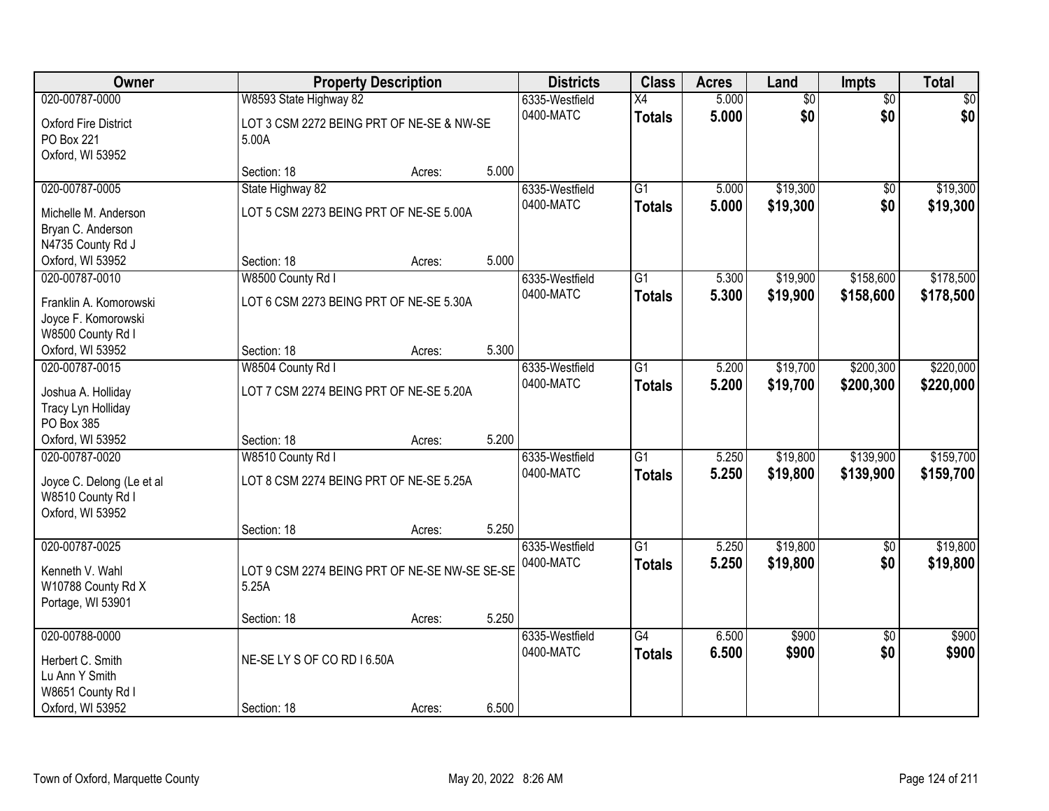| Owner | Property Description | | | Districts | Class | Acres | Land | Impts | Total |
|---|---|---|---|---|---|---|---|---|---|
| 020-00787-0000<br>Oxford Fire District<br>PO Box 221<br>Oxford, WI 53952 | W8593 State Highway 82<br>LOT 3 CSM 2272 BEING PRT OF NE-SE & NW-SE 5.00A<br>Section: 18 | Acres: | 5.000 | 6335-Westfield<br>0400-MATC | X4<br>**Totals** | 5.000<br>**5.000** | $0<br>**$0** | $0<br>**$0** | $0<br>**$0** |
| 020-00787-0005<br>Michelle M. Anderson<br>Bryan C. Anderson<br>N4735 County Rd J<br>Oxford, WI 53952 | State Highway 82<br>LOT 5 CSM 2273 BEING PRT OF NE-SE 5.00A<br>Section: 18 | Acres: | 5.000 | 6335-Westfield<br>0400-MATC | G1<br>**Totals** | 5.000<br>**5.000** | $19,300<br>**$19,300** | $0<br>**$0** | $19,300<br>**$19,300** |
| 020-00787-0010<br>Franklin A. Komorowski<br>Joyce F. Komorowski<br>W8500 County Rd I<br>Oxford, WI 53952 | W8500 County Rd I<br>LOT 6 CSM 2273 BEING PRT OF NE-SE 5.30A<br>Section: 18 | Acres: | 5.300 | 6335-Westfield<br>0400-MATC | G1<br>**Totals** | 5.300<br>**5.300** | $19,900<br>**$19,900** | $158,600<br>**$158,600** | $178,500<br>**$178,500** |
| 020-00787-0015<br>Joshua A. Holliday<br>Tracy Lyn Holliday<br>PO Box 385<br>Oxford, WI 53952 | W8504 County Rd I<br>LOT 7 CSM 2274 BEING PRT OF NE-SE 5.20A<br>Section: 18 | Acres: | 5.200 | 6335-Westfield<br>0400-MATC | G1<br>**Totals** | 5.200<br>**5.200** | $19,700<br>**$19,700** | $200,300<br>**$200,300** | $220,000<br>**$220,000** |
| 020-00787-0020<br>Joyce C. Delong (Le et al<br>W8510 County Rd I<br>Oxford, WI 53952 | W8510 County Rd I<br>LOT 8 CSM 2274 BEING PRT OF NE-SE 5.25A<br>Section: 18 | Acres: | 5.250 | 6335-Westfield<br>0400-MATC | G1<br>**Totals** | 5.250<br>**5.250** | $19,800<br>**$19,800** | $139,900<br>**$139,900** | $159,700<br>**$159,700** |
| 020-00787-0025<br>Kenneth V. Wahl<br>W10788 County Rd X<br>Portage, WI 53901 | LOT 9 CSM 2274 BEING PRT OF NE-SE NW-SE SE-SE 5.25A<br>Section: 18 | Acres: | 5.250 | 6335-Westfield<br>0400-MATC | G1<br>**Totals** | 5.250<br>**5.250** | $19,800<br>**$19,800** | $0<br>**$0** | $19,800<br>**$19,800** |
| 020-00788-0000<br>Herbert C. Smith<br>Lu Ann Y Smith<br>W8651 County Rd I<br>Oxford, WI 53952 | NE-SE LY S OF CO RD I 6.50A<br>Section: 18 | Acres: | 6.500 | 6335-Westfield<br>0400-MATC | G4<br>**Totals** | 6.500<br>**6.500** | $900<br>**$900** | $0<br>**$0** | $900<br>**$900** |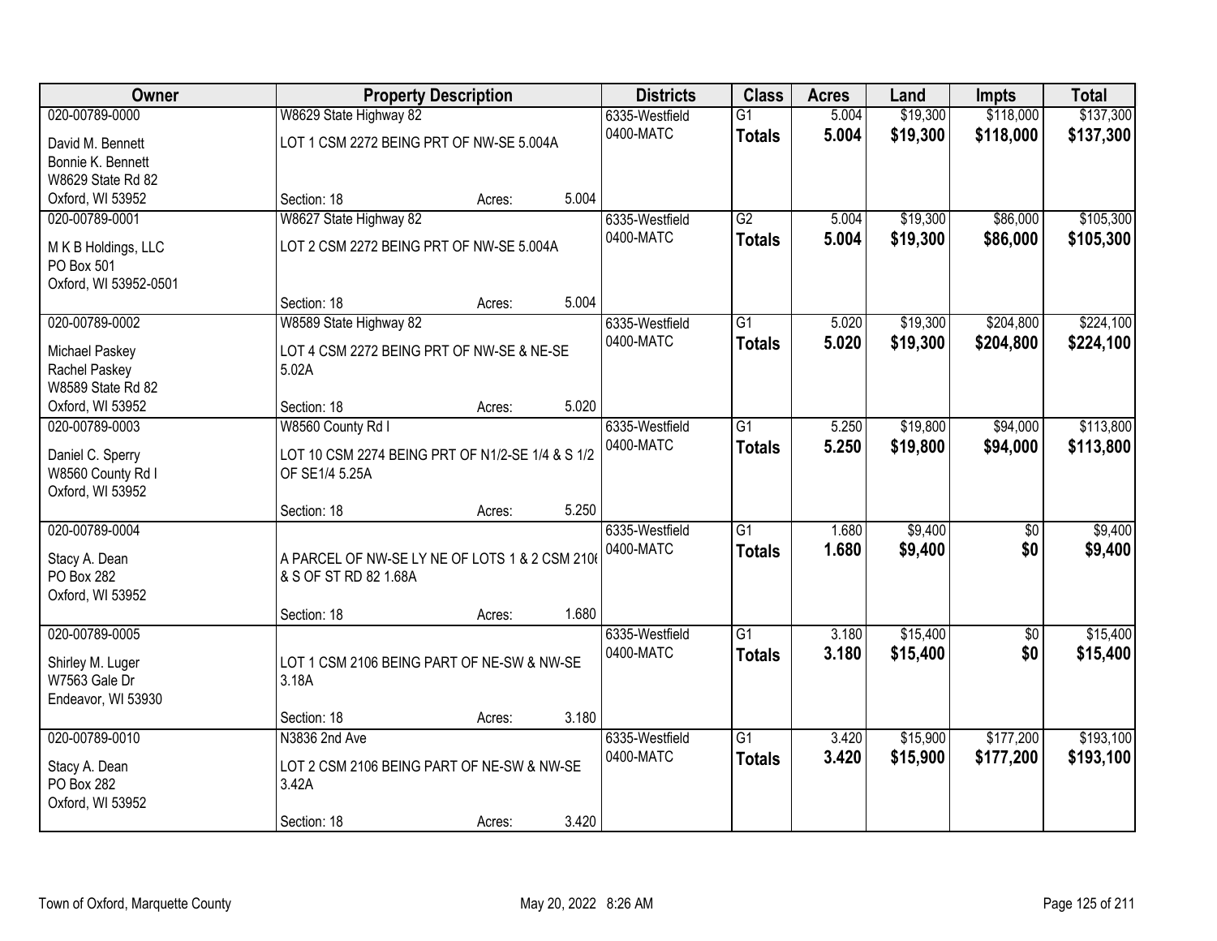| Owner | Property Description | | | Districts | Class | Acres | Land | Impts | Total |
|---|---|---|---|---|---|---|---|---|---|
| 020-00789-0000 | W8629 State Highway 82 | | | 6335-Westfield | G1 | 5.004 | $19,300 | $118,000 | $137,300 |
| David M. Bennett<br>Bonnie K. Bennett<br>W8629 State Rd 82<br>Oxford, WI 53952 | LOT 1 CSM 2272 BEING PRT OF NW-SE 5.004A | | | 0400-MATC | **Totals** | **5.004** | **$19,300** | **$118,000** | **$137,300** |
| | Section: 18 | Acres: | 5.004 | | | | | | |
| 020-00789-0001 | W8627 State Highway 82 | | | 6335-Westfield | G2 | 5.004 | $19,300 | $86,000 | $105,300 |
| M K B Holdings, LLC<br>PO Box 501<br>Oxford, WI 53952-0501 | LOT 2 CSM 2272 BEING PRT OF NW-SE 5.004A | | | 0400-MATC | **Totals** | **5.004** | **$19,300** | **$86,000** | **$105,300** |
| | Section: 18 | Acres: | 5.004 | | | | | | |
| 020-00789-0002 | W8589 State Highway 82 | | | 6335-Westfield | G1 | 5.020 | $19,300 | $204,800 | $224,100 |
| Michael Paskey<br>Rachel Paskey<br>W8589 State Rd 82<br>Oxford, WI 53952 | LOT 4 CSM 2272 BEING PRT OF NW-SE & NE-SE 5.02A | | | 0400-MATC | **Totals** | **5.020** | **$19,300** | **$204,800** | **$224,100** |
| | Section: 18 | Acres: | 5.020 | | | | | | |
| 020-00789-0003 | W8560 County Rd I | | | 6335-Westfield | G1 | 5.250 | $19,800 | $94,000 | $113,800 |
| Daniel C. Sperry<br>W8560 County Rd I<br>Oxford, WI 53952 | LOT 10 CSM 2274 BEING PRT OF N1/2-SE 1/4 & S 1/2 OF SE1/4 5.25A | | | 0400-MATC | **Totals** | **5.250** | **$19,800** | **$94,000** | **$113,800** |
| | Section: 18 | Acres: | 5.250 | | | | | | |
| 020-00789-0004 | | | | 6335-Westfield | G1 | 1.680 | $9,400 | $0 | $9,400 |
| Stacy A. Dean<br>PO Box 282<br>Oxford, WI 53952 | A PARCEL OF NW-SE LY NE OF LOTS 1 & 2 CSM 2106 & S OF ST RD 82 1.68A | | | 0400-MATC | **Totals** | **1.680** | **$9,400** | **$0** | **$9,400** |
| | Section: 18 | Acres: | 1.680 | | | | | | |
| 020-00789-0005 | | | | 6335-Westfield | G1 | 3.180 | $15,400 | $0 | $15,400 |
| Shirley M. Luger<br>W7563 Gale Dr<br>Endeavor, WI 53930 | LOT 1 CSM 2106 BEING PART OF NE-SW & NW-SE 3.18A | | | 0400-MATC | **Totals** | **3.180** | **$15,400** | **$0** | **$15,400** |
| | Section: 18 | Acres: | 3.180 | | | | | | |
| 020-00789-0010 | N3836 2nd Ave | | | 6335-Westfield | G1 | 3.420 | $15,900 | $177,200 | $193,100 |
| Stacy A. Dean<br>PO Box 282<br>Oxford, WI 53952 | LOT 2 CSM 2106 BEING PART OF NE-SW & NW-SE 3.42A | | | 0400-MATC | **Totals** | **3.420** | **$15,900** | **$177,200** | **$193,100** |
| | Section: 18 | Acres: | 3.420 | | | | | | |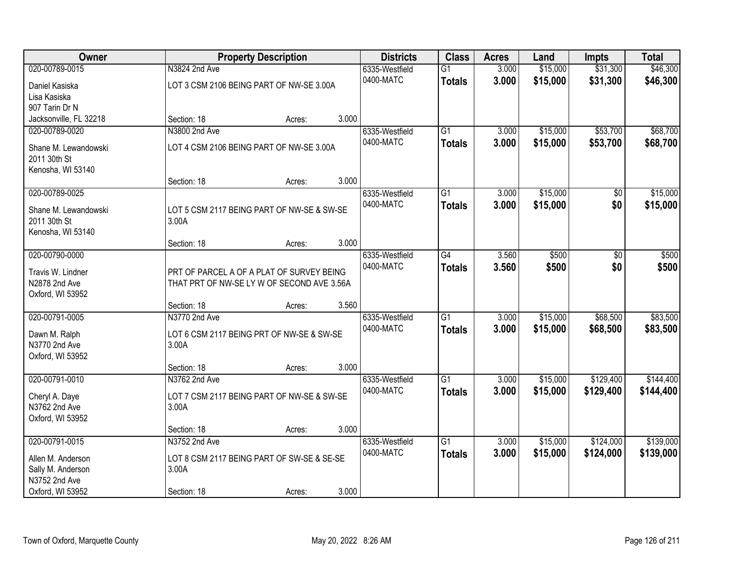| Owner | Property Description | Districts | Class | Acres | Land | Impts | Total |
|---|---|---|---|---|---|---|---|
| 020-00789-0015<br>Daniel Kasiska<br>Lisa Kasiska<br>907 Tarin Dr N<br>Jacksonville, FL 32218 | N3824 2nd Ave<br>LOT 3 CSM 2106 BEING PART OF NW-SE 3.00A<br>Section: 18 Acres: 3.000 | 6335-Westfield<br>0400-MATC | G1<br>**Totals** | 3.000<br>**3.000** | $15,000<br>**$15,000** | $31,300<br>**$31,300** | $46,300<br>**$46,300** |
| 020-00789-0020<br>Shane M. Lewandowski<br>2011 30th St<br>Kenosha, WI 53140 | N3800 2nd Ave<br>LOT 4 CSM 2106 BEING PART OF NW-SE 3.00A<br>Section: 18 Acres: 3.000 | 6335-Westfield<br>0400-MATC | G1<br>**Totals** | 3.000<br>**3.000** | $15,000<br>**$15,000** | $53,700<br>**$53,700** | $68,700<br>**$68,700** |
| 020-00789-0025<br>Shane M. Lewandowski<br>2011 30th St<br>Kenosha, WI 53140 | LOT 5 CSM 2117 BEING PART OF NW-SE & SW-SE 3.00A<br>Section: 18 Acres: 3.000 | 6335-Westfield<br>0400-MATC | G1<br>**Totals** | 3.000<br>**3.000** | $15,000<br>**$15,000** | $0<br>**$0** | $15,000<br>**$15,000** |
| 020-00790-0000<br>Travis W. Lindner<br>N2878 2nd Ave<br>Oxford, WI 53952 | PRT OF PARCEL A OF A PLAT OF SURVEY BEING THAT PRT OF NW-SE LY W OF SECOND AVE 3.56A<br>Section: 18 Acres: 3.560 | 6335-Westfield<br>0400-MATC | G4<br>**Totals** | 3.560<br>**3.560** | $500<br>**$500** | $0<br>**$0** | $500<br>**$500** |
| 020-00791-0005<br>Dawn M. Ralph<br>N3770 2nd Ave<br>Oxford, WI 53952 | N3770 2nd Ave<br>LOT 6 CSM 2117 BEING PRT OF NW-SE & SW-SE 3.00A<br>Section: 18 Acres: 3.000 | 6335-Westfield<br>0400-MATC | G1<br>**Totals** | 3.000<br>**3.000** | $15,000<br>**$15,000** | $68,500<br>**$68,500** | $83,500<br>**$83,500** |
| 020-00791-0010<br>Cheryl A. Daye<br>N3762 2nd Ave<br>Oxford, WI 53952 | N3762 2nd Ave<br>LOT 7 CSM 2117 BEING PART OF NW-SE & SW-SE 3.00A<br>Section: 18 Acres: 3.000 | 6335-Westfield<br>0400-MATC | G1<br>**Totals** | 3.000<br>**3.000** | $15,000<br>**$15,000** | $129,400<br>**$129,400** | $144,400<br>**$144,400** |
| 020-00791-0015<br>Allen M. Anderson<br>Sally M. Anderson<br>N3752 2nd Ave<br>Oxford, WI 53952 | N3752 2nd Ave<br>LOT 8 CSM 2117 BEING PART OF SW-SE & SE-SE 3.00A<br>Section: 18 Acres: 3.000 | 6335-Westfield<br>0400-MATC | G1<br>**Totals** | 3.000<br>**3.000** | $15,000<br>**$15,000** | $124,000<br>**$124,000** | $139,000<br>**$139,000** |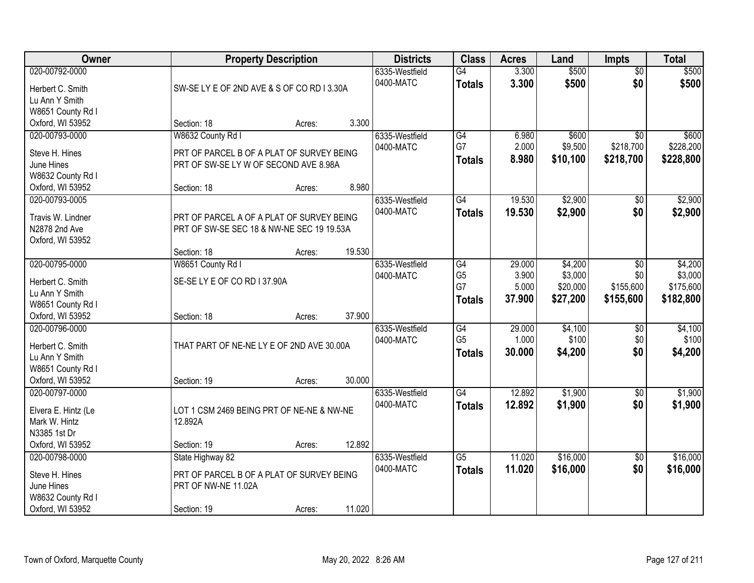| Owner | Property Description | | | Districts | Class | Acres | Land | Impts | Total |
|---|---|---|---|---|---|---|---|---|---|
| 020-00792-0000 | | | | 6335-Westfield | G4 | 3.300 | $500 | $0 | $500 |
| Herbert C. Smith | SW-SE LY E OF 2ND AVE & S OF CO RD I 3.30A | | | 0400-MATC | **Totals** | **3.300** | **$500** | **$0** | **$500** |
| Lu Ann Y Smith | | | | | | | | | |
| W8651 County Rd I | | | | | | | | | |
| Oxford, WI 53952 | Section: 18 | Acres: | 3.300 | | | | | | |
| 020-00793-0000 | W8632 County Rd I | | | 6335-Westfield | G4 | 6.980 | $600 | $0 | $600 |
| Steve H. Hines | PRT OF PARCEL B OF A PLAT OF SURVEY BEING PRT OF SW-SE LY W OF SECOND AVE 8.98A | | | 0400-MATC | G7 | 2.000 | $9,500 | $218,700 | $228,200 |
| June Hines | | | | | **Totals** | **8.980** | **$10,100** | **$218,700** | **$228,800** |
| W8632 County Rd I | | | | | | | | | |
| Oxford, WI 53952 | Section: 18 | Acres: | 8.980 | | | | | | |
| 020-00793-0005 | | | | 6335-Westfield | G4 | 19.530 | $2,900 | $0 | $2,900 |
| Travis W. Lindner | PRT OF PARCEL A OF A PLAT OF SURVEY BEING PRT OF SW-SE SEC 18 & NW-NE SEC 19 19.53A | | | 0400-MATC | **Totals** | **19.530** | **$2,900** | **$0** | **$2,900** |
| N2878 2nd Ave | | | | | | | | | |
| Oxford, WI 53952 | | | | | | | | | |
| | Section: 18 | Acres: | 19.530 | | | | | | |
| 020-00795-0000 | W8651 County Rd I | | | 6335-Westfield | G4 | 29.000 | $4,200 | $0 | $4,200 |
| Herbert C. Smith | SE-SE LY E OF CO RD I 37.90A | | | 0400-MATC | G5 | 3.900 | $3,000 | $0 | $3,000 |
| Lu Ann Y Smith | | | | | G7 | 5.000 | $20,000 | $155,600 | $175,600 |
| W8651 County Rd I | | | | | **Totals** | **37.900** | **$27,200** | **$155,600** | **$182,800** |
| Oxford, WI 53952 | Section: 18 | Acres: | 37.900 | | | | | | |
| 020-00796-0000 | | | | 6335-Westfield | G4 | 29.000 | $4,100 | $0 | $4,100 |
| Herbert C. Smith | THAT PART OF NE-NE LY E OF 2ND AVE 30.00A | | | 0400-MATC | G5 | 1.000 | $100 | $0 | $100 |
| Lu Ann Y Smith | | | | | **Totals** | **30.000** | **$4,200** | **$0** | **$4,200** |
| W8651 County Rd I | | | | | | | | | |
| Oxford, WI 53952 | Section: 19 | Acres: | 30.000 | | | | | | |
| 020-00797-0000 | | | | 6335-Westfield | G4 | 12.892 | $1,900 | $0 | $1,900 |
| Elvera E. Hintz (Le | LOT 1 CSM 2469 BEING PRT OF NE-NE & NW-NE 12.892A | | | 0400-MATC | **Totals** | **12.892** | **$1,900** | **$0** | **$1,900** |
| Mark W. Hintz | | | | | | | | | |
| N3385 1st Dr | | | | | | | | | |
| Oxford, WI 53952 | Section: 19 | Acres: | 12.892 | | | | | | |
| 020-00798-0000 | State Highway 82 | | | 6335-Westfield | G5 | 11.020 | $16,000 | $0 | $16,000 |
| Steve H. Hines | PRT OF PARCEL B OF A PLAT OF SURVEY BEING PRT OF NW-NE 11.02A | | | 0400-MATC | **Totals** | **11.020** | **$16,000** | **$0** | **$16,000** |
| June Hines | | | | | | | | | |
| W8632 County Rd I | | | | | | | | | |
| Oxford, WI 53952 | Section: 19 | Acres: | 11.020 | | | | | | |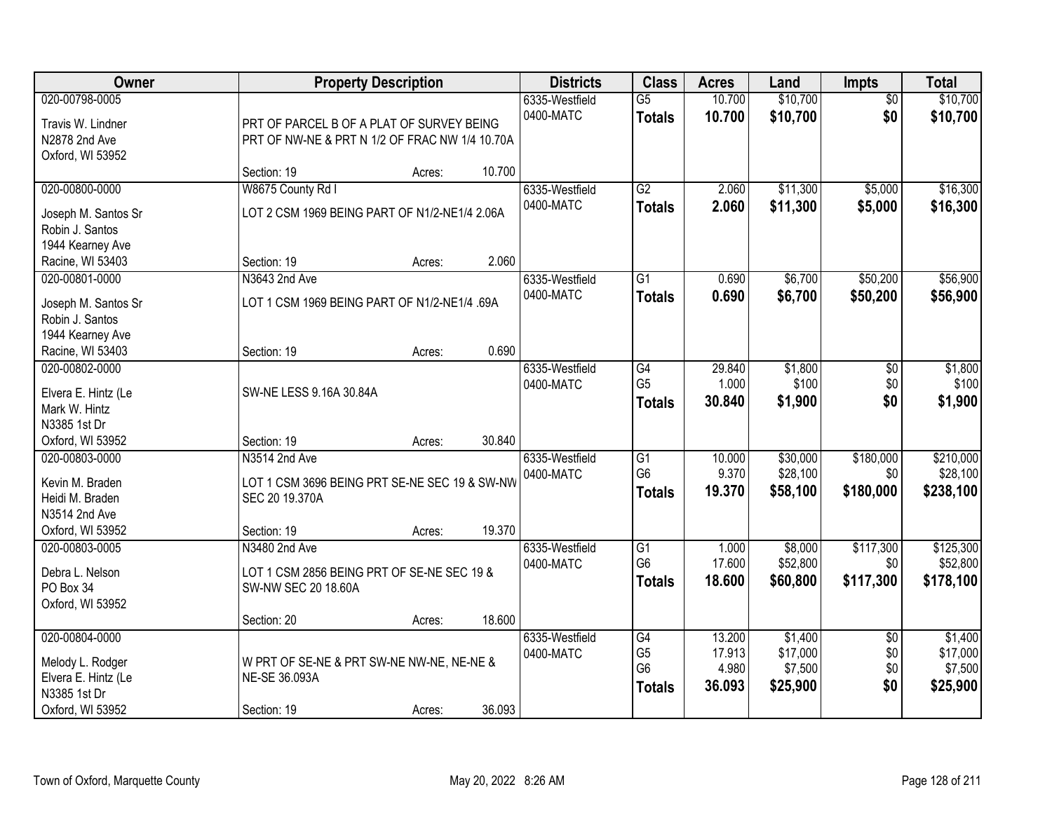| Owner | Property Description | | | Districts | Class | Acres | Land | Impts | Total |
|---|---|---|---|---|---|---|---|---|---|
| 020-00798-0005<br>Travis W. Lindner<br>N2878 2nd Ave<br>Oxford, WI 53952 | PRT OF PARCEL B OF A PLAT OF SURVEY BEING PRT OF NW-NE & PRT N 1/2 OF FRAC NW 1/4 10.70A<br>Section: 19 | Acres: | 10.700 | 6335-Westfield<br>0400-MATC | G5<br>**Totals** | 10.700<br>**10.700** | $10,700<br>**$10,700** | $0<br>**$0** | $10,700<br>**$10,700** |
| 020-00800-0000<br>Joseph M. Santos Sr<br>Robin J. Santos<br>1944 Kearney Ave<br>Racine, WI 53403 | W8675 County Rd I<br>LOT 2 CSM 1969 BEING PART OF N1/2-NE1/4 2.06A<br>Section: 19 | Acres: | 2.060 | 6335-Westfield<br>0400-MATC | G2<br>**Totals** | 2.060<br>**2.060** | $11,300<br>**$11,300** | $5,000<br>**$5,000** | $16,300<br>**$16,300** |
| 020-00801-0000<br>Joseph M. Santos Sr<br>Robin J. Santos<br>1944 Kearney Ave<br>Racine, WI 53403 | N3643 2nd Ave<br>LOT 1 CSM 1969 BEING PART OF N1/2-NE1/4 .69A<br>Section: 19 | Acres: | 0.690 | 6335-Westfield<br>0400-MATC | G1<br>**Totals** | 0.690<br>**0.690** | $6,700<br>**$6,700** | $50,200<br>**$50,200** | $56,900<br>**$56,900** |
| 020-00802-0000<br>Elvera E. Hintz (Le<br>Mark W. Hintz<br>N3385 1st Dr<br>Oxford, WI 53952 | SW-NE LESS 9.16A 30.84A<br>Section: 19 | Acres: | 30.840 | 6335-Westfield<br>0400-MATC | G4<br>G5<br>**Totals** | 29.840<br>1.000<br>**30.840** | $1,800<br>$100<br>**$1,900** | $0<br>$0<br>**$0** | $1,800<br>$100<br>**$1,900** |
| 020-00803-0000<br>Kevin M. Braden<br>Heidi M. Braden<br>N3514 2nd Ave<br>Oxford, WI 53952 | N3514 2nd Ave<br>LOT 1 CSM 3696 BEING PRT SE-NE SEC 19 & SW-NW SEC 20 19.370A<br>Section: 19 | Acres: | 19.370 | 6335-Westfield<br>0400-MATC | G1<br>G6<br>**Totals** | 10.000<br>9.370<br>**19.370** | $30,000<br>$28,100<br>**$58,100** | $180,000<br>$0<br>**$180,000** | $210,000<br>$28,100<br>**$238,100** |
| 020-00803-0005<br>Debra L. Nelson<br>PO Box 34<br>Oxford, WI 53952 | N3480 2nd Ave<br>LOT 1 CSM 2856 BEING PRT OF SE-NE SEC 19 & SW-NW SEC 20 18.60A<br>Section: 20 | Acres: | 18.600 | 6335-Westfield<br>0400-MATC | G1<br>G6<br>**Totals** | 1.000<br>17.600<br>**18.600** | $8,000<br>$52,800<br>**$60,800** | $117,300<br>$0<br>**$117,300** | $125,300<br>$52,800<br>**$178,100** |
| 020-00804-0000<br>Melody L. Rodger<br>Elvera E. Hintz (Le<br>N3385 1st Dr<br>Oxford, WI 53952 | W PRT OF SE-NE & PRT SW-NE NW-NE, NE-NE & NE-SE 36.093A<br>Section: 19 | Acres: | 36.093 | 6335-Westfield<br>0400-MATC | G4<br>G5<br>G6<br>**Totals** | 13.200<br>17.913<br>4.980<br>**36.093** | $1,400<br>$17,000<br>$7,500<br>**$25,900** | $0<br>$0<br>$0<br>**$0** | $1,400<br>$17,000<br>$7,500<br>**$25,900** |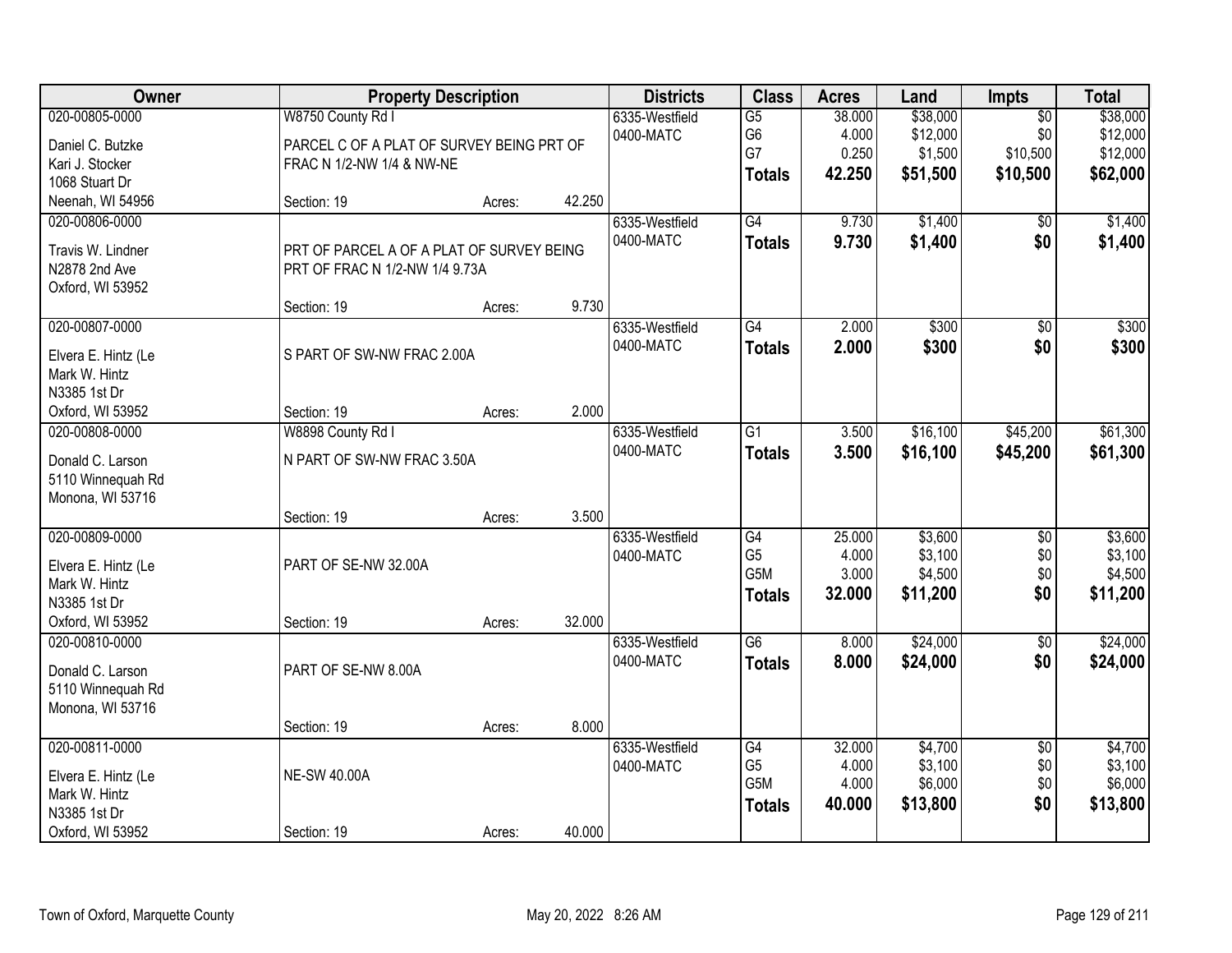| Owner | Property Description | | | Districts | Class | Acres | Land | Impts | Total |
|---|---|---|---|---|---|---|---|---|---|
| 020-00805-0000 | W8750 County Rd I | | | 6335-Westfield | G5 | 38.000 | $38,000 | $0 | $38,000 |
| Daniel C. Butzke | PARCEL C OF A PLAT OF SURVEY BEING PRT OF FRAC N 1/2-NW 1/4 & NW-NE | | | 0400-MATC | G6 | 4.000 | $12,000 | $0 | $12,000 |
| Kari J. Stocker | | | | | G7 | 0.250 | $1,500 | $10,500 | $12,000 |
| 1068 Stuart Dr | | | | | **Totals** | **42.250** | **$51,500** | **$10,500** | **$62,000** |
| Neenah, WI 54956 | Section: 19 | Acres: | 42.250 | | | | | | |
| 020-00806-0000 | | | | 6335-Westfield | G4 | 9.730 | $1,400 | $0 | $1,400 |
| Travis W. Lindner | PRT OF PARCEL A OF A PLAT OF SURVEY BEING PRT OF FRAC N 1/2-NW 1/4 9.73A | | | 0400-MATC | **Totals** | **9.730** | **$1,400** | **$0** | **$1,400** |
| N2878 2nd Ave | | | | | | | | | |
| Oxford, WI 53952 | | | | | | | | | |
| | Section: 19 | Acres: | 9.730 | | | | | | |
| 020-00807-0000 | | | | 6335-Westfield | G4 | 2.000 | $300 | $0 | $300 |
| Elvera E. Hintz (Le | S PART OF SW-NW FRAC 2.00A | | | 0400-MATC | **Totals** | **2.000** | **$300** | **$0** | **$300** |
| Mark W. Hintz | | | | | | | | | |
| N3385 1st Dr | | | | | | | | | |
| Oxford, WI 53952 | Section: 19 | Acres: | 2.000 | | | | | | |
| 020-00808-0000 | W8898 County Rd I | | | 6335-Westfield | G1 | 3.500 | $16,100 | $45,200 | $61,300 |
| Donald C. Larson | N PART OF SW-NW FRAC 3.50A | | | 0400-MATC | **Totals** | **3.500** | **$16,100** | **$45,200** | **$61,300** |
| 5110 Winnequah Rd | | | | | | | | | |
| Monona, WI 53716 | | | | | | | | | |
| | Section: 19 | Acres: | 3.500 | | | | | | |
| 020-00809-0000 | | | | 6335-Westfield | G4 | 25.000 | $3,600 | $0 | $3,600 |
| Elvera E. Hintz (Le | PART OF SE-NW 32.00A | | | 0400-MATC | G5 | 4.000 | $3,100 | $0 | $3,100 |
| Mark W. Hintz | | | | | G5M | 3.000 | $4,500 | $0 | $4,500 |
| N3385 1st Dr | | | | | **Totals** | **32.000** | **$11,200** | **$0** | **$11,200** |
| Oxford, WI 53952 | Section: 19 | Acres: | 32.000 | | | | | | |
| 020-00810-0000 | | | | 6335-Westfield | G6 | 8.000 | $24,000 | $0 | $24,000 |
| Donald C. Larson | PART OF SE-NW 8.00A | | | 0400-MATC | **Totals** | **8.000** | **$24,000** | **$0** | **$24,000** |
| 5110 Winnequah Rd | | | | | | | | | |
| Monona, WI 53716 | | | | | | | | | |
| | Section: 19 | Acres: | 8.000 | | | | | | |
| 020-00811-0000 | | | | 6335-Westfield | G4 | 32.000 | $4,700 | $0 | $4,700 |
| Elvera E. Hintz (Le | NE-SW 40.00A | | | 0400-MATC | G5 | 4.000 | $3,100 | $0 | $3,100 |
| Mark W. Hintz | | | | | G5M | 4.000 | $6,000 | $0 | $6,000 |
| N3385 1st Dr | | | | | **Totals** | **40.000** | **$13,800** | **$0** | **$13,800** |
| Oxford, WI 53952 | Section: 19 | Acres: | 40.000 | | | | | | |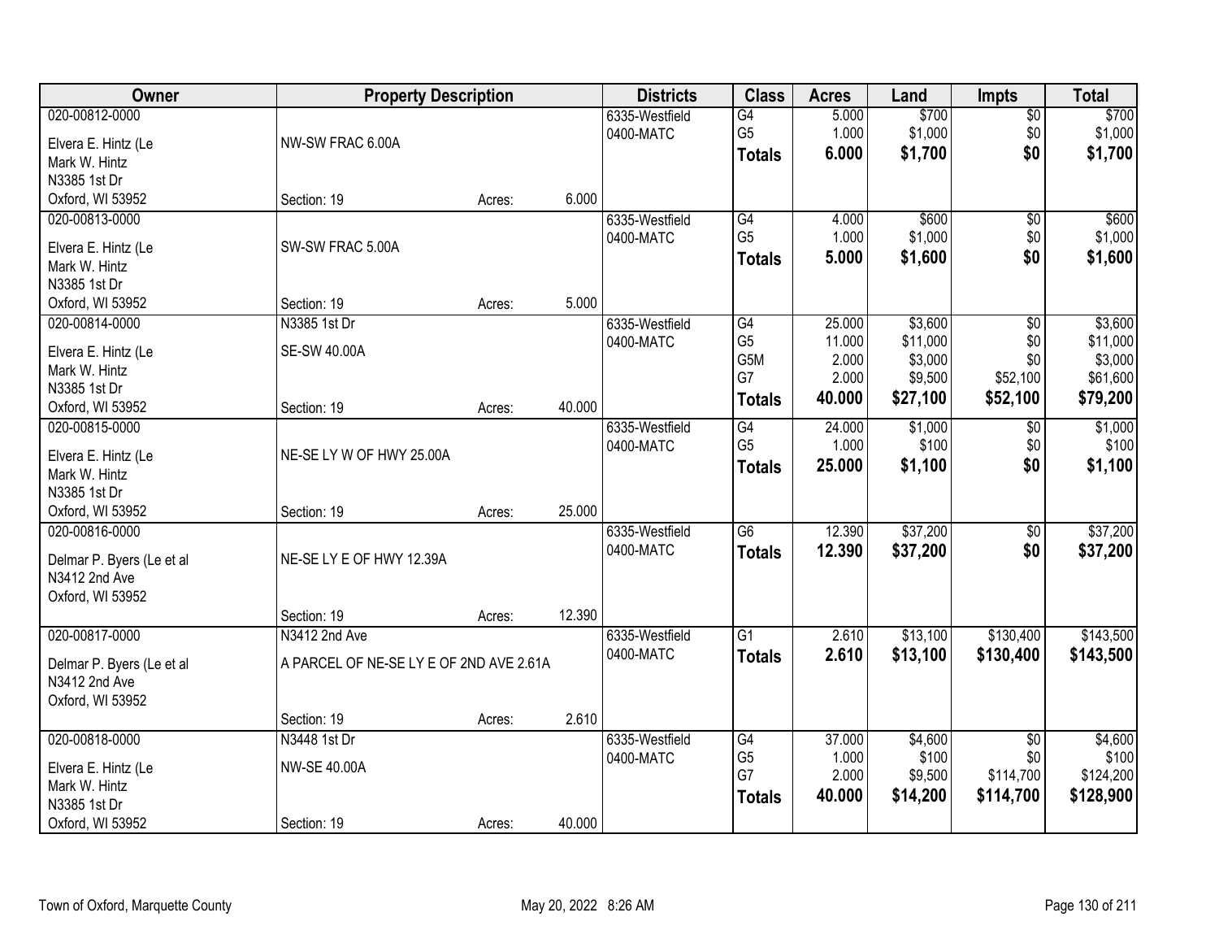| Owner | Property Description | | | Districts | Class | Acres | Land | Impts | Total |
|---|---|---|---|---|---|---|---|---|---|
| 020-00812-0000 | | | | 6335-Westfield | G4 | 5.000 | $700 | $0 | $700 |
| Elvera E. Hintz (Le | NW-SW FRAC 6.00A | | | 0400-MATC | G5 | 1.000 | $1,000 | $0 | $1,000 |
| Mark W. Hintz | | | | | **Totals** | **6.000** | **$1,700** | **$0** | **$1,700** |
| N3385 1st Dr | | | | | | | | | |
| Oxford, WI 53952 | Section: 19 | Acres: | 6.000 | | | | | | |
| 020-00813-0000 | | | | 6335-Westfield | G4 | 4.000 | $600 | $0 | $600 |
| Elvera E. Hintz (Le | SW-SW FRAC 5.00A | | | 0400-MATC | G5 | 1.000 | $1,000 | $0 | $1,000 |
| Mark W. Hintz | | | | | **Totals** | **5.000** | **$1,600** | **$0** | **$1,600** |
| N3385 1st Dr | | | | | | | | | |
| Oxford, WI 53952 | Section: 19 | Acres: | 5.000 | | | | | | |
| 020-00814-0000 | N3385 1st Dr | | | 6335-Westfield | G4 | 25.000 | $3,600 | $0 | $3,600 |
| Elvera E. Hintz (Le | SE-SW 40.00A | | | 0400-MATC | G5 | 11.000 | $11,000 | $0 | $11,000 |
| Mark W. Hintz | | | | | G5M | 2.000 | $3,000 | $0 | $3,000 |
| N3385 1st Dr | | | | | G7 | 2.000 | $9,500 | $52,100 | $61,600 |
| Oxford, WI 53952 | Section: 19 | Acres: | 40.000 | | **Totals** | **40.000** | **$27,100** | **$52,100** | **$79,200** |
| 020-00815-0000 | | | | 6335-Westfield | G4 | 24.000 | $1,000 | $0 | $1,000 |
| Elvera E. Hintz (Le | NE-SE LY W OF HWY 25.00A | | | 0400-MATC | G5 | 1.000 | $100 | $0 | $100 |
| Mark W. Hintz | | | | | **Totals** | **25.000** | **$1,100** | **$0** | **$1,100** |
| N3385 1st Dr | | | | | | | | | |
| Oxford, WI 53952 | Section: 19 | Acres: | 25.000 | | | | | | |
| 020-00816-0000 | | | | 6335-Westfield | G6 | 12.390 | $37,200 | $0 | $37,200 |
| Delmar P. Byers (Le et al | NE-SE LY E OF HWY 12.39A | | | 0400-MATC | **Totals** | **12.390** | **$37,200** | **$0** | **$37,200** |
| N3412 2nd Ave | | | | | | | | | |
| Oxford, WI 53952 | | | | | | | | | |
| | Section: 19 | Acres: | 12.390 | | | | | | |
| 020-00817-0000 | N3412 2nd Ave | | | 6335-Westfield | G1 | 2.610 | $13,100 | $130,400 | $143,500 |
| Delmar P. Byers (Le et al | A PARCEL OF NE-SE LY E OF 2ND AVE 2.61A | | | 0400-MATC | **Totals** | **2.610** | **$13,100** | **$130,400** | **$143,500** |
| N3412 2nd Ave | | | | | | | | | |
| Oxford, WI 53952 | | | | | | | | | |
| | Section: 19 | Acres: | 2.610 | | | | | | |
| 020-00818-0000 | N3448 1st Dr | | | 6335-Westfield | G4 | 37.000 | $4,600 | $0 | $4,600 |
| Elvera E. Hintz (Le | NW-SE 40.00A | | | 0400-MATC | G5 | 1.000 | $100 | $0 | $100 |
| Mark W. Hintz | | | | | G7 | 2.000 | $9,500 | $114,700 | $124,200 |
| N3385 1st Dr | | | | | **Totals** | **40.000** | **$14,200** | **$114,700** | **$128,900** |
| Oxford, WI 53952 | Section: 19 | Acres: | 40.000 | | | | | | |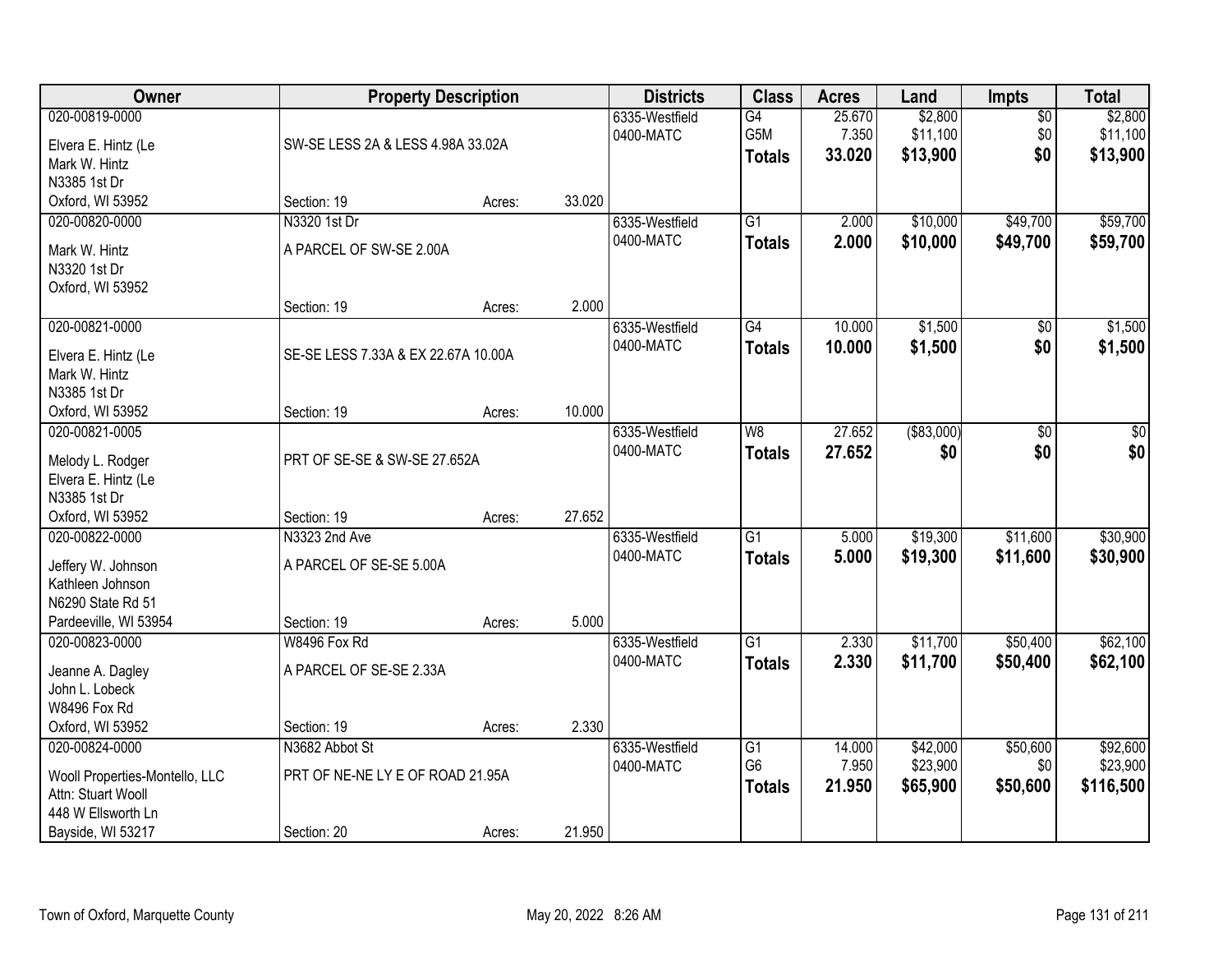| Owner | Property Description | | | Districts | Class | Acres | Land | Impts | Total |
|---|---|---|---|---|---|---|---|---|---|
| 020-00819-0000<br>Elvera E. Hintz (Le<br>Mark W. Hintz<br>N3385 1st Dr<br>Oxford, WI 53952 | SW-SE LESS 2A & LESS 4.98A 33.02A<br>Section: 19 | Acres: | 33.020 | 6335-Westfield<br>0400-MATC | G4<br>G5M<br>**Totals** | 25.670<br>7.350<br>**33.020** | $2,800<br>$11,100<br>**$13,900** | $0<br>$0<br>**$0** | $2,800<br>$11,100<br>**$13,900** |
| 020-00820-0000<br>Mark W. Hintz<br>N3320 1st Dr<br>Oxford, WI 53952 | N3320 1st Dr<br>A PARCEL OF SW-SE 2.00A<br>Section: 19 | Acres: | 2.000 | 6335-Westfield<br>0400-MATC | G1<br>**Totals** | 2.000<br>**2.000** | $10,000<br>**$10,000** | $49,700<br>**$49,700** | $59,700<br>**$59,700** |
| 020-00821-0000<br>Elvera E. Hintz (Le<br>Mark W. Hintz<br>N3385 1st Dr<br>Oxford, WI 53952 | SE-SE LESS 7.33A & EX 22.67A 10.00A<br>Section: 19 | Acres: | 10.000 | 6335-Westfield<br>0400-MATC | G4<br>**Totals** | 10.000<br>**10.000** | $1,500<br>**$1,500** | $0<br>**$0** | $1,500<br>**$1,500** |
| 020-00821-0005<br>Melody L. Rodger<br>Elvera E. Hintz (Le<br>N3385 1st Dr<br>Oxford, WI 53952 | PRT OF SE-SE & SW-SE 27.652A<br>Section: 19 | Acres: | 27.652 | 6335-Westfield<br>0400-MATC | W8<br>**Totals** | 27.652<br>**27.652** | ($83,000)<br>**$0** | $0<br>**$0** | $0<br>**$0** |
| 020-00822-0000<br>Jeffery W. Johnson<br>Kathleen Johnson<br>N6290 State Rd 51<br>Pardeeville, WI 53954 | N3323 2nd Ave<br>A PARCEL OF SE-SE 5.00A<br>Section: 19 | Acres: | 5.000 | 6335-Westfield<br>0400-MATC | G1<br>**Totals** | 5.000<br>**5.000** | $19,300<br>**$19,300** | $11,600<br>**$11,600** | $30,900<br>**$30,900** |
| 020-00823-0000<br>Jeanne A. Dagley<br>John L. Lobeck<br>W8496 Fox Rd<br>Oxford, WI 53952 | W8496 Fox Rd<br>A PARCEL OF SE-SE 2.33A<br>Section: 19 | Acres: | 2.330 | 6335-Westfield<br>0400-MATC | G1<br>**Totals** | 2.330<br>**2.330** | $11,700<br>**$11,700** | $50,400<br>**$50,400** | $62,100<br>**$62,100** |
| 020-00824-0000<br>Wooll Properties-Montello, LLC<br>Attn: Stuart Wooll<br>448 W Ellsworth Ln<br>Bayside, WI 53217 | N3682 Abbot St<br>PRT OF NE-NE LY E OF ROAD 21.95A<br>Section: 20 | Acres: | 21.950 | 6335-Westfield<br>0400-MATC | G1<br>G6<br>**Totals** | 14.000<br>7.950<br>**21.950** | $42,000<br>$23,900<br>**$65,900** | $50,600<br>$0<br>**$50,600** | $92,600<br>$23,900<br>**$116,500** |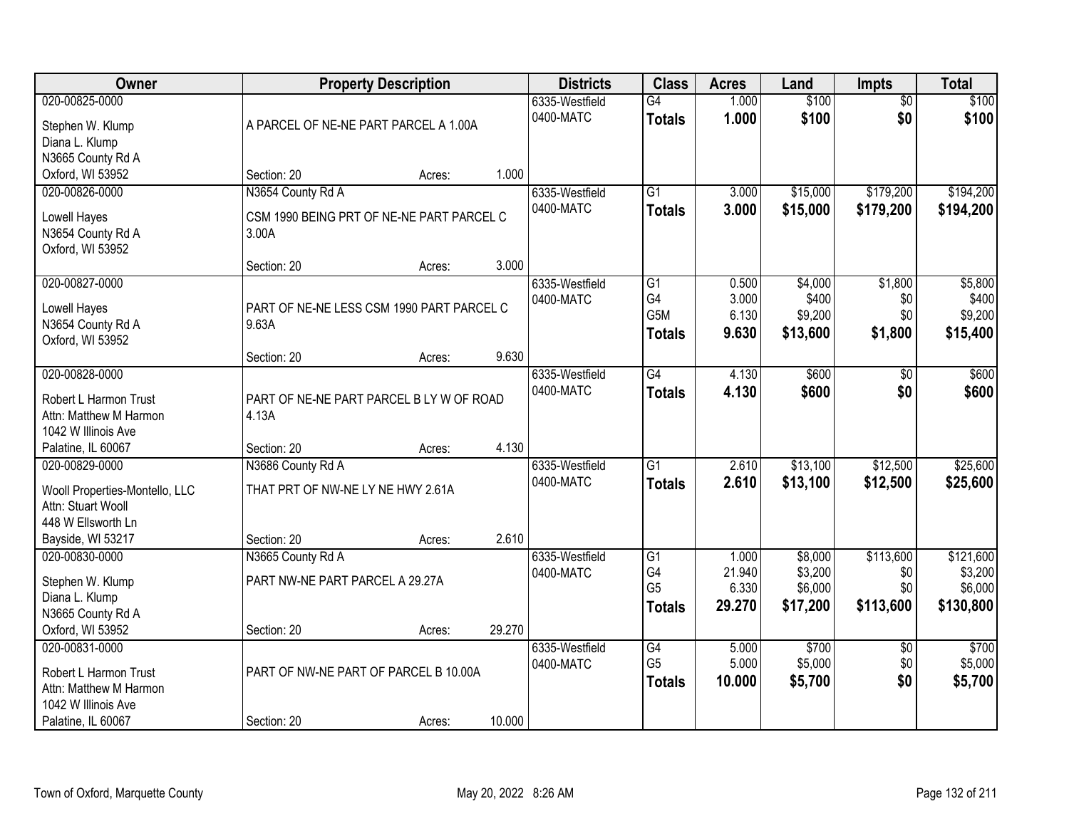| Owner | Property Description | Districts | Class | Acres | Land | Impts | Total |
|---|---|---|---|---|---|---|---|
| 020-00825-0000<br>Stephen W. Klump<br>Diana L. Klump<br>N3665 County Rd A<br>Oxford, WI 53952 | A PARCEL OF NE-NE PART PARCEL A 1.00A<br>Section: 20 Acres: 1.000 | 6335-Westfield<br>0400-MATC | G4<br>**Totals** | 1.000<br>**1.000** | $100<br>**$100** | $0<br>**$0** | $100<br>**$100** |
| 020-00826-0000<br>Lowell Hayes<br>N3654 County Rd A<br>Oxford, WI 53952 | N3654 County Rd A<br>CSM 1990 BEING PRT OF NE-NE PART PARCEL C 3.00A<br>Section: 20 Acres: 3.000 | 6335-Westfield<br>0400-MATC | G1<br>**Totals** | 3.000<br>**3.000** | $15,000<br>**$15,000** | $179,200<br>**$179,200** | $194,200<br>**$194,200** |
| 020-00827-0000<br>Lowell Hayes<br>N3654 County Rd A<br>Oxford, WI 53952 | PART OF NE-NE LESS CSM 1990 PART PARCEL C 9.63A<br>Section: 20 Acres: 9.630 | 6335-Westfield<br>0400-MATC | G1<br>G4<br>G5M<br>**Totals** | 0.500<br>3.000<br>6.130<br>**9.630** | $4,000<br>$400<br>$9,200<br>**$13,600** | $1,800<br>$0<br>$0<br>**$1,800** | $5,800<br>$400<br>$9,200<br>**$15,400** |
| 020-00828-0000<br>Robert L Harmon Trust<br>Attn: Matthew M Harmon<br>1042 W Illinois Ave<br>Palatine, IL 60067 | PART OF NE-NE PART PARCEL B LY W OF ROAD 4.13A<br>Section: 20 Acres: 4.130 | 6335-Westfield<br>0400-MATC | G4<br>**Totals** | 4.130<br>**4.130** | $600<br>**$600** | $0<br>**$0** | $600<br>**$600** |
| 020-00829-0000<br>Wooll Properties-Montello, LLC<br>Attn: Stuart Wooll<br>448 W Ellsworth Ln<br>Bayside, WI 53217 | N3686 County Rd A<br>THAT PRT OF NW-NE LY NE HWY 2.61A<br>Section: 20 Acres: 2.610 | 6335-Westfield<br>0400-MATC | G1<br>**Totals** | 2.610<br>**2.610** | $13,100<br>**$13,100** | $12,500<br>**$12,500** | $25,600<br>**$25,600** |
| 020-00830-0000<br>Stephen W. Klump<br>Diana L. Klump<br>N3665 County Rd A<br>Oxford, WI 53952 | N3665 County Rd A<br>PART NW-NE PART PARCEL A 29.27A<br>Section: 20 Acres: 29.270 | 6335-Westfield<br>0400-MATC | G1<br>G4<br>G5<br>**Totals** | 1.000<br>21.940<br>6.330<br>**29.270** | $8,000<br>$3,200<br>$6,000<br>**$17,200** | $113,600<br>$0<br>$0<br>**$113,600** | $121,600<br>$3,200<br>$6,000<br>**$130,800** |
| 020-00831-0000<br>Robert L Harmon Trust<br>Attn: Matthew M Harmon<br>1042 W Illinois Ave<br>Palatine, IL 60067 | PART OF NW-NE PART OF PARCEL B 10.00A<br>Section: 20 Acres: 10.000 | 6335-Westfield<br>0400-MATC | G4<br>G5<br>**Totals** | 5.000<br>5.000<br>**10.000** | $700<br>$5,000<br>**$5,700** | $0<br>$0<br>**$0** | $700<br>$5,000<br>**$5,700** |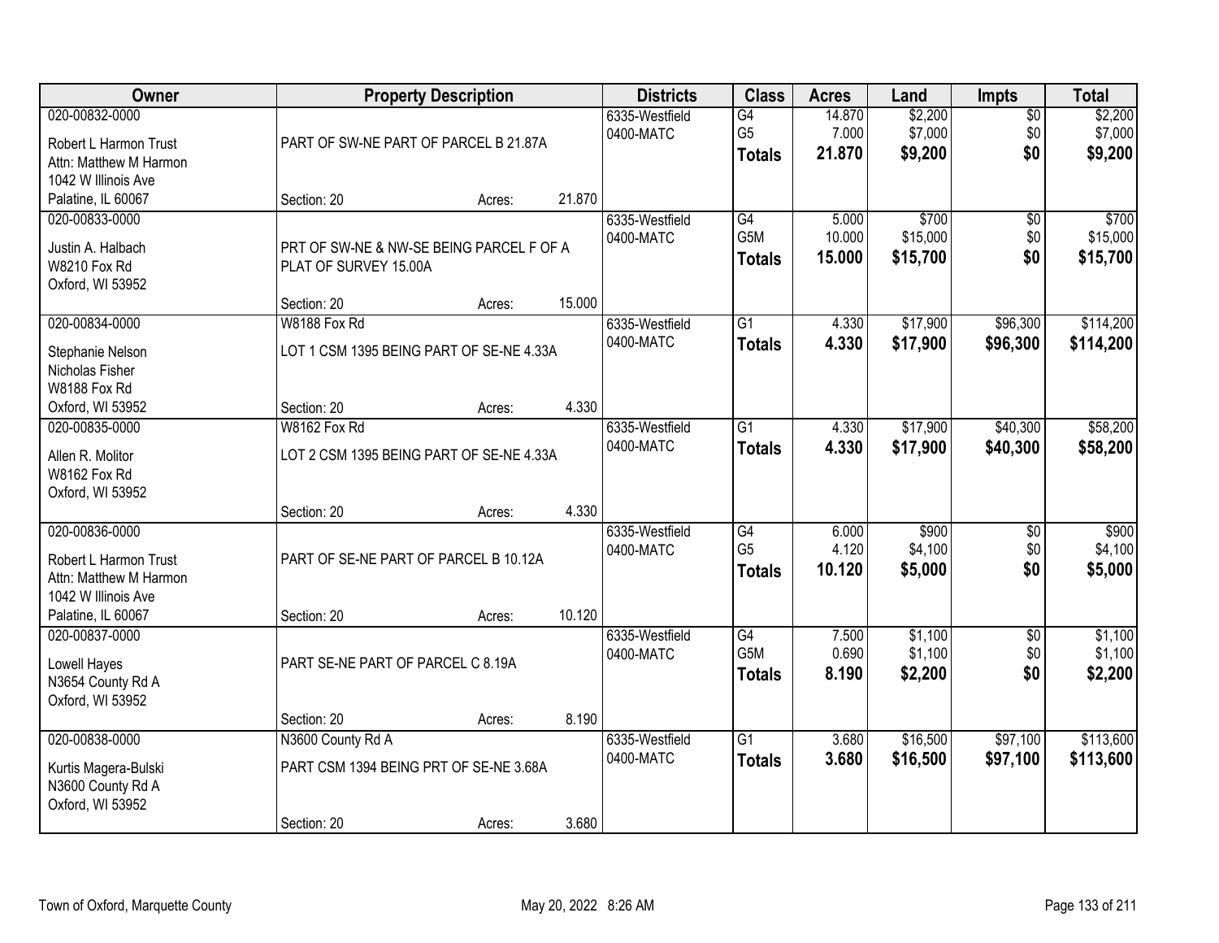| Owner | Property Description | Districts | Class | Acres | Land | Impts | Total |
|---|---|---|---|---|---|---|---|
| 020-00832-0000<br>Robert L Harmon Trust<br>Attn: Matthew M Harmon<br>1042 W Illinois Ave<br>Palatine, IL 60067 | PART OF SW-NE PART OF PARCEL B 21.87A<br>Section: 20 Acres: 21.870 | 6335-Westfield<br>0400-MATC | G4<br>G5<br>**Totals** | 14.870<br>7.000<br>**21.870** | $2,200<br>$7,000<br>**$9,200** | $0<br>$0<br>**$0** | $2,200<br>$7,000<br>**$9,200** |
| 020-00833-0000<br>Justin A. Halbach<br>W8210 Fox Rd<br>Oxford, WI 53952 | PRT OF SW-NE & NW-SE BEING PARCEL F OF A PLAT OF SURVEY 15.00A<br>Section: 20 Acres: 15.000 | 6335-Westfield<br>0400-MATC | G4<br>G5M<br>**Totals** | 5.000<br>10.000<br>**15.000** | $700<br>$15,000<br>**$15,700** | $0<br>$0<br>**$0** | $700<br>$15,000<br>**$15,700** |
| 020-00834-0000<br>Stephanie Nelson<br>Nicholas Fisher<br>W8188 Fox Rd<br>Oxford, WI 53952 | W8188 Fox Rd<br>LOT 1 CSM 1395 BEING PART OF SE-NE 4.33A<br>Section: 20 Acres: 4.330 | 6335-Westfield<br>0400-MATC | G1<br>**Totals** | 4.330<br>**4.330** | $17,900<br>**$17,900** | $96,300<br>**$96,300** | $114,200<br>**$114,200** |
| 020-00835-0000<br>Allen R. Molitor<br>W8162 Fox Rd<br>Oxford, WI 53952 | W8162 Fox Rd<br>LOT 2 CSM 1395 BEING PART OF SE-NE 4.33A<br>Section: 20 Acres: 4.330 | 6335-Westfield<br>0400-MATC | G1<br>**Totals** | 4.330<br>**4.330** | $17,900<br>**$17,900** | $40,300<br>**$40,300** | $58,200<br>**$58,200** |
| 020-00836-0000<br>Robert L Harmon Trust<br>Attn: Matthew M Harmon<br>1042 W Illinois Ave<br>Palatine, IL 60067 | PART OF SE-NE PART OF PARCEL B 10.12A<br>Section: 20 Acres: 10.120 | 6335-Westfield<br>0400-MATC | G4<br>G5<br>**Totals** | 6.000<br>4.120<br>**10.120** | $900<br>$4,100<br>**$5,000** | $0<br>$0<br>**$0** | $900<br>$4,100<br>**$5,000** |
| 020-00837-0000<br>Lowell Hayes<br>N3654 County Rd A<br>Oxford, WI 53952 | PART SE-NE PART OF PARCEL C 8.19A<br>Section: 20 Acres: 8.190 | 6335-Westfield<br>0400-MATC | G4<br>G5M<br>**Totals** | 7.500<br>0.690<br>**8.190** | $1,100<br>$1,100<br>**$2,200** | $0<br>$0<br>**$0** | $1,100<br>$1,100<br>**$2,200** |
| 020-00838-0000<br>Kurtis Magera-Bulski<br>N3600 County Rd A<br>Oxford, WI 53952 | N3600 County Rd A<br>PART CSM 1394 BEING PRT OF SE-NE 3.68A<br>Section: 20 Acres: 3.680 | 6335-Westfield<br>0400-MATC | G1<br>**Totals** | 3.680<br>**3.680** | $16,500<br>**$16,500** | $97,100<br>**$97,100** | $113,600<br>**$113,600** |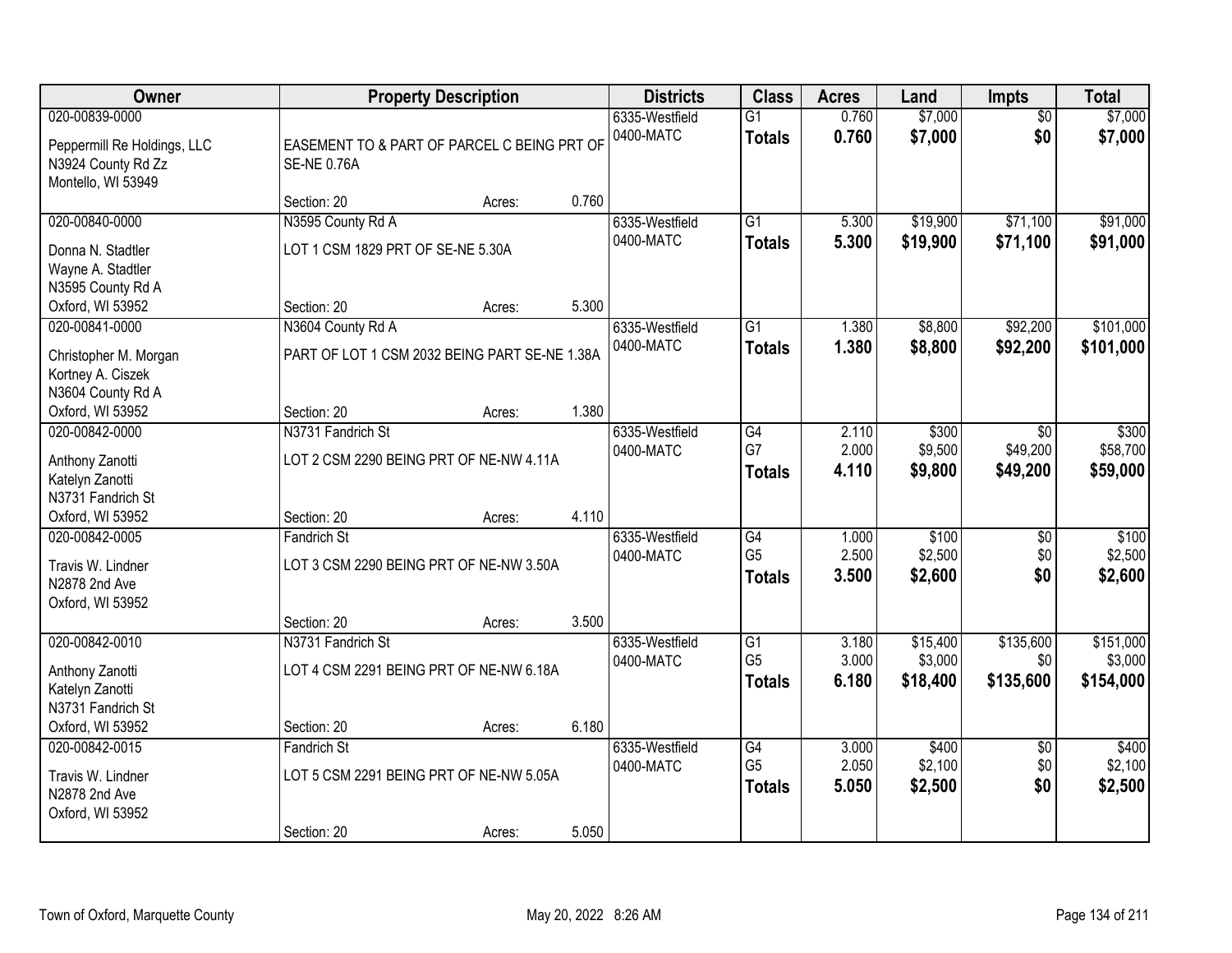| Owner | Property Description | | | Districts | Class | Acres | Land | Impts | Total |
|---|---|---|---|---|---|---|---|---|---|
| 020-00839-0000 | | | | 6335-Westfield | G1 | 0.760 | $7,000 | $0 | $7,000 |
| Peppermill Re Holdings, LLC<br>N3924 County Rd Zz<br>Montello, WI 53949 | EASEMENT TO & PART OF PARCEL C BEING PRT OF SE-NE 0.76A | | | 0400-MATC | **Totals** | **0.760** | **$7,000** | **$0** | **$7,000** |
| | Section: 20 | Acres: | 0.760 | | | | | | |
| 020-00840-0000 | N3595 County Rd A | | | 6335-Westfield | G1 | 5.300 | $19,900 | $71,100 | $91,000 |
| Donna N. Stadtler<br>Wayne A. Stadtler<br>N3595 County Rd A<br>Oxford, WI 53952 | LOT 1 CSM 1829 PRT OF SE-NE 5.30A | | | 0400-MATC | **Totals** | **5.300** | **$19,900** | **$71,100** | **$91,000** |
| | Section: 20 | Acres: | 5.300 | | | | | | |
| 020-00841-0000 | N3604 County Rd A | | | 6335-Westfield | G1 | 1.380 | $8,800 | $92,200 | $101,000 |
| Christopher M. Morgan<br>Kortney A. Ciszek<br>N3604 County Rd A<br>Oxford, WI 53952 | PART OF LOT 1 CSM 2032 BEING PART SE-NE 1.38A | | | 0400-MATC | **Totals** | **1.380** | **$8,800** | **$92,200** | **$101,000** |
| | Section: 20 | Acres: | 1.380 | | | | | | |
| 020-00842-0000 | N3731 Fandrich St | | | 6335-Westfield | G4 | 2.110 | $300 | $0 | $300 |
| Anthony Zanotti<br>Katelyn Zanotti<br>N3731 Fandrich St<br>Oxford, WI 53952 | LOT 2 CSM 2290 BEING PRT OF NE-NW 4.11A | | | 0400-MATC | G7 | 2.000 | $9,500 | $49,200 | $58,700 |
| | | | | | **Totals** | **4.110** | **$9,800** | **$49,200** | **$59,000** |
| | Section: 20 | Acres: | 4.110 | | | | | | |
| 020-00842-0005 | Fandrich St | | | 6335-Westfield | G4 | 1.000 | $100 | $0 | $100 |
| Travis W. Lindner<br>N2878 2nd Ave<br>Oxford, WI 53952 | LOT 3 CSM 2290 BEING PRT OF NE-NW 3.50A | | | 0400-MATC | G5 | 2.500 | $2,500 | $0 | $2,500 |
| | | | | | **Totals** | **3.500** | **$2,600** | **$0** | **$2,600** |
| | Section: 20 | Acres: | 3.500 | | | | | | |
| 020-00842-0010 | N3731 Fandrich St | | | 6335-Westfield | G1 | 3.180 | $15,400 | $135,600 | $151,000 |
| Anthony Zanotti<br>Katelyn Zanotti<br>N3731 Fandrich St<br>Oxford, WI 53952 | LOT 4 CSM 2291 BEING PRT OF NE-NW 6.18A | | | 0400-MATC | G5 | 3.000 | $3,000 | $0 | $3,000 |
| | | | | | **Totals** | **6.180** | **$18,400** | **$135,600** | **$154,000** |
| | Section: 20 | Acres: | 6.180 | | | | | | |
| 020-00842-0015 | Fandrich St | | | 6335-Westfield | G4 | 3.000 | $400 | $0 | $400 |
| Travis W. Lindner<br>N2878 2nd Ave<br>Oxford, WI 53952 | LOT 5 CSM 2291 BEING PRT OF NE-NW 5.05A | | | 0400-MATC | G5 | 2.050 | $2,100 | $0 | $2,100 |
| | | | | | **Totals** | **5.050** | **$2,500** | **$0** | **$2,500** |
| | Section: 20 | Acres: | 5.050 | | | | | | |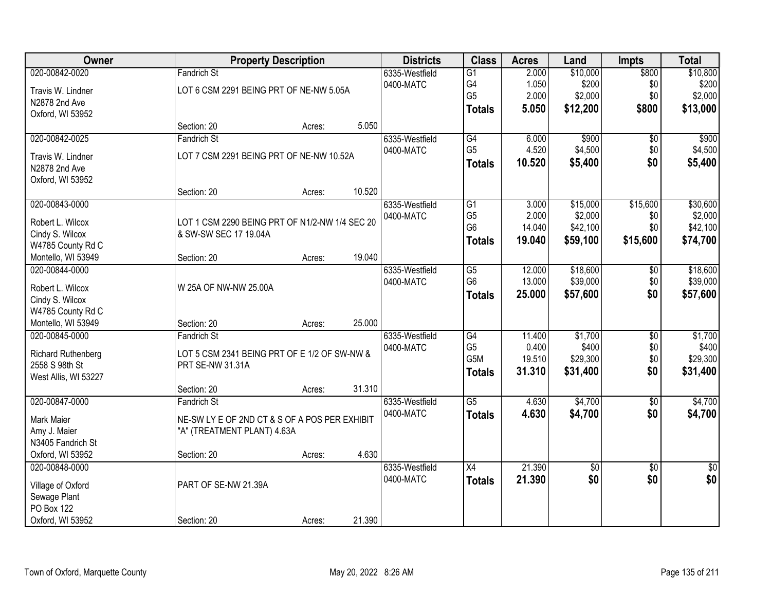| Owner | Property Description | | | Districts | Class | Acres | Land | Impts | Total |
|---|---|---|---|---|---|---|---|---|---|
| 020-00842-0020<br>Travis W. Lindner<br>N2878 2nd Ave<br>Oxford, WI 53952 | Fandrich St<br>LOT 6 CSM 2291 BEING PRT OF NE-NW 5.05A<br>Section: 20 | Acres: | 5.050 | 6335-Westfield<br>0400-MATC | G1<br>G4<br>G5<br>**Totals** | 2.000<br>1.050<br>2.000<br>**5.050** | $10,000<br>$200<br>$2,000<br>**$12,200** | $800<br>$0<br>$0<br>**$800** | $10,800<br>$200<br>$2,000<br>**$13,000** |
| 020-00842-0025<br>Travis W. Lindner<br>N2878 2nd Ave<br>Oxford, WI 53952 | Fandrich St<br>LOT 7 CSM 2291 BEING PRT OF NE-NW 10.52A<br>Section: 20 | Acres: | 10.520 | 6335-Westfield<br>0400-MATC | G4<br>G5<br>**Totals** | 6.000<br>4.520<br>**10.520** | $900<br>$4,500<br>**$5,400** | $0<br>$0<br>**$0** | $900<br>$4,500<br>**$5,400** |
| 020-00843-0000<br>Robert L. Wilcox<br>Cindy S. Wilcox<br>W4785 County Rd C<br>Montello, WI 53949 | LOT 1 CSM 2290 BEING PRT OF N1/2-NW 1/4 SEC 20 & SW-SW SEC 17 19.04A<br>Section: 20 | Acres: | 19.040 | 6335-Westfield<br>0400-MATC | G1<br>G5<br>G6<br>**Totals** | 3.000<br>2.000<br>14.040<br>**19.040** | $15,000<br>$2,000<br>$42,100<br>**$59,100** | $15,600<br>$0<br>$0<br>**$15,600** | $30,600<br>$2,000<br>$42,100<br>**$74,700** |
| 020-00844-0000<br>Robert L. Wilcox<br>Cindy S. Wilcox<br>W4785 County Rd C<br>Montello, WI 53949 | W 25A OF NW-NW 25.00A<br>Section: 20 | Acres: | 25.000 | 6335-Westfield<br>0400-MATC | G5<br>G6<br>**Totals** | 12.000<br>13.000<br>**25.000** | $18,600<br>$39,000<br>**$57,600** | $0<br>$0<br>**$0** | $18,600<br>$39,000<br>**$57,600** |
| 020-00845-0000<br>Richard Ruthenberg<br>2558 S 98th St<br>West Allis, WI 53227 | Fandrich St<br>LOT 5 CSM 2341 BEING PRT OF E 1/2 OF SW-NW & PRT SE-NW 31.31A<br>Section: 20 | Acres: | 31.310 | 6335-Westfield<br>0400-MATC | G4<br>G5<br>G5M<br>**Totals** | 11.400<br>0.400<br>19.510<br>**31.310** | $1,700<br>$400<br>$29,300<br>**$31,400** | $0<br>$0<br>$0<br>**$0** | $1,700<br>$400<br>$29,300<br>**$31,400** |
| 020-00847-0000<br>Mark Maier<br>Amy J. Maier<br>N3405 Fandrich St<br>Oxford, WI 53952 | Fandrich St<br>NE-SW LY E OF 2ND CT & S OF A POS PER EXHIBIT "A" (TREATMENT PLANT) 4.63A<br>Section: 20 | Acres: | 4.630 | 6335-Westfield<br>0400-MATC | G5<br>**Totals** | 4.630<br>**4.630** | $4,700<br>**$4,700** | $0<br>**$0** | $4,700<br>**$4,700** |
| 020-00848-0000<br>Village of Oxford<br>Sewage Plant<br>PO Box 122<br>Oxford, WI 53952 | PART OF SE-NW 21.39A<br>Section: 20 | Acres: | 21.390 | 6335-Westfield<br>0400-MATC | X4<br>**Totals** | 21.390<br>**21.390** | $0<br>**$0** | $0<br>**$0** | $0<br>**$0** |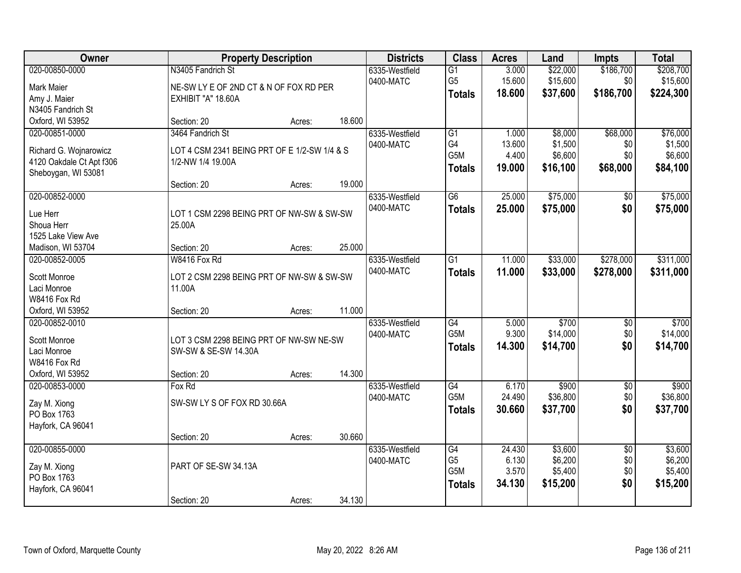| Owner | Property Description | | | Districts | Class | Acres | Land | Impts | Total |
|---|---|---|---|---|---|---|---|---|---|
| 020-00850-0000 | N3405 Fandrich St | | | 6335-Westfield | G1 | 3.000 | $22,000 | $186,700 | $208,700 |
| Mark Maier | NE-SW LY E OF 2ND CT & N OF FOX RD PER | | | 0400-MATC | G5 | 15.600 | $15,600 | $0 | $15,600 |
| Amy J. Maier | EXHIBIT "A" 18.60A | | | | **Totals** | **18.600** | **$37,600** | **$186,700** | **$224,300** |
| N3405 Fandrich St | | | | | | | | | |
| Oxford, WI 53952 | Section: 20 | Acres: | 18.600 | | | | | | |
| 020-00851-0000 | 3464 Fandrich St | | | 6335-Westfield | G1 | 1.000 | $8,000 | $68,000 | $76,000 |
| Richard G. Wojnarowicz | LOT 4 CSM 2341 BEING PRT OF E 1/2-SW 1/4 & S | | | 0400-MATC | G4 | 13.600 | $1,500 | $0 | $1,500 |
| 4120 Oakdale Ct Apt f306 | 1/2-NW 1/4 19.00A | | | | G5M | 4.400 | $6,600 | $0 | $6,600 |
| Sheboygan, WI 53081 | | | | | **Totals** | **19.000** | **$16,100** | **$68,000** | **$84,100** |
| | Section: 20 | Acres: | 19.000 | | | | | | |
| 020-00852-0000 | | | | 6335-Westfield | G6 | 25.000 | $75,000 | $0 | $75,000 |
| Lue Herr | LOT 1 CSM 2298 BEING PRT OF NW-SW & SW-SW | | | 0400-MATC | **Totals** | **25.000** | **$75,000** | **$0** | **$75,000** |
| Shoua Herr | 25.00A | | | | | | | | |
| 1525 Lake View Ave | | | | | | | | | |
| Madison, WI 53704 | Section: 20 | Acres: | 25.000 | | | | | | |
| 020-00852-0005 | W8416 Fox Rd | | | 6335-Westfield | G1 | 11.000 | $33,000 | $278,000 | $311,000 |
| Scott Monroe | LOT 2 CSM 2298 BEING PRT OF NW-SW & SW-SW | | | 0400-MATC | **Totals** | **11.000** | **$33,000** | **$278,000** | **$311,000** |
| Laci Monroe | 11.00A | | | | | | | | |
| W8416 Fox Rd | | | | | | | | | |
| Oxford, WI 53952 | Section: 20 | Acres: | 11.000 | | | | | | |
| 020-00852-0010 | | | | 6335-Westfield | G4 | 5.000 | $700 | $0 | $700 |
| Scott Monroe | LOT 3 CSM 2298 BEING PRT OF NW-SW NE-SW | | | 0400-MATC | G5M | 9.300 | $14,000 | $0 | $14,000 |
| Laci Monroe | SW-SW & SE-SW 14.30A | | | | **Totals** | **14.300** | **$14,700** | **$0** | **$14,700** |
| W8416 Fox Rd | | | | | | | | | |
| Oxford, WI 53952 | Section: 20 | Acres: | 14.300 | | | | | | |
| 020-00853-0000 | Fox Rd | | | 6335-Westfield | G4 | 6.170 | $900 | $0 | $900 |
| Zay M. Xiong | SW-SW LY S OF FOX RD 30.66A | | | 0400-MATC | G5M | 24.490 | $36,800 | $0 | $36,800 |
| PO Box 1763 | | | | | **Totals** | **30.660** | **$37,700** | **$0** | **$37,700** |
| Hayfork, CA 96041 | | | | | | | | | |
| | Section: 20 | Acres: | 30.660 | | | | | | |
| 020-00855-0000 | | | | 6335-Westfield | G4 | 24.430 | $3,600 | $0 | $3,600 |
| Zay M. Xiong | PART OF SE-SW 34.13A | | | 0400-MATC | G5 | 6.130 | $6,200 | $0 | $6,200 |
| PO Box 1763 | | | | | G5M | 3.570 | $5,400 | $0 | $5,400 |
| Hayfork, CA 96041 | | | | | **Totals** | **34.130** | **$15,200** | **$0** | **$15,200** |
| | Section: 20 | Acres: | 34.130 | | | | | | |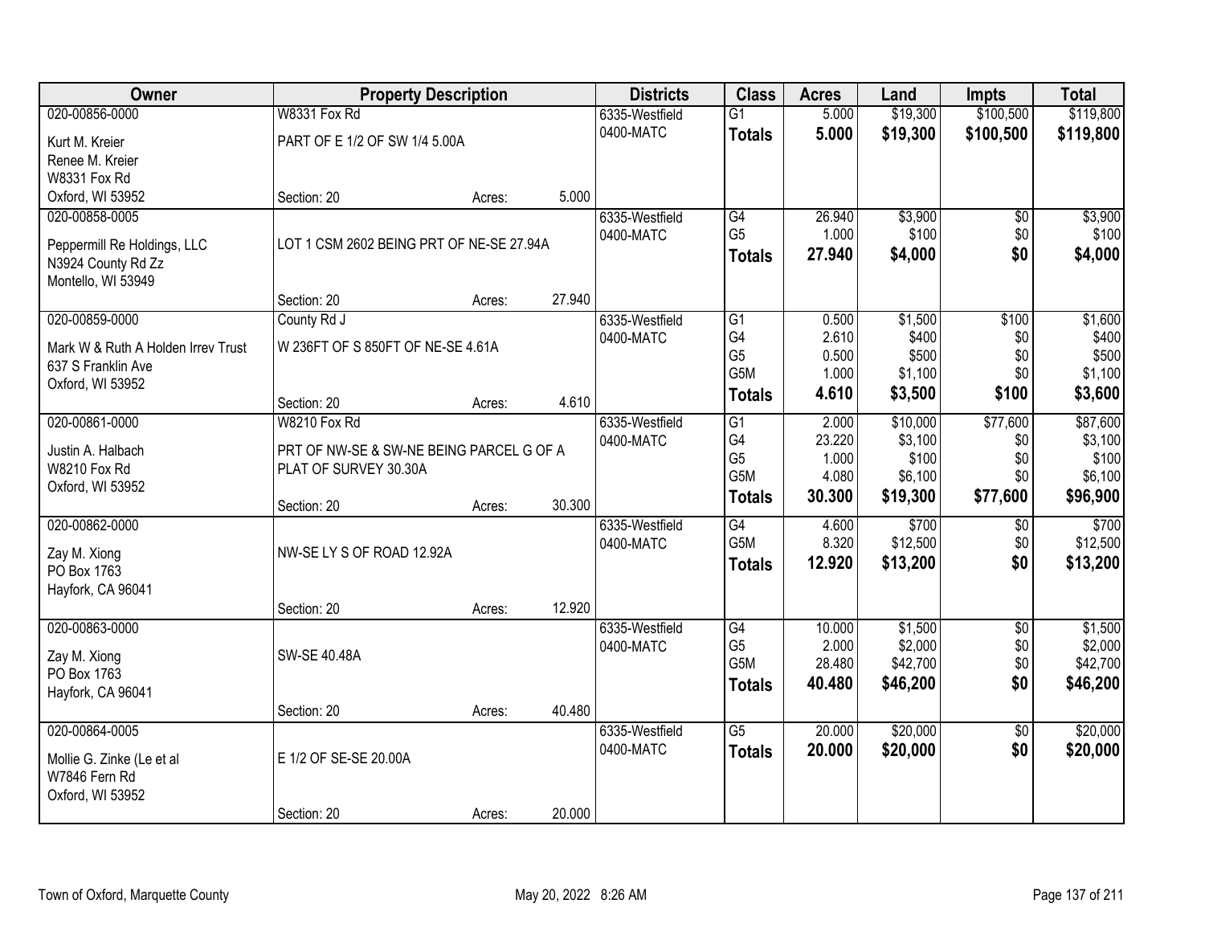| Owner | Property Description | | | Districts | Class | Acres | Land | Impts | Total |
|---|---|---|---|---|---|---|---|---|---|
| 020-00856-0000 | W8331 Fox Rd | | | 6335-Westfield | G1 | 5.000 | $19,300 | $100,500 | $119,800 |
| Kurt M. Kreier<br>Renee M. Kreier<br>W8331 Fox Rd<br>Oxford, WI 53952 | PART OF E 1/2 OF SW 1/4 5.00A | | | 0400-MATC | **Totals** | **5.000** | **$19,300** | **$100,500** | **$119,800** |
| | Section: 20 | Acres: | 5.000 | | | | | | |
| 020-00858-0005 | | | | 6335-Westfield | G4 | 26.940 | $3,900 | $0 | $3,900 |
| Peppermill Re Holdings, LLC<br>N3924 County Rd Zz<br>Montello, WI 53949 | LOT 1 CSM 2602 BEING PRT OF NE-SE 27.94A | | | 0400-MATC | G5 | 1.000 | $100 | $0 | $100 |
| | | | | | **Totals** | **27.940** | **$4,000** | **$0** | **$4,000** |
| | Section: 20 | Acres: | 27.940 | | | | | | |
| 020-00859-0000 | County Rd J | | | 6335-Westfield | G1 | 0.500 | $1,500 | $100 | $1,600 |
| Mark W & Ruth A Holden Irrev Trust<br>637 S Franklin Ave<br>Oxford, WI 53952 | W 236FT OF S 850FT OF NE-SE 4.61A | | | 0400-MATC | G4 | 2.610 | $400 | $0 | $400 |
| | | | | | G5 | 0.500 | $500 | $0 | $500 |
| | | | | | G5M | 1.000 | $1,100 | $0 | $1,100 |
| | Section: 20 | Acres: | 4.610 | | **Totals** | **4.610** | **$3,500** | **$100** | **$3,600** |
| 020-00861-0000 | W8210 Fox Rd | | | 6335-Westfield | G1 | 2.000 | $10,000 | $77,600 | $87,600 |
| Justin A. Halbach<br>W8210 Fox Rd<br>Oxford, WI 53952 | PRT OF NW-SE & SW-NE BEING PARCEL G OF A PLAT OF SURVEY 30.30A | | | 0400-MATC | G4 | 23.220 | $3,100 | $0 | $3,100 |
| | | | | | G5 | 1.000 | $100 | $0 | $100 |
| | | | | | G5M | 4.080 | $6,100 | $0 | $6,100 |
| | Section: 20 | Acres: | 30.300 | | **Totals** | **30.300** | **$19,300** | **$77,600** | **$96,900** |
| 020-00862-0000 | | | | 6335-Westfield | G4 | 4.600 | $700 | $0 | $700 |
| Zay M. Xiong<br>PO Box 1763<br>Hayfork, CA 96041 | NW-SE LY S OF ROAD 12.92A | | | 0400-MATC | G5M | 8.320 | $12,500 | $0 | $12,500 |
| | | | | | **Totals** | **12.920** | **$13,200** | **$0** | **$13,200** |
| | Section: 20 | Acres: | 12.920 | | | | | | |
| 020-00863-0000 | | | | 6335-Westfield | G4 | 10.000 | $1,500 | $0 | $1,500 |
| Zay M. Xiong<br>PO Box 1763<br>Hayfork, CA 96041 | SW-SE 40.48A | | | 0400-MATC | G5 | 2.000 | $2,000 | $0 | $2,000 |
| | | | | | G5M | 28.480 | $42,700 | $0 | $42,700 |
| | | | | | **Totals** | **40.480** | **$46,200** | **$0** | **$46,200** |
| | Section: 20 | Acres: | 40.480 | | | | | | |
| 020-00864-0005 | | | | 6335-Westfield | G5 | 20.000 | $20,000 | $0 | $20,000 |
| Mollie G. Zinke (Le et al<br>W7846 Fern Rd<br>Oxford, WI 53952 | E 1/2 OF SE-SE 20.00A | | | 0400-MATC | **Totals** | **20.000** | **$20,000** | **$0** | **$20,000** |
| | Section: 20 | Acres: | 20.000 | | | | | | |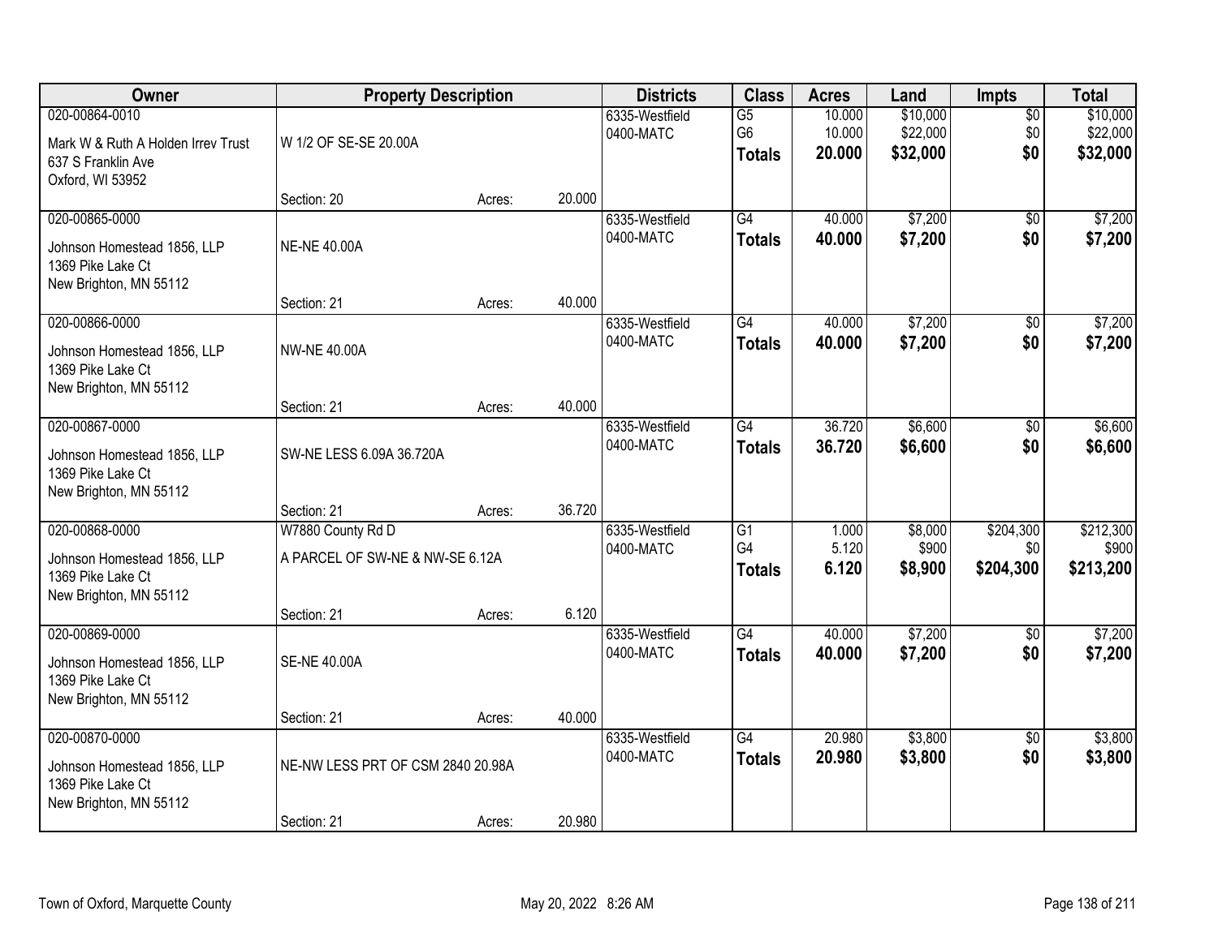| Owner | Property Description | | | Districts | Class | Acres | Land | Impts | Total |
|---|---|---|---|---|---|---|---|---|---|
| 020-00864-0010<br>Mark W & Ruth A Holden Irrev Trust<br>637 S Franklin Ave<br>Oxford, WI 53952 | W 1/2 OF SE-SE 20.00A<br>Section: 20 | Acres: | 20.000 | 6335-Westfield<br>0400-MATC | G5<br>G6<br>**Totals** | 10.000<br>10.000<br>**20.000** | $10,000<br>$22,000<br>**$32,000** | $0<br>$0<br>**$0** | $10,000<br>$22,000<br>**$32,000** |
| 020-00865-0000<br>Johnson Homestead 1856, LLP<br>1369 Pike Lake Ct<br>New Brighton, MN 55112 | NE-NE 40.00A<br>Section: 21 | Acres: | 40.000 | 6335-Westfield<br>0400-MATC | G4<br>**Totals** | 40.000<br>**40.000** | $7,200<br>**$7,200** | $0<br>**$0** | $7,200<br>**$7,200** |
| 020-00866-0000<br>Johnson Homestead 1856, LLP<br>1369 Pike Lake Ct<br>New Brighton, MN 55112 | NW-NE 40.00A<br>Section: 21 | Acres: | 40.000 | 6335-Westfield<br>0400-MATC | G4<br>**Totals** | 40.000<br>**40.000** | $7,200<br>**$7,200** | $0<br>**$0** | $7,200<br>**$7,200** |
| 020-00867-0000<br>Johnson Homestead 1856, LLP<br>1369 Pike Lake Ct<br>New Brighton, MN 55112 | SW-NE LESS 6.09A 36.720A<br>Section: 21 | Acres: | 36.720 | 6335-Westfield<br>0400-MATC | G4<br>**Totals** | 36.720<br>**36.720** | $6,600<br>**$6,600** | $0<br>**$0** | $6,600<br>**$6,600** |
| 020-00868-0000<br>Johnson Homestead 1856, LLP<br>1369 Pike Lake Ct<br>New Brighton, MN 55112 | W7880 County Rd D<br>A PARCEL OF SW-NE & NW-SE 6.12A<br>Section: 21 | Acres: | 6.120 | 6335-Westfield<br>0400-MATC | G1<br>G4<br>**Totals** | 1.000<br>5.120<br>**6.120** | $8,000<br>$900<br>**$8,900** | $204,300<br>$0<br>**$204,300** | $212,300<br>$900<br>**$213,200** |
| 020-00869-0000<br>Johnson Homestead 1856, LLP<br>1369 Pike Lake Ct<br>New Brighton, MN 55112 | SE-NE 40.00A<br>Section: 21 | Acres: | 40.000 | 6335-Westfield<br>0400-MATC | G4<br>**Totals** | 40.000<br>**40.000** | $7,200<br>**$7,200** | $0<br>**$0** | $7,200<br>**$7,200** |
| 020-00870-0000<br>Johnson Homestead 1856, LLP<br>1369 Pike Lake Ct<br>New Brighton, MN 55112 | NE-NW LESS PRT OF CSM 2840 20.98A<br>Section: 21 | Acres: | 20.980 | 6335-Westfield<br>0400-MATC | G4<br>**Totals** | 20.980<br>**20.980** | $3,800<br>**$3,800** | $0<br>**$0** | $3,800<br>**$3,800** |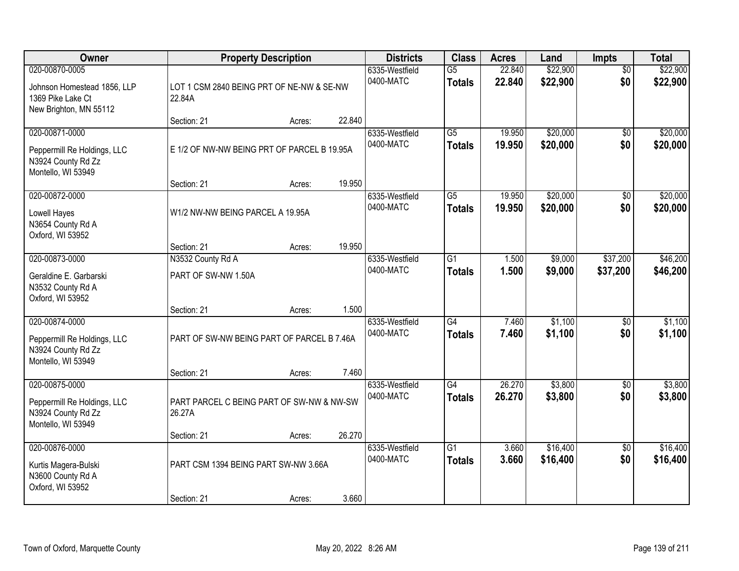| Owner | Property Description | | | Districts | Class | Acres | Land | Impts | Total |
|---|---|---|---|---|---|---|---|---|---|
| 020-00870-0005<br><br>Johnson Homestead 1856, LLP<br>1369 Pike Lake Ct<br>New Brighton, MN 55112 | LOT 1 CSM 2840 BEING PRT OF NE-NW & SE-NW 22.84A | | | 6335-Westfield<br>0400-MATC | G5<br>**Totals** | 22.840<br>**22.840** | $22,900<br>**$22,900** | $0<br>**$0** | $22,900<br>**$22,900** |
| | Section: 21 | Acres: | 22.840 | | | | | | |
| 020-00871-0000<br><br>Peppermill Re Holdings, LLC<br>N3924 County Rd Zz<br>Montello, WI 53949 | E 1/2 OF NW-NW BEING PRT OF PARCEL B 19.95A | | | 6335-Westfield<br>0400-MATC | G5<br>**Totals** | 19.950<br>**19.950** | $20,000<br>**$20,000** | $0<br>**$0** | $20,000<br>**$20,000** |
| | Section: 21 | Acres: | 19.950 | | | | | | |
| 020-00872-0000<br><br>Lowell Hayes<br>N3654 County Rd A<br>Oxford, WI 53952 | W1/2 NW-NW BEING PARCEL A 19.95A | | | 6335-Westfield<br>0400-MATC | G5<br>**Totals** | 19.950<br>**19.950** | $20,000<br>**$20,000** | $0<br>**$0** | $20,000<br>**$20,000** |
| | Section: 21 | Acres: | 19.950 | | | | | | |
| 020-00873-0000<br><br>Geraldine E. Garbarski<br>N3532 County Rd A<br>Oxford, WI 53952 | N3532 County Rd A<br><br>PART OF SW-NW 1.50A | | | 6335-Westfield<br>0400-MATC | G1<br>**Totals** | 1.500<br>**1.500** | $9,000<br>**$9,000** | $37,200<br>**$37,200** | $46,200<br>**$46,200** |
| | Section: 21 | Acres: | 1.500 | | | | | | |
| 020-00874-0000<br><br>Peppermill Re Holdings, LLC<br>N3924 County Rd Zz<br>Montello, WI 53949 | PART OF SW-NW BEING PART OF PARCEL B 7.46A | | | 6335-Westfield<br>0400-MATC | G4<br>**Totals** | 7.460<br>**7.460** | $1,100<br>**$1,100** | $0<br>**$0** | $1,100<br>**$1,100** |
| | Section: 21 | Acres: | 7.460 | | | | | | |
| 020-00875-0000<br><br>Peppermill Re Holdings, LLC<br>N3924 County Rd Zz<br>Montello, WI 53949 | PART PARCEL C BEING PART OF SW-NW & NW-SW 26.27A | | | 6335-Westfield<br>0400-MATC | G4<br>**Totals** | 26.270<br>**26.270** | $3,800<br>**$3,800** | $0<br>**$0** | $3,800<br>**$3,800** |
| | Section: 21 | Acres: | 26.270 | | | | | | |
| 020-00876-0000<br><br>Kurtis Magera-Bulski<br>N3600 County Rd A<br>Oxford, WI 53952 | PART CSM 1394 BEING PART SW-NW 3.66A | | | 6335-Westfield<br>0400-MATC | G1<br>**Totals** | 3.660<br>**3.660** | $16,400<br>**$16,400** | $0<br>**$0** | $16,400<br>**$16,400** |
| | Section: 21 | Acres: | 3.660 | | | | | | |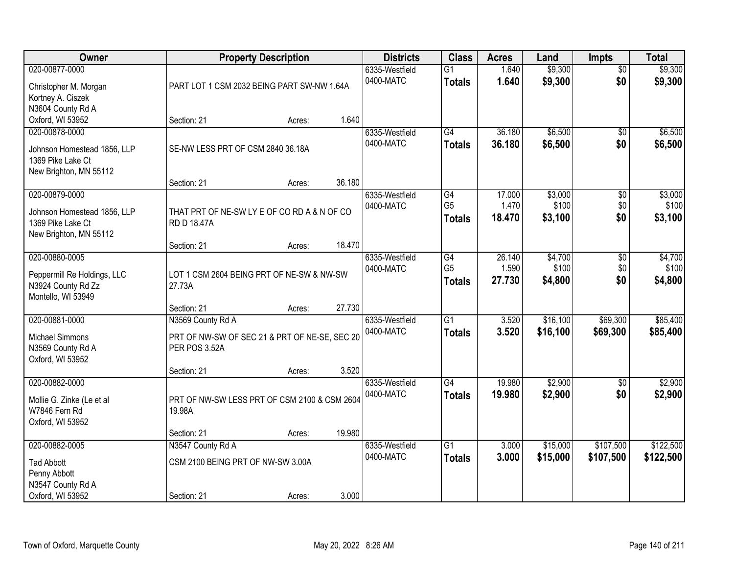| Owner | Property Description | Districts | Class | Acres | Land | Impts | Total |
|---|---|---|---|---|---|---|---|
| 020-00877-0000<br>Christopher M. Morgan<br>Kortney A. Ciszek<br>N3604 County Rd A<br>Oxford, WI 53952 | PART LOT 1 CSM 2032 BEING PART SW-NW 1.64A<br>Section: 21 Acres: 1.640 | 6335-Westfield<br>0400-MATC | G1<br>**Totals** | 1.640<br>**1.640** | $9,300<br>**$9,300** | $0<br>**$0** | $9,300<br>**$9,300** |
| 020-00878-0000<br>Johnson Homestead 1856, LLP<br>1369 Pike Lake Ct<br>New Brighton, MN 55112 | SE-NW LESS PRT OF CSM 2840 36.18A<br>Section: 21 Acres: 36.180 | 6335-Westfield<br>0400-MATC | G4<br>**Totals** | 36.180<br>**36.180** | $6,500<br>**$6,500** | $0<br>**$0** | $6,500<br>**$6,500** |
| 020-00879-0000<br>Johnson Homestead 1856, LLP<br>1369 Pike Lake Ct<br>New Brighton, MN 55112 | THAT PRT OF NE-SW LY E OF CO RD A & N OF CO RD D 18.47A<br>Section: 21 Acres: 18.470 | 6335-Westfield<br>0400-MATC | G4<br>G5<br>**Totals** | 17.000<br>1.470<br>**18.470** | $3,000<br>$100<br>**$3,100** | $0<br>$0<br>**$0** | $3,000<br>$100<br>**$3,100** |
| 020-00880-0005<br>Peppermill Re Holdings, LLC<br>N3924 County Rd Zz<br>Montello, WI 53949 | LOT 1 CSM 2604 BEING PRT OF NE-SW & NW-SW 27.73A<br>Section: 21 Acres: 27.730 | 6335-Westfield<br>0400-MATC | G4<br>G5<br>**Totals** | 26.140<br>1.590<br>**27.730** | $4,700<br>$100<br>**$4,800** | $0<br>$0<br>**$0** | $4,700<br>$100<br>**$4,800** |
| 020-00881-0000<br>Michael Simmons<br>N3569 County Rd A<br>Oxford, WI 53952 | N3569 County Rd A<br>PRT OF NW-SW OF SEC 21 & PRT OF NE-SE, SEC 20 PER POS 3.52A<br>Section: 21 Acres: 3.520 | 6335-Westfield<br>0400-MATC | G1<br>**Totals** | 3.520<br>**3.520** | $16,100<br>**$16,100** | $69,300<br>**$69,300** | $85,400<br>**$85,400** |
| 020-00882-0000<br>Mollie G. Zinke (Le et al<br>W7846 Fern Rd<br>Oxford, WI 53952 | PRT OF NW-SW LESS PRT OF CSM 2100 & CSM 2604 19.98A<br>Section: 21 Acres: 19.980 | 6335-Westfield<br>0400-MATC | G4<br>**Totals** | 19.980<br>**19.980** | $2,900<br>**$2,900** | $0<br>**$0** | $2,900<br>**$2,900** |
| 020-00882-0005<br>Tad Abbott<br>Penny Abbott<br>N3547 County Rd A<br>Oxford, WI 53952 | N3547 County Rd A<br>CSM 2100 BEING PRT OF NW-SW 3.00A<br>Section: 21 Acres: 3.000 | 6335-Westfield<br>0400-MATC | G1<br>**Totals** | 3.000<br>**3.000** | $15,000<br>**$15,000** | $107,500<br>**$107,500** | $122,500<br>**$122,500** |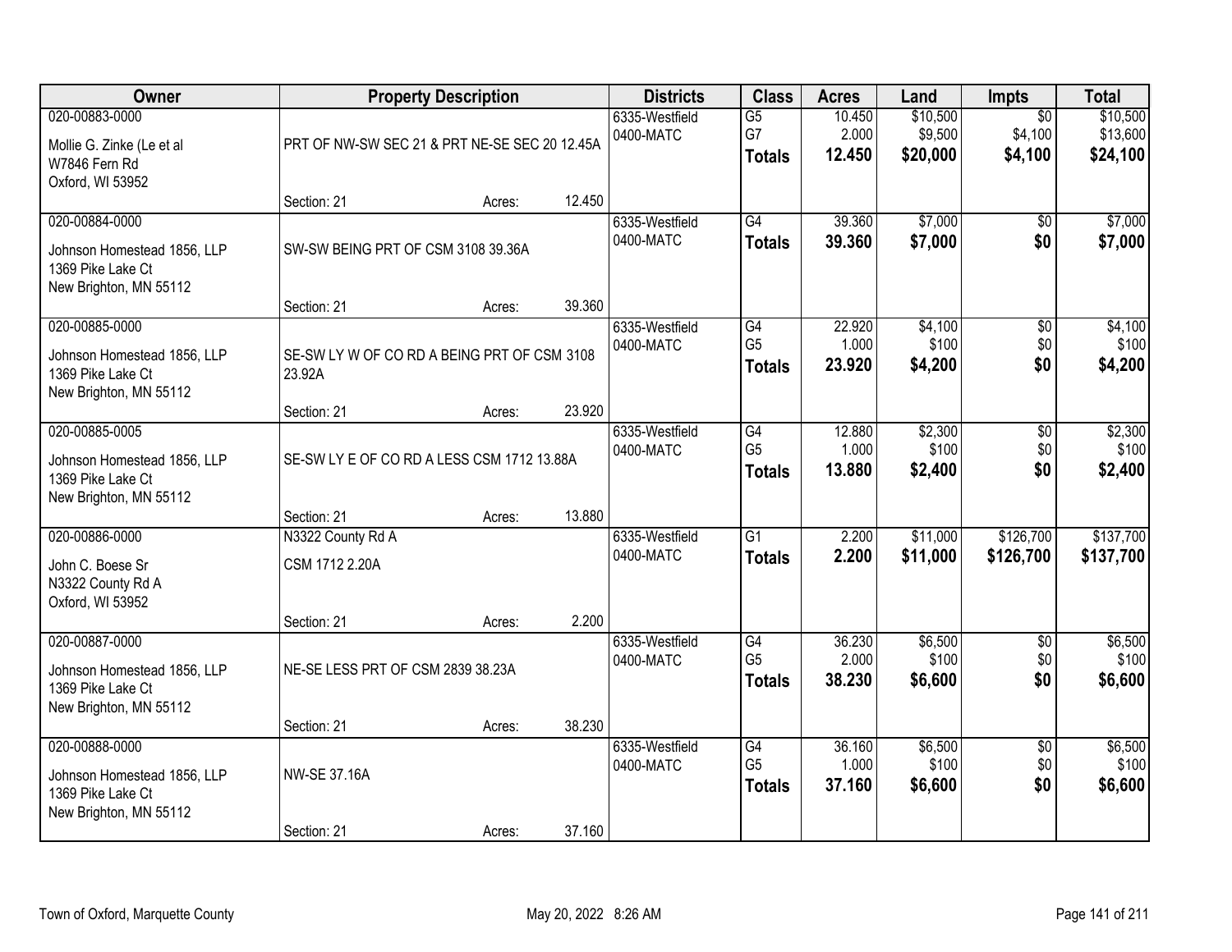| Owner | Property Description | Districts | Class | Acres | Land | Impts | Total |
|---|---|---|---|---|---|---|---|
| 020-00883-0000<br>Mollie G. Zinke (Le et al<br>W7846 Fern Rd<br>Oxford, WI 53952 | PRT OF NW-SW SEC 21 & PRT NE-SE SEC 20 12.45A<br>Section: 21 Acres: 12.450 | 6335-Westfield<br>0400-MATC | G5<br>G7<br>**Totals** | 10.450<br>2.000<br>**12.450** | $10,500<br>$9,500<br>**$20,000** | $0<br>$4,100<br>**$4,100** | $10,500<br>$13,600<br>**$24,100** |
| 020-00884-0000<br>Johnson Homestead 1856, LLP<br>1369 Pike Lake Ct<br>New Brighton, MN 55112 | SW-SW BEING PRT OF CSM 3108 39.36A<br>Section: 21 Acres: 39.360 | 6335-Westfield<br>0400-MATC | G4<br>**Totals** | 39.360<br>**39.360** | $7,000<br>**$7,000** | $0<br>**$0** | $7,000<br>**$7,000** |
| 020-00885-0000<br>Johnson Homestead 1856, LLP<br>1369 Pike Lake Ct<br>New Brighton, MN 55112 | SE-SW LY W OF CO RD A BEING PRT OF CSM 3108 23.92A<br>Section: 21 Acres: 23.920 | 6335-Westfield<br>0400-MATC | G4<br>G5<br>**Totals** | 22.920<br>1.000<br>**23.920** | $4,100<br>$100<br>**$4,200** | $0<br>$0<br>**$0** | $4,100<br>$100<br>**$4,200** |
| 020-00885-0005<br>Johnson Homestead 1856, LLP<br>1369 Pike Lake Ct<br>New Brighton, MN 55112 | SE-SW LY E OF CO RD A LESS CSM 1712 13.88A<br>Section: 21 Acres: 13.880 | 6335-Westfield<br>0400-MATC | G4<br>G5<br>**Totals** | 12.880<br>1.000<br>**13.880** | $2,300<br>$100<br>**$2,400** | $0<br>$0<br>**$0** | $2,300<br>$100<br>**$2,400** |
| 020-00886-0000<br>John C. Boese Sr<br>N3322 County Rd A<br>Oxford, WI 53952 | N3322 County Rd A<br>CSM 1712 2.20A<br>Section: 21 Acres: 2.200 | 6335-Westfield<br>0400-MATC | G1<br>**Totals** | 2.200<br>**2.200** | $11,000<br>**$11,000** | $126,700<br>**$126,700** | $137,700<br>**$137,700** |
| 020-00887-0000<br>Johnson Homestead 1856, LLP<br>1369 Pike Lake Ct<br>New Brighton, MN 55112 | NE-SE LESS PRT OF CSM 2839 38.23A<br>Section: 21 Acres: 38.230 | 6335-Westfield<br>0400-MATC | G4<br>G5<br>**Totals** | 36.230<br>2.000<br>**38.230** | $6,500<br>$100<br>**$6,600** | $0<br>$0<br>**$0** | $6,500<br>$100<br>**$6,600** |
| 020-00888-0000<br>Johnson Homestead 1856, LLP<br>1369 Pike Lake Ct<br>New Brighton, MN 55112 | NW-SE 37.16A<br>Section: 21 Acres: 37.160 | 6335-Westfield<br>0400-MATC | G4<br>G5<br>**Totals** | 36.160<br>1.000<br>**37.160** | $6,500<br>$100<br>**$6,600** | $0<br>$0<br>**$0** | $6,500<br>$100<br>**$6,600** |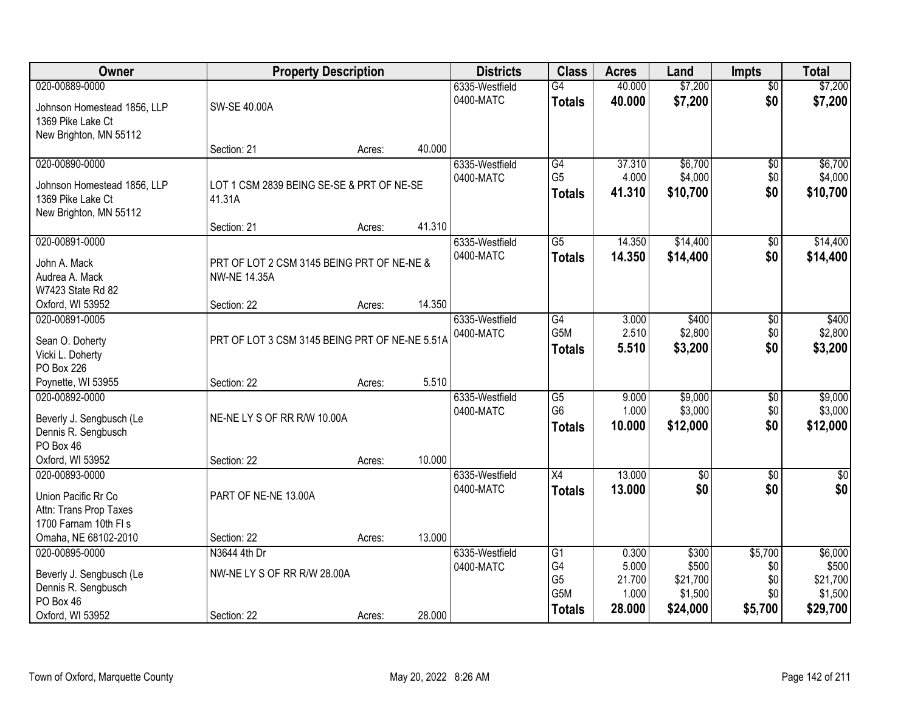| Owner | Property Description | | | Districts | Class | Acres | Land | Impts | Total |
|---|---|---|---|---|---|---|---|---|---|
| 020-00889-0000<br><br>Johnson Homestead 1856, LLP<br>1369 Pike Lake Ct<br>New Brighton, MN 55112 | SW-SE 40.00A<br><br>Section: 21 | Acres: | 40.000 | 6335-Westfield<br>0400-MATC | G4<br>**Totals** | 40.000<br>**40.000** | $7,200<br>**$7,200** | $0<br>**$0** | $7,200<br>**$7,200** |
| 020-00890-0000<br><br>Johnson Homestead 1856, LLP<br>1369 Pike Lake Ct<br>New Brighton, MN 55112 | LOT 1 CSM 2839 BEING SE-SE & PRT OF NE-SE 41.31A<br><br>Section: 21 | Acres: | 41.310 | 6335-Westfield<br>0400-MATC | G4<br>G5<br>**Totals** | 37.310<br>4.000<br>**41.310** | $6,700<br>$4,000<br>**$10,700** | $0<br>$0<br>**$0** | $6,700<br>$4,000<br>**$10,700** |
| 020-00891-0000<br><br>John A. Mack<br>Audrea A. Mack<br>W7423 State Rd 82<br>Oxford, WI 53952 | PRT OF LOT 2 CSM 3145 BEING PRT OF NE-NE & NW-NE 14.35A<br><br>Section: 22 | Acres: | 14.350 | 6335-Westfield<br>0400-MATC | G5<br>**Totals** | 14.350<br>**14.350** | $14,400<br>**$14,400** | $0<br>**$0** | $14,400<br>**$14,400** |
| 020-00891-0005<br><br>Sean O. Doherty<br>Vicki L. Doherty<br>PO Box 226<br>Poynette, WI 53955 | PRT OF LOT 3 CSM 3145 BEING PRT OF NE-NE 5.51A<br><br>Section: 22 | Acres: | 5.510 | 6335-Westfield<br>0400-MATC | G4<br>G5M<br>**Totals** | 3.000<br>2.510<br>**5.510** | $400<br>$2,800<br>**$3,200** | $0<br>$0<br>**$0** | $400<br>$2,800<br>**$3,200** |
| 020-00892-0000<br><br>Beverly J. Sengbusch (Le<br>Dennis R. Sengbusch<br>PO Box 46<br>Oxford, WI 53952 | NE-NE LY S OF RR R/W 10.00A<br><br>Section: 22 | Acres: | 10.000 | 6335-Westfield<br>0400-MATC | G5<br>G6<br>**Totals** | 9.000<br>1.000<br>**10.000** | $9,000<br>$3,000<br>**$12,000** | $0<br>$0<br>**$0** | $9,000<br>$3,000<br>**$12,000** |
| 020-00893-0000<br><br>Union Pacific Rr Co<br>Attn: Trans Prop Taxes<br>1700 Farnam 10th Fl s<br>Omaha, NE 68102-2010 | PART OF NE-NE 13.00A<br><br>Section: 22 | Acres: | 13.000 | 6335-Westfield<br>0400-MATC | X4<br>**Totals** | 13.000<br>**13.000** | $0<br>**$0** | $0<br>**$0** | $0<br>**$0** |
| 020-00895-0000<br><br>Beverly J. Sengbusch (Le<br>Dennis R. Sengbusch<br>PO Box 46<br>Oxford, WI 53952 | N3644 4th Dr<br>NW-NE LY S OF RR R/W 28.00A<br><br>Section: 22 | Acres: | 28.000 | 6335-Westfield<br>0400-MATC | G1<br>G4<br>G5<br>G5M<br>**Totals** | 0.300<br>5.000<br>21.700<br>1.000<br>**28.000** | $300<br>$500<br>$21,700<br>$1,500<br>**$24,000** | $5,700<br>$0<br>$0<br>$0<br>**$5,700** | $6,000<br>$500<br>$21,700<br>$1,500<br>**$29,700** |

Town of Oxford, Marquette County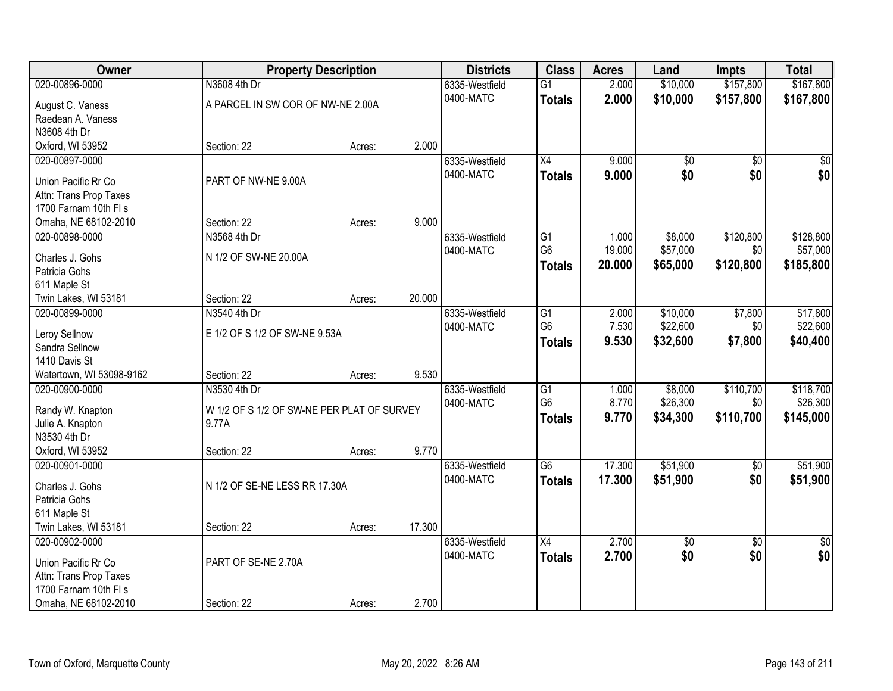| Owner | Property Description | | | Districts | Class | Acres | Land | Impts | Total |
|---|---|---|---|---|---|---|---|---|---|
| 020-00896-0000 | N3608 4th Dr | | | 6335-Westfield | G1 | 2.000 | $10,000 | $157,800 | $167,800 |
| August C. Vaness | A PARCEL IN SW COR OF NW-NE 2.00A | | | 0400-MATC | **Totals** | **2.000** | **$10,000** | **$157,800** | **$167,800** |
| Raedean A. Vaness | | | | | | | | | |
| N3608 4th Dr | | | | | | | | | |
| Oxford, WI 53952 | Section: 22 | Acres: | 2.000 | | | | | | |
| 020-00897-0000 | | | | 6335-Westfield | X4 | 9.000 | $0 | $0 | $0 |
| Union Pacific Rr Co | PART OF NW-NE 9.00A | | | 0400-MATC | **Totals** | **9.000** | **$0** | **$0** | **$0** |
| Attn: Trans Prop Taxes | | | | | | | | | |
| 1700 Farnam 10th Fl s | | | | | | | | | |
| Omaha, NE 68102-2010 | Section: 22 | Acres: | 9.000 | | | | | | |
| 020-00898-0000 | N3568 4th Dr | | | 6335-Westfield | G1 | 1.000 | $8,000 | $120,800 | $128,800 |
| Charles J. Gohs | N 1/2 OF SW-NE 20.00A | | | 0400-MATC | G6 | 19.000 | $57,000 | $0 | $57,000 |
| Patricia Gohs | | | | | **Totals** | **20.000** | **$65,000** | **$120,800** | **$185,800** |
| 611 Maple St | | | | | | | | | |
| Twin Lakes, WI 53181 | Section: 22 | Acres: | 20.000 | | | | | | |
| 020-00899-0000 | N3540 4th Dr | | | 6335-Westfield | G1 | 2.000 | $10,000 | $7,800 | $17,800 |
| Leroy Sellnow | E 1/2 OF S 1/2 OF SW-NE 9.53A | | | 0400-MATC | G6 | 7.530 | $22,600 | $0 | $22,600 |
| Sandra Sellnow | | | | | **Totals** | **9.530** | **$32,600** | **$7,800** | **$40,400** |
| 1410 Davis St | | | | | | | | | |
| Watertown, WI 53098-9162 | Section: 22 | Acres: | 9.530 | | | | | | |
| 020-00900-0000 | N3530 4th Dr | | | 6335-Westfield | G1 | 1.000 | $8,000 | $110,700 | $118,700 |
| Randy W. Knapton | W 1/2 OF S 1/2 OF SW-NE PER PLAT OF SURVEY 9.77A | | | 0400-MATC | G6 | 8.770 | $26,300 | $0 | $26,300 |
| Julie A. Knapton | | | | | **Totals** | **9.770** | **$34,300** | **$110,700** | **$145,000** |
| N3530 4th Dr | | | | | | | | | |
| Oxford, WI 53952 | Section: 22 | Acres: | 9.770 | | | | | | |
| 020-00901-0000 | | | | 6335-Westfield | G6 | 17.300 | $51,900 | $0 | $51,900 |
| Charles J. Gohs | N 1/2 OF SE-NE LESS RR 17.30A | | | 0400-MATC | **Totals** | **17.300** | **$51,900** | **$0** | **$51,900** |
| Patricia Gohs | | | | | | | | | |
| 611 Maple St | | | | | | | | | |
| Twin Lakes, WI 53181 | Section: 22 | Acres: | 17.300 | | | | | | |
| 020-00902-0000 | | | | 6335-Westfield | X4 | 2.700 | $0 | $0 | $0 |
| Union Pacific Rr Co | PART OF SE-NE 2.70A | | | 0400-MATC | **Totals** | **2.700** | **$0** | **$0** | **$0** |
| Attn: Trans Prop Taxes | | | | | | | | | |
| 1700 Farnam 10th Fl s | | | | | | | | | |
| Omaha, NE 68102-2010 | Section: 22 | Acres: | 2.700 | | | | | | |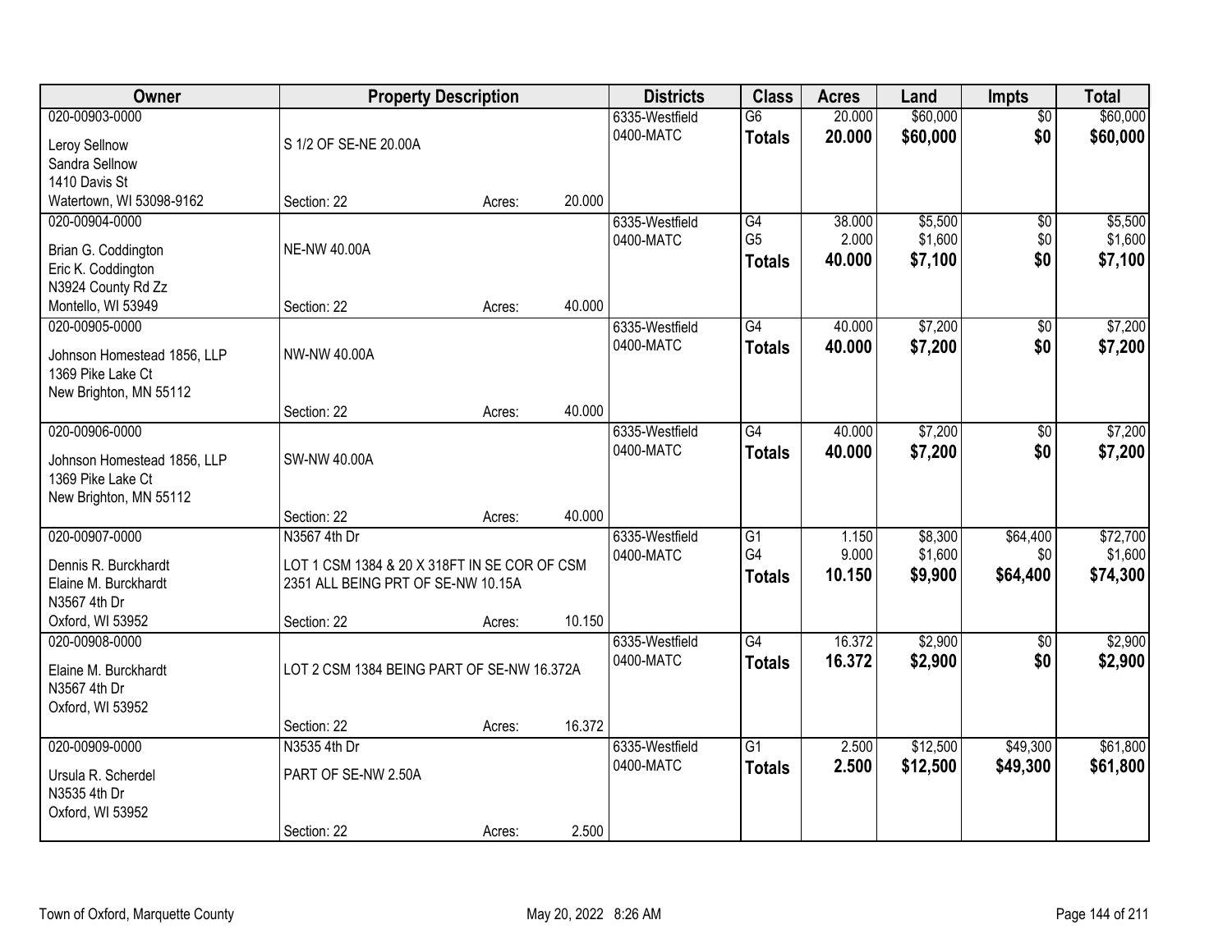| Owner | Property Description | | | Districts | Class | Acres | Land | Impts | Total |
|---|---|---|---|---|---|---|---|---|---|
| 020-00903-0000<br>Leroy Sellnow<br>Sandra Sellnow<br>1410 Davis St<br>Watertown, WI 53098-9162 | S 1/2 OF SE-NE 20.00A<br>Section: 22 | Acres: | 20.000 | 6335-Westfield<br>0400-MATC | G6<br>**Totals** | 20.000<br>**20.000** | $60,000<br>**$60,000** | $0<br>**$0** | $60,000<br>**$60,000** |
| 020-00904-0000<br>Brian G. Coddington<br>Eric K. Coddington<br>N3924 County Rd Zz<br>Montello, WI 53949 | NE-NW 40.00A<br>Section: 22 | Acres: | 40.000 | 6335-Westfield<br>0400-MATC | G4<br>G5<br>**Totals** | 38.000<br>2.000<br>**40.000** | $5,500<br>$1,600<br>**$7,100** | $0<br>$0<br>**$0** | $5,500<br>$1,600<br>**$7,100** |
| 020-00905-0000<br>Johnson Homestead 1856, LLP<br>1369 Pike Lake Ct<br>New Brighton, MN 55112 | NW-NW 40.00A<br>Section: 22 | Acres: | 40.000 | 6335-Westfield<br>0400-MATC | G4<br>**Totals** | 40.000<br>**40.000** | $7,200<br>**$7,200** | $0<br>**$0** | $7,200<br>**$7,200** |
| 020-00906-0000<br>Johnson Homestead 1856, LLP<br>1369 Pike Lake Ct<br>New Brighton, MN 55112 | SW-NW 40.00A<br>Section: 22 | Acres: | 40.000 | 6335-Westfield<br>0400-MATC | G4<br>**Totals** | 40.000<br>**40.000** | $7,200<br>**$7,200** | $0<br>**$0** | $7,200<br>**$7,200** |
| 020-00907-0000<br>Dennis R. Burckhardt<br>Elaine M. Burckhardt<br>N3567 4th Dr<br>Oxford, WI 53952 | N3567 4th Dr<br>LOT 1 CSM 1384 & 20 X 318FT IN SE COR OF CSM 2351 ALL BEING PRT OF SE-NW 10.15A<br>Section: 22 | Acres: | 10.150 | 6335-Westfield<br>0400-MATC | G1<br>G4<br>**Totals** | 1.150<br>9.000<br>**10.150** | $8,300<br>$1,600<br>**$9,900** | $64,400<br>$0<br>**$64,400** | $72,700<br>$1,600<br>**$74,300** |
| 020-00908-0000<br>Elaine M. Burckhardt<br>N3567 4th Dr<br>Oxford, WI 53952 | LOT 2 CSM 1384 BEING PART OF SE-NW 16.372A<br>Section: 22 | Acres: | 16.372 | 6335-Westfield<br>0400-MATC | G4<br>**Totals** | 16.372<br>**16.372** | $2,900<br>**$2,900** | $0<br>**$0** | $2,900<br>**$2,900** |
| 020-00909-0000<br>Ursula R. Scherdel<br>N3535 4th Dr<br>Oxford, WI 53952 | N3535 4th Dr<br>PART OF SE-NW 2.50A<br>Section: 22 | Acres: | 2.500 | 6335-Westfield<br>0400-MATC | G1<br>**Totals** | 2.500<br>**2.500** | $12,500<br>**$12,500** | $49,300<br>**$49,300** | $61,800<br>**$61,800** |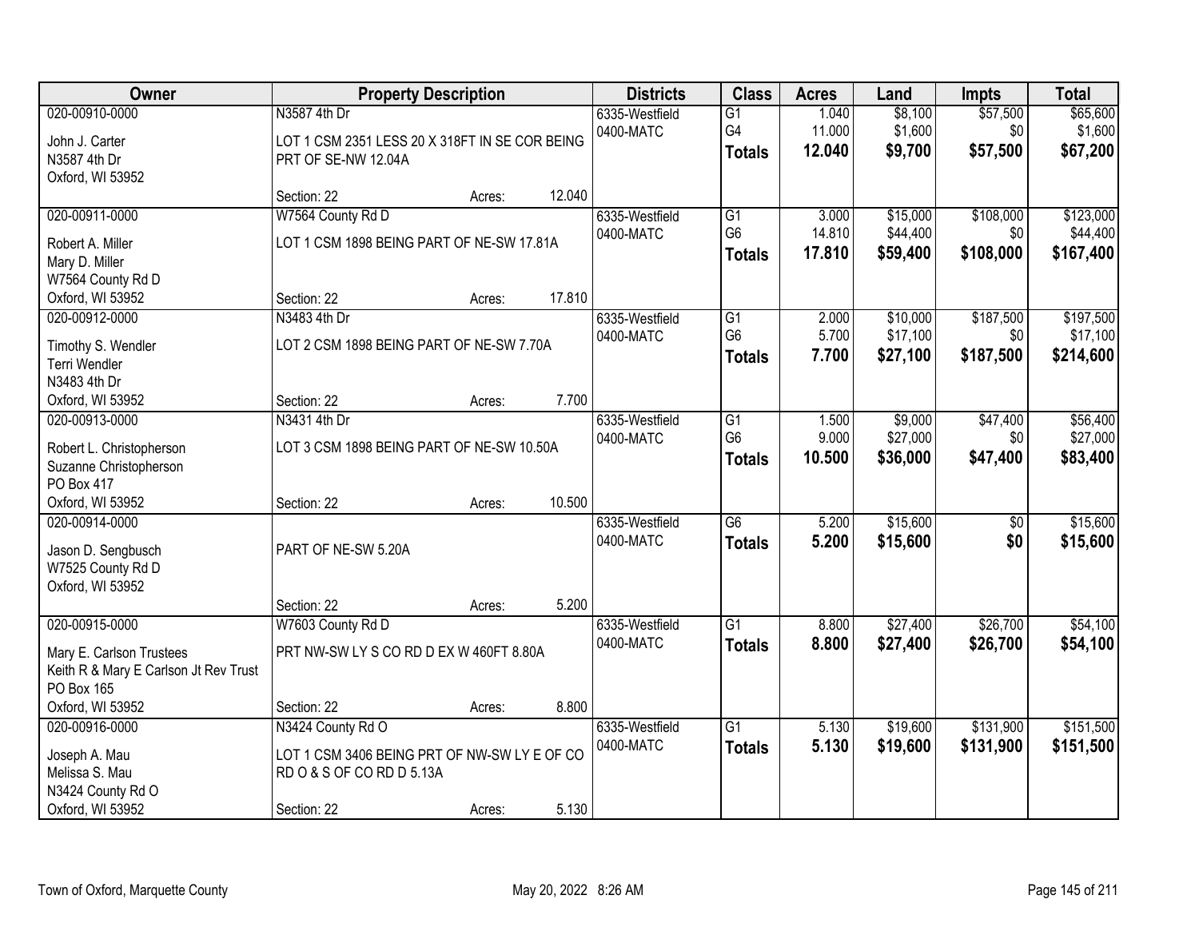| Owner | Property Description | | | Districts | Class | Acres | Land | Impts | Total |
|---|---|---|---|---|---|---|---|---|---|
| 020-00910-0000 | N3587 4th Dr | | | 6335-Westfield | G1 | 1.040 | $8,100 | $57,500 | $65,600 |
| John J. Carter | LOT 1 CSM 2351 LESS 20 X 318FT IN SE COR BEING PRT OF SE-NW 12.04A | | | 0400-MATC | G4 | 11.000 | $1,600 | $0 | $1,600 |
| N3587 4th Dr | | | | | **Totals** | **12.040** | **$9,700** | **$57,500** | **$67,200** |
| Oxford, WI 53952 | Section: 22 | Acres: | 12.040 | | | | | | |
| 020-00911-0000 | W7564 County Rd D | | | 6335-Westfield | G1 | 3.000 | $15,000 | $108,000 | $123,000 |
| Robert A. Miller | LOT 1 CSM 1898 BEING PART OF NE-SW 17.81A | | | 0400-MATC | G6 | 14.810 | $44,400 | $0 | $44,400 |
| Mary D. Miller | | | | | **Totals** | **17.810** | **$59,400** | **$108,000** | **$167,400** |
| W7564 County Rd D | | | | | | | | | |
| Oxford, WI 53952 | Section: 22 | Acres: | 17.810 | | | | | | |
| 020-00912-0000 | N3483 4th Dr | | | 6335-Westfield | G1 | 2.000 | $10,000 | $187,500 | $197,500 |
| Timothy S. Wendler | LOT 2 CSM 1898 BEING PART OF NE-SW 7.70A | | | 0400-MATC | G6 | 5.700 | $17,100 | $0 | $17,100 |
| Terri Wendler | | | | | **Totals** | **7.700** | **$27,100** | **$187,500** | **$214,600** |
| N3483 4th Dr | | | | | | | | | |
| Oxford, WI 53952 | Section: 22 | Acres: | 7.700 | | | | | | |
| 020-00913-0000 | N3431 4th Dr | | | 6335-Westfield | G1 | 1.500 | $9,000 | $47,400 | $56,400 |
| Robert L. Christopherson | LOT 3 CSM 1898 BEING PART OF NE-SW 10.50A | | | 0400-MATC | G6 | 9.000 | $27,000 | $0 | $27,000 |
| Suzanne Christopherson | | | | | **Totals** | **10.500** | **$36,000** | **$47,400** | **$83,400** |
| PO Box 417 | | | | | | | | | |
| Oxford, WI 53952 | Section: 22 | Acres: | 10.500 | | | | | | |
| 020-00914-0000 | | | | 6335-Westfield | G6 | 5.200 | $15,600 | $0 | $15,600 |
| Jason D. Sengbusch | PART OF NE-SW 5.20A | | | 0400-MATC | **Totals** | **5.200** | **$15,600** | **$0** | **$15,600** |
| W7525 County Rd D | | | | | | | | | |
| Oxford, WI 53952 | | | | | | | | | |
| | Section: 22 | Acres: | 5.200 | | | | | | |
| 020-00915-0000 | W7603 County Rd D | | | 6335-Westfield | G1 | 8.800 | $27,400 | $26,700 | $54,100 |
| Mary E. Carlson Trustees | PRT NW-SW LY S CO RD D EX W 460FT 8.80A | | | 0400-MATC | **Totals** | **8.800** | **$27,400** | **$26,700** | **$54,100** |
| Keith R & Mary E Carlson Jt Rev Trust | | | | | | | | | |
| PO Box 165 | | | | | | | | | |
| Oxford, WI 53952 | Section: 22 | Acres: | 8.800 | | | | | | |
| 020-00916-0000 | N3424 County Rd O | | | 6335-Westfield | G1 | 5.130 | $19,600 | $131,900 | $151,500 |
| Joseph A. Mau | LOT 1 CSM 3406 BEING PRT OF NW-SW LY E OF CO RD O & S OF CO RD D 5.13A | | | 0400-MATC | **Totals** | **5.130** | **$19,600** | **$131,900** | **$151,500** |
| Melissa S. Mau | | | | | | | | | |
| N3424 County Rd O | | | | | | | | | |
| Oxford, WI 53952 | Section: 22 | Acres: | 5.130 | | | | | | |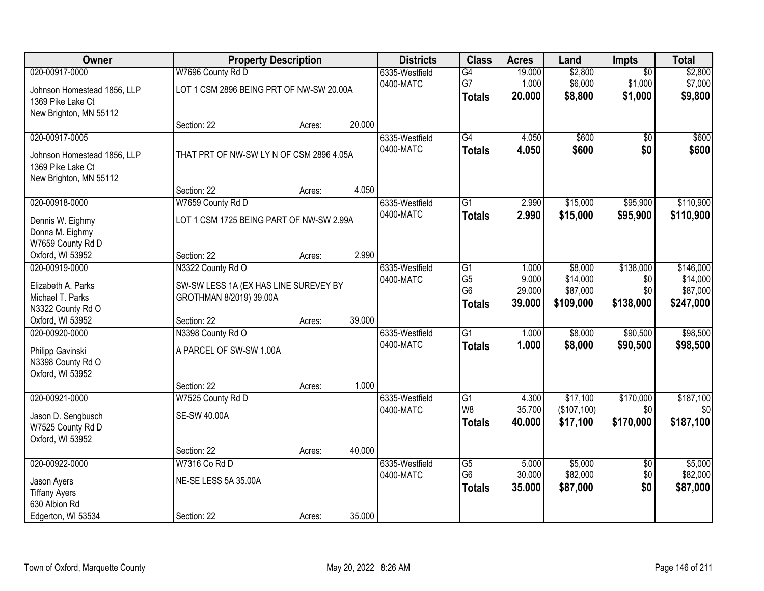| Owner | Property Description | | | Districts | Class | Acres | Land | Impts | Total |
|---|---|---|---|---|---|---|---|---|---|
| 020-00917-0000 | W7696 County Rd D | | | 6335-Westfield | G4 | 19.000 | $2,800 | $0 | $2,800 |
| Johnson Homestead 1856, LLP | LOT 1 CSM 2896 BEING PRT OF NW-SW 20.00A | | | 0400-MATC | G7 | 1.000 | $6,000 | $1,000 | $7,000 |
| 1369 Pike Lake Ct | | | | | **Totals** | **20.000** | **$8,800** | **$1,000** | **$9,800** |
| New Brighton, MN 55112 | | | | | | | | | |
| | Section: 22 | Acres: | 20.000 | | | | | | |
| 020-00917-0005 | | | | 6335-Westfield | G4 | 4.050 | $600 | $0 | $600 |
| Johnson Homestead 1856, LLP | THAT PRT OF NW-SW LY N OF CSM 2896 4.05A | | | 0400-MATC | **Totals** | **4.050** | **$600** | **$0** | **$600** |
| 1369 Pike Lake Ct | | | | | | | | | |
| New Brighton, MN 55112 | | | | | | | | | |
| | Section: 22 | Acres: | 4.050 | | | | | | |
| 020-00918-0000 | W7659 County Rd D | | | 6335-Westfield | G1 | 2.990 | $15,000 | $95,900 | $110,900 |
| Dennis W. Eighmy | LOT 1 CSM 1725 BEING PART OF NW-SW 2.99A | | | 0400-MATC | **Totals** | **2.990** | **$15,000** | **$95,900** | **$110,900** |
| Donna M. Eighmy | | | | | | | | | |
| W7659 County Rd D | | | | | | | | | |
| Oxford, WI 53952 | Section: 22 | Acres: | 2.990 | | | | | | |
| 020-00919-0000 | N3322 County Rd O | | | 6335-Westfield | G1 | 1.000 | $8,000 | $138,000 | $146,000 |
| Elizabeth A. Parks | SW-SW LESS 1A (EX HAS LINE SUREVEY BY | | | 0400-MATC | G5 | 9.000 | $14,000 | $0 | $14,000 |
| Michael T. Parks | GROTHMAN 8/2019) 39.00A | | | | G6 | 29.000 | $87,000 | $0 | $87,000 |
| N3322 County Rd O | | | | | **Totals** | **39.000** | **$109,000** | **$138,000** | **$247,000** |
| Oxford, WI 53952 | Section: 22 | Acres: | 39.000 | | | | | | |
| 020-00920-0000 | N3398 County Rd O | | | 6335-Westfield | G1 | 1.000 | $8,000 | $90,500 | $98,500 |
| Philipp Gavinski | A PARCEL OF SW-SW 1.00A | | | 0400-MATC | **Totals** | **1.000** | **$8,000** | **$90,500** | **$98,500** |
| N3398 County Rd O | | | | | | | | | |
| Oxford, WI 53952 | | | | | | | | | |
| | Section: 22 | Acres: | 1.000 | | | | | | |
| 020-00921-0000 | W7525 County Rd D | | | 6335-Westfield | G1 | 4.300 | $17,100 | $170,000 | $187,100 |
| Jason D. Sengbusch | SE-SW 40.00A | | | 0400-MATC | W8 | 35.700 | ($107,100) | $0 | $0 |
| W7525 County Rd D | | | | | **Totals** | **40.000** | **$17,100** | **$170,000** | **$187,100** |
| Oxford, WI 53952 | | | | | | | | | |
| | Section: 22 | Acres: | 40.000 | | | | | | |
| 020-00922-0000 | W7316 Co Rd D | | | 6335-Westfield | G5 | 5.000 | $5,000 | $0 | $5,000 |
| Jason Ayers | NE-SE LESS 5A 35.00A | | | 0400-MATC | G6 | 30.000 | $82,000 | $0 | $82,000 |
| Tiffany Ayers | | | | | **Totals** | **35.000** | **$87,000** | **$0** | **$87,000** |
| 630 Albion Rd | | | | | | | | | |
| Edgerton, WI 53534 | Section: 22 | Acres: | 35.000 | | | | | | |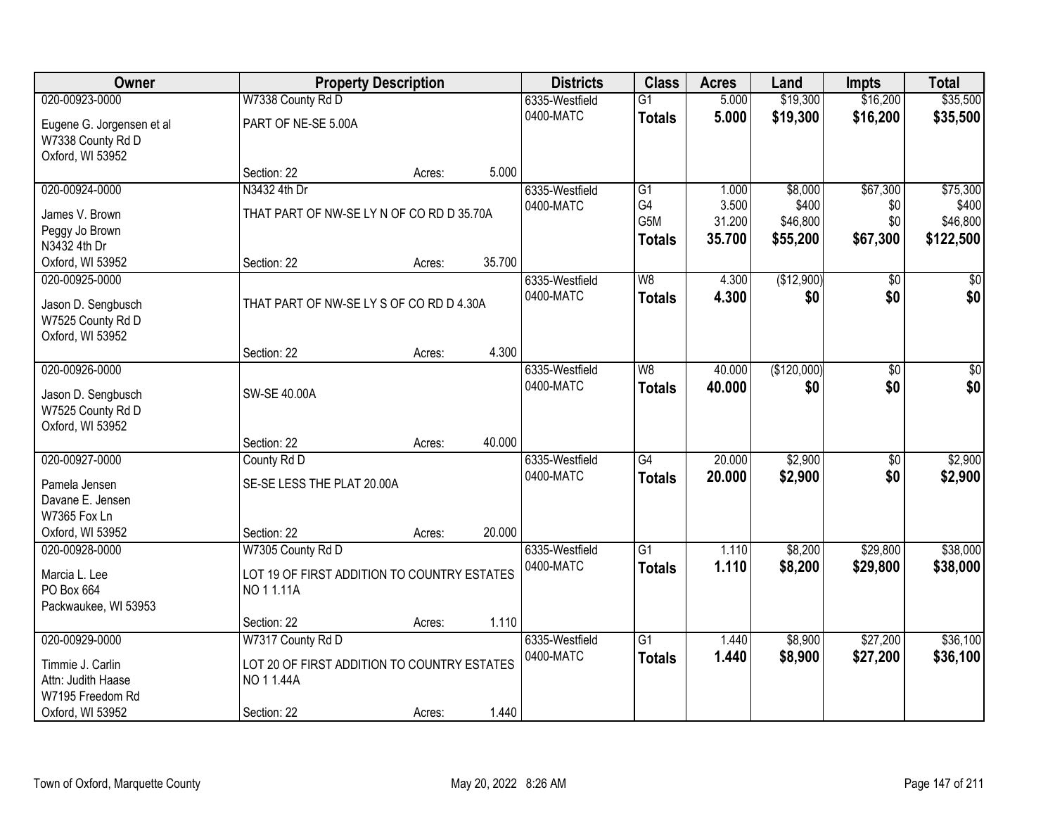| Owner | Property Description | | | Districts | Class | Acres | Land | Impts | Total |
|---|---|---|---|---|---|---|---|---|---|
| 020-00923-0000 | W7338 County Rd D | | | 6335-Westfield | G1 | 5.000 | $19,300 | $16,200 | $35,500 |
| Eugene G. Jorgensen et al<br>W7338 County Rd D<br>Oxford, WI 53952 | PART OF NE-SE 5.00A | | | 0400-MATC | **Totals** | **5.000** | **$19,300** | **$16,200** | **$35,500** |
| | Section: 22 | Acres: | 5.000 | | | | | | |
| 020-00924-0000 | N3432 4th Dr | | | 6335-Westfield | G1 | 1.000 | $8,000 | $67,300 | $75,300 |
| James V. Brown<br>Peggy Jo Brown<br>N3432 4th Dr<br>Oxford, WI 53952 | THAT PART OF NW-SE LY N OF CO RD D 35.70A | | | 0400-MATC | G4 | 3.500 | $400 | $0 | $400 |
| | | | | | G5M | 31.200 | $46,800 | $0 | $46,800 |
| | | | | | **Totals** | **35.700** | **$55,200** | **$67,300** | **$122,500** |
| | Section: 22 | Acres: | 35.700 | | | | | | |
| 020-00925-0000 | | | | 6335-Westfield | W8 | 4.300 | ($12,900) | $0 | $0 |
| Jason D. Sengbusch<br>W7525 County Rd D<br>Oxford, WI 53952 | THAT PART OF NW-SE LY S OF CO RD D 4.30A | | | 0400-MATC | **Totals** | **4.300** | **$0** | **$0** | **$0** |
| | Section: 22 | Acres: | 4.300 | | | | | | |
| 020-00926-0000 | | | | 6335-Westfield | W8 | 40.000 | ($120,000) | $0 | $0 |
| Jason D. Sengbusch<br>W7525 County Rd D<br>Oxford, WI 53952 | SW-SE 40.00A | | | 0400-MATC | **Totals** | **40.000** | **$0** | **$0** | **$0** |
| | Section: 22 | Acres: | 40.000 | | | | | | |
| 020-00927-0000 | County Rd D | | | 6335-Westfield | G4 | 20.000 | $2,900 | $0 | $2,900 |
| Pamela Jensen<br>Davane E. Jensen<br>W7365 Fox Ln<br>Oxford, WI 53952 | SE-SE LESS THE PLAT 20.00A | | | 0400-MATC | **Totals** | **20.000** | **$2,900** | **$0** | **$2,900** |
| | Section: 22 | Acres: | 20.000 | | | | | | |
| 020-00928-0000 | W7305 County Rd D | | | 6335-Westfield | G1 | 1.110 | $8,200 | $29,800 | $38,000 |
| Marcia L. Lee<br>PO Box 664<br>Packwaukee, WI 53953 | LOT 19 OF FIRST ADDITION TO COUNTRY ESTATES NO 1 1.11A | | | 0400-MATC | **Totals** | **1.110** | **$8,200** | **$29,800** | **$38,000** |
| | Section: 22 | Acres: | 1.110 | | | | | | |
| 020-00929-0000 | W7317 County Rd D | | | 6335-Westfield | G1 | 1.440 | $8,900 | $27,200 | $36,100 |
| Timmie J. Carlin<br>Attn: Judith Haase<br>W7195 Freedom Rd<br>Oxford, WI 53952 | LOT 20 OF FIRST ADDITION TO COUNTRY ESTATES NO 1 1.44A | | | 0400-MATC | **Totals** | **1.440** | **$8,900** | **$27,200** | **$36,100** |
| | Section: 22 | Acres: | 1.440 | | | | | | |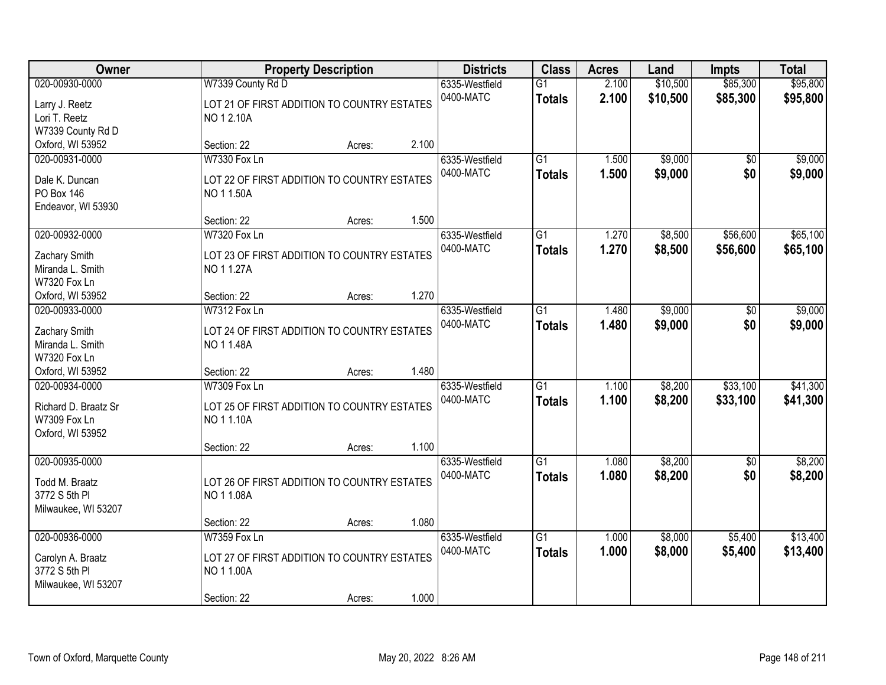| Owner | Property Description | | | Districts | Class | Acres | Land | Impts | Total |
|---|---|---|---|---|---|---|---|---|---|
| 020-00930-0000 | W7339 County Rd D | | | 6335-Westfield | G1 | 2.100 | $10,500 | $85,300 | $95,800 |
| Larry J. Reetz<br>Lori T. Reetz<br>W7339 County Rd D<br>Oxford, WI 53952 | LOT 21 OF FIRST ADDITION TO COUNTRY ESTATES NO 1 2.10A | | | 0400-MATC | **Totals** | **2.100** | **$10,500** | **$85,300** | **$95,800** |
| | Section: 22 | Acres: | 2.100 | | | | | | |
| 020-00931-0000 | W7330 Fox Ln | | | 6335-Westfield | G1 | 1.500 | $9,000 | $0 | $9,000 |
| Dale K. Duncan<br>PO Box 146<br>Endeavor, WI 53930 | LOT 22 OF FIRST ADDITION TO COUNTRY ESTATES NO 1 1.50A | | | 0400-MATC | **Totals** | **1.500** | **$9,000** | **$0** | **$9,000** |
| | Section: 22 | Acres: | 1.500 | | | | | | |
| 020-00932-0000 | W7320 Fox Ln | | | 6335-Westfield | G1 | 1.270 | $8,500 | $56,600 | $65,100 |
| Zachary Smith<br>Miranda L. Smith<br>W7320 Fox Ln<br>Oxford, WI 53952 | LOT 23 OF FIRST ADDITION TO COUNTRY ESTATES NO 1 1.27A | | | 0400-MATC | **Totals** | **1.270** | **$8,500** | **$56,600** | **$65,100** |
| | Section: 22 | Acres: | 1.270 | | | | | | |
| 020-00933-0000 | W7312 Fox Ln | | | 6335-Westfield | G1 | 1.480 | $9,000 | $0 | $9,000 |
| Zachary Smith<br>Miranda L. Smith<br>W7320 Fox Ln<br>Oxford, WI 53952 | LOT 24 OF FIRST ADDITION TO COUNTRY ESTATES NO 1 1.48A | | | 0400-MATC | **Totals** | **1.480** | **$9,000** | **$0** | **$9,000** |
| | Section: 22 | Acres: | 1.480 | | | | | | |
| 020-00934-0000 | W7309 Fox Ln | | | 6335-Westfield | G1 | 1.100 | $8,200 | $33,100 | $41,300 |
| Richard D. Braatz Sr<br>W7309 Fox Ln<br>Oxford, WI 53952 | LOT 25 OF FIRST ADDITION TO COUNTRY ESTATES NO 1 1.10A | | | 0400-MATC | **Totals** | **1.100** | **$8,200** | **$33,100** | **$41,300** |
| | Section: 22 | Acres: | 1.100 | | | | | | |
| 020-00935-0000 | | | | 6335-Westfield | G1 | 1.080 | $8,200 | $0 | $8,200 |
| Todd M. Braatz<br>3772 S 5th Pl<br>Milwaukee, WI 53207 | LOT 26 OF FIRST ADDITION TO COUNTRY ESTATES NO 1 1.08A | | | 0400-MATC | **Totals** | **1.080** | **$8,200** | **$0** | **$8,200** |
| | Section: 22 | Acres: | 1.080 | | | | | | |
| 020-00936-0000 | W7359 Fox Ln | | | 6335-Westfield | G1 | 1.000 | $8,000 | $5,400 | $13,400 |
| Carolyn A. Braatz<br>3772 S 5th Pl<br>Milwaukee, WI 53207 | LOT 27 OF FIRST ADDITION TO COUNTRY ESTATES NO 1 1.00A | | | 0400-MATC | **Totals** | **1.000** | **$8,000** | **$5,400** | **$13,400** |
| | Section: 22 | Acres: | 1.000 | | | | | | |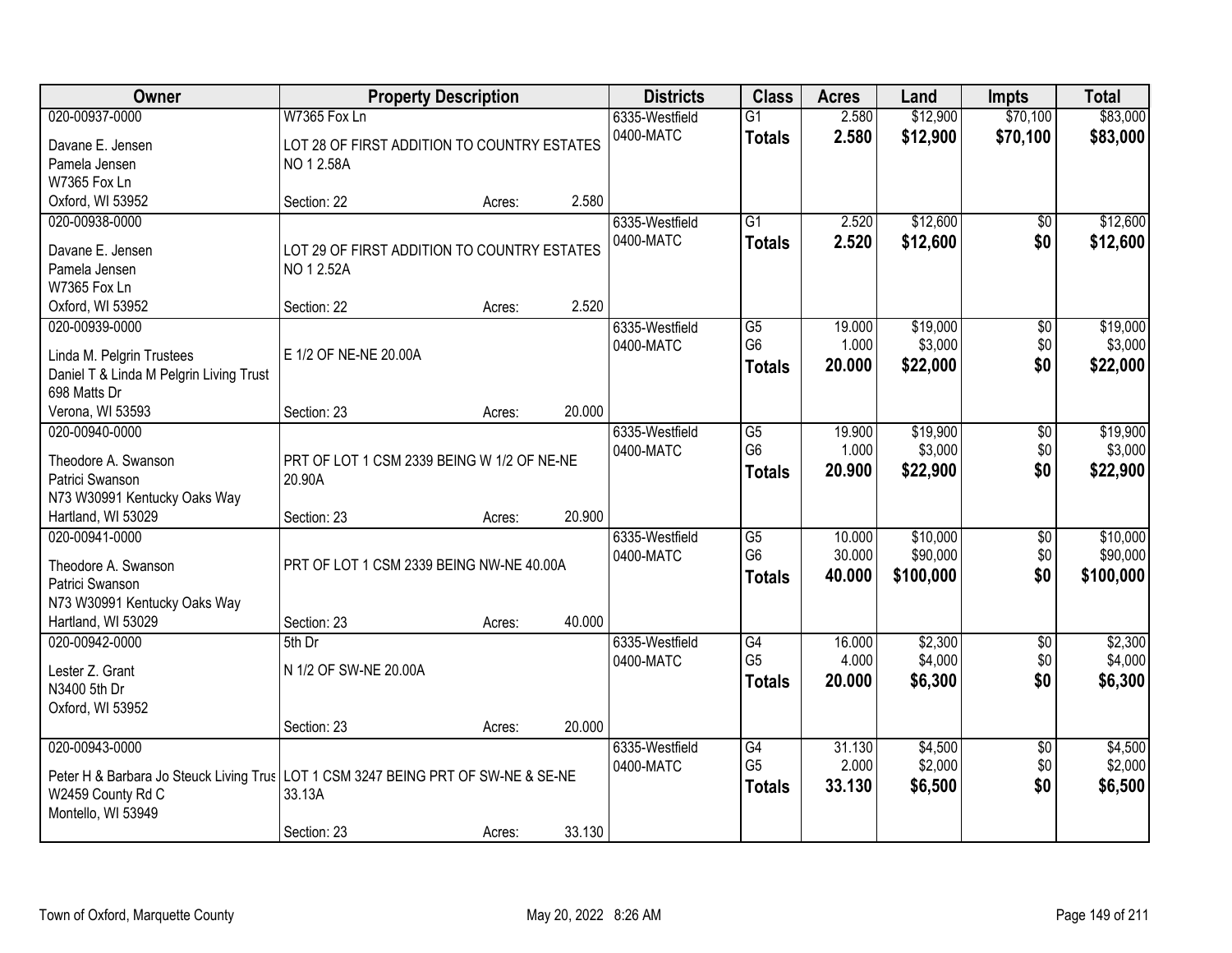| Owner | Property Description | | | Districts | Class | Acres | Land | Impts | Total |
|---|---|---|---|---|---|---|---|---|---|
| 020-00937-0000 | W7365 Fox Ln | | | 6335-Westfield | G1 | 2.580 | $12,900 | $70,100 | $83,000 |
| Davane E. Jensen<br>Pamela Jensen<br>W7365 Fox Ln<br>Oxford, WI 53952 | LOT 28 OF FIRST ADDITION TO COUNTRY ESTATES NO 1 2.58A | | | 0400-MATC | **Totals** | **2.580** | **$12,900** | **$70,100** | **$83,000** |
| | Section: 22 | Acres: | 2.580 | | | | | | |
| 020-00938-0000 | | | | 6335-Westfield | G1 | 2.520 | $12,600 | $0 | $12,600 |
| Davane E. Jensen<br>Pamela Jensen<br>W7365 Fox Ln<br>Oxford, WI 53952 | LOT 29 OF FIRST ADDITION TO COUNTRY ESTATES NO 1 2.52A | | | 0400-MATC | **Totals** | **2.520** | **$12,600** | **$0** | **$12,600** |
| | Section: 22 | Acres: | 2.520 | | | | | | |
| 020-00939-0000 | | | | 6335-Westfield | G5 | 19.000 | $19,000 | $0 | $19,000 |
| Linda M. Pelgrin Trustees<br>Daniel T & Linda M Pelgrin Living Trust<br>698 Matts Dr<br>Verona, WI 53593 | E 1/2 OF NE-NE 20.00A | | | 0400-MATC | G6 | 1.000 | $3,000 | $0 | $3,000 |
| | | | | | **Totals** | **20.000** | **$22,000** | **$0** | **$22,000** |
| | Section: 23 | Acres: | 20.000 | | | | | | |
| 020-00940-0000 | | | | 6335-Westfield | G5 | 19.900 | $19,900 | $0 | $19,900 |
| Theodore A. Swanson<br>Patrici Swanson<br>N73 W30991 Kentucky Oaks Way<br>Hartland, WI 53029 | PRT OF LOT 1 CSM 2339 BEING W 1/2 OF NE-NE 20.90A | | | 0400-MATC | G6 | 1.000 | $3,000 | $0 | $3,000 |
| | | | | | **Totals** | **20.900** | **$22,900** | **$0** | **$22,900** |
| | Section: 23 | Acres: | 20.900 | | | | | | |
| 020-00941-0000 | | | | 6335-Westfield | G5 | 10.000 | $10,000 | $0 | $10,000 |
| Theodore A. Swanson<br>Patrici Swanson<br>N73 W30991 Kentucky Oaks Way<br>Hartland, WI 53029 | PRT OF LOT 1 CSM 2339 BEING NW-NE 40.00A | | | 0400-MATC | G6 | 30.000 | $90,000 | $0 | $90,000 |
| | | | | | **Totals** | **40.000** | **$100,000** | **$0** | **$100,000** |
| | Section: 23 | Acres: | 40.000 | | | | | | |
| 020-00942-0000 | 5th Dr | | | 6335-Westfield | G4 | 16.000 | $2,300 | $0 | $2,300 |
| Lester Z. Grant<br>N3400 5th Dr<br>Oxford, WI 53952 | N 1/2 OF SW-NE 20.00A | | | 0400-MATC | G5 | 4.000 | $4,000 | $0 | $4,000 |
| | | | | | **Totals** | **20.000** | **$6,300** | **$0** | **$6,300** |
| | Section: 23 | Acres: | 20.000 | | | | | | |
| 020-00943-0000 | | | | 6335-Westfield | G4 | 31.130 | $4,500 | $0 | $4,500 |
| Peter H & Barbara Jo Steuck Living Trus<br>W2459 County Rd C<br>Montello, WI 53949 | LOT 1 CSM 3247 BEING PRT OF SW-NE & SE-NE 33.13A | | | 0400-MATC | G5 | 2.000 | $2,000 | $0 | $2,000 |
| | | | | | **Totals** | **33.130** | **$6,500** | **$0** | **$6,500** |
| | Section: 23 | Acres: | 33.130 | | | | | | |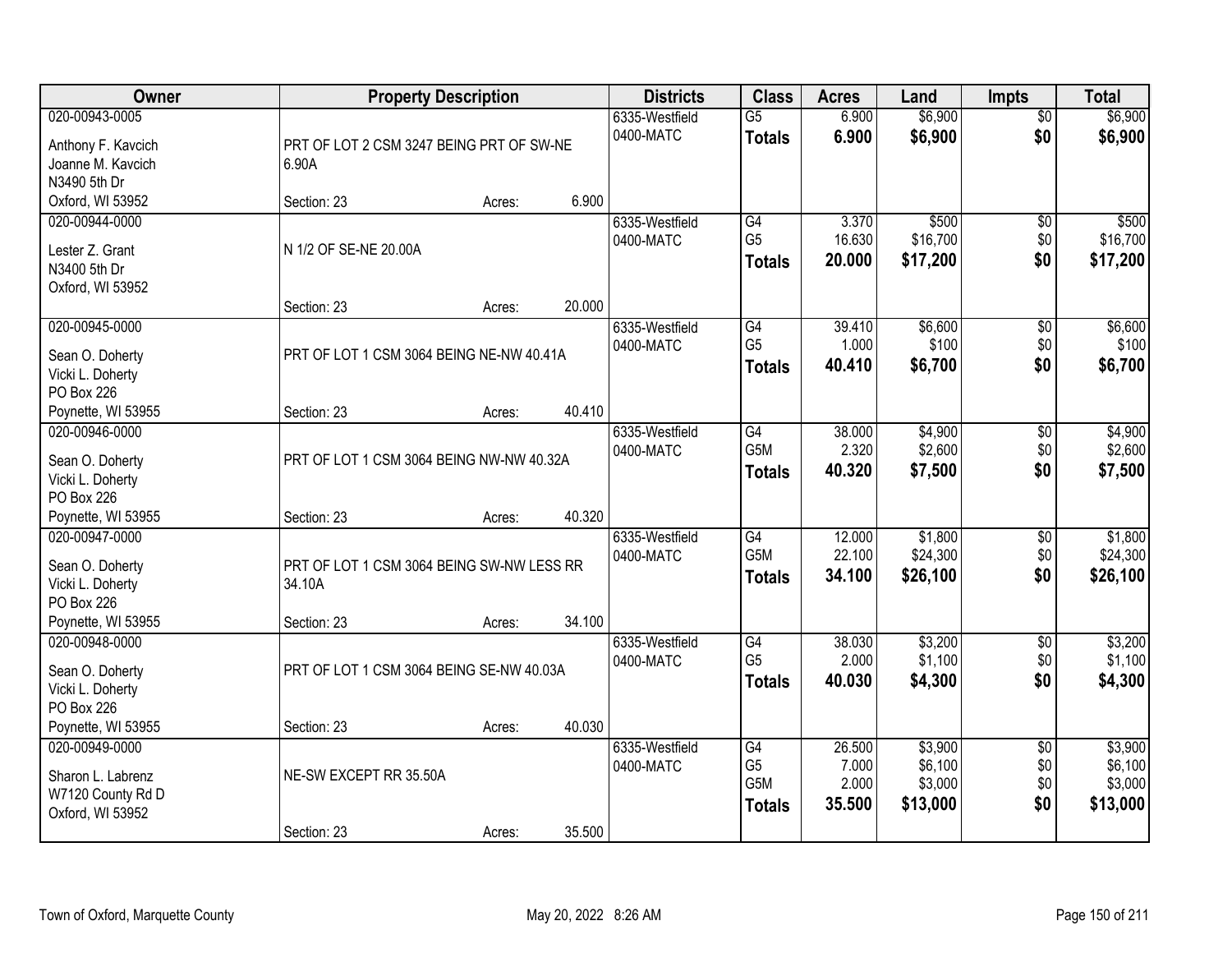| Owner | Property Description | | | Districts | Class | Acres | Land | Impts | Total |
|---|---|---|---|---|---|---|---|---|---|
| 020-00943-0005<br>Anthony F. Kavcich<br>Joanne M. Kavcich<br>N3490 5th Dr<br>Oxford, WI 53952 | PRT OF LOT 2 CSM 3247 BEING PRT OF SW-NE 6.90A<br>Section: 23 | Acres: | 6.900 | 6335-Westfield<br>0400-MATC | G5<br>**Totals** | 6.900<br>**6.900** | $6,900<br>**$6,900** | $0<br>**$0** | $6,900<br>**$6,900** |
| 020-00944-0000<br>Lester Z. Grant<br>N3400 5th Dr<br>Oxford, WI 53952 | N 1/2 OF SE-NE 20.00A<br>Section: 23 | Acres: | 20.000 | 6335-Westfield<br>0400-MATC | G4<br>G5<br>**Totals** | 3.370<br>16.630<br>**20.000** | $500<br>$16,700<br>**$17,200** | $0<br>$0<br>**$0** | $500<br>$16,700<br>**$17,200** |
| 020-00945-0000<br>Sean O. Doherty<br>Vicki L. Doherty<br>PO Box 226<br>Poynette, WI 53955 | PRT OF LOT 1 CSM 3064 BEING NE-NW 40.41A<br>Section: 23 | Acres: | 40.410 | 6335-Westfield<br>0400-MATC | G4<br>G5<br>**Totals** | 39.410<br>1.000<br>**40.410** | $6,600<br>$100<br>**$6,700** | $0<br>$0<br>**$0** | $6,600<br>$100<br>**$6,700** |
| 020-00946-0000<br>Sean O. Doherty<br>Vicki L. Doherty<br>PO Box 226<br>Poynette, WI 53955 | PRT OF LOT 1 CSM 3064 BEING NW-NW 40.32A<br>Section: 23 | Acres: | 40.320 | 6335-Westfield<br>0400-MATC | G4<br>G5M<br>**Totals** | 38.000<br>2.320<br>**40.320** | $4,900<br>$2,600<br>**$7,500** | $0<br>$0<br>**$0** | $4,900<br>$2,600<br>**$7,500** |
| 020-00947-0000<br>Sean O. Doherty<br>Vicki L. Doherty<br>PO Box 226<br>Poynette, WI 53955 | PRT OF LOT 1 CSM 3064 BEING SW-NW LESS RR 34.10A<br>Section: 23 | Acres: | 34.100 | 6335-Westfield<br>0400-MATC | G4<br>G5M<br>**Totals** | 12.000<br>22.100<br>**34.100** | $1,800<br>$24,300<br>**$26,100** | $0<br>$0<br>**$0** | $1,800<br>$24,300<br>**$26,100** |
| 020-00948-0000<br>Sean O. Doherty<br>Vicki L. Doherty<br>PO Box 226<br>Poynette, WI 53955 | PRT OF LOT 1 CSM 3064 BEING SE-NW 40.03A<br>Section: 23 | Acres: | 40.030 | 6335-Westfield<br>0400-MATC | G4<br>G5<br>**Totals** | 38.030<br>2.000<br>**40.030** | $3,200<br>$1,100<br>**$4,300** | $0<br>$0<br>**$0** | $3,200<br>$1,100<br>**$4,300** |
| 020-00949-0000<br>Sharon L. Labrenz<br>W7120 County Rd D<br>Oxford, WI 53952 | NE-SW EXCEPT RR 35.50A<br>Section: 23 | Acres: | 35.500 | 6335-Westfield<br>0400-MATC | G4<br>G5<br>G5M<br>**Totals** | 26.500<br>7.000<br>2.000<br>**35.500** | $3,900<br>$6,100<br>$3,000<br>**$13,000** | $0<br>$0<br>$0<br>**$0** | $3,900<br>$6,100<br>$3,000<br>**$13,000** |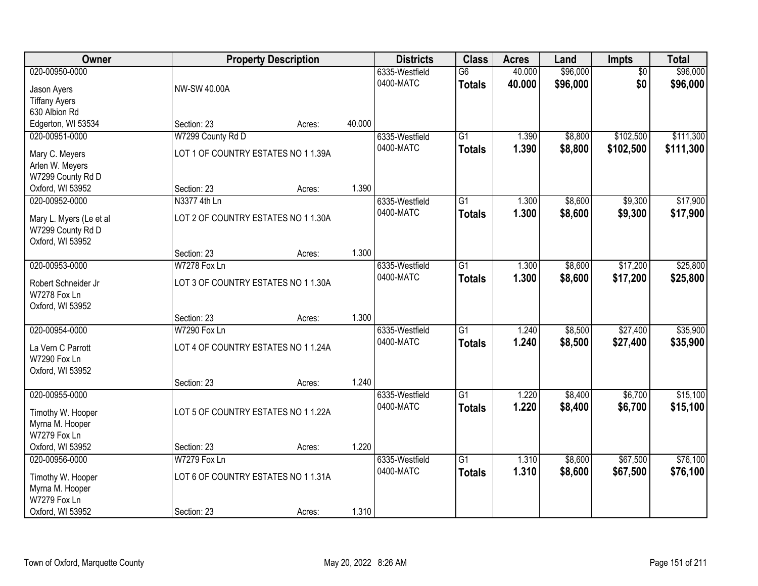| Owner | Property Description | | | Districts | Class | Acres | Land | Impts | Total |
|---|---|---|---|---|---|---|---|---|---|
| 020-00950-0000<br>Jason Ayers<br>Tiffany Ayers<br>630 Albion Rd<br>Edgerton, WI 53534 | NW-SW 40.00A<br>Section: 23 | Acres: | 40.000 | 6335-Westfield<br>0400-MATC | G6<br>**Totals** | 40.000<br>**40.000** | $96,000<br>**$96,000** | $0<br>**$0** | $96,000<br>**$96,000** |
| 020-00951-0000<br>Mary C. Meyers<br>Arlen W. Meyers<br>W7299 County Rd D<br>Oxford, WI 53952 | W7299 County Rd D<br>LOT 1 OF COUNTRY ESTATES NO 1 1.39A<br>Section: 23 | Acres: | 1.390 | 6335-Westfield<br>0400-MATC | G1<br>**Totals** | 1.390<br>**1.390** | $8,800<br>**$8,800** | $102,500<br>**$102,500** | $111,300<br>**$111,300** |
| 020-00952-0000<br>Mary L. Myers (Le et al<br>W7299 County Rd D<br>Oxford, WI 53952 | N3377 4th Ln<br>LOT 2 OF COUNTRY ESTATES NO 1 1.30A<br>Section: 23 | Acres: | 1.300 | 6335-Westfield<br>0400-MATC | G1<br>**Totals** | 1.300<br>**1.300** | $8,600<br>**$8,600** | $9,300<br>**$9,300** | $17,900<br>**$17,900** |
| 020-00953-0000<br>Robert Schneider Jr<br>W7278 Fox Ln<br>Oxford, WI 53952 | W7278 Fox Ln<br>LOT 3 OF COUNTRY ESTATES NO 1 1.30A<br>Section: 23 | Acres: | 1.300 | 6335-Westfield<br>0400-MATC | G1<br>**Totals** | 1.300<br>**1.300** | $8,600<br>**$8,600** | $17,200<br>**$17,200** | $25,800<br>**$25,800** |
| 020-00954-0000<br>La Vern C Parrott<br>W7290 Fox Ln<br>Oxford, WI 53952 | W7290 Fox Ln<br>LOT 4 OF COUNTRY ESTATES NO 1 1.24A<br>Section: 23 | Acres: | 1.240 | 6335-Westfield<br>0400-MATC | G1<br>**Totals** | 1.240<br>**1.240** | $8,500<br>**$8,500** | $27,400<br>**$27,400** | $35,900<br>**$35,900** |
| 020-00955-0000<br>Timothy W. Hooper<br>Myrna M. Hooper<br>W7279 Fox Ln<br>Oxford, WI 53952 | LOT 5 OF COUNTRY ESTATES NO 1 1.22A<br>Section: 23 | Acres: | 1.220 | 6335-Westfield<br>0400-MATC | G1<br>**Totals** | 1.220<br>**1.220** | $8,400<br>**$8,400** | $6,700<br>**$6,700** | $15,100<br>**$15,100** |
| 020-00956-0000<br>Timothy W. Hooper<br>Myrna M. Hooper<br>W7279 Fox Ln<br>Oxford, WI 53952 | W7279 Fox Ln<br>LOT 6 OF COUNTRY ESTATES NO 1 1.31A<br>Section: 23 | Acres: | 1.310 | 6335-Westfield<br>0400-MATC | G1<br>**Totals** | 1.310<br>**1.310** | $8,600<br>**$8,600** | $67,500<br>**$67,500** | $76,100<br>**$76,100** |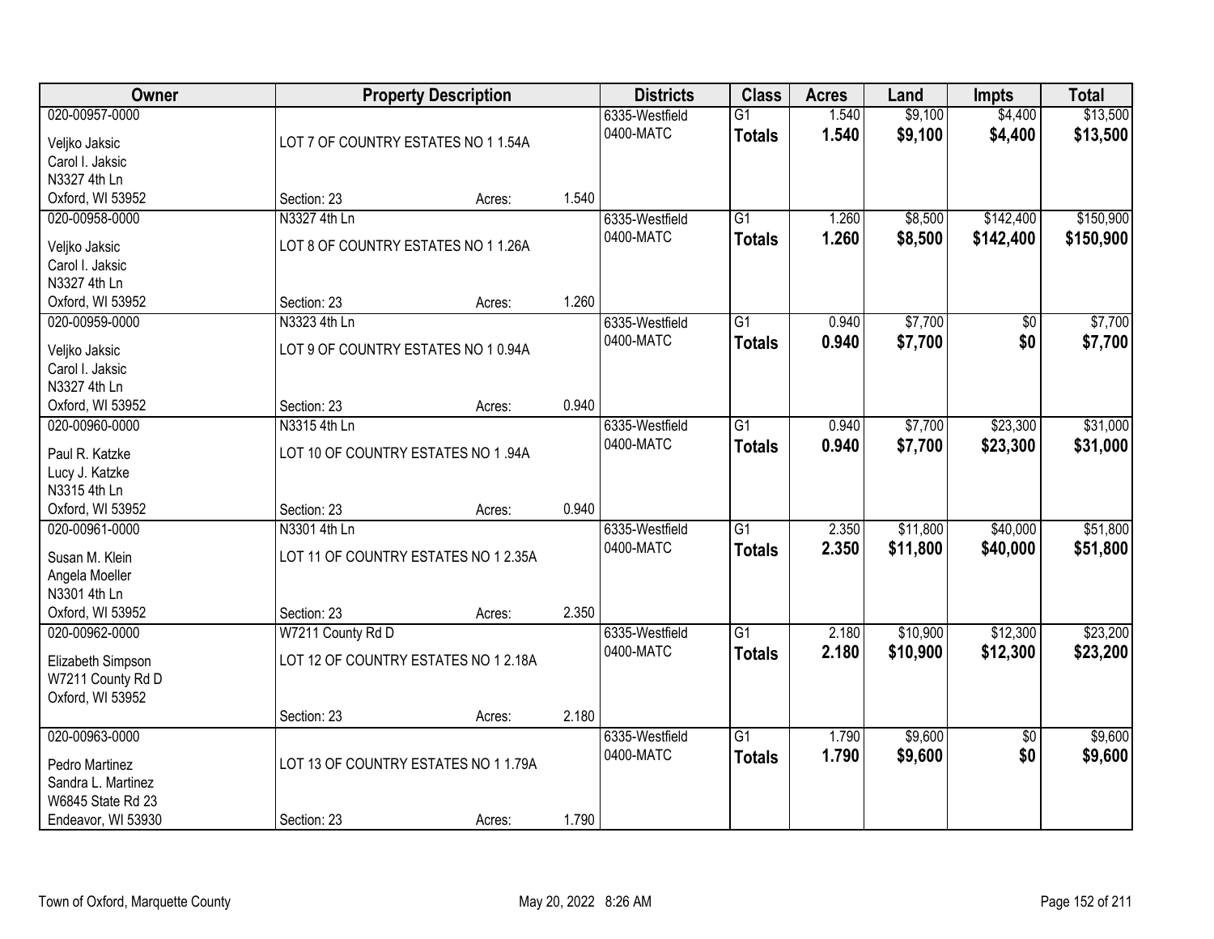| Owner | Property Description | | | Districts | Class | Acres | Land | Impts | Total |
|---|---|---|---|---|---|---|---|---|---|
| 020-00957-0000<br>Veljko Jaksic<br>Carol I. Jaksic<br>N3327 4th Ln<br>Oxford, WI 53952 | LOT 7 OF COUNTRY ESTATES NO 1 1.54A<br>Section: 23 | Acres: | 1.540 | 6335-Westfield<br>0400-MATC | G1<br>**Totals** | 1.540<br>**1.540** | $9,100<br>**$9,100** | $4,400<br>**$4,400** | $13,500<br>**$13,500** |
| 020-00958-0000<br>Veljko Jaksic<br>Carol I. Jaksic<br>N3327 4th Ln<br>Oxford, WI 53952 | N3327 4th Ln<br>LOT 8 OF COUNTRY ESTATES NO 1 1.26A<br>Section: 23 | Acres: | 1.260 | 6335-Westfield<br>0400-MATC | G1<br>**Totals** | 1.260<br>**1.260** | $8,500<br>**$8,500** | $142,400<br>**$142,400** | $150,900<br>**$150,900** |
| 020-00959-0000<br>Veljko Jaksic<br>Carol I. Jaksic<br>N3327 4th Ln<br>Oxford, WI 53952 | N3323 4th Ln<br>LOT 9 OF COUNTRY ESTATES NO 1 0.94A<br>Section: 23 | Acres: | 0.940 | 6335-Westfield<br>0400-MATC | G1<br>**Totals** | 0.940<br>**0.940** | $7,700<br>**$7,700** | $0<br>**$0** | $7,700<br>**$7,700** |
| 020-00960-0000<br>Paul R. Katzke<br>Lucy J. Katzke<br>N3315 4th Ln<br>Oxford, WI 53952 | N3315 4th Ln<br>LOT 10 OF COUNTRY ESTATES NO 1 .94A<br>Section: 23 | Acres: | 0.940 | 6335-Westfield<br>0400-MATC | G1<br>**Totals** | 0.940<br>**0.940** | $7,700<br>**$7,700** | $23,300<br>**$23,300** | $31,000<br>**$31,000** |
| 020-00961-0000<br>Susan M. Klein<br>Angela Moeller<br>N3301 4th Ln<br>Oxford, WI 53952 | N3301 4th Ln<br>LOT 11 OF COUNTRY ESTATES NO 1 2.35A<br>Section: 23 | Acres: | 2.350 | 6335-Westfield<br>0400-MATC | G1<br>**Totals** | 2.350<br>**2.350** | $11,800<br>**$11,800** | $40,000<br>**$40,000** | $51,800<br>**$51,800** |
| 020-00962-0000<br>Elizabeth Simpson<br>W7211 County Rd D<br>Oxford, WI 53952 | W7211 County Rd D<br>LOT 12 OF COUNTRY ESTATES NO 1 2.18A<br>Section: 23 | Acres: | 2.180 | 6335-Westfield<br>0400-MATC | G1<br>**Totals** | 2.180<br>**2.180** | $10,900<br>**$10,900** | $12,300<br>**$12,300** | $23,200<br>**$23,200** |
| 020-00963-0000<br>Pedro Martinez<br>Sandra L. Martinez<br>W6845 State Rd 23<br>Endeavor, WI 53930 | LOT 13 OF COUNTRY ESTATES NO 1 1.79A<br>Section: 23 | Acres: | 1.790 | 6335-Westfield<br>0400-MATC | G1<br>**Totals** | 1.790<br>**1.790** | $9,600<br>**$9,600** | $0<br>**$0** | $9,600<br>**$9,600** |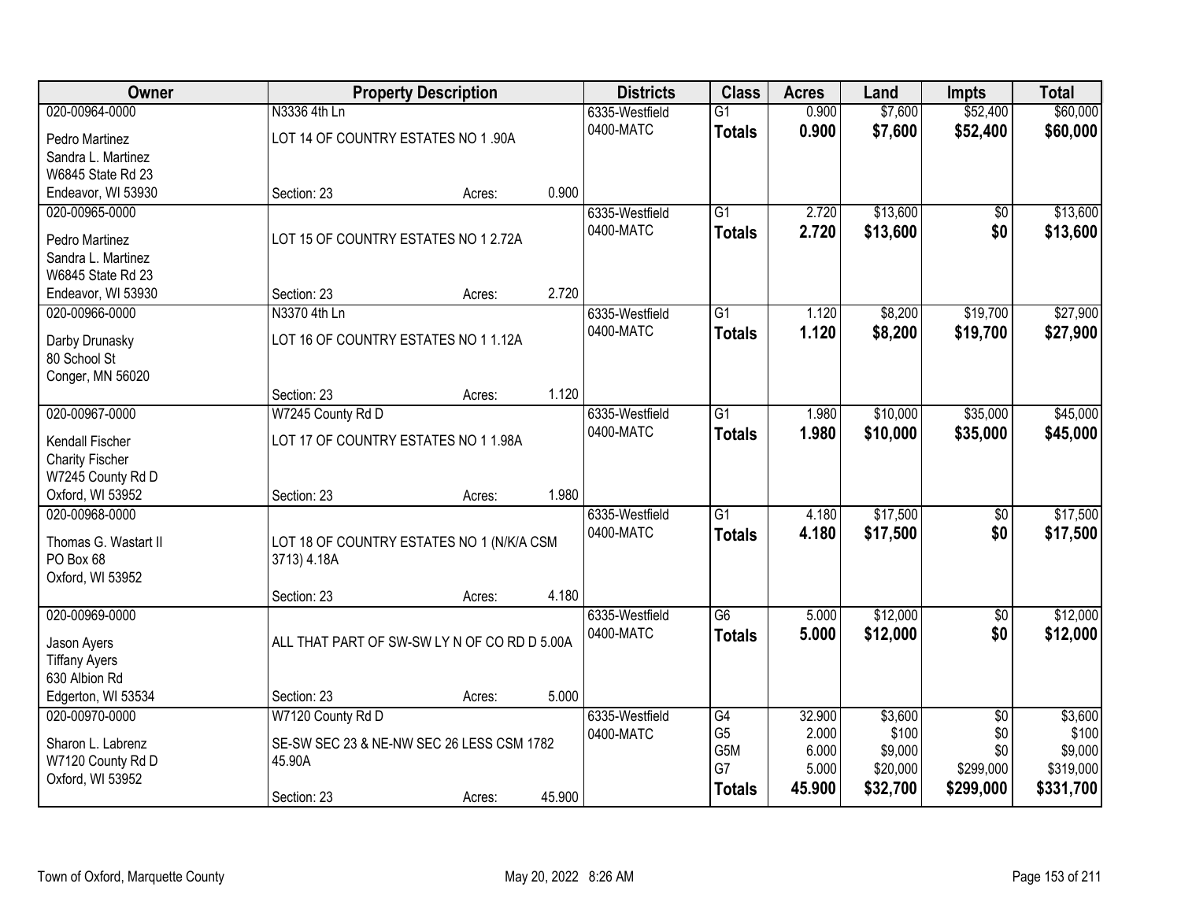| Owner | Property Description | | | Districts | Class | Acres | Land | Impts | Total |
|---|---|---|---|---|---|---|---|---|---|
| 020-00964-0000 | N3336 4th Ln | | | 6335-Westfield | G1 | 0.900 | $7,600 | $52,400 | $60,000 |
| Pedro Martinez | LOT 14 OF COUNTRY ESTATES NO 1 .90A | | | 0400-MATC | **Totals** | **0.900** | **$7,600** | **$52,400** | **$60,000** |
| Sandra L. Martinez | | | | | | | | | |
| W6845 State Rd 23 | | | | | | | | | |
| Endeavor, WI 53930 | Section: 23 | Acres: | 0.900 | | | | | | |
| 020-00965-0000 | | | | 6335-Westfield | G1 | 2.720 | $13,600 | $0 | $13,600 |
| Pedro Martinez | LOT 15 OF COUNTRY ESTATES NO 1 2.72A | | | 0400-MATC | **Totals** | **2.720** | **$13,600** | **$0** | **$13,600** |
| Sandra L. Martinez | | | | | | | | | |
| W6845 State Rd 23 | | | | | | | | | |
| Endeavor, WI 53930 | Section: 23 | Acres: | 2.720 | | | | | | |
| 020-00966-0000 | N3370 4th Ln | | | 6335-Westfield | G1 | 1.120 | $8,200 | $19,700 | $27,900 |
| Darby Drunasky | LOT 16 OF COUNTRY ESTATES NO 1 1.12A | | | 0400-MATC | **Totals** | **1.120** | **$8,200** | **$19,700** | **$27,900** |
| 80 School St | | | | | | | | | |
| Conger, MN 56020 | | | | | | | | | |
| | Section: 23 | Acres: | 1.120 | | | | | | |
| 020-00967-0000 | W7245 County Rd D | | | 6335-Westfield | G1 | 1.980 | $10,000 | $35,000 | $45,000 |
| Kendall Fischer | LOT 17 OF COUNTRY ESTATES NO 1 1.98A | | | 0400-MATC | **Totals** | **1.980** | **$10,000** | **$35,000** | **$45,000** |
| Charity Fischer | | | | | | | | | |
| W7245 County Rd D | | | | | | | | | |
| Oxford, WI 53952 | Section: 23 | Acres: | 1.980 | | | | | | |
| 020-00968-0000 | | | | 6335-Westfield | G1 | 4.180 | $17,500 | $0 | $17,500 |
| Thomas G. Wastart II | LOT 18 OF COUNTRY ESTATES NO 1 (N/K/A CSM 3713) 4.18A | | | 0400-MATC | **Totals** | **4.180** | **$17,500** | **$0** | **$17,500** |
| PO Box 68 | | | | | | | | | |
| Oxford, WI 53952 | | | | | | | | | |
| | Section: 23 | Acres: | 4.180 | | | | | | |
| 020-00969-0000 | | | | 6335-Westfield | G6 | 5.000 | $12,000 | $0 | $12,000 |
| Jason Ayers | ALL THAT PART OF SW-SW LY N OF CO RD D 5.00A | | | 0400-MATC | **Totals** | **5.000** | **$12,000** | **$0** | **$12,000** |
| Tiffany Ayers | | | | | | | | | |
| 630 Albion Rd | | | | | | | | | |
| Edgerton, WI 53534 | Section: 23 | Acres: | 5.000 | | | | | | |
| 020-00970-0000 | W7120 County Rd D | | | 6335-Westfield | G4 | 32.900 | $3,600 | $0 | $3,600 |
| Sharon L. Labrenz | SE-SW SEC 23 & NE-NW SEC 26 LESS CSM 1782 45.90A | | | 0400-MATC | G5 | 2.000 | $100 | $0 | $100 |
| W7120 County Rd D | | | | | G5M | 6.000 | $9,000 | $0 | $9,000 |
| Oxford, WI 53952 | | | | | G7 | 5.000 | $20,000 | $299,000 | $319,000 |
| | Section: 23 | Acres: | 45.900 | | **Totals** | **45.900** | **$32,700** | **$299,000** | **$331,700** |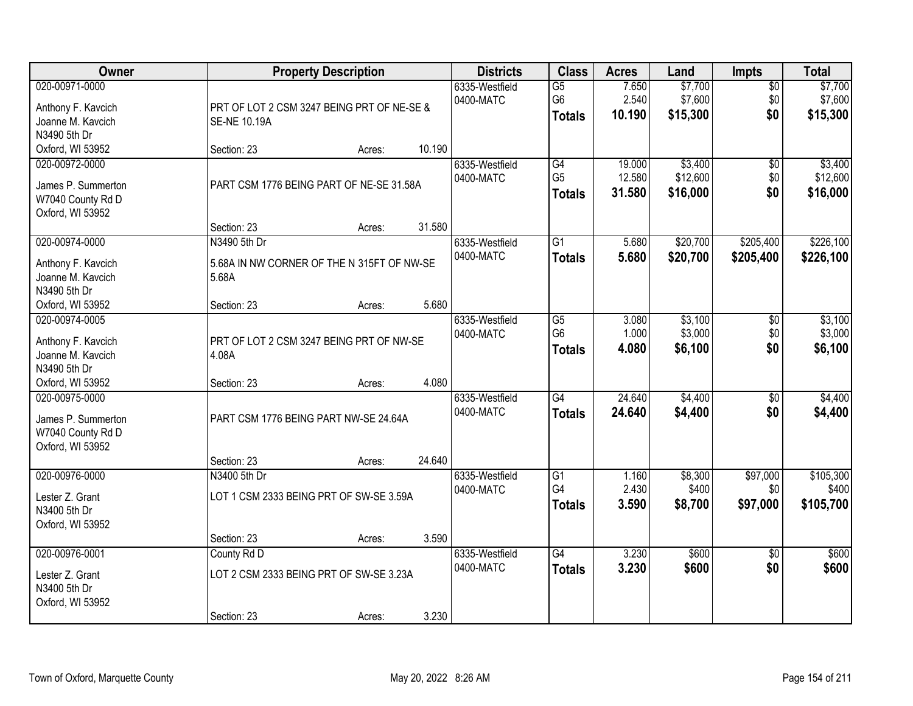| Owner | Property Description | | | Districts | Class | Acres | Land | Impts | Total |
|---|---|---|---|---|---|---|---|---|---|
| 020-00971-0000<br>Anthony F. Kavcich<br>Joanne M. Kavcich<br>N3490 5th Dr<br>Oxford, WI 53952 | PRT OF LOT 2 CSM 3247 BEING PRT OF NE-SE & SE-NE 10.19A<br>Section: 23 | Acres: | 10.190 | 6335-Westfield<br>0400-MATC | G5<br>G6<br>**Totals** | 7.650<br>2.540<br>**10.190** | $7,700<br>$7,600<br>**$15,300** | $0<br>$0<br>**$0** | $7,700<br>$7,600<br>**$15,300** |
| 020-00972-0000<br>James P. Summerton<br>W7040 County Rd D<br>Oxford, WI 53952 | PART CSM 1776 BEING PART OF NE-SE 31.58A<br>Section: 23 | Acres: | 31.580 | 6335-Westfield<br>0400-MATC | G4<br>G5<br>**Totals** | 19.000<br>12.580<br>**31.580** | $3,400<br>$12,600<br>**$16,000** | $0<br>$0<br>**$0** | $3,400<br>$12,600<br>**$16,000** |
| 020-00974-0000<br>Anthony F. Kavcich<br>Joanne M. Kavcich<br>N3490 5th Dr<br>Oxford, WI 53952 | N3490 5th Dr<br>5.68A IN NW CORNER OF THE N 315FT OF NW-SE 5.68A<br>Section: 23 | Acres: | 5.680 | 6335-Westfield<br>0400-MATC | G1<br>**Totals** | 5.680<br>**5.680** | $20,700<br>**$20,700** | $205,400<br>**$205,400** | $226,100<br>**$226,100** |
| 020-00974-0005<br>Anthony F. Kavcich<br>Joanne M. Kavcich<br>N3490 5th Dr<br>Oxford, WI 53952 | PRT OF LOT 2 CSM 3247 BEING PRT OF NW-SE 4.08A<br>Section: 23 | Acres: | 4.080 | 6335-Westfield<br>0400-MATC | G5<br>G6<br>**Totals** | 3.080<br>1.000<br>**4.080** | $3,100<br>$3,000<br>**$6,100** | $0<br>$0<br>**$0** | $3,100<br>$3,000<br>**$6,100** |
| 020-00975-0000<br>James P. Summerton<br>W7040 County Rd D<br>Oxford, WI 53952 | PART CSM 1776 BEING PART NW-SE 24.64A<br>Section: 23 | Acres: | 24.640 | 6335-Westfield<br>0400-MATC | G4<br>**Totals** | 24.640<br>**24.640** | $4,400<br>**$4,400** | $0<br>**$0** | $4,400<br>**$4,400** |
| 020-00976-0000<br>Lester Z. Grant<br>N3400 5th Dr<br>Oxford, WI 53952 | N3400 5th Dr<br>LOT 1 CSM 2333 BEING PRT OF SW-SE 3.59A<br>Section: 23 | Acres: | 3.590 | 6335-Westfield<br>0400-MATC | G1<br>G4<br>**Totals** | 1.160<br>2.430<br>**3.590** | $8,300<br>$400<br>**$8,700** | $97,000<br>$0<br>**$97,000** | $105,300<br>$400<br>**$105,700** |
| 020-00976-0001<br>Lester Z. Grant<br>N3400 5th Dr<br>Oxford, WI 53952 | County Rd D<br>LOT 2 CSM 2333 BEING PRT OF SW-SE 3.23A<br>Section: 23 | Acres: | 3.230 | 6335-Westfield<br>0400-MATC | G4<br>**Totals** | 3.230<br>**3.230** | $600<br>**$600** | $0<br>**$0** | $600<br>**$600** |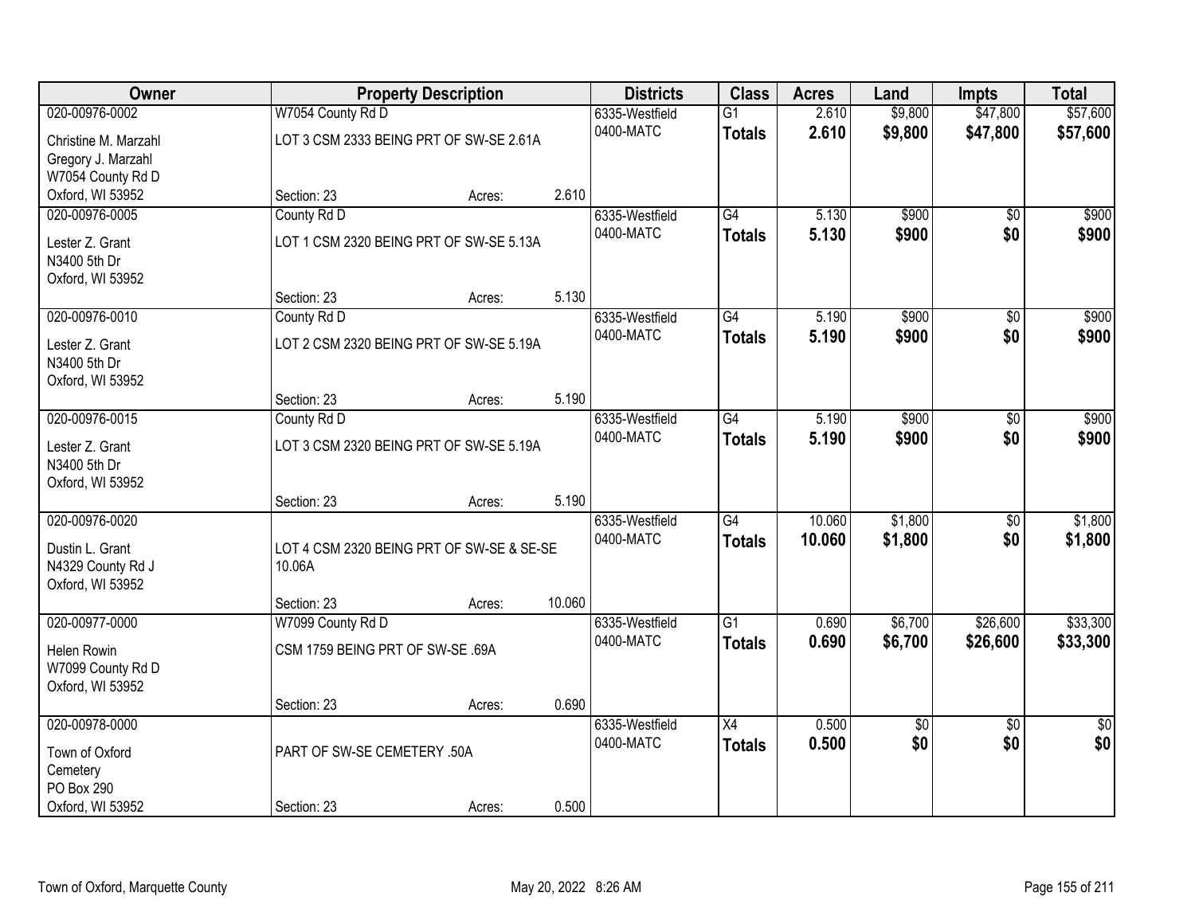| Owner | Property Description | | | Districts | Class | Acres | Land | Impts | Total |
|---|---|---|---|---|---|---|---|---|---|
| 020-00976-0002 | W7054 County Rd D | | | 6335-Westfield | G1 | 2.610 | $9,800 | $47,800 | $57,600 |
| Christine M. Marzahl<br>Gregory J. Marzahl<br>W7054 County Rd D<br>Oxford, WI 53952 | LOT 3 CSM 2333 BEING PRT OF SW-SE 2.61A | | | 0400-MATC | **Totals** | **2.610** | **$9,800** | **$47,800** | **$57,600** |
| | Section: 23 | Acres: | 2.610 | | | | | | |
| 020-00976-0005 | County Rd D | | | 6335-Westfield | G4 | 5.130 | $900 | $0 | $900 |
| Lester Z. Grant<br>N3400 5th Dr<br>Oxford, WI 53952 | LOT 1 CSM 2320 BEING PRT OF SW-SE 5.13A | | | 0400-MATC | **Totals** | **5.130** | **$900** | **$0** | **$900** |
| | Section: 23 | Acres: | 5.130 | | | | | | |
| 020-00976-0010 | County Rd D | | | 6335-Westfield | G4 | 5.190 | $900 | $0 | $900 |
| Lester Z. Grant<br>N3400 5th Dr<br>Oxford, WI 53952 | LOT 2 CSM 2320 BEING PRT OF SW-SE 5.19A | | | 0400-MATC | **Totals** | **5.190** | **$900** | **$0** | **$900** |
| | Section: 23 | Acres: | 5.190 | | | | | | |
| 020-00976-0015 | County Rd D | | | 6335-Westfield | G4 | 5.190 | $900 | $0 | $900 |
| Lester Z. Grant<br>N3400 5th Dr<br>Oxford, WI 53952 | LOT 3 CSM 2320 BEING PRT OF SW-SE 5.19A | | | 0400-MATC | **Totals** | **5.190** | **$900** | **$0** | **$900** |
| | Section: 23 | Acres: | 5.190 | | | | | | |
| 020-00976-0020 | | | | 6335-Westfield | G4 | 10.060 | $1,800 | $0 | $1,800 |
| Dustin L. Grant<br>N4329 County Rd J<br>Oxford, WI 53952 | LOT 4 CSM 2320 BEING PRT OF SW-SE & SE-SE 10.06A | | | 0400-MATC | **Totals** | **10.060** | **$1,800** | **$0** | **$1,800** |
| | Section: 23 | Acres: | 10.060 | | | | | | |
| 020-00977-0000 | W7099 County Rd D | | | 6335-Westfield | G1 | 0.690 | $6,700 | $26,600 | $33,300 |
| Helen Rowin<br>W7099 County Rd D<br>Oxford, WI 53952 | CSM 1759 BEING PRT OF SW-SE .69A | | | 0400-MATC | **Totals** | **0.690** | **$6,700** | **$26,600** | **$33,300** |
| | Section: 23 | Acres: | 0.690 | | | | | | |
| 020-00978-0000 | | | | 6335-Westfield | X4 | 0.500 | $0 | $0 | $0 |
| Town of Oxford<br>Cemetery<br>PO Box 290<br>Oxford, WI 53952 | PART OF SW-SE CEMETERY .50A | | | 0400-MATC | **Totals** | **0.500** | **$0** | **$0** | **$0** |
| | Section: 23 | Acres: | 0.500 | | | | | | |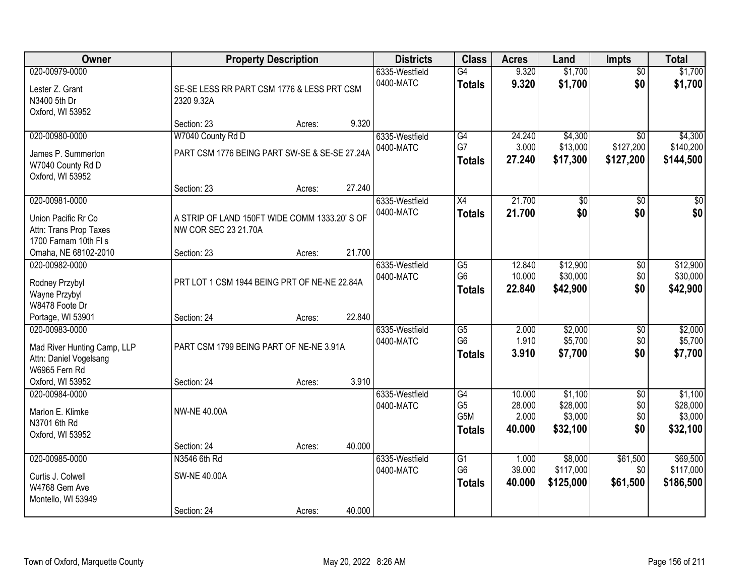| Owner | Property Description | | | Districts | Class | Acres | Land | Impts | Total |
|---|---|---|---|---|---|---|---|---|---|
| 020-00979-0000 | | | | 6335-Westfield | G4 | 9.320 | $1,700 | $0 | $1,700 |
| Lester Z. Grant | SE-SE LESS RR PART CSM 1776 & LESS PRT CSM 2320 9.32A | | | 0400-MATC | **Totals** | **9.320** | **$1,700** | **$0** | **$1,700** |
| N3400 5th Dr | | | | | | | | | |
| Oxford, WI 53952 | | | | | | | | | |
| | Section: 23 | Acres: | 9.320 | | | | | | |
| 020-00980-0000 | W7040 County Rd D | | | 6335-Westfield | G4 | 24.240 | $4,300 | $0 | $4,300 |
| James P. Summerton | PART CSM 1776 BEING PART SW-SE & SE-SE 27.24A | | | 0400-MATC | G7 | 3.000 | $13,000 | $127,200 | $140,200 |
| W7040 County Rd D | | | | | **Totals** | **27.240** | **$17,300** | **$127,200** | **$144,500** |
| Oxford, WI 53952 | | | | | | | | | |
| | Section: 23 | Acres: | 27.240 | | | | | | |
| 020-00981-0000 | | | | 6335-Westfield | X4 | 21.700 | $0 | $0 | $0 |
| Union Pacific Rr Co | A STRIP OF LAND 150FT WIDE COMM 1333.20' S OF NW COR SEC 23 21.70A | | | 0400-MATC | **Totals** | **21.700** | **$0** | **$0** | **$0** |
| Attn: Trans Prop Taxes | | | | | | | | | |
| 1700 Farnam 10th Fl s | | | | | | | | | |
| Omaha, NE 68102-2010 | Section: 23 | Acres: | 21.700 | | | | | | |
| 020-00982-0000 | | | | 6335-Westfield | G5 | 12.840 | $12,900 | $0 | $12,900 |
| Rodney Przybyl | PRT LOT 1 CSM 1944 BEING PRT OF NE-NE 22.84A | | | 0400-MATC | G6 | 10.000 | $30,000 | $0 | $30,000 |
| Wayne Przybyl | | | | | **Totals** | **22.840** | **$42,900** | **$0** | **$42,900** |
| W8478 Foote Dr | | | | | | | | | |
| Portage, WI 53901 | Section: 24 | Acres: | 22.840 | | | | | | |
| 020-00983-0000 | | | | 6335-Westfield | G5 | 2.000 | $2,000 | $0 | $2,000 |
| Mad River Hunting Camp, LLP | PART CSM 1799 BEING PART OF NE-NE 3.91A | | | 0400-MATC | G6 | 1.910 | $5,700 | $0 | $5,700 |
| Attn: Daniel Vogelsang | | | | | **Totals** | **3.910** | **$7,700** | **$0** | **$7,700** |
| W6965 Fern Rd | | | | | | | | | |
| Oxford, WI 53952 | Section: 24 | Acres: | 3.910 | | | | | | |
| 020-00984-0000 | | | | 6335-Westfield | G4 | 10.000 | $1,100 | $0 | $1,100 |
| Marlon E. Klimke | NW-NE 40.00A | | | 0400-MATC | G5 | 28.000 | $28,000 | $0 | $28,000 |
| N3701 6th Rd | | | | | G5M | 2.000 | $3,000 | $0 | $3,000 |
| Oxford, WI 53952 | | | | | **Totals** | **40.000** | **$32,100** | **$0** | **$32,100** |
| | Section: 24 | Acres: | 40.000 | | | | | | |
| 020-00985-0000 | N3546 6th Rd | | | 6335-Westfield | G1 | 1.000 | $8,000 | $61,500 | $69,500 |
| Curtis J. Colwell | SW-NE 40.00A | | | 0400-MATC | G6 | 39.000 | $117,000 | $0 | $117,000 |
| W4768 Gem Ave | | | | | **Totals** | **40.000** | **$125,000** | **$61,500** | **$186,500** |
| Montello, WI 53949 | | | | | | | | | |
| | Section: 24 | Acres: | 40.000 | | | | | | |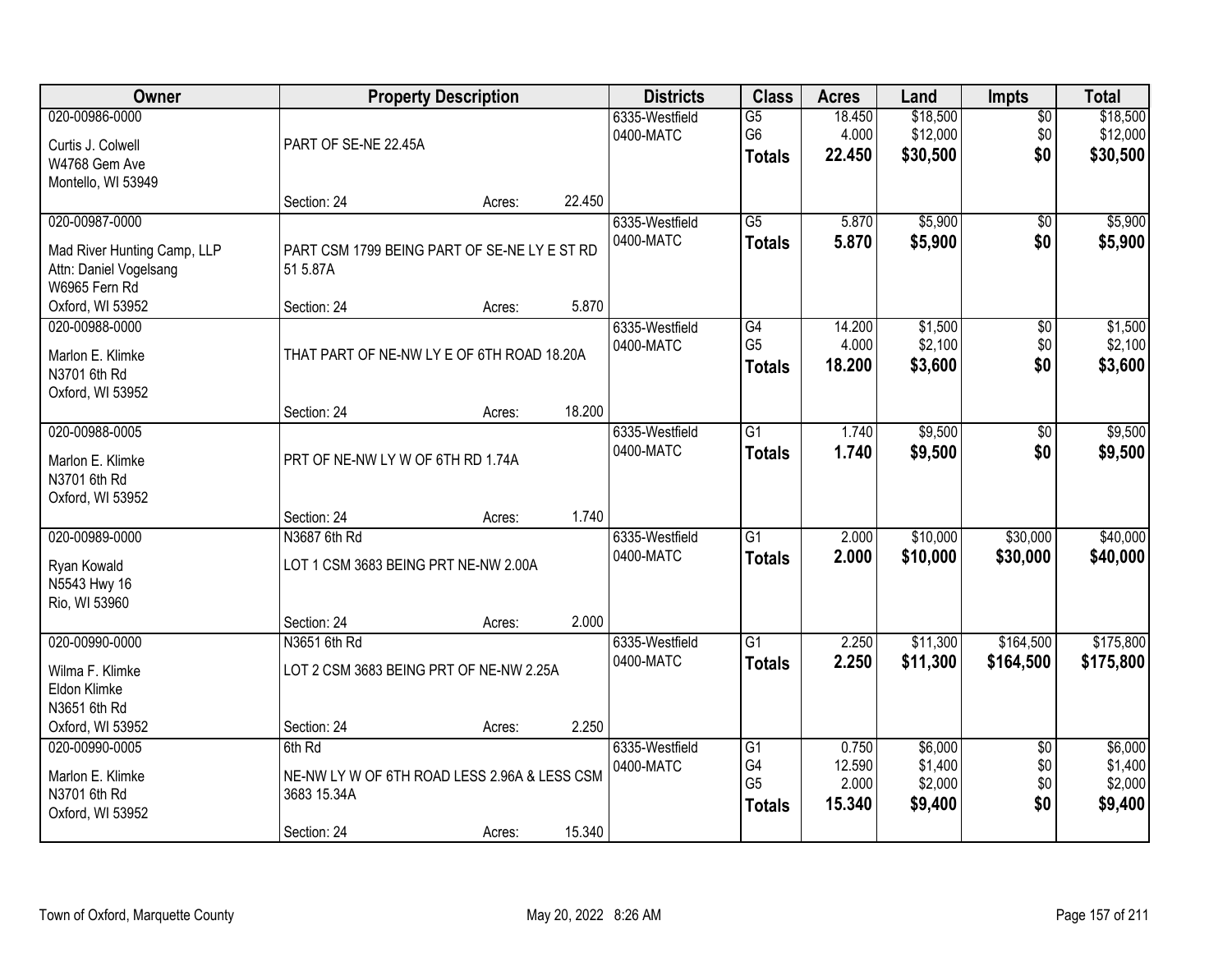| Owner | Property Description | Districts | Class | Acres | Land | Impts | Total |
|---|---|---|---|---|---|---|---|
| 020-00986-0000<br>Curtis J. Colwell<br>W4768 Gem Ave<br>Montello, WI 53949 | PART OF SE-NE 22.45A<br>Section: 24 Acres: 22.450 | 6335-Westfield<br>0400-MATC | G5<br>G6<br>**Totals** | 18.450<br>4.000<br>**22.450** | $18,500<br>$12,000<br>**$30,500** | $0<br>$0<br>**$0** | $18,500<br>$12,000<br>**$30,500** |
| 020-00987-0000<br>Mad River Hunting Camp, LLP<br>Attn: Daniel Vogelsang<br>W6965 Fern Rd<br>Oxford, WI 53952 | PART CSM 1799 BEING PART OF SE-NE LY E ST RD 51 5.87A<br>Section: 24 Acres: 5.870 | 6335-Westfield<br>0400-MATC | G5<br>**Totals** | 5.870<br>**5.870** | $5,900<br>**$5,900** | $0<br>**$0** | $5,900<br>**$5,900** |
| 020-00988-0000<br>Marlon E. Klimke<br>N3701 6th Rd<br>Oxford, WI 53952 | THAT PART OF NE-NW LY E OF 6TH ROAD 18.20A<br>Section: 24 Acres: 18.200 | 6335-Westfield<br>0400-MATC | G4<br>G5<br>**Totals** | 14.200<br>4.000<br>**18.200** | $1,500<br>$2,100<br>**$3,600** | $0<br>$0<br>**$0** | $1,500<br>$2,100<br>**$3,600** |
| 020-00988-0005<br>Marlon E. Klimke<br>N3701 6th Rd<br>Oxford, WI 53952 | PRT OF NE-NW LY W OF 6TH RD 1.74A<br>Section: 24 Acres: 1.740 | 6335-Westfield<br>0400-MATC | G1<br>**Totals** | 1.740<br>**1.740** | $9,500<br>**$9,500** | $0<br>**$0** | $9,500<br>**$9,500** |
| 020-00989-0000<br>Ryan Kowald<br>N5543 Hwy 16<br>Rio, WI 53960 | N3687 6th Rd<br>LOT 1 CSM 3683 BEING PRT NE-NW 2.00A<br>Section: 24 Acres: 2.000 | 6335-Westfield<br>0400-MATC | G1<br>**Totals** | 2.000<br>**2.000** | $10,000<br>**$10,000** | $30,000<br>**$30,000** | $40,000<br>**$40,000** |
| 020-00990-0000<br>Wilma F. Klimke<br>Eldon Klimke<br>N3651 6th Rd<br>Oxford, WI 53952 | N3651 6th Rd<br>LOT 2 CSM 3683 BEING PRT OF NE-NW 2.25A<br>Section: 24 Acres: 2.250 | 6335-Westfield<br>0400-MATC | G1<br>**Totals** | 2.250<br>**2.250** | $11,300<br>**$11,300** | $164,500<br>**$164,500** | $175,800<br>**$175,800** |
| 020-00990-0005<br>Marlon E. Klimke<br>N3701 6th Rd<br>Oxford, WI 53952 | 6th Rd<br>NE-NW LY W OF 6TH ROAD LESS 2.96A & LESS CSM 3683 15.34A<br>Section: 24 Acres: 15.340 | 6335-Westfield<br>0400-MATC | G1<br>G4<br>G5<br>**Totals** | 0.750<br>12.590<br>2.000<br>**15.340** | $6,000<br>$1,400<br>$2,000<br>**$9,400** | $0<br>$0<br>$0<br>**$0** | $6,000<br>$1,400<br>$2,000<br>**$9,400** |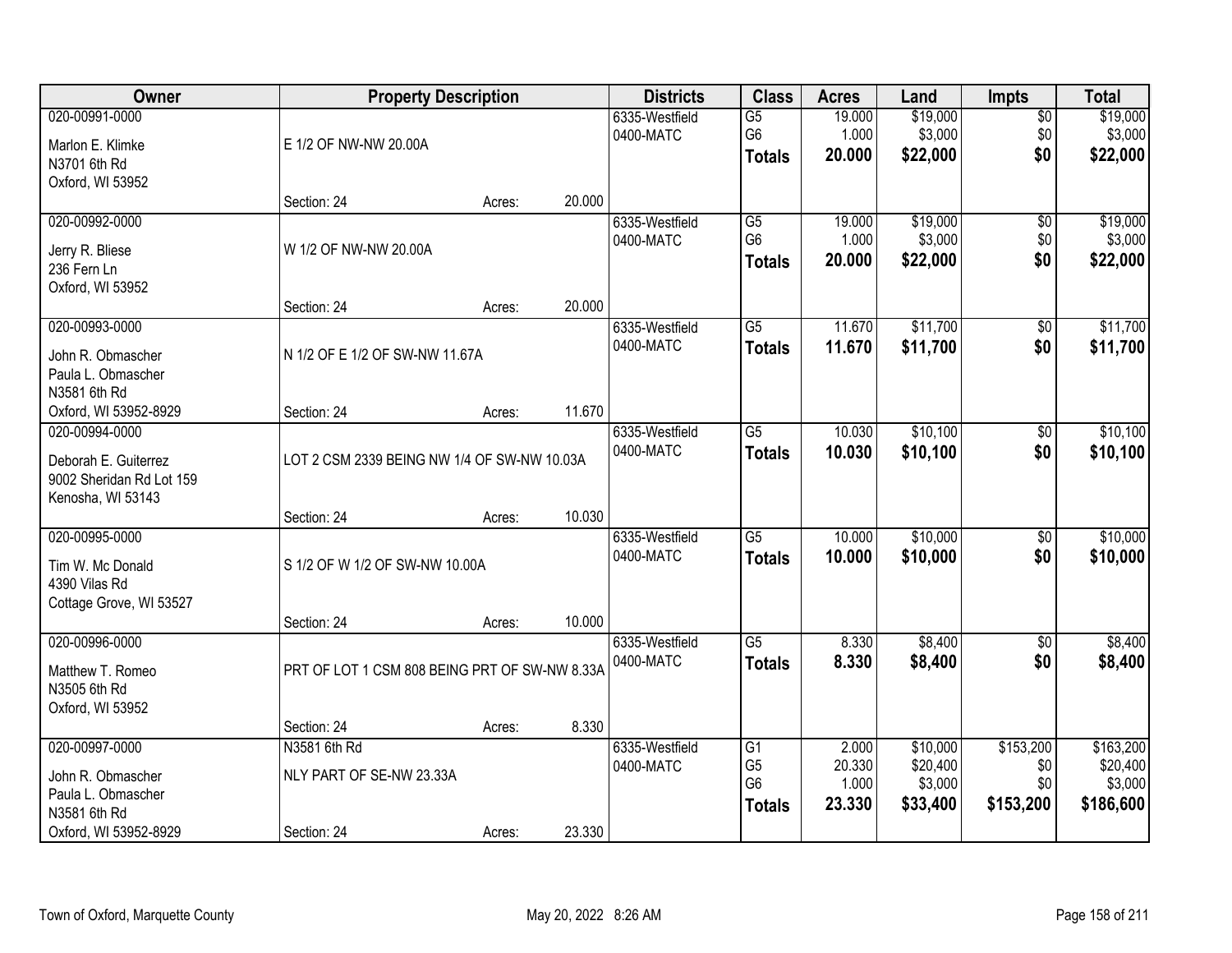| Owner | Property Description | | | Districts | Class | Acres | Land | Impts | Total |
|---|---|---|---|---|---|---|---|---|---|
| 020-00991-0000<br>Marlon E. Klimke<br>N3701 6th Rd<br>Oxford, WI 53952 | E 1/2 OF NW-NW 20.00A<br>Section: 24 | Acres: | 20.000 | 6335-Westfield<br>0400-MATC | G5<br>G6<br>**Totals** | 19.000<br>1.000<br>**20.000** | $19,000<br>$3,000<br>**$22,000** | $0<br>$0<br>**$0** | $19,000<br>$3,000<br>**$22,000** |
| 020-00992-0000<br>Jerry R. Bliese<br>236 Fern Ln<br>Oxford, WI 53952 | W 1/2 OF NW-NW 20.00A<br>Section: 24 | Acres: | 20.000 | 6335-Westfield<br>0400-MATC | G5<br>G6<br>**Totals** | 19.000<br>1.000<br>**20.000** | $19,000<br>$3,000<br>**$22,000** | $0<br>$0<br>**$0** | $19,000<br>$3,000<br>**$22,000** |
| 020-00993-0000<br>John R. Obmascher<br>Paula L. Obmascher<br>N3581 6th Rd<br>Oxford, WI 53952-8929 | N 1/2 OF E 1/2 OF SW-NW 11.67A<br>Section: 24 | Acres: | 11.670 | 6335-Westfield<br>0400-MATC | G5<br>**Totals** | 11.670<br>**11.670** | $11,700<br>**$11,700** | $0<br>**$0** | $11,700<br>**$11,700** |
| 020-00994-0000<br>Deborah E. Guiterrez<br>9002 Sheridan Rd Lot 159<br>Kenosha, WI 53143 | LOT 2 CSM 2339 BEING NW 1/4 OF SW-NW 10.03A<br>Section: 24 | Acres: | 10.030 | 6335-Westfield<br>0400-MATC | G5<br>**Totals** | 10.030<br>**10.030** | $10,100<br>**$10,100** | $0<br>**$0** | $10,100<br>**$10,100** |
| 020-00995-0000<br>Tim W. Mc Donald<br>4390 Vilas Rd<br>Cottage Grove, WI 53527 | S 1/2 OF W 1/2 OF SW-NW 10.00A<br>Section: 24 | Acres: | 10.000 | 6335-Westfield<br>0400-MATC | G5<br>**Totals** | 10.000<br>**10.000** | $10,000<br>**$10,000** | $0<br>**$0** | $10,000<br>**$10,000** |
| 020-00996-0000<br>Matthew T. Romeo<br>N3505 6th Rd<br>Oxford, WI 53952 | PRT OF LOT 1 CSM 808 BEING PRT OF SW-NW 8.33A<br>Section: 24 | Acres: | 8.330 | 6335-Westfield<br>0400-MATC | G5<br>**Totals** | 8.330<br>**8.330** | $8,400<br>**$8,400** | $0<br>**$0** | $8,400<br>**$8,400** |
| 020-00997-0000<br>John R. Obmascher<br>Paula L. Obmascher<br>N3581 6th Rd<br>Oxford, WI 53952-8929 | N3581 6th Rd<br>NLY PART OF SE-NW 23.33A<br>Section: 24 | Acres: | 23.330 | 6335-Westfield<br>0400-MATC | G1<br>G5<br>G6<br>**Totals** | 2.000<br>20.330<br>1.000<br>**23.330** | $10,000<br>$20,400<br>$3,000<br>**$33,400** | $153,200<br>$0<br>$0<br>**$153,200** | $163,200<br>$20,400<br>$3,000<br>**$186,600** |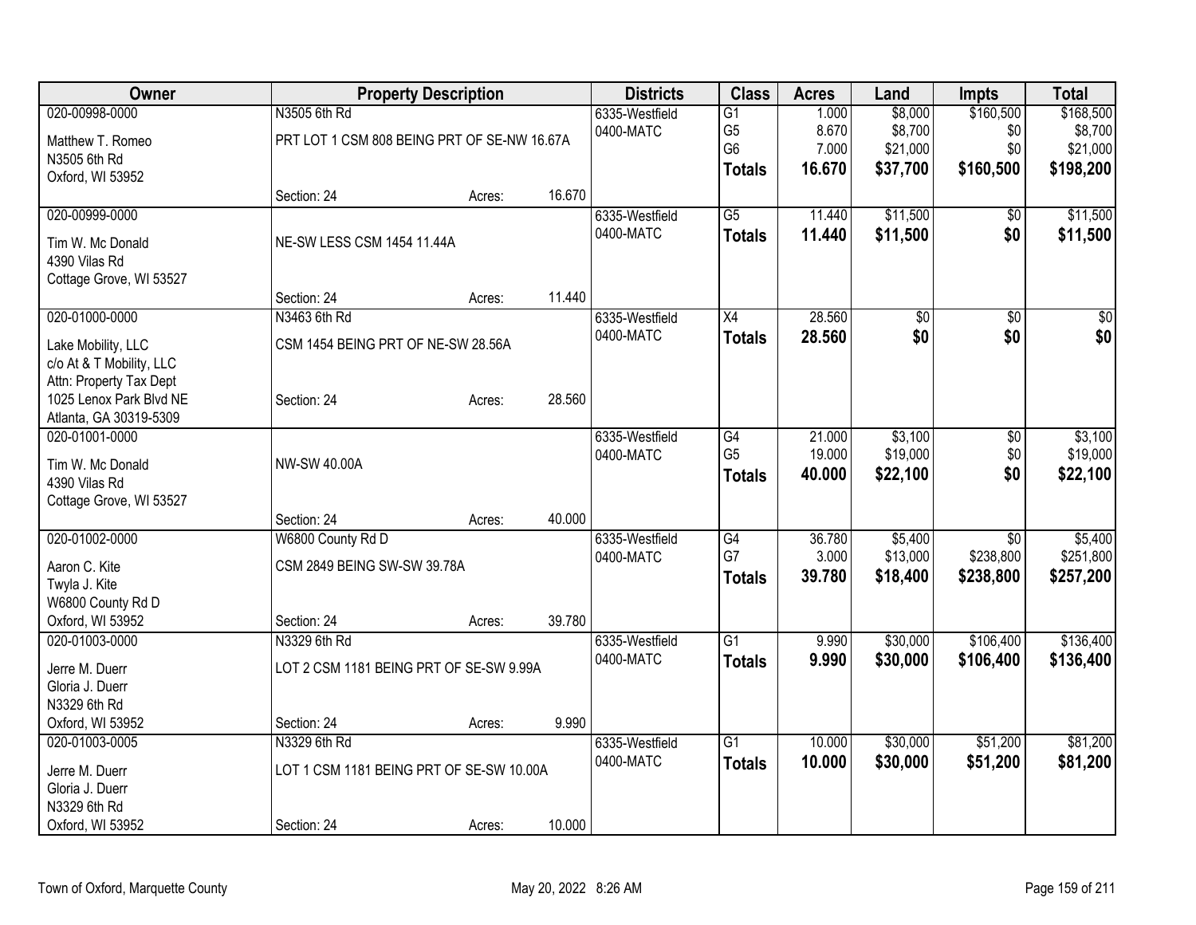| Owner | Property Description | | | Districts | Class | Acres | Land | Impts | Total |
|---|---|---|---|---|---|---|---|---|---|
| 020-00998-0000 | N3505 6th Rd | | | 6335-Westfield | G1 | 1.000 | $8,000 | $160,500 | $168,500 |
| Matthew T. Romeo | PRT LOT 1 CSM 808 BEING PRT OF SE-NW 16.67A | | | 0400-MATC | G5 | 8.670 | $8,700 | $0 | $8,700 |
| N3505 6th Rd | | | | | G6 | 7.000 | $21,000 | $0 | $21,000 |
| Oxford, WI 53952 | | | | | **Totals** | **16.670** | **$37,700** | **$160,500** | **$198,200** |
| | Section: 24 | Acres: | 16.670 | | | | | | |
| 020-00999-0000 | | | | 6335-Westfield | G5 | 11.440 | $11,500 | $0 | $11,500 |
| Tim W. Mc Donald | NE-SW LESS CSM 1454 11.44A | | | 0400-MATC | **Totals** | **11.440** | **$11,500** | **$0** | **$11,500** |
| 4390 Vilas Rd | | | | | | | | | |
| Cottage Grove, WI 53527 | | | | | | | | | |
| | Section: 24 | Acres: | 11.440 | | | | | | |
| 020-01000-0000 | N3463 6th Rd | | | 6335-Westfield | X4 | 28.560 | $0 | $0 | $0 |
| Lake Mobility, LLC | CSM 1454 BEING PRT OF NE-SW 28.56A | | | 0400-MATC | **Totals** | **28.560** | **$0** | **$0** | **$0** |
| c/o At & T Mobility, LLC | | | | | | | | | |
| Attn: Property Tax Dept | | | | | | | | | |
| 1025 Lenox Park Blvd NE | Section: 24 | Acres: | 28.560 | | | | | | |
| Atlanta, GA 30319-5309 | | | | | | | | | |
| 020-01001-0000 | | | | 6335-Westfield | G4 | 21.000 | $3,100 | $0 | $3,100 |
| Tim W. Mc Donald | NW-SW 40.00A | | | 0400-MATC | G5 | 19.000 | $19,000 | $0 | $19,000 |
| 4390 Vilas Rd | | | | | **Totals** | **40.000** | **$22,100** | **$0** | **$22,100** |
| Cottage Grove, WI 53527 | | | | | | | | | |
| | Section: 24 | Acres: | 40.000 | | | | | | |
| 020-01002-0000 | W6800 County Rd D | | | 6335-Westfield | G4 | 36.780 | $5,400 | $0 | $5,400 |
| Aaron C. Kite | CSM 2849 BEING SW-SW 39.78A | | | 0400-MATC | G7 | 3.000 | $13,000 | $238,800 | $251,800 |
| Twyla J. Kite | | | | | **Totals** | **39.780** | **$18,400** | **$238,800** | **$257,200** |
| W6800 County Rd D | | | | | | | | | |
| Oxford, WI 53952 | Section: 24 | Acres: | 39.780 | | | | | | |
| 020-01003-0000 | N3329 6th Rd | | | 6335-Westfield | G1 | 9.990 | $30,000 | $106,400 | $136,400 |
| Jerre M. Duerr | LOT 2 CSM 1181 BEING PRT OF SE-SW 9.99A | | | 0400-MATC | **Totals** | **9.990** | **$30,000** | **$106,400** | **$136,400** |
| Gloria J. Duerr | | | | | | | | | |
| N3329 6th Rd | | | | | | | | | |
| Oxford, WI 53952 | Section: 24 | Acres: | 9.990 | | | | | | |
| 020-01003-0005 | N3329 6th Rd | | | 6335-Westfield | G1 | 10.000 | $30,000 | $51,200 | $81,200 |
| Jerre M. Duerr | LOT 1 CSM 1181 BEING PRT OF SE-SW 10.00A | | | 0400-MATC | **Totals** | **10.000** | **$30,000** | **$51,200** | **$81,200** |
| Gloria J. Duerr | | | | | | | | | |
| N3329 6th Rd | | | | | | | | | |
| Oxford, WI 53952 | Section: 24 | Acres: | 10.000 | | | | | | |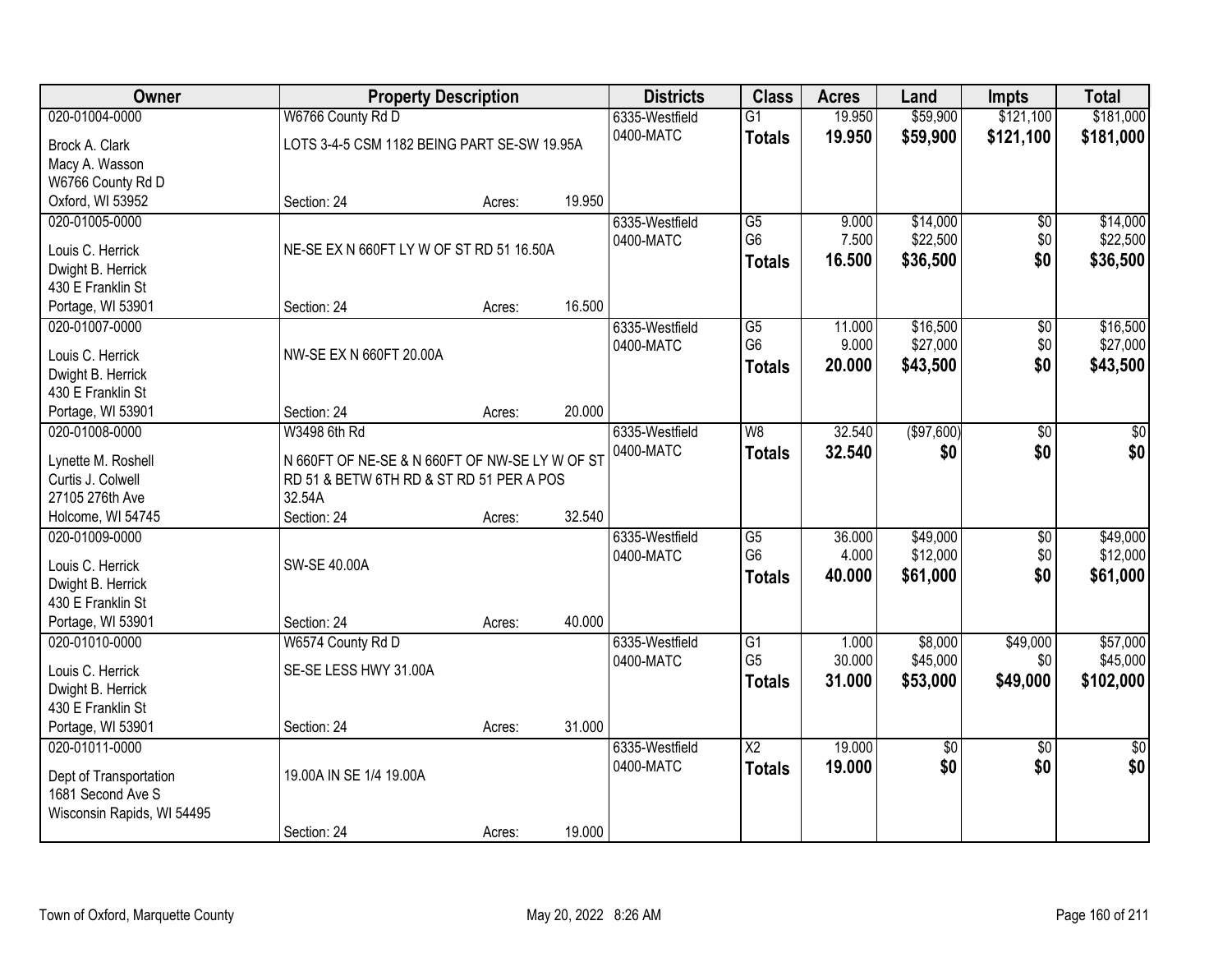| Owner | Property Description | Districts | Class | Acres | Land | Impts | Total |
|---|---|---|---|---|---|---|---|
| 020-01004-0000<br>Brock A. Clark<br>Macy A. Wasson<br>W6766 County Rd D<br>Oxford, WI 53952 | W6766 County Rd D<br>LOTS 3-4-5 CSM 1182 BEING PART SE-SW 19.95A<br>Section: 24 Acres: 19.950 | 6335-Westfield<br>0400-MATC | G1<br>**Totals** | 19.950<br>**19.950** | $59,900<br>**$59,900** | $121,100<br>**$121,100** | $181,000<br>**$181,000** |
| 020-01005-0000<br>Louis C. Herrick<br>Dwight B. Herrick<br>430 E Franklin St<br>Portage, WI 53901 | NE-SE EX N 660FT LY W OF ST RD 51 16.50A<br>Section: 24 Acres: 16.500 | 6335-Westfield<br>0400-MATC | G5<br>G6<br>**Totals** | 9.000<br>7.500<br>**16.500** | $14,000<br>$22,500<br>**$36,500** | $0<br>$0<br>**$0** | $14,000<br>$22,500<br>**$36,500** |
| 020-01007-0000<br>Louis C. Herrick<br>Dwight B. Herrick<br>430 E Franklin St<br>Portage, WI 53901 | NW-SE EX N 660FT 20.00A<br>Section: 24 Acres: 20.000 | 6335-Westfield<br>0400-MATC | G5<br>G6<br>**Totals** | 11.000<br>9.000<br>**20.000** | $16,500<br>$27,000<br>**$43,500** | $0<br>$0<br>**$0** | $16,500<br>$27,000<br>**$43,500** |
| 020-01008-0000<br>Lynette M. Roshell<br>Curtis J. Colwell<br>27105 276th Ave<br>Holcome, WI 54745 | W3498 6th Rd<br>N 660FT OF NE-SE & N 660FT OF NW-SE LY W OF ST RD 51 & BETW 6TH RD & ST RD 51 PER A POS 32.54A<br>Section: 24 Acres: 32.540 | 6335-Westfield<br>0400-MATC | W8<br>**Totals** | 32.540<br>**32.540** | ($97,600)<br>**$0** | $0<br>**$0** | $0<br>**$0** |
| 020-01009-0000<br>Louis C. Herrick<br>Dwight B. Herrick<br>430 E Franklin St<br>Portage, WI 53901 | SW-SE 40.00A<br>Section: 24 Acres: 40.000 | 6335-Westfield<br>0400-MATC | G5<br>G6<br>**Totals** | 36.000<br>4.000<br>**40.000** | $49,000<br>$12,000<br>**$61,000** | $0<br>$0<br>**$0** | $49,000<br>$12,000<br>**$61,000** |
| 020-01010-0000<br>Louis C. Herrick<br>Dwight B. Herrick<br>430 E Franklin St<br>Portage, WI 53901 | W6574 County Rd D<br>SE-SE LESS HWY 31.00A<br>Section: 24 Acres: 31.000 | 6335-Westfield<br>0400-MATC | G1<br>G5<br>**Totals** | 1.000<br>30.000<br>**31.000** | $8,000<br>$45,000<br>**$53,000** | $49,000<br>$0<br>**$49,000** | $57,000<br>$45,000<br>**$102,000** |
| 020-01011-0000<br>Dept of Transportation<br>1681 Second Ave S<br>Wisconsin Rapids, WI 54495 | 19.00A IN SE 1/4 19.00A<br>Section: 24 Acres: 19.000 | 6335-Westfield<br>0400-MATC | X2<br>**Totals** | 19.000<br>**19.000** | $0<br>**$0** | $0<br>**$0** | $0<br>**$0** |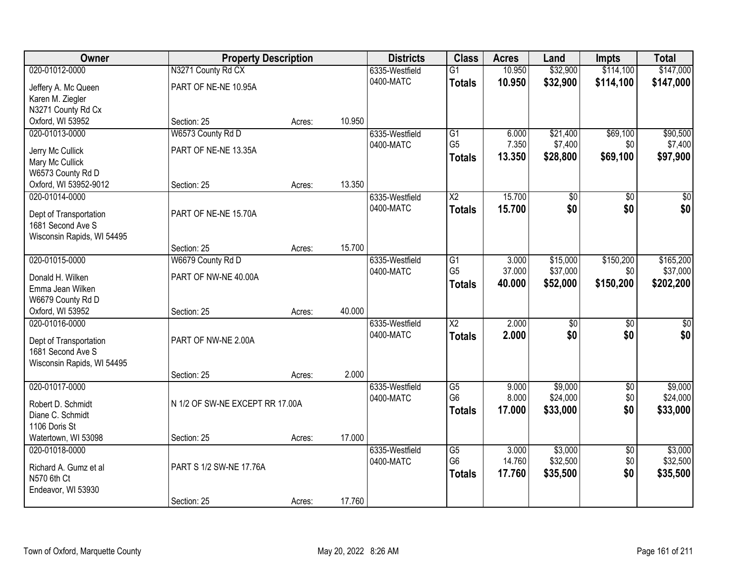| Owner | Property Description | | | Districts | Class | Acres | Land | Impts | Total |
|---|---|---|---|---|---|---|---|---|---|
| 020-01012-0000 | N3271 County Rd CX | | | 6335-Westfield | G1 | 10.950 | $32,900 | $114,100 | $147,000 |
| Jeffery A. Mc Queen | PART OF NE-NE 10.95A | | | 0400-MATC | **Totals** | **10.950** | **$32,900** | **$114,100** | **$147,000** |
| Karen M. Ziegler | | | | | | | | | |
| N3271 County Rd Cx | | | | | | | | | |
| Oxford, WI 53952 | Section: 25 | Acres: | 10.950 | | | | | | |
| 020-01013-0000 | W6573 County Rd D | | | 6335-Westfield | G1 | 6.000 | $21,400 | $69,100 | $90,500 |
| Jerry Mc Cullick | PART OF NE-NE 13.35A | | | 0400-MATC | G5 | 7.350 | $7,400 | $0 | $7,400 |
| Mary Mc Cullick | | | | | **Totals** | **13.350** | **$28,800** | **$69,100** | **$97,900** |
| W6573 County Rd D | | | | | | | | | |
| Oxford, WI 53952-9012 | Section: 25 | Acres: | 13.350 | | | | | | |
| 020-01014-0000 | | | | 6335-Westfield | X2 | 15.700 | $0 | $0 | $0 |
| Dept of Transportation | PART OF NE-NE 15.70A | | | 0400-MATC | **Totals** | **15.700** | **$0** | **$0** | **$0** |
| 1681 Second Ave S | | | | | | | | | |
| Wisconsin Rapids, WI 54495 | | | | | | | | | |
| | Section: 25 | Acres: | 15.700 | | | | | | |
| 020-01015-0000 | W6679 County Rd D | | | 6335-Westfield | G1 | 3.000 | $15,000 | $150,200 | $165,200 |
| Donald H. Wilken | PART OF NW-NE 40.00A | | | 0400-MATC | G5 | 37.000 | $37,000 | $0 | $37,000 |
| Emma Jean Wilken | | | | | **Totals** | **40.000** | **$52,000** | **$150,200** | **$202,200** |
| W6679 County Rd D | | | | | | | | | |
| Oxford, WI 53952 | Section: 25 | Acres: | 40.000 | | | | | | |
| 020-01016-0000 | | | | 6335-Westfield | X2 | 2.000 | $0 | $0 | $0 |
| Dept of Transportation | PART OF NW-NE 2.00A | | | 0400-MATC | **Totals** | **2.000** | **$0** | **$0** | **$0** |
| 1681 Second Ave S | | | | | | | | | |
| Wisconsin Rapids, WI 54495 | | | | | | | | | |
| | Section: 25 | Acres: | 2.000 | | | | | | |
| 020-01017-0000 | | | | 6335-Westfield | G5 | 9.000 | $9,000 | $0 | $9,000 |
| Robert D. Schmidt | N 1/2 OF SW-NE EXCEPT RR 17.00A | | | 0400-MATC | G6 | 8.000 | $24,000 | $0 | $24,000 |
| Diane C. Schmidt | | | | | **Totals** | **17.000** | **$33,000** | **$0** | **$33,000** |
| 1106 Doris St | | | | | | | | | |
| Watertown, WI 53098 | Section: 25 | Acres: | 17.000 | | | | | | |
| 020-01018-0000 | | | | 6335-Westfield | G5 | 3.000 | $3,000 | $0 | $3,000 |
| Richard A. Gumz et al | PART S 1/2 SW-NE 17.76A | | | 0400-MATC | G6 | 14.760 | $32,500 | $0 | $32,500 |
| N570 6th Ct | | | | | **Totals** | **17.760** | **$35,500** | **$0** | **$35,500** |
| Endeavor, WI 53930 | | | | | | | | | |
| | Section: 25 | Acres: | 17.760 | | | | | | |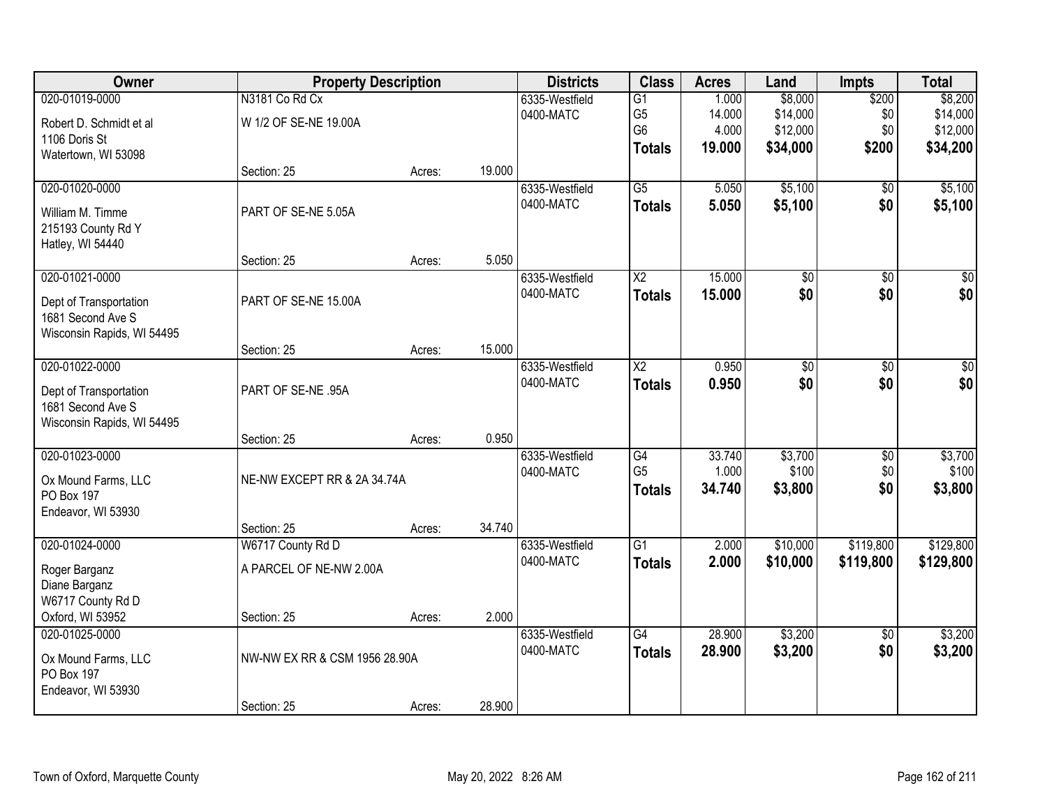| Owner | Property Description | | | Districts | Class | Acres | Land | Impts | Total |
|---|---|---|---|---|---|---|---|---|---|
| 020-01019-0000<br>Robert D. Schmidt et al<br>1106 Doris St<br>Watertown, WI 53098 | N3181 Co Rd Cx<br>W 1/2 OF SE-NE 19.00A<br>Section: 25 | Acres: | 19.000 | 6335-Westfield<br>0400-MATC | G1<br>G5<br>G6<br>**Totals** | 1.000<br>14.000<br>4.000<br>**19.000** | $8,000<br>$14,000<br>$12,000<br>**$34,000** | $200<br>$0<br>$0<br>**$200** | $8,200<br>$14,000<br>$12,000<br>**$34,200** |
| 020-01020-0000<br>William M. Timme<br>215193 County Rd Y<br>Hatley, WI 54440 | PART OF SE-NE 5.05A<br>Section: 25 | Acres: | 5.050 | 6335-Westfield<br>0400-MATC | G5<br>**Totals** | 5.050<br>**5.050** | $5,100<br>**$5,100** | $0<br>**$0** | $5,100<br>**$5,100** |
| 020-01021-0000<br>Dept of Transportation<br>1681 Second Ave S<br>Wisconsin Rapids, WI 54495 | PART OF SE-NE 15.00A<br>Section: 25 | Acres: | 15.000 | 6335-Westfield<br>0400-MATC | X2<br>**Totals** | 15.000<br>**15.000** | $0<br>**$0** | $0<br>**$0** | $0<br>**$0** |
| 020-01022-0000<br>Dept of Transportation<br>1681 Second Ave S<br>Wisconsin Rapids, WI 54495 | PART OF SE-NE .95A<br>Section: 25 | Acres: | 0.950 | 6335-Westfield<br>0400-MATC | X2<br>**Totals** | 0.950<br>**0.950** | $0<br>**$0** | $0<br>**$0** | $0<br>**$0** |
| 020-01023-0000<br>Ox Mound Farms, LLC<br>PO Box 197<br>Endeavor, WI 53930 | NE-NW EXCEPT RR & 2A 34.74A<br>Section: 25 | Acres: | 34.740 | 6335-Westfield<br>0400-MATC | G4<br>G5<br>**Totals** | 33.740<br>1.000<br>**34.740** | $3,700<br>$100<br>**$3,800** | $0<br>$0<br>**$0** | $3,700<br>$100<br>**$3,800** |
| 020-01024-0000<br>Roger Barganz<br>Diane Barganz<br>W6717 County Rd D<br>Oxford, WI 53952 | W6717 County Rd D<br>A PARCEL OF NE-NW 2.00A<br>Section: 25 | Acres: | 2.000 | 6335-Westfield<br>0400-MATC | G1<br>**Totals** | 2.000<br>**2.000** | $10,000<br>**$10,000** | $119,800<br>**$119,800** | $129,800<br>**$129,800** |
| 020-01025-0000<br>Ox Mound Farms, LLC<br>PO Box 197<br>Endeavor, WI 53930 | NW-NW EX RR & CSM 1956 28.90A<br>Section: 25 | Acres: | 28.900 | 6335-Westfield<br>0400-MATC | G4<br>**Totals** | 28.900<br>**28.900** | $3,200<br>**$3,200** | $0<br>**$0** | $3,200<br>**$3,200** |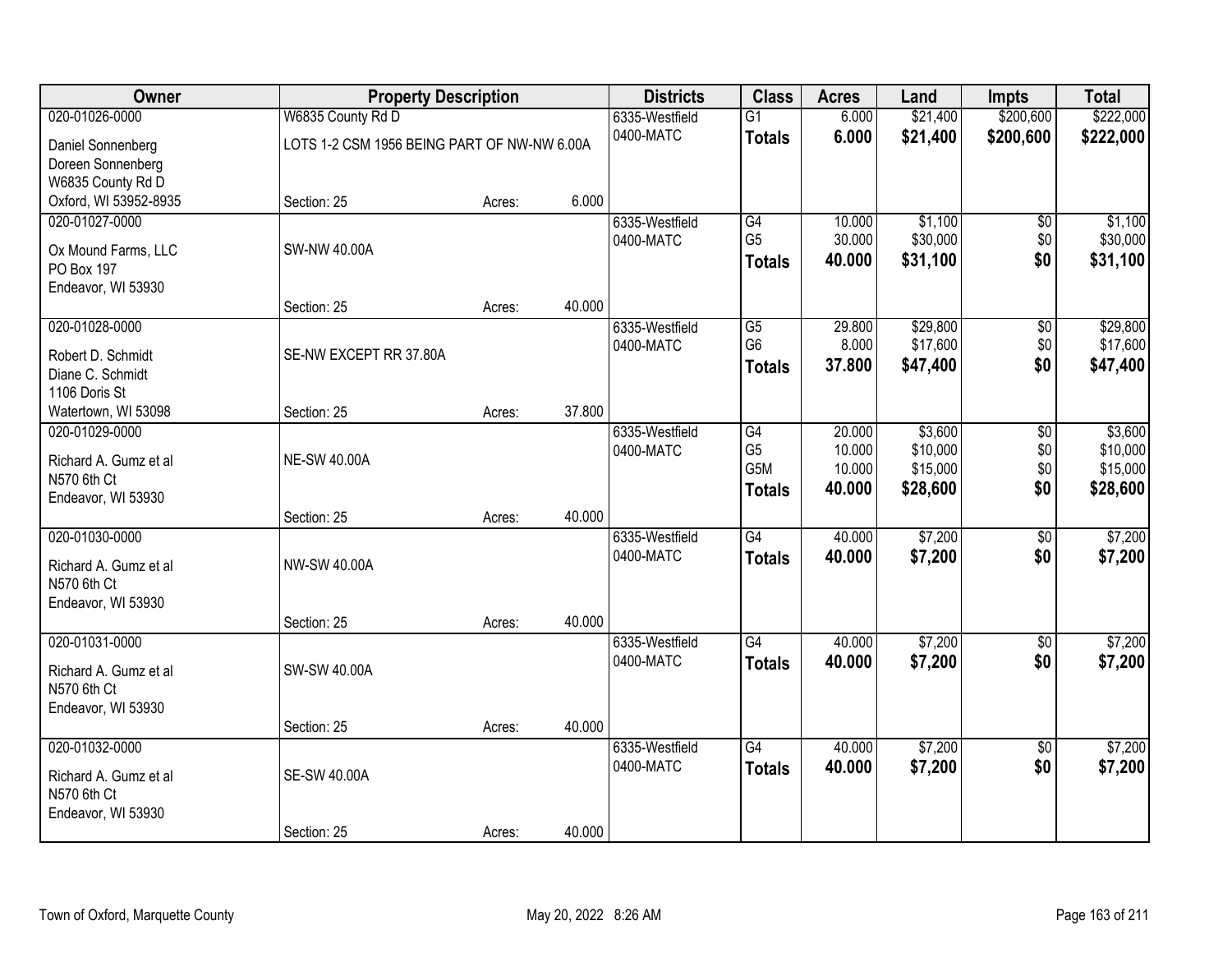| Owner | Property Description | | | Districts | Class | Acres | Land | Impts | Total |
|---|---|---|---|---|---|---|---|---|---|
| 020-01026-0000 | W6835 County Rd D | | | 6335-Westfield | G1 | 6.000 | $21,400 | $200,600 | $222,000 |
| Daniel Sonnenberg<br>Doreen Sonnenberg<br>W6835 County Rd D<br>Oxford, WI 53952-8935 | LOTS 1-2 CSM 1956 BEING PART OF NW-NW 6.00A | | | 0400-MATC | **Totals** | **6.000** | **$21,400** | **$200,600** | **$222,000** |
| | Section: 25 | Acres: | 6.000 | | | | | | |
| 020-01027-0000 | | | | 6335-Westfield | G4 | 10.000 | $1,100 | $0 | $1,100 |
| Ox Mound Farms, LLC<br>PO Box 197<br>Endeavor, WI 53930 | SW-NW 40.00A | | | 0400-MATC | G5 | 30.000 | $30,000 | $0 | $30,000 |
| | | | | | **Totals** | **40.000** | **$31,100** | **$0** | **$31,100** |
| | Section: 25 | Acres: | 40.000 | | | | | | |
| 020-01028-0000 | | | | 6335-Westfield | G5 | 29.800 | $29,800 | $0 | $29,800 |
| Robert D. Schmidt<br>Diane C. Schmidt<br>1106 Doris St<br>Watertown, WI 53098 | SE-NW EXCEPT RR 37.80A | | | 0400-MATC | G6 | 8.000 | $17,600 | $0 | $17,600 |
| | | | | | **Totals** | **37.800** | **$47,400** | **$0** | **$47,400** |
| | Section: 25 | Acres: | 37.800 | | | | | | |
| 020-01029-0000 | | | | 6335-Westfield | G4 | 20.000 | $3,600 | $0 | $3,600 |
| Richard A. Gumz et al<br>N570 6th Ct<br>Endeavor, WI 53930 | NE-SW 40.00A | | | 0400-MATC | G5 | 10.000 | $10,000 | $0 | $10,000 |
| | | | | | G5M | 10.000 | $15,000 | $0 | $15,000 |
| | | | | | **Totals** | **40.000** | **$28,600** | **$0** | **$28,600** |
| | Section: 25 | Acres: | 40.000 | | | | | | |
| 020-01030-0000 | | | | 6335-Westfield | G4 | 40.000 | $7,200 | $0 | $7,200 |
| Richard A. Gumz et al<br>N570 6th Ct<br>Endeavor, WI 53930 | NW-SW 40.00A | | | 0400-MATC | **Totals** | **40.000** | **$7,200** | **$0** | **$7,200** |
| | Section: 25 | Acres: | 40.000 | | | | | | |
| 020-01031-0000 | | | | 6335-Westfield | G4 | 40.000 | $7,200 | $0 | $7,200 |
| Richard A. Gumz et al<br>N570 6th Ct<br>Endeavor, WI 53930 | SW-SW 40.00A | | | 0400-MATC | **Totals** | **40.000** | **$7,200** | **$0** | **$7,200** |
| | Section: 25 | Acres: | 40.000 | | | | | | |
| 020-01032-0000 | | | | 6335-Westfield | G4 | 40.000 | $7,200 | $0 | $7,200 |
| Richard A. Gumz et al<br>N570 6th Ct<br>Endeavor, WI 53930 | SE-SW 40.00A | | | 0400-MATC | **Totals** | **40.000** | **$7,200** | **$0** | **$7,200** |
| | Section: 25 | Acres: | 40.000 | | | | | | |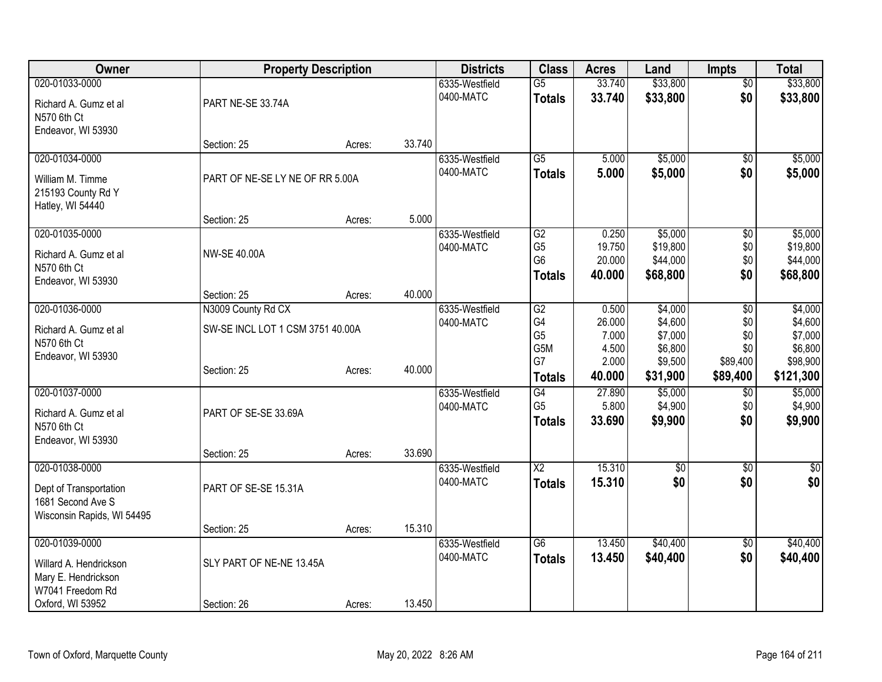| Owner | Property Description | | | Districts | Class | Acres | Land | Impts | Total |
|---|---|---|---|---|---|---|---|---|---|
| 020-01033-0000<br>Richard A. Gumz et al<br>N570 6th Ct<br>Endeavor, WI 53930 | PART NE-SE 33.74A<br>Section: 25 | Acres: | 33.740 | 6335-Westfield<br>0400-MATC | G5<br>**Totals** | 33.740<br>**33.740** | $33,800<br>**$33,800** | $0<br>**$0** | $33,800<br>**$33,800** |
| 020-01034-0000<br>William M. Timme<br>215193 County Rd Y<br>Hatley, WI 54440 | PART OF NE-SE LY NE OF RR 5.00A<br>Section: 25 | Acres: | 5.000 | 6335-Westfield<br>0400-MATC | G5<br>**Totals** | 5.000<br>**5.000** | $5,000<br>**$5,000** | $0<br>**$0** | $5,000<br>**$5,000** |
| 020-01035-0000<br>Richard A. Gumz et al<br>N570 6th Ct<br>Endeavor, WI 53930 | NW-SE 40.00A<br>Section: 25 | Acres: | 40.000 | 6335-Westfield<br>0400-MATC | G2<br>G5<br>G6<br>**Totals** | 0.250<br>19.750<br>20.000<br>**40.000** | $5,000<br>$19,800<br>$44,000<br>**$68,800** | $0<br>$0<br>$0<br>**$0** | $5,000<br>$19,800<br>$44,000<br>**$68,800** |
| 020-01036-0000<br>Richard A. Gumz et al<br>N570 6th Ct<br>Endeavor, WI 53930 | N3009 County Rd CX<br>SW-SE INCL LOT 1 CSM 3751 40.00A<br>Section: 25 | Acres: | 40.000 | 6335-Westfield<br>0400-MATC | G2<br>G4<br>G5<br>G5M<br>G7<br>**Totals** | 0.500<br>26.000<br>7.000<br>4.500<br>2.000<br>**40.000** | $4,000<br>$4,600<br>$7,000<br>$6,800<br>$9,500<br>**$31,900** | $0<br>$0<br>$0<br>$0<br>$89,400<br>**$89,400** | $4,000<br>$4,600<br>$7,000<br>$6,800<br>$98,900<br>**$121,300** |
| 020-01037-0000<br>Richard A. Gumz et al<br>N570 6th Ct<br>Endeavor, WI 53930 | PART OF SE-SE 33.69A<br>Section: 25 | Acres: | 33.690 | 6335-Westfield<br>0400-MATC | G4<br>G5<br>**Totals** | 27.890<br>5.800<br>**33.690** | $5,000<br>$4,900<br>**$9,900** | $0<br>$0<br>**$0** | $5,000<br>$4,900<br>**$9,900** |
| 020-01038-0000<br>Dept of Transportation<br>1681 Second Ave S<br>Wisconsin Rapids, WI 54495 | PART OF SE-SE 15.31A<br>Section: 25 | Acres: | 15.310 | 6335-Westfield<br>0400-MATC | X2<br>**Totals** | 15.310<br>**15.310** | $0<br>**$0** | $0<br>**$0** | $0<br>**$0** |
| 020-01039-0000<br>Willard A. Hendrickson<br>Mary E. Hendrickson<br>W7041 Freedom Rd<br>Oxford, WI 53952 | SLY PART OF NE-NE 13.45A<br>Section: 26 | Acres: | 13.450 | 6335-Westfield<br>0400-MATC | G6<br>**Totals** | 13.450<br>**13.450** | $40,400<br>**$40,400** | $0<br>**$0** | $40,400<br>**$40,400** |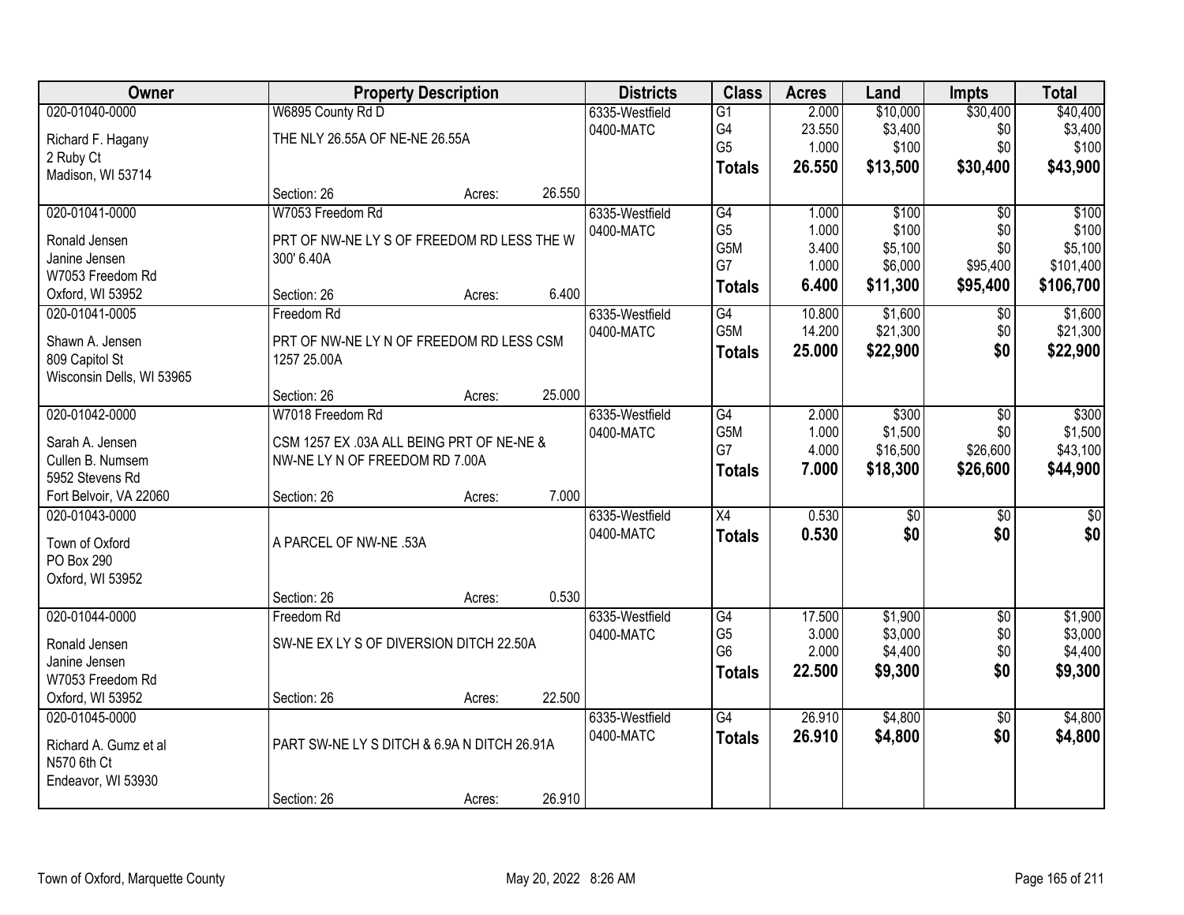| Owner | Property Description | Districts | Class | Acres | Land | Impts | Total |
|---|---|---|---|---|---|---|---|
| 020-01040-0000<br>Richard F. Hagany<br>2 Ruby Ct<br>Madison, WI 53714 | W6895 County Rd D<br>THE NLY 26.55A OF NE-NE 26.55A<br>Section: 26 Acres: 26.550 | 6335-Westfield<br>0400-MATC | G1<br>G4<br>G5<br>**Totals** | 2.000<br>23.550<br>1.000<br>**26.550** | $10,000<br>$3,400<br>$100<br>**$13,500** | $30,400<br>$0<br>$0<br>**$30,400** | $40,400<br>$3,400<br>$100<br>**$43,900** |
| 020-01041-0000<br>Ronald Jensen<br>Janine Jensen<br>W7053 Freedom Rd<br>Oxford, WI 53952 | W7053 Freedom Rd<br>PRT OF NW-NE LY S OF FREEDOM RD LESS THE W 300' 6.40A<br>Section: 26 Acres: 6.400 | 6335-Westfield<br>0400-MATC | G4<br>G5<br>G5M<br>G7<br>**Totals** | 1.000<br>1.000<br>3.400<br>1.000<br>**6.400** | $100<br>$100<br>$5,100<br>$6,000<br>**$11,300** | $0<br>$0<br>$0<br>$95,400<br>**$95,400** | $100<br>$100<br>$5,100<br>$101,400<br>**$106,700** |
| 020-01041-0005<br>Shawn A. Jensen<br>809 Capitol St<br>Wisconsin Dells, WI 53965 | Freedom Rd<br>PRT OF NW-NE LY N OF FREEDOM RD LESS CSM 1257 25.00A<br>Section: 26 Acres: 25.000 | 6335-Westfield<br>0400-MATC | G4<br>G5M<br>**Totals** | 10.800<br>14.200<br>**25.000** | $1,600<br>$21,300<br>**$22,900** | $0<br>$0<br>**$0** | $1,600<br>$21,300<br>**$22,900** |
| 020-01042-0000<br>Sarah A. Jensen<br>Cullen B. Numsem<br>5952 Stevens Rd<br>Fort Belvoir, VA 22060 | W7018 Freedom Rd<br>CSM 1257 EX .03A ALL BEING PRT OF NE-NE & NW-NE LY N OF FREEDOM RD 7.00A<br>Section: 26 Acres: 7.000 | 6335-Westfield<br>0400-MATC | G4<br>G5M<br>G7<br>**Totals** | 2.000<br>1.000<br>4.000<br>**7.000** | $300<br>$1,500<br>$16,500<br>**$18,300** | $0<br>$0<br>$26,600<br>**$26,600** | $300<br>$1,500<br>$43,100<br>**$44,900** |
| 020-01043-0000<br>Town of Oxford<br>PO Box 290<br>Oxford, WI 53952 | A PARCEL OF NW-NE .53A<br>Section: 26 Acres: 0.530 | 6335-Westfield<br>0400-MATC | X4<br>**Totals** | 0.530<br>**0.530** | $0<br>**$0** | $0<br>**$0** | $0<br>**$0** |
| 020-01044-0000<br>Ronald Jensen<br>Janine Jensen<br>W7053 Freedom Rd<br>Oxford, WI 53952 | Freedom Rd<br>SW-NE EX LY S OF DIVERSION DITCH 22.50A<br>Section: 26 Acres: 22.500 | 6335-Westfield<br>0400-MATC | G4<br>G5<br>G6<br>**Totals** | 17.500<br>3.000<br>2.000<br>**22.500** | $1,900<br>$3,000<br>$4,400<br>**$9,300** | $0<br>$0<br>$0<br>**$0** | $1,900<br>$3,000<br>$4,400<br>**$9,300** |
| 020-01045-0000<br>Richard A. Gumz et al<br>N570 6th Ct<br>Endeavor, WI 53930 | PART SW-NE LY S DITCH & 6.9A N DITCH 26.91A<br>Section: 26 Acres: 26.910 | 6335-Westfield<br>0400-MATC | G4<br>**Totals** | 26.910<br>**26.910** | $4,800<br>**$4,800** | $0<br>**$0** | $4,800<br>**$4,800** |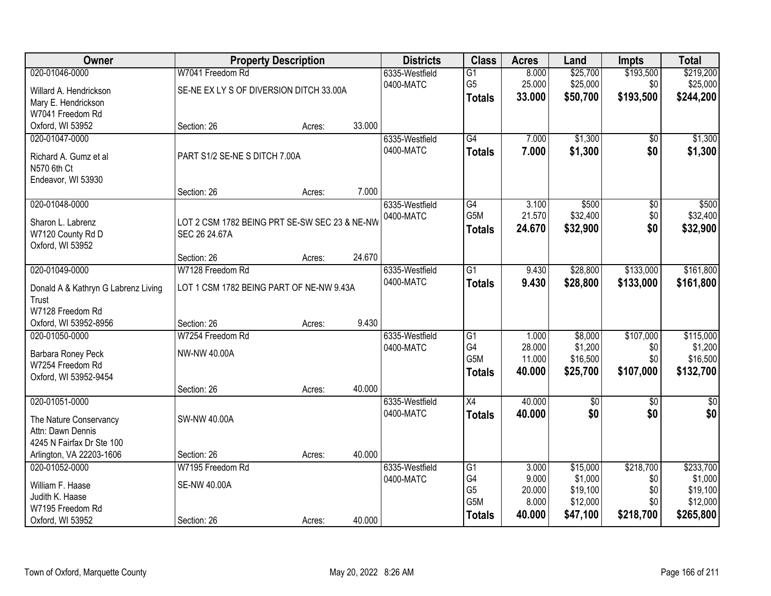| Owner | Property Description | | | Districts | Class | Acres | Land | Impts | Total |
|---|---|---|---|---|---|---|---|---|---|
| 020-01046-0000 | W7041 Freedom Rd | | | 6335-Westfield | G1 | 8.000 | $25,700 | $193,500 | $219,200 |
| Willard A. Hendrickson | SE-NE EX LY S OF DIVERSION DITCH 33.00A | | | 0400-MATC | G5 | 25.000 | $25,000 | $0 | $25,000 |
| Mary E. Hendrickson | | | | | **Totals** | **33.000** | **$50,700** | **$193,500** | **$244,200** |
| W7041 Freedom Rd | | | | | | | | | |
| Oxford, WI 53952 | Section: 26 | Acres: | 33.000 | | | | | | |
| 020-01047-0000 | | | | 6335-Westfield | G4 | 7.000 | $1,300 | $0 | $1,300 |
| Richard A. Gumz et al | PART S1/2 SE-NE S DITCH 7.00A | | | 0400-MATC | **Totals** | **7.000** | **$1,300** | **$0** | **$1,300** |
| N570 6th Ct | | | | | | | | | |
| Endeavor, WI 53930 | | | | | | | | | |
| | Section: 26 | Acres: | 7.000 | | | | | | |
| 020-01048-0000 | | | | 6335-Westfield | G4 | 3.100 | $500 | $0 | $500 |
| Sharon L. Labrenz | LOT 2 CSM 1782 BEING PRT SE-SW SEC 23 & NE-NW SEC 26 24.67A | | | 0400-MATC | G5M | 21.570 | $32,400 | $0 | $32,400 |
| W7120 County Rd D | | | | | **Totals** | **24.670** | **$32,900** | **$0** | **$32,900** |
| Oxford, WI 53952 | | | | | | | | | |
| | Section: 26 | Acres: | 24.670 | | | | | | |
| 020-01049-0000 | W7128 Freedom Rd | | | 6335-Westfield | G1 | 9.430 | $28,800 | $133,000 | $161,800 |
| Donald A & Kathryn G Labrenz Living Trust | LOT 1 CSM 1782 BEING PART OF NE-NW 9.43A | | | 0400-MATC | **Totals** | **9.430** | **$28,800** | **$133,000** | **$161,800** |
| W7128 Freedom Rd | | | | | | | | | |
| Oxford, WI 53952-8956 | Section: 26 | Acres: | 9.430 | | | | | | |
| 020-01050-0000 | W7254 Freedom Rd | | | 6335-Westfield | G1 | 1.000 | $8,000 | $107,000 | $115,000 |
| Barbara Roney Peck | NW-NW 40.00A | | | 0400-MATC | G4 | 28.000 | $1,200 | $0 | $1,200 |
| W7254 Freedom Rd | | | | | G5M | 11.000 | $16,500 | $0 | $16,500 |
| Oxford, WI 53952-9454 | | | | | **Totals** | **40.000** | **$25,700** | **$107,000** | **$132,700** |
| | Section: 26 | Acres: | 40.000 | | | | | | |
| 020-01051-0000 | | | | 6335-Westfield | X4 | 40.000 | $0 | $0 | $0 |
| The Nature Conservancy | SW-NW 40.00A | | | 0400-MATC | **Totals** | **40.000** | **$0** | **$0** | **$0** |
| Attn: Dawn Dennis | | | | | | | | | |
| 4245 N Fairfax Dr Ste 100 | | | | | | | | | |
| Arlington, VA 22203-1606 | Section: 26 | Acres: | 40.000 | | | | | | |
| 020-01052-0000 | W7195 Freedom Rd | | | 6335-Westfield | G1 | 3.000 | $15,000 | $218,700 | $233,700 |
| William F. Haase | SE-NW 40.00A | | | 0400-MATC | G4 | 9.000 | $1,000 | $0 | $1,000 |
| Judith K. Haase | | | | | G5 | 20.000 | $19,100 | $0 | $19,100 |
| W7195 Freedom Rd | | | | | G5M | 8.000 | $12,000 | $0 | $12,000 |
| Oxford, WI 53952 | Section: 26 | Acres: | 40.000 | | **Totals** | **40.000** | **$47,100** | **$218,700** | **$265,800** |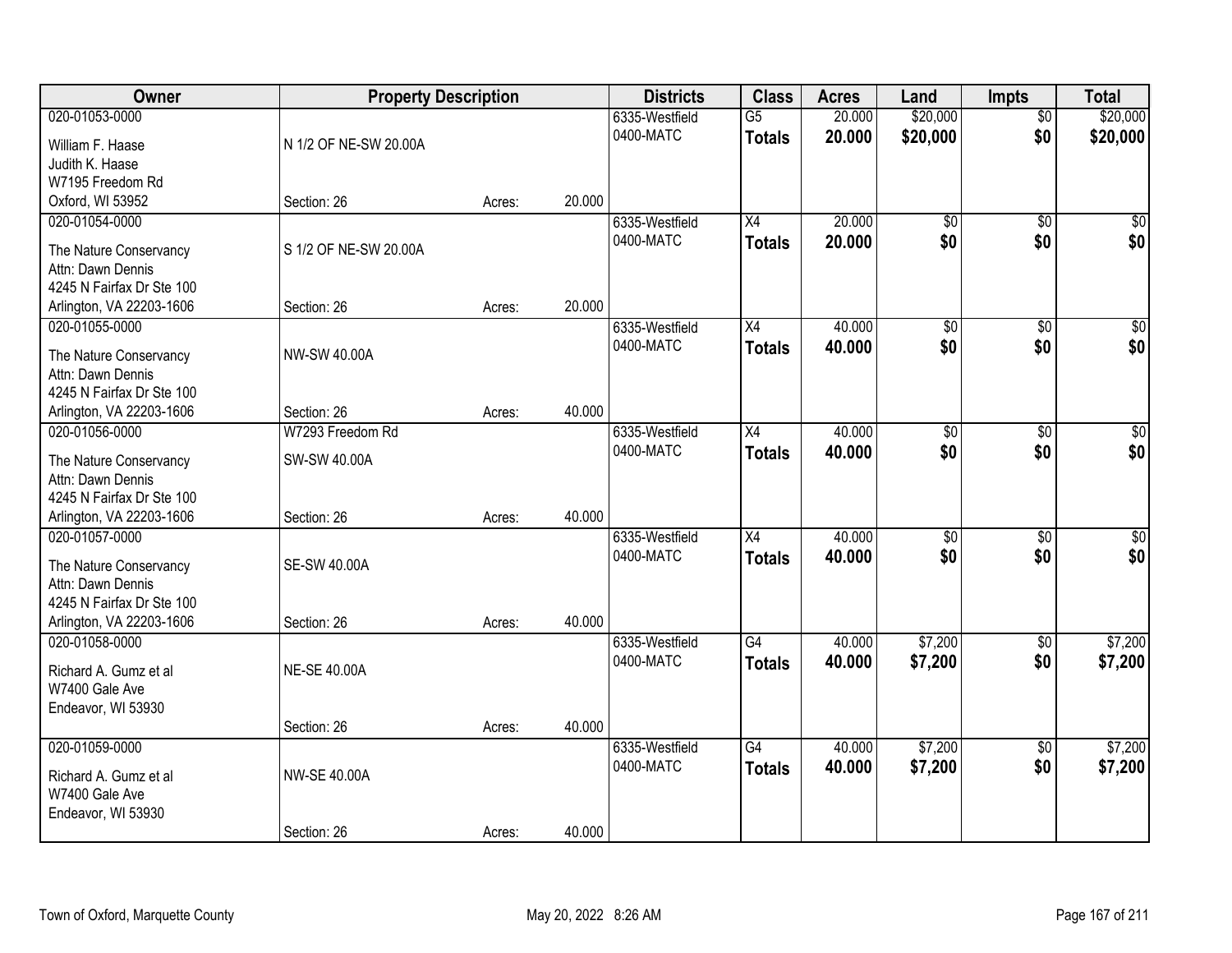| Owner | Property Description | | | Districts | Class | Acres | Land | Impts | Total |
|---|---|---|---|---|---|---|---|---|---|
| 020-01053-0000<br>William F. Haase<br>Judith K. Haase<br>W7195 Freedom Rd<br>Oxford, WI 53952 | N 1/2 OF NE-SW 20.00A<br>Section: 26 | Acres: | 20.000 | 6335-Westfield<br>0400-MATC | G5<br>**Totals** | 20.000<br>**20.000** | $20,000<br>**$20,000** | $0<br>**$0** | $20,000<br>**$20,000** |
| 020-01054-0000<br>The Nature Conservancy<br>Attn: Dawn Dennis<br>4245 N Fairfax Dr Ste 100<br>Arlington, VA 22203-1606 | S 1/2 OF NE-SW 20.00A<br>Section: 26 | Acres: | 20.000 | 6335-Westfield<br>0400-MATC | X4<br>**Totals** | 20.000<br>**20.000** | $0<br>**$0** | $0<br>**$0** | $0<br>**$0** |
| 020-01055-0000<br>The Nature Conservancy<br>Attn: Dawn Dennis<br>4245 N Fairfax Dr Ste 100<br>Arlington, VA 22203-1606 | NW-SW 40.00A<br>Section: 26 | Acres: | 40.000 | 6335-Westfield<br>0400-MATC | X4<br>**Totals** | 40.000<br>**40.000** | $0<br>**$0** | $0<br>**$0** | $0<br>**$0** |
| 020-01056-0000<br>The Nature Conservancy<br>Attn: Dawn Dennis<br>4245 N Fairfax Dr Ste 100<br>Arlington, VA 22203-1606 | W7293 Freedom Rd<br>SW-SW 40.00A<br>Section: 26 | Acres: | 40.000 | 6335-Westfield<br>0400-MATC | X4<br>**Totals** | 40.000<br>**40.000** | $0<br>**$0** | $0<br>**$0** | $0<br>**$0** |
| 020-01057-0000<br>The Nature Conservancy<br>Attn: Dawn Dennis<br>4245 N Fairfax Dr Ste 100<br>Arlington, VA 22203-1606 | SE-SW 40.00A<br>Section: 26 | Acres: | 40.000 | 6335-Westfield<br>0400-MATC | X4<br>**Totals** | 40.000<br>**40.000** | $0<br>**$0** | $0<br>**$0** | $0<br>**$0** |
| 020-01058-0000<br>Richard A. Gumz et al<br>W7400 Gale Ave<br>Endeavor, WI 53930 | NE-SE 40.00A<br>Section: 26 | Acres: | 40.000 | 6335-Westfield<br>0400-MATC | G4<br>**Totals** | 40.000<br>**40.000** | $7,200<br>**$7,200** | $0<br>**$0** | $7,200<br>**$7,200** |
| 020-01059-0000<br>Richard A. Gumz et al<br>W7400 Gale Ave<br>Endeavor, WI 53930 | NW-SE 40.00A<br>Section: 26 | Acres: | 40.000 | 6335-Westfield<br>0400-MATC | G4<br>**Totals** | 40.000<br>**40.000** | $7,200<br>**$7,200** | $0<br>**$0** | $7,200<br>**$7,200** |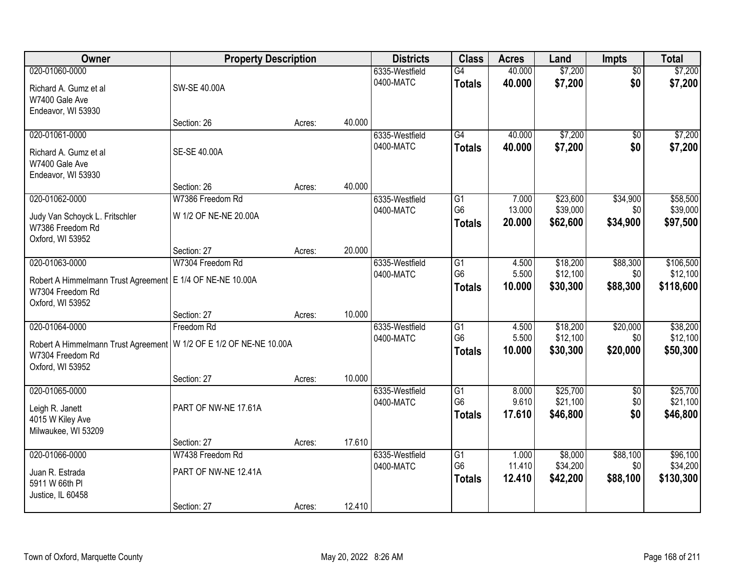| Owner | Property Description | | | Districts | Class | Acres | Land | Impts | Total |
|---|---|---|---|---|---|---|---|---|---|
| 020-01060-0000<br>Richard A. Gumz et al<br>W7400 Gale Ave<br>Endeavor, WI 53930 | SW-SE 40.00A<br>Section: 26 | Acres: | 40.000 | 6335-Westfield<br>0400-MATC | G4<br>**Totals** | 40.000<br>**40.000** | $7,200<br>**$7,200** | $0<br>**$0** | $7,200<br>**$7,200** |
| 020-01061-0000<br>Richard A. Gumz et al<br>W7400 Gale Ave<br>Endeavor, WI 53930 | SE-SE 40.00A<br>Section: 26 | Acres: | 40.000 | 6335-Westfield<br>0400-MATC | G4<br>**Totals** | 40.000<br>**40.000** | $7,200<br>**$7,200** | $0<br>**$0** | $7,200<br>**$7,200** |
| 020-01062-0000<br>Judy Van Schoyck L. Fritschler<br>W7386 Freedom Rd<br>Oxford, WI 53952 | W7386 Freedom Rd<br>W 1/2 OF NE-NE 20.00A<br>Section: 27 | Acres: | 20.000 | 6335-Westfield<br>0400-MATC | G1<br>G6<br>**Totals** | 7.000<br>13.000<br>**20.000** | $23,600<br>$39,000<br>**$62,600** | $34,900<br>$0<br>**$34,900** | $58,500<br>$39,000<br>**$97,500** |
| 020-01063-0000<br>Robert A Himmelmann Trust Agreement<br>W7304 Freedom Rd<br>Oxford, WI 53952 | W7304 Freedom Rd<br>E 1/4 OF NE-NE 10.00A<br>Section: 27 | Acres: | 10.000 | 6335-Westfield<br>0400-MATC | G1<br>G6<br>**Totals** | 4.500<br>5.500<br>**10.000** | $18,200<br>$12,100<br>**$30,300** | $88,300<br>$0<br>**$88,300** | $106,500<br>$12,100<br>**$118,600** |
| 020-01064-0000<br>Robert A Himmelmann Trust Agreement<br>W7304 Freedom Rd<br>Oxford, WI 53952 | Freedom Rd<br>W 1/2 OF E 1/2 OF NE-NE 10.00A<br>Section: 27 | Acres: | 10.000 | 6335-Westfield<br>0400-MATC | G1<br>G6<br>**Totals** | 4.500<br>5.500<br>**10.000** | $18,200<br>$12,100<br>**$30,300** | $20,000<br>$0<br>**$20,000** | $38,200<br>$12,100<br>**$50,300** |
| 020-01065-0000<br>Leigh R. Janett<br>4015 W Kiley Ave<br>Milwaukee, WI 53209 | PART OF NW-NE 17.61A<br>Section: 27 | Acres: | 17.610 | 6335-Westfield<br>0400-MATC | G1<br>G6<br>**Totals** | 8.000<br>9.610<br>**17.610** | $25,700<br>$21,100<br>**$46,800** | $0<br>$0<br>**$0** | $25,700<br>$21,100<br>**$46,800** |
| 020-01066-0000<br>Juan R. Estrada<br>5911 W 66th Pl<br>Justice, IL 60458 | W7438 Freedom Rd<br>PART OF NW-NE 12.41A<br>Section: 27 | Acres: | 12.410 | 6335-Westfield<br>0400-MATC | G1<br>G6<br>**Totals** | 1.000<br>11.410<br>**12.410** | $8,000<br>$34,200<br>**$42,200** | $88,100<br>$0<br>**$88,100** | $96,100<br>$34,200<br>**$130,300** |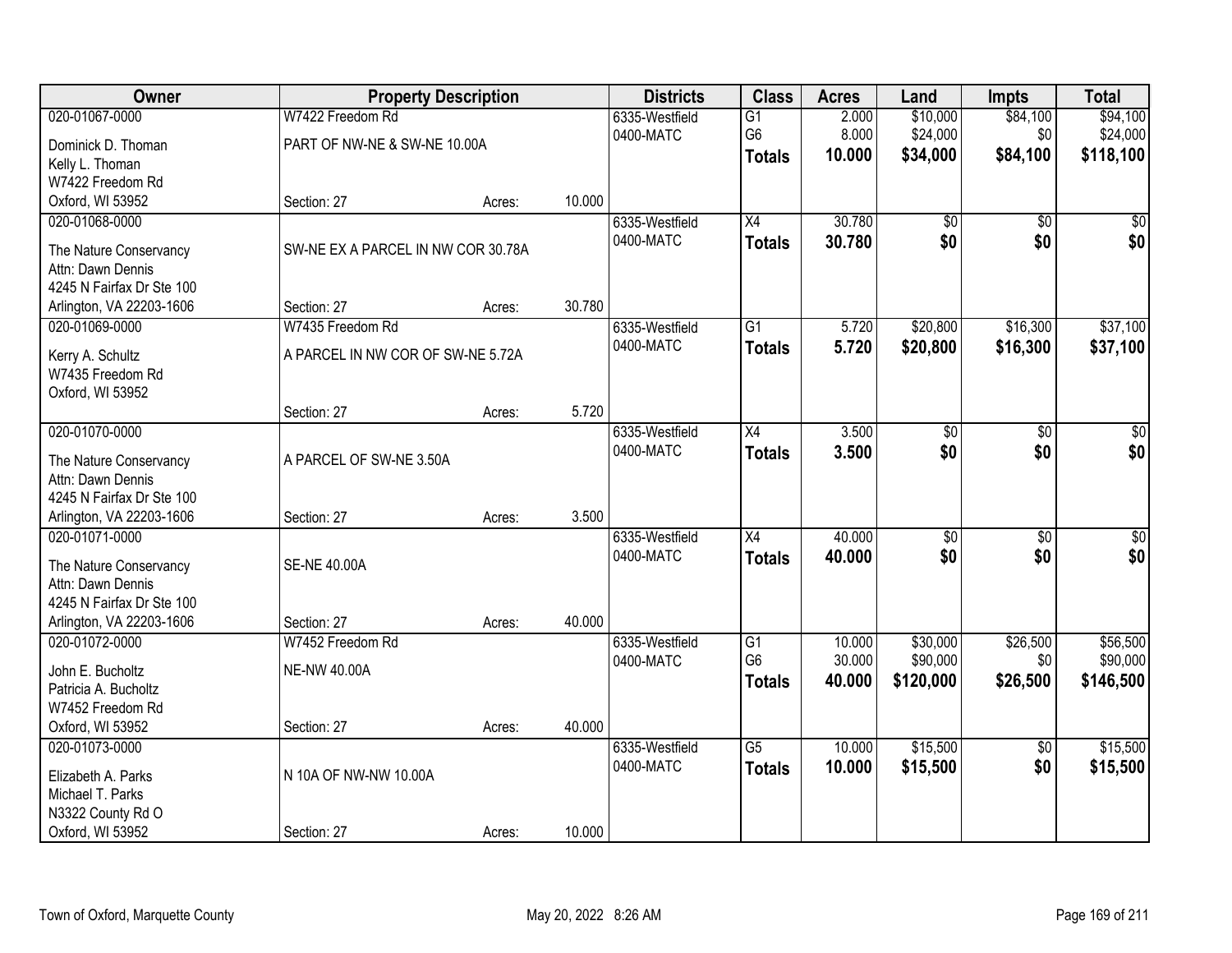| Owner | Property Description | | | Districts | Class | Acres | Land | Impts | Total |
|---|---|---|---|---|---|---|---|---|---|
| 020-01067-0000 | W7422 Freedom Rd | | | 6335-Westfield | G1 | 2.000 | $10,000 | $84,100 | $94,100 |
| Dominick D. Thoman | PART OF NW-NE & SW-NE 10.00A | | | 0400-MATC | G6 | 8.000 | $24,000 | $0 | $24,000 |
| Kelly L. Thoman | | | | | **Totals** | **10.000** | **$34,000** | **$84,100** | **$118,100** |
| W7422 Freedom Rd | | | | | | | | | |
| Oxford, WI 53952 | Section: 27 | Acres: | 10.000 | | | | | | |
| 020-01068-0000 | | | | 6335-Westfield | X4 | 30.780 | $0 | $0 | $0 |
| The Nature Conservancy | SW-NE EX A PARCEL IN NW COR 30.78A | | | 0400-MATC | **Totals** | **30.780** | **$0** | **$0** | **$0** |
| Attn: Dawn Dennis | | | | | | | | | |
| 4245 N Fairfax Dr Ste 100 | | | | | | | | | |
| Arlington, VA 22203-1606 | Section: 27 | Acres: | 30.780 | | | | | | |
| 020-01069-0000 | W7435 Freedom Rd | | | 6335-Westfield | G1 | 5.720 | $20,800 | $16,300 | $37,100 |
| Kerry A. Schultz | A PARCEL IN NW COR OF SW-NE 5.72A | | | 0400-MATC | **Totals** | **5.720** | **$20,800** | **$16,300** | **$37,100** |
| W7435 Freedom Rd | | | | | | | | | |
| Oxford, WI 53952 | | | | | | | | | |
| | Section: 27 | Acres: | 5.720 | | | | | | |
| 020-01070-0000 | | | | 6335-Westfield | X4 | 3.500 | $0 | $0 | $0 |
| The Nature Conservancy | A PARCEL OF SW-NE 3.50A | | | 0400-MATC | **Totals** | **3.500** | **$0** | **$0** | **$0** |
| Attn: Dawn Dennis | | | | | | | | | |
| 4245 N Fairfax Dr Ste 100 | | | | | | | | | |
| Arlington, VA 22203-1606 | Section: 27 | Acres: | 3.500 | | | | | | |
| 020-01071-0000 | | | | 6335-Westfield | X4 | 40.000 | $0 | $0 | $0 |
| The Nature Conservancy | SE-NE 40.00A | | | 0400-MATC | **Totals** | **40.000** | **$0** | **$0** | **$0** |
| Attn: Dawn Dennis | | | | | | | | | |
| 4245 N Fairfax Dr Ste 100 | | | | | | | | | |
| Arlington, VA 22203-1606 | Section: 27 | Acres: | 40.000 | | | | | | |
| 020-01072-0000 | W7452 Freedom Rd | | | 6335-Westfield | G1 | 10.000 | $30,000 | $26,500 | $56,500 |
| John E. Bucholtz | NE-NW 40.00A | | | 0400-MATC | G6 | 30.000 | $90,000 | $0 | $90,000 |
| Patricia A. Bucholtz | | | | | **Totals** | **40.000** | **$120,000** | **$26,500** | **$146,500** |
| W7452 Freedom Rd | | | | | | | | | |
| Oxford, WI 53952 | Section: 27 | Acres: | 40.000 | | | | | | |
| 020-01073-0000 | | | | 6335-Westfield | G5 | 10.000 | $15,500 | $0 | $15,500 |
| Elizabeth A. Parks | N 10A OF NW-NW 10.00A | | | 0400-MATC | **Totals** | **10.000** | **$15,500** | **$0** | **$15,500** |
| Michael T. Parks | | | | | | | | | |
| N3322 County Rd O | | | | | | | | | |
| Oxford, WI 53952 | Section: 27 | Acres: | 10.000 | | | | | | |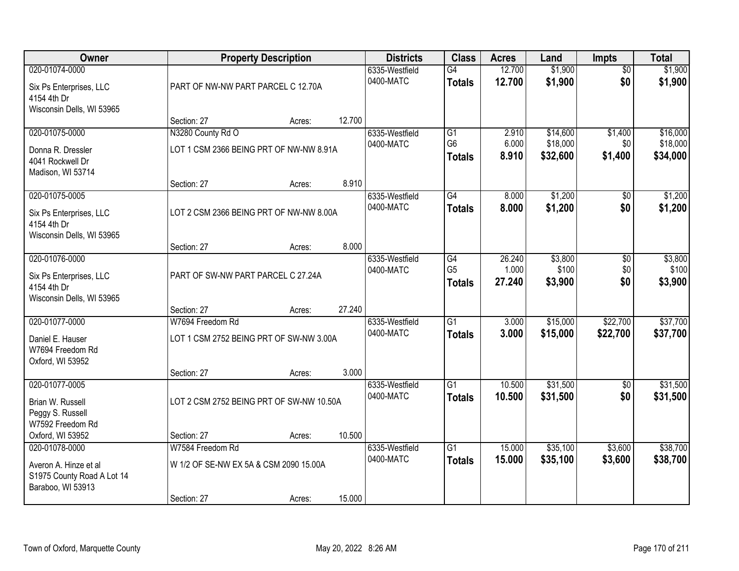| Owner | Property Description | | | Districts | Class | Acres | Land | Impts | Total |
|---|---|---|---|---|---|---|---|---|---|
| 020-01074-0000 | | | | 6335-Westfield | G4 | 12.700 | $1,900 | $0 | $1,900 |
| Six Ps Enterprises, LLC<br>4154 4th Dr<br>Wisconsin Dells, WI 53965 | PART OF NW-NW PART PARCEL C 12.70A | | | 0400-MATC | **Totals** | **12.700** | **$1,900** | **$0** | **$1,900** |
| | Section: 27 | Acres: | 12.700 | | | | | | |
| 020-01075-0000 | N3280 County Rd O | | | 6335-Westfield | G1 | 2.910 | $14,600 | $1,400 | $16,000 |
| Donna R. Dressler<br>4041 Rockwell Dr<br>Madison, WI 53714 | LOT 1 CSM 2366 BEING PRT OF NW-NW 8.91A | | | 0400-MATC | G6 | 6.000 | $18,000 | $0 | $18,000 |
| | | | | | **Totals** | **8.910** | **$32,600** | **$1,400** | **$34,000** |
| | Section: 27 | Acres: | 8.910 | | | | | | |
| 020-01075-0005 | | | | 6335-Westfield | G4 | 8.000 | $1,200 | $0 | $1,200 |
| Six Ps Enterprises, LLC<br>4154 4th Dr<br>Wisconsin Dells, WI 53965 | LOT 2 CSM 2366 BEING PRT OF NW-NW 8.00A | | | 0400-MATC | **Totals** | **8.000** | **$1,200** | **$0** | **$1,200** |
| | Section: 27 | Acres: | 8.000 | | | | | | |
| 020-01076-0000 | | | | 6335-Westfield | G4 | 26.240 | $3,800 | $0 | $3,800 |
| Six Ps Enterprises, LLC<br>4154 4th Dr<br>Wisconsin Dells, WI 53965 | PART OF SW-NW PART PARCEL C 27.24A | | | 0400-MATC | G5 | 1.000 | $100 | $0 | $100 |
| | | | | | **Totals** | **27.240** | **$3,900** | **$0** | **$3,900** |
| | Section: 27 | Acres: | 27.240 | | | | | | |
| 020-01077-0000 | W7694 Freedom Rd | | | 6335-Westfield | G1 | 3.000 | $15,000 | $22,700 | $37,700 |
| Daniel E. Hauser<br>W7694 Freedom Rd<br>Oxford, WI 53952 | LOT 1 CSM 2752 BEING PRT OF SW-NW 3.00A | | | 0400-MATC | **Totals** | **3.000** | **$15,000** | **$22,700** | **$37,700** |
| | Section: 27 | Acres: | 3.000 | | | | | | |
| 020-01077-0005 | | | | 6335-Westfield | G1 | 10.500 | $31,500 | $0 | $31,500 |
| Brian W. Russell<br>Peggy S. Russell<br>W7592 Freedom Rd<br>Oxford, WI 53952 | LOT 2 CSM 2752 BEING PRT OF SW-NW 10.50A | | | 0400-MATC | **Totals** | **10.500** | **$31,500** | **$0** | **$31,500** |
| | Section: 27 | Acres: | 10.500 | | | | | | |
| 020-01078-0000 | W7584 Freedom Rd | | | 6335-Westfield | G1 | 15.000 | $35,100 | $3,600 | $38,700 |
| Averon A. Hinze et al<br>S1975 County Road A Lot 14<br>Baraboo, WI 53913 | W 1/2 OF SE-NW EX 5A & CSM 2090 15.00A | | | 0400-MATC | **Totals** | **15.000** | **$35,100** | **$3,600** | **$38,700** |
| | Section: 27 | Acres: | 15.000 | | | | | | |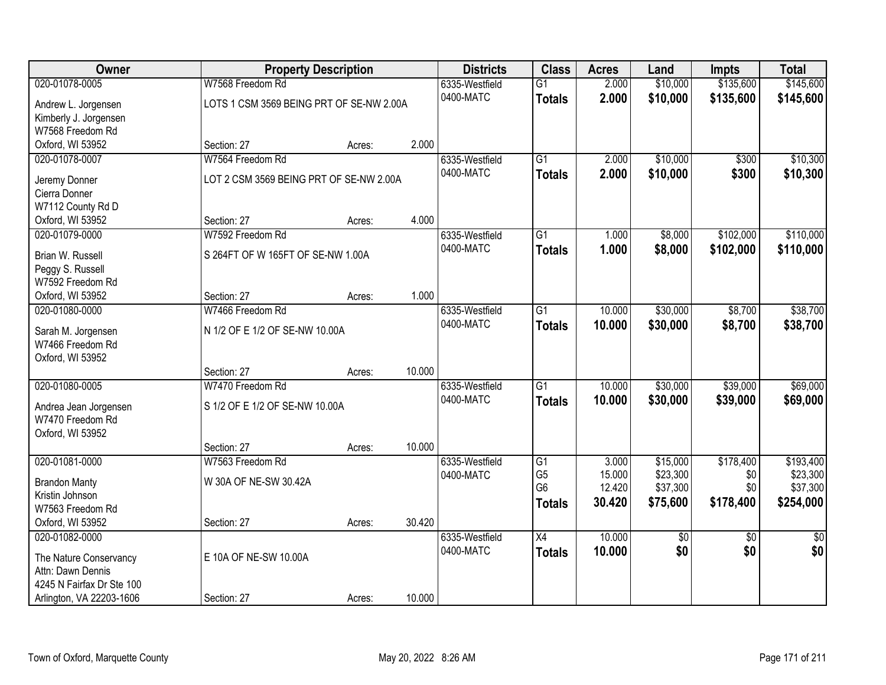| Owner | Property Description | | | Districts | Class | Acres | Land | Impts | Total |
|---|---|---|---|---|---|---|---|---|---|
| 020-01078-0005 | W7568 Freedom Rd | | | 6335-Westfield | G1 | 2.000 | $10,000 | $135,600 | $145,600 |
| Andrew L. Jorgensen<br>Kimberly J. Jorgensen<br>W7568 Freedom Rd<br>Oxford, WI 53952 | LOTS 1 CSM 3569 BEING PRT OF SE-NW 2.00A | | | 0400-MATC | **Totals** | **2.000** | **$10,000** | **$135,600** | **$145,600** |
| | Section: 27 | Acres: | 2.000 | | | | | | |
| 020-01078-0007 | W7564 Freedom Rd | | | 6335-Westfield | G1 | 2.000 | $10,000 | $300 | $10,300 |
| Jeremy Donner<br>Cierra Donner<br>W7112 County Rd D<br>Oxford, WI 53952 | LOT 2 CSM 3569 BEING PRT OF SE-NW 2.00A | | | 0400-MATC | **Totals** | **2.000** | **$10,000** | **$300** | **$10,300** |
| | Section: 27 | Acres: | 4.000 | | | | | | |
| 020-01079-0000 | W7592 Freedom Rd | | | 6335-Westfield | G1 | 1.000 | $8,000 | $102,000 | $110,000 |
| Brian W. Russell<br>Peggy S. Russell<br>W7592 Freedom Rd<br>Oxford, WI 53952 | S 264FT OF W 165FT OF SE-NW 1.00A | | | 0400-MATC | **Totals** | **1.000** | **$8,000** | **$102,000** | **$110,000** |
| | Section: 27 | Acres: | 1.000 | | | | | | |
| 020-01080-0000 | W7466 Freedom Rd | | | 6335-Westfield | G1 | 10.000 | $30,000 | $8,700 | $38,700 |
| Sarah M. Jorgensen<br>W7466 Freedom Rd<br>Oxford, WI 53952 | N 1/2 OF E 1/2 OF SE-NW 10.00A | | | 0400-MATC | **Totals** | **10.000** | **$30,000** | **$8,700** | **$38,700** |
| | Section: 27 | Acres: | 10.000 | | | | | | |
| 020-01080-0005 | W7470 Freedom Rd | | | 6335-Westfield | G1 | 10.000 | $30,000 | $39,000 | $69,000 |
| Andrea Jean Jorgensen<br>W7470 Freedom Rd<br>Oxford, WI 53952 | S 1/2 OF E 1/2 OF SE-NW 10.00A | | | 0400-MATC | **Totals** | **10.000** | **$30,000** | **$39,000** | **$69,000** |
| | Section: 27 | Acres: | 10.000 | | | | | | |
| 020-01081-0000 | W7563 Freedom Rd | | | 6335-Westfield | G1 | 3.000 | $15,000 | $178,400 | $193,400 |
| Brandon Manty<br>Kristin Johnson<br>W7563 Freedom Rd<br>Oxford, WI 53952 | W 30A OF NE-SW 30.42A | | | 0400-MATC | G5 | 15.000 | $23,300 | $0 | $23,300 |
| | | | | | G6 | 12.420 | $37,300 | $0 | $37,300 |
| | | | | | **Totals** | **30.420** | **$75,600** | **$178,400** | **$254,000** |
| | Section: 27 | Acres: | 30.420 | | | | | | |
| 020-01082-0000 | | | | 6335-Westfield | X4 | 10.000 | $0 | $0 | $0 |
| The Nature Conservancy<br>Attn: Dawn Dennis<br>4245 N Fairfax Dr Ste 100<br>Arlington, VA 22203-1606 | E 10A OF NE-SW 10.00A | | | 0400-MATC | **Totals** | **10.000** | **$0** | **$0** | **$0** |
| | Section: 27 | Acres: | 10.000 | | | | | | |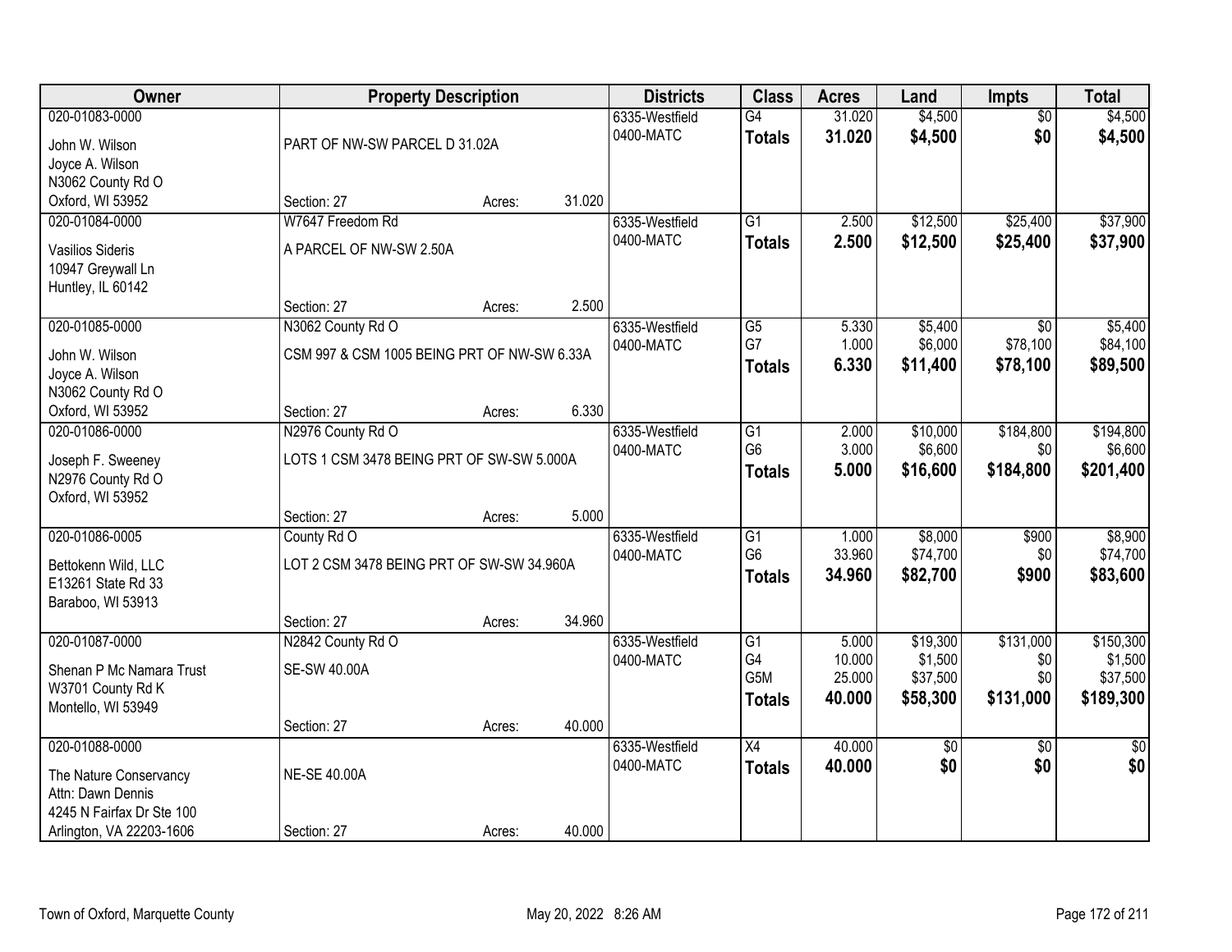| Owner | Property Description | | | Districts | Class | Acres | Land | Impts | Total |
|---|---|---|---|---|---|---|---|---|---|
| 020-01083-0000<br>John W. Wilson<br>Joyce A. Wilson<br>N3062 County Rd O<br>Oxford, WI 53952 | PART OF NW-SW PARCEL D 31.02A<br>Section: 27 | Acres: | 31.020 | 6335-Westfield<br>0400-MATC | G4<br>**Totals** | 31.020<br>**31.020** | $4,500<br>**$4,500** | $0<br>**$0** | $4,500<br>**$4,500** |
| 020-01084-0000<br>Vasilios Sideris<br>10947 Greywall Ln<br>Huntley, IL 60142 | W7647 Freedom Rd<br>A PARCEL OF NW-SW 2.50A<br>Section: 27 | Acres: | 2.500 | 6335-Westfield<br>0400-MATC | G1<br>**Totals** | 2.500<br>**2.500** | $12,500<br>**$12,500** | $25,400<br>**$25,400** | $37,900<br>**$37,900** |
| 020-01085-0000<br>John W. Wilson<br>Joyce A. Wilson<br>N3062 County Rd O<br>Oxford, WI 53952 | N3062 County Rd O<br>CSM 997 & CSM 1005 BEING PRT OF NW-SW 6.33A<br>Section: 27 | Acres: | 6.330 | 6335-Westfield<br>0400-MATC | G5<br>G7<br>**Totals** | 5.330<br>1.000<br>**6.330** | $5,400<br>$6,000<br>**$11,400** | $0<br>$78,100<br>**$78,100** | $5,400<br>$84,100<br>**$89,500** |
| 020-01086-0000<br>Joseph F. Sweeney<br>N2976 County Rd O<br>Oxford, WI 53952 | N2976 County Rd O<br>LOTS 1 CSM 3478 BEING PRT OF SW-SW 5.000A<br>Section: 27 | Acres: | 5.000 | 6335-Westfield<br>0400-MATC | G1<br>G6<br>**Totals** | 2.000<br>3.000<br>**5.000** | $10,000<br>$6,600<br>**$16,600** | $184,800<br>$0<br>**$184,800** | $194,800<br>$6,600<br>**$201,400** |
| 020-01086-0005<br>Bettokenn Wild, LLC<br>E13261 State Rd 33<br>Baraboo, WI 53913 | County Rd O<br>LOT 2 CSM 3478 BEING PRT OF SW-SW 34.960A<br>Section: 27 | Acres: | 34.960 | 6335-Westfield<br>0400-MATC | G1<br>G6<br>**Totals** | 1.000<br>33.960<br>**34.960** | $8,000<br>$74,700<br>**$82,700** | $900<br>$0<br>**$900** | $8,900<br>$74,700<br>**$83,600** |
| 020-01087-0000<br>Shenan P Mc Namara Trust<br>W3701 County Rd K<br>Montello, WI 53949 | N2842 County Rd O<br>SE-SW 40.00A<br>Section: 27 | Acres: | 40.000 | 6335-Westfield<br>0400-MATC | G1<br>G4<br>G5M<br>**Totals** | 5.000<br>10.000<br>25.000<br>**40.000** | $19,300<br>$1,500<br>$37,500<br>**$58,300** | $131,000<br>$0<br>$0<br>**$131,000** | $150,300<br>$1,500<br>$37,500<br>**$189,300** |
| 020-01088-0000<br>The Nature Conservancy<br>Attn: Dawn Dennis<br>4245 N Fairfax Dr Ste 100<br>Arlington, VA 22203-1606 | NE-SE 40.00A<br>Section: 27 | Acres: | 40.000 | 6335-Westfield<br>0400-MATC | X4<br>**Totals** | 40.000<br>**40.000** | $0<br>**$0** | $0<br>**$0** | $0<br>**$0** |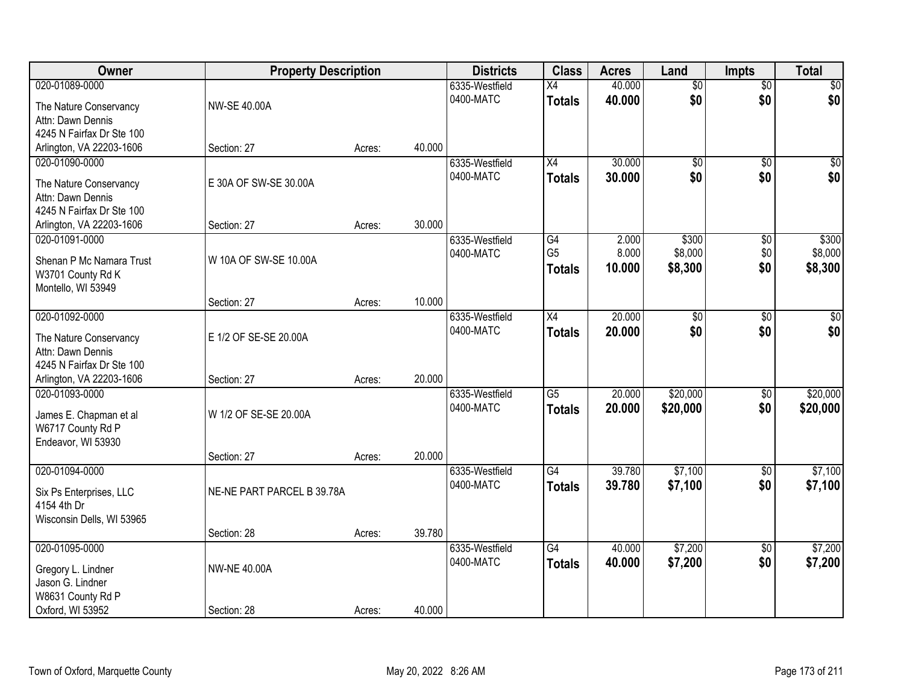| Owner | Property Description | | | Districts | Class | Acres | Land | Impts | Total |
|---|---|---|---|---|---|---|---|---|---|
| 020-01089-0000 | | | | 6335-Westfield | X4 | 40.000 | $0 | $0 | $0 |
| The Nature Conservancy<br>Attn: Dawn Dennis<br>4245 N Fairfax Dr Ste 100<br>Arlington, VA 22203-1606 | NW-SE 40.00A | | | 0400-MATC | **Totals** | **40.000** | **$0** | **$0** | **$0** |
| | Section: 27 | Acres: | 40.000 | | | | | | |
| 020-01090-0000 | | | | 6335-Westfield | X4 | 30.000 | $0 | $0 | $0 |
| The Nature Conservancy<br>Attn: Dawn Dennis<br>4245 N Fairfax Dr Ste 100<br>Arlington, VA 22203-1606 | E 30A OF SW-SE 30.00A | | | 0400-MATC | **Totals** | **30.000** | **$0** | **$0** | **$0** |
| | Section: 27 | Acres: | 30.000 | | | | | | |
| 020-01091-0000 | | | | 6335-Westfield | G4 | 2.000 | $300 | $0 | $300 |
| Shenan P Mc Namara Trust<br>W3701 County Rd K<br>Montello, WI 53949 | W 10A OF SW-SE 10.00A | | | 0400-MATC | G5 | 8.000 | $8,000 | $0 | $8,000 |
| | | | | | **Totals** | **10.000** | **$8,300** | **$0** | **$8,300** |
| | Section: 27 | Acres: | 10.000 | | | | | | |
| 020-01092-0000 | | | | 6335-Westfield | X4 | 20.000 | $0 | $0 | $0 |
| The Nature Conservancy<br>Attn: Dawn Dennis<br>4245 N Fairfax Dr Ste 100<br>Arlington, VA 22203-1606 | E 1/2 OF SE-SE 20.00A | | | 0400-MATC | **Totals** | **20.000** | **$0** | **$0** | **$0** |
| | Section: 27 | Acres: | 20.000 | | | | | | |
| 020-01093-0000 | | | | 6335-Westfield | G5 | 20.000 | $20,000 | $0 | $20,000 |
| James E. Chapman et al<br>W6717 County Rd P<br>Endeavor, WI 53930 | W 1/2 OF SE-SE 20.00A | | | 0400-MATC | **Totals** | **20.000** | **$20,000** | **$0** | **$20,000** |
| | Section: 27 | Acres: | 20.000 | | | | | | |
| 020-01094-0000 | | | | 6335-Westfield | G4 | 39.780 | $7,100 | $0 | $7,100 |
| Six Ps Enterprises, LLC<br>4154 4th Dr<br>Wisconsin Dells, WI 53965 | NE-NE PART PARCEL B 39.78A | | | 0400-MATC | **Totals** | **39.780** | **$7,100** | **$0** | **$7,100** |
| | Section: 28 | Acres: | 39.780 | | | | | | |
| 020-01095-0000 | | | | 6335-Westfield | G4 | 40.000 | $7,200 | $0 | $7,200 |
| Gregory L. Lindner<br>Jason G. Lindner<br>W8631 County Rd P<br>Oxford, WI 53952 | NW-NE 40.00A | | | 0400-MATC | **Totals** | **40.000** | **$7,200** | **$0** | **$7,200** |
| | Section: 28 | Acres: | 40.000 | | | | | | |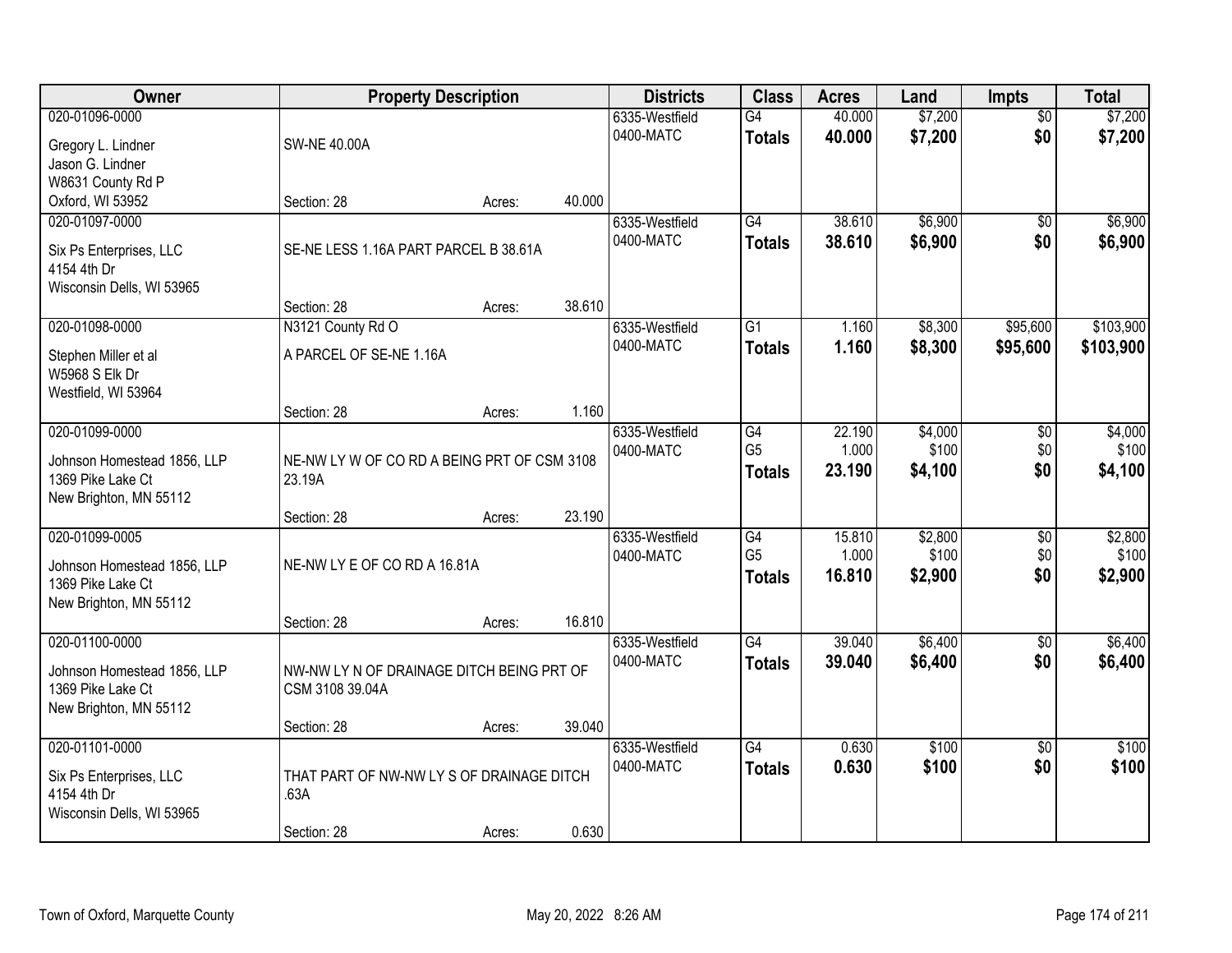| Owner | Property Description | Districts | Class | Acres | Land | Impts | Total |
|---|---|---|---|---|---|---|---|
| 020-01096-0000<br>Gregory L. Lindner<br>Jason G. Lindner<br>W8631 County Rd P<br>Oxford, WI 53952 | SW-NE 40.00A<br>Section: 28 Acres: 40.000 | 6335-Westfield<br>0400-MATC | G4<br>**Totals** | 40.000<br>**40.000** | $7,200<br>**$7,200** | $0<br>**$0** | $7,200<br>**$7,200** |
| 020-01097-0000<br>Six Ps Enterprises, LLC<br>4154 4th Dr<br>Wisconsin Dells, WI 53965 | SE-NE LESS 1.16A PART PARCEL B 38.61A<br>Section: 28 Acres: 38.610 | 6335-Westfield<br>0400-MATC | G4<br>**Totals** | 38.610<br>**38.610** | $6,900<br>**$6,900** | $0<br>**$0** | $6,900<br>**$6,900** |
| 020-01098-0000<br>Stephen Miller et al<br>W5968 S Elk Dr<br>Westfield, WI 53964 | N3121 County Rd O<br>A PARCEL OF SE-NE 1.16A<br>Section: 28 Acres: 1.160 | 6335-Westfield<br>0400-MATC | G1<br>**Totals** | 1.160<br>**1.160** | $8,300<br>**$8,300** | $95,600<br>**$95,600** | $103,900<br>**$103,900** |
| 020-01099-0000<br>Johnson Homestead 1856, LLP<br>1369 Pike Lake Ct<br>New Brighton, MN 55112 | NE-NW LY W OF CO RD A BEING PRT OF CSM 3108 23.19A<br>Section: 28 Acres: 23.190 | 6335-Westfield<br>0400-MATC | G4<br>G5<br>**Totals** | 22.190<br>1.000<br>**23.190** | $4,000<br>$100<br>**$4,100** | $0<br>$0<br>**$0** | $4,000<br>$100<br>**$4,100** |
| 020-01099-0005<br>Johnson Homestead 1856, LLP<br>1369 Pike Lake Ct<br>New Brighton, MN 55112 | NE-NW LY E OF CO RD A 16.81A<br>Section: 28 Acres: 16.810 | 6335-Westfield<br>0400-MATC | G4<br>G5<br>**Totals** | 15.810<br>1.000<br>**16.810** | $2,800<br>$100<br>**$2,900** | $0<br>$0<br>**$0** | $2,800<br>$100<br>**$2,900** |
| 020-01100-0000<br>Johnson Homestead 1856, LLP<br>1369 Pike Lake Ct<br>New Brighton, MN 55112 | NW-NW LY N OF DRAINAGE DITCH BEING PRT OF CSM 3108 39.04A<br>Section: 28 Acres: 39.040 | 6335-Westfield<br>0400-MATC | G4<br>**Totals** | 39.040<br>**39.040** | $6,400<br>**$6,400** | $0<br>**$0** | $6,400<br>**$6,400** |
| 020-01101-0000<br>Six Ps Enterprises, LLC<br>4154 4th Dr<br>Wisconsin Dells, WI 53965 | THAT PART OF NW-NW LY S OF DRAINAGE DITCH .63A<br>Section: 28 Acres: 0.630 | 6335-Westfield<br>0400-MATC | G4<br>**Totals** | 0.630<br>**0.630** | $100<br>**$100** | $0<br>**$0** | $100<br>**$100** |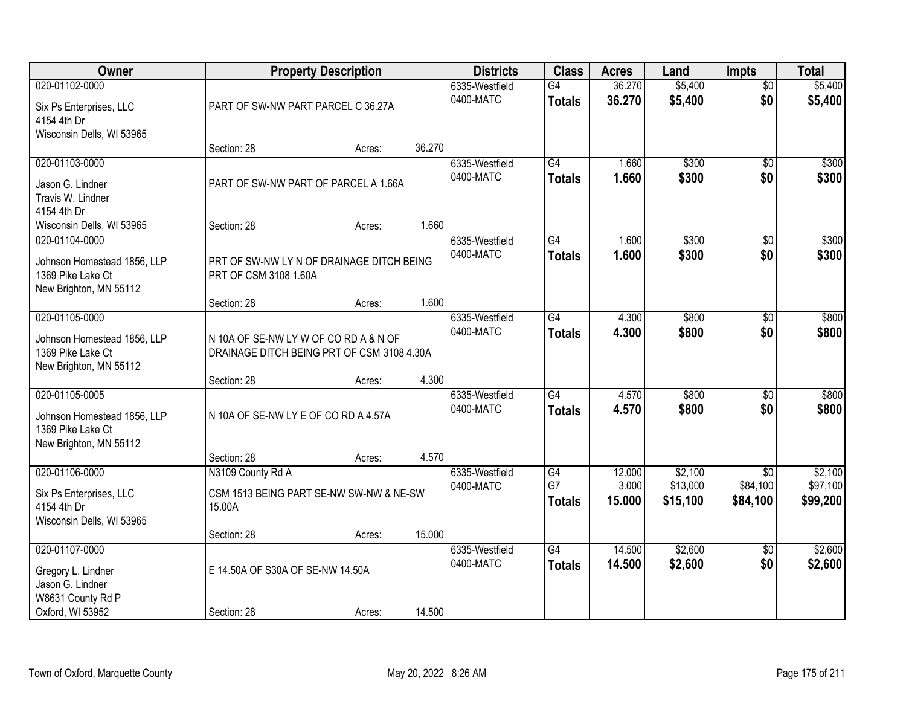| Owner | Property Description | | | Districts | Class | Acres | Land | Impts | Total |
|---|---|---|---|---|---|---|---|---|---|
| 020-01102-0000<br>Six Ps Enterprises, LLC<br>4154 4th Dr<br>Wisconsin Dells, WI 53965 | PART OF SW-NW PART PARCEL C 36.27A<br>Section: 28 | Acres: | 36.270 | 6335-Westfield<br>0400-MATC | G4<br>**Totals** | 36.270<br>**36.270** | $5,400<br>**$5,400** | $0<br>**$0** | $5,400<br>**$5,400** |
| 020-01103-0000<br>Jason G. Lindner<br>Travis W. Lindner<br>4154 4th Dr<br>Wisconsin Dells, WI 53965 | PART OF SW-NW PART OF PARCEL A 1.66A<br>Section: 28 | Acres: | 1.660 | 6335-Westfield<br>0400-MATC | G4<br>**Totals** | 1.660<br>**1.660** | $300<br>**$300** | $0<br>**$0** | $300<br>**$300** |
| 020-01104-0000<br>Johnson Homestead 1856, LLP<br>1369 Pike Lake Ct<br>New Brighton, MN 55112 | PRT OF SW-NW LY N OF DRAINAGE DITCH BEING PRT OF CSM 3108 1.60A<br>Section: 28 | Acres: | 1.600 | 6335-Westfield<br>0400-MATC | G4<br>**Totals** | 1.600<br>**1.600** | $300<br>**$300** | $0<br>**$0** | $300<br>**$300** |
| 020-01105-0000<br>Johnson Homestead 1856, LLP<br>1369 Pike Lake Ct<br>New Brighton, MN 55112 | N 10A OF SE-NW LY W OF CO RD A & N OF DRAINAGE DITCH BEING PRT OF CSM 3108 4.30A<br>Section: 28 | Acres: | 4.300 | 6335-Westfield<br>0400-MATC | G4<br>**Totals** | 4.300<br>**4.300** | $800<br>**$800** | $0<br>**$0** | $800<br>**$800** |
| 020-01105-0005<br>Johnson Homestead 1856, LLP<br>1369 Pike Lake Ct<br>New Brighton, MN 55112 | N 10A OF SE-NW LY E OF CO RD A 4.57A<br>Section: 28 | Acres: | 4.570 | 6335-Westfield<br>0400-MATC | G4<br>**Totals** | 4.570<br>**4.570** | $800<br>**$800** | $0<br>**$0** | $800<br>**$800** |
| 020-01106-0000<br>Six Ps Enterprises, LLC<br>4154 4th Dr<br>Wisconsin Dells, WI 53965 | N3109 County Rd A<br>CSM 1513 BEING PART SE-NW SW-NW & NE-SW 15.00A<br>Section: 28 | Acres: | 15.000 | 6335-Westfield<br>0400-MATC | G4<br>G7<br>**Totals** | 12.000<br>3.000<br>**15.000** | $2,100<br>$13,000<br>**$15,100** | $0<br>$84,100<br>**$84,100** | $2,100<br>$97,100<br>**$99,200** |
| 020-01107-0000<br>Gregory L. Lindner<br>Jason G. Lindner<br>W8631 County Rd P<br>Oxford, WI 53952 | E 14.50A OF S30A OF SE-NW 14.50A<br>Section: 28 | Acres: | 14.500 | 6335-Westfield<br>0400-MATC | G4<br>**Totals** | 14.500<br>**14.500** | $2,600<br>**$2,600** | $0<br>**$0** | $2,600<br>**$2,600** |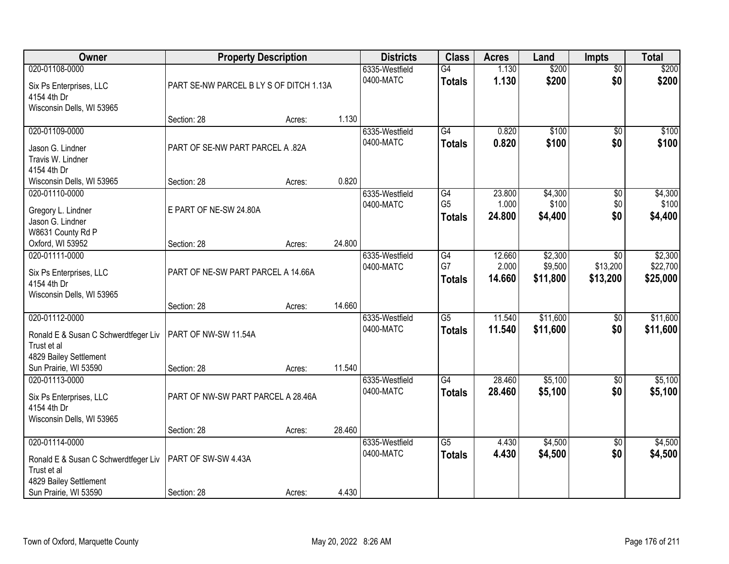| Owner | Property Description | | | Districts | Class | Acres | Land | Impts | Total |
|---|---|---|---|---|---|---|---|---|---|
| 020-01108-0000<br>Six Ps Enterprises, LLC<br>4154 4th Dr<br>Wisconsin Dells, WI 53965 | PART SE-NW PARCEL B LY S OF DITCH 1.13A<br>Section: 28 | Acres: | 1.130 | 6335-Westfield<br>0400-MATC | G4<br>**Totals** | 1.130<br>**1.130** | $200<br>**$200** | $0<br>**$0** | $200<br>**$200** |
| 020-01109-0000<br>Jason G. Lindner<br>Travis W. Lindner<br>4154 4th Dr<br>Wisconsin Dells, WI 53965 | PART OF SE-NW PART PARCEL A .82A<br>Section: 28 | Acres: | 0.820 | 6335-Westfield<br>0400-MATC | G4<br>**Totals** | 0.820<br>**0.820** | $100<br>**$100** | $0<br>**$0** | $100<br>**$100** |
| 020-01110-0000<br>Gregory L. Lindner<br>Jason G. Lindner<br>W8631 County Rd P<br>Oxford, WI 53952 | E PART OF NE-SW 24.80A<br>Section: 28 | Acres: | 24.800 | 6335-Westfield<br>0400-MATC | G4<br>G5<br>**Totals** | 23.800<br>1.000<br>**24.800** | $4,300<br>$100<br>**$4,400** | $0<br>$0<br>**$0** | $4,300<br>$100<br>**$4,400** |
| 020-01111-0000<br>Six Ps Enterprises, LLC<br>4154 4th Dr<br>Wisconsin Dells, WI 53965 | PART OF NE-SW PART PARCEL A 14.66A<br>Section: 28 | Acres: | 14.660 | 6335-Westfield<br>0400-MATC | G4<br>G7<br>**Totals** | 12.660<br>2.000<br>**14.660** | $2,300<br>$9,500<br>**$11,800** | $0<br>$13,200<br>**$13,200** | $2,300<br>$22,700<br>**$25,000** |
| 020-01112-0000<br>Ronald E & Susan C Schwerdtfeger Liv Trust et al<br>4829 Bailey Settlement<br>Sun Prairie, WI 53590 | PART OF NW-SW 11.54A<br>Section: 28 | Acres: | 11.540 | 6335-Westfield<br>0400-MATC | G5<br>**Totals** | 11.540<br>**11.540** | $11,600<br>**$11,600** | $0<br>**$0** | $11,600<br>**$11,600** |
| 020-01113-0000<br>Six Ps Enterprises, LLC<br>4154 4th Dr<br>Wisconsin Dells, WI 53965 | PART OF NW-SW PART PARCEL A 28.46A<br>Section: 28 | Acres: | 28.460 | 6335-Westfield<br>0400-MATC | G4<br>**Totals** | 28.460<br>**28.460** | $5,100<br>**$5,100** | $0<br>**$0** | $5,100<br>**$5,100** |
| 020-01114-0000<br>Ronald E & Susan C Schwerdtfeger Liv Trust et al<br>4829 Bailey Settlement<br>Sun Prairie, WI 53590 | PART OF SW-SW 4.43A<br>Section: 28 | Acres: | 4.430 | 6335-Westfield<br>0400-MATC | G5<br>**Totals** | 4.430<br>**4.430** | $4,500<br>**$4,500** | $0<br>**$0** | $4,500<br>**$4,500** |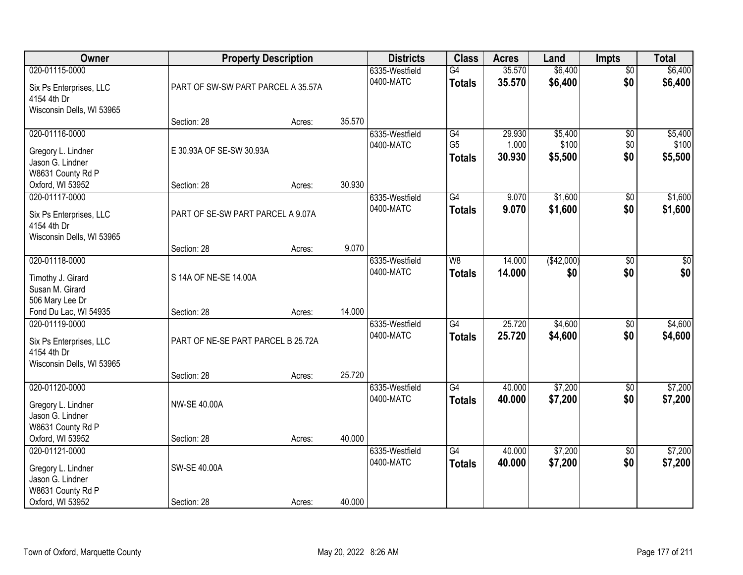| Owner | Property Description | | | Districts | Class | Acres | Land | Impts | Total |
|---|---|---|---|---|---|---|---|---|---|
| 020-01115-0000<br>Six Ps Enterprises, LLC<br>4154 4th Dr<br>Wisconsin Dells, WI 53965 | PART OF SW-SW PART PARCEL A 35.57A<br>Section: 28 | Acres: | 35.570 | 6335-Westfield<br>0400-MATC | G4<br>**Totals** | 35.570<br>**35.570** | $6,400<br>**$6,400** | $0<br>**$0** | $6,400<br>**$6,400** |
| 020-01116-0000<br>Gregory L. Lindner<br>Jason G. Lindner<br>W8631 County Rd P<br>Oxford, WI 53952 | E 30.93A OF SE-SW 30.93A<br>Section: 28 | Acres: | 30.930 | 6335-Westfield<br>0400-MATC | G4<br>G5<br>**Totals** | 29.930<br>1.000<br>**30.930** | $5,400<br>$100<br>**$5,500** | $0<br>$0<br>**$0** | $5,400<br>$100<br>**$5,500** |
| 020-01117-0000<br>Six Ps Enterprises, LLC<br>4154 4th Dr<br>Wisconsin Dells, WI 53965 | PART OF SE-SW PART PARCEL A 9.07A<br>Section: 28 | Acres: | 9.070 | 6335-Westfield<br>0400-MATC | G4<br>**Totals** | 9.070<br>**9.070** | $1,600<br>**$1,600** | $0<br>**$0** | $1,600<br>**$1,600** |
| 020-01118-0000<br>Timothy J. Girard<br>Susan M. Girard<br>506 Mary Lee Dr<br>Fond Du Lac, WI 54935 | S 14A OF NE-SE 14.00A<br>Section: 28 | Acres: | 14.000 | 6335-Westfield<br>0400-MATC | W8<br>**Totals** | 14.000<br>**14.000** | ($42,000)<br>**$0** | $0<br>**$0** | $0<br>**$0** |
| 020-01119-0000<br>Six Ps Enterprises, LLC<br>4154 4th Dr<br>Wisconsin Dells, WI 53965 | PART OF NE-SE PART PARCEL B 25.72A<br>Section: 28 | Acres: | 25.720 | 6335-Westfield<br>0400-MATC | G4<br>**Totals** | 25.720<br>**25.720** | $4,600<br>**$4,600** | $0<br>**$0** | $4,600<br>**$4,600** |
| 020-01120-0000<br>Gregory L. Lindner<br>Jason G. Lindner<br>W8631 County Rd P<br>Oxford, WI 53952 | NW-SE 40.00A<br>Section: 28 | Acres: | 40.000 | 6335-Westfield<br>0400-MATC | G4<br>**Totals** | 40.000<br>**40.000** | $7,200<br>**$7,200** | $0<br>**$0** | $7,200<br>**$7,200** |
| 020-01121-0000<br>Gregory L. Lindner<br>Jason G. Lindner<br>W8631 County Rd P<br>Oxford, WI 53952 | SW-SE 40.00A<br>Section: 28 | Acres: | 40.000 | 6335-Westfield<br>0400-MATC | G4<br>**Totals** | 40.000<br>**40.000** | $7,200<br>**$7,200** | $0<br>**$0** | $7,200<br>**$7,200** |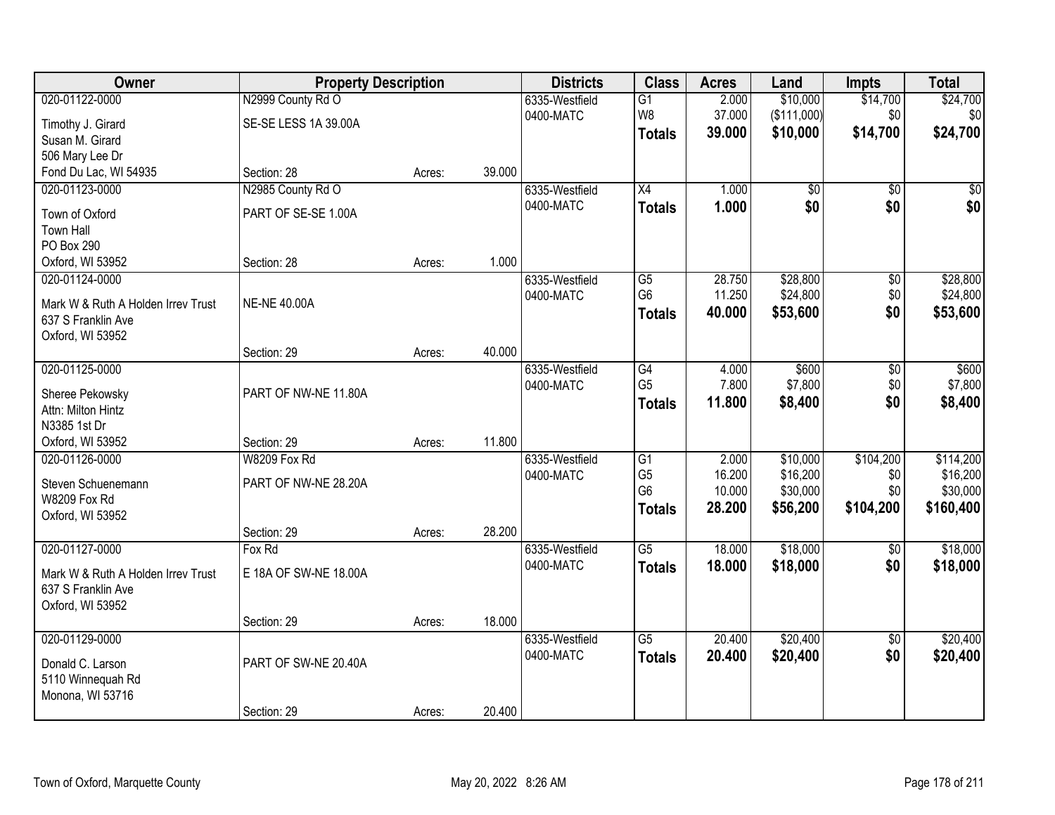| Owner | Property Description | | | Districts | Class | Acres | Land | Impts | Total |
|---|---|---|---|---|---|---|---|---|---|
| 020-01122-0000 | N2999 County Rd O | | | 6335-Westfield | G1 | 2.000 | $10,000 | $14,700 | $24,700 |
| Timothy J. Girard | SE-SE LESS 1A 39.00A | | | 0400-MATC | W8 | 37.000 | ($111,000) | $0 | $0 |
| Susan M. Girard | | | | | **Totals** | **39.000** | **$10,000** | **$14,700** | **$24,700** |
| 506 Mary Lee Dr | | | | | | | | | |
| Fond Du Lac, WI 54935 | Section: 28 | Acres: | 39.000 | | | | | | |
| 020-01123-0000 | N2985 County Rd O | | | 6335-Westfield | X4 | 1.000 | $0 | $0 | $0 |
| Town of Oxford | PART OF SE-SE 1.00A | | | 0400-MATC | **Totals** | **1.000** | **$0** | **$0** | **$0** |
| Town Hall | | | | | | | | | |
| PO Box 290 | | | | | | | | | |
| Oxford, WI 53952 | Section: 28 | Acres: | 1.000 | | | | | | |
| 020-01124-0000 | | | | 6335-Westfield | G5 | 28.750 | $28,800 | $0 | $28,800 |
| Mark W & Ruth A Holden Irrev Trust | NE-NE 40.00A | | | 0400-MATC | G6 | 11.250 | $24,800 | $0 | $24,800 |
| 637 S Franklin Ave | | | | | **Totals** | **40.000** | **$53,600** | **$0** | **$53,600** |
| Oxford, WI 53952 | | | | | | | | | |
| | Section: 29 | Acres: | 40.000 | | | | | | |
| 020-01125-0000 | | | | 6335-Westfield | G4 | 4.000 | $600 | $0 | $600 |
| Sheree Pekowsky | PART OF NW-NE 11.80A | | | 0400-MATC | G5 | 7.800 | $7,800 | $0 | $7,800 |
| Attn: Milton Hintz | | | | | **Totals** | **11.800** | **$8,400** | **$0** | **$8,400** |
| N3385 1st Dr | | | | | | | | | |
| Oxford, WI 53952 | Section: 29 | Acres: | 11.800 | | | | | | |
| 020-01126-0000 | W8209 Fox Rd | | | 6335-Westfield | G1 | 2.000 | $10,000 | $104,200 | $114,200 |
| Steven Schuenemann | PART OF NW-NE 28.20A | | | 0400-MATC | G5 | 16.200 | $16,200 | $0 | $16,200 |
| W8209 Fox Rd | | | | | G6 | 10.000 | $30,000 | $0 | $30,000 |
| Oxford, WI 53952 | | | | | **Totals** | **28.200** | **$56,200** | **$104,200** | **$160,400** |
| | Section: 29 | Acres: | 28.200 | | | | | | |
| 020-01127-0000 | Fox Rd | | | 6335-Westfield | G5 | 18.000 | $18,000 | $0 | $18,000 |
| Mark W & Ruth A Holden Irrev Trust | E 18A OF SW-NE 18.00A | | | 0400-MATC | **Totals** | **18.000** | **$18,000** | **$0** | **$18,000** |
| 637 S Franklin Ave | | | | | | | | | |
| Oxford, WI 53952 | | | | | | | | | |
| | Section: 29 | Acres: | 18.000 | | | | | | |
| 020-01129-0000 | | | | 6335-Westfield | G5 | 20.400 | $20,400 | $0 | $20,400 |
| Donald C. Larson | PART OF SW-NE 20.40A | | | 0400-MATC | **Totals** | **20.400** | **$20,400** | **$0** | **$20,400** |
| 5110 Winnequah Rd | | | | | | | | | |
| Monona, WI 53716 | | | | | | | | | |
| | Section: 29 | Acres: | 20.400 | | | | | | |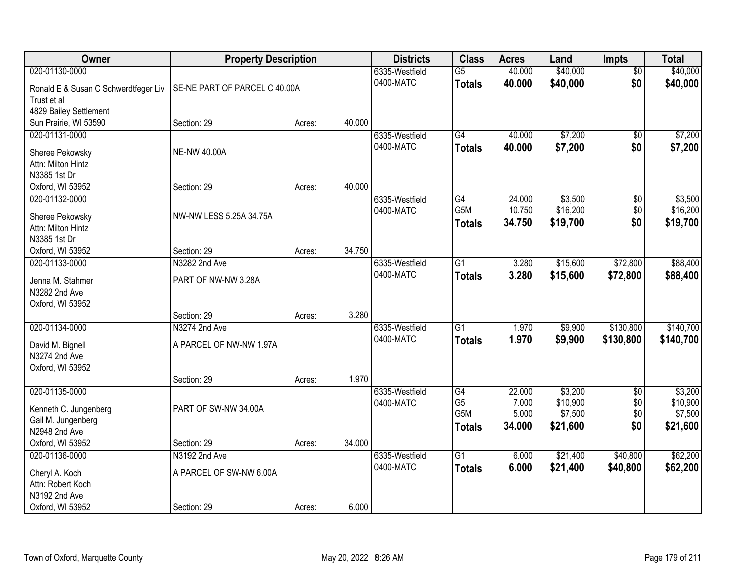| Owner | Property Description | | | Districts | Class | Acres | Land | Impts | Total |
|---|---|---|---|---|---|---|---|---|---|
| 020-01130-0000 | | | | 6335-Westfield | G5 | 40.000 | $40,000 | $0 | $40,000 |
| Ronald E & Susan C Schwerdtfeger Liv Trust et al | SE-NE PART OF PARCEL C 40.00A | | | 0400-MATC | **Totals** | **40.000** | **$40,000** | **$0** | **$40,000** |
| 4829 Bailey Settlement | | | | | | | | | |
| Sun Prairie, WI 53590 | Section: 29 | Acres: | 40.000 | | | | | | |
| 020-01131-0000 | | | | 6335-Westfield | G4 | 40.000 | $7,200 | $0 | $7,200 |
| Sheree Pekowsky | NE-NW 40.00A | | | 0400-MATC | **Totals** | **40.000** | **$7,200** | **$0** | **$7,200** |
| Attn: Milton Hintz | | | | | | | | | |
| N3385 1st Dr | | | | | | | | | |
| Oxford, WI 53952 | Section: 29 | Acres: | 40.000 | | | | | | |
| 020-01132-0000 | | | | 6335-Westfield | G4 | 24.000 | $3,500 | $0 | $3,500 |
| Sheree Pekowsky | NW-NW LESS 5.25A 34.75A | | | 0400-MATC | G5M | 10.750 | $16,200 | $0 | $16,200 |
| Attn: Milton Hintz | | | | | **Totals** | **34.750** | **$19,700** | **$0** | **$19,700** |
| N3385 1st Dr | | | | | | | | | |
| Oxford, WI 53952 | Section: 29 | Acres: | 34.750 | | | | | | |
| 020-01133-0000 | N3282 2nd Ave | | | 6335-Westfield | G1 | 3.280 | $15,600 | $72,800 | $88,400 |
| Jenna M. Stahmer | PART OF NW-NW 3.28A | | | 0400-MATC | **Totals** | **3.280** | **$15,600** | **$72,800** | **$88,400** |
| N3282 2nd Ave | | | | | | | | | |
| Oxford, WI 53952 | | | | | | | | | |
| | Section: 29 | Acres: | 3.280 | | | | | | |
| 020-01134-0000 | N3274 2nd Ave | | | 6335-Westfield | G1 | 1.970 | $9,900 | $130,800 | $140,700 |
| David M. Bignell | A PARCEL OF NW-NW 1.97A | | | 0400-MATC | **Totals** | **1.970** | **$9,900** | **$130,800** | **$140,700** |
| N3274 2nd Ave | | | | | | | | | |
| Oxford, WI 53952 | | | | | | | | | |
| | Section: 29 | Acres: | 1.970 | | | | | | |
| 020-01135-0000 | | | | 6335-Westfield | G4 | 22.000 | $3,200 | $0 | $3,200 |
| Kenneth C. Jungenberg | PART OF SW-NW 34.00A | | | 0400-MATC | G5 | 7.000 | $10,900 | $0 | $10,900 |
| Gail M. Jungenberg | | | | | G5M | 5.000 | $7,500 | $0 | $7,500 |
| N2948 2nd Ave | | | | | **Totals** | **34.000** | **$21,600** | **$0** | **$21,600** |
| Oxford, WI 53952 | Section: 29 | Acres: | 34.000 | | | | | | |
| 020-01136-0000 | N3192 2nd Ave | | | 6335-Westfield | G1 | 6.000 | $21,400 | $40,800 | $62,200 |
| Cheryl A. Koch | A PARCEL OF SW-NW 6.00A | | | 0400-MATC | **Totals** | **6.000** | **$21,400** | **$40,800** | **$62,200** |
| Attn: Robert Koch | | | | | | | | | |
| N3192 2nd Ave | | | | | | | | | |
| Oxford, WI 53952 | Section: 29 | Acres: | 6.000 | | | | | | |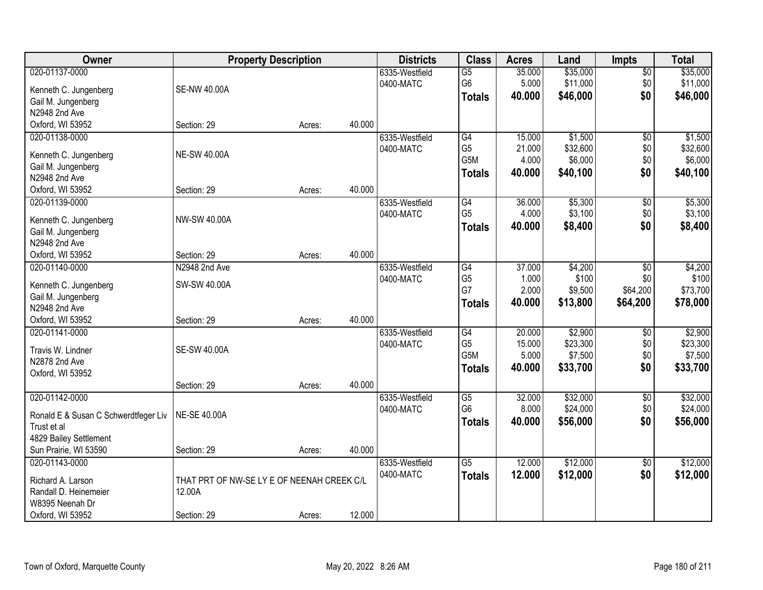| Owner | Property Description | | | Districts | Class | Acres | Land | Impts | Total |
|---|---|---|---|---|---|---|---|---|---|
| 020-01137-0000<br>Kenneth C. Jungenberg<br>Gail M. Jungenberg<br>N2948 2nd Ave<br>Oxford, WI 53952 | SE-NW 40.00A<br>Section: 29 | Acres: | 40.000 | 6335-Westfield<br>0400-MATC | G5<br>G6<br>**Totals** | 35.000<br>5.000<br>**40.000** | $35,000<br>$11,000<br>**$46,000** | $0<br>$0<br>**$0** | $35,000<br>$11,000<br>**$46,000** |
| 020-01138-0000<br>Kenneth C. Jungenberg<br>Gail M. Jungenberg<br>N2948 2nd Ave<br>Oxford, WI 53952 | NE-SW 40.00A<br>Section: 29 | Acres: | 40.000 | 6335-Westfield<br>0400-MATC | G4<br>G5<br>G5M<br>**Totals** | 15.000<br>21.000<br>4.000<br>**40.000** | $1,500<br>$32,600<br>$6,000<br>**$40,100** | $0<br>$0<br>$0<br>**$0** | $1,500<br>$32,600<br>$6,000<br>**$40,100** |
| 020-01139-0000<br>Kenneth C. Jungenberg<br>Gail M. Jungenberg<br>N2948 2nd Ave<br>Oxford, WI 53952 | NW-SW 40.00A<br>Section: 29 | Acres: | 40.000 | 6335-Westfield<br>0400-MATC | G4<br>G5<br>**Totals** | 36.000<br>4.000<br>**40.000** | $5,300<br>$3,100<br>**$8,400** | $0<br>$0<br>**$0** | $5,300<br>$3,100<br>**$8,400** |
| 020-01140-0000<br>Kenneth C. Jungenberg<br>Gail M. Jungenberg<br>N2948 2nd Ave<br>Oxford, WI 53952 | N2948 2nd Ave<br>SW-SW 40.00A<br>Section: 29 | Acres: | 40.000 | 6335-Westfield<br>0400-MATC | G4<br>G5<br>G7<br>**Totals** | 37.000<br>1.000<br>2.000<br>**40.000** | $4,200<br>$100<br>$9,500<br>**$13,800** | $0<br>$0<br>$64,200<br>**$64,200** | $4,200<br>$100<br>$73,700<br>**$78,000** |
| 020-01141-0000<br>Travis W. Lindner<br>N2878 2nd Ave<br>Oxford, WI 53952 | SE-SW 40.00A<br>Section: 29 | Acres: | 40.000 | 6335-Westfield<br>0400-MATC | G4<br>G5<br>G5M<br>**Totals** | 20.000<br>15.000<br>5.000<br>**40.000** | $2,900<br>$23,300<br>$7,500<br>**$33,700** | $0<br>$0<br>$0<br>**$0** | $2,900<br>$23,300<br>$7,500<br>**$33,700** |
| 020-01142-0000<br>Ronald E & Susan C Schwerdtfeger Liv Trust et al<br>4829 Bailey Settlement<br>Sun Prairie, WI 53590 | NE-SE 40.00A<br>Section: 29 | Acres: | 40.000 | 6335-Westfield<br>0400-MATC | G5<br>G6<br>**Totals** | 32.000<br>8.000<br>**40.000** | $32,000<br>$24,000<br>**$56,000** | $0<br>$0<br>**$0** | $32,000<br>$24,000<br>**$56,000** |
| 020-01143-0000<br>Richard A. Larson<br>Randall D. Heinemeier<br>W8395 Neenah Dr<br>Oxford, WI 53952 | THAT PRT OF NW-SE LY E OF NEENAH CREEK C/L 12.00A<br>Section: 29 | Acres: | 12.000 | 6335-Westfield<br>0400-MATC | G5<br>**Totals** | 12.000<br>**12.000** | $12,000<br>**$12,000** | $0<br>**$0** | $12,000<br>**$12,000** |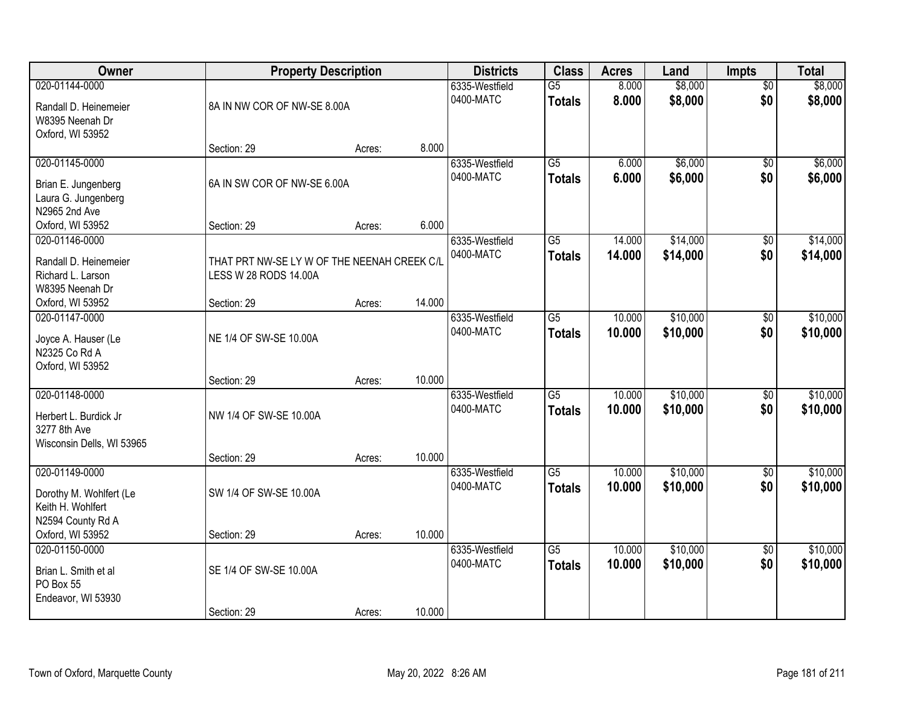| Owner | Property Description | | | Districts | Class | Acres | Land | Impts | Total |
|---|---|---|---|---|---|---|---|---|---|
| 020-01144-0000<br>Randall D. Heinemeier<br>W8395 Neenah Dr<br>Oxford, WI 53952 | 8A IN NW COR OF NW-SE 8.00A<br>Section: 29 | Acres: | 8.000 | 6335-Westfield<br>0400-MATC | G5<br>**Totals** | 8.000<br>**8.000** | $8,000<br>**$8,000** | $0<br>**$0** | $8,000<br>**$8,000** |
| 020-01145-0000<br>Brian E. Jungenberg<br>Laura G. Jungenberg<br>N2965 2nd Ave<br>Oxford, WI 53952 | 6A IN SW COR OF NW-SE 6.00A<br>Section: 29 | Acres: | 6.000 | 6335-Westfield<br>0400-MATC | G5<br>**Totals** | 6.000<br>**6.000** | $6,000<br>**$6,000** | $0<br>**$0** | $6,000<br>**$6,000** |
| 020-01146-0000<br>Randall D. Heinemeier<br>Richard L. Larson<br>W8395 Neenah Dr<br>Oxford, WI 53952 | THAT PRT NW-SE LY W OF THE NEENAH CREEK C/L LESS W 28 RODS 14.00A<br>Section: 29 | Acres: | 14.000 | 6335-Westfield<br>0400-MATC | G5<br>**Totals** | 14.000<br>**14.000** | $14,000<br>**$14,000** | $0<br>**$0** | $14,000<br>**$14,000** |
| 020-01147-0000<br>Joyce A. Hauser (Le<br>N2325 Co Rd A<br>Oxford, WI 53952 | NE 1/4 OF SW-SE 10.00A<br>Section: 29 | Acres: | 10.000 | 6335-Westfield<br>0400-MATC | G5<br>**Totals** | 10.000<br>**10.000** | $10,000<br>**$10,000** | $0<br>**$0** | $10,000<br>**$10,000** |
| 020-01148-0000<br>Herbert L. Burdick Jr<br>3277 8th Ave<br>Wisconsin Dells, WI 53965 | NW 1/4 OF SW-SE 10.00A<br>Section: 29 | Acres: | 10.000 | 6335-Westfield<br>0400-MATC | G5<br>**Totals** | 10.000<br>**10.000** | $10,000<br>**$10,000** | $0<br>**$0** | $10,000<br>**$10,000** |
| 020-01149-0000<br>Dorothy M. Wohlfert (Le<br>Keith H. Wohlfert<br>N2594 County Rd A<br>Oxford, WI 53952 | SW 1/4 OF SW-SE 10.00A<br>Section: 29 | Acres: | 10.000 | 6335-Westfield<br>0400-MATC | G5<br>**Totals** | 10.000<br>**10.000** | $10,000<br>**$10,000** | $0<br>**$0** | $10,000<br>**$10,000** |
| 020-01150-0000<br>Brian L. Smith et al<br>PO Box 55<br>Endeavor, WI 53930 | SE 1/4 OF SW-SE 10.00A<br>Section: 29 | Acres: | 10.000 | 6335-Westfield<br>0400-MATC | G5<br>**Totals** | 10.000<br>**10.000** | $10,000<br>**$10,000** | $0<br>**$0** | $10,000<br>**$10,000** |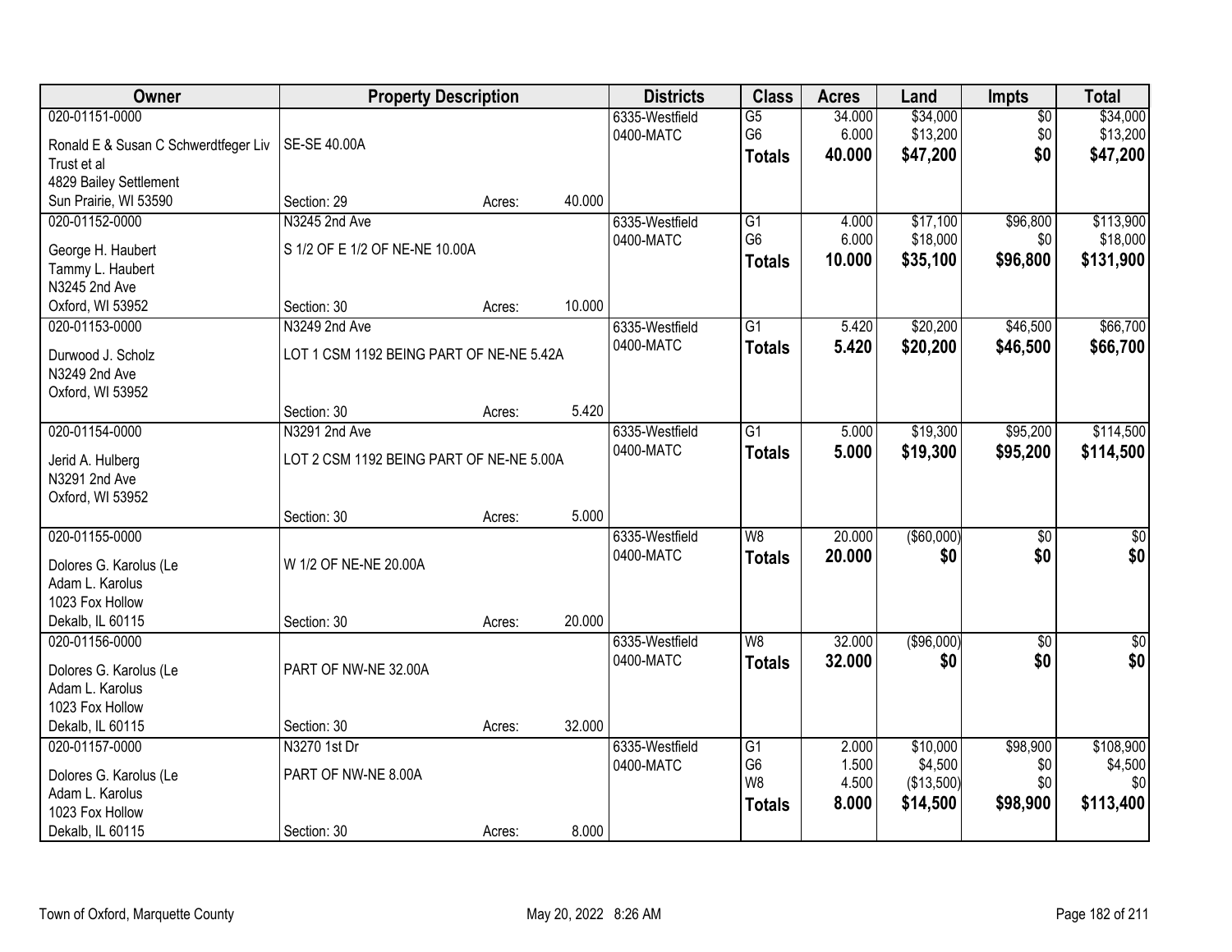| Owner | Property Description | | | Districts | Class | Acres | Land | Impts | Total |
|---|---|---|---|---|---|---|---|---|---|
| 020-01151-0000 | | | | 6335-Westfield | G5 | 34.000 | $34,000 | $0 | $34,000 |
| Ronald E & Susan C Schwerdtfeger Liv Trust et al | SE-SE 40.00A | | | 0400-MATC | G6 | 6.000 | $13,200 | $0 | $13,200 |
| 4829 Bailey Settlement | | | | | **Totals** | **40.000** | **$47,200** | **$0** | **$47,200** |
| Sun Prairie, WI 53590 | Section: 29 | Acres: | 40.000 | | | | | | |
| 020-01152-0000 | N3245 2nd Ave | | | 6335-Westfield | G1 | 4.000 | $17,100 | $96,800 | $113,900 |
| George H. Haubert | S 1/2 OF E 1/2 OF NE-NE 10.00A | | | 0400-MATC | G6 | 6.000 | $18,000 | $0 | $18,000 |
| Tammy L. Haubert | | | | | **Totals** | **10.000** | **$35,100** | **$96,800** | **$131,900** |
| N3245 2nd Ave | | | | | | | | | |
| Oxford, WI 53952 | Section: 30 | Acres: | 10.000 | | | | | | |
| 020-01153-0000 | N3249 2nd Ave | | | 6335-Westfield | G1 | 5.420 | $20,200 | $46,500 | $66,700 |
| Durwood J. Scholz | LOT 1 CSM 1192 BEING PART OF NE-NE 5.42A | | | 0400-MATC | **Totals** | **5.420** | **$20,200** | **$46,500** | **$66,700** |
| N3249 2nd Ave | | | | | | | | | |
| Oxford, WI 53952 | | | | | | | | | |
| | Section: 30 | Acres: | 5.420 | | | | | | |
| 020-01154-0000 | N3291 2nd Ave | | | 6335-Westfield | G1 | 5.000 | $19,300 | $95,200 | $114,500 |
| Jerid A. Hulberg | LOT 2 CSM 1192 BEING PART OF NE-NE 5.00A | | | 0400-MATC | **Totals** | **5.000** | **$19,300** | **$95,200** | **$114,500** |
| N3291 2nd Ave | | | | | | | | | |
| Oxford, WI 53952 | | | | | | | | | |
| | Section: 30 | Acres: | 5.000 | | | | | | |
| 020-01155-0000 | | | | 6335-Westfield | W8 | 20.000 | ($60,000) | $0 | $0 |
| Dolores G. Karolus (Le | W 1/2 OF NE-NE 20.00A | | | 0400-MATC | **Totals** | **20.000** | **$0** | **$0** | **$0** |
| Adam L. Karolus | | | | | | | | | |
| 1023 Fox Hollow | | | | | | | | | |
| Dekalb, IL 60115 | Section: 30 | Acres: | 20.000 | | | | | | |
| 020-01156-0000 | | | | 6335-Westfield | W8 | 32.000 | ($96,000) | $0 | $0 |
| Dolores G. Karolus (Le | PART OF NW-NE 32.00A | | | 0400-MATC | **Totals** | **32.000** | **$0** | **$0** | **$0** |
| Adam L. Karolus | | | | | | | | | |
| 1023 Fox Hollow | | | | | | | | | |
| Dekalb, IL 60115 | Section: 30 | Acres: | 32.000 | | | | | | |
| 020-01157-0000 | N3270 1st Dr | | | 6335-Westfield | G1 | 2.000 | $10,000 | $98,900 | $108,900 |
| Dolores G. Karolus (Le | PART OF NW-NE 8.00A | | | 0400-MATC | G6 | 1.500 | $4,500 | $0 | $4,500 |
| Adam L. Karolus | | | | | W8 | 4.500 | ($13,500) | $0 | $0 |
| 1023 Fox Hollow | | | | | **Totals** | **8.000** | **$14,500** | **$98,900** | **$113,400** |
| Dekalb, IL 60115 | Section: 30 | Acres: | 8.000 | | | | | | |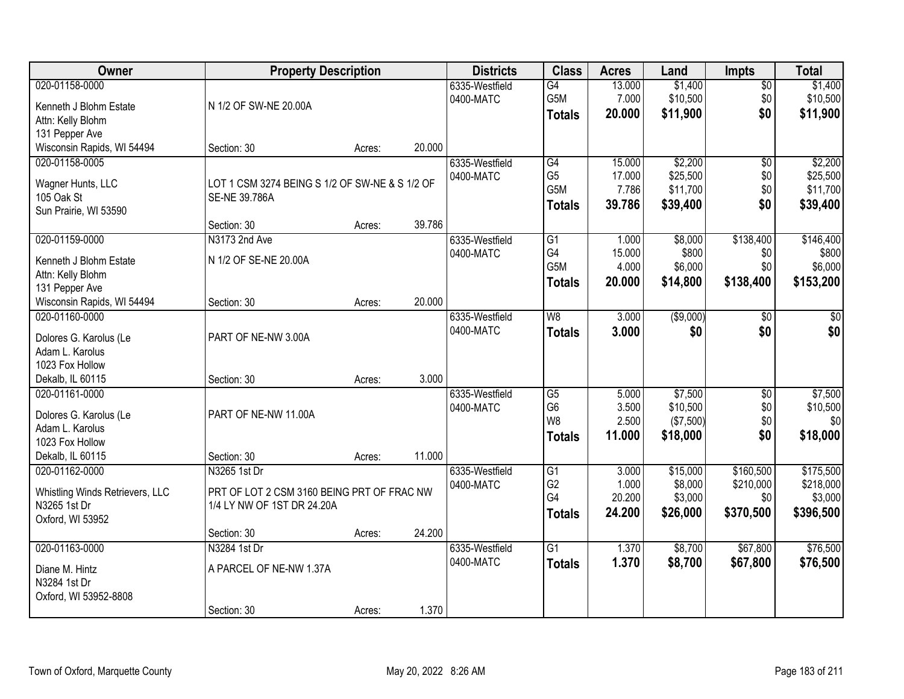| Owner | Property Description | | | Districts | Class | Acres | Land | Impts | Total |
|---|---|---|---|---|---|---|---|---|---|
| 020-01158-0000<br>Kenneth J Blohm Estate<br>Attn: Kelly Blohm<br>131 Pepper Ave<br>Wisconsin Rapids, WI 54494 | N 1/2 OF SW-NE 20.00A<br>Section: 30 | Acres: | 20.000 | 6335-Westfield<br>0400-MATC | G4<br>G5M<br>**Totals** | 13.000<br>7.000<br>**20.000** | $1,400<br>$10,500<br>**$11,900** | $0<br>$0<br>**$0** | $1,400<br>$10,500<br>**$11,900** |
| 020-01158-0005<br>Wagner Hunts, LLC<br>105 Oak St<br>Sun Prairie, WI 53590 | LOT 1 CSM 3274 BEING S 1/2 OF SW-NE & S 1/2 OF SE-NE 39.786A<br>Section: 30 | Acres: | 39.786 | 6335-Westfield<br>0400-MATC | G4<br>G5<br>G5M<br>**Totals** | 15.000<br>17.000<br>7.786<br>**39.786** | $2,200<br>$25,500<br>$11,700<br>**$39,400** | $0<br>$0<br>$0<br>**$0** | $2,200<br>$25,500<br>$11,700<br>**$39,400** |
| 020-01159-0000<br>Kenneth J Blohm Estate<br>Attn: Kelly Blohm<br>131 Pepper Ave<br>Wisconsin Rapids, WI 54494 | N3173 2nd Ave<br>N 1/2 OF SE-NE 20.00A<br>Section: 30 | Acres: | 20.000 | 6335-Westfield<br>0400-MATC | G1<br>G4<br>G5M<br>**Totals** | 1.000<br>15.000<br>4.000<br>**20.000** | $8,000<br>$800<br>$6,000<br>**$14,800** | $138,400<br>$0<br>$0<br>**$138,400** | $146,400<br>$800<br>$6,000<br>**$153,200** |
| 020-01160-0000<br>Dolores G. Karolus (Le<br>Adam L. Karolus<br>1023 Fox Hollow<br>Dekalb, IL 60115 | PART OF NE-NW 3.00A<br>Section: 30 | Acres: | 3.000 | 6335-Westfield<br>0400-MATC | W8<br>**Totals** | 3.000<br>**3.000** | ($9,000)<br>**$0** | $0<br>**$0** | $0<br>**$0** |
| 020-01161-0000<br>Dolores G. Karolus (Le<br>Adam L. Karolus<br>1023 Fox Hollow<br>Dekalb, IL 60115 | PART OF NE-NW 11.00A<br>Section: 30 | Acres: | 11.000 | 6335-Westfield<br>0400-MATC | G5<br>G6<br>W8<br>**Totals** | 5.000<br>3.500<br>2.500<br>**11.000** | $7,500<br>$10,500<br>($7,500)<br>**$18,000** | $0<br>$0<br>$0<br>**$0** | $7,500<br>$10,500<br>$0<br>**$18,000** |
| 020-01162-0000<br>Whistling Winds Retrievers, LLC<br>N3265 1st Dr<br>Oxford, WI 53952 | N3265 1st Dr<br>PRT OF LOT 2 CSM 3160 BEING PRT OF FRAC NW 1/4 LY NW OF 1ST DR 24.20A<br>Section: 30 | Acres: | 24.200 | 6335-Westfield<br>0400-MATC | G1<br>G2<br>G4<br>**Totals** | 3.000<br>1.000<br>20.200<br>**24.200** | $15,000<br>$8,000<br>$3,000<br>**$26,000** | $160,500<br>$210,000<br>$0<br>**$370,500** | $175,500<br>$218,000<br>$3,000<br>**$396,500** |
| 020-01163-0000<br>Diane M. Hintz<br>N3284 1st Dr<br>Oxford, WI 53952-8808 | N3284 1st Dr<br>A PARCEL OF NE-NW 1.37A<br>Section: 30 | Acres: | 1.370 | 6335-Westfield<br>0400-MATC | G1<br>**Totals** | 1.370<br>**1.370** | $8,700<br>**$8,700** | $67,800<br>**$67,800** | $76,500<br>**$76,500** |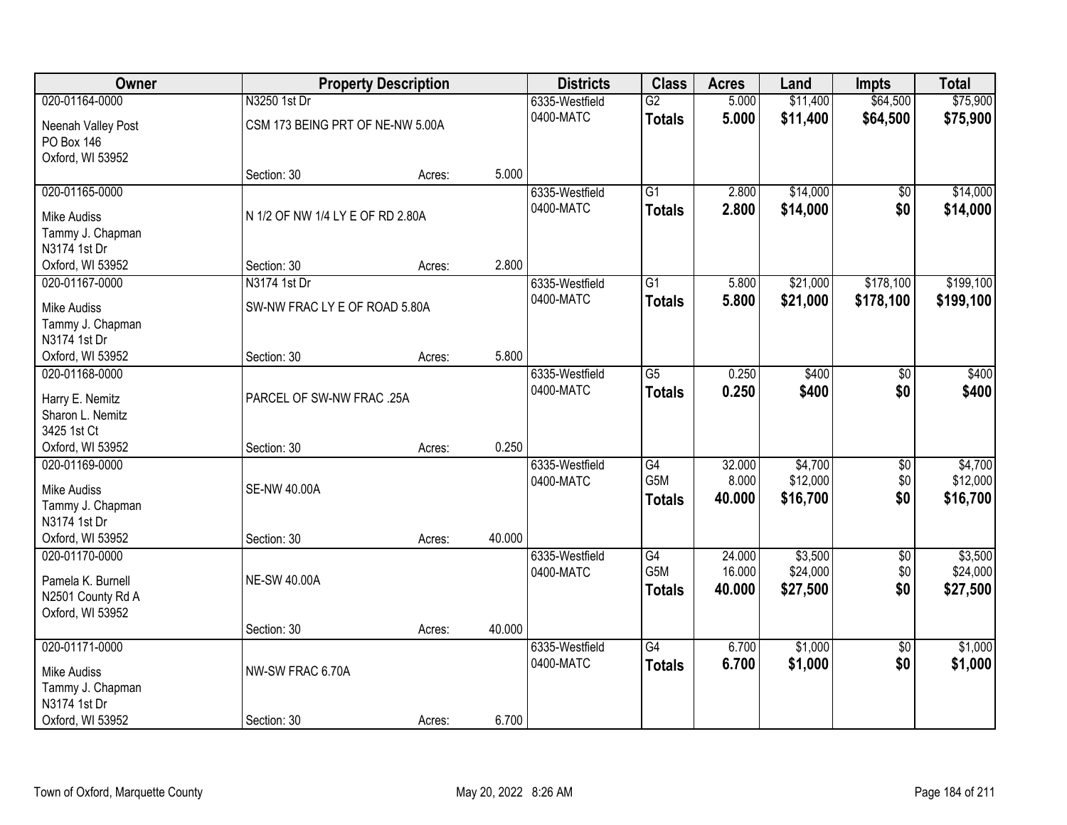| Owner | Property Description | | | Districts | Class | Acres | Land | Impts | Total |
|---|---|---|---|---|---|---|---|---|---|
| 020-01164-0000 | N3250 1st Dr | | | 6335-Westfield | G2 | 5.000 | $11,400 | $64,500 | $75,900 |
| Neenah Valley Post<br>PO Box 146<br>Oxford, WI 53952 | CSM 173 BEING PRT OF NE-NW 5.00A | | | 0400-MATC | **Totals** | **5.000** | **$11,400** | **$64,500** | **$75,900** |
| | Section: 30 | Acres: | 5.000 | | | | | | |
| 020-01165-0000 | | | | 6335-Westfield | G1 | 2.800 | $14,000 | $0 | $14,000 |
| Mike Audiss<br>Tammy J. Chapman<br>N3174 1st Dr<br>Oxford, WI 53952 | N 1/2 OF NW 1/4 LY E OF RD 2.80A | | | 0400-MATC | **Totals** | **2.800** | **$14,000** | **$0** | **$14,000** |
| | Section: 30 | Acres: | 2.800 | | | | | | |
| 020-01167-0000 | N3174 1st Dr | | | 6335-Westfield | G1 | 5.800 | $21,000 | $178,100 | $199,100 |
| Mike Audiss<br>Tammy J. Chapman<br>N3174 1st Dr<br>Oxford, WI 53952 | SW-NW FRAC LY E OF ROAD 5.80A | | | 0400-MATC | **Totals** | **5.800** | **$21,000** | **$178,100** | **$199,100** |
| | Section: 30 | Acres: | 5.800 | | | | | | |
| 020-01168-0000 | | | | 6335-Westfield | G5 | 0.250 | $400 | $0 | $400 |
| Harry E. Nemitz<br>Sharon L. Nemitz<br>3425 1st Ct<br>Oxford, WI 53952 | PARCEL OF SW-NW FRAC .25A | | | 0400-MATC | **Totals** | **0.250** | **$400** | **$0** | **$400** |
| | Section: 30 | Acres: | 0.250 | | | | | | |
| 020-01169-0000 | | | | 6335-Westfield | G4 | 32.000 | $4,700 | $0 | $4,700 |
| Mike Audiss<br>Tammy J. Chapman<br>N3174 1st Dr<br>Oxford, WI 53952 | SE-NW 40.00A | | | 0400-MATC | G5M | 8.000 | $12,000 | $0 | $12,000 |
| | | | | | **Totals** | **40.000** | **$16,700** | **$0** | **$16,700** |
| | Section: 30 | Acres: | 40.000 | | | | | | |
| 020-01170-0000 | | | | 6335-Westfield | G4 | 24.000 | $3,500 | $0 | $3,500 |
| Pamela K. Burnell<br>N2501 County Rd A<br>Oxford, WI 53952 | NE-SW 40.00A | | | 0400-MATC | G5M | 16.000 | $24,000 | $0 | $24,000 |
| | | | | | **Totals** | **40.000** | **$27,500** | **$0** | **$27,500** |
| | Section: 30 | Acres: | 40.000 | | | | | | |
| 020-01171-0000 | | | | 6335-Westfield | G4 | 6.700 | $1,000 | $0 | $1,000 |
| Mike Audiss<br>Tammy J. Chapman<br>N3174 1st Dr<br>Oxford, WI 53952 | NW-SW FRAC 6.70A | | | 0400-MATC | **Totals** | **6.700** | **$1,000** | **$0** | **$1,000** |
| | Section: 30 | Acres: | 6.700 | | | | | | |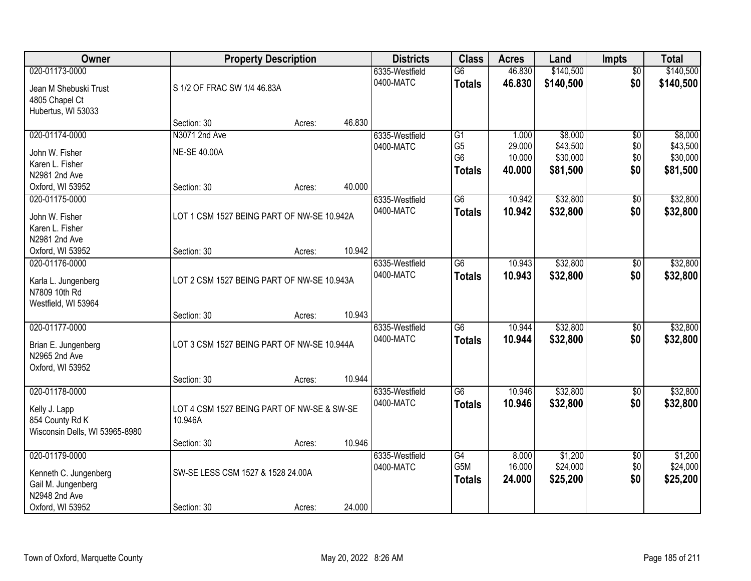| Owner | Property Description | | | Districts | Class | Acres | Land | Impts | Total |
|---|---|---|---|---|---|---|---|---|---|
| 020-01173-0000<br><br>Jean M Shebuski Trust<br>4805 Chapel Ct<br>Hubertus, WI 53033 | S 1/2 OF FRAC SW 1/4 46.83A<br><br>Section: 30 | Acres: | 46.830 | 6335-Westfield<br>0400-MATC | G6<br>**Totals** | 46.830<br>**46.830** | $140,500<br>**$140,500** | $0<br>**$0** | $140,500<br>**$140,500** |
| 020-01174-0000<br><br>John W. Fisher<br>Karen L. Fisher<br>N2981 2nd Ave<br>Oxford, WI 53952 | N3071 2nd Ave<br>NE-SE 40.00A<br><br>Section: 30 | Acres: | 40.000 | 6335-Westfield<br>0400-MATC | G1<br>G5<br>G6<br>**Totals** | 1.000<br>29.000<br>10.000<br>**40.000** | $8,000<br>$43,500<br>$30,000<br>**$81,500** | $0<br>$0<br>$0<br>**$0** | $8,000<br>$43,500<br>$30,000<br>**$81,500** |
| 020-01175-0000<br><br>John W. Fisher<br>Karen L. Fisher<br>N2981 2nd Ave<br>Oxford, WI 53952 | LOT 1 CSM 1527 BEING PART OF NW-SE 10.942A<br><br>Section: 30 | Acres: | 10.942 | 6335-Westfield<br>0400-MATC | G6<br>**Totals** | 10.942<br>**10.942** | $32,800<br>**$32,800** | $0<br>**$0** | $32,800<br>**$32,800** |
| 020-01176-0000<br><br>Karla L. Jungenberg<br>N7809 10th Rd<br>Westfield, WI 53964 | LOT 2 CSM 1527 BEING PART OF NW-SE 10.943A<br><br>Section: 30 | Acres: | 10.943 | 6335-Westfield<br>0400-MATC | G6<br>**Totals** | 10.943<br>**10.943** | $32,800<br>**$32,800** | $0<br>**$0** | $32,800<br>**$32,800** |
| 020-01177-0000<br><br>Brian E. Jungenberg<br>N2965 2nd Ave<br>Oxford, WI 53952 | LOT 3 CSM 1527 BEING PART OF NW-SE 10.944A<br><br>Section: 30 | Acres: | 10.944 | 6335-Westfield<br>0400-MATC | G6<br>**Totals** | 10.944<br>**10.944** | $32,800<br>**$32,800** | $0<br>**$0** | $32,800<br>**$32,800** |
| 020-01178-0000<br><br>Kelly J. Lapp<br>854 County Rd K<br>Wisconsin Dells, WI 53965-8980 | LOT 4 CSM 1527 BEING PART OF NW-SE & SW-SE 10.946A<br><br>Section: 30 | Acres: | 10.946 | 6335-Westfield<br>0400-MATC | G6<br>**Totals** | 10.946<br>**10.946** | $32,800<br>**$32,800** | $0<br>**$0** | $32,800<br>**$32,800** |
| 020-01179-0000<br><br>Kenneth C. Jungenberg<br>Gail M. Jungenberg<br>N2948 2nd Ave<br>Oxford, WI 53952 | SW-SE LESS CSM 1527 & 1528 24.00A<br><br>Section: 30 | Acres: | 24.000 | 6335-Westfield<br>0400-MATC | G4<br>G5M<br>**Totals** | 8.000<br>16.000<br>**24.000** | $1,200<br>$24,000<br>**$25,200** | $0<br>$0<br>**$0** | $1,200<br>$24,000<br>**$25,200** |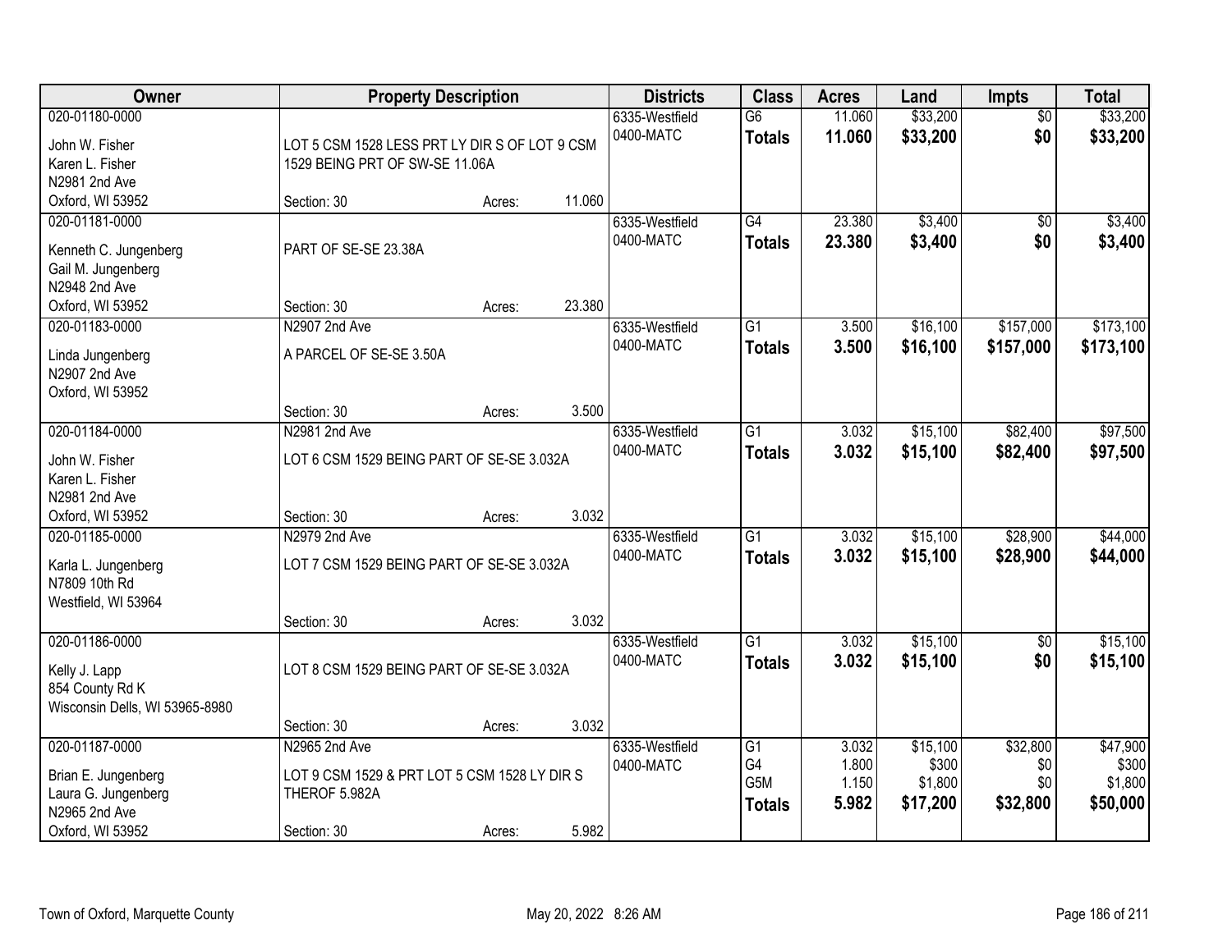| Owner | Property Description | Districts | Class | Acres | Land | Impts | Total |
|---|---|---|---|---|---|---|---|
| 020-01180-0000<br>John W. Fisher<br>Karen L. Fisher<br>N2981 2nd Ave<br>Oxford, WI 53952 | LOT 5 CSM 1528 LESS PRT LY DIR S OF LOT 9 CSM 1529 BEING PRT OF SW-SE 11.06A<br>Section: 30 Acres: 11.060 | 6335-Westfield<br>0400-MATC | G6<br>**Totals** | 11.060<br>**11.060** | $33,200<br>**$33,200** | $0<br>**$0** | $33,200<br>**$33,200** |
| 020-01181-0000<br>Kenneth C. Jungenberg<br>Gail M. Jungenberg<br>N2948 2nd Ave<br>Oxford, WI 53952 | PART OF SE-SE 23.38A<br>Section: 30 Acres: 23.380 | 6335-Westfield<br>0400-MATC | G4<br>**Totals** | 23.380<br>**23.380** | $3,400<br>**$3,400** | $0<br>**$0** | $3,400<br>**$3,400** |
| 020-01183-0000<br>Linda Jungenberg<br>N2907 2nd Ave<br>Oxford, WI 53952 | N2907 2nd Ave<br>A PARCEL OF SE-SE 3.50A<br>Section: 30 Acres: 3.500 | 6335-Westfield<br>0400-MATC | G1<br>**Totals** | 3.500<br>**3.500** | $16,100<br>**$16,100** | $157,000<br>**$157,000** | $173,100<br>**$173,100** |
| 020-01184-0000<br>John W. Fisher<br>Karen L. Fisher<br>N2981 2nd Ave<br>Oxford, WI 53952 | N2981 2nd Ave<br>LOT 6 CSM 1529 BEING PART OF SE-SE 3.032A<br>Section: 30 Acres: 3.032 | 6335-Westfield<br>0400-MATC | G1<br>**Totals** | 3.032<br>**3.032** | $15,100<br>**$15,100** | $82,400<br>**$82,400** | $97,500<br>**$97,500** |
| 020-01185-0000<br>Karla L. Jungenberg<br>N7809 10th Rd<br>Westfield, WI 53964 | N2979 2nd Ave<br>LOT 7 CSM 1529 BEING PART OF SE-SE 3.032A<br>Section: 30 Acres: 3.032 | 6335-Westfield<br>0400-MATC | G1<br>**Totals** | 3.032<br>**3.032** | $15,100<br>**$15,100** | $28,900<br>**$28,900** | $44,000<br>**$44,000** |
| 020-01186-0000<br>Kelly J. Lapp<br>854 County Rd K<br>Wisconsin Dells, WI 53965-8980 | LOT 8 CSM 1529 BEING PART OF SE-SE 3.032A<br>Section: 30 Acres: 3.032 | 6335-Westfield<br>0400-MATC | G1<br>**Totals** | 3.032<br>**3.032** | $15,100<br>**$15,100** | $0<br>**$0** | $15,100<br>**$15,100** |
| 020-01187-0000<br>Brian E. Jungenberg<br>Laura G. Jungenberg<br>N2965 2nd Ave<br>Oxford, WI 53952 | N2965 2nd Ave<br>LOT 9 CSM 1529 & PRT LOT 5 CSM 1528 LY DIR S THEROF 5.982A<br>Section: 30 Acres: 5.982 | 6335-Westfield<br>0400-MATC | G1<br>G4<br>G5M<br>**Totals** | 3.032<br>1.800<br>1.150<br>**5.982** | $15,100<br>$300<br>$1,800<br>**$17,200** | $32,800<br>$0<br>$0<br>**$32,800** | $47,900<br>$300<br>$1,800<br>**$50,000** |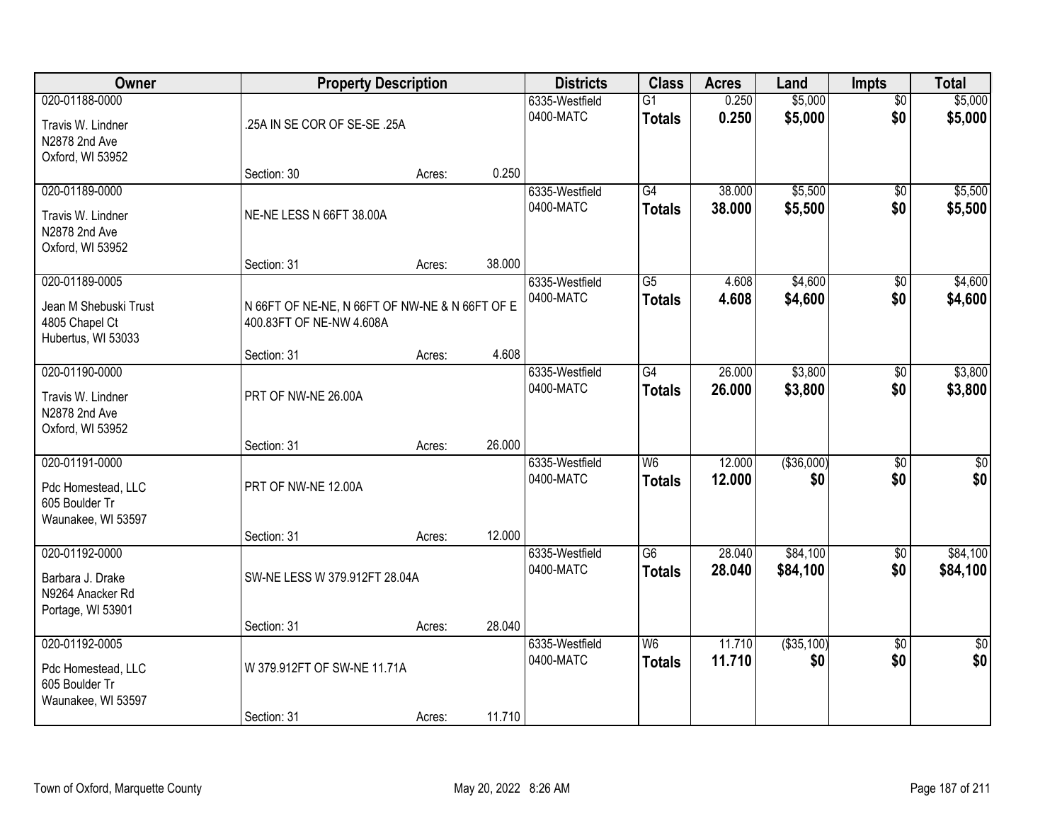| Owner | Property Description | | | Districts | Class | Acres | Land | Impts | Total |
|---|---|---|---|---|---|---|---|---|---|
| 020-01188-0000<br>Travis W. Lindner<br>N2878 2nd Ave<br>Oxford, WI 53952 | .25A IN SE COR OF SE-SE .25A | | | 6335-Westfield<br>0400-MATC | G1<br>**Totals** | 0.250<br>**0.250** | $5,000<br>**$5,000** | $0<br>**$0** | $5,000<br>**$5,000** |
| | Section: 30 | Acres: | 0.250 | | | | | | |
| 020-01189-0000<br>Travis W. Lindner<br>N2878 2nd Ave<br>Oxford, WI 53952 | NE-NE LESS N 66FT 38.00A | | | 6335-Westfield<br>0400-MATC | G4<br>**Totals** | 38.000<br>**38.000** | $5,500<br>**$5,500** | $0<br>**$0** | $5,500<br>**$5,500** |
| | Section: 31 | Acres: | 38.000 | | | | | | |
| 020-01189-0005<br>Jean M Shebuski Trust<br>4805 Chapel Ct<br>Hubertus, WI 53033 | N 66FT OF NE-NE, N 66FT OF NW-NE & N 66FT OF E 400.83FT OF NE-NW 4.608A | | | 6335-Westfield<br>0400-MATC | G5<br>**Totals** | 4.608<br>**4.608** | $4,600<br>**$4,600** | $0<br>**$0** | $4,600<br>**$4,600** |
| | Section: 31 | Acres: | 4.608 | | | | | | |
| 020-01190-0000<br>Travis W. Lindner<br>N2878 2nd Ave<br>Oxford, WI 53952 | PRT OF NW-NE 26.00A | | | 6335-Westfield<br>0400-MATC | G4<br>**Totals** | 26.000<br>**26.000** | $3,800<br>**$3,800** | $0<br>**$0** | $3,800<br>**$3,800** |
| | Section: 31 | Acres: | 26.000 | | | | | | |
| 020-01191-0000<br>Pdc Homestead, LLC<br>605 Boulder Tr<br>Waunakee, WI 53597 | PRT OF NW-NE 12.00A | | | 6335-Westfield<br>0400-MATC | W6<br>**Totals** | 12.000<br>**12.000** | ($36,000)<br>**$0** | $0<br>**$0** | $0<br>**$0** |
| | Section: 31 | Acres: | 12.000 | | | | | | |
| 020-01192-0000<br>Barbara J. Drake<br>N9264 Anacker Rd<br>Portage, WI 53901 | SW-NE LESS W 379.912FT 28.04A | | | 6335-Westfield<br>0400-MATC | G6<br>**Totals** | 28.040<br>**28.040** | $84,100<br>**$84,100** | $0<br>**$0** | $84,100<br>**$84,100** |
| | Section: 31 | Acres: | 28.040 | | | | | | |
| 020-01192-0005<br>Pdc Homestead, LLC<br>605 Boulder Tr<br>Waunakee, WI 53597 | W 379.912FT OF SW-NE 11.71A | | | 6335-Westfield<br>0400-MATC | W6<br>**Totals** | 11.710<br>**11.710** | ($35,100)<br>**$0** | $0<br>**$0** | $0<br>**$0** |
| | Section: 31 | Acres: | 11.710 | | | | | | |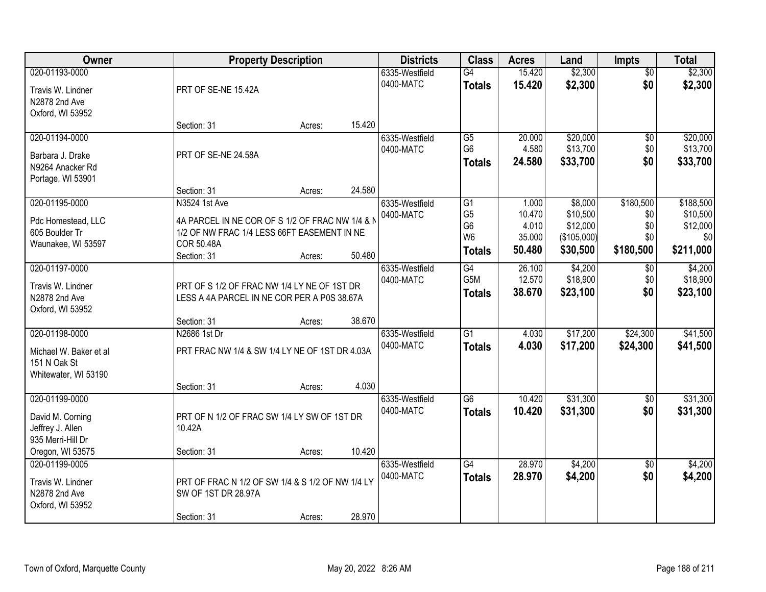| Owner | Property Description | Districts | Class | Acres | Land | Impts | Total |
|---|---|---|---|---|---|---|---|
| 020-01193-0000<br>Travis W. Lindner<br>N2878 2nd Ave<br>Oxford, WI 53952 | PRT OF SE-NE 15.42A<br>Section: 31 Acres: 15.420 | 6335-Westfield<br>0400-MATC | G4<br>**Totals** | 15.420<br>**15.420** | $2,300<br>**$2,300** | $0<br>**$0** | $2,300<br>**$2,300** |
| 020-01194-0000<br>Barbara J. Drake<br>N9264 Anacker Rd<br>Portage, WI 53901 | PRT OF SE-NE 24.58A<br>Section: 31 Acres: 24.580 | 6335-Westfield<br>0400-MATC | G5<br>G6<br>**Totals** | 20.000<br>4.580<br>**24.580** | $20,000<br>$13,700<br>**$33,700** | $0<br>$0<br>**$0** | $20,000<br>$13,700<br>**$33,700** |
| 020-01195-0000<br>Pdc Homestead, LLC<br>605 Boulder Tr<br>Waunakee, WI 53597 | N3524 1st Ave<br>4A PARCEL IN NE COR OF S 1/2 OF FRAC NW 1/4 & N 1/2 OF NW FRAC 1/4 LESS 66FT EASEMENT IN NE COR 50.48A<br>Section: 31 Acres: 50.480 | 6335-Westfield<br>0400-MATC | G1<br>G5<br>G6<br>W6<br>**Totals** | 1.000<br>10.470<br>4.010<br>35.000<br>**50.480** | $8,000<br>$10,500<br>$12,000<br>($105,000)<br>**$30,500** | $180,500<br>$0<br>$0<br>$0<br>**$180,500** | $188,500<br>$10,500<br>$12,000<br>$0<br>**$211,000** |
| 020-01197-0000<br>Travis W. Lindner<br>N2878 2nd Ave<br>Oxford, WI 53952 | PRT OF S 1/2 OF FRAC NW 1/4 LY NE OF 1ST DR LESS A 4A PARCEL IN NE COR PER A P0S 38.67A<br>Section: 31 Acres: 38.670 | 6335-Westfield<br>0400-MATC | G4<br>G5M<br>**Totals** | 26.100<br>12.570<br>**38.670** | $4,200<br>$18,900<br>**$23,100** | $0<br>$0<br>**$0** | $4,200<br>$18,900<br>**$23,100** |
| 020-01198-0000<br>Michael W. Baker et al<br>151 N Oak St<br>Whitewater, WI 53190 | N2686 1st Dr<br>PRT FRAC NW 1/4 & SW 1/4 LY NE OF 1ST DR 4.03A<br>Section: 31 Acres: 4.030 | 6335-Westfield<br>0400-MATC | G1<br>**Totals** | 4.030<br>**4.030** | $17,200<br>**$17,200** | $24,300<br>**$24,300** | $41,500<br>**$41,500** |
| 020-01199-0000<br>David M. Corning<br>Jeffrey J. Allen<br>935 Merri-Hill Dr<br>Oregon, WI 53575 | PRT OF N 1/2 OF FRAC SW 1/4 LY SW OF 1ST DR 10.42A<br>Section: 31 Acres: 10.420 | 6335-Westfield<br>0400-MATC | G6<br>**Totals** | 10.420<br>**10.420** | $31,300<br>**$31,300** | $0<br>**$0** | $31,300<br>**$31,300** |
| 020-01199-0005<br>Travis W. Lindner<br>N2878 2nd Ave<br>Oxford, WI 53952 | PRT OF FRAC N 1/2 OF SW 1/4 & S 1/2 OF NW 1/4 LY SW OF 1ST DR 28.97A<br>Section: 31 Acres: 28.970 | 6335-Westfield<br>0400-MATC | G4<br>**Totals** | 28.970<br>**28.970** | $4,200<br>**$4,200** | $0<br>**$0** | $4,200<br>**$4,200** |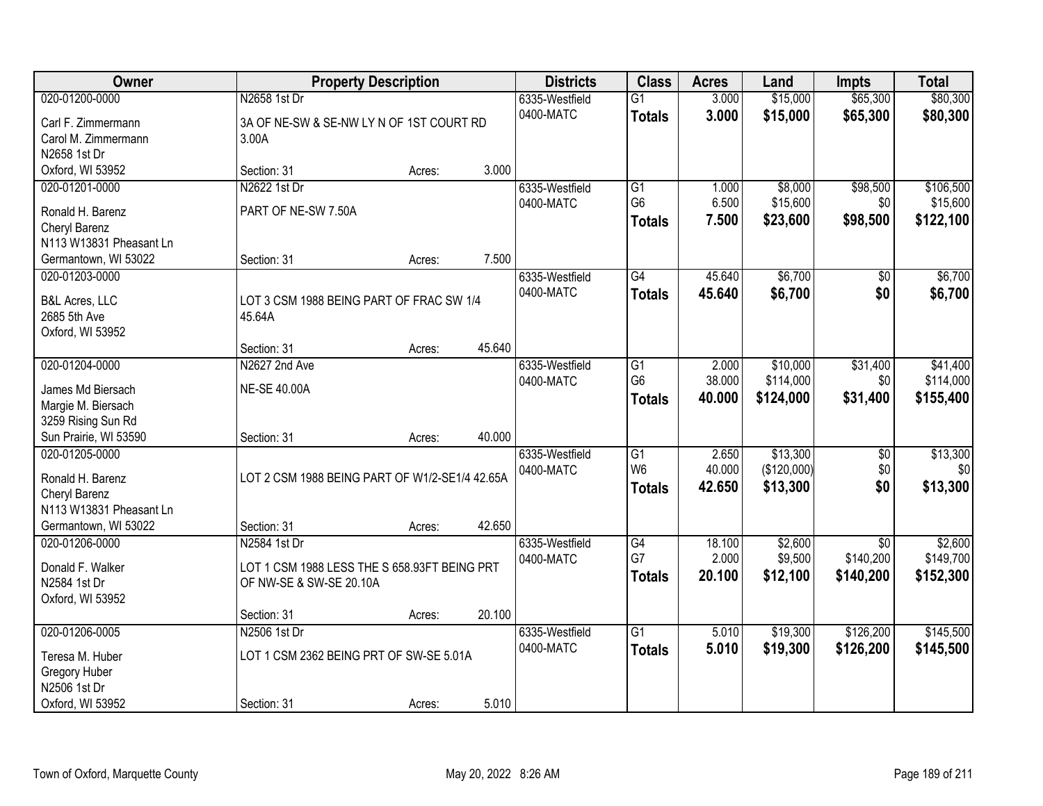| Owner | Property Description | | | Districts | Class | Acres | Land | Impts | Total |
|---|---|---|---|---|---|---|---|---|---|
| 020-01200-0000 | N2658 1st Dr | | | 6335-Westfield | G1 | 3.000 | $15,000 | $65,300 | $80,300 |
| Carl F. Zimmermann<br>Carol M. Zimmermann<br>N2658 1st Dr<br>Oxford, WI 53952 | 3A OF NE-SW & SE-NW LY N OF 1ST COURT RD 3.00A<br>Section: 31 | Acres: | 3.000 | 0400-MATC | **Totals** | **3.000** | **$15,000** | **$65,300** | **$80,300** |
| 020-01201-0000 | N2622 1st Dr | | | 6335-Westfield | G1 | 1.000 | $8,000 | $98,500 | $106,500 |
| Ronald H. Barenz<br>Cheryl Barenz<br>N113 W13831 Pheasant Ln<br>Germantown, WI 53022 | PART OF NE-SW 7.50A<br>Section: 31 | Acres: | 7.500 | 0400-MATC | G6 | 6.500 | $15,600 | $0 | $15,600 |
| | | | | | **Totals** | **7.500** | **$23,600** | **$98,500** | **$122,100** |
| 020-01203-0000 | | | | 6335-Westfield | G4 | 45.640 | $6,700 | $0 | $6,700 |
| B&L Acres, LLC<br>2685 5th Ave<br>Oxford, WI 53952 | LOT 3 CSM 1988 BEING PART OF FRAC SW 1/4 45.64A<br>Section: 31 | Acres: | 45.640 | 0400-MATC | **Totals** | **45.640** | **$6,700** | **$0** | **$6,700** |
| 020-01204-0000 | N2627 2nd Ave | | | 6335-Westfield | G1 | 2.000 | $10,000 | $31,400 | $41,400 |
| James Md Biersach<br>Margie M. Biersach<br>3259 Rising Sun Rd<br>Sun Prairie, WI 53590 | NE-SE 40.00A<br>Section: 31 | Acres: | 40.000 | 0400-MATC | G6 | 38.000 | $114,000 | $0 | $114,000 |
| | | | | | **Totals** | **40.000** | **$124,000** | **$31,400** | **$155,400** |
| 020-01205-0000 | | | | 6335-Westfield | G1 | 2.650 | $13,300 | $0 | $13,300 |
| Ronald H. Barenz<br>Cheryl Barenz<br>N113 W13831 Pheasant Ln<br>Germantown, WI 53022 | LOT 2 CSM 1988 BEING PART OF W1/2-SE1/4 42.65A<br>Section: 31 | Acres: | 42.650 | 0400-MATC | W6 | 40.000 | ($120,000) | $0 | $0 |
| | | | | | **Totals** | **42.650** | **$13,300** | **$0** | **$13,300** |
| 020-01206-0000 | N2584 1st Dr | | | 6335-Westfield | G4 | 18.100 | $2,600 | $0 | $2,600 |
| Donald F. Walker<br>N2584 1st Dr<br>Oxford, WI 53952 | LOT 1 CSM 1988 LESS THE S 658.93FT BEING PRT OF NW-SE & SW-SE 20.10A<br>Section: 31 | Acres: | 20.100 | 0400-MATC | G7 | 2.000 | $9,500 | $140,200 | $149,700 |
| | | | | | **Totals** | **20.100** | **$12,100** | **$140,200** | **$152,300** |
| 020-01206-0005 | N2506 1st Dr | | | 6335-Westfield | G1 | 5.010 | $19,300 | $126,200 | $145,500 |
| Teresa M. Huber<br>Gregory Huber<br>N2506 1st Dr<br>Oxford, WI 53952 | LOT 1 CSM 2362 BEING PRT OF SW-SE 5.01A<br>Section: 31 | Acres: | 5.010 | 0400-MATC | **Totals** | **5.010** | **$19,300** | **$126,200** | **$145,500** |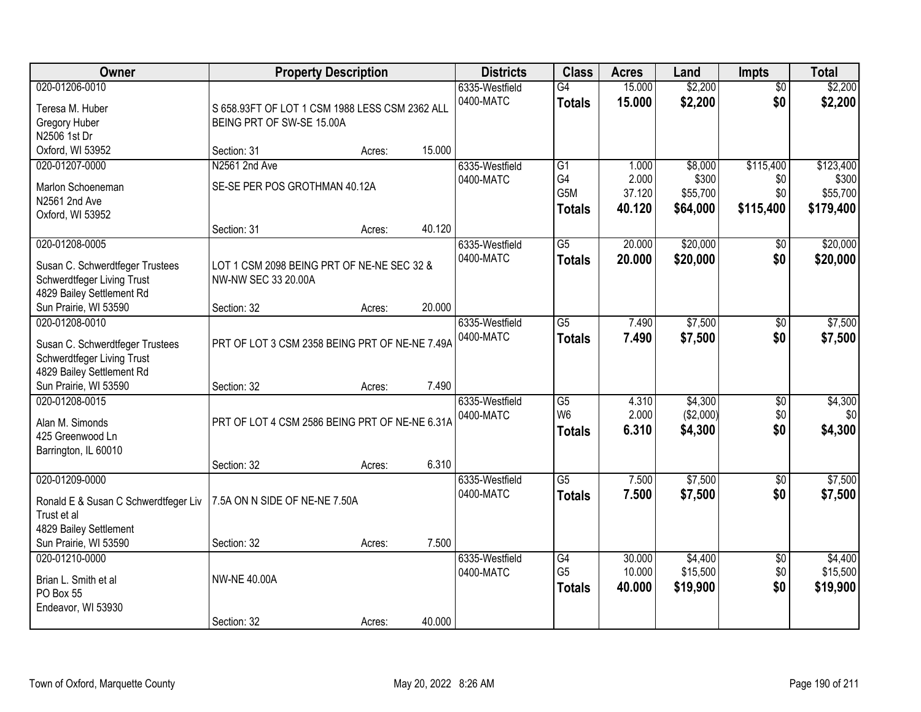| Owner | Property Description | Districts | Class | Acres | Land | Impts | Total |
|---|---|---|---|---|---|---|---|
| 020-01206-0010<br>Teresa M. Huber<br>Gregory Huber<br>N2506 1st Dr<br>Oxford, WI 53952 | S 658.93FT OF LOT 1 CSM 1988 LESS CSM 2362 ALL BEING PRT OF SW-SE 15.00A<br>Section: 31 Acres: 15.000 | 6335-Westfield<br>0400-MATC | G4<br>**Totals** | 15.000<br>**15.000** | $2,200<br>**$2,200** | $0<br>**$0** | $2,200<br>**$2,200** |
| 020-01207-0000<br>Marlon Schoeneman<br>N2561 2nd Ave<br>Oxford, WI 53952 | N2561 2nd Ave<br>SE-SE PER POS GROTHMAN 40.12A<br>Section: 31 Acres: 40.120 | 6335-Westfield<br>0400-MATC | G1<br>G4<br>G5M<br>**Totals** | 1.000<br>2.000<br>37.120<br>**40.120** | $8,000<br>$300<br>$55,700<br>**$64,000** | $115,400<br>$0<br>$0<br>**$115,400** | $123,400<br>$300<br>$55,700<br>**$179,400** |
| 020-01208-0005<br>Susan C. Schwerdtfeger Trustees<br>Schwerdtfeger Living Trust<br>4829 Bailey Settlement Rd<br>Sun Prairie, WI 53590 | LOT 1 CSM 2098 BEING PRT OF NE-NE SEC 32 & NW-NW SEC 33 20.00A<br>Section: 32 Acres: 20.000 | 6335-Westfield<br>0400-MATC | G5<br>**Totals** | 20.000<br>**20.000** | $20,000<br>**$20,000** | $0<br>**$0** | $20,000<br>**$20,000** |
| 020-01208-0010<br>Susan C. Schwerdtfeger Trustees<br>Schwerdtfeger Living Trust<br>4829 Bailey Settlement Rd<br>Sun Prairie, WI 53590 | PRT OF LOT 3 CSM 2358 BEING PRT OF NE-NE 7.49A<br>Section: 32 Acres: 7.490 | 6335-Westfield<br>0400-MATC | G5<br>**Totals** | 7.490<br>**7.490** | $7,500<br>**$7,500** | $0<br>**$0** | $7,500<br>**$7,500** |
| 020-01208-0015<br>Alan M. Simonds<br>425 Greenwood Ln<br>Barrington, IL 60010 | PRT OF LOT 4 CSM 2586 BEING PRT OF NE-NE 6.31A<br>Section: 32 Acres: 6.310 | 6335-Westfield<br>0400-MATC | G5<br>W6<br>**Totals** | 4.310<br>2.000<br>**6.310** | $4,300<br>($2,000)<br>**$4,300** | $0<br>$0<br>**$0** | $4,300<br>$0<br>**$4,300** |
| 020-01209-0000<br>Ronald E & Susan C Schwerdtfeger Liv Trust et al<br>4829 Bailey Settlement<br>Sun Prairie, WI 53590 | 7.5A ON N SIDE OF NE-NE 7.50A<br>Section: 32 Acres: 7.500 | 6335-Westfield<br>0400-MATC | G5<br>**Totals** | 7.500<br>**7.500** | $7,500<br>**$7,500** | $0<br>**$0** | $7,500<br>**$7,500** |
| 020-01210-0000<br>Brian L. Smith et al<br>PO Box 55<br>Endeavor, WI 53930 | NW-NE 40.00A<br>Section: 32 Acres: 40.000 | 6335-Westfield<br>0400-MATC | G4<br>G5<br>**Totals** | 30.000<br>10.000<br>**40.000** | $4,400<br>$15,500<br>**$19,900** | $0<br>$0<br>**$0** | $4,400<br>$15,500<br>**$19,900** |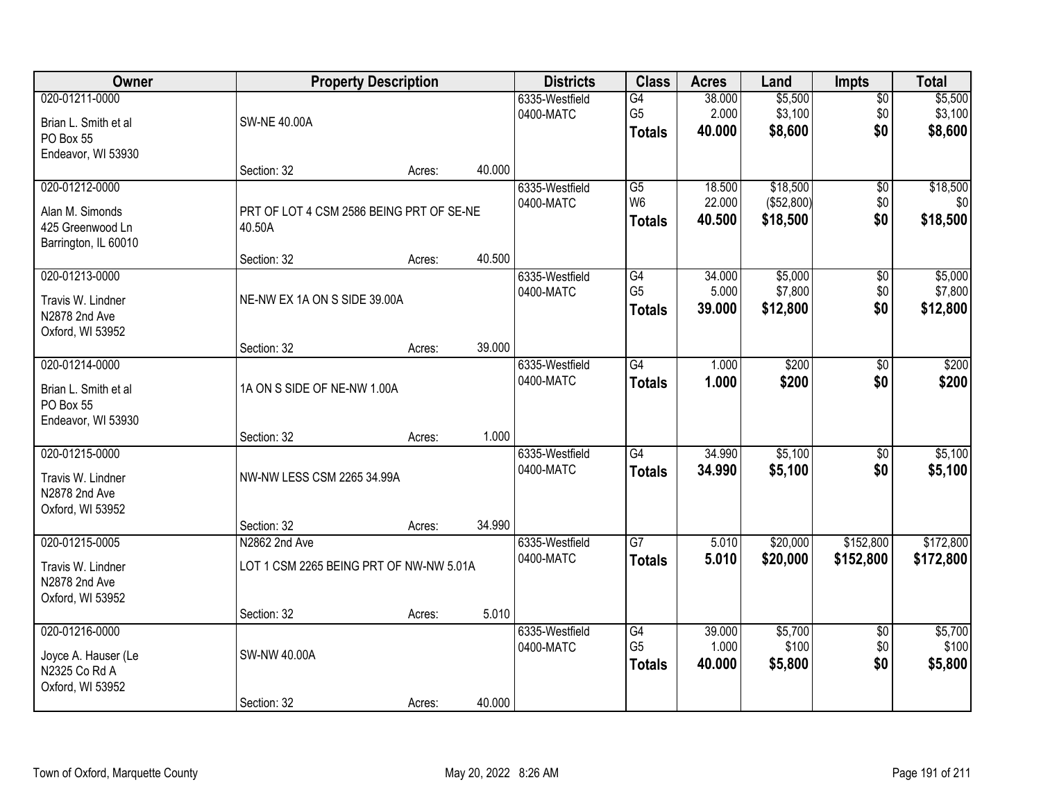| Owner | Property Description | | | Districts | Class | Acres | Land | Impts | Total |
|---|---|---|---|---|---|---|---|---|---|
| 020-01211-0000<br>Brian L. Smith et al<br>PO Box 55<br>Endeavor, WI 53930 | SW-NE 40.00A<br><br>Section: 32 | Acres: | 40.000 | 6335-Westfield<br>0400-MATC | G4<br>G5<br>**Totals** | 38.000<br>2.000<br>**40.000** | $5,500<br>$3,100<br>**$8,600** | $0<br>$0<br>**$0** | $5,500<br>$3,100<br>**$8,600** |
| 020-01212-0000<br>Alan M. Simonds<br>425 Greenwood Ln<br>Barrington, IL 60010 | PRT OF LOT 4 CSM 2586 BEING PRT OF SE-NE 40.50A<br><br>Section: 32 | Acres: | 40.500 | 6335-Westfield<br>0400-MATC | G5<br>W6<br>**Totals** | 18.500<br>22.000<br>**40.500** | $18,500<br>($52,800)<br>**$18,500** | $0<br>$0<br>**$0** | $18,500<br>$0<br>**$18,500** |
| 020-01213-0000<br>Travis W. Lindner<br>N2878 2nd Ave<br>Oxford, WI 53952 | NE-NW EX 1A ON S SIDE 39.00A<br><br>Section: 32 | Acres: | 39.000 | 6335-Westfield<br>0400-MATC | G4<br>G5<br>**Totals** | 34.000<br>5.000<br>**39.000** | $5,000<br>$7,800<br>**$12,800** | $0<br>$0<br>**$0** | $5,000<br>$7,800<br>**$12,800** |
| 020-01214-0000<br>Brian L. Smith et al<br>PO Box 55<br>Endeavor, WI 53930 | 1A ON S SIDE OF NE-NW 1.00A<br><br>Section: 32 | Acres: | 1.000 | 6335-Westfield<br>0400-MATC | G4<br>**Totals** | 1.000<br>**1.000** | $200<br>**$200** | $0<br>**$0** | $200<br>**$200** |
| 020-01215-0000<br>Travis W. Lindner<br>N2878 2nd Ave<br>Oxford, WI 53952 | NW-NW LESS CSM 2265 34.99A<br><br>Section: 32 | Acres: | 34.990 | 6335-Westfield<br>0400-MATC | G4<br>**Totals** | 34.990<br>**34.990** | $5,100<br>**$5,100** | $0<br>**$0** | $5,100<br>**$5,100** |
| 020-01215-0005<br>Travis W. Lindner<br>N2878 2nd Ave<br>Oxford, WI 53952 | N2862 2nd Ave<br>LOT 1 CSM 2265 BEING PRT OF NW-NW 5.01A<br><br>Section: 32 | Acres: | 5.010 | 6335-Westfield<br>0400-MATC | G7<br>**Totals** | 5.010<br>**5.010** | $20,000<br>**$20,000** | $152,800<br>**$152,800** | $172,800<br>**$172,800** |
| 020-01216-0000<br>Joyce A. Hauser (Le<br>N2325 Co Rd A<br>Oxford, WI 53952 | SW-NW 40.00A<br><br>Section: 32 | Acres: | 40.000 | 6335-Westfield<br>0400-MATC | G4<br>G5<br>**Totals** | 39.000<br>1.000<br>**40.000** | $5,700<br>$100<br>**$5,800** | $0<br>$0<br>**$0** | $5,700<br>$100<br>**$5,800** |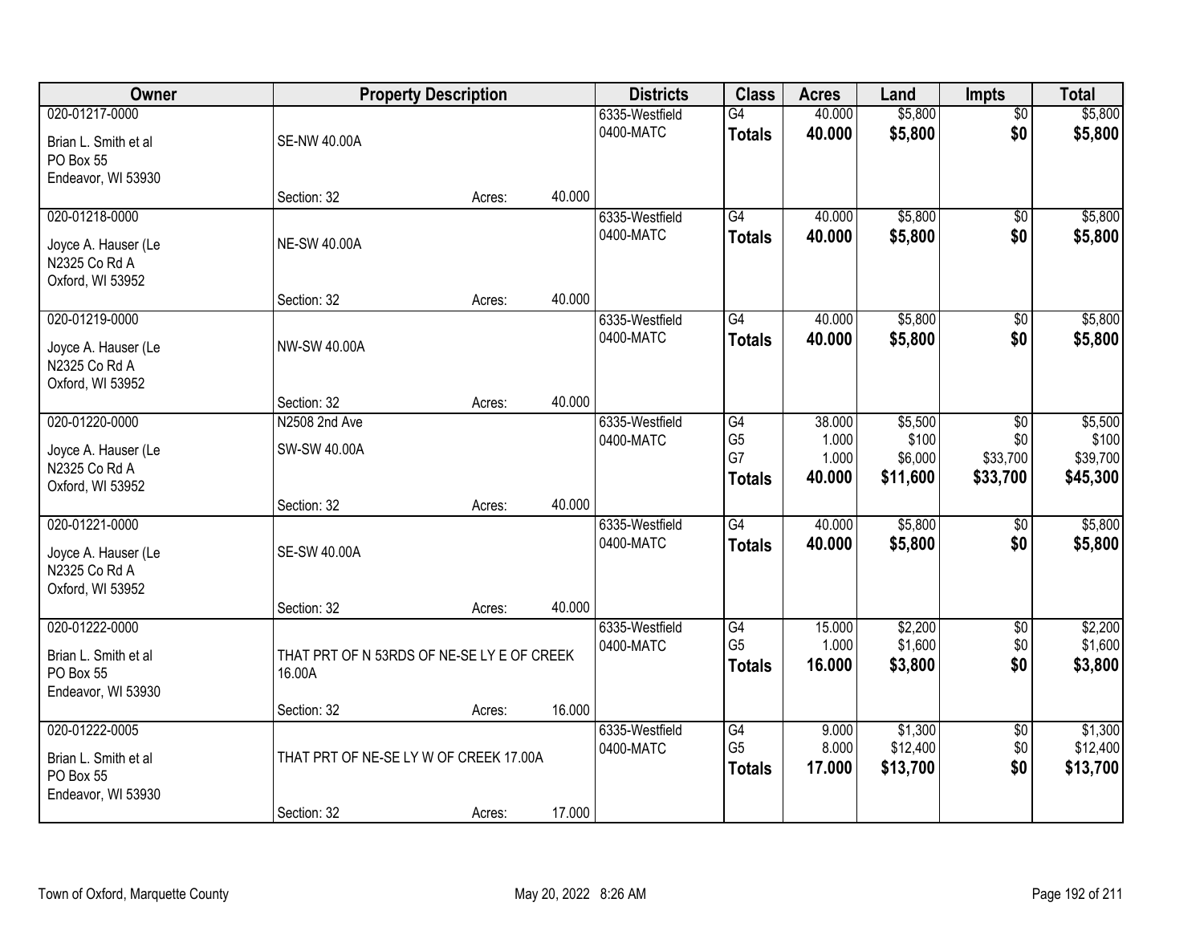| Owner | Property Description | | | Districts | Class | Acres | Land | Impts | Total |
|---|---|---|---|---|---|---|---|---|---|
| 020-01217-0000 | | | | 6335-Westfield | G4 | 40.000 | $5,800 | $0 | $5,800 |
| Brian L. Smith et al<br>PO Box 55<br>Endeavor, WI 53930 | SE-NW 40.00A | | | 0400-MATC | **Totals** | **40.000** | **$5,800** | **$0** | **$5,800** |
| | Section: 32 | Acres: | 40.000 | | | | | | |
| 020-01218-0000 | | | | 6335-Westfield | G4 | 40.000 | $5,800 | $0 | $5,800 |
| Joyce A. Hauser (Le<br>N2325 Co Rd A<br>Oxford, WI 53952 | NE-SW 40.00A | | | 0400-MATC | **Totals** | **40.000** | **$5,800** | **$0** | **$5,800** |
| | Section: 32 | Acres: | 40.000 | | | | | | |
| 020-01219-0000 | | | | 6335-Westfield | G4 | 40.000 | $5,800 | $0 | $5,800 |
| Joyce A. Hauser (Le<br>N2325 Co Rd A<br>Oxford, WI 53952 | NW-SW 40.00A | | | 0400-MATC | **Totals** | **40.000** | **$5,800** | **$0** | **$5,800** |
| | Section: 32 | Acres: | 40.000 | | | | | | |
| 020-01220-0000 | N2508 2nd Ave | | | 6335-Westfield | G4 | 38.000 | $5,500 | $0 | $5,500 |
| Joyce A. Hauser (Le<br>N2325 Co Rd A<br>Oxford, WI 53952 | SW-SW 40.00A | | | 0400-MATC | G5 | 1.000 | $100 | $0 | $100 |
| | | | | | G7 | 1.000 | $6,000 | $33,700 | $39,700 |
| | | | | | **Totals** | **40.000** | **$11,600** | **$33,700** | **$45,300** |
| | Section: 32 | Acres: | 40.000 | | | | | | |
| 020-01221-0000 | | | | 6335-Westfield | G4 | 40.000 | $5,800 | $0 | $5,800 |
| Joyce A. Hauser (Le<br>N2325 Co Rd A<br>Oxford, WI 53952 | SE-SW 40.00A | | | 0400-MATC | **Totals** | **40.000** | **$5,800** | **$0** | **$5,800** |
| | Section: 32 | Acres: | 40.000 | | | | | | |
| 020-01222-0000 | | | | 6335-Westfield | G4 | 15.000 | $2,200 | $0 | $2,200 |
| Brian L. Smith et al<br>PO Box 55<br>Endeavor, WI 53930 | THAT PRT OF N 53RDS OF NE-SE LY E OF CREEK 16.00A | | | 0400-MATC | G5 | 1.000 | $1,600 | $0 | $1,600 |
| | | | | | **Totals** | **16.000** | **$3,800** | **$0** | **$3,800** |
| | Section: 32 | Acres: | 16.000 | | | | | | |
| 020-01222-0005 | | | | 6335-Westfield | G4 | 9.000 | $1,300 | $0 | $1,300 |
| Brian L. Smith et al<br>PO Box 55<br>Endeavor, WI 53930 | THAT PRT OF NE-SE LY W OF CREEK 17.00A | | | 0400-MATC | G5 | 8.000 | $12,400 | $0 | $12,400 |
| | | | | | **Totals** | **17.000** | **$13,700** | **$0** | **$13,700** |
| | Section: 32 | Acres: | 17.000 | | | | | | |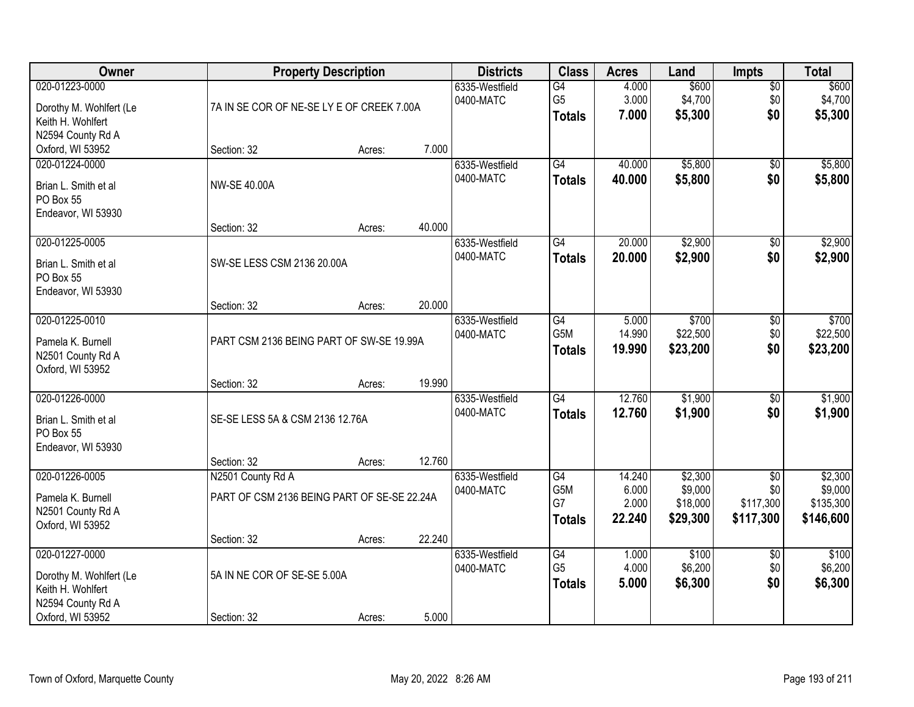| Owner | Property Description | Districts | Class | Acres | Land | Impts | Total |
|---|---|---|---|---|---|---|---|
| 020-01223-0000<br>Dorothy M. Wohlfert (Le<br>Keith H. Wohlfert<br>N2594 County Rd A<br>Oxford, WI 53952 | 7A IN SE COR OF NE-SE LY E OF CREEK 7.00A<br>Section: 32 Acres: 7.000 | 6335-Westfield<br>0400-MATC | G4<br>G5<br>**Totals** | 4.000<br>3.000<br>**7.000** | $600<br>$4,700<br>**$5,300** | $0<br>$0<br>**$0** | $600<br>$4,700<br>**$5,300** |
| 020-01224-0000<br>Brian L. Smith et al<br>PO Box 55<br>Endeavor, WI 53930 | NW-SE 40.00A<br>Section: 32 Acres: 40.000 | 6335-Westfield<br>0400-MATC | G4<br>**Totals** | 40.000<br>**40.000** | $5,800<br>**$5,800** | $0<br>**$0** | $5,800<br>**$5,800** |
| 020-01225-0005<br>Brian L. Smith et al<br>PO Box 55<br>Endeavor, WI 53930 | SW-SE LESS CSM 2136 20.00A<br>Section: 32 Acres: 20.000 | 6335-Westfield<br>0400-MATC | G4<br>**Totals** | 20.000<br>**20.000** | $2,900<br>**$2,900** | $0<br>**$0** | $2,900<br>**$2,900** |
| 020-01225-0010<br>Pamela K. Burnell<br>N2501 County Rd A<br>Oxford, WI 53952 | PART CSM 2136 BEING PART OF SW-SE 19.99A<br>Section: 32 Acres: 19.990 | 6335-Westfield<br>0400-MATC | G4<br>G5M<br>**Totals** | 5.000<br>14.990<br>**19.990** | $700<br>$22,500<br>**$23,200** | $0<br>$0<br>**$0** | $700<br>$22,500<br>**$23,200** |
| 020-01226-0000<br>Brian L. Smith et al<br>PO Box 55<br>Endeavor, WI 53930 | SE-SE LESS 5A & CSM 2136 12.76A<br>Section: 32 Acres: 12.760 | 6335-Westfield<br>0400-MATC | G4<br>**Totals** | 12.760<br>**12.760** | $1,900<br>**$1,900** | $0<br>**$0** | $1,900<br>**$1,900** |
| 020-01226-0005<br>Pamela K. Burnell<br>N2501 County Rd A<br>Oxford, WI 53952 | N2501 County Rd A<br>PART OF CSM 2136 BEING PART OF SE-SE 22.24A<br>Section: 32 Acres: 22.240 | 6335-Westfield<br>0400-MATC | G4<br>G5M<br>G7<br>**Totals** | 14.240<br>6.000<br>2.000<br>**22.240** | $2,300<br>$9,000<br>$18,000<br>**$29,300** | $0<br>$0<br>$117,300<br>**$117,300** | $2,300<br>$9,000<br>$135,300<br>**$146,600** |
| 020-01227-0000<br>Dorothy M. Wohlfert (Le<br>Keith H. Wohlfert<br>N2594 County Rd A<br>Oxford, WI 53952 | 5A IN NE COR OF SE-SE 5.00A<br>Section: 32 Acres: 5.000 | 6335-Westfield<br>0400-MATC | G4<br>G5<br>**Totals** | 1.000<br>4.000<br>**5.000** | $100<br>$6,200<br>**$6,300** | $0<br>$0<br>**$0** | $100<br>$6,200<br>**$6,300** |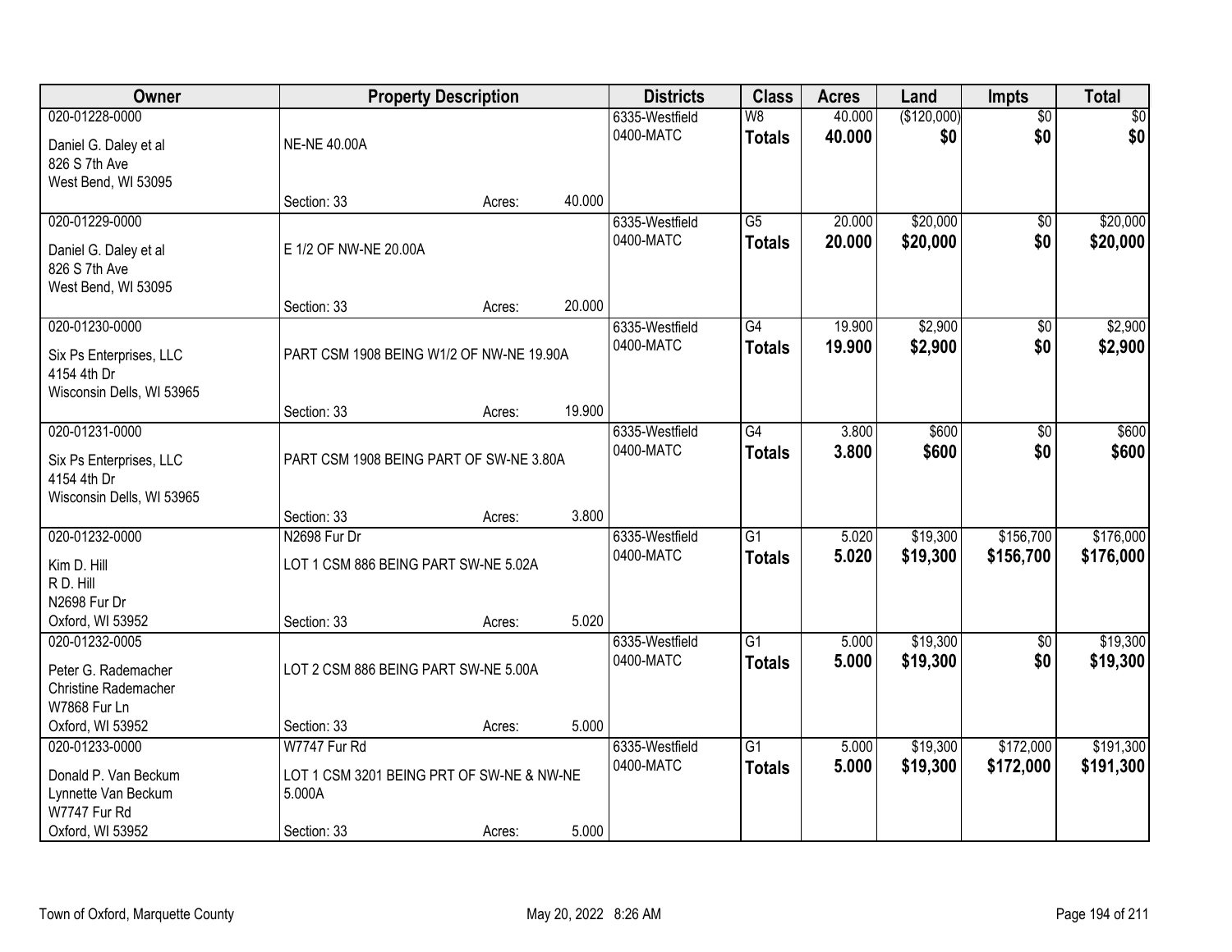| Owner | Property Description | | | Districts | Class | Acres | Land | Impts | Total |
|---|---|---|---|---|---|---|---|---|---|
| 020-01228-0000<br>Daniel G. Daley et al<br>826 S 7th Ave<br>West Bend, WI 53095 | NE-NE 40.00A<br>Section: 33 | Acres: | 40.000 | 6335-Westfield<br>0400-MATC | W8<br>**Totals** | 40.000<br>**40.000** | ($120,000)<br>**$0** | $0<br>**$0** | $0<br>**$0** |
| 020-01229-0000<br>Daniel G. Daley et al<br>826 S 7th Ave<br>West Bend, WI 53095 | E 1/2 OF NW-NE 20.00A<br>Section: 33 | Acres: | 20.000 | 6335-Westfield<br>0400-MATC | G5<br>**Totals** | 20.000<br>**20.000** | $20,000<br>**$20,000** | $0<br>**$0** | $20,000<br>**$20,000** |
| 020-01230-0000<br>Six Ps Enterprises, LLC<br>4154 4th Dr<br>Wisconsin Dells, WI 53965 | PART CSM 1908 BEING W1/2 OF NW-NE 19.90A<br>Section: 33 | Acres: | 19.900 | 6335-Westfield<br>0400-MATC | G4<br>**Totals** | 19.900<br>**19.900** | $2,900<br>**$2,900** | $0<br>**$0** | $2,900<br>**$2,900** |
| 020-01231-0000<br>Six Ps Enterprises, LLC<br>4154 4th Dr<br>Wisconsin Dells, WI 53965 | PART CSM 1908 BEING PART OF SW-NE 3.80A<br>Section: 33 | Acres: | 3.800 | 6335-Westfield<br>0400-MATC | G4<br>**Totals** | 3.800<br>**3.800** | $600<br>**$600** | $0<br>**$0** | $600<br>**$600** |
| 020-01232-0000<br>Kim D. Hill<br>R D. Hill<br>N2698 Fur Dr<br>Oxford, WI 53952 | N2698 Fur Dr<br>LOT 1 CSM 886 BEING PART SW-NE 5.02A<br>Section: 33 | Acres: | 5.020 | 6335-Westfield<br>0400-MATC | G1<br>**Totals** | 5.020<br>**5.020** | $19,300<br>**$19,300** | $156,700<br>**$156,700** | $176,000<br>**$176,000** |
| 020-01232-0005<br>Peter G. Rademacher<br>Christine Rademacher<br>W7868 Fur Ln<br>Oxford, WI 53952 | LOT 2 CSM 886 BEING PART SW-NE 5.00A<br>Section: 33 | Acres: | 5.000 | 6335-Westfield<br>0400-MATC | G1<br>**Totals** | 5.000<br>**5.000** | $19,300<br>**$19,300** | $0<br>**$0** | $19,300<br>**$19,300** |
| 020-01233-0000<br>Donald P. Van Beckum<br>Lynnette Van Beckum<br>W7747 Fur Rd<br>Oxford, WI 53952 | W7747 Fur Rd<br>LOT 1 CSM 3201 BEING PRT OF SW-NE & NW-NE 5.000A<br>Section: 33 | Acres: | 5.000 | 6335-Westfield<br>0400-MATC | G1<br>**Totals** | 5.000<br>**5.000** | $19,300<br>**$19,300** | $172,000<br>**$172,000** | $191,300<br>**$191,300** |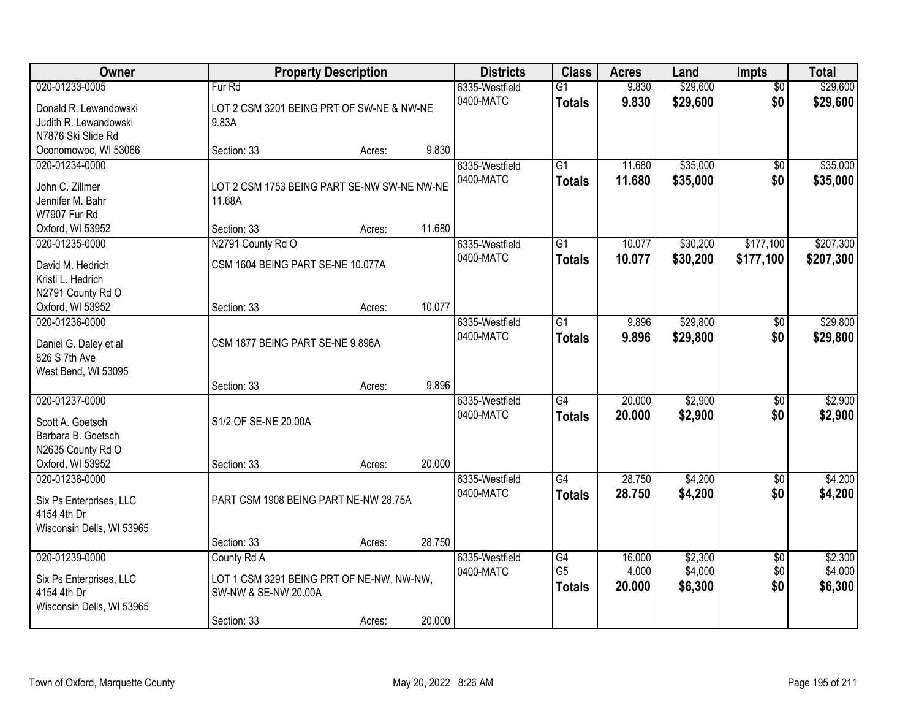| Owner | Property Description | | | Districts | Class | Acres | Land | Impts | Total |
|---|---|---|---|---|---|---|---|---|---|
| 020-01233-0005<br>Donald R. Lewandowski<br>Judith R. Lewandowski<br>N7876 Ski Slide Rd<br>Oconomowoc, WI 53066 | Fur Rd<br>LOT 2 CSM 3201 BEING PRT OF SW-NE & NW-NE 9.83A<br>Section: 33 | Acres: | 9.830 | 6335-Westfield<br>0400-MATC | G1<br>**Totals** | 9.830<br>**9.830** | $29,600<br>**$29,600** | $0<br>**$0** | $29,600<br>**$29,600** |
| 020-01234-0000<br>John C. Zillmer<br>Jennifer M. Bahr<br>W7907 Fur Rd<br>Oxford, WI 53952 | LOT 2 CSM 1753 BEING PART SE-NW SW-NE NW-NE 11.68A<br>Section: 33 | Acres: | 11.680 | 6335-Westfield<br>0400-MATC | G1<br>**Totals** | 11.680<br>**11.680** | $35,000<br>**$35,000** | $0<br>**$0** | $35,000<br>**$35,000** |
| 020-01235-0000<br>David M. Hedrich<br>Kristi L. Hedrich<br>N2791 County Rd O<br>Oxford, WI 53952 | N2791 County Rd O<br>CSM 1604 BEING PART SE-NE 10.077A<br>Section: 33 | Acres: | 10.077 | 6335-Westfield<br>0400-MATC | G1<br>**Totals** | 10.077<br>**10.077** | $30,200<br>**$30,200** | $177,100<br>**$177,100** | $207,300<br>**$207,300** |
| 020-01236-0000<br>Daniel G. Daley et al<br>826 S 7th Ave<br>West Bend, WI 53095 | CSM 1877 BEING PART SE-NE 9.896A<br>Section: 33 | Acres: | 9.896 | 6335-Westfield<br>0400-MATC | G1<br>**Totals** | 9.896<br>**9.896** | $29,800<br>**$29,800** | $0<br>**$0** | $29,800<br>**$29,800** |
| 020-01237-0000<br>Scott A. Goetsch<br>Barbara B. Goetsch<br>N2635 County Rd O<br>Oxford, WI 53952 | S1/2 OF SE-NE 20.00A<br>Section: 33 | Acres: | 20.000 | 6335-Westfield<br>0400-MATC | G4<br>**Totals** | 20.000<br>**20.000** | $2,900<br>**$2,900** | $0<br>**$0** | $2,900<br>**$2,900** |
| 020-01238-0000<br>Six Ps Enterprises, LLC<br>4154 4th Dr<br>Wisconsin Dells, WI 53965 | PART CSM 1908 BEING PART NE-NW 28.75A<br>Section: 33 | Acres: | 28.750 | 6335-Westfield<br>0400-MATC | G4<br>**Totals** | 28.750<br>**28.750** | $4,200<br>**$4,200** | $0<br>**$0** | $4,200<br>**$4,200** |
| 020-01239-0000<br>Six Ps Enterprises, LLC<br>4154 4th Dr<br>Wisconsin Dells, WI 53965 | County Rd A<br>LOT 1 CSM 3291 BEING PRT OF NE-NW, NW-NW, SW-NW & SE-NW 20.00A<br>Section: 33 | Acres: | 20.000 | 6335-Westfield<br>0400-MATC | G4<br>G5<br>**Totals** | 16.000<br>4.000<br>**20.000** | $2,300<br>$4,000<br>**$6,300** | $0<br>$0<br>**$0** | $2,300<br>$4,000<br>**$6,300** |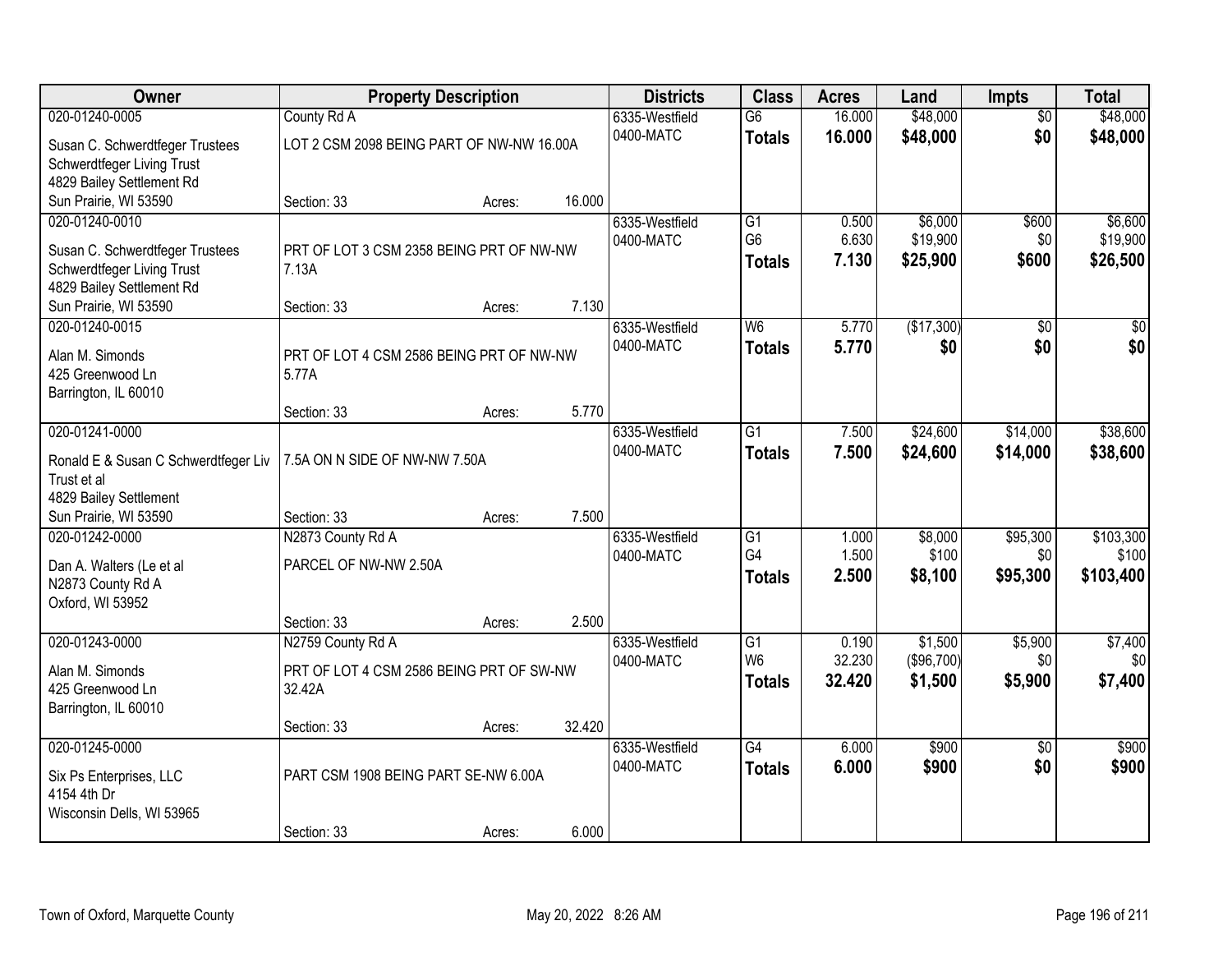| Owner | Property Description | | | Districts | Class | Acres | Land | Impts | Total |
|---|---|---|---|---|---|---|---|---|---|
| 020-01240-0005<br>Susan C. Schwerdtfeger Trustees<br>Schwerdtfeger Living Trust<br>4829 Bailey Settlement Rd<br>Sun Prairie, WI 53590 | County Rd A<br>LOT 2 CSM 2098 BEING PART OF NW-NW 16.00A<br>Section: 33 | Acres: | 16.000 | 6335-Westfield<br>0400-MATC | G6<br>**Totals** | 16.000<br>**16.000** | $48,000<br>**$48,000** | $0<br>**$0** | $48,000<br>**$48,000** |
| 020-01240-0010<br>Susan C. Schwerdtfeger Trustees<br>Schwerdtfeger Living Trust<br>4829 Bailey Settlement Rd<br>Sun Prairie, WI 53590 | PRT OF LOT 3 CSM 2358 BEING PRT OF NW-NW 7.13A<br>Section: 33 | Acres: | 7.130 | 6335-Westfield<br>0400-MATC | G1<br>G6<br>**Totals** | 0.500<br>6.630<br>**7.130** | $6,000<br>$19,900<br>**$25,900** | $600<br>$0<br>**$600** | $6,600<br>$19,900<br>**$26,500** |
| 020-01240-0015<br>Alan M. Simonds<br>425 Greenwood Ln<br>Barrington, IL 60010 | PRT OF LOT 4 CSM 2586 BEING PRT OF NW-NW 5.77A<br>Section: 33 | Acres: | 5.770 | 6335-Westfield<br>0400-MATC | W6<br>**Totals** | 5.770<br>**5.770** | ($17,300)<br>**$0** | $0<br>**$0** | $0<br>**$0** |
| 020-01241-0000<br>Ronald E & Susan C Schwerdtfeger Liv Trust et al<br>4829 Bailey Settlement<br>Sun Prairie, WI 53590 | 7.5A ON N SIDE OF NW-NW 7.50A<br>Section: 33 | Acres: | 7.500 | 6335-Westfield<br>0400-MATC | G1<br>**Totals** | 7.500<br>**7.500** | $24,600<br>**$24,600** | $14,000<br>**$14,000** | $38,600<br>**$38,600** |
| 020-01242-0000<br>Dan A. Walters (Le et al<br>N2873 County Rd A<br>Oxford, WI 53952 | N2873 County Rd A<br>PARCEL OF NW-NW 2.50A<br>Section: 33 | Acres: | 2.500 | 6335-Westfield<br>0400-MATC | G1<br>G4<br>**Totals** | 1.000<br>1.500<br>**2.500** | $8,000<br>$100<br>**$8,100** | $95,300<br>$0<br>**$95,300** | $103,300<br>$100<br>**$103,400** |
| 020-01243-0000<br>Alan M. Simonds<br>425 Greenwood Ln<br>Barrington, IL 60010 | N2759 County Rd A<br>PRT OF LOT 4 CSM 2586 BEING PRT OF SW-NW 32.42A<br>Section: 33 | Acres: | 32.420 | 6335-Westfield<br>0400-MATC | G1<br>W6<br>**Totals** | 0.190<br>32.230<br>**32.420** | $1,500<br>($96,700)<br>**$1,500** | $5,900<br>$0<br>**$5,900** | $7,400<br>$0<br>**$7,400** |
| 020-01245-0000<br>Six Ps Enterprises, LLC<br>4154 4th Dr<br>Wisconsin Dells, WI 53965 | PART CSM 1908 BEING PART SE-NW 6.00A<br>Section: 33 | Acres: | 6.000 | 6335-Westfield<br>0400-MATC | G4<br>**Totals** | 6.000<br>**6.000** | $900<br>**$900** | $0<br>**$0** | $900<br>**$900** |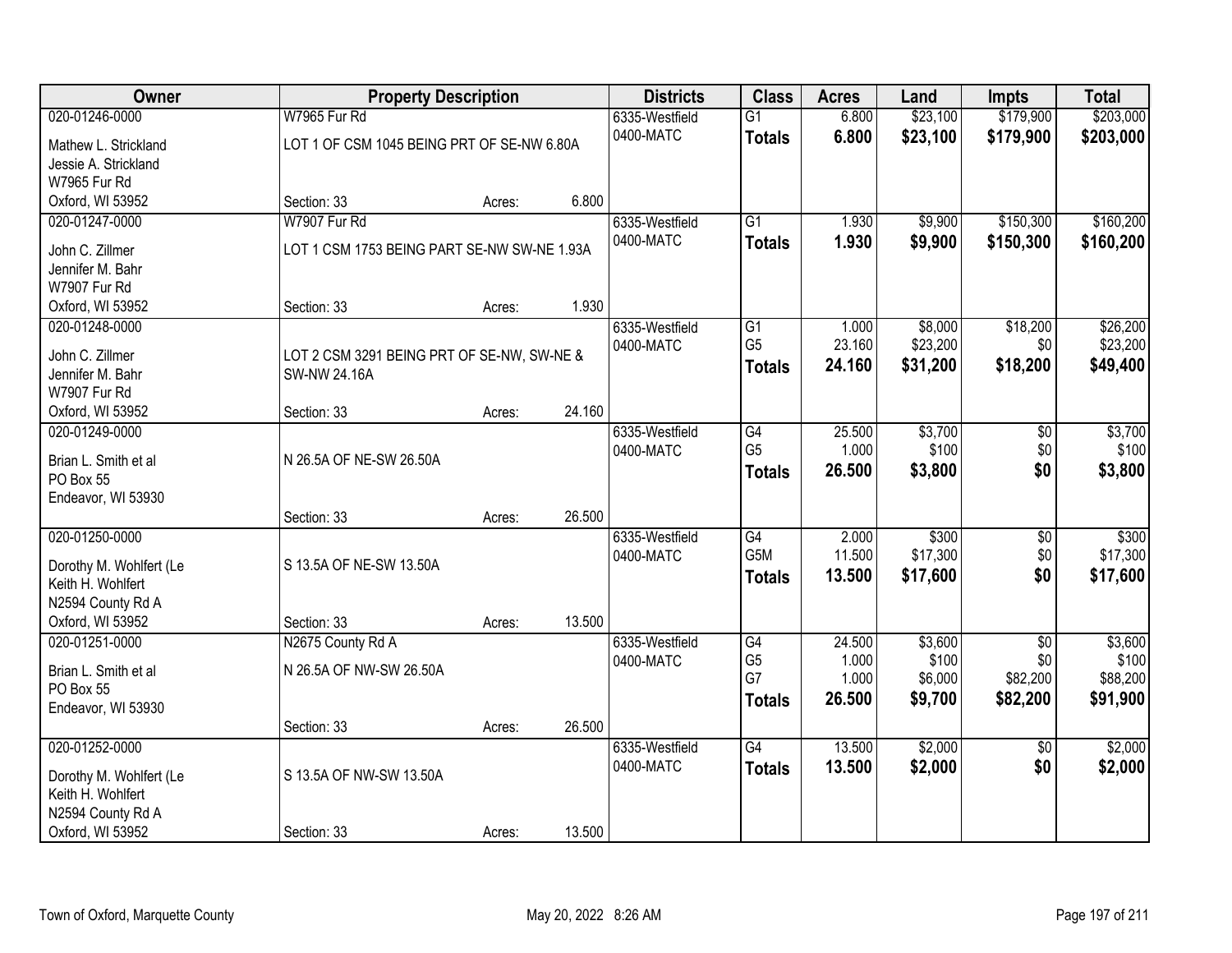| Owner | Property Description | | | Districts | Class | Acres | Land | Impts | Total |
|---|---|---|---|---|---|---|---|---|---|
| 020-01246-0000 | W7965 Fur Rd | | | 6335-Westfield | G1 | 6.800 | $23,100 | $179,900 | $203,000 |
| Mathew L. Strickland<br>Jessie A. Strickland<br>W7965 Fur Rd<br>Oxford, WI 53952 | LOT 1 OF CSM 1045 BEING PRT OF SE-NW 6.80A | | | 0400-MATC | **Totals** | **6.800** | **$23,100** | **$179,900** | **$203,000** |
| | Section: 33 | Acres: | 6.800 | | | | | | |
| 020-01247-0000 | W7907 Fur Rd | | | 6335-Westfield | G1 | 1.930 | $9,900 | $150,300 | $160,200 |
| John C. Zillmer<br>Jennifer M. Bahr<br>W7907 Fur Rd<br>Oxford, WI 53952 | LOT 1 CSM 1753 BEING PART SE-NW SW-NE 1.93A | | | 0400-MATC | **Totals** | **1.930** | **$9,900** | **$150,300** | **$160,200** |
| | Section: 33 | Acres: | 1.930 | | | | | | |
| 020-01248-0000 | | | | 6335-Westfield | G1 | 1.000 | $8,000 | $18,200 | $26,200 |
| John C. Zillmer<br>Jennifer M. Bahr<br>W7907 Fur Rd<br>Oxford, WI 53952 | LOT 2 CSM 3291 BEING PRT OF SE-NW, SW-NE & SW-NW 24.16A | | | 0400-MATC | G5 | 23.160 | $23,200 | $0 | $23,200 |
| | | | | | **Totals** | **24.160** | **$31,200** | **$18,200** | **$49,400** |
| | Section: 33 | Acres: | 24.160 | | | | | | |
| 020-01249-0000 | | | | 6335-Westfield | G4 | 25.500 | $3,700 | $0 | $3,700 |
| Brian L. Smith et al<br>PO Box 55<br>Endeavor, WI 53930 | N 26.5A OF NE-SW 26.50A | | | 0400-MATC | G5 | 1.000 | $100 | $0 | $100 |
| | | | | | **Totals** | **26.500** | **$3,800** | **$0** | **$3,800** |
| | Section: 33 | Acres: | 26.500 | | | | | | |
| 020-01250-0000 | | | | 6335-Westfield | G4 | 2.000 | $300 | $0 | $300 |
| Dorothy M. Wohlfert (Le<br>Keith H. Wohlfert<br>N2594 County Rd A<br>Oxford, WI 53952 | S 13.5A OF NE-SW 13.50A | | | 0400-MATC | G5M | 11.500 | $17,300 | $0 | $17,300 |
| | | | | | **Totals** | **13.500** | **$17,600** | **$0** | **$17,600** |
| | Section: 33 | Acres: | 13.500 | | | | | | |
| 020-01251-0000 | N2675 County Rd A | | | 6335-Westfield | G4 | 24.500 | $3,600 | $0 | $3,600 |
| Brian L. Smith et al<br>PO Box 55<br>Endeavor, WI 53930 | N 26.5A OF NW-SW 26.50A | | | 0400-MATC | G5 | 1.000 | $100 | $0 | $100 |
| | | | | | G7 | 1.000 | $6,000 | $82,200 | $88,200 |
| | | | | | **Totals** | **26.500** | **$9,700** | **$82,200** | **$91,900** |
| | Section: 33 | Acres: | 26.500 | | | | | | |
| 020-01252-0000 | | | | 6335-Westfield | G4 | 13.500 | $2,000 | $0 | $2,000 |
| Dorothy M. Wohlfert (Le<br>Keith H. Wohlfert<br>N2594 County Rd A<br>Oxford, WI 53952 | S 13.5A OF NW-SW 13.50A | | | 0400-MATC | **Totals** | **13.500** | **$2,000** | **$0** | **$2,000** |
| | Section: 33 | Acres: | 13.500 | | | | | | |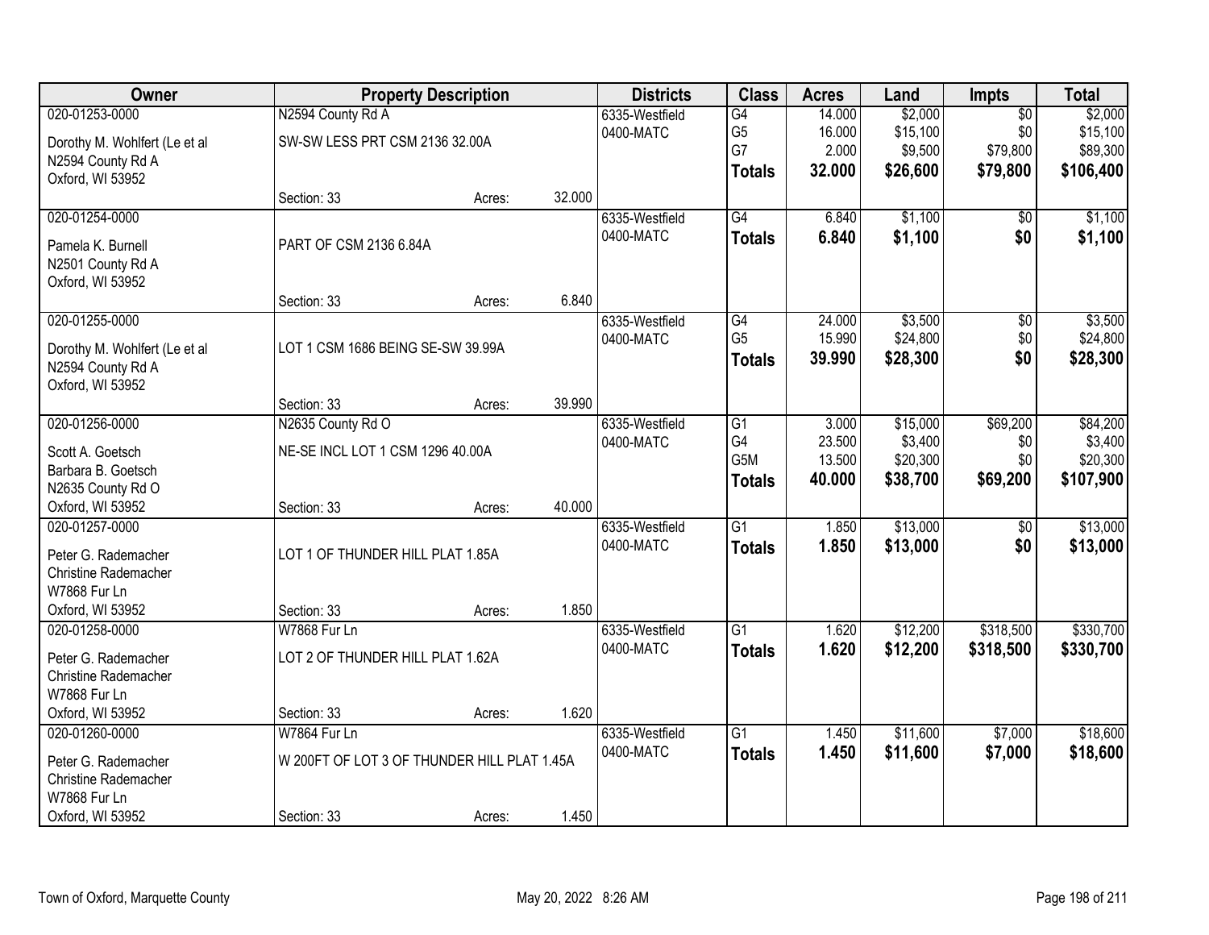| Owner | Property Description | | | Districts | Class | Acres | Land | Impts | Total |
|---|---|---|---|---|---|---|---|---|---|
| 020-01253-0000 | N2594 County Rd A | | | 6335-Westfield | G4 | 14.000 | $2,000 | $0 | $2,000 |
| Dorothy M. Wohlfert (Le et al | SW-SW LESS PRT CSM 2136 32.00A | | | 0400-MATC | G5 | 16.000 | $15,100 | $0 | $15,100 |
| N2594 County Rd A | | | | | G7 | 2.000 | $9,500 | $79,800 | $89,300 |
| Oxford, WI 53952 | | | | | **Totals** | **32.000** | **$26,600** | **$79,800** | **$106,400** |
| | Section: 33 | Acres: | 32.000 | | | | | | |
| 020-01254-0000 | | | | 6335-Westfield | G4 | 6.840 | $1,100 | $0 | $1,100 |
| Pamela K. Burnell | PART OF CSM 2136 6.84A | | | 0400-MATC | **Totals** | **6.840** | **$1,100** | **$0** | **$1,100** |
| N2501 County Rd A | | | | | | | | | |
| Oxford, WI 53952 | | | | | | | | | |
| | Section: 33 | Acres: | 6.840 | | | | | | |
| 020-01255-0000 | | | | 6335-Westfield | G4 | 24.000 | $3,500 | $0 | $3,500 |
| Dorothy M. Wohlfert (Le et al | LOT 1 CSM 1686 BEING SE-SW 39.99A | | | 0400-MATC | G5 | 15.990 | $24,800 | $0 | $24,800 |
| N2594 County Rd A | | | | | **Totals** | **39.990** | **$28,300** | **$0** | **$28,300** |
| Oxford, WI 53952 | | | | | | | | | |
| | Section: 33 | Acres: | 39.990 | | | | | | |
| 020-01256-0000 | N2635 County Rd O | | | 6335-Westfield | G1 | 3.000 | $15,000 | $69,200 | $84,200 |
| Scott A. Goetsch | NE-SE INCL LOT 1 CSM 1296 40.00A | | | 0400-MATC | G4 | 23.500 | $3,400 | $0 | $3,400 |
| Barbara B. Goetsch | | | | | G5M | 13.500 | $20,300 | $0 | $20,300 |
| N2635 County Rd O | | | | | **Totals** | **40.000** | **$38,700** | **$69,200** | **$107,900** |
| Oxford, WI 53952 | Section: 33 | Acres: | 40.000 | | | | | | |
| 020-01257-0000 | | | | 6335-Westfield | G1 | 1.850 | $13,000 | $0 | $13,000 |
| Peter G. Rademacher | LOT 1 OF THUNDER HILL PLAT 1.85A | | | 0400-MATC | **Totals** | **1.850** | **$13,000** | **$0** | **$13,000** |
| Christine Rademacher | | | | | | | | | |
| W7868 Fur Ln | | | | | | | | | |
| Oxford, WI 53952 | Section: 33 | Acres: | 1.850 | | | | | | |
| 020-01258-0000 | W7868 Fur Ln | | | 6335-Westfield | G1 | 1.620 | $12,200 | $318,500 | $330,700 |
| Peter G. Rademacher | LOT 2 OF THUNDER HILL PLAT 1.62A | | | 0400-MATC | **Totals** | **1.620** | **$12,200** | **$318,500** | **$330,700** |
| Christine Rademacher | | | | | | | | | |
| W7868 Fur Ln | | | | | | | | | |
| Oxford, WI 53952 | Section: 33 | Acres: | 1.620 | | | | | | |
| 020-01260-0000 | W7864 Fur Ln | | | 6335-Westfield | G1 | 1.450 | $11,600 | $7,000 | $18,600 |
| Peter G. Rademacher | W 200FT OF LOT 3 OF THUNDER HILL PLAT 1.45A | | | 0400-MATC | **Totals** | **1.450** | **$11,600** | **$7,000** | **$18,600** |
| Christine Rademacher | | | | | | | | | |
| W7868 Fur Ln | | | | | | | | | |
| Oxford, WI 53952 | Section: 33 | Acres: | 1.450 | | | | | | |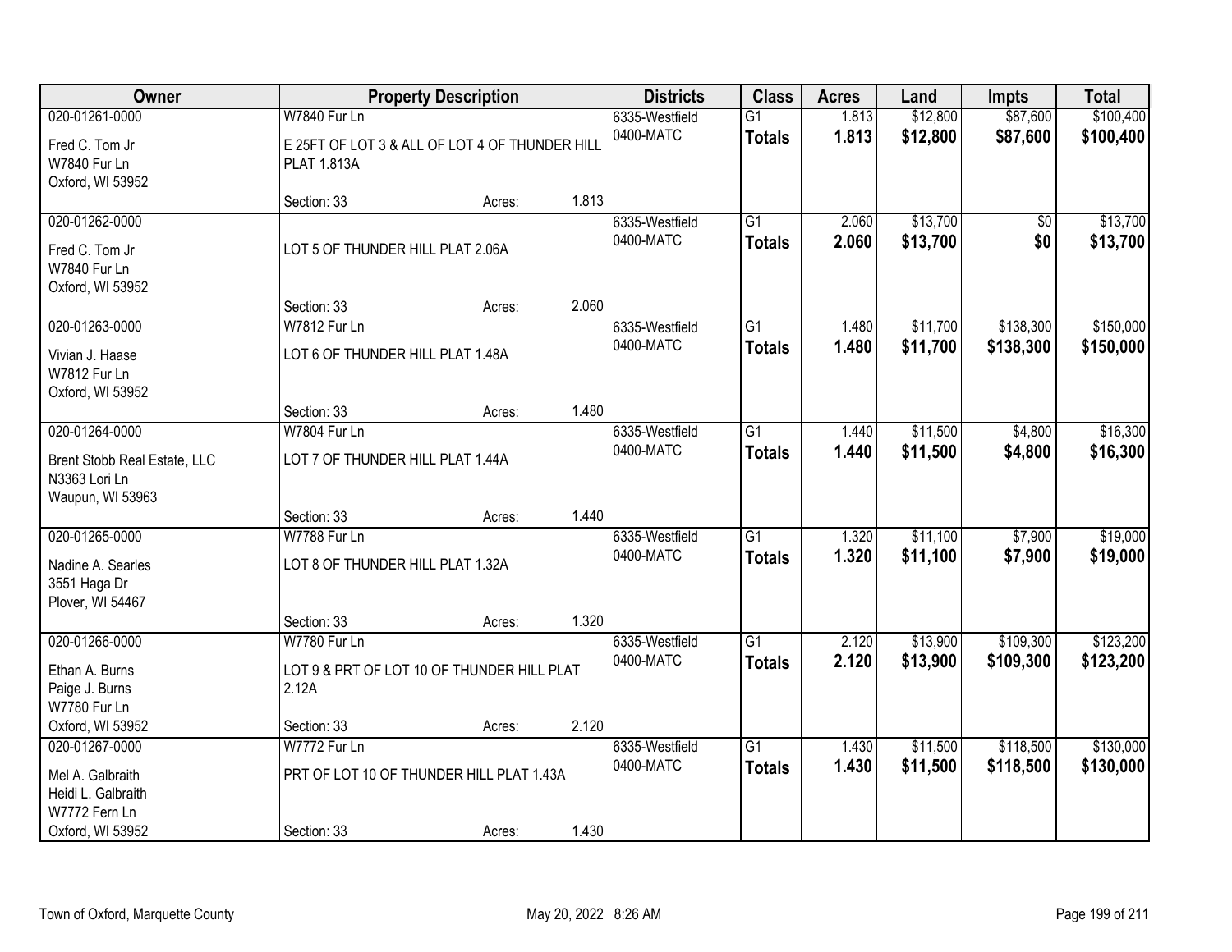| Owner | Property Description | | | Districts | Class | Acres | Land | Impts | Total |
|---|---|---|---|---|---|---|---|---|---|
| 020-01261-0000 | W7840 Fur Ln | | | 6335-Westfield | G1 | 1.813 | $12,800 | $87,600 | $100,400 |
| Fred C. Tom Jr<br>W7840 Fur Ln<br>Oxford, WI 53952 | E 25FT OF LOT 3 & ALL OF LOT 4 OF THUNDER HILL PLAT 1.813A | | | 0400-MATC | **Totals** | **1.813** | **$12,800** | **$87,600** | **$100,400** |
| | Section: 33 | Acres: | 1.813 | | | | | | |
| 020-01262-0000 | | | | 6335-Westfield | G1 | 2.060 | $13,700 | $0 | $13,700 |
| Fred C. Tom Jr<br>W7840 Fur Ln<br>Oxford, WI 53952 | LOT 5 OF THUNDER HILL PLAT 2.06A | | | 0400-MATC | **Totals** | **2.060** | **$13,700** | **$0** | **$13,700** |
| | Section: 33 | Acres: | 2.060 | | | | | | |
| 020-01263-0000 | W7812 Fur Ln | | | 6335-Westfield | G1 | 1.480 | $11,700 | $138,300 | $150,000 |
| Vivian J. Haase<br>W7812 Fur Ln<br>Oxford, WI 53952 | LOT 6 OF THUNDER HILL PLAT 1.48A | | | 0400-MATC | **Totals** | **1.480** | **$11,700** | **$138,300** | **$150,000** |
| | Section: 33 | Acres: | 1.480 | | | | | | |
| 020-01264-0000 | W7804 Fur Ln | | | 6335-Westfield | G1 | 1.440 | $11,500 | $4,800 | $16,300 |
| Brent Stobb Real Estate, LLC<br>N3363 Lori Ln<br>Waupun, WI 53963 | LOT 7 OF THUNDER HILL PLAT 1.44A | | | 0400-MATC | **Totals** | **1.440** | **$11,500** | **$4,800** | **$16,300** |
| | Section: 33 | Acres: | 1.440 | | | | | | |
| 020-01265-0000 | W7788 Fur Ln | | | 6335-Westfield | G1 | 1.320 | $11,100 | $7,900 | $19,000 |
| Nadine A. Searles<br>3551 Haga Dr<br>Plover, WI 54467 | LOT 8 OF THUNDER HILL PLAT 1.32A | | | 0400-MATC | **Totals** | **1.320** | **$11,100** | **$7,900** | **$19,000** |
| | Section: 33 | Acres: | 1.320 | | | | | | |
| 020-01266-0000 | W7780 Fur Ln | | | 6335-Westfield | G1 | 2.120 | $13,900 | $109,300 | $123,200 |
| Ethan A. Burns<br>Paige J. Burns<br>W7780 Fur Ln<br>Oxford, WI 53952 | LOT 9 & PRT OF LOT 10 OF THUNDER HILL PLAT 2.12A | | | 0400-MATC | **Totals** | **2.120** | **$13,900** | **$109,300** | **$123,200** |
| | Section: 33 | Acres: | 2.120 | | | | | | |
| 020-01267-0000 | W7772 Fur Ln | | | 6335-Westfield | G1 | 1.430 | $11,500 | $118,500 | $130,000 |
| Mel A. Galbraith<br>Heidi L. Galbraith<br>W7772 Fern Ln<br>Oxford, WI 53952 | PRT OF LOT 10 OF THUNDER HILL PLAT 1.43A | | | 0400-MATC | **Totals** | **1.430** | **$11,500** | **$118,500** | **$130,000** |
| | Section: 33 | Acres: | 1.430 | | | | | | |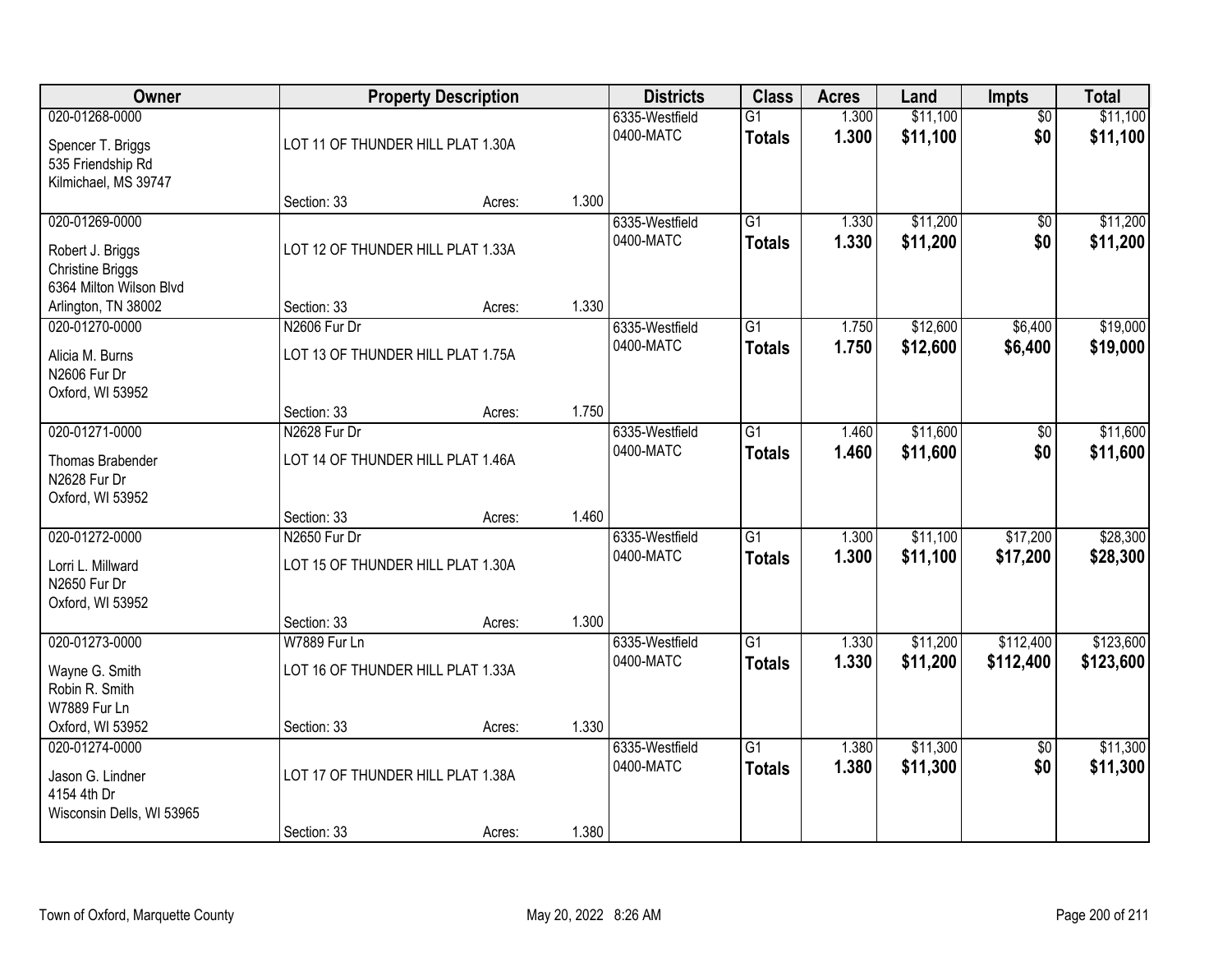| Owner | Property Description | | | Districts | Class | Acres | Land | Impts | Total |
|---|---|---|---|---|---|---|---|---|---|
| 020-01268-0000<br>Spencer T. Briggs<br>535 Friendship Rd<br>Kilmichael, MS 39747 | LOT 11 OF THUNDER HILL PLAT 1.30A<br>Section: 33 | Acres: | 1.300 | 6335-Westfield<br>0400-MATC | G1<br>**Totals** | 1.300<br>**1.300** | $11,100<br>**$11,100** | $0<br>**$0** | $11,100<br>**$11,100** |
| 020-01269-0000<br>Robert J. Briggs<br>Christine Briggs<br>6364 Milton Wilson Blvd<br>Arlington, TN 38002 | LOT 12 OF THUNDER HILL PLAT 1.33A<br>Section: 33 | Acres: | 1.330 | 6335-Westfield<br>0400-MATC | G1<br>**Totals** | 1.330<br>**1.330** | $11,200<br>**$11,200** | $0<br>**$0** | $11,200<br>**$11,200** |
| 020-01270-0000<br>Alicia M. Burns<br>N2606 Fur Dr<br>Oxford, WI 53952 | N2606 Fur Dr<br>LOT 13 OF THUNDER HILL PLAT 1.75A<br>Section: 33 | Acres: | 1.750 | 6335-Westfield<br>0400-MATC | G1<br>**Totals** | 1.750<br>**1.750** | $12,600<br>**$12,600** | $6,400<br>**$6,400** | $19,000<br>**$19,000** |
| 020-01271-0000<br>Thomas Brabender<br>N2628 Fur Dr<br>Oxford, WI 53952 | N2628 Fur Dr<br>LOT 14 OF THUNDER HILL PLAT 1.46A<br>Section: 33 | Acres: | 1.460 | 6335-Westfield<br>0400-MATC | G1<br>**Totals** | 1.460<br>**1.460** | $11,600<br>**$11,600** | $0<br>**$0** | $11,600<br>**$11,600** |
| 020-01272-0000<br>Lorri L. Millward<br>N2650 Fur Dr<br>Oxford, WI 53952 | N2650 Fur Dr<br>LOT 15 OF THUNDER HILL PLAT 1.30A<br>Section: 33 | Acres: | 1.300 | 6335-Westfield<br>0400-MATC | G1<br>**Totals** | 1.300<br>**1.300** | $11,100<br>**$11,100** | $17,200<br>**$17,200** | $28,300<br>**$28,300** |
| 020-01273-0000<br>Wayne G. Smith<br>Robin R. Smith<br>W7889 Fur Ln<br>Oxford, WI 53952 | W7889 Fur Ln<br>LOT 16 OF THUNDER HILL PLAT 1.33A<br>Section: 33 | Acres: | 1.330 | 6335-Westfield<br>0400-MATC | G1<br>**Totals** | 1.330<br>**1.330** | $11,200<br>**$11,200** | $112,400<br>**$112,400** | $123,600<br>**$123,600** |
| 020-01274-0000<br>Jason G. Lindner<br>4154 4th Dr<br>Wisconsin Dells, WI 53965 | LOT 17 OF THUNDER HILL PLAT 1.38A<br>Section: 33 | Acres: | 1.380 | 6335-Westfield<br>0400-MATC | G1<br>**Totals** | 1.380<br>**1.380** | $11,300<br>**$11,300** | $0<br>**$0** | $11,300<br>**$11,300** |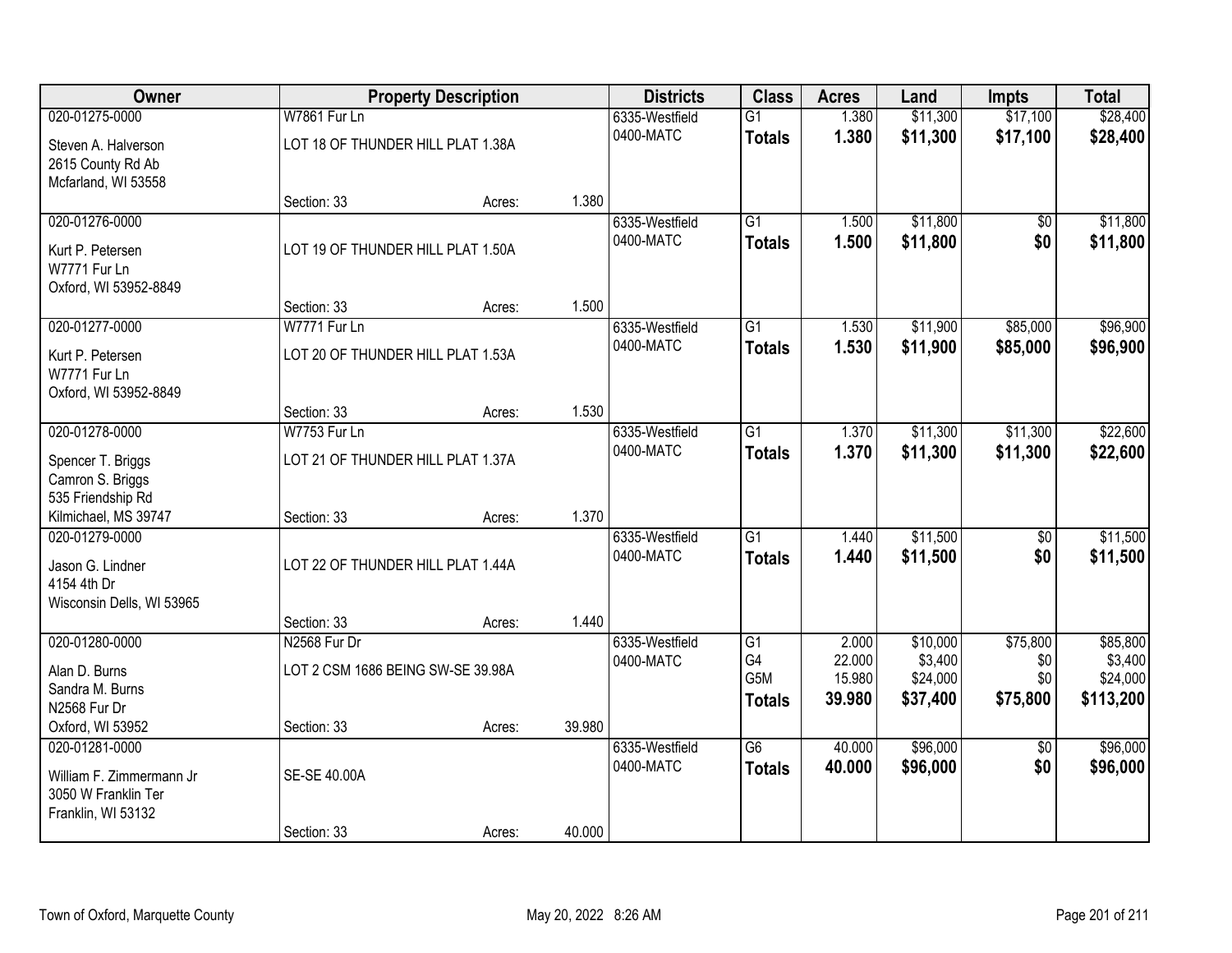| Owner | Property Description | | | Districts | Class | Acres | Land | Impts | Total |
|---|---|---|---|---|---|---|---|---|---|
| 020-01275-0000<br>Steven A. Halverson<br>2615 County Rd Ab<br>Mcfarland, WI 53558 | W7861 Fur Ln<br>LOT 18 OF THUNDER HILL PLAT 1.38A<br>Section: 33 | Acres: | 1.380 | 6335-Westfield<br>0400-MATC | G1<br>**Totals** | 1.380<br>**1.380** | \$11,300<br>**\$11,300** | \$17,100<br>**\$17,100** | \$28,400<br>**\$28,400** |
| 020-01276-0000<br>Kurt P. Petersen<br>W7771 Fur Ln<br>Oxford, WI 53952-8849 | LOT 19 OF THUNDER HILL PLAT 1.50A<br>Section: 33 | Acres: | 1.500 | 6335-Westfield<br>0400-MATC | G1<br>**Totals** | 1.500<br>**1.500** | \$11,800<br>**\$11,800** | \$0<br>**\$0** | \$11,800<br>**\$11,800** |
| 020-01277-0000<br>Kurt P. Petersen<br>W7771 Fur Ln<br>Oxford, WI 53952-8849 | W7771 Fur Ln<br>LOT 20 OF THUNDER HILL PLAT 1.53A<br>Section: 33 | Acres: | 1.530 | 6335-Westfield<br>0400-MATC | G1<br>**Totals** | 1.530<br>**1.530** | \$11,900<br>**\$11,900** | \$85,000<br>**\$85,000** | \$96,900<br>**\$96,900** |
| 020-01278-0000<br>Spencer T. Briggs<br>Camron S. Briggs<br>535 Friendship Rd<br>Kilmichael, MS 39747 | W7753 Fur Ln<br>LOT 21 OF THUNDER HILL PLAT 1.37A<br>Section: 33 | Acres: | 1.370 | 6335-Westfield<br>0400-MATC | G1<br>**Totals** | 1.370<br>**1.370** | \$11,300<br>**\$11,300** | \$11,300<br>**\$11,300** | \$22,600<br>**\$22,600** |
| 020-01279-0000<br>Jason G. Lindner<br>4154 4th Dr<br>Wisconsin Dells, WI 53965 | LOT 22 OF THUNDER HILL PLAT 1.44A<br>Section: 33 | Acres: | 1.440 | 6335-Westfield<br>0400-MATC | G1<br>**Totals** | 1.440<br>**1.440** | \$11,500<br>**\$11,500** | \$0<br>**\$0** | \$11,500<br>**\$11,500** |
| 020-01280-0000<br>Alan D. Burns<br>Sandra M. Burns<br>N2568 Fur Dr<br>Oxford, WI 53952 | N2568 Fur Dr<br>LOT 2 CSM 1686 BEING SW-SE 39.98A<br>Section: 33 | Acres: | 39.980 | 6335-Westfield<br>0400-MATC | G1<br>G4<br>G5M<br>**Totals** | 2.000<br>22.000<br>15.980<br>**39.980** | \$10,000<br>\$3,400<br>\$24,000<br>**\$37,400** | \$75,800<br>\$0<br>\$0<br>**\$75,800** | \$85,800<br>\$3,400<br>\$24,000<br>**\$113,200** |
| 020-01281-0000<br>William F. Zimmermann Jr<br>3050 W Franklin Ter<br>Franklin, WI 53132 | SE-SE 40.00A<br>Section: 33 | Acres: | 40.000 | 6335-Westfield<br>0400-MATC | G6<br>**Totals** | 40.000<br>**40.000** | \$96,000<br>**\$96,000** | \$0<br>**\$0** | \$96,000<br>**\$96,000** |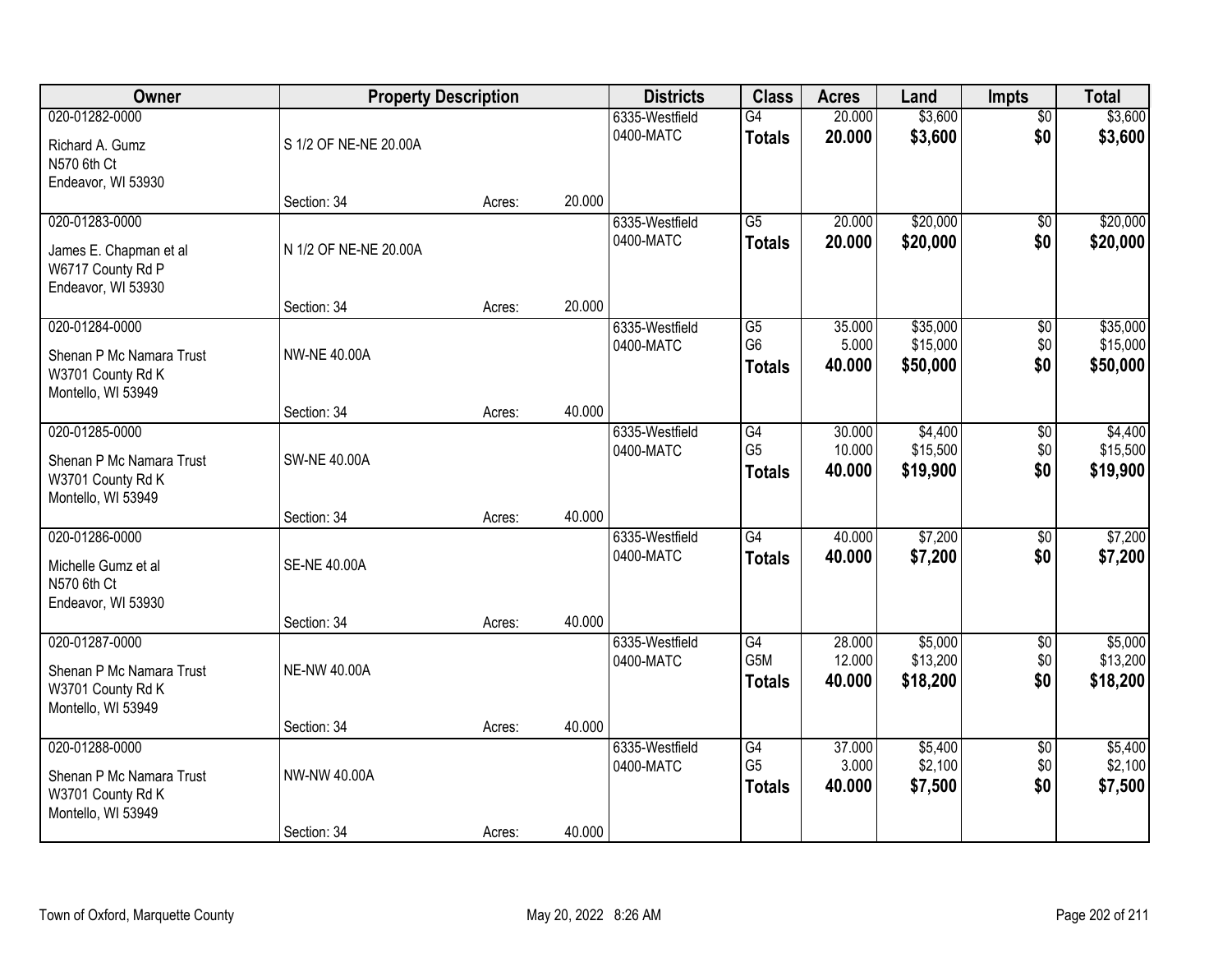| Owner | Property Description | | | Districts | Class | Acres | Land | Impts | Total |
|---|---|---|---|---|---|---|---|---|---|
| 020-01282-0000<br>Richard A. Gumz<br>N570 6th Ct<br>Endeavor, WI 53930 | S 1/2 OF NE-NE 20.00A<br>Section: 34 | Acres: | 20.000 | 6335-Westfield<br>0400-MATC | G4<br>**Totals** | 20.000<br>**20.000** | $3,600<br>**$3,600** | $0<br>**$0** | $3,600<br>**$3,600** |
| 020-01283-0000<br>James E. Chapman et al<br>W6717 County Rd P<br>Endeavor, WI 53930 | N 1/2 OF NE-NE 20.00A<br>Section: 34 | Acres: | 20.000 | 6335-Westfield<br>0400-MATC | G5<br>**Totals** | 20.000<br>**20.000** | $20,000<br>**$20,000** | $0<br>**$0** | $20,000<br>**$20,000** |
| 020-01284-0000<br>Shenan P Mc Namara Trust<br>W3701 County Rd K<br>Montello, WI 53949 | NW-NE 40.00A<br>Section: 34 | Acres: | 40.000 | 6335-Westfield<br>0400-MATC | G5<br>G6<br>**Totals** | 35.000<br>5.000<br>**40.000** | $35,000<br>$15,000<br>**$50,000** | $0<br>$0<br>**$0** | $35,000<br>$15,000<br>**$50,000** |
| 020-01285-0000<br>Shenan P Mc Namara Trust<br>W3701 County Rd K<br>Montello, WI 53949 | SW-NE 40.00A<br>Section: 34 | Acres: | 40.000 | 6335-Westfield<br>0400-MATC | G4<br>G5<br>**Totals** | 30.000<br>10.000<br>**40.000** | $4,400<br>$15,500<br>**$19,900** | $0<br>$0<br>**$0** | $4,400<br>$15,500<br>**$19,900** |
| 020-01286-0000<br>Michelle Gumz et al<br>N570 6th Ct<br>Endeavor, WI 53930 | SE-NE 40.00A<br>Section: 34 | Acres: | 40.000 | 6335-Westfield<br>0400-MATC | G4<br>**Totals** | 40.000<br>**40.000** | $7,200<br>**$7,200** | $0<br>**$0** | $7,200<br>**$7,200** |
| 020-01287-0000<br>Shenan P Mc Namara Trust<br>W3701 County Rd K<br>Montello, WI 53949 | NE-NW 40.00A<br>Section: 34 | Acres: | 40.000 | 6335-Westfield<br>0400-MATC | G4<br>G5M<br>**Totals** | 28.000<br>12.000<br>**40.000** | $5,000<br>$13,200<br>**$18,200** | $0<br>$0<br>**$0** | $5,000<br>$13,200<br>**$18,200** |
| 020-01288-0000<br>Shenan P Mc Namara Trust<br>W3701 County Rd K<br>Montello, WI 53949 | NW-NW 40.00A<br>Section: 34 | Acres: | 40.000 | 6335-Westfield<br>0400-MATC | G4<br>G5<br>**Totals** | 37.000<br>3.000<br>**40.000** | $5,400<br>$2,100<br>**$7,500** | $0<br>$0<br>**$0** | $5,400<br>$2,100<br>**$7,500** |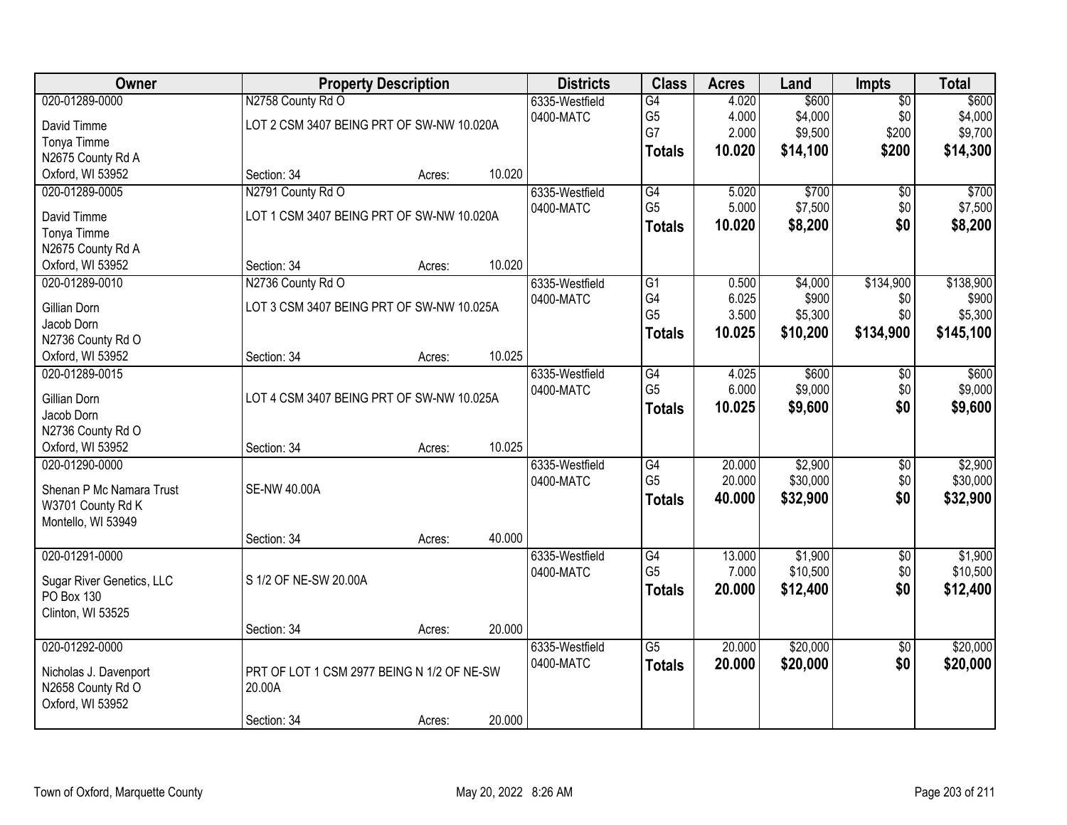| Owner | Property Description | | | Districts | Class | Acres | Land | Impts | Total |
|---|---|---|---|---|---|---|---|---|---|
| 020-01289-0000 | N2758 County Rd O | | | 6335-Westfield | G4 | 4.020 | $600 | $0 | $600 |
| David Timme | LOT 2 CSM 3407 BEING PRT OF SW-NW 10.020A | | | 0400-MATC | G5 | 4.000 | $4,000 | $0 | $4,000 |
| Tonya Timme | | | | | G7 | 2.000 | $9,500 | $200 | $9,700 |
| N2675 County Rd A | | | | | **Totals** | **10.020** | **$14,100** | **$200** | **$14,300** |
| Oxford, WI 53952 | Section: 34 | Acres: | 10.020 | | | | | | |
| 020-01289-0005 | N2791 County Rd O | | | 6335-Westfield | G4 | 5.020 | $700 | $0 | $700 |
| David Timme | LOT 1 CSM 3407 BEING PRT OF SW-NW 10.020A | | | 0400-MATC | G5 | 5.000 | $7,500 | $0 | $7,500 |
| Tonya Timme | | | | | **Totals** | **10.020** | **$8,200** | **$0** | **$8,200** |
| N2675 County Rd A | | | | | | | | | |
| Oxford, WI 53952 | Section: 34 | Acres: | 10.020 | | | | | | |
| 020-01289-0010 | N2736 County Rd O | | | 6335-Westfield | G1 | 0.500 | $4,000 | $134,900 | $138,900 |
| Gillian Dorn | LOT 3 CSM 3407 BEING PRT OF SW-NW 10.025A | | | 0400-MATC | G4 | 6.025 | $900 | $0 | $900 |
| Jacob Dorn | | | | | G5 | 3.500 | $5,300 | $0 | $5,300 |
| N2736 County Rd O | | | | | **Totals** | **10.025** | **$10,200** | **$134,900** | **$145,100** |
| Oxford, WI 53952 | Section: 34 | Acres: | 10.025 | | | | | | |
| 020-01289-0015 | | | | 6335-Westfield | G4 | 4.025 | $600 | $0 | $600 |
| Gillian Dorn | LOT 4 CSM 3407 BEING PRT OF SW-NW 10.025A | | | 0400-MATC | G5 | 6.000 | $9,000 | $0 | $9,000 |
| Jacob Dorn | | | | | **Totals** | **10.025** | **$9,600** | **$0** | **$9,600** |
| N2736 County Rd O | | | | | | | | | |
| Oxford, WI 53952 | Section: 34 | Acres: | 10.025 | | | | | | |
| 020-01290-0000 | | | | 6335-Westfield | G4 | 20.000 | $2,900 | $0 | $2,900 |
| Shenan P Mc Namara Trust | SE-NW 40.00A | | | 0400-MATC | G5 | 20.000 | $30,000 | $0 | $30,000 |
| W3701 County Rd K | | | | | **Totals** | **40.000** | **$32,900** | **$0** | **$32,900** |
| Montello, WI 53949 | | | | | | | | | |
| | Section: 34 | Acres: | 40.000 | | | | | | |
| 020-01291-0000 | | | | 6335-Westfield | G4 | 13.000 | $1,900 | $0 | $1,900 |
| Sugar River Genetics, LLC | S 1/2 OF NE-SW 20.00A | | | 0400-MATC | G5 | 7.000 | $10,500 | $0 | $10,500 |
| PO Box 130 | | | | | **Totals** | **20.000** | **$12,400** | **$0** | **$12,400** |
| Clinton, WI 53525 | | | | | | | | | |
| | Section: 34 | Acres: | 20.000 | | | | | | |
| 020-01292-0000 | | | | 6335-Westfield | G5 | 20.000 | $20,000 | $0 | $20,000 |
| Nicholas J. Davenport | PRT OF LOT 1 CSM 2977 BEING N 1/2 OF NE-SW 20.00A | | | 0400-MATC | **Totals** | **20.000** | **$20,000** | **$0** | **$20,000** |
| N2658 County Rd O | | | | | | | | | |
| Oxford, WI 53952 | | | | | | | | | |
| | Section: 34 | Acres: | 20.000 | | | | | | |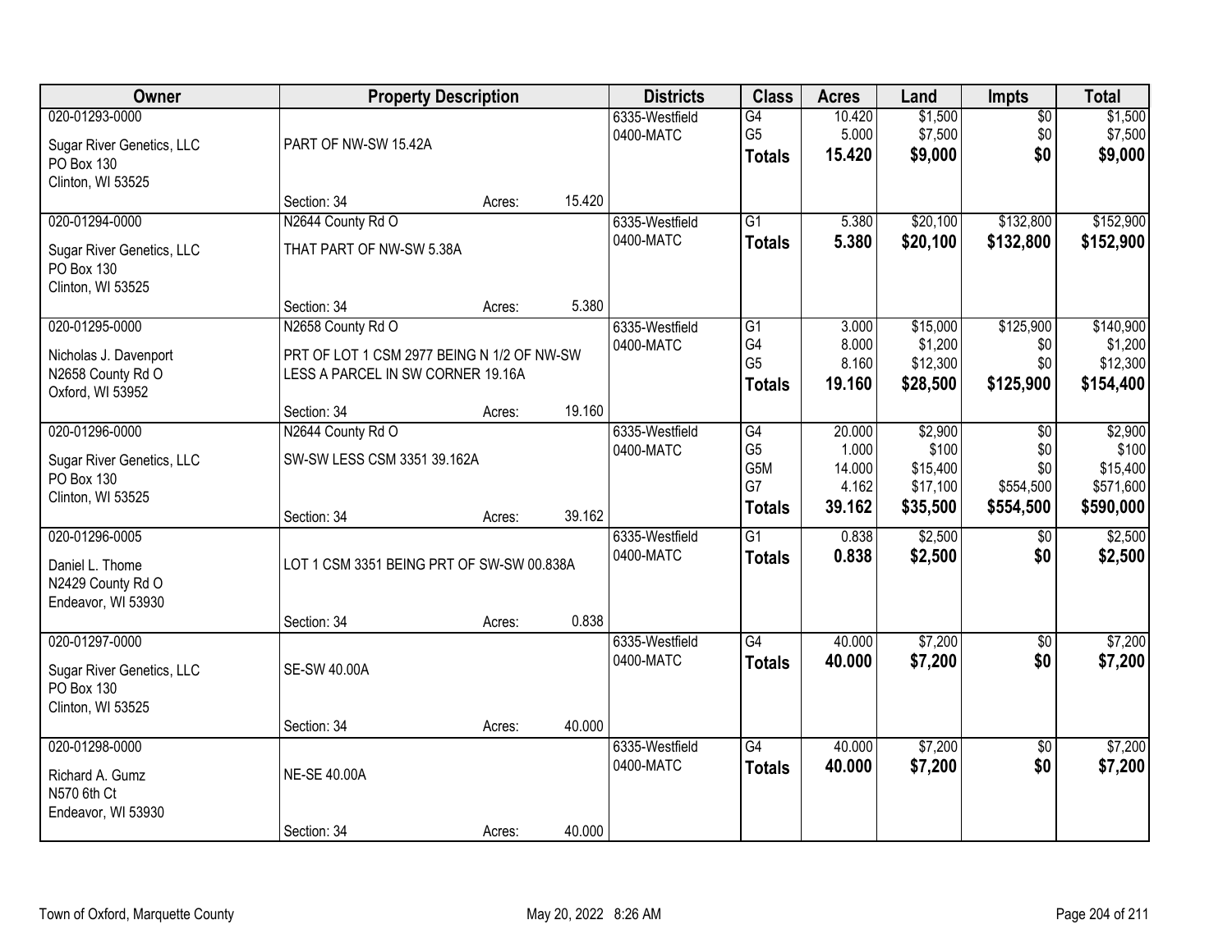| Owner | Property Description | Districts | Class | Acres | Land | Impts | Total |
|---|---|---|---|---|---|---|---|
| 020-01293-0000<br>Sugar River Genetics, LLC<br>PO Box 130<br>Clinton, WI 53525 | PART OF NW-SW 15.42A<br>Section: 34 Acres: 15.420 | 6335-Westfield<br>0400-MATC | G4<br>G5<br>**Totals** | 10.420<br>5.000<br>**15.420** | $1,500<br>$7,500<br>**$9,000** | $0<br>$0<br>**$0** | $1,500<br>$7,500<br>**$9,000** |
| 020-01294-0000<br>Sugar River Genetics, LLC<br>PO Box 130<br>Clinton, WI 53525 | N2644 County Rd O<br>THAT PART OF NW-SW 5.38A<br>Section: 34 Acres: 5.380 | 6335-Westfield<br>0400-MATC | G1<br>**Totals** | 5.380<br>**5.380** | $20,100<br>**$20,100** | $132,800<br>**$132,800** | $152,900<br>**$152,900** |
| 020-01295-0000<br>Nicholas J. Davenport<br>N2658 County Rd O<br>Oxford, WI 53952 | N2658 County Rd O<br>PRT OF LOT 1 CSM 2977 BEING N 1/2 OF NW-SW LESS A PARCEL IN SW CORNER 19.16A<br>Section: 34 Acres: 19.160 | 6335-Westfield<br>0400-MATC | G1<br>G4<br>G5<br>**Totals** | 3.000<br>8.000<br>8.160<br>**19.160** | $15,000<br>$1,200<br>$12,300<br>**$28,500** | $125,900<br>$0<br>$0<br>**$125,900** | $140,900<br>$1,200<br>$12,300<br>**$154,400** |
| 020-01296-0000<br>Sugar River Genetics, LLC<br>PO Box 130<br>Clinton, WI 53525 | N2644 County Rd O<br>SW-SW LESS CSM 3351 39.162A<br>Section: 34 Acres: 39.162 | 6335-Westfield<br>0400-MATC | G4<br>G5<br>G5M<br>G7<br>**Totals** | 20.000<br>1.000<br>14.000<br>4.162<br>**39.162** | $2,900<br>$100<br>$15,400<br>$17,100<br>**$35,500** | $0<br>$0<br>$0<br>$554,500<br>**$554,500** | $2,900<br>$100<br>$15,400<br>$571,600<br>**$590,000** |
| 020-01296-0005<br>Daniel L. Thome<br>N2429 County Rd O<br>Endeavor, WI 53930 | LOT 1 CSM 3351 BEING PRT OF SW-SW 00.838A<br>Section: 34 Acres: 0.838 | 6335-Westfield<br>0400-MATC | G1<br>**Totals** | 0.838<br>**0.838** | $2,500<br>**$2,500** | $0<br>**$0** | $2,500<br>**$2,500** |
| 020-01297-0000<br>Sugar River Genetics, LLC<br>PO Box 130<br>Clinton, WI 53525 | SE-SW 40.00A<br>Section: 34 Acres: 40.000 | 6335-Westfield<br>0400-MATC | G4<br>**Totals** | 40.000<br>**40.000** | $7,200<br>**$7,200** | $0<br>**$0** | $7,200<br>**$7,200** |
| 020-01298-0000<br>Richard A. Gumz<br>N570 6th Ct<br>Endeavor, WI 53930 | NE-SE 40.00A<br>Section: 34 Acres: 40.000 | 6335-Westfield<br>0400-MATC | G4<br>**Totals** | 40.000<br>**40.000** | $7,200<br>**$7,200** | $0<br>**$0** | $7,200<br>**$7,200** |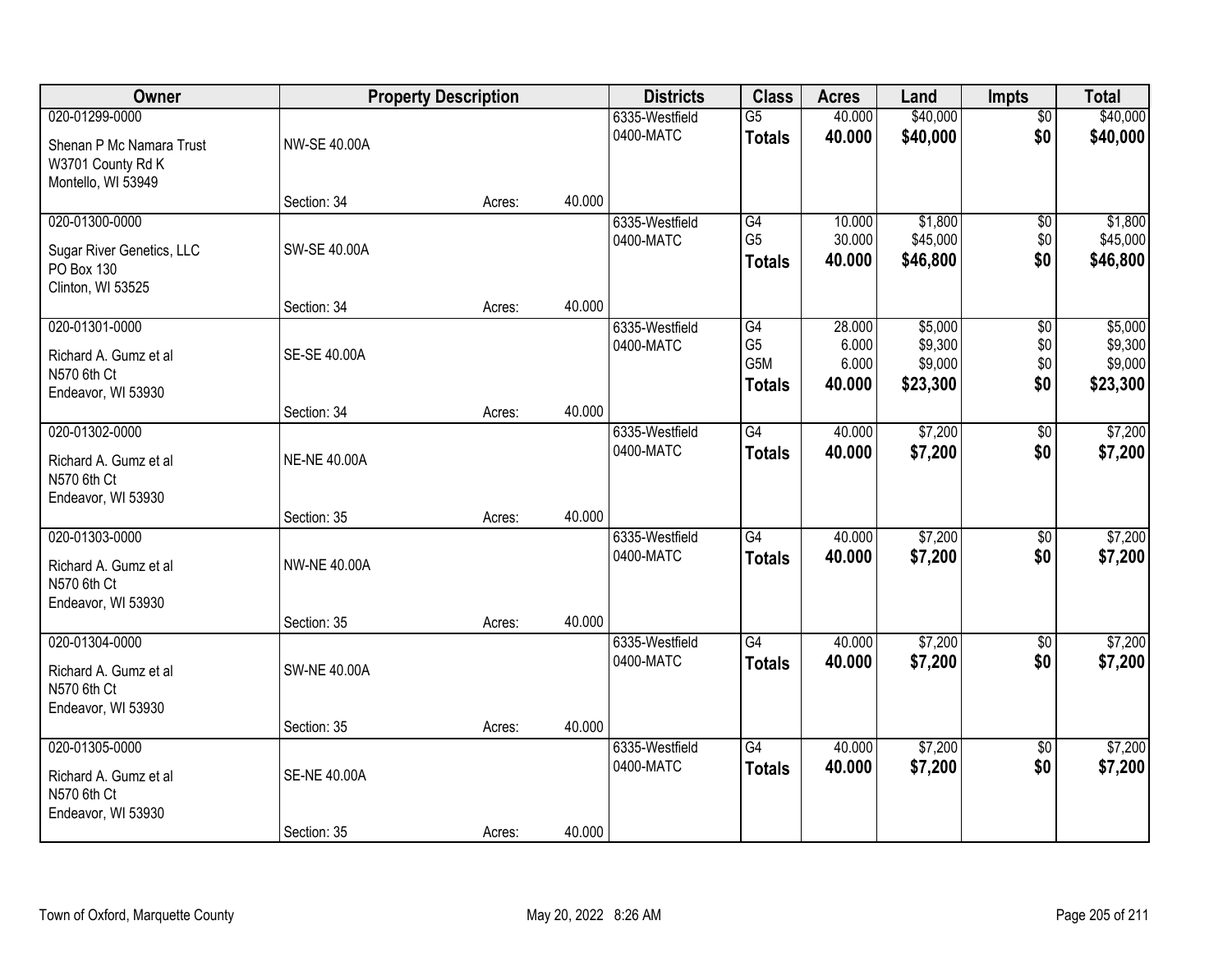| Owner | Property Description | | | Districts | Class | Acres | Land | Impts | Total |
|---|---|---|---|---|---|---|---|---|---|
| 020-01299-0000<br>Shenan P Mc Namara Trust<br>W3701 County Rd K<br>Montello, WI 53949 | NW-SE 40.00A<br>Section: 34 | Acres: | 40.000 | 6335-Westfield<br>0400-MATC | G5<br>**Totals** | 40.000<br>**40.000** | $40,000<br>**$40,000** | $0<br>**$0** | $40,000<br>**$40,000** |
| 020-01300-0000<br>Sugar River Genetics, LLC<br>PO Box 130<br>Clinton, WI 53525 | SW-SE 40.00A<br>Section: 34 | Acres: | 40.000 | 6335-Westfield<br>0400-MATC | G4<br>G5<br>**Totals** | 10.000<br>30.000<br>**40.000** | $1,800<br>$45,000<br>**$46,800** | $0<br>$0<br>**$0** | $1,800<br>$45,000<br>**$46,800** |
| 020-01301-0000<br>Richard A. Gumz et al<br>N570 6th Ct<br>Endeavor, WI 53930 | SE-SE 40.00A<br>Section: 34 | Acres: | 40.000 | 6335-Westfield<br>0400-MATC | G4<br>G5<br>G5M<br>**Totals** | 28.000<br>6.000<br>6.000<br>**40.000** | $5,000<br>$9,300<br>$9,000<br>**$23,300** | $0<br>$0<br>$0<br>**$0** | $5,000<br>$9,300<br>$9,000<br>**$23,300** |
| 020-01302-0000<br>Richard A. Gumz et al<br>N570 6th Ct<br>Endeavor, WI 53930 | NE-NE 40.00A<br>Section: 35 | Acres: | 40.000 | 6335-Westfield<br>0400-MATC | G4<br>**Totals** | 40.000<br>**40.000** | $7,200<br>**$7,200** | $0<br>**$0** | $7,200<br>**$7,200** |
| 020-01303-0000<br>Richard A. Gumz et al<br>N570 6th Ct<br>Endeavor, WI 53930 | NW-NE 40.00A<br>Section: 35 | Acres: | 40.000 | 6335-Westfield<br>0400-MATC | G4<br>**Totals** | 40.000<br>**40.000** | $7,200<br>**$7,200** | $0<br>**$0** | $7,200<br>**$7,200** |
| 020-01304-0000<br>Richard A. Gumz et al<br>N570 6th Ct<br>Endeavor, WI 53930 | SW-NE 40.00A<br>Section: 35 | Acres: | 40.000 | 6335-Westfield<br>0400-MATC | G4<br>**Totals** | 40.000<br>**40.000** | $7,200<br>**$7,200** | $0<br>**$0** | $7,200<br>**$7,200** |
| 020-01305-0000<br>Richard A. Gumz et al<br>N570 6th Ct<br>Endeavor, WI 53930 | SE-NE 40.00A<br>Section: 35 | Acres: | 40.000 | 6335-Westfield<br>0400-MATC | G4<br>**Totals** | 40.000<br>**40.000** | $7,200<br>**$7,200** | $0<br>**$0** | $7,200<br>**$7,200** |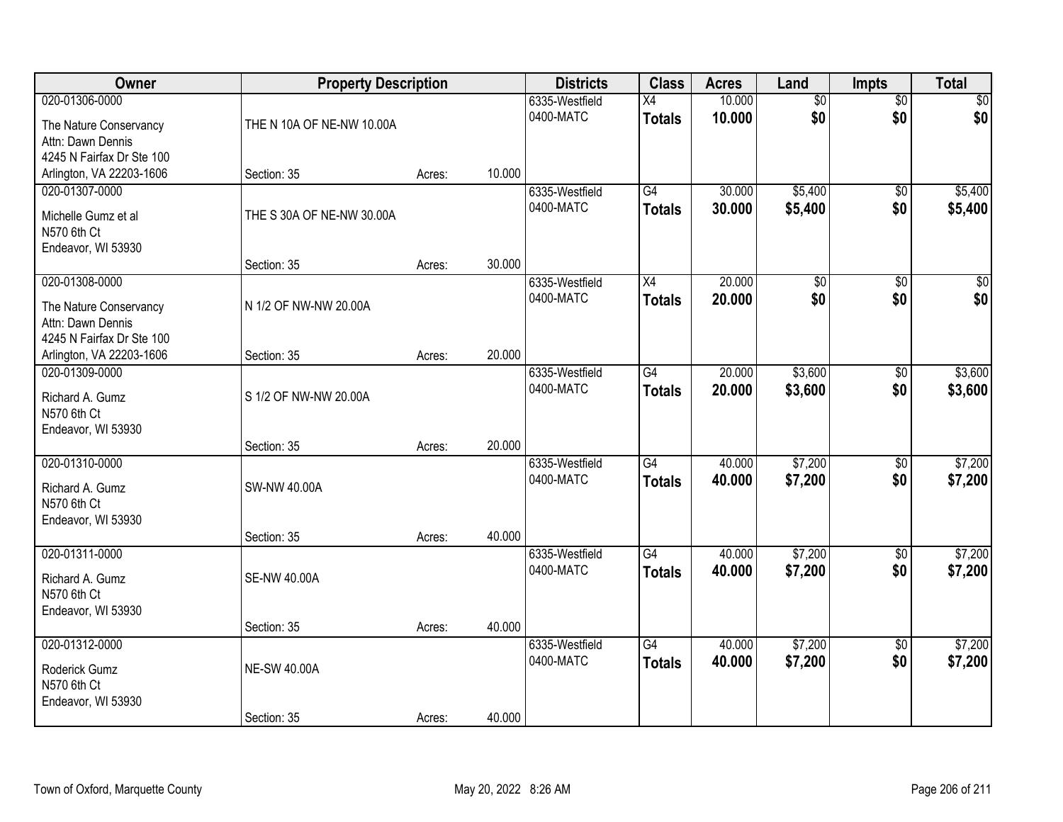| Owner | Property Description | | | Districts | Class | Acres | Land | Impts | Total |
|---|---|---|---|---|---|---|---|---|---|
| 020-01306-0000 | | | | 6335-Westfield | X4 | 10.000 | $0 | $0 | $0 |
| The Nature Conservancy<br>Attn: Dawn Dennis<br>4245 N Fairfax Dr Ste 100<br>Arlington, VA 22203-1606 | THE N 10A OF NE-NW 10.00A | | | 0400-MATC | **Totals** | **10.000** | **$0** | **$0** | **$0** |
| | Section: 35 | Acres: | 10.000 | | | | | | |
| 020-01307-0000 | | | | 6335-Westfield | G4 | 30.000 | $5,400 | $0 | $5,400 |
| Michelle Gumz et al<br>N570 6th Ct<br>Endeavor, WI 53930 | THE S 30A OF NE-NW 30.00A | | | 0400-MATC | **Totals** | **30.000** | **$5,400** | **$0** | **$5,400** |
| | Section: 35 | Acres: | 30.000 | | | | | | |
| 020-01308-0000 | | | | 6335-Westfield | X4 | 20.000 | $0 | $0 | $0 |
| The Nature Conservancy<br>Attn: Dawn Dennis<br>4245 N Fairfax Dr Ste 100<br>Arlington, VA 22203-1606 | N 1/2 OF NW-NW 20.00A | | | 0400-MATC | **Totals** | **20.000** | **$0** | **$0** | **$0** |
| | Section: 35 | Acres: | 20.000 | | | | | | |
| 020-01309-0000 | | | | 6335-Westfield | G4 | 20.000 | $3,600 | $0 | $3,600 |
| Richard A. Gumz<br>N570 6th Ct<br>Endeavor, WI 53930 | S 1/2 OF NW-NW 20.00A | | | 0400-MATC | **Totals** | **20.000** | **$3,600** | **$0** | **$3,600** |
| | Section: 35 | Acres: | 20.000 | | | | | | |
| 020-01310-0000 | | | | 6335-Westfield | G4 | 40.000 | $7,200 | $0 | $7,200 |
| Richard A. Gumz<br>N570 6th Ct<br>Endeavor, WI 53930 | SW-NW 40.00A | | | 0400-MATC | **Totals** | **40.000** | **$7,200** | **$0** | **$7,200** |
| | Section: 35 | Acres: | 40.000 | | | | | | |
| 020-01311-0000 | | | | 6335-Westfield | G4 | 40.000 | $7,200 | $0 | $7,200 |
| Richard A. Gumz<br>N570 6th Ct<br>Endeavor, WI 53930 | SE-NW 40.00A | | | 0400-MATC | **Totals** | **40.000** | **$7,200** | **$0** | **$7,200** |
| | Section: 35 | Acres: | 40.000 | | | | | | |
| 020-01312-0000 | | | | 6335-Westfield | G4 | 40.000 | $7,200 | $0 | $7,200 |
| Roderick Gumz<br>N570 6th Ct<br>Endeavor, WI 53930 | NE-SW 40.00A | | | 0400-MATC | **Totals** | **40.000** | **$7,200** | **$0** | **$7,200** |
| | Section: 35 | Acres: | 40.000 | | | | | | |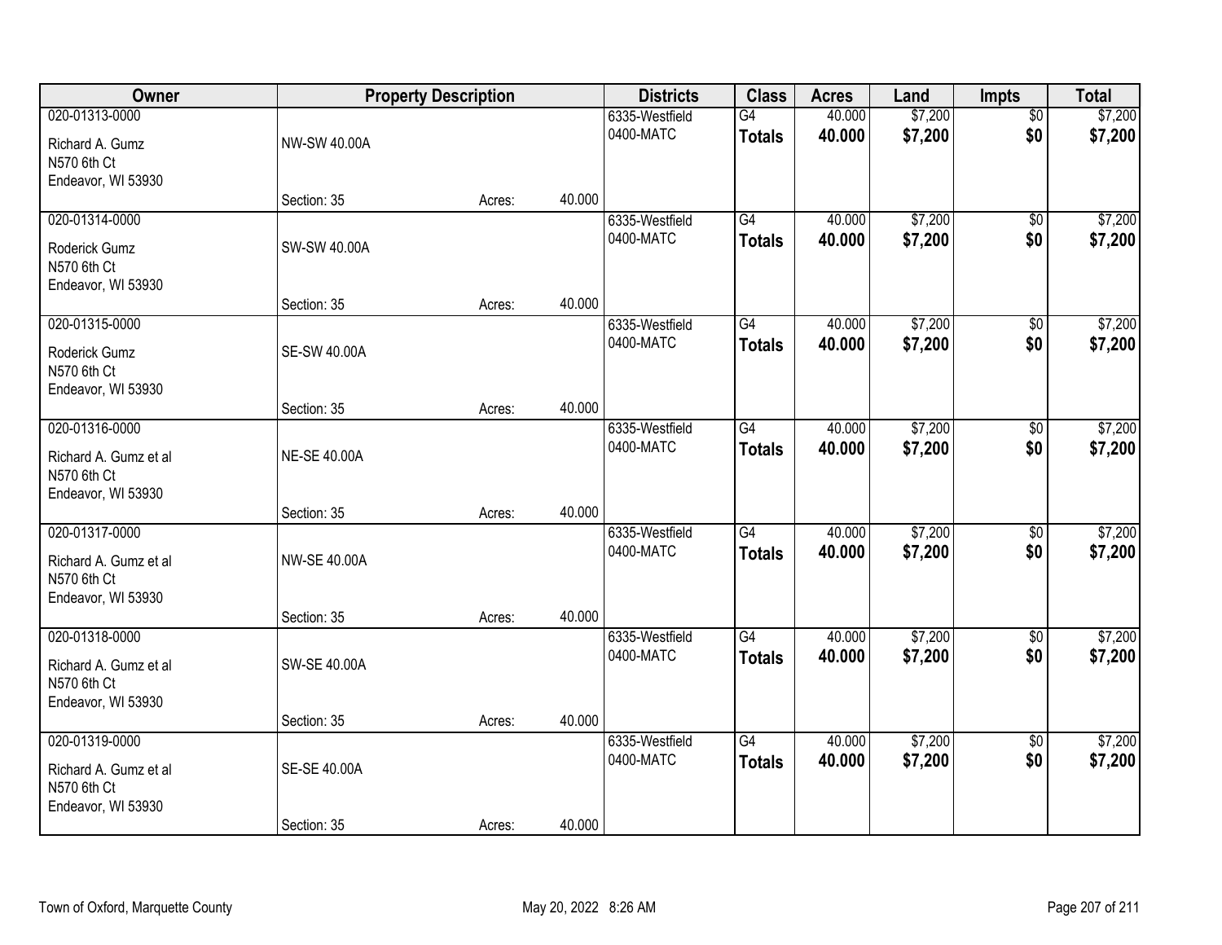| Owner | Property Description | | | Districts | Class | Acres | Land | Impts | Total |
|---|---|---|---|---|---|---|---|---|---|
| 020-01313-0000<br>Richard A. Gumz<br>N570 6th Ct<br>Endeavor, WI 53930 | NW-SW 40.00A<br>Section: 35 | Acres: | 40.000 | 6335-Westfield<br>0400-MATC | G4<br>**Totals** | 40.000<br>**40.000** | $7,200<br>**$7,200** | $0<br>**$0** | $7,200<br>**$7,200** |
| 020-01314-0000<br>Roderick Gumz<br>N570 6th Ct<br>Endeavor, WI 53930 | SW-SW 40.00A<br>Section: 35 | Acres: | 40.000 | 6335-Westfield<br>0400-MATC | G4<br>**Totals** | 40.000<br>**40.000** | $7,200<br>**$7,200** | $0<br>**$0** | $7,200<br>**$7,200** |
| 020-01315-0000<br>Roderick Gumz<br>N570 6th Ct<br>Endeavor, WI 53930 | SE-SW 40.00A<br>Section: 35 | Acres: | 40.000 | 6335-Westfield<br>0400-MATC | G4<br>**Totals** | 40.000<br>**40.000** | $7,200<br>**$7,200** | $0<br>**$0** | $7,200<br>**$7,200** |
| 020-01316-0000<br>Richard A. Gumz et al<br>N570 6th Ct<br>Endeavor, WI 53930 | NE-SE 40.00A<br>Section: 35 | Acres: | 40.000 | 6335-Westfield<br>0400-MATC | G4<br>**Totals** | 40.000<br>**40.000** | $7,200<br>**$7,200** | $0<br>**$0** | $7,200<br>**$7,200** |
| 020-01317-0000<br>Richard A. Gumz et al<br>N570 6th Ct<br>Endeavor, WI 53930 | NW-SE 40.00A<br>Section: 35 | Acres: | 40.000 | 6335-Westfield<br>0400-MATC | G4<br>**Totals** | 40.000<br>**40.000** | $7,200<br>**$7,200** | $0<br>**$0** | $7,200<br>**$7,200** |
| 020-01318-0000<br>Richard A. Gumz et al<br>N570 6th Ct<br>Endeavor, WI 53930 | SW-SE 40.00A<br>Section: 35 | Acres: | 40.000 | 6335-Westfield<br>0400-MATC | G4<br>**Totals** | 40.000<br>**40.000** | $7,200<br>**$7,200** | $0<br>**$0** | $7,200<br>**$7,200** |
| 020-01319-0000<br>Richard A. Gumz et al<br>N570 6th Ct<br>Endeavor, WI 53930 | SE-SE 40.00A<br>Section: 35 | Acres: | 40.000 | 6335-Westfield<br>0400-MATC | G4<br>**Totals** | 40.000<br>**40.000** | $7,200<br>**$7,200** | $0<br>**$0** | $7,200<br>**$7,200** |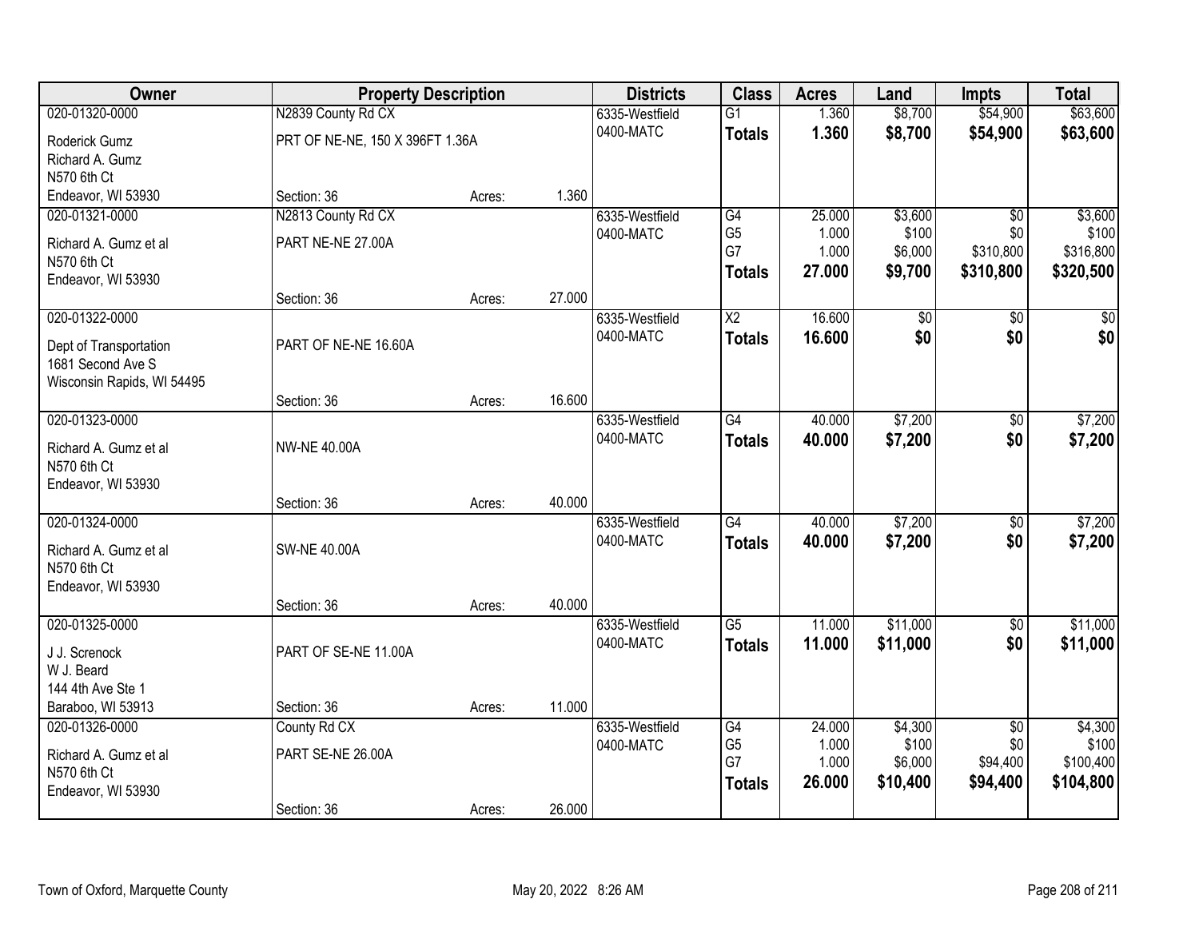| Owner | Property Description | | | Districts | Class | Acres | Land | Impts | Total |
|---|---|---|---|---|---|---|---|---|---|
| 020-01320-0000 | N2839 County Rd CX | | | 6335-Westfield | G1 | 1.360 | $8,700 | $54,900 | $63,600 |
| Roderick Gumz<br>Richard A. Gumz<br>N570 6th Ct<br>Endeavor, WI 53930 | PRT OF NE-NE, 150 X 396FT 1.36A | | | 0400-MATC | **Totals** | **1.360** | **$8,700** | **$54,900** | **$63,600** |
| | Section: 36 | Acres: | 1.360 | | | | | | |
| 020-01321-0000 | N2813 County Rd CX | | | 6335-Westfield | G4 | 25.000 | $3,600 | $0 | $3,600 |
| Richard A. Gumz et al<br>N570 6th Ct<br>Endeavor, WI 53930 | PART NE-NE 27.00A | | | 0400-MATC | G5 | 1.000 | $100 | $0 | $100 |
| | | | | | G7 | 1.000 | $6,000 | $310,800 | $316,800 |
| | | | | | **Totals** | **27.000** | **$9,700** | **$310,800** | **$320,500** |
| | Section: 36 | Acres: | 27.000 | | | | | | |
| 020-01322-0000 | | | | 6335-Westfield | X2 | 16.600 | $0 | $0 | $0 |
| Dept of Transportation<br>1681 Second Ave S<br>Wisconsin Rapids, WI 54495 | PART OF NE-NE 16.60A | | | 0400-MATC | **Totals** | **16.600** | **$0** | **$0** | **$0** |
| | Section: 36 | Acres: | 16.600 | | | | | | |
| 020-01323-0000 | | | | 6335-Westfield | G4 | 40.000 | $7,200 | $0 | $7,200 |
| Richard A. Gumz et al<br>N570 6th Ct<br>Endeavor, WI 53930 | NW-NE 40.00A | | | 0400-MATC | **Totals** | **40.000** | **$7,200** | **$0** | **$7,200** |
| | Section: 36 | Acres: | 40.000 | | | | | | |
| 020-01324-0000 | | | | 6335-Westfield | G4 | 40.000 | $7,200 | $0 | $7,200 |
| Richard A. Gumz et al<br>N570 6th Ct<br>Endeavor, WI 53930 | SW-NE 40.00A | | | 0400-MATC | **Totals** | **40.000** | **$7,200** | **$0** | **$7,200** |
| | Section: 36 | Acres: | 40.000 | | | | | | |
| 020-01325-0000 | | | | 6335-Westfield | G5 | 11.000 | $11,000 | $0 | $11,000 |
| J J. Screnock<br>W J. Beard<br>144 4th Ave Ste 1<br>Baraboo, WI 53913 | PART OF SE-NE 11.00A | | | 0400-MATC | **Totals** | **11.000** | **$11,000** | **$0** | **$11,000** |
| | Section: 36 | Acres: | 11.000 | | | | | | |
| 020-01326-0000 | County Rd CX | | | 6335-Westfield | G4 | 24.000 | $4,300 | $0 | $4,300 |
| Richard A. Gumz et al<br>N570 6th Ct<br>Endeavor, WI 53930 | PART SE-NE 26.00A | | | 0400-MATC | G5 | 1.000 | $100 | $0 | $100 |
| | | | | | G7 | 1.000 | $6,000 | $94,400 | $100,400 |
| | | | | | **Totals** | **26.000** | **$10,400** | **$94,400** | **$104,800** |
| | Section: 36 | Acres: | 26.000 | | | | | | |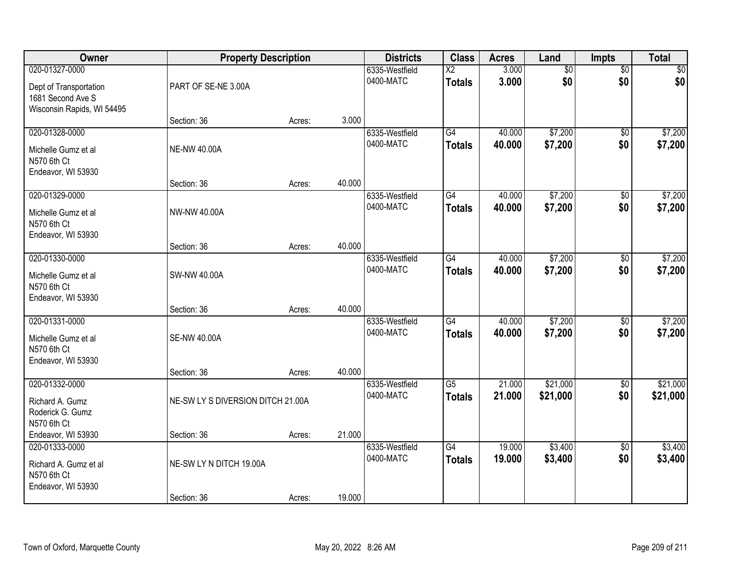| Owner | Property Description | | | Districts | Class | Acres | Land | Impts | Total |
|---|---|---|---|---|---|---|---|---|---|
| 020-01327-0000<br>Dept of Transportation<br>1681 Second Ave S<br>Wisconsin Rapids, WI 54495 | PART OF SE-NE 3.00A<br>Section: 36 | Acres: | 3.000 | 6335-Westfield<br>0400-MATC | X2<br>**Totals** | 3.000<br>**3.000** | $0<br>**$0** | $0<br>**$0** | $0<br>**$0** |
| 020-01328-0000<br>Michelle Gumz et al<br>N570 6th Ct<br>Endeavor, WI 53930 | NE-NW 40.00A<br>Section: 36 | Acres: | 40.000 | 6335-Westfield<br>0400-MATC | G4<br>**Totals** | 40.000<br>**40.000** | $7,200<br>**$7,200** | $0<br>**$0** | $7,200<br>**$7,200** |
| 020-01329-0000<br>Michelle Gumz et al<br>N570 6th Ct<br>Endeavor, WI 53930 | NW-NW 40.00A<br>Section: 36 | Acres: | 40.000 | 6335-Westfield<br>0400-MATC | G4<br>**Totals** | 40.000<br>**40.000** | $7,200<br>**$7,200** | $0<br>**$0** | $7,200<br>**$7,200** |
| 020-01330-0000<br>Michelle Gumz et al<br>N570 6th Ct<br>Endeavor, WI 53930 | SW-NW 40.00A<br>Section: 36 | Acres: | 40.000 | 6335-Westfield<br>0400-MATC | G4<br>**Totals** | 40.000<br>**40.000** | $7,200<br>**$7,200** | $0<br>**$0** | $7,200<br>**$7,200** |
| 020-01331-0000<br>Michelle Gumz et al<br>N570 6th Ct<br>Endeavor, WI 53930 | SE-NW 40.00A<br>Section: 36 | Acres: | 40.000 | 6335-Westfield<br>0400-MATC | G4<br>**Totals** | 40.000<br>**40.000** | $7,200<br>**$7,200** | $0<br>**$0** | $7,200<br>**$7,200** |
| 020-01332-0000<br>Richard A. Gumz<br>Roderick G. Gumz<br>N570 6th Ct<br>Endeavor, WI 53930 | NE-SW LY S DIVERSION DITCH 21.00A<br>Section: 36 | Acres: | 21.000 | 6335-Westfield<br>0400-MATC | G5<br>**Totals** | 21.000<br>**21.000** | $21,000<br>**$21,000** | $0<br>**$0** | $21,000<br>**$21,000** |
| 020-01333-0000<br>Richard A. Gumz et al<br>N570 6th Ct<br>Endeavor, WI 53930 | NE-SW LY N DITCH 19.00A<br>Section: 36 | Acres: | 19.000 | 6335-Westfield<br>0400-MATC | G4<br>**Totals** | 19.000<br>**19.000** | $3,400<br>**$3,400** | $0<br>**$0** | $3,400<br>**$3,400** |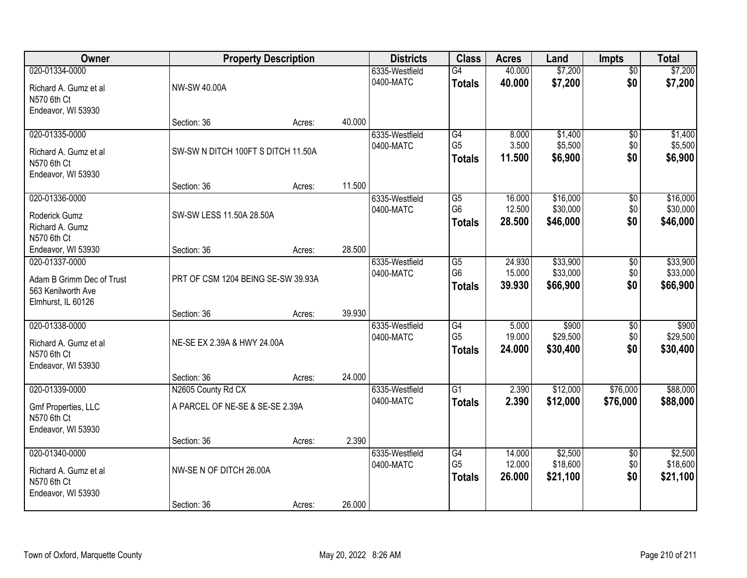| Owner | Property Description | | | Districts | Class | Acres | Land | Impts | Total |
|---|---|---|---|---|---|---|---|---|---|
| 020-01334-0000<br>Richard A. Gumz et al<br>N570 6th Ct<br>Endeavor, WI 53930 | NW-SW 40.00A<br>Section: 36 | Acres: | 40.000 | 6335-Westfield<br>0400-MATC | G4<br>**Totals** | 40.000<br>**40.000** | $7,200<br>**$7,200** | $0<br>**$0** | $7,200<br>**$7,200** |
| 020-01335-0000<br>Richard A. Gumz et al<br>N570 6th Ct<br>Endeavor, WI 53930 | SW-SW N DITCH 100FT S DITCH 11.50A<br>Section: 36 | Acres: | 11.500 | 6335-Westfield<br>0400-MATC | G4<br>G5<br>**Totals** | 8.000<br>3.500<br>**11.500** | $1,400<br>$5,500<br>**$6,900** | $0<br>$0<br>**$0** | $1,400<br>$5,500<br>**$6,900** |
| 020-01336-0000<br>Roderick Gumz<br>Richard A. Gumz<br>N570 6th Ct<br>Endeavor, WI 53930 | SW-SW LESS 11.50A 28.50A<br>Section: 36 | Acres: | 28.500 | 6335-Westfield<br>0400-MATC | G5<br>G6<br>**Totals** | 16.000<br>12.500<br>**28.500** | $16,000<br>$30,000<br>**$46,000** | $0<br>$0<br>**$0** | $16,000<br>$30,000<br>**$46,000** |
| 020-01337-0000<br>Adam B Grimm Dec of Trust<br>563 Kenilworth Ave<br>Elmhurst, IL 60126 | PRT OF CSM 1204 BEING SE-SW 39.93A<br>Section: 36 | Acres: | 39.930 | 6335-Westfield<br>0400-MATC | G5<br>G6<br>**Totals** | 24.930<br>15.000<br>**39.930** | $33,900<br>$33,000<br>**$66,900** | $0<br>$0<br>**$0** | $33,900<br>$33,000<br>**$66,900** |
| 020-01338-0000<br>Richard A. Gumz et al<br>N570 6th Ct<br>Endeavor, WI 53930 | NE-SE EX 2.39A & HWY 24.00A<br>Section: 36 | Acres: | 24.000 | 6335-Westfield<br>0400-MATC | G4<br>G5<br>**Totals** | 5.000<br>19.000<br>**24.000** | $900<br>$29,500<br>**$30,400** | $0<br>$0<br>**$0** | $900<br>$29,500<br>**$30,400** |
| 020-01339-0000<br>Gmf Properties, LLC<br>N570 6th Ct<br>Endeavor, WI 53930 | N2605 County Rd CX<br>A PARCEL OF NE-SE & SE-SE 2.39A<br>Section: 36 | Acres: | 2.390 | 6335-Westfield<br>0400-MATC | G1<br>**Totals** | 2.390<br>**2.390** | $12,000<br>**$12,000** | $76,000<br>**$76,000** | $88,000<br>**$88,000** |
| 020-01340-0000<br>Richard A. Gumz et al<br>N570 6th Ct<br>Endeavor, WI 53930 | NW-SE N OF DITCH 26.00A<br>Section: 36 | Acres: | 26.000 | 6335-Westfield<br>0400-MATC | G4<br>G5<br>**Totals** | 14.000<br>12.000<br>**26.000** | $2,500<br>$18,600<br>**$21,100** | $0<br>$0<br>**$0** | $2,500<br>$18,600<br>**$21,100** |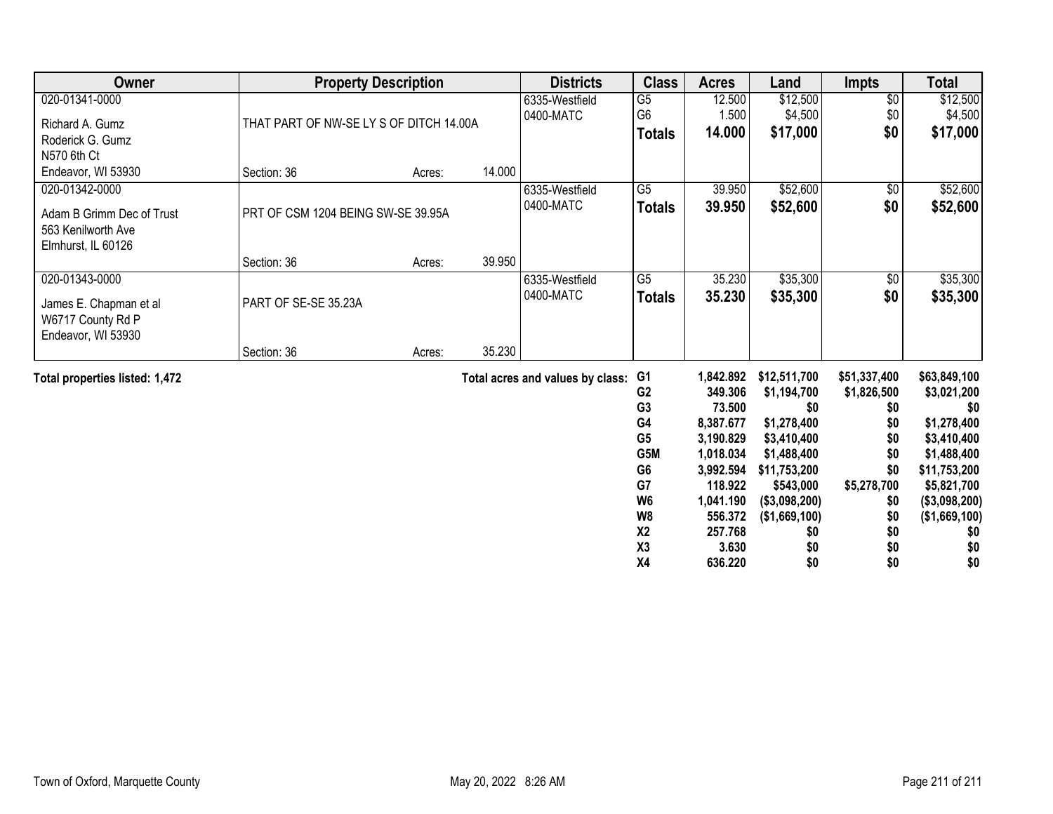| Owner | Property Description | | | Districts | Class | Acres | Land | Impts | Total |
|---|---|---|---|---|---|---|---|---|---|
| 020-01341-0000<br>Richard A. Gumz<br>Roderick G. Gumz<br>N570 6th Ct<br>Endeavor, WI 53930 | THAT PART OF NW-SE LY S OF DITCH 14.00A | | | 6335-Westfield<br>0400-MATC | G5<br>G6<br>**Totals** | 12.500<br>1.500<br>**14.000** | $12,500<br>$4,500<br>**$17,000** | $0<br>$0<br>**$0** | $12,500<br>$4,500<br>**$17,000** |
| | Section: 36 | Acres: | 14.000 | | | | | | |
| 020-01342-0000<br>Adam B Grimm Dec of Trust<br>563 Kenilworth Ave<br>Elmhurst, IL 60126 | PRT OF CSM 1204 BEING SW-SE 39.95A | | | 6335-Westfield<br>0400-MATC | G5<br>**Totals** | 39.950<br>**39.950** | $52,600<br>**$52,600** | $0<br>**$0** | $52,600<br>**$52,600** |
| | Section: 36 | Acres: | 39.950 | | | | | | |
| 020-01343-0000<br>James E. Chapman et al<br>W6717 County Rd P<br>Endeavor, WI 53930 | PART OF SE-SE 35.23A | | | 6335-Westfield<br>0400-MATC | G5<br>**Totals** | 35.230<br>**35.230** | $35,300<br>**$35,300** | $0<br>**$0** | $35,300<br>**$35,300** |
| | Section: 36 | Acres: | 35.230 | | | | | | |

**Total properties listed: 1,472**

**Total acres and values by class:**

| Class | Acres | Land | Impts | Total |
|---|---|---|---|---|
| **G1** | **1,842.892** | **$12,511,700** | **$51,337,400** | **$63,849,100** |
| **G2** | **349.306** | **$1,194,700** | **$1,826,500** | **$3,021,200** |
| **G3** | **73.500** | **$0** | **$0** | **$0** |
| **G4** | **8,387.677** | **$1,278,400** | **$0** | **$1,278,400** |
| **G5** | **3,190.829** | **$3,410,400** | **$0** | **$3,410,400** |
| **G5M** | **1,018.034** | **$1,488,400** | **$0** | **$1,488,400** |
| **G6** | **3,992.594** | **$11,753,200** | **$0** | **$11,753,200** |
| **G7** | **118.922** | **$543,000** | **$5,278,700** | **$5,821,700** |
| **W6** | **1,041.190** | **($3,098,200)** | **$0** | **($3,098,200)** |
| **W8** | **556.372** | **($1,669,100)** | **$0** | **($1,669,100)** |
| **X2** | **257.768** | **$0** | **$0** | **$0** |
| **X3** | **3.630** | **$0** | **$0** | **$0** |
| **X4** | **636.220** | **$0** | **$0** | **$0** |

Town of Oxford, Marquette County May 20, 2022 8:26 AM